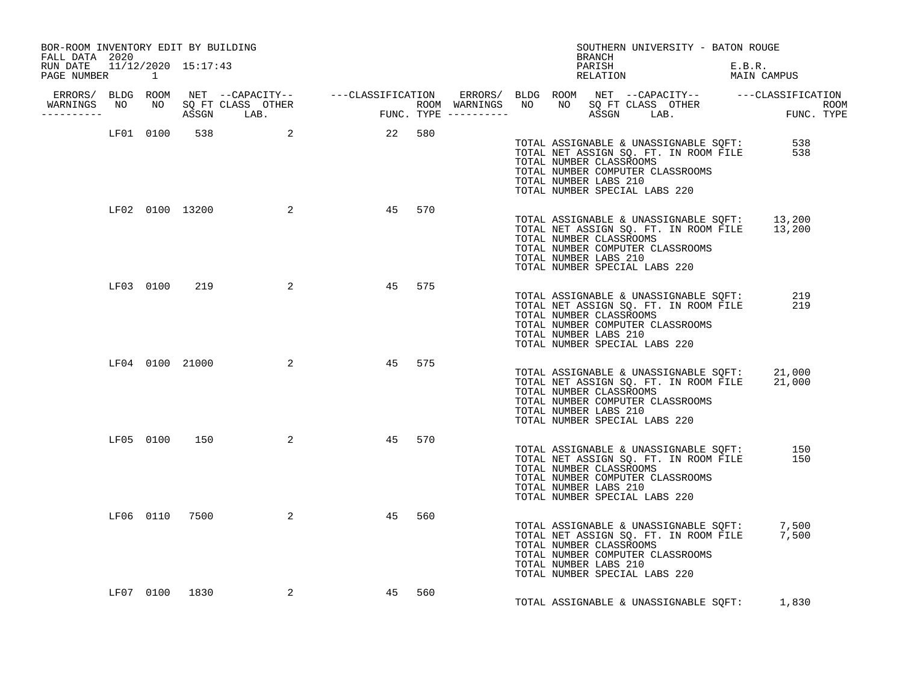BOR-ROOM INVENTORY EDIT BY BUILDING
FALL DATA 2020
RUN DATE 11/12/2020 15:17:43

SOUTHERN UNIVERSITY - BATON ROUGE
BRANCH
PARISH E.B.R.
RELATION MAIN CAMPUS

| ERRORS/ WARNINGS | BLDG NO | ROOM NO | NET SQ FT ASSGN | CAPACITY CLASS LAB. | CAPACITY OTHER | CLASSIFICATION FUNC. | ROOM TYPE |
|---|---|---|---|---|---|---|---|
| | LF01 | 0100 | 538 | | 2 | 22 | 580 |
| | LF02 | 0100 | 13200 | | 2 | 45 | 570 |
| | LF03 | 0100 | 219 | | 2 | 45 | 575 |
| | LF04 | 0100 | 21000 | | 2 | 45 | 575 |
| | LF05 | 0100 | 150 | | 2 | 45 | 570 |
| | LF06 | 0110 | 7500 | | 2 | 45 | 560 |
| | LF07 | 0100 | 1830 | | 2 | 45 | 560 |

LF01:
TOTAL ASSIGNABLE & UNASSIGNABLE SQFT: 538
TOTAL NET ASSIGN SQ. FT. IN ROOM FILE 538
TOTAL NUMBER CLASSROOMS
TOTAL NUMBER COMPUTER CLASSROOMS
TOTAL NUMBER LABS 210
TOTAL NUMBER SPECIAL LABS 220

LF02:
TOTAL ASSIGNABLE & UNASSIGNABLE SQFT: 13,200
TOTAL NET ASSIGN SQ. FT. IN ROOM FILE 13,200
TOTAL NUMBER CLASSROOMS
TOTAL NUMBER COMPUTER CLASSROOMS
TOTAL NUMBER LABS 210
TOTAL NUMBER SPECIAL LABS 220

LF03:
TOTAL ASSIGNABLE & UNASSIGNABLE SQFT: 219
TOTAL NET ASSIGN SQ. FT. IN ROOM FILE 219
TOTAL NUMBER CLASSROOMS
TOTAL NUMBER COMPUTER CLASSROOMS
TOTAL NUMBER LABS 210
TOTAL NUMBER SPECIAL LABS 220

LF04:
TOTAL ASSIGNABLE & UNASSIGNABLE SQFT: 21,000
TOTAL NET ASSIGN SQ. FT. IN ROOM FILE 21,000
TOTAL NUMBER CLASSROOMS
TOTAL NUMBER COMPUTER CLASSROOMS
TOTAL NUMBER LABS 210
TOTAL NUMBER SPECIAL LABS 220

LF05:
TOTAL ASSIGNABLE & UNASSIGNABLE SQFT: 150
TOTAL NET ASSIGN SQ. FT. IN ROOM FILE 150
TOTAL NUMBER CLASSROOMS
TOTAL NUMBER COMPUTER CLASSROOMS
TOTAL NUMBER LABS 210
TOTAL NUMBER SPECIAL LABS 220

LF06:
TOTAL ASSIGNABLE & UNASSIGNABLE SQFT: 7,500
TOTAL NET ASSIGN SQ. FT. IN ROOM FILE 7,500
TOTAL NUMBER CLASSROOMS
TOTAL NUMBER COMPUTER CLASSROOMS
TOTAL NUMBER LABS 210
TOTAL NUMBER SPECIAL LABS 220

LF07:
TOTAL ASSIGNABLE & UNASSIGNABLE SQFT: 1,830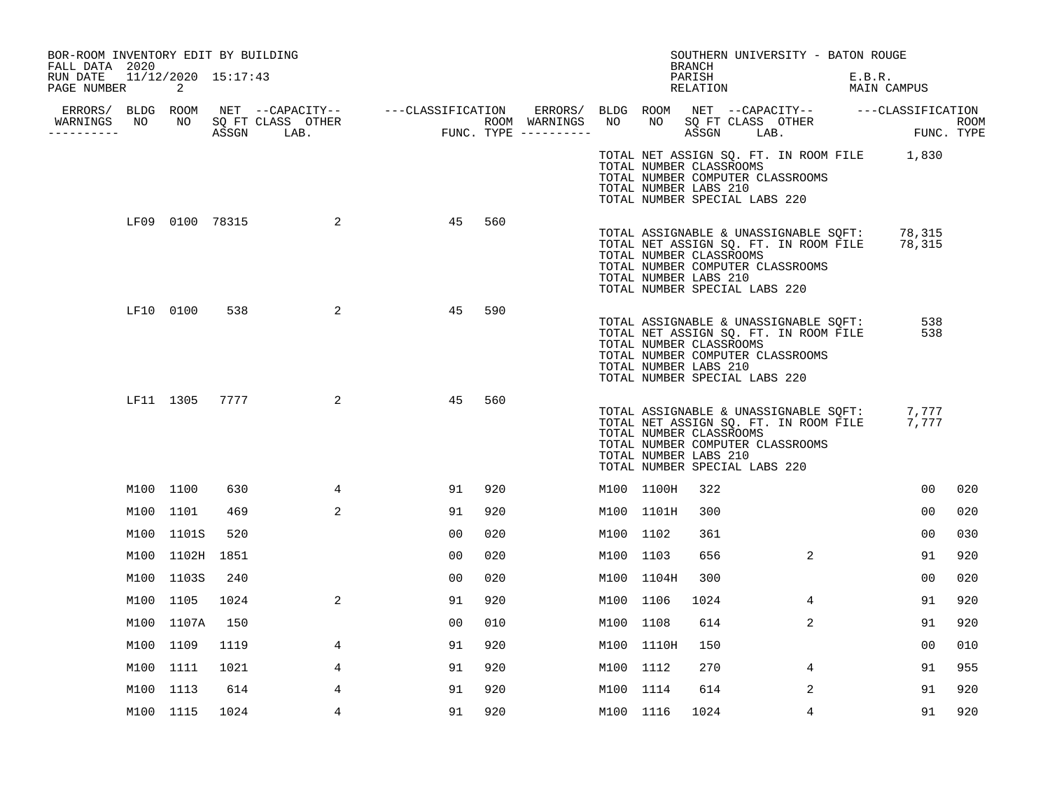BOR-ROOM INVENTORY EDIT BY BUILDING
FALL DATA 2020
RUN DATE 11/12/2020 15:17:43

SOUTHERN UNIVERSITY - BATON ROUGE
BRANCH
PARISH E.B.R.
RELATION MAIN CAMPUS

| ERRORS/ WARNINGS | BLDG NO | ROOM NO | NET SQ FT ASSGN | CAPACITY CLASS LAB. | CAPACITY OTHER | CLASSIFICATION FUNC. | ROOM TYPE | ERRORS/ WARNINGS | BLDG NO | ROOM NO | NET SQ FT ASSGN | CAPACITY CLASS LAB. | CAPACITY OTHER | CLASSIFICATION FUNC. | ROOM TYPE |
|---|---|---|---|---|---|---|---|---|---|---|---|---|---|---|---|
| | | | | | | | | | TOTAL NET ASSIGN SQ. FT. IN ROOM FILE | | 1,830 | | | | |
| | | | | | | | | | TOTAL NUMBER CLASSROOMS | | | | | | |
| | | | | | | | | | TOTAL NUMBER COMPUTER CLASSROOMS | | | | | | |
| | | | | | | | | | TOTAL NUMBER LABS 210 | | | | | | |
| | | | | | | | | | TOTAL NUMBER SPECIAL LABS 220 | | | | | | |
| | LF09 | 0100 | 78315 | | 2 | 45 | 560 | | | | | | | | |
| | | | | | | | | | TOTAL ASSIGNABLE & UNASSIGNABLE SQFT: | | 78,315 | | | | |
| | | | | | | | | | TOTAL NET ASSIGN SQ. FT. IN ROOM FILE | | 78,315 | | | | |
| | | | | | | | | | TOTAL NUMBER CLASSROOMS | | | | | | |
| | | | | | | | | | TOTAL NUMBER COMPUTER CLASSROOMS | | | | | | |
| | | | | | | | | | TOTAL NUMBER LABS 210 | | | | | | |
| | | | | | | | | | TOTAL NUMBER SPECIAL LABS 220 | | | | | | |
| | LF10 | 0100 | 538 | | 2 | 45 | 590 | | | | | | | | |
| | | | | | | | | | TOTAL ASSIGNABLE & UNASSIGNABLE SQFT: | | 538 | | | | |
| | | | | | | | | | TOTAL NET ASSIGN SQ. FT. IN ROOM FILE | | 538 | | | | |
| | | | | | | | | | TOTAL NUMBER CLASSROOMS | | | | | | |
| | | | | | | | | | TOTAL NUMBER COMPUTER CLASSROOMS | | | | | | |
| | | | | | | | | | TOTAL NUMBER LABS 210 | | | | | | |
| | | | | | | | | | TOTAL NUMBER SPECIAL LABS 220 | | | | | | |
| | LF11 | 1305 | 7777 | | 2 | 45 | 560 | | | | | | | | |
| | | | | | | | | | TOTAL ASSIGNABLE & UNASSIGNABLE SQFT: | | 7,777 | | | | |
| | | | | | | | | | TOTAL NET ASSIGN SQ. FT. IN ROOM FILE | | 7,777 | | | | |
| | | | | | | | | | TOTAL NUMBER CLASSROOMS | | | | | | |
| | | | | | | | | | TOTAL NUMBER COMPUTER CLASSROOMS | | | | | | |
| | | | | | | | | | TOTAL NUMBER LABS 210 | | | | | | |
| | | | | | | | | | TOTAL NUMBER SPECIAL LABS 220 | | | | | | |
| | M100 | 1100 | 630 | | 4 | 91 | 920 | | M100 | 1100H | 322 | | | 00 | 020 |
| | M100 | 1101 | 469 | | 2 | 91 | 920 | | M100 | 1101H | 300 | | | 00 | 020 |
| | M100 | 1101S | 520 | | | 00 | 020 | | M100 | 1102 | 361 | | | 00 | 030 |
| | M100 | 1102H | 1851 | | | 00 | 020 | | M100 | 1103 | 656 | | 2 | 91 | 920 |
| | M100 | 1103S | 240 | | | 00 | 020 | | M100 | 1104H | 300 | | | 00 | 020 |
| | M100 | 1105 | 1024 | | 2 | 91 | 920 | | M100 | 1106 | 1024 | | 4 | 91 | 920 |
| | M100 | 1107A | 150 | | | 00 | 010 | | M100 | 1108 | 614 | | 2 | 91 | 920 |
| | M100 | 1109 | 1119 | | 4 | 91 | 920 | | M100 | 1110H | 150 | | | 00 | 010 |
| | M100 | 1111 | 1021 | | 4 | 91 | 920 | | M100 | 1112 | 270 | | 4 | 91 | 955 |
| | M100 | 1113 | 614 | | 4 | 91 | 920 | | M100 | 1114 | 614 | | 2 | 91 | 920 |
| | M100 | 1115 | 1024 | | 4 | 91 | 920 | | M100 | 1116 | 1024 | | 4 | 91 | 920 |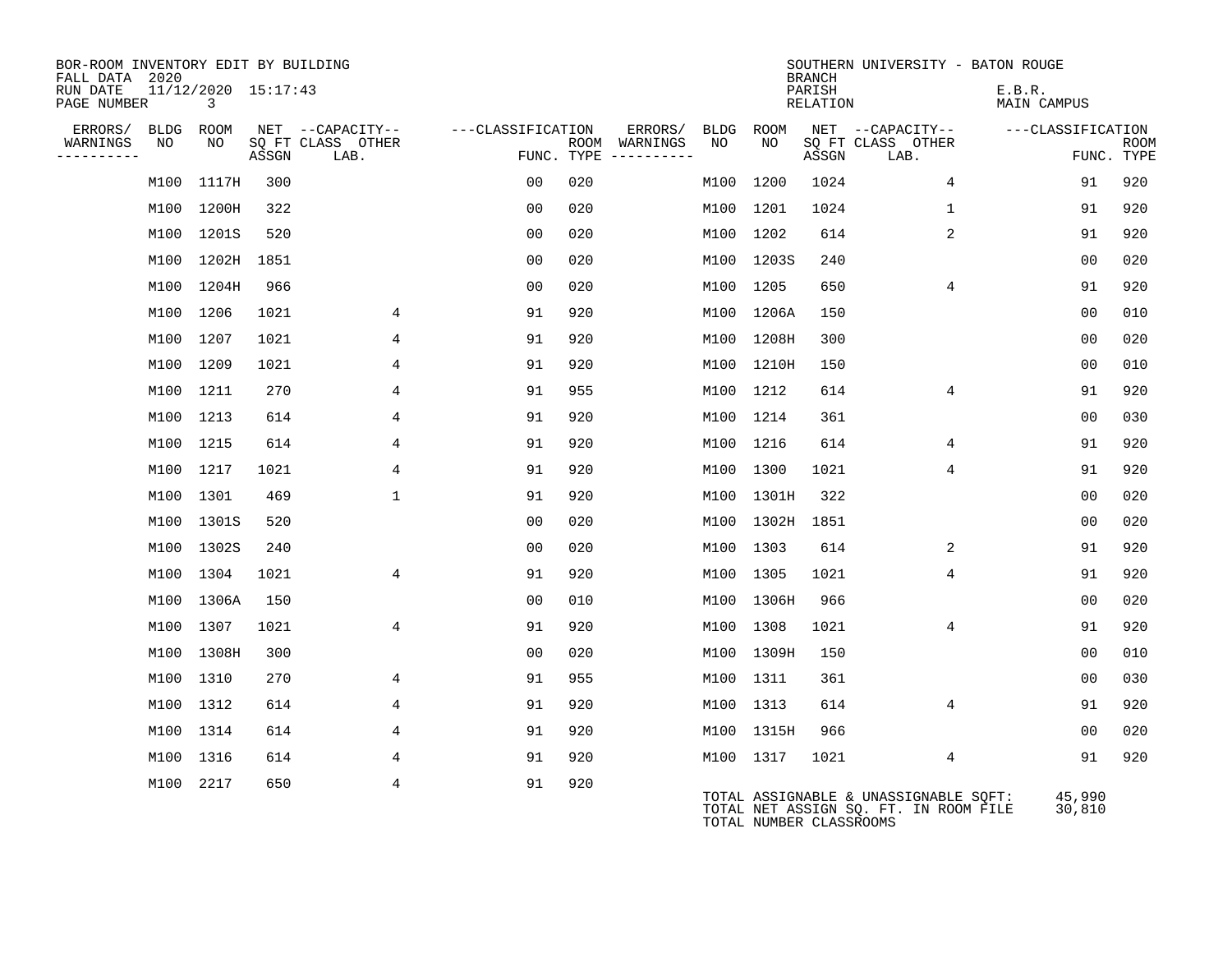BOR-ROOM INVENTORY EDIT BY BUILDING
FALL DATA 2020
RUN DATE 11/12/2020 15:17:43
PAGE NUMBER 3

SOUTHERN UNIVERSITY - BATON ROUGE
BRANCH
PARISH E.B.R.
RELATION MAIN CAMPUS

| ERRORS/ WARNINGS | BLDG NO | ROOM NO | NET SQ FT ASSGN | CAPACITY CLASS LAB. | CAPACITY OTHER | CLASSIFICATION FUNC. | ROOM TYPE | ERRORS/ WARNINGS | BLDG NO | ROOM NO | NET SQ FT ASSGN | CAPACITY CLASS LAB. | CAPACITY OTHER | CLASSIFICATION FUNC. | ROOM TYPE |
|---|---|---|---|---|---|---|---|---|---|---|---|---|---|---|---|
| | M100 | 1117H | 300 | | | 00 | 020 | | M100 | 1200 | 1024 | | 4 | 91 | 920 |
| | M100 | 1200H | 322 | | | 00 | 020 | | M100 | 1201 | 1024 | | 1 | 91 | 920 |
| | M100 | 1201S | 520 | | | 00 | 020 | | M100 | 1202 | 614 | | 2 | 91 | 920 |
| | M100 | 1202H | 1851 | | | 00 | 020 | | M100 | 1203S | 240 | | | 00 | 020 |
| | M100 | 1204H | 966 | | | 00 | 020 | | M100 | 1205 | 650 | | 4 | 91 | 920 |
| | M100 | 1206 | 1021 | | 4 | 91 | 920 | | M100 | 1206A | 150 | | | 00 | 010 |
| | M100 | 1207 | 1021 | | 4 | 91 | 920 | | M100 | 1208H | 300 | | | 00 | 020 |
| | M100 | 1209 | 1021 | | 4 | 91 | 920 | | M100 | 1210H | 150 | | | 00 | 010 |
| | M100 | 1211 | 270 | | 4 | 91 | 955 | | M100 | 1212 | 614 | | 4 | 91 | 920 |
| | M100 | 1213 | 614 | | 4 | 91 | 920 | | M100 | 1214 | 361 | | | 00 | 030 |
| | M100 | 1215 | 614 | | 4 | 91 | 920 | | M100 | 1216 | 614 | | 4 | 91 | 920 |
| | M100 | 1217 | 1021 | | 4 | 91 | 920 | | M100 | 1300 | 1021 | | 4 | 91 | 920 |
| | M100 | 1301 | 469 | | 1 | 91 | 920 | | M100 | 1301H | 322 | | | 00 | 020 |
| | M100 | 1301S | 520 | | | 00 | 020 | | M100 | 1302H | 1851 | | | 00 | 020 |
| | M100 | 1302S | 240 | | | 00 | 020 | | M100 | 1303 | 614 | | 2 | 91 | 920 |
| | M100 | 1304 | 1021 | | 4 | 91 | 920 | | M100 | 1305 | 1021 | | 4 | 91 | 920 |
| | M100 | 1306A | 150 | | | 00 | 010 | | M100 | 1306H | 966 | | | 00 | 020 |
| | M100 | 1307 | 1021 | | 4 | 91 | 920 | | M100 | 1308 | 1021 | | 4 | 91 | 920 |
| | M100 | 1308H | 300 | | | 00 | 020 | | M100 | 1309H | 150 | | | 00 | 010 |
| | M100 | 1310 | 270 | | 4 | 91 | 955 | | M100 | 1311 | 361 | | | 00 | 030 |
| | M100 | 1312 | 614 | | 4 | 91 | 920 | | M100 | 1313 | 614 | | 4 | 91 | 920 |
| | M100 | 1314 | 614 | | 4 | 91 | 920 | | M100 | 1315H | 966 | | | 00 | 020 |
| | M100 | 1316 | 614 | | 4 | 91 | 920 | | M100 | 1317 | 1021 | | 4 | 91 | 920 |
| | M100 | 2217 | 650 | | 4 | 91 | 920 | | | | | | | | |

TOTAL ASSIGNABLE & UNASSIGNABLE SQFT: 45,990
TOTAL NET ASSIGN SQ. FT. IN ROOM FILE 30,810
TOTAL NUMBER CLASSROOMS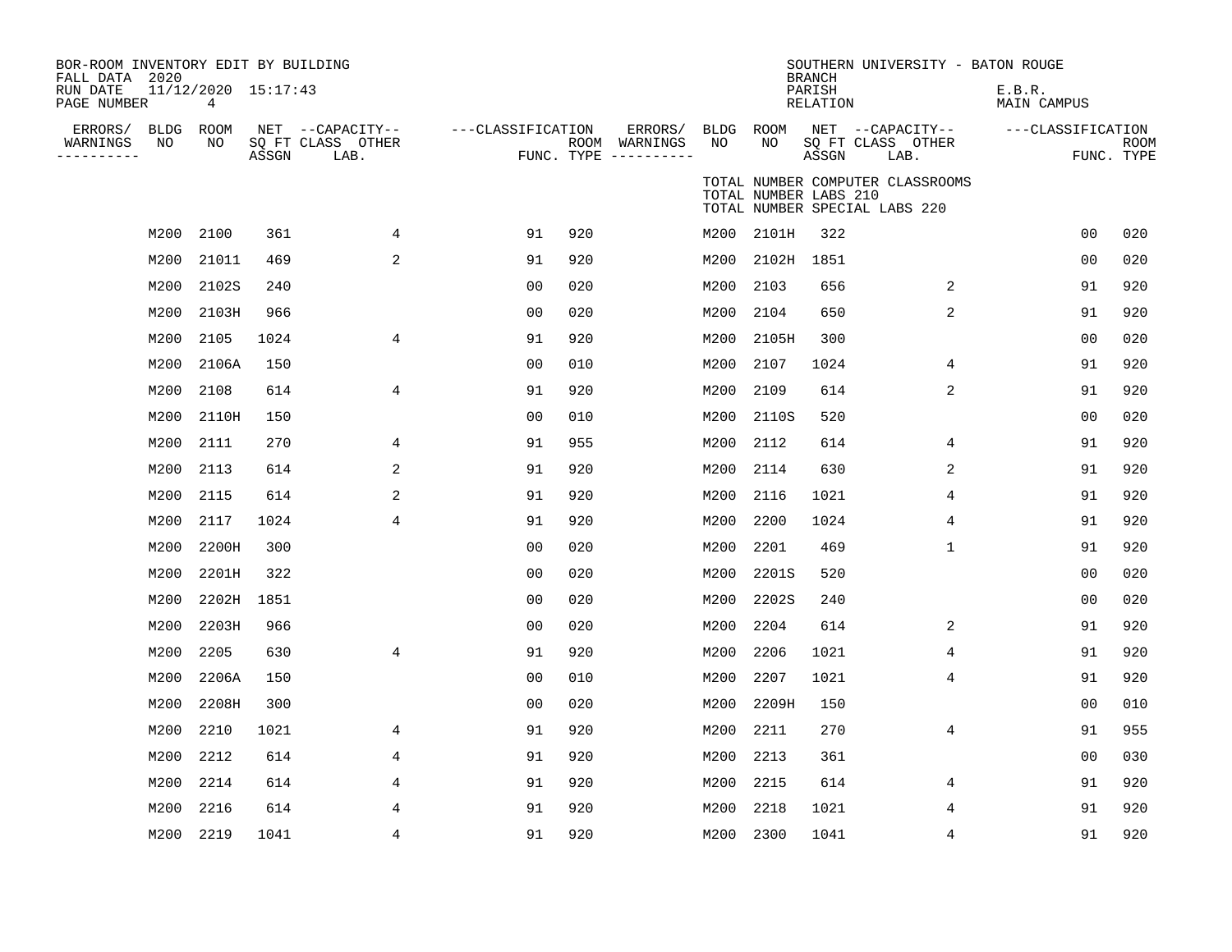BOR-ROOM INVENTORY EDIT BY BUILDING
FALL DATA 2020
RUN DATE 11/12/2020 15:17:43

SOUTHERN UNIVERSITY - BATON ROUGE
BRANCH
PARISH E.B.R.
RELATION MAIN CAMPUS

TOTAL NUMBER COMPUTER CLASSROOMS
TOTAL NUMBER LABS 210
TOTAL NUMBER SPECIAL LABS 220

| ERRORS/ WARNINGS | BLDG NO | ROOM NO | NET SQ FT ASSGN | CAPACITY CLASS LAB. | CAPACITY OTHER | CLASSIFICATION FUNC. | ROOM TYPE | ERRORS/ WARNINGS | BLDG NO | ROOM NO | NET SQ FT ASSGN | CAPACITY CLASS LAB. | CAPACITY OTHER | CLASSIFICATION FUNC. | ROOM TYPE |
|---|---|---|---|---|---|---|---|---|---|---|---|---|---|---|---|
| | M200 | 2100 | 361 | | 4 | 91 | 920 | | M200 | 2101H | 322 | | | 00 | 020 |
| | M200 | 21011 | 469 | | 2 | 91 | 920 | | M200 | 2102H | 1851 | | | 00 | 020 |
| | M200 | 2102S | 240 | | | 00 | 020 | | M200 | 2103 | 656 | | 2 | 91 | 920 |
| | M200 | 2103H | 966 | | | 00 | 020 | | M200 | 2104 | 650 | | 2 | 91 | 920 |
| | M200 | 2105 | 1024 | | 4 | 91 | 920 | | M200 | 2105H | 300 | | | 00 | 020 |
| | M200 | 2106A | 150 | | | 00 | 010 | | M200 | 2107 | 1024 | | 4 | 91 | 920 |
| | M200 | 2108 | 614 | | 4 | 91 | 920 | | M200 | 2109 | 614 | | 2 | 91 | 920 |
| | M200 | 2110H | 150 | | | 00 | 010 | | M200 | 2110S | 520 | | | 00 | 020 |
| | M200 | 2111 | 270 | | 4 | 91 | 955 | | M200 | 2112 | 614 | | 4 | 91 | 920 |
| | M200 | 2113 | 614 | | 2 | 91 | 920 | | M200 | 2114 | 630 | | 2 | 91 | 920 |
| | M200 | 2115 | 614 | | 2 | 91 | 920 | | M200 | 2116 | 1021 | | 4 | 91 | 920 |
| | M200 | 2117 | 1024 | | 4 | 91 | 920 | | M200 | 2200 | 1024 | | 4 | 91 | 920 |
| | M200 | 2200H | 300 | | | 00 | 020 | | M200 | 2201 | 469 | | 1 | 91 | 920 |
| | M200 | 2201H | 322 | | | 00 | 020 | | M200 | 2201S | 520 | | | 00 | 020 |
| | M200 | 2202H | 1851 | | | 00 | 020 | | M200 | 2202S | 240 | | | 00 | 020 |
| | M200 | 2203H | 966 | | | 00 | 020 | | M200 | 2204 | 614 | | 2 | 91 | 920 |
| | M200 | 2205 | 630 | | 4 | 91 | 920 | | M200 | 2206 | 1021 | | 4 | 91 | 920 |
| | M200 | 2206A | 150 | | | 00 | 010 | | M200 | 2207 | 1021 | | 4 | 91 | 920 |
| | M200 | 2208H | 300 | | | 00 | 020 | | M200 | 2209H | 150 | | | 00 | 010 |
| | M200 | 2210 | 1021 | | 4 | 91 | 920 | | M200 | 2211 | 270 | | 4 | 91 | 955 |
| | M200 | 2212 | 614 | | 4 | 91 | 920 | | M200 | 2213 | 361 | | | 00 | 030 |
| | M200 | 2214 | 614 | | 4 | 91 | 920 | | M200 | 2215 | 614 | | 4 | 91 | 920 |
| | M200 | 2216 | 614 | | 4 | 91 | 920 | | M200 | 2218 | 1021 | | 4 | 91 | 920 |
| | M200 | 2219 | 1041 | | 4 | 91 | 920 | | M200 | 2300 | 1041 | | 4 | 91 | 920 |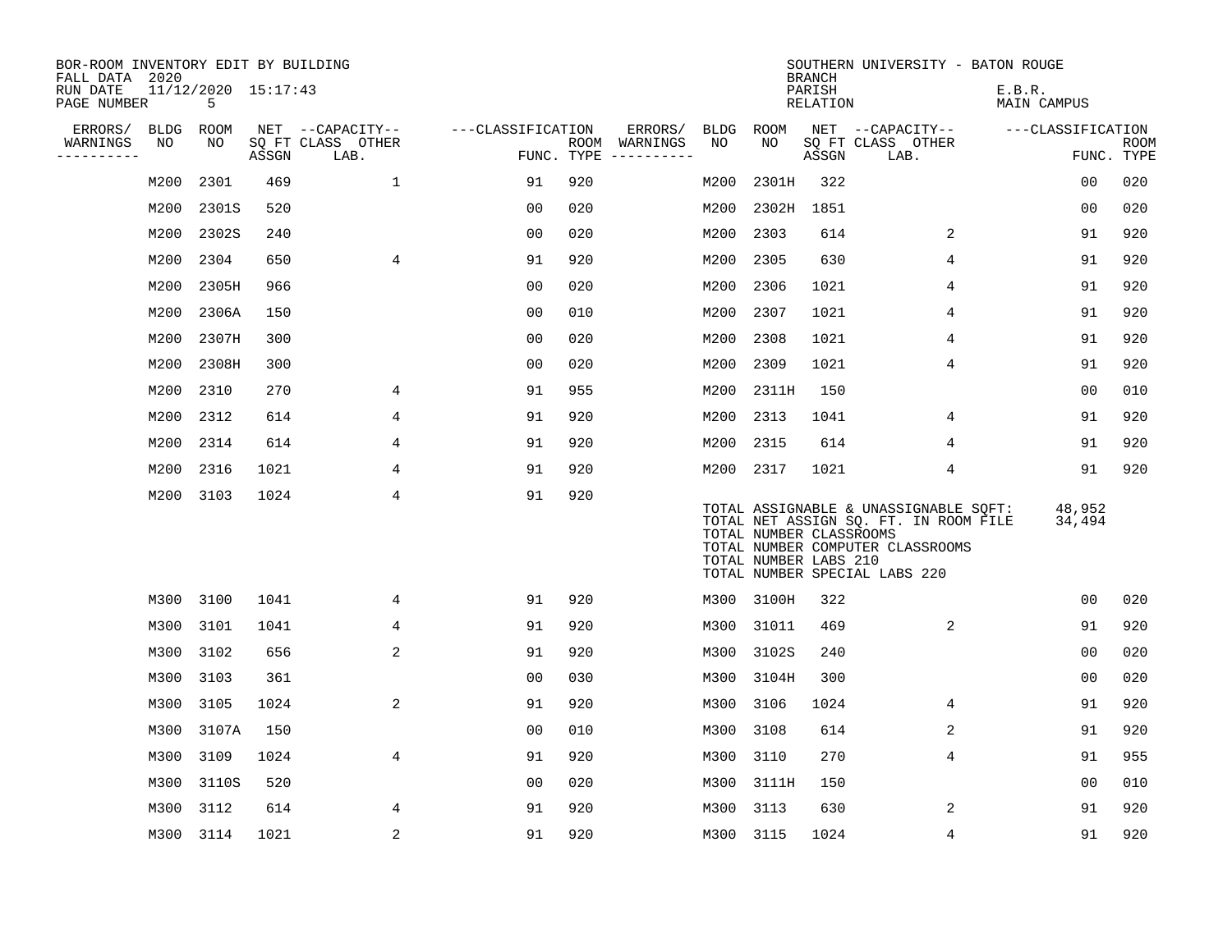BOR-ROOM INVENTORY EDIT BY BUILDING
FALL DATA 2020
RUN DATE 11/12/2020 15:17:43

SOUTHERN UNIVERSITY - BATON ROUGE
BRANCH
PARISH E.B.R.
RELATION MAIN CAMPUS

| ERRORS/ WARNINGS | BLDG NO | ROOM NO | NET ASSGN SQ FT | CAPACITY CLASS LAB. | CAPACITY OTHER | CLASSIFICATION FUNC. | ROOM TYPE | ERRORS/ WARNINGS | BLDG NO | ROOM NO | NET ASSGN SQ FT | CAPACITY CLASS LAB. | CAPACITY OTHER | CLASSIFICATION FUNC. | ROOM TYPE |
|---|---|---|---|---|---|---|---|---|---|---|---|---|---|---|---|
| | M200 | 2301 | 469 | 1 | | 91 | 920 | | M200 | 2301H | 322 | | | 00 | 020 |
| | M200 | 2301S | 520 | | | 00 | 020 | | M200 | 2302H | 1851 | | | 00 | 020 |
| | M200 | 2302S | 240 | | | 00 | 020 | | M200 | 2303 | 614 | 2 | | 91 | 920 |
| | M200 | 2304 | 650 | 4 | | 91 | 920 | | M200 | 2305 | 630 | 4 | | 91 | 920 |
| | M200 | 2305H | 966 | | | 00 | 020 | | M200 | 2306 | 1021 | 4 | | 91 | 920 |
| | M200 | 2306A | 150 | | | 00 | 010 | | M200 | 2307 | 1021 | 4 | | 91 | 920 |
| | M200 | 2307H | 300 | | | 00 | 020 | | M200 | 2308 | 1021 | 4 | | 91 | 920 |
| | M200 | 2308H | 300 | | | 00 | 020 | | M200 | 2309 | 1021 | 4 | | 91 | 920 |
| | M200 | 2310 | 270 | 4 | | 91 | 955 | | M200 | 2311H | 150 | | | 00 | 010 |
| | M200 | 2312 | 614 | 4 | | 91 | 920 | | M200 | 2313 | 1041 | 4 | | 91 | 920 |
| | M200 | 2314 | 614 | 4 | | 91 | 920 | | M200 | 2315 | 614 | 4 | | 91 | 920 |
| | M200 | 2316 | 1021 | 4 | | 91 | 920 | | M200 | 2317 | 1021 | 4 | | 91 | 920 |
| | M200 | 3103 | 1024 | 4 | | 91 | 920 | | | | | | | | |

TOTAL ASSIGNABLE & UNASSIGNABLE SQFT: 48,952
TOTAL NET ASSIGN SQ. FT. IN ROOM FILE 34,494
TOTAL NUMBER CLASSROOMS
TOTAL NUMBER COMPUTER CLASSROOMS
TOTAL NUMBER LABS 210
TOTAL NUMBER SPECIAL LABS 220

| ERRORS/ WARNINGS | BLDG NO | ROOM NO | NET ASSGN SQ FT | CAPACITY CLASS LAB. | CAPACITY OTHER | CLASSIFICATION FUNC. | ROOM TYPE | ERRORS/ WARNINGS | BLDG NO | ROOM NO | NET ASSGN SQ FT | CAPACITY CLASS LAB. | CAPACITY OTHER | CLASSIFICATION FUNC. | ROOM TYPE |
|---|---|---|---|---|---|---|---|---|---|---|---|---|---|---|---|
| | M300 | 3100 | 1041 | 4 | | 91 | 920 | | M300 | 3100H | 322 | | | 00 | 020 |
| | M300 | 3101 | 1041 | 4 | | 91 | 920 | | M300 | 31011 | 469 | 2 | | 91 | 920 |
| | M300 | 3102 | 656 | 2 | | 91 | 920 | | M300 | 3102S | 240 | | | 00 | 020 |
| | M300 | 3103 | 361 | | | 00 | 030 | | M300 | 3104H | 300 | | | 00 | 020 |
| | M300 | 3105 | 1024 | 2 | | 91 | 920 | | M300 | 3106 | 1024 | 4 | | 91 | 920 |
| | M300 | 3107A | 150 | | | 00 | 010 | | M300 | 3108 | 614 | 2 | | 91 | 920 |
| | M300 | 3109 | 1024 | 4 | | 91 | 920 | | M300 | 3110 | 270 | 4 | | 91 | 955 |
| | M300 | 3110S | 520 | | | 00 | 020 | | M300 | 3111H | 150 | | | 00 | 010 |
| | M300 | 3112 | 614 | 4 | | 91 | 920 | | M300 | 3113 | 630 | 2 | | 91 | 920 |
| | M300 | 3114 | 1021 | 2 | | 91 | 920 | | M300 | 3115 | 1024 | 4 | | 91 | 920 |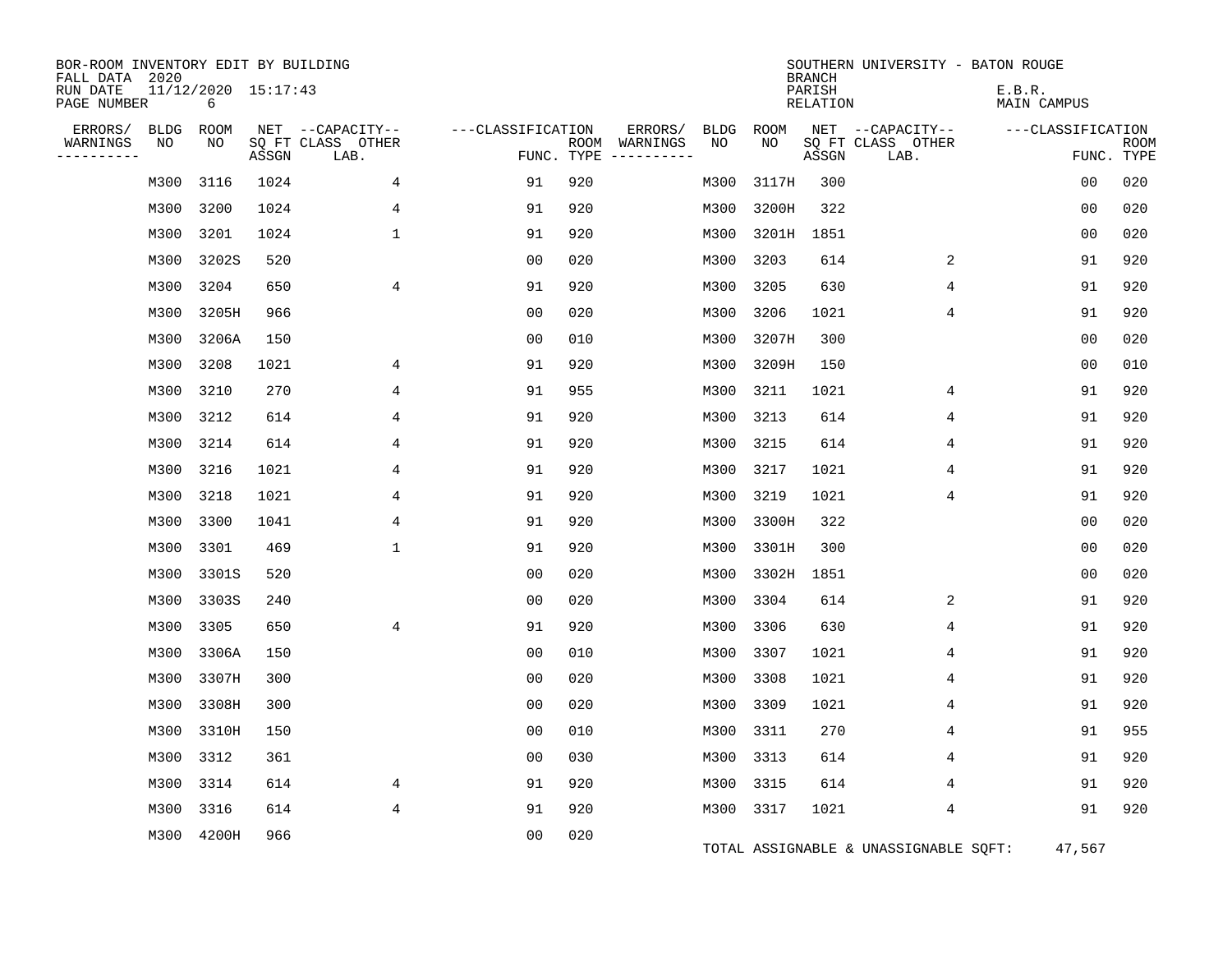BOR-ROOM INVENTORY EDIT BY BUILDING
FALL DATA 2020
RUN DATE 11/12/2020 15:17:43
PAGE NUMBER 6

SOUTHERN UNIVERSITY - BATON ROUGE
BRANCH
PARISH E.B.R.
RELATION MAIN CAMPUS

| ERRORS/ WARNINGS | BLDG NO | ROOM NO | NET SQ FT ASSGN | CAPACITY CLASS LAB. | CAPACITY OTHER | CLASSIFICATION FUNC. | ROOM TYPE | ERRORS/ WARNINGS | BLDG NO | ROOM NO | NET SQ FT ASSGN | CAPACITY CLASS LAB. | CAPACITY OTHER | CLASSIFICATION FUNC. | ROOM TYPE |
|---|---|---|---|---|---|---|---|---|---|---|---|---|---|---|---|
| | M300 | 3116 | 1024 | | 4 | 91 | 920 | | M300 | 3117H | 300 | | | 00 | 020 |
| | M300 | 3200 | 1024 | | 4 | 91 | 920 | | M300 | 3200H | 322 | | | 00 | 020 |
| | M300 | 3201 | 1024 | | 1 | 91 | 920 | | M300 | 3201H | 1851 | | | 00 | 020 |
| | M300 | 3202S | 520 | | | 00 | 020 | | M300 | 3203 | 614 | | 2 | 91 | 920 |
| | M300 | 3204 | 650 | | 4 | 91 | 920 | | M300 | 3205 | 630 | | 4 | 91 | 920 |
| | M300 | 3205H | 966 | | | 00 | 020 | | M300 | 3206 | 1021 | | 4 | 91 | 920 |
| | M300 | 3206A | 150 | | | 00 | 010 | | M300 | 3207H | 300 | | | 00 | 020 |
| | M300 | 3208 | 1021 | | 4 | 91 | 920 | | M300 | 3209H | 150 | | | 00 | 010 |
| | M300 | 3210 | 270 | | 4 | 91 | 955 | | M300 | 3211 | 1021 | | 4 | 91 | 920 |
| | M300 | 3212 | 614 | | 4 | 91 | 920 | | M300 | 3213 | 614 | | 4 | 91 | 920 |
| | M300 | 3214 | 614 | | 4 | 91 | 920 | | M300 | 3215 | 614 | | 4 | 91 | 920 |
| | M300 | 3216 | 1021 | | 4 | 91 | 920 | | M300 | 3217 | 1021 | | 4 | 91 | 920 |
| | M300 | 3218 | 1021 | | 4 | 91 | 920 | | M300 | 3219 | 1021 | | 4 | 91 | 920 |
| | M300 | 3300 | 1041 | | 4 | 91 | 920 | | M300 | 3300H | 322 | | | 00 | 020 |
| | M300 | 3301 | 469 | | 1 | 91 | 920 | | M300 | 3301H | 300 | | | 00 | 020 |
| | M300 | 3301S | 520 | | | 00 | 020 | | M300 | 3302H | 1851 | | | 00 | 020 |
| | M300 | 3303S | 240 | | | 00 | 020 | | M300 | 3304 | 614 | | 2 | 91 | 920 |
| | M300 | 3305 | 650 | | 4 | 91 | 920 | | M300 | 3306 | 630 | | 4 | 91 | 920 |
| | M300 | 3306A | 150 | | | 00 | 010 | | M300 | 3307 | 1021 | | 4 | 91 | 920 |
| | M300 | 3307H | 300 | | | 00 | 020 | | M300 | 3308 | 1021 | | 4 | 91 | 920 |
| | M300 | 3308H | 300 | | | 00 | 020 | | M300 | 3309 | 1021 | | 4 | 91 | 920 |
| | M300 | 3310H | 150 | | | 00 | 010 | | M300 | 3311 | 270 | | 4 | 91 | 955 |
| | M300 | 3312 | 361 | | | 00 | 030 | | M300 | 3313 | 614 | | 4 | 91 | 920 |
| | M300 | 3314 | 614 | | 4 | 91 | 920 | | M300 | 3315 | 614 | | 4 | 91 | 920 |
| | M300 | 3316 | 614 | | 4 | 91 | 920 | | M300 | 3317 | 1021 | | 4 | 91 | 920 |
| | M300 | 4200H | 966 | | | 00 | 020 | | | | | | | | |

TOTAL ASSIGNABLE & UNASSIGNABLE SQFT: 47,567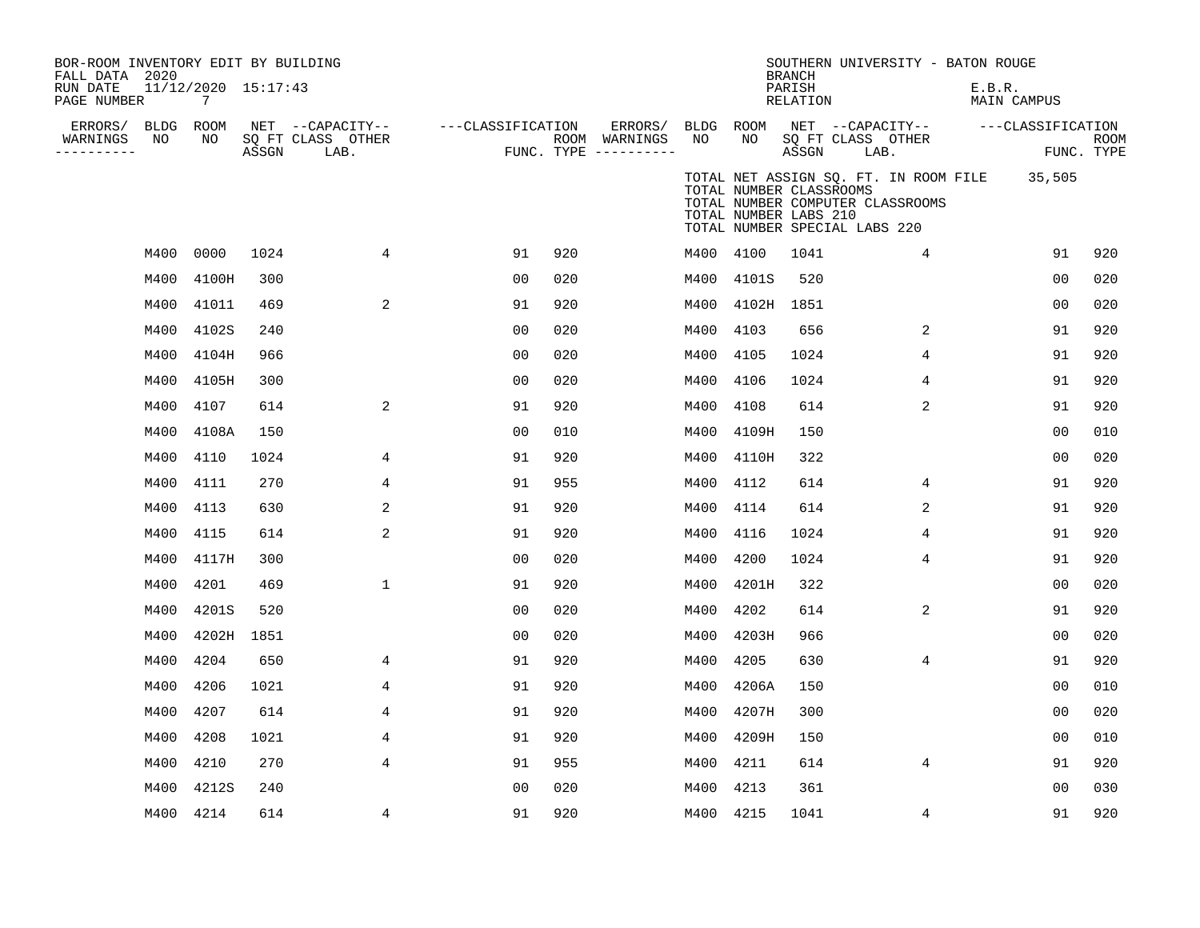BOR-ROOM INVENTORY EDIT BY BUILDING
FALL DATA 2020
RUN DATE 11/12/2020 15:17:43
PAGE NUMBER 7

SOUTHERN UNIVERSITY - BATON ROUGE
BRANCH
PARISH E.B.R.
RELATION MAIN CAMPUS

TOTAL NET ASSIGN SQ. FT. IN ROOM FILE 35,505
TOTAL NUMBER CLASSROOMS
TOTAL NUMBER COMPUTER CLASSROOMS
TOTAL NUMBER LABS 210
TOTAL NUMBER SPECIAL LABS 220

| ERRORS/ WARNINGS | BLDG NO | ROOM NO | NET SQ FT ASSGN | CAPACITY CLASS | CAPACITY OTHER LAB. | CLASSIFICATION FUNC. | ROOM TYPE | ERRORS/ WARNINGS | BLDG NO | ROOM NO | NET SQ FT ASSGN | CAPACITY CLASS | CAPACITY OTHER LAB. | CLASSIFICATION FUNC. | ROOM TYPE |
|---|---|---|---|---|---|---|---|---|---|---|---|---|---|---|---|
| | M400 | 0000 | 1024 | | 4 | 91 | 920 | | M400 | 4100 | 1041 | | 4 | 91 | 920 |
| | M400 | 4100H | 300 | | | 00 | 020 | | M400 | 4101S | 520 | | | 00 | 020 |
| | M400 | 41011 | 469 | | 2 | 91 | 920 | | M400 | 4102H | 1851 | | | 00 | 020 |
| | M400 | 4102S | 240 | | | 00 | 020 | | M400 | 4103 | 656 | | 2 | 91 | 920 |
| | M400 | 4104H | 966 | | | 00 | 020 | | M400 | 4105 | 1024 | | 4 | 91 | 920 |
| | M400 | 4105H | 300 | | | 00 | 020 | | M400 | 4106 | 1024 | | 4 | 91 | 920 |
| | M400 | 4107 | 614 | | 2 | 91 | 920 | | M400 | 4108 | 614 | | 2 | 91 | 920 |
| | M400 | 4108A | 150 | | | 00 | 010 | | M400 | 4109H | 150 | | | 00 | 010 |
| | M400 | 4110 | 1024 | | 4 | 91 | 920 | | M400 | 4110H | 322 | | | 00 | 020 |
| | M400 | 4111 | 270 | | 4 | 91 | 955 | | M400 | 4112 | 614 | | 4 | 91 | 920 |
| | M400 | 4113 | 630 | | 2 | 91 | 920 | | M400 | 4114 | 614 | | 2 | 91 | 920 |
| | M400 | 4115 | 614 | | 2 | 91 | 920 | | M400 | 4116 | 1024 | | 4 | 91 | 920 |
| | M400 | 4117H | 300 | | | 00 | 020 | | M400 | 4200 | 1024 | | 4 | 91 | 920 |
| | M400 | 4201 | 469 | | 1 | 91 | 920 | | M400 | 4201H | 322 | | | 00 | 020 |
| | M400 | 4201S | 520 | | | 00 | 020 | | M400 | 4202 | 614 | | 2 | 91 | 920 |
| | M400 | 4202H | 1851 | | | 00 | 020 | | M400 | 4203H | 966 | | | 00 | 020 |
| | M400 | 4204 | 650 | | 4 | 91 | 920 | | M400 | 4205 | 630 | | 4 | 91 | 920 |
| | M400 | 4206 | 1021 | | 4 | 91 | 920 | | M400 | 4206A | 150 | | | 00 | 010 |
| | M400 | 4207 | 614 | | 4 | 91 | 920 | | M400 | 4207H | 300 | | | 00 | 020 |
| | M400 | 4208 | 1021 | | 4 | 91 | 920 | | M400 | 4209H | 150 | | | 00 | 010 |
| | M400 | 4210 | 270 | | 4 | 91 | 955 | | M400 | 4211 | 614 | | 4 | 91 | 920 |
| | M400 | 4212S | 240 | | | 00 | 020 | | M400 | 4213 | 361 | | | 00 | 030 |
| | M400 | 4214 | 614 | | 4 | 91 | 920 | | M400 | 4215 | 1041 | | 4 | 91 | 920 |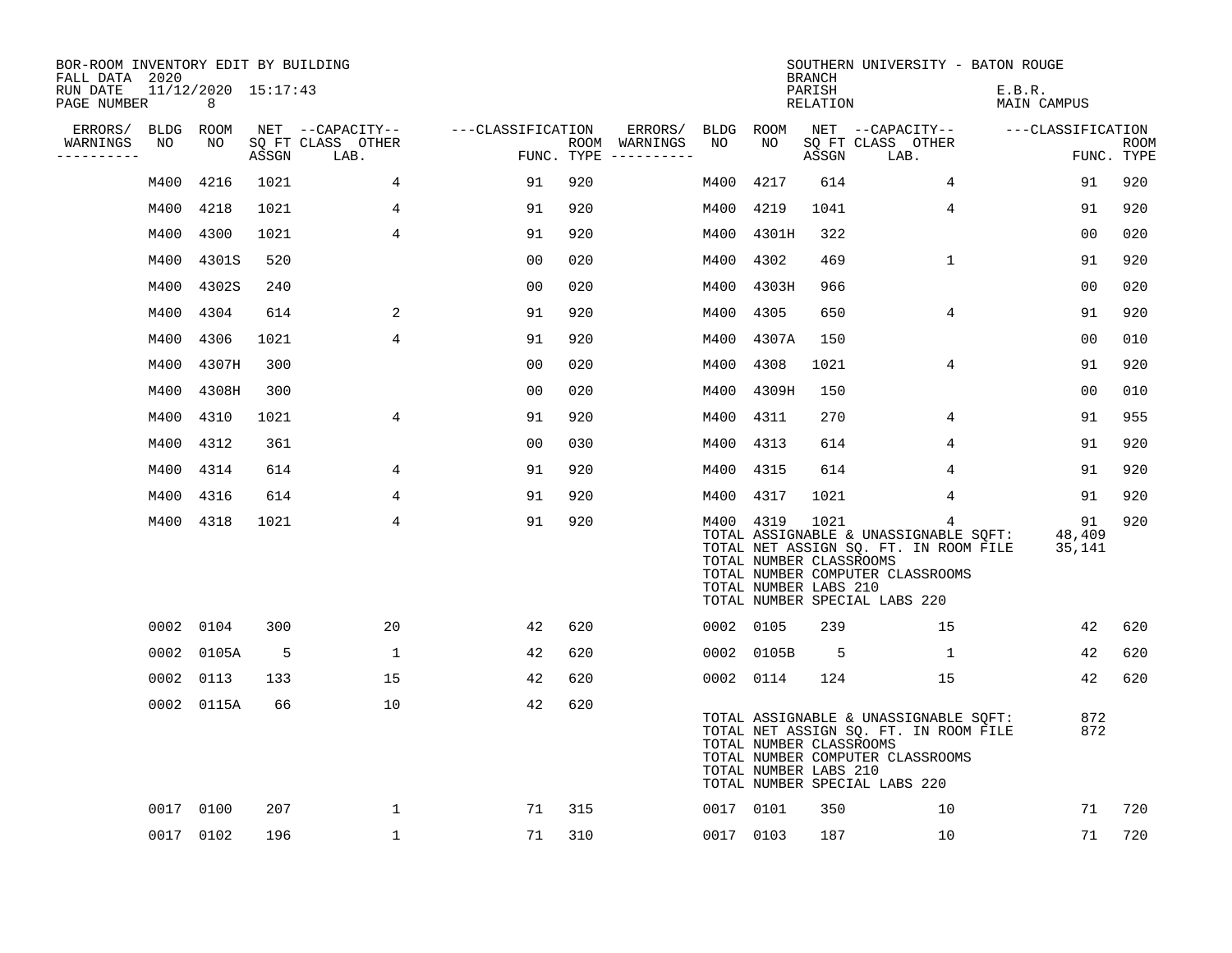BOR-ROOM INVENTORY EDIT BY BUILDING
FALL DATA 2020
RUN DATE 11/12/2020 15:17:43
PAGE NUMBER 8

SOUTHERN UNIVERSITY - BATON ROUGE
BRANCH
PARISH E.B.R.
RELATION MAIN CAMPUS

| ERRORS/ WARNINGS | BLDG NO | ROOM NO | NET SQ FT ASSGN | CAPACITY CLASS LAB. | CAPACITY OTHER | CLASSIFICATION FUNC. | ROOM TYPE | ERRORS/ WARNINGS | BLDG NO | ROOM NO | NET SQ FT ASSGN | CAPACITY CLASS LAB. | CAPACITY OTHER | CLASSIFICATION FUNC. | ROOM TYPE |
|---|---|---|---|---|---|---|---|---|---|---|---|---|---|---|---|
| | M400 | 4216 | 1021 | | 4 | 91 | 920 | | M400 | 4217 | 614 | | 4 | 91 | 920 |
| | M400 | 4218 | 1021 | | 4 | 91 | 920 | | M400 | 4219 | 1041 | | 4 | 91 | 920 |
| | M400 | 4300 | 1021 | | 4 | 91 | 920 | | M400 | 4301H | 322 | | | 00 | 020 |
| | M400 | 4301S | 520 | | | 00 | 020 | | M400 | 4302 | 469 | | 1 | 91 | 920 |
| | M400 | 4302S | 240 | | | 00 | 020 | | M400 | 4303H | 966 | | | 00 | 020 |
| | M400 | 4304 | 614 | | 2 | 91 | 920 | | M400 | 4305 | 650 | | 4 | 91 | 920 |
| | M400 | 4306 | 1021 | | 4 | 91 | 920 | | M400 | 4307A | 150 | | | 00 | 010 |
| | M400 | 4307H | 300 | | | 00 | 020 | | M400 | 4308 | 1021 | | 4 | 91 | 920 |
| | M400 | 4308H | 300 | | | 00 | 020 | | M400 | 4309H | 150 | | | 00 | 010 |
| | M400 | 4310 | 1021 | | 4 | 91 | 920 | | M400 | 4311 | 270 | | 4 | 91 | 955 |
| | M400 | 4312 | 361 | | | 00 | 030 | | M400 | 4313 | 614 | | 4 | 91 | 920 |
| | M400 | 4314 | 614 | | 4 | 91 | 920 | | M400 | 4315 | 614 | | 4 | 91 | 920 |
| | M400 | 4316 | 614 | | 4 | 91 | 920 | | M400 | 4317 | 1021 | | 4 | 91 | 920 |
| | M400 | 4318 | 1021 | | 4 | 91 | 920 | | M400 | 4319 | 1021 | | 4 | 91 | 920 |

TOTAL ASSIGNABLE & UNASSIGNABLE SQFT: 48,409
TOTAL NET ASSIGN SQ. FT. IN ROOM FILE 35,141
TOTAL NUMBER CLASSROOMS
TOTAL NUMBER COMPUTER CLASSROOMS
TOTAL NUMBER LABS 210
TOTAL NUMBER SPECIAL LABS 220

| ERRORS/ WARNINGS | BLDG NO | ROOM NO | NET SQ FT ASSGN | CAPACITY CLASS LAB. | CAPACITY OTHER | CLASSIFICATION FUNC. | ROOM TYPE | ERRORS/ WARNINGS | BLDG NO | ROOM NO | NET SQ FT ASSGN | CAPACITY CLASS LAB. | CAPACITY OTHER | CLASSIFICATION FUNC. | ROOM TYPE |
|---|---|---|---|---|---|---|---|---|---|---|---|---|---|---|---|
| | 0002 | 0104 | 300 | | 20 | 42 | 620 | | 0002 | 0105 | 239 | | 15 | 42 | 620 |
| | 0002 | 0105A | 5 | | 1 | 42 | 620 | | 0002 | 0105B | 5 | | 1 | 42 | 620 |
| | 0002 | 0113 | 133 | | 15 | 42 | 620 | | 0002 | 0114 | 124 | | 15 | 42 | 620 |
| | 0002 | 0115A | 66 | | 10 | 42 | 620 | | | | | | | | |

TOTAL ASSIGNABLE & UNASSIGNABLE SQFT: 872
TOTAL NET ASSIGN SQ. FT. IN ROOM FILE 872
TOTAL NUMBER CLASSROOMS
TOTAL NUMBER COMPUTER CLASSROOMS
TOTAL NUMBER LABS 210
TOTAL NUMBER SPECIAL LABS 220

| ERRORS/ WARNINGS | BLDG NO | ROOM NO | NET SQ FT ASSGN | CAPACITY CLASS LAB. | CAPACITY OTHER | CLASSIFICATION FUNC. | ROOM TYPE | ERRORS/ WARNINGS | BLDG NO | ROOM NO | NET SQ FT ASSGN | CAPACITY CLASS LAB. | CAPACITY OTHER | CLASSIFICATION FUNC. | ROOM TYPE |
|---|---|---|---|---|---|---|---|---|---|---|---|---|---|---|---|
| | 0017 | 0100 | 207 | | 1 | 71 | 315 | | 0017 | 0101 | 350 | | 10 | 71 | 720 |
| | 0017 | 0102 | 196 | | 1 | 71 | 310 | | 0017 | 0103 | 187 | | 10 | 71 | 720 |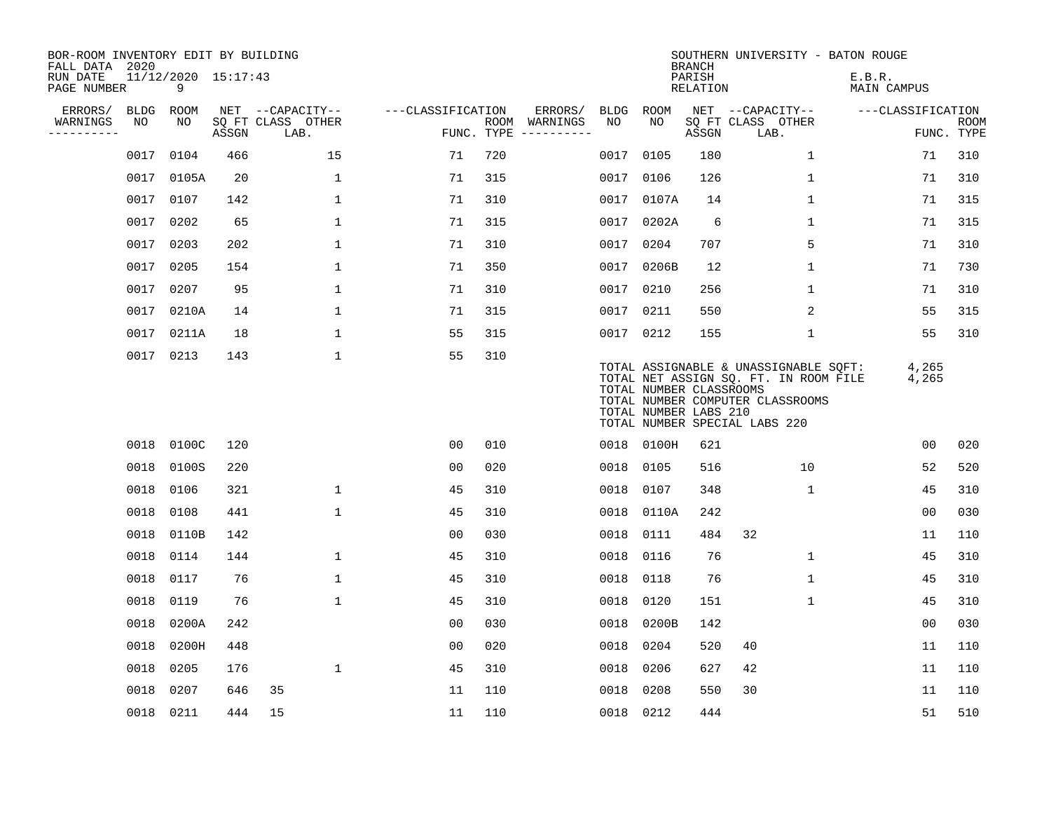BOR-ROOM INVENTORY EDIT BY BUILDING
FALL DATA 2020
RUN DATE 11/12/2020 15:17:43
PAGE NUMBER 9

SOUTHERN UNIVERSITY - BATON ROUGE
BRANCH
PARISH E.B.R.
RELATION MAIN CAMPUS

| ERRORS/ WARNINGS | BLDG NO | ROOM NO | NET ASSGN SQ FT | CAPACITY CLASS | CAPACITY OTHER LAB. | CLASSIFICATION FUNC. | ROOM TYPE | ERRORS/ WARNINGS | BLDG NO | ROOM NO | NET ASSGN SQ FT | CAPACITY CLASS | CAPACITY OTHER LAB. | CLASSIFICATION FUNC. | ROOM TYPE |
|---|---|---|---|---|---|---|---|---|---|---|---|---|---|---|---|
| | 0017 | 0104 | 466 | | 15 | 71 | 720 | | 0017 | 0105 | 180 | | 1 | 71 | 310 |
| | 0017 | 0105A | 20 | | 1 | 71 | 315 | | 0017 | 0106 | 126 | | 1 | 71 | 310 |
| | 0017 | 0107 | 142 | | 1 | 71 | 310 | | 0017 | 0107A | 14 | | 1 | 71 | 315 |
| | 0017 | 0202 | 65 | | 1 | 71 | 315 | | 0017 | 0202A | 6 | | 1 | 71 | 315 |
| | 0017 | 0203 | 202 | | 1 | 71 | 310 | | 0017 | 0204 | 707 | | 5 | 71 | 310 |
| | 0017 | 0205 | 154 | | 1 | 71 | 350 | | 0017 | 0206B | 12 | | 1 | 71 | 730 |
| | 0017 | 0207 | 95 | | 1 | 71 | 310 | | 0017 | 0210 | 256 | | 1 | 71 | 310 |
| | 0017 | 0210A | 14 | | 1 | 71 | 315 | | 0017 | 0211 | 550 | | 2 | 55 | 315 |
| | 0017 | 0211A | 18 | | 1 | 55 | 315 | | 0017 | 0212 | 155 | | 1 | 55 | 310 |
| | 0017 | 0213 | 143 | | 1 | 55 | 310 | | | | | | | | |

TOTAL ASSIGNABLE & UNASSIGNABLE SQFT: 4,265
TOTAL NET ASSIGN SQ. FT. IN ROOM FILE 4,265
TOTAL NUMBER CLASSROOMS
TOTAL NUMBER COMPUTER CLASSROOMS
TOTAL NUMBER LABS 210
TOTAL NUMBER SPECIAL LABS 220

| ERRORS/ WARNINGS | BLDG NO | ROOM NO | NET ASSGN SQ FT | CAPACITY CLASS | CAPACITY OTHER LAB. | CLASSIFICATION FUNC. | ROOM TYPE | ERRORS/ WARNINGS | BLDG NO | ROOM NO | NET ASSGN SQ FT | CAPACITY CLASS | CAPACITY OTHER LAB. | CLASSIFICATION FUNC. | ROOM TYPE |
|---|---|---|---|---|---|---|---|---|---|---|---|---|---|---|---|
| | 0018 | 0100C | 120 | | | 00 | 010 | | 0018 | 0100H | 621 | | | 00 | 020 |
| | 0018 | 0100S | 220 | | | 00 | 020 | | 0018 | 0105 | 516 | | 10 | 52 | 520 |
| | 0018 | 0106 | 321 | | 1 | 45 | 310 | | 0018 | 0107 | 348 | | 1 | 45 | 310 |
| | 0018 | 0108 | 441 | | 1 | 45 | 310 | | 0018 | 0110A | 242 | | | 00 | 030 |
| | 0018 | 0110B | 142 | | | 00 | 030 | | 0018 | 0111 | 484 | 32 | | 11 | 110 |
| | 0018 | 0114 | 144 | | 1 | 45 | 310 | | 0018 | 0116 | 76 | | 1 | 45 | 310 |
| | 0018 | 0117 | 76 | | 1 | 45 | 310 | | 0018 | 0118 | 76 | | 1 | 45 | 310 |
| | 0018 | 0119 | 76 | | 1 | 45 | 310 | | 0018 | 0120 | 151 | | 1 | 45 | 310 |
| | 0018 | 0200A | 242 | | | 00 | 030 | | 0018 | 0200B | 142 | | | 00 | 030 |
| | 0018 | 0200H | 448 | | | 00 | 020 | | 0018 | 0204 | 520 | 40 | | 11 | 110 |
| | 0018 | 0205 | 176 | | 1 | 45 | 310 | | 0018 | 0206 | 627 | 42 | | 11 | 110 |
| | 0018 | 0207 | 646 | 35 | | 11 | 110 | | 0018 | 0208 | 550 | 30 | | 11 | 110 |
| | 0018 | 0211 | 444 | 15 | | 11 | 110 | | 0018 | 0212 | 444 | | | 51 | 510 |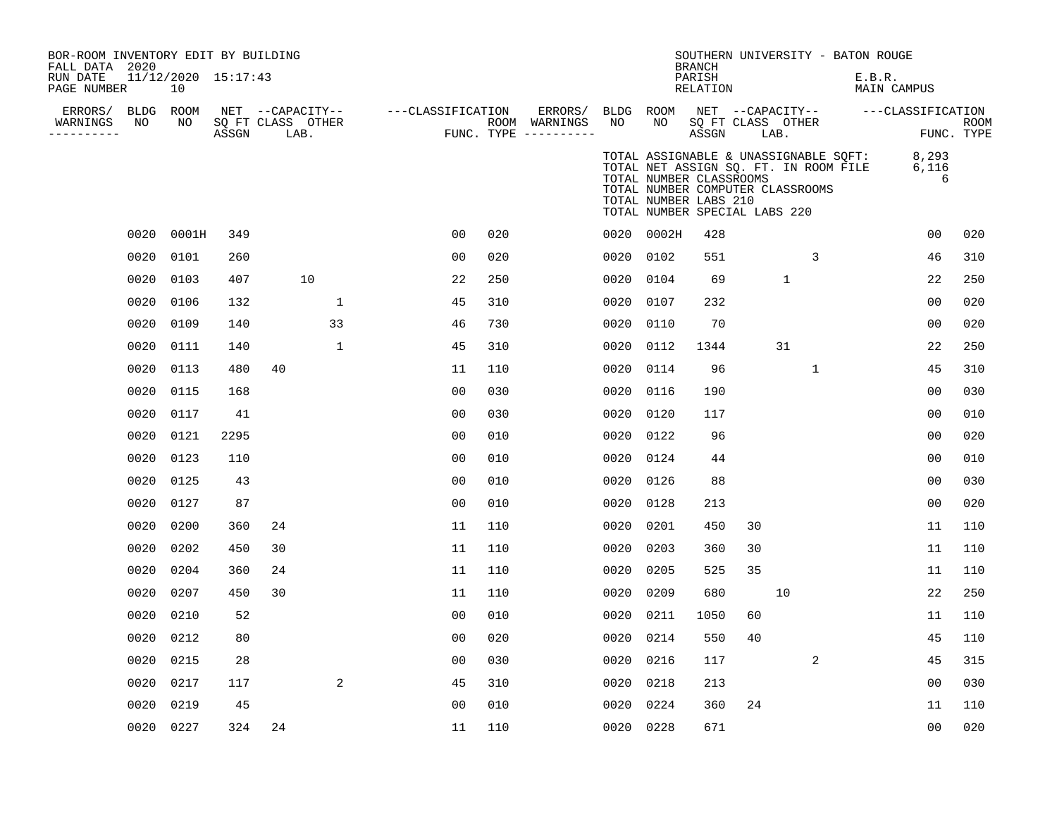BOR-ROOM INVENTORY EDIT BY BUILDING
FALL DATA 2020
RUN DATE 11/12/2020 15:17:43
PAGE NUMBER 10

SOUTHERN UNIVERSITY - BATON ROUGE
BRANCH
PARISH E.B.R.
RELATION MAIN CAMPUS

TOTAL ASSIGNABLE & UNASSIGNABLE SQFT: 8,293
TOTAL NET ASSIGN SQ. FT. IN ROOM FILE 6,116
TOTAL NUMBER CLASSROOMS 6
TOTAL NUMBER COMPUTER CLASSROOMS
TOTAL NUMBER LABS 210
TOTAL NUMBER SPECIAL LABS 220

| ERRORS/ WARNINGS | BLDG NO | ROOM NO | NET SQ FT ASSGN | CAPACITY CLASS | CAPACITY LAB. | CAPACITY OTHER | CLASSIFICATION FUNC. | ROOM TYPE | ERRORS/ WARNINGS | BLDG NO | ROOM NO | NET SQ FT ASSGN | CAPACITY CLASS | CAPACITY LAB. | CAPACITY OTHER | CLASSIFICATION FUNC. | ROOM TYPE |
|---|---|---|---|---|---|---|---|---|---|---|---|---|---|---|---|---|---|
| | 0020 | 0001H | 349 | | | | 00 | 020 | | 0020 | 0002H | 428 | | | | 00 | 020 |
| | 0020 | 0101 | 260 | | | | 00 | 020 | | 0020 | 0102 | 551 | | | 3 | 46 | 310 |
| | 0020 | 0103 | 407 | | 10 | | 22 | 250 | | 0020 | 0104 | 69 | | 1 | | 22 | 250 |
| | 0020 | 0106 | 132 | | | 1 | 45 | 310 | | 0020 | 0107 | 232 | | | | 00 | 020 |
| | 0020 | 0109 | 140 | | | 33 | 46 | 730 | | 0020 | 0110 | 70 | | | | 00 | 020 |
| | 0020 | 0111 | 140 | | | 1 | 45 | 310 | | 0020 | 0112 | 1344 | | 31 | | 22 | 250 |
| | 0020 | 0113 | 480 | 40 | | | 11 | 110 | | 0020 | 0114 | 96 | | | 1 | 45 | 310 |
| | 0020 | 0115 | 168 | | | | 00 | 030 | | 0020 | 0116 | 190 | | | | 00 | 030 |
| | 0020 | 0117 | 41 | | | | 00 | 030 | | 0020 | 0120 | 117 | | | | 00 | 010 |
| | 0020 | 0121 | 2295 | | | | 00 | 010 | | 0020 | 0122 | 96 | | | | 00 | 020 |
| | 0020 | 0123 | 110 | | | | 00 | 010 | | 0020 | 0124 | 44 | | | | 00 | 010 |
| | 0020 | 0125 | 43 | | | | 00 | 010 | | 0020 | 0126 | 88 | | | | 00 | 030 |
| | 0020 | 0127 | 87 | | | | 00 | 010 | | 0020 | 0128 | 213 | | | | 00 | 020 |
| | 0020 | 0200 | 360 | 24 | | | 11 | 110 | | 0020 | 0201 | 450 | 30 | | | 11 | 110 |
| | 0020 | 0202 | 450 | 30 | | | 11 | 110 | | 0020 | 0203 | 360 | 30 | | | 11 | 110 |
| | 0020 | 0204 | 360 | 24 | | | 11 | 110 | | 0020 | 0205 | 525 | 35 | | | 11 | 110 |
| | 0020 | 0207 | 450 | 30 | | | 11 | 110 | | 0020 | 0209 | 680 | | 10 | | 22 | 250 |
| | 0020 | 0210 | 52 | | | | 00 | 010 | | 0020 | 0211 | 1050 | 60 | | | 11 | 110 |
| | 0020 | 0212 | 80 | | | | 00 | 020 | | 0020 | 0214 | 550 | 40 | | | 45 | 110 |
| | 0020 | 0215 | 28 | | | | 00 | 030 | | 0020 | 0216 | 117 | | | 2 | 45 | 315 |
| | 0020 | 0217 | 117 | | | 2 | 45 | 310 | | 0020 | 0218 | 213 | | | | 00 | 030 |
| | 0020 | 0219 | 45 | | | | 00 | 010 | | 0020 | 0224 | 360 | 24 | | | 11 | 110 |
| | 0020 | 0227 | 324 | 24 | | | 11 | 110 | | 0020 | 0228 | 671 | | | | 00 | 020 |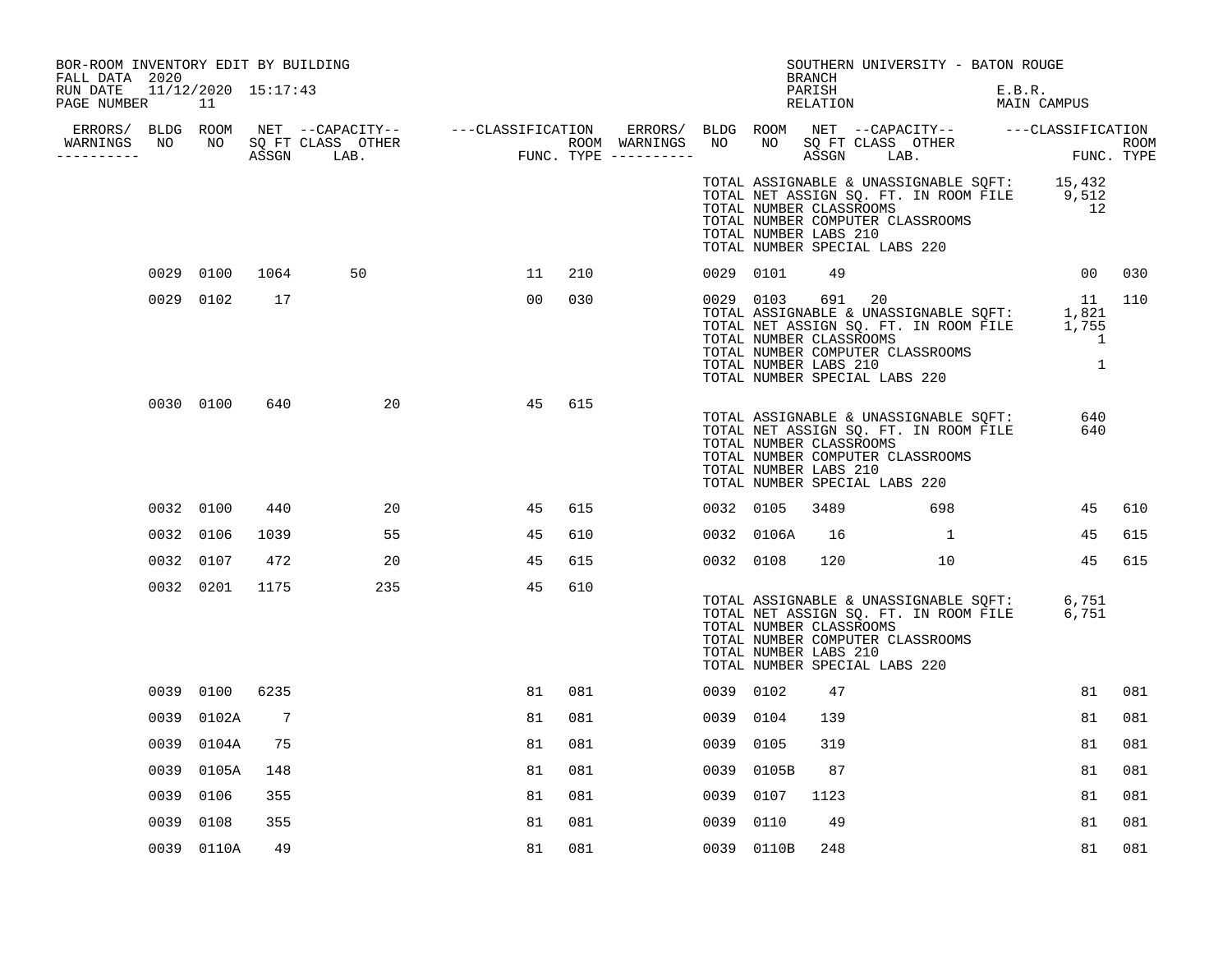BOR-ROOM INVENTORY EDIT BY BUILDING
FALL DATA 2020
RUN DATE 11/12/2020 15:17:43

SOUTHERN UNIVERSITY - BATON ROUGE
BRANCH
PARISH E.B.R.
RELATION MAIN CAMPUS

| ERRORS/ WARNINGS | BLDG NO | ROOM NO | NET SQ FT ASSGN | CAPACITY CLASS | CAPACITY LAB. | CAPACITY OTHER | CLASSIFICATION FUNC. | ROOM TYPE | ERRORS/ WARNINGS | BLDG NO | ROOM NO | NET SQ FT ASSGN | CAPACITY CLASS | CAPACITY LAB. | CAPACITY OTHER | CLASSIFICATION FUNC. | ROOM TYPE |
|---|---|---|---|---|---|---|---|---|---|---|---|---|---|---|---|---|---|
| | | | | | | | | | | TOTAL ASSIGNABLE & UNASSIGNABLE SQFT: | | | | | | 15,432 | |
| | | | | | | | | | | TOTAL NET ASSIGN SQ. FT. IN ROOM FILE | | | | | | 9,512 | |
| | | | | | | | | | | TOTAL NUMBER CLASSROOMS | | | | | | 12 | |
| | | | | | | | | | | TOTAL NUMBER COMPUTER CLASSROOMS | | | | | | | |
| | | | | | | | | | | TOTAL NUMBER LABS 210 | | | | | | | |
| | | | | | | | | | | TOTAL NUMBER SPECIAL LABS 220 | | | | | | | |
| | 0029 | 0100 | 1064 | | 50 | | 11 | 210 | | 0029 | 0101 | 49 | | | | 00 | 030 |
| | 0029 | 0102 | 17 | | | | 00 | 030 | | 0029 | 0103 | 691 | 20 | | | 11 | 110 |
| | | | | | | | | | | TOTAL ASSIGNABLE & UNASSIGNABLE SQFT: | | | | | | 1,821 | |
| | | | | | | | | | | TOTAL NET ASSIGN SQ. FT. IN ROOM FILE | | | | | | 1,755 | |
| | | | | | | | | | | TOTAL NUMBER CLASSROOMS | | | | | | 1 | |
| | | | | | | | | | | TOTAL NUMBER COMPUTER CLASSROOMS | | | | | | | |
| | | | | | | | | | | TOTAL NUMBER LABS 210 | | | | | | 1 | |
| | | | | | | | | | | TOTAL NUMBER SPECIAL LABS 220 | | | | | | | |
| | 0030 | 0100 | 640 | | | 20 | 45 | 615 | | | | | | | | | |
| | | | | | | | | | | TOTAL ASSIGNABLE & UNASSIGNABLE SQFT: | | | | | | 640 | |
| | | | | | | | | | | TOTAL NET ASSIGN SQ. FT. IN ROOM FILE | | | | | | 640 | |
| | | | | | | | | | | TOTAL NUMBER CLASSROOMS | | | | | | | |
| | | | | | | | | | | TOTAL NUMBER COMPUTER CLASSROOMS | | | | | | | |
| | | | | | | | | | | TOTAL NUMBER LABS 210 | | | | | | | |
| | | | | | | | | | | TOTAL NUMBER SPECIAL LABS 220 | | | | | | | |
| | 0032 | 0100 | 440 | | | 20 | 45 | 615 | | 0032 | 0105 | 3489 | | | 698 | 45 | 610 |
| | 0032 | 0106 | 1039 | | | 55 | 45 | 610 | | 0032 | 0106A | 16 | | | 1 | 45 | 615 |
| | 0032 | 0107 | 472 | | | 20 | 45 | 615 | | 0032 | 0108 | 120 | | | 10 | 45 | 615 |
| | 0032 | 0201 | 1175 | | | 235 | 45 | 610 | | | | | | | | | |
| | | | | | | | | | | TOTAL ASSIGNABLE & UNASSIGNABLE SQFT: | | | | | | 6,751 | |
| | | | | | | | | | | TOTAL NET ASSIGN SQ. FT. IN ROOM FILE | | | | | | 6,751 | |
| | | | | | | | | | | TOTAL NUMBER CLASSROOMS | | | | | | | |
| | | | | | | | | | | TOTAL NUMBER COMPUTER CLASSROOMS | | | | | | | |
| | | | | | | | | | | TOTAL NUMBER LABS 210 | | | | | | | |
| | | | | | | | | | | TOTAL NUMBER SPECIAL LABS 220 | | | | | | | |
| | 0039 | 0100 | 6235 | | | | 81 | 081 | | 0039 | 0102 | 47 | | | | 81 | 081 |
| | 0039 | 0102A | 7 | | | | 81 | 081 | | 0039 | 0104 | 139 | | | | 81 | 081 |
| | 0039 | 0104A | 75 | | | | 81 | 081 | | 0039 | 0105 | 319 | | | | 81 | 081 |
| | 0039 | 0105A | 148 | | | | 81 | 081 | | 0039 | 0105B | 87 | | | | 81 | 081 |
| | 0039 | 0106 | 355 | | | | 81 | 081 | | 0039 | 0107 | 1123 | | | | 81 | 081 |
| | 0039 | 0108 | 355 | | | | 81 | 081 | | 0039 | 0110 | 49 | | | | 81 | 081 |
| | 0039 | 0110A | 49 | | | | 81 | 081 | | 0039 | 0110B | 248 | | | | 81 | 081 |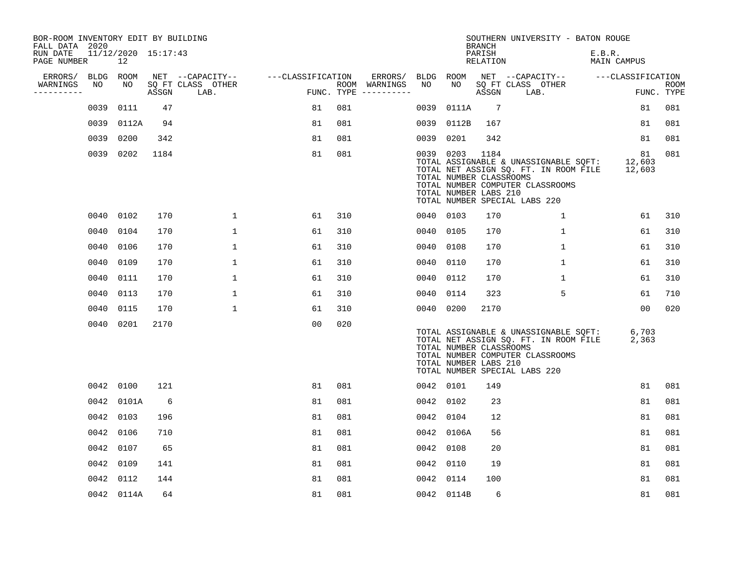BOR-ROOM INVENTORY EDIT BY BUILDING
FALL DATA 2020
RUN DATE 11/12/2020 15:17:43

SOUTHERN UNIVERSITY - BATON ROUGE
BRANCH
PARISH E.B.R.
RELATION MAIN CAMPUS

| ERRORS/ WARNINGS | BLDG NO | ROOM NO | NET SQ FT ASSGN | CAPACITY CLASS LAB. | CAPACITY OTHER | CLASSIFICATION FUNC. | ROOM TYPE | ERRORS/ WARNINGS | BLDG NO | ROOM NO | NET SQ FT ASSGN | CAPACITY CLASS LAB. | CAPACITY OTHER | CLASSIFICATION FUNC. | ROOM TYPE |
|---|---|---|---|---|---|---|---|---|---|---|---|---|---|---|---|
| | 0039 | 0111 | 47 | | | 81 | 081 | | 0039 | 0111A | 7 | | | 81 | 081 |
| | 0039 | 0112A | 94 | | | 81 | 081 | | 0039 | 0112B | 167 | | | 81 | 081 |
| | 0039 | 0200 | 342 | | | 81 | 081 | | 0039 | 0201 | 342 | | | 81 | 081 |
| | 0039 | 0202 | 1184 | | | 81 | 081 | | 0039 | 0203 | 1184 | | | 81 | 081 |

TOTAL ASSIGNABLE & UNASSIGNABLE SQFT: 12,603
TOTAL NET ASSIGN SQ. FT. IN ROOM FILE 12,603
TOTAL NUMBER CLASSROOMS
TOTAL NUMBER COMPUTER CLASSROOMS
TOTAL NUMBER LABS 210
TOTAL NUMBER SPECIAL LABS 220

| ERRORS/ WARNINGS | BLDG NO | ROOM NO | NET SQ FT ASSGN | CAPACITY CLASS LAB. | CAPACITY OTHER | CLASSIFICATION FUNC. | ROOM TYPE | ERRORS/ WARNINGS | BLDG NO | ROOM NO | NET SQ FT ASSGN | CAPACITY CLASS LAB. | CAPACITY OTHER | CLASSIFICATION FUNC. | ROOM TYPE |
|---|---|---|---|---|---|---|---|---|---|---|---|---|---|---|---|
| | 0040 | 0102 | 170 | | 1 | 61 | 310 | | 0040 | 0103 | 170 | | 1 | 61 | 310 |
| | 0040 | 0104 | 170 | | 1 | 61 | 310 | | 0040 | 0105 | 170 | | 1 | 61 | 310 |
| | 0040 | 0106 | 170 | | 1 | 61 | 310 | | 0040 | 0108 | 170 | | 1 | 61 | 310 |
| | 0040 | 0109 | 170 | | 1 | 61 | 310 | | 0040 | 0110 | 170 | | 1 | 61 | 310 |
| | 0040 | 0111 | 170 | | 1 | 61 | 310 | | 0040 | 0112 | 170 | | 1 | 61 | 310 |
| | 0040 | 0113 | 170 | | 1 | 61 | 310 | | 0040 | 0114 | 323 | | 5 | 61 | 710 |
| | 0040 | 0115 | 170 | | 1 | 61 | 310 | | 0040 | 0200 | 2170 | | | 00 | 020 |
| | 0040 | 0201 | 2170 | | | 00 | 020 | | | | | | | | |

TOTAL ASSIGNABLE & UNASSIGNABLE SQFT: 6,703
TOTAL NET ASSIGN SQ. FT. IN ROOM FILE 2,363
TOTAL NUMBER CLASSROOMS
TOTAL NUMBER COMPUTER CLASSROOMS
TOTAL NUMBER LABS 210
TOTAL NUMBER SPECIAL LABS 220

| ERRORS/ WARNINGS | BLDG NO | ROOM NO | NET SQ FT ASSGN | CAPACITY CLASS LAB. | CAPACITY OTHER | CLASSIFICATION FUNC. | ROOM TYPE | ERRORS/ WARNINGS | BLDG NO | ROOM NO | NET SQ FT ASSGN | CAPACITY CLASS LAB. | CAPACITY OTHER | CLASSIFICATION FUNC. | ROOM TYPE |
|---|---|---|---|---|---|---|---|---|---|---|---|---|---|---|---|
| | 0042 | 0100 | 121 | | | 81 | 081 | | 0042 | 0101 | 149 | | | 81 | 081 |
| | 0042 | 0101A | 6 | | | 81 | 081 | | 0042 | 0102 | 23 | | | 81 | 081 |
| | 0042 | 0103 | 196 | | | 81 | 081 | | 0042 | 0104 | 12 | | | 81 | 081 |
| | 0042 | 0106 | 710 | | | 81 | 081 | | 0042 | 0106A | 56 | | | 81 | 081 |
| | 0042 | 0107 | 65 | | | 81 | 081 | | 0042 | 0108 | 20 | | | 81 | 081 |
| | 0042 | 0109 | 141 | | | 81 | 081 | | 0042 | 0110 | 19 | | | 81 | 081 |
| | 0042 | 0112 | 144 | | | 81 | 081 | | 0042 | 0114 | 100 | | | 81 | 081 |
| | 0042 | 0114A | 64 | | | 81 | 081 | | 0042 | 0114B | 6 | | | 81 | 081 |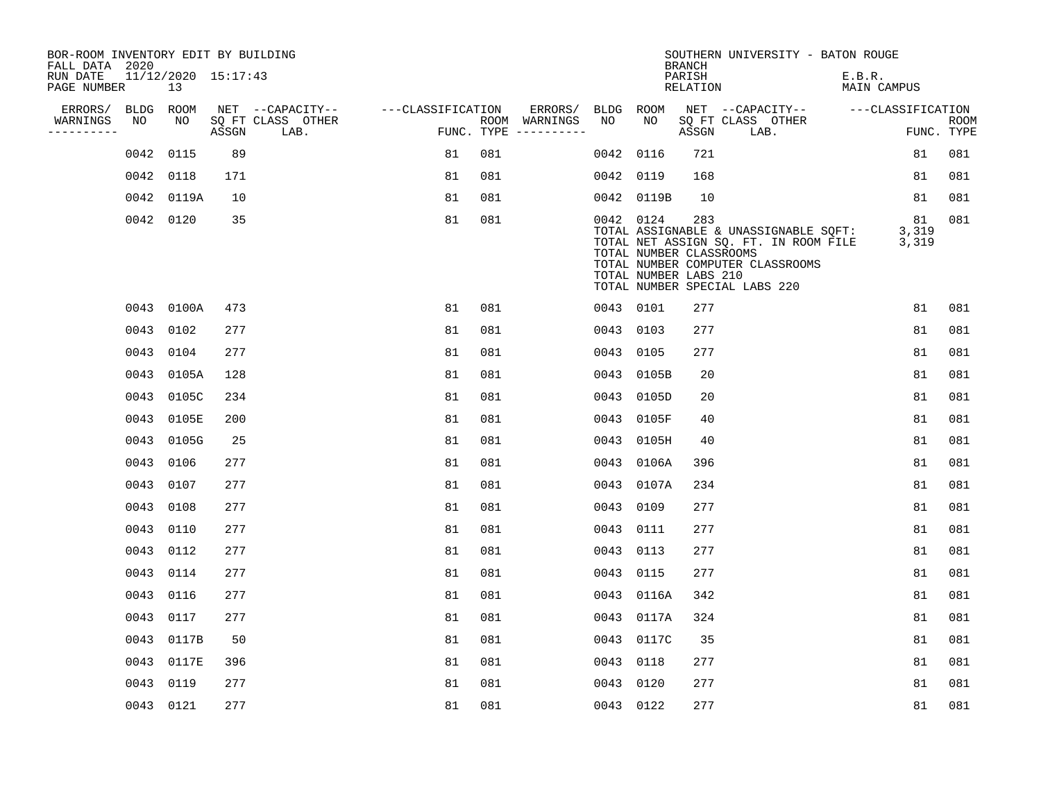BOR-ROOM INVENTORY EDIT BY BUILDING
FALL DATA 2020
RUN DATE 11/12/2020 15:17:43

SOUTHERN UNIVERSITY - BATON ROUGE
BRANCH
PARISH E.B.R.
RELATION MAIN CAMPUS

| ERRORS/ WARNINGS | BLDG NO | ROOM NO | NET SQ FT ASSGN | CAPACITY CLASS | OTHER LAB. | CLASSIFICATION FUNC. | ROOM TYPE | ERRORS/ WARNINGS | BLDG NO | ROOM NO | NET SQ FT ASSGN | CAPACITY CLASS | OTHER LAB. | CLASSIFICATION FUNC. | ROOM TYPE |
|---|---|---|---|---|---|---|---|---|---|---|---|---|---|---|---|
| | 0042 | 0115 | 89 | | | 81 | 081 | | 0042 | 0116 | 721 | | | 81 | 081 |
| | 0042 | 0118 | 171 | | | 81 | 081 | | 0042 | 0119 | 168 | | | 81 | 081 |
| | 0042 | 0119A | 10 | | | 81 | 081 | | 0042 | 0119B | 10 | | | 81 | 081 |
| | 0042 | 0120 | 35 | | | 81 | 081 | | 0042 | 0124 | 283 | | | 81 | 081 |
| | | | | | | | | | TOTAL ASSIGNABLE & UNASSIGNABLE SQFT: | | | | | 3,319 | |
| | | | | | | | | | TOTAL NET ASSIGN SQ. FT. IN ROOM FILE | | | | | 3,319 | |
| | | | | | | | | | TOTAL NUMBER CLASSROOMS | | | | | | |
| | | | | | | | | | TOTAL NUMBER COMPUTER CLASSROOMS | | | | | | |
| | | | | | | | | | TOTAL NUMBER LABS 210 | | | | | | |
| | | | | | | | | | TOTAL NUMBER SPECIAL LABS 220 | | | | | | |
| | 0043 | 0100A | 473 | | | 81 | 081 | | 0043 | 0101 | 277 | | | 81 | 081 |
| | 0043 | 0102 | 277 | | | 81 | 081 | | 0043 | 0103 | 277 | | | 81 | 081 |
| | 0043 | 0104 | 277 | | | 81 | 081 | | 0043 | 0105 | 277 | | | 81 | 081 |
| | 0043 | 0105A | 128 | | | 81 | 081 | | 0043 | 0105B | 20 | | | 81 | 081 |
| | 0043 | 0105C | 234 | | | 81 | 081 | | 0043 | 0105D | 20 | | | 81 | 081 |
| | 0043 | 0105E | 200 | | | 81 | 081 | | 0043 | 0105F | 40 | | | 81 | 081 |
| | 0043 | 0105G | 25 | | | 81 | 081 | | 0043 | 0105H | 40 | | | 81 | 081 |
| | 0043 | 0106 | 277 | | | 81 | 081 | | 0043 | 0106A | 396 | | | 81 | 081 |
| | 0043 | 0107 | 277 | | | 81 | 081 | | 0043 | 0107A | 234 | | | 81 | 081 |
| | 0043 | 0108 | 277 | | | 81 | 081 | | 0043 | 0109 | 277 | | | 81 | 081 |
| | 0043 | 0110 | 277 | | | 81 | 081 | | 0043 | 0111 | 277 | | | 81 | 081 |
| | 0043 | 0112 | 277 | | | 81 | 081 | | 0043 | 0113 | 277 | | | 81 | 081 |
| | 0043 | 0114 | 277 | | | 81 | 081 | | 0043 | 0115 | 277 | | | 81 | 081 |
| | 0043 | 0116 | 277 | | | 81 | 081 | | 0043 | 0116A | 342 | | | 81 | 081 |
| | 0043 | 0117 | 277 | | | 81 | 081 | | 0043 | 0117A | 324 | | | 81 | 081 |
| | 0043 | 0117B | 50 | | | 81 | 081 | | 0043 | 0117C | 35 | | | 81 | 081 |
| | 0043 | 0117E | 396 | | | 81 | 081 | | 0043 | 0118 | 277 | | | 81 | 081 |
| | 0043 | 0119 | 277 | | | 81 | 081 | | 0043 | 0120 | 277 | | | 81 | 081 |
| | 0043 | 0121 | 277 | | | 81 | 081 | | 0043 | 0122 | 277 | | | 81 | 081 |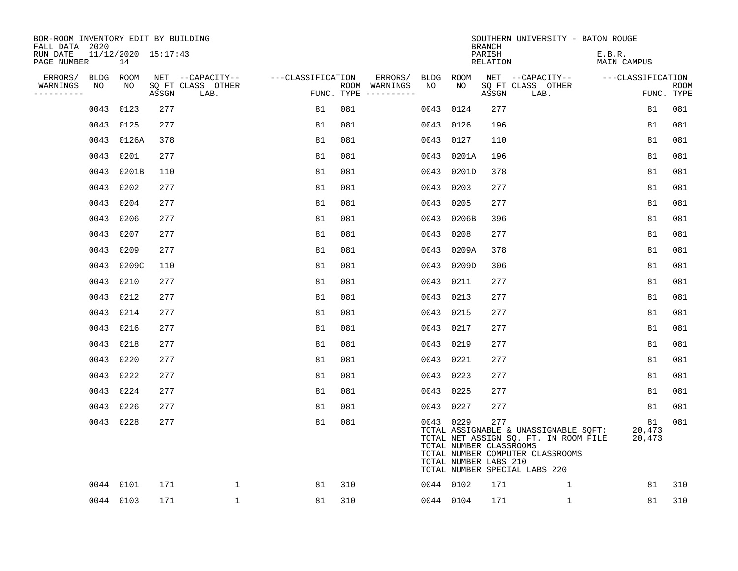BOR-ROOM INVENTORY EDIT BY BUILDING
FALL DATA 2020
RUN DATE 11/12/2020 15:17:43
PAGE NUMBER 14

SOUTHERN UNIVERSITY - BATON ROUGE
BRANCH
PARISH E.B.R.
RELATION MAIN CAMPUS

| ERRORS/ WARNINGS | BLDG NO | ROOM NO | NET SQ FT ASSGN | --CAPACITY-- CLASS LAB. | OTHER | ---CLASSIFICATION FUNC. | ROOM TYPE | ERRORS/ WARNINGS | BLDG NO | ROOM NO | NET SQ FT ASSGN | --CAPACITY-- CLASS LAB. | OTHER | ---CLASSIFICATION FUNC. | ROOM TYPE |
|---|---|---|---|---|---|---|---|---|---|---|---|---|---|---|---|
| | 0043 | 0123 | 277 | | | 81 | 081 | | 0043 | 0124 | 277 | | | 81 | 081 |
| | 0043 | 0125 | 277 | | | 81 | 081 | | 0043 | 0126 | 196 | | | 81 | 081 |
| | 0043 | 0126A | 378 | | | 81 | 081 | | 0043 | 0127 | 110 | | | 81 | 081 |
| | 0043 | 0201 | 277 | | | 81 | 081 | | 0043 | 0201A | 196 | | | 81 | 081 |
| | 0043 | 0201B | 110 | | | 81 | 081 | | 0043 | 0201D | 378 | | | 81 | 081 |
| | 0043 | 0202 | 277 | | | 81 | 081 | | 0043 | 0203 | 277 | | | 81 | 081 |
| | 0043 | 0204 | 277 | | | 81 | 081 | | 0043 | 0205 | 277 | | | 81 | 081 |
| | 0043 | 0206 | 277 | | | 81 | 081 | | 0043 | 0206B | 396 | | | 81 | 081 |
| | 0043 | 0207 | 277 | | | 81 | 081 | | 0043 | 0208 | 277 | | | 81 | 081 |
| | 0043 | 0209 | 277 | | | 81 | 081 | | 0043 | 0209A | 378 | | | 81 | 081 |
| | 0043 | 0209C | 110 | | | 81 | 081 | | 0043 | 0209D | 306 | | | 81 | 081 |
| | 0043 | 0210 | 277 | | | 81 | 081 | | 0043 | 0211 | 277 | | | 81 | 081 |
| | 0043 | 0212 | 277 | | | 81 | 081 | | 0043 | 0213 | 277 | | | 81 | 081 |
| | 0043 | 0214 | 277 | | | 81 | 081 | | 0043 | 0215 | 277 | | | 81 | 081 |
| | 0043 | 0216 | 277 | | | 81 | 081 | | 0043 | 0217 | 277 | | | 81 | 081 |
| | 0043 | 0218 | 277 | | | 81 | 081 | | 0043 | 0219 | 277 | | | 81 | 081 |
| | 0043 | 0220 | 277 | | | 81 | 081 | | 0043 | 0221 | 277 | | | 81 | 081 |
| | 0043 | 0222 | 277 | | | 81 | 081 | | 0043 | 0223 | 277 | | | 81 | 081 |
| | 0043 | 0224 | 277 | | | 81 | 081 | | 0043 | 0225 | 277 | | | 81 | 081 |
| | 0043 | 0226 | 277 | | | 81 | 081 | | 0043 | 0227 | 277 | | | 81 | 081 |
| | 0043 | 0228 | 277 | | | 81 | 081 | | 0043 | 0229 | 277 | | | 81 | 081 |

TOTAL ASSIGNABLE & UNASSIGNABLE SQFT: 20,473
TOTAL NET ASSIGN SQ. FT. IN ROOM FILE 20,473
TOTAL NUMBER CLASSROOMS
TOTAL NUMBER COMPUTER CLASSROOMS
TOTAL NUMBER LABS 210
TOTAL NUMBER SPECIAL LABS 220

| ERRORS/ WARNINGS | BLDG NO | ROOM NO | NET SQ FT ASSGN | --CAPACITY-- CLASS LAB. | OTHER | ---CLASSIFICATION FUNC. | ROOM TYPE | ERRORS/ WARNINGS | BLDG NO | ROOM NO | NET SQ FT ASSGN | --CAPACITY-- CLASS LAB. | OTHER | ---CLASSIFICATION FUNC. | ROOM TYPE |
|---|---|---|---|---|---|---|---|---|---|---|---|---|---|---|---|
| | 0044 | 0101 | 171 | | 1 | 81 | 310 | | 0044 | 0102 | 171 | | 1 | 81 | 310 |
| | 0044 | 0103 | 171 | | 1 | 81 | 310 | | 0044 | 0104 | 171 | | 1 | 81 | 310 |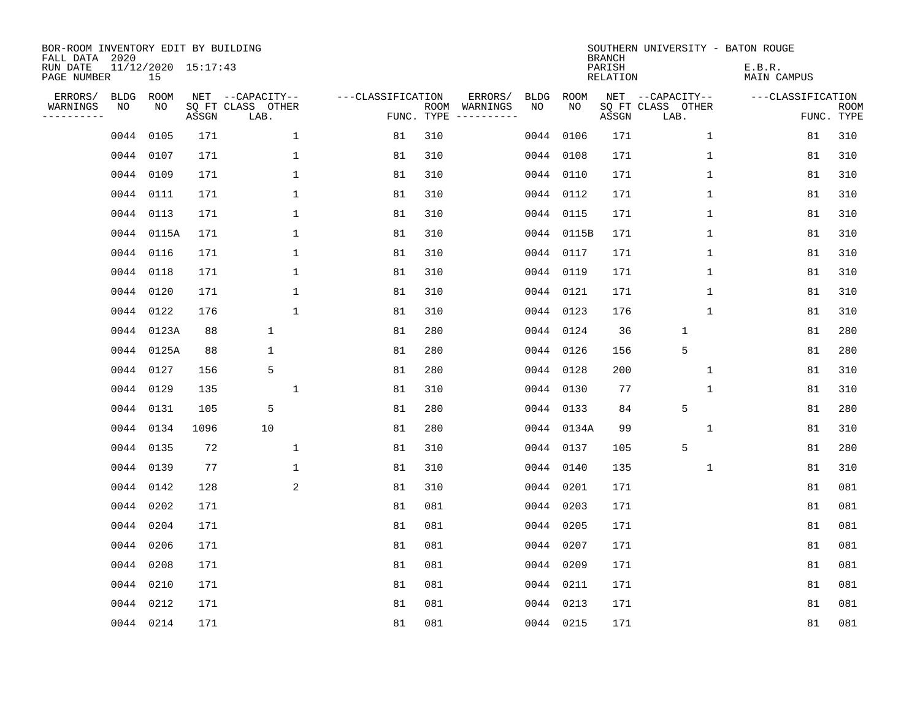BOR-ROOM INVENTORY EDIT BY BUILDING
FALL DATA 2020
RUN DATE 11/12/2020 15:17:43
PAGE NUMBER 15

SOUTHERN UNIVERSITY - BATON ROUGE
BRANCH
PARISH E.B.R.
RELATION MAIN CAMPUS

| ERRORS/ WARNINGS | BLDG NO | ROOM NO | NET SQ FT ASSGN | CAPACITY CLASS LAB. | CAPACITY OTHER | CLASSIFICATION FUNC. | ROOM TYPE | ERRORS/ WARNINGS | BLDG NO | ROOM NO | NET SQ FT ASSGN | CAPACITY CLASS LAB. | CAPACITY OTHER | CLASSIFICATION FUNC. | ROOM TYPE |
|---|---|---|---|---|---|---|---|---|---|---|---|---|---|---|---|
| | 0044 | 0105 | 171 | | 1 | 81 | 310 | | 0044 | 0106 | 171 | | 1 | 81 | 310 |
| | 0044 | 0107 | 171 | | 1 | 81 | 310 | | 0044 | 0108 | 171 | | 1 | 81 | 310 |
| | 0044 | 0109 | 171 | | 1 | 81 | 310 | | 0044 | 0110 | 171 | | 1 | 81 | 310 |
| | 0044 | 0111 | 171 | | 1 | 81 | 310 | | 0044 | 0112 | 171 | | 1 | 81 | 310 |
| | 0044 | 0113 | 171 | | 1 | 81 | 310 | | 0044 | 0115 | 171 | | 1 | 81 | 310 |
| | 0044 | 0115A | 171 | | 1 | 81 | 310 | | 0044 | 0115B | 171 | | 1 | 81 | 310 |
| | 0044 | 0116 | 171 | | 1 | 81 | 310 | | 0044 | 0117 | 171 | | 1 | 81 | 310 |
| | 0044 | 0118 | 171 | | 1 | 81 | 310 | | 0044 | 0119 | 171 | | 1 | 81 | 310 |
| | 0044 | 0120 | 171 | | 1 | 81 | 310 | | 0044 | 0121 | 171 | | 1 | 81 | 310 |
| | 0044 | 0122 | 176 | | 1 | 81 | 310 | | 0044 | 0123 | 176 | | 1 | 81 | 310 |
| | 0044 | 0123A | 88 | 1 | | 81 | 280 | | 0044 | 0124 | 36 | 1 | | 81 | 280 |
| | 0044 | 0125A | 88 | 1 | | 81 | 280 | | 0044 | 0126 | 156 | 5 | | 81 | 280 |
| | 0044 | 0127 | 156 | 5 | | 81 | 280 | | 0044 | 0128 | 200 | | 1 | 81 | 310 |
| | 0044 | 0129 | 135 | | 1 | 81 | 310 | | 0044 | 0130 | 77 | | 1 | 81 | 310 |
| | 0044 | 0131 | 105 | 5 | | 81 | 280 | | 0044 | 0133 | 84 | 5 | | 81 | 280 |
| | 0044 | 0134 | 1096 | 10 | | 81 | 280 | | 0044 | 0134A | 99 | | 1 | 81 | 310 |
| | 0044 | 0135 | 72 | | 1 | 81 | 310 | | 0044 | 0137 | 105 | 5 | | 81 | 280 |
| | 0044 | 0139 | 77 | | 1 | 81 | 310 | | 0044 | 0140 | 135 | | 1 | 81 | 310 |
| | 0044 | 0142 | 128 | | 2 | 81 | 310 | | 0044 | 0201 | 171 | | | 81 | 081 |
| | 0044 | 0202 | 171 | | | 81 | 081 | | 0044 | 0203 | 171 | | | 81 | 081 |
| | 0044 | 0204 | 171 | | | 81 | 081 | | 0044 | 0205 | 171 | | | 81 | 081 |
| | 0044 | 0206 | 171 | | | 81 | 081 | | 0044 | 0207 | 171 | | | 81 | 081 |
| | 0044 | 0208 | 171 | | | 81 | 081 | | 0044 | 0209 | 171 | | | 81 | 081 |
| | 0044 | 0210 | 171 | | | 81 | 081 | | 0044 | 0211 | 171 | | | 81 | 081 |
| | 0044 | 0212 | 171 | | | 81 | 081 | | 0044 | 0213 | 171 | | | 81 | 081 |
| | 0044 | 0214 | 171 | | | 81 | 081 | | 0044 | 0215 | 171 | | | 81 | 081 |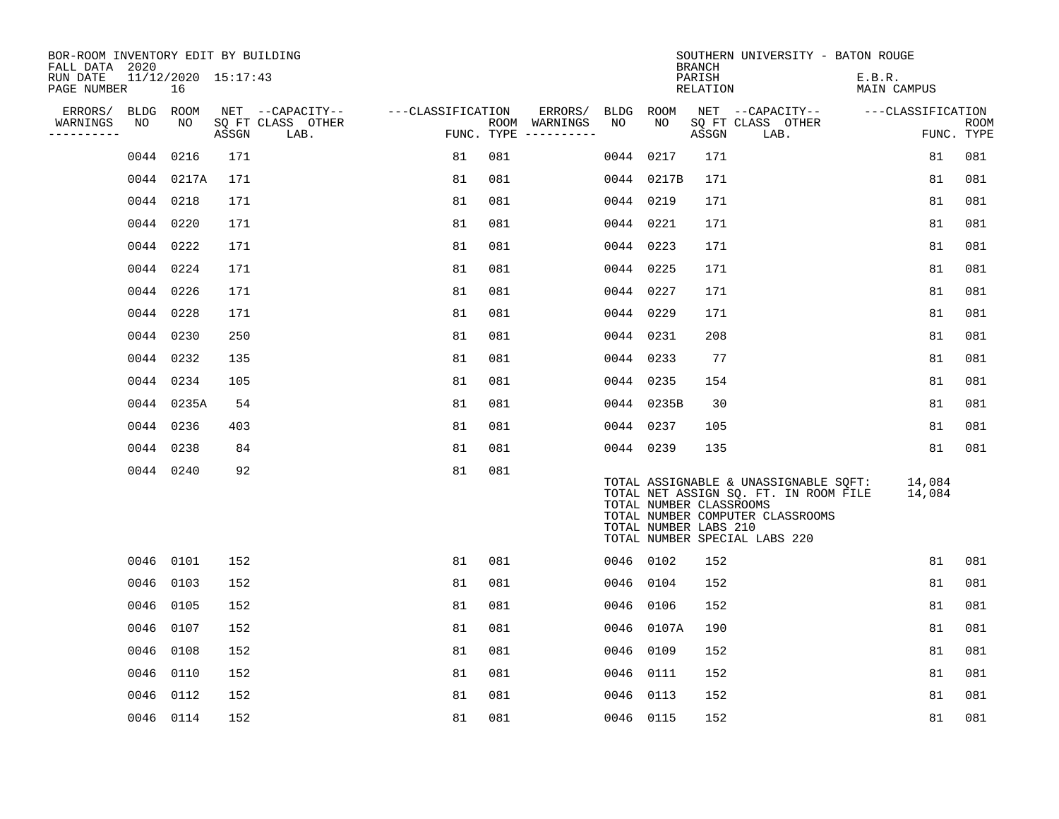BOR-ROOM INVENTORY EDIT BY BUILDING
FALL DATA 2020
RUN DATE 11/12/2020 15:17:43
PAGE NUMBER 16

SOUTHERN UNIVERSITY - BATON ROUGE
BRANCH
PARISH E.B.R.
RELATION MAIN CAMPUS

| ERRORS/ WARNINGS | BLDG NO | ROOM NO | NET SQ FT ASSGN | CAPACITY CLASS | CAPACITY OTHER LAB. | CLASSIFICATION FUNC. | ROOM TYPE | ERRORS/ WARNINGS | BLDG NO | ROOM NO | NET SQ FT ASSGN | CAPACITY CLASS | CAPACITY OTHER LAB. | CLASSIFICATION FUNC. | ROOM TYPE |
|---|---|---|---|---|---|---|---|---|---|---|---|---|---|---|---|
| | 0044 | 0216 | 171 | | | 81 | 081 | | 0044 | 0217 | 171 | | | 81 | 081 |
| | 0044 | 0217A | 171 | | | 81 | 081 | | 0044 | 0217B | 171 | | | 81 | 081 |
| | 0044 | 0218 | 171 | | | 81 | 081 | | 0044 | 0219 | 171 | | | 81 | 081 |
| | 0044 | 0220 | 171 | | | 81 | 081 | | 0044 | 0221 | 171 | | | 81 | 081 |
| | 0044 | 0222 | 171 | | | 81 | 081 | | 0044 | 0223 | 171 | | | 81 | 081 |
| | 0044 | 0224 | 171 | | | 81 | 081 | | 0044 | 0225 | 171 | | | 81 | 081 |
| | 0044 | 0226 | 171 | | | 81 | 081 | | 0044 | 0227 | 171 | | | 81 | 081 |
| | 0044 | 0228 | 171 | | | 81 | 081 | | 0044 | 0229 | 171 | | | 81 | 081 |
| | 0044 | 0230 | 250 | | | 81 | 081 | | 0044 | 0231 | 208 | | | 81 | 081 |
| | 0044 | 0232 | 135 | | | 81 | 081 | | 0044 | 0233 | 77 | | | 81 | 081 |
| | 0044 | 0234 | 105 | | | 81 | 081 | | 0044 | 0235 | 154 | | | 81 | 081 |
| | 0044 | 0235A | 54 | | | 81 | 081 | | 0044 | 0235B | 30 | | | 81 | 081 |
| | 0044 | 0236 | 403 | | | 81 | 081 | | 0044 | 0237 | 105 | | | 81 | 081 |
| | 0044 | 0238 | 84 | | | 81 | 081 | | 0044 | 0239 | 135 | | | 81 | 081 |
| | 0044 | 0240 | 92 | | | 81 | 081 | | | | | | | | |

TOTAL ASSIGNABLE & UNASSIGNABLE SQFT: 14,084
TOTAL NET ASSIGN SQ. FT. IN ROOM FILE 14,084
TOTAL NUMBER CLASSROOMS
TOTAL NUMBER COMPUTER CLASSROOMS
TOTAL NUMBER LABS 210
TOTAL NUMBER SPECIAL LABS 220

| ERRORS/ WARNINGS | BLDG NO | ROOM NO | NET SQ FT ASSGN | CAPACITY CLASS | CAPACITY OTHER LAB. | CLASSIFICATION FUNC. | ROOM TYPE | ERRORS/ WARNINGS | BLDG NO | ROOM NO | NET SQ FT ASSGN | CAPACITY CLASS | CAPACITY OTHER LAB. | CLASSIFICATION FUNC. | ROOM TYPE |
|---|---|---|---|---|---|---|---|---|---|---|---|---|---|---|---|
| | 0046 | 0101 | 152 | | | 81 | 081 | | 0046 | 0102 | 152 | | | 81 | 081 |
| | 0046 | 0103 | 152 | | | 81 | 081 | | 0046 | 0104 | 152 | | | 81 | 081 |
| | 0046 | 0105 | 152 | | | 81 | 081 | | 0046 | 0106 | 152 | | | 81 | 081 |
| | 0046 | 0107 | 152 | | | 81 | 081 | | 0046 | 0107A | 190 | | | 81 | 081 |
| | 0046 | 0108 | 152 | | | 81 | 081 | | 0046 | 0109 | 152 | | | 81 | 081 |
| | 0046 | 0110 | 152 | | | 81 | 081 | | 0046 | 0111 | 152 | | | 81 | 081 |
| | 0046 | 0112 | 152 | | | 81 | 081 | | 0046 | 0113 | 152 | | | 81 | 081 |
| | 0046 | 0114 | 152 | | | 81 | 081 | | 0046 | 0115 | 152 | | | 81 | 081 |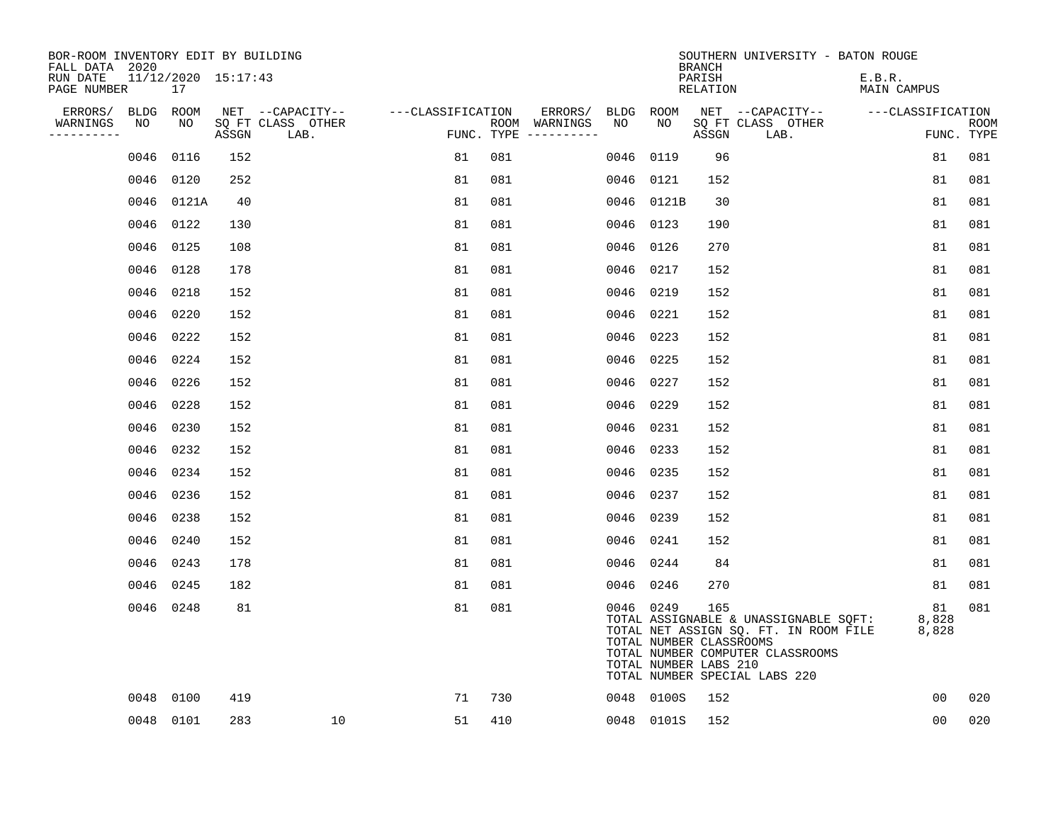BOR-ROOM INVENTORY EDIT BY BUILDING
FALL DATA 2020
RUN DATE 11/12/2020 15:17:43
PAGE NUMBER 17

SOUTHERN UNIVERSITY - BATON ROUGE
BRANCH
PARISH E.B.R.
RELATION MAIN CAMPUS

| ERRORS/ WARNINGS | BLDG NO | ROOM NO | NET SQ FT ASSGN | CAPACITY CLASS LAB. | CAPACITY OTHER | CLASSIFICATION FUNC. | ROOM TYPE | ERRORS/ WARNINGS | BLDG NO | ROOM NO | NET SQ FT ASSGN | CAPACITY CLASS LAB. | CAPACITY OTHER | CLASSIFICATION FUNC. | ROOM TYPE |
|---|---|---|---|---|---|---|---|---|---|---|---|---|---|---|---|
| | 0046 | 0116 | 152 | | | 81 | 081 | | 0046 | 0119 | 96 | | | 81 | 081 |
| | 0046 | 0120 | 252 | | | 81 | 081 | | 0046 | 0121 | 152 | | | 81 | 081 |
| | 0046 | 0121A | 40 | | | 81 | 081 | | 0046 | 0121B | 30 | | | 81 | 081 |
| | 0046 | 0122 | 130 | | | 81 | 081 | | 0046 | 0123 | 190 | | | 81 | 081 |
| | 0046 | 0125 | 108 | | | 81 | 081 | | 0046 | 0126 | 270 | | | 81 | 081 |
| | 0046 | 0128 | 178 | | | 81 | 081 | | 0046 | 0217 | 152 | | | 81 | 081 |
| | 0046 | 0218 | 152 | | | 81 | 081 | | 0046 | 0219 | 152 | | | 81 | 081 |
| | 0046 | 0220 | 152 | | | 81 | 081 | | 0046 | 0221 | 152 | | | 81 | 081 |
| | 0046 | 0222 | 152 | | | 81 | 081 | | 0046 | 0223 | 152 | | | 81 | 081 |
| | 0046 | 0224 | 152 | | | 81 | 081 | | 0046 | 0225 | 152 | | | 81 | 081 |
| | 0046 | 0226 | 152 | | | 81 | 081 | | 0046 | 0227 | 152 | | | 81 | 081 |
| | 0046 | 0228 | 152 | | | 81 | 081 | | 0046 | 0229 | 152 | | | 81 | 081 |
| | 0046 | 0230 | 152 | | | 81 | 081 | | 0046 | 0231 | 152 | | | 81 | 081 |
| | 0046 | 0232 | 152 | | | 81 | 081 | | 0046 | 0233 | 152 | | | 81 | 081 |
| | 0046 | 0234 | 152 | | | 81 | 081 | | 0046 | 0235 | 152 | | | 81 | 081 |
| | 0046 | 0236 | 152 | | | 81 | 081 | | 0046 | 0237 | 152 | | | 81 | 081 |
| | 0046 | 0238 | 152 | | | 81 | 081 | | 0046 | 0239 | 152 | | | 81 | 081 |
| | 0046 | 0240 | 152 | | | 81 | 081 | | 0046 | 0241 | 152 | | | 81 | 081 |
| | 0046 | 0243 | 178 | | | 81 | 081 | | 0046 | 0244 | 84 | | | 81 | 081 |
| | 0046 | 0245 | 182 | | | 81 | 081 | | 0046 | 0246 | 270 | | | 81 | 081 |
| | 0046 | 0248 | 81 | | | 81 | 081 | | 0046 | 0249 | 165 | | | 81 | 081 |

TOTAL ASSIGNABLE & UNASSIGNABLE SQFT: 8,828
TOTAL NET ASSIGN SQ. FT. IN ROOM FILE 8,828
TOTAL NUMBER CLASSROOMS
TOTAL NUMBER COMPUTER CLASSROOMS
TOTAL NUMBER LABS 210
TOTAL NUMBER SPECIAL LABS 220

| ERRORS/ WARNINGS | BLDG NO | ROOM NO | NET SQ FT ASSGN | CAPACITY CLASS LAB. | CAPACITY OTHER | CLASSIFICATION FUNC. | ROOM TYPE | ERRORS/ WARNINGS | BLDG NO | ROOM NO | NET SQ FT ASSGN | CAPACITY CLASS LAB. | CAPACITY OTHER | CLASSIFICATION FUNC. | ROOM TYPE |
|---|---|---|---|---|---|---|---|---|---|---|---|---|---|---|---|
| | 0048 | 0100 | 419 | | | 71 | 730 | | 0048 | 0100S | 152 | | | 00 | 020 |
| | 0048 | 0101 | 283 | | 10 | 51 | 410 | | 0048 | 0101S | 152 | | | 00 | 020 |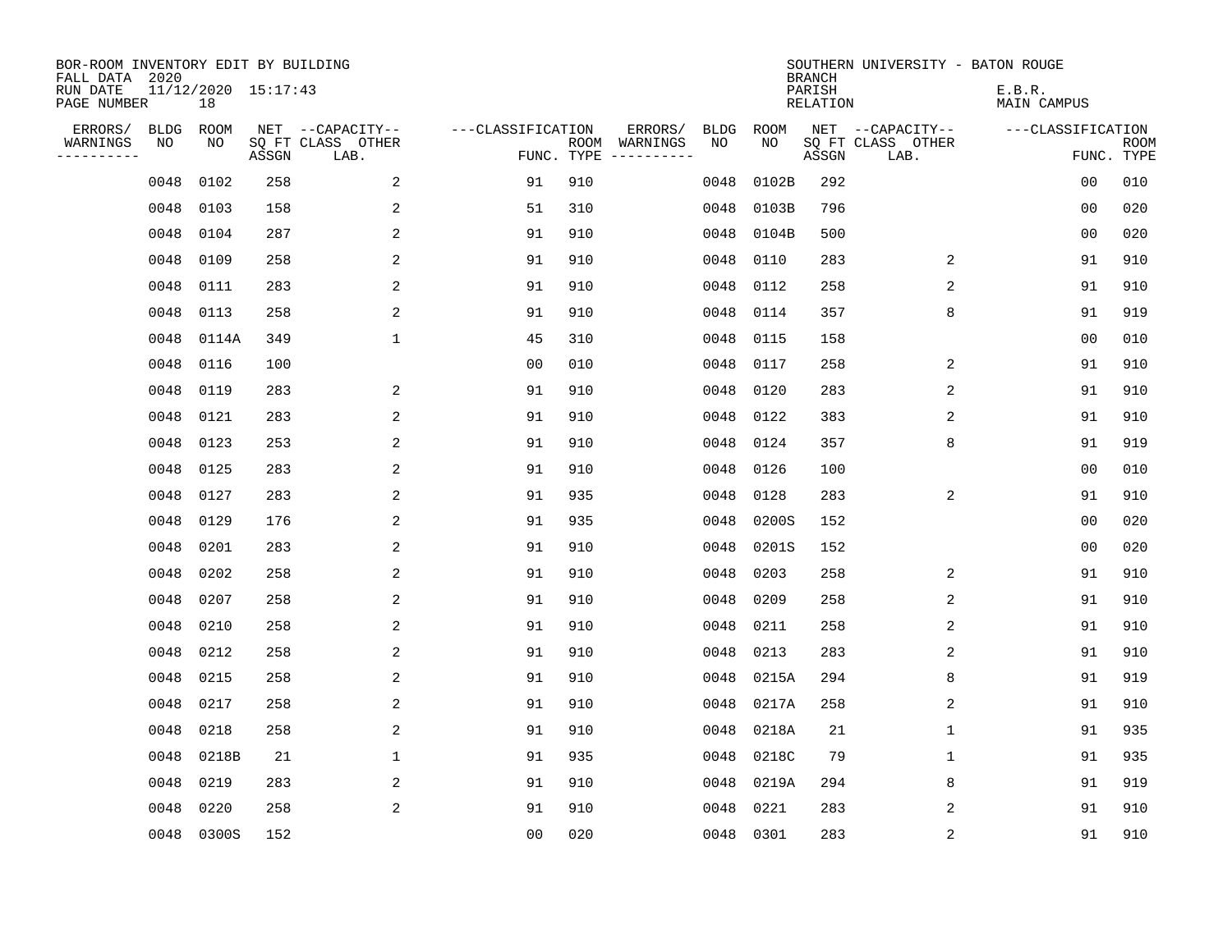BOR-ROOM INVENTORY EDIT BY BUILDING
FALL DATA 2020
RUN DATE 11/12/2020 15:17:43
PAGE NUMBER 18

SOUTHERN UNIVERSITY - BATON ROUGE
BRANCH
PARISH E.B.R.
RELATION MAIN CAMPUS

| ERRORS/ WARNINGS | BLDG NO | ROOM NO | NET SQ FT ASSGN | CAPACITY CLASS | CAPACITY OTHER LAB. | CLASSIFICATION FUNC. | ROOM TYPE | ERRORS/ WARNINGS | BLDG NO | ROOM NO | NET SQ FT ASSGN | CAPACITY CLASS | CAPACITY OTHER LAB. | CLASSIFICATION FUNC. | ROOM TYPE |
|---|---|---|---|---|---|---|---|---|---|---|---|---|---|---|---|
| | 0048 | 0102 | 258 | | 2 | 91 | 910 | | 0048 | 0102B | 292 | | | 00 | 010 |
| | 0048 | 0103 | 158 | | 2 | 51 | 310 | | 0048 | 0103B | 796 | | | 00 | 020 |
| | 0048 | 0104 | 287 | | 2 | 91 | 910 | | 0048 | 0104B | 500 | | | 00 | 020 |
| | 0048 | 0109 | 258 | | 2 | 91 | 910 | | 0048 | 0110 | 283 | | 2 | 91 | 910 |
| | 0048 | 0111 | 283 | | 2 | 91 | 910 | | 0048 | 0112 | 258 | | 2 | 91 | 910 |
| | 0048 | 0113 | 258 | | 2 | 91 | 910 | | 0048 | 0114 | 357 | | 8 | 91 | 919 |
| | 0048 | 0114A | 349 | | 1 | 45 | 310 | | 0048 | 0115 | 158 | | | 00 | 010 |
| | 0048 | 0116 | 100 | | | 00 | 010 | | 0048 | 0117 | 258 | | 2 | 91 | 910 |
| | 0048 | 0119 | 283 | | 2 | 91 | 910 | | 0048 | 0120 | 283 | | 2 | 91 | 910 |
| | 0048 | 0121 | 283 | | 2 | 91 | 910 | | 0048 | 0122 | 383 | | 2 | 91 | 910 |
| | 0048 | 0123 | 253 | | 2 | 91 | 910 | | 0048 | 0124 | 357 | | 8 | 91 | 919 |
| | 0048 | 0125 | 283 | | 2 | 91 | 910 | | 0048 | 0126 | 100 | | | 00 | 010 |
| | 0048 | 0127 | 283 | | 2 | 91 | 935 | | 0048 | 0128 | 283 | | 2 | 91 | 910 |
| | 0048 | 0129 | 176 | | 2 | 91 | 935 | | 0048 | 0200S | 152 | | | 00 | 020 |
| | 0048 | 0201 | 283 | | 2 | 91 | 910 | | 0048 | 0201S | 152 | | | 00 | 020 |
| | 0048 | 0202 | 258 | | 2 | 91 | 910 | | 0048 | 0203 | 258 | | 2 | 91 | 910 |
| | 0048 | 0207 | 258 | | 2 | 91 | 910 | | 0048 | 0209 | 258 | | 2 | 91 | 910 |
| | 0048 | 0210 | 258 | | 2 | 91 | 910 | | 0048 | 0211 | 258 | | 2 | 91 | 910 |
| | 0048 | 0212 | 258 | | 2 | 91 | 910 | | 0048 | 0213 | 283 | | 2 | 91 | 910 |
| | 0048 | 0215 | 258 | | 2 | 91 | 910 | | 0048 | 0215A | 294 | | 8 | 91 | 919 |
| | 0048 | 0217 | 258 | | 2 | 91 | 910 | | 0048 | 0217A | 258 | | 2 | 91 | 910 |
| | 0048 | 0218 | 258 | | 2 | 91 | 910 | | 0048 | 0218A | 21 | | 1 | 91 | 935 |
| | 0048 | 0218B | 21 | | 1 | 91 | 935 | | 0048 | 0218C | 79 | | 1 | 91 | 935 |
| | 0048 | 0219 | 283 | | 2 | 91 | 910 | | 0048 | 0219A | 294 | | 8 | 91 | 919 |
| | 0048 | 0220 | 258 | | 2 | 91 | 910 | | 0048 | 0221 | 283 | | 2 | 91 | 910 |
| | 0048 | 0300S | 152 | | | 00 | 020 | | 0048 | 0301 | 283 | | 2 | 91 | 910 |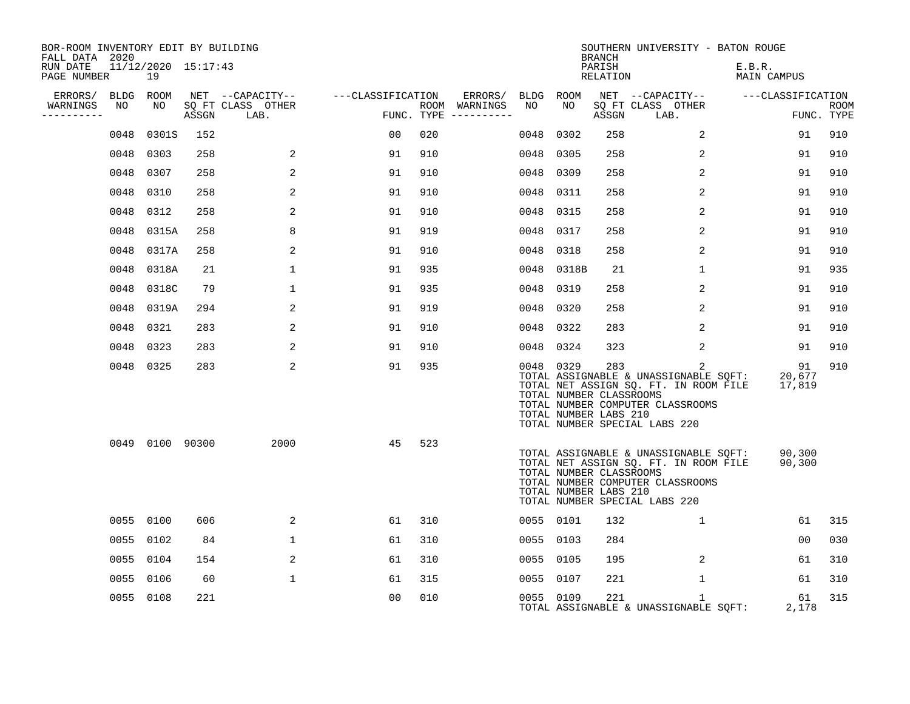BOR-ROOM INVENTORY EDIT BY BUILDING
FALL DATA 2020
RUN DATE 11/12/2020 15:17:43
PAGE NUMBER 19

SOUTHERN UNIVERSITY - BATON ROUGE
BRANCH
PARISH E.B.R.
RELATION MAIN CAMPUS

| ERRORS/ WARNINGS | BLDG NO | ROOM NO | NET SQ FT ASSGN | CAPACITY CLASS LAB. | OTHER | CLASSIFICATION FUNC. | ROOM TYPE | ERRORS/ WARNINGS | BLDG NO | ROOM NO | NET SQ FT ASSGN | CAPACITY CLASS LAB. | OTHER | CLASSIFICATION FUNC. | ROOM TYPE |
|---|---|---|---|---|---|---|---|---|---|---|---|---|---|---|---|
| | 0048 | 0301S | 152 | | | 00 | 020 | | 0048 | 0302 | 258 | | 2 | 91 | 910 |
| | 0048 | 0303 | 258 | | 2 | 91 | 910 | | 0048 | 0305 | 258 | | 2 | 91 | 910 |
| | 0048 | 0307 | 258 | | 2 | 91 | 910 | | 0048 | 0309 | 258 | | 2 | 91 | 910 |
| | 0048 | 0310 | 258 | | 2 | 91 | 910 | | 0048 | 0311 | 258 | | 2 | 91 | 910 |
| | 0048 | 0312 | 258 | | 2 | 91 | 910 | | 0048 | 0315 | 258 | | 2 | 91 | 910 |
| | 0048 | 0315A | 258 | | 8 | 91 | 919 | | 0048 | 0317 | 258 | | 2 | 91 | 910 |
| | 0048 | 0317A | 258 | | 2 | 91 | 910 | | 0048 | 0318 | 258 | | 2 | 91 | 910 |
| | 0048 | 0318A | 21 | | 1 | 91 | 935 | | 0048 | 0318B | 21 | | 1 | 91 | 935 |
| | 0048 | 0318C | 79 | | 1 | 91 | 935 | | 0048 | 0319 | 258 | | 2 | 91 | 910 |
| | 0048 | 0319A | 294 | | 2 | 91 | 919 | | 0048 | 0320 | 258 | | 2 | 91 | 910 |
| | 0048 | 0321 | 283 | | 2 | 91 | 910 | | 0048 | 0322 | 283 | | 2 | 91 | 910 |
| | 0048 | 0323 | 283 | | 2 | 91 | 910 | | 0048 | 0324 | 323 | | 2 | 91 | 910 |
| | 0048 | 0325 | 283 | | 2 | 91 | 935 | | 0048 | 0329 | 283 | | 2 | 91 | 910 |

TOTAL ASSIGNABLE & UNASSIGNABLE SQFT: 20,677
TOTAL NET ASSIGN SQ. FT. IN ROOM FILE 17,819
TOTAL NUMBER CLASSROOMS
TOTAL NUMBER COMPUTER CLASSROOMS
TOTAL NUMBER LABS 210
TOTAL NUMBER SPECIAL LABS 220

| ERRORS/ WARNINGS | BLDG NO | ROOM NO | NET SQ FT ASSGN | CAPACITY CLASS LAB. | OTHER | CLASSIFICATION FUNC. | ROOM TYPE |
|---|---|---|---|---|---|---|---|
| | 0049 | 0100 | 90300 | | 2000 | 45 | 523 |

TOTAL ASSIGNABLE & UNASSIGNABLE SQFT: 90,300
TOTAL NET ASSIGN SQ. FT. IN ROOM FILE 90,300
TOTAL NUMBER CLASSROOMS
TOTAL NUMBER COMPUTER CLASSROOMS
TOTAL NUMBER LABS 210
TOTAL NUMBER SPECIAL LABS 220

| ERRORS/ WARNINGS | BLDG NO | ROOM NO | NET SQ FT ASSGN | CAPACITY CLASS LAB. | OTHER | CLASSIFICATION FUNC. | ROOM TYPE | ERRORS/ WARNINGS | BLDG NO | ROOM NO | NET SQ FT ASSGN | CAPACITY CLASS LAB. | OTHER | CLASSIFICATION FUNC. | ROOM TYPE |
|---|---|---|---|---|---|---|---|---|---|---|---|---|---|---|---|
| | 0055 | 0100 | 606 | | 2 | 61 | 310 | | 0055 | 0101 | 132 | | 1 | 61 | 315 |
| | 0055 | 0102 | 84 | | 1 | 61 | 310 | | 0055 | 0103 | 284 | | | 00 | 030 |
| | 0055 | 0104 | 154 | | 2 | 61 | 310 | | 0055 | 0105 | 195 | | 2 | 61 | 310 |
| | 0055 | 0106 | 60 | | 1 | 61 | 315 | | 0055 | 0107 | 221 | | 1 | 61 | 310 |
| | 0055 | 0108 | 221 | | | 00 | 010 | | 0055 | 0109 | 221 | | 1 | 61 | 315 |

TOTAL ASSIGNABLE & UNASSIGNABLE SQFT: 2,178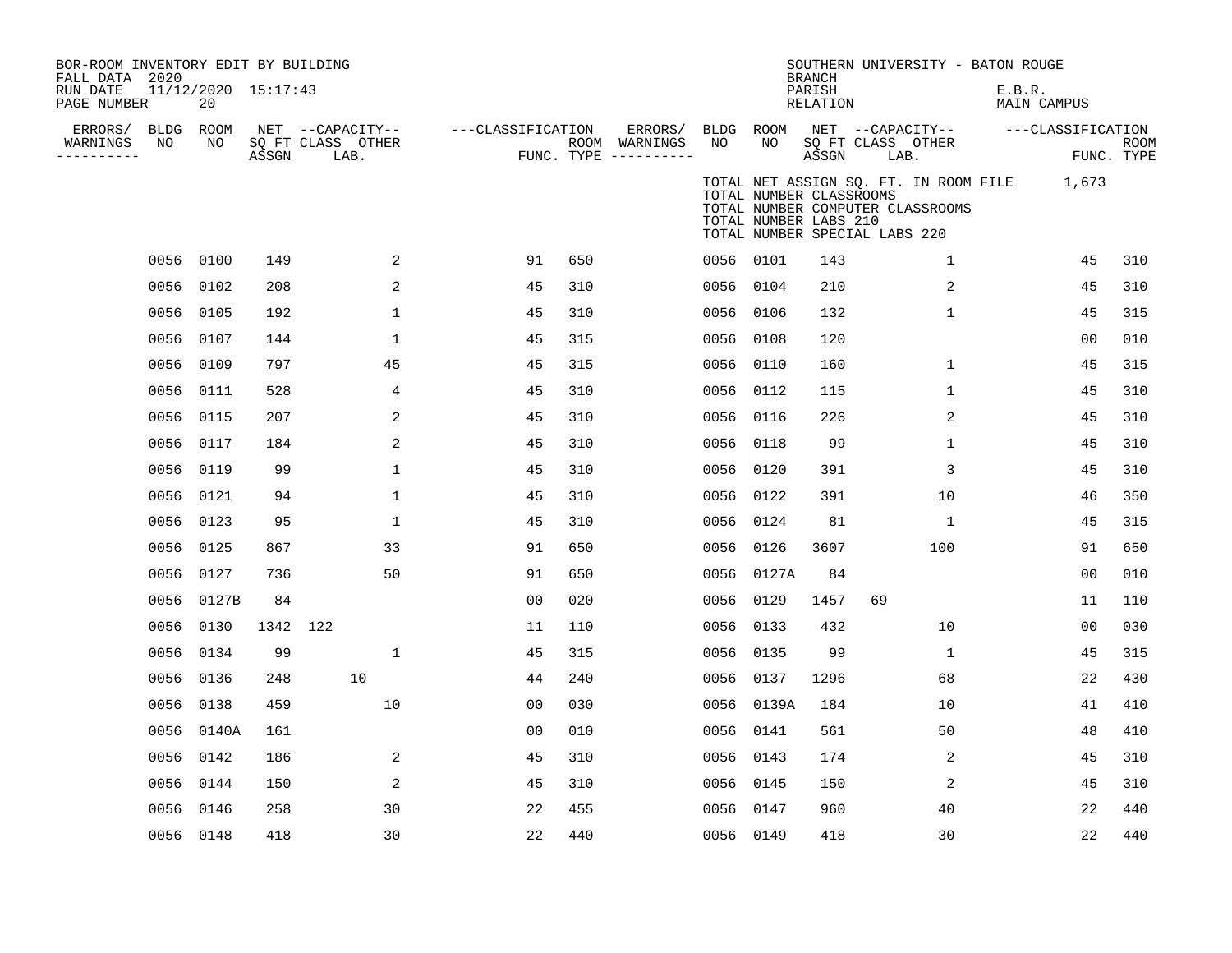BOR-ROOM INVENTORY EDIT BY BUILDING
FALL DATA 2020
RUN DATE 11/12/2020 15:17:43
PAGE NUMBER 20

SOUTHERN UNIVERSITY - BATON ROUGE
BRANCH
PARISH E.B.R.
RELATION MAIN CAMPUS

TOTAL NET ASSIGN SQ. FT. IN ROOM FILE 1,673
TOTAL NUMBER CLASSROOMS
TOTAL NUMBER COMPUTER CLASSROOMS
TOTAL NUMBER LABS 210
TOTAL NUMBER SPECIAL LABS 220

| ERRORS/ WARNINGS | BLDG NO | ROOM NO | NET SQ FT ASSGN | CAPACITY CLASS | CAPACITY LAB. | CAPACITY OTHER | CLASSIFICATION FUNC. | ROOM TYPE | ERRORS/ WARNINGS | BLDG NO | ROOM NO | NET SQ FT ASSGN | CAPACITY CLASS | CAPACITY LAB. | CAPACITY OTHER | CLASSIFICATION FUNC. | ROOM TYPE |
|---|---|---|---|---|---|---|---|---|---|---|---|---|---|---|---|---|---|
| | 0056 | 0100 | 149 | | | 2 | 91 | 650 | | 0056 | 0101 | 143 | | | 1 | 45 | 310 |
| | 0056 | 0102 | 208 | | | 2 | 45 | 310 | | 0056 | 0104 | 210 | | | 2 | 45 | 310 |
| | 0056 | 0105 | 192 | | | 1 | 45 | 310 | | 0056 | 0106 | 132 | | | 1 | 45 | 315 |
| | 0056 | 0107 | 144 | | | 1 | 45 | 315 | | 0056 | 0108 | 120 | | | | 00 | 010 |
| | 0056 | 0109 | 797 | | | 45 | 45 | 315 | | 0056 | 0110 | 160 | | | 1 | 45 | 315 |
| | 0056 | 0111 | 528 | | | 4 | 45 | 310 | | 0056 | 0112 | 115 | | | 1 | 45 | 310 |
| | 0056 | 0115 | 207 | | | 2 | 45 | 310 | | 0056 | 0116 | 226 | | | 2 | 45 | 310 |
| | 0056 | 0117 | 184 | | | 2 | 45 | 310 | | 0056 | 0118 | 99 | | | 1 | 45 | 310 |
| | 0056 | 0119 | 99 | | | 1 | 45 | 310 | | 0056 | 0120 | 391 | | | 3 | 45 | 310 |
| | 0056 | 0121 | 94 | | | 1 | 45 | 310 | | 0056 | 0122 | 391 | | | 10 | 46 | 350 |
| | 0056 | 0123 | 95 | | | 1 | 45 | 310 | | 0056 | 0124 | 81 | | | 1 | 45 | 315 |
| | 0056 | 0125 | 867 | | | 33 | 91 | 650 | | 0056 | 0126 | 3607 | | | 100 | 91 | 650 |
| | 0056 | 0127 | 736 | | | 50 | 91 | 650 | | 0056 | 0127A | 84 | | | | 00 | 010 |
| | 0056 | 0127B | 84 | | | | 00 | 020 | | 0056 | 0129 | 1457 | 69 | | | 11 | 110 |
| | 0056 | 0130 | 1342 | 122 | | | 11 | 110 | | 0056 | 0133 | 432 | | | 10 | 00 | 030 |
| | 0056 | 0134 | 99 | | | 1 | 45 | 315 | | 0056 | 0135 | 99 | | | 1 | 45 | 315 |
| | 0056 | 0136 | 248 | | 10 | | 44 | 240 | | 0056 | 0137 | 1296 | | | 68 | 22 | 430 |
| | 0056 | 0138 | 459 | | | 10 | 00 | 030 | | 0056 | 0139A | 184 | | | 10 | 41 | 410 |
| | 0056 | 0140A | 161 | | | | 00 | 010 | | 0056 | 0141 | 561 | | | 50 | 48 | 410 |
| | 0056 | 0142 | 186 | | | 2 | 45 | 310 | | 0056 | 0143 | 174 | | | 2 | 45 | 310 |
| | 0056 | 0144 | 150 | | | 2 | 45 | 310 | | 0056 | 0145 | 150 | | | 2 | 45 | 310 |
| | 0056 | 0146 | 258 | | | 30 | 22 | 455 | | 0056 | 0147 | 960 | | | 40 | 22 | 440 |
| | 0056 | 0148 | 418 | | | 30 | 22 | 440 | | 0056 | 0149 | 418 | | | 30 | 22 | 440 |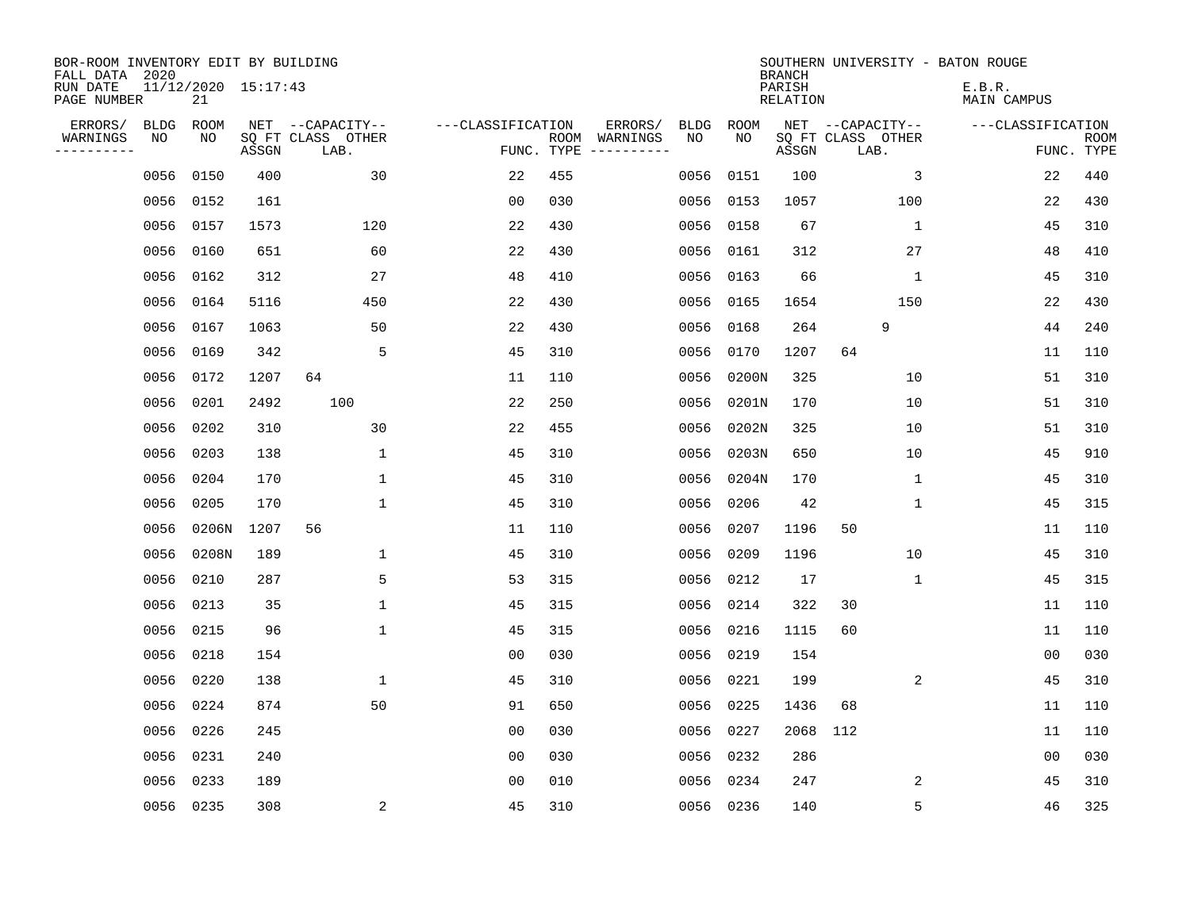BOR-ROOM INVENTORY EDIT BY BUILDING
FALL DATA 2020
RUN DATE 11/12/2020 15:17:43
PAGE NUMBER 21

SOUTHERN UNIVERSITY - BATON ROUGE
BRANCH
PARISH E.B.R.
RELATION MAIN CAMPUS

| ERRORS/ WARNINGS | BLDG NO | ROOM NO | NET ASSGN SQ FT | CAPACITY CLASS | CAPACITY LAB. | CAPACITY OTHER | CLASSIFICATION FUNC. | ROOM TYPE | ERRORS/ WARNINGS | BLDG NO | ROOM NO | NET ASSGN SQ FT | CAPACITY CLASS | CAPACITY LAB. | CAPACITY OTHER | CLASSIFICATION FUNC. | ROOM TYPE |
|---|---|---|---|---|---|---|---|---|---|---|---|---|---|---|---|---|---|
| | 0056 | 0150 | 400 | | | 30 | 22 | 455 | | 0056 | 0151 | 100 | | | 3 | 22 | 440 |
| | 0056 | 0152 | 161 | | | | 00 | 030 | | 0056 | 0153 | 1057 | | | 100 | 22 | 430 |
| | 0056 | 0157 | 1573 | | | 120 | 22 | 430 | | 0056 | 0158 | 67 | | | 1 | 45 | 310 |
| | 0056 | 0160 | 651 | | | 60 | 22 | 430 | | 0056 | 0161 | 312 | | | 27 | 48 | 410 |
| | 0056 | 0162 | 312 | | | 27 | 48 | 410 | | 0056 | 0163 | 66 | | | 1 | 45 | 310 |
| | 0056 | 0164 | 5116 | | | 450 | 22 | 430 | | 0056 | 0165 | 1654 | | | 150 | 22 | 430 |
| | 0056 | 0167 | 1063 | | | 50 | 22 | 430 | | 0056 | 0168 | 264 | | 9 | | 44 | 240 |
| | 0056 | 0169 | 342 | | | 5 | 45 | 310 | | 0056 | 0170 | 1207 | 64 | | | 11 | 110 |
| | 0056 | 0172 | 1207 | 64 | | | 11 | 110 | | 0056 | 0200N | 325 | | | 10 | 51 | 310 |
| | 0056 | 0201 | 2492 | | 100 | | 22 | 250 | | 0056 | 0201N | 170 | | | 10 | 51 | 310 |
| | 0056 | 0202 | 310 | | | 30 | 22 | 455 | | 0056 | 0202N | 325 | | | 10 | 51 | 310 |
| | 0056 | 0203 | 138 | | | 1 | 45 | 310 | | 0056 | 0203N | 650 | | | 10 | 45 | 910 |
| | 0056 | 0204 | 170 | | | 1 | 45 | 310 | | 0056 | 0204N | 170 | | | 1 | 45 | 310 |
| | 0056 | 0205 | 170 | | | 1 | 45 | 310 | | 0056 | 0206 | 42 | | | 1 | 45 | 315 |
| | 0056 | 0206N | 1207 | 56 | | | 11 | 110 | | 0056 | 0207 | 1196 | 50 | | | 11 | 110 |
| | 0056 | 0208N | 189 | | | 1 | 45 | 310 | | 0056 | 0209 | 1196 | | | 10 | 45 | 310 |
| | 0056 | 0210 | 287 | | | 5 | 53 | 315 | | 0056 | 0212 | 17 | | | 1 | 45 | 315 |
| | 0056 | 0213 | 35 | | | 1 | 45 | 315 | | 0056 | 0214 | 322 | 30 | | | 11 | 110 |
| | 0056 | 0215 | 96 | | | 1 | 45 | 315 | | 0056 | 0216 | 1115 | 60 | | | 11 | 110 |
| | 0056 | 0218 | 154 | | | | 00 | 030 | | 0056 | 0219 | 154 | | | | 00 | 030 |
| | 0056 | 0220 | 138 | | | 1 | 45 | 310 | | 0056 | 0221 | 199 | | | 2 | 45 | 310 |
| | 0056 | 0224 | 874 | | | 50 | 91 | 650 | | 0056 | 0225 | 1436 | 68 | | | 11 | 110 |
| | 0056 | 0226 | 245 | | | | 00 | 030 | | 0056 | 0227 | 2068 | 112 | | | 11 | 110 |
| | 0056 | 0231 | 240 | | | | 00 | 030 | | 0056 | 0232 | 286 | | | | 00 | 030 |
| | 0056 | 0233 | 189 | | | | 00 | 010 | | 0056 | 0234 | 247 | | | 2 | 45 | 310 |
| | 0056 | 0235 | 308 | | | 2 | 45 | 310 | | 0056 | 0236 | 140 | | | 5 | 46 | 325 |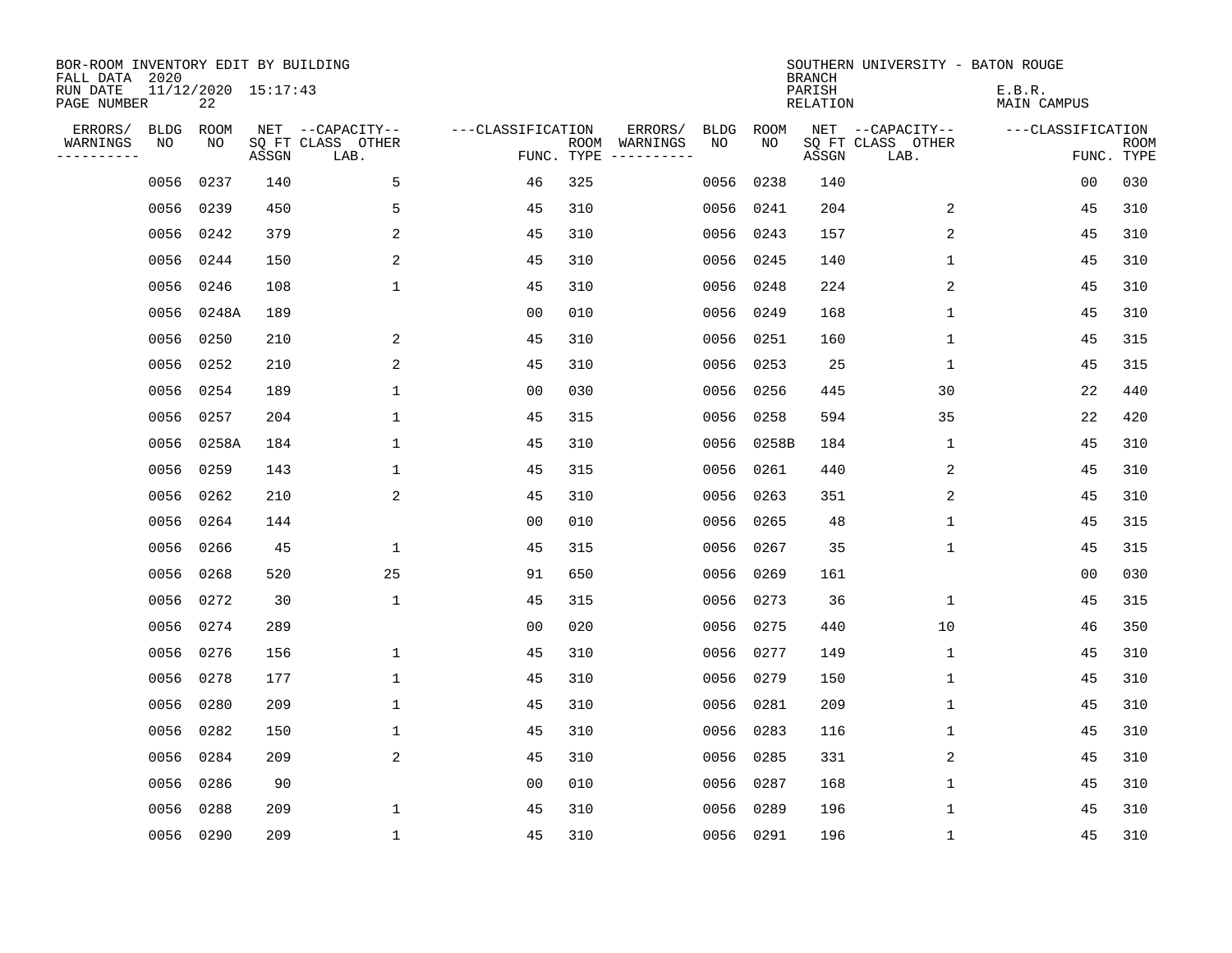BOR-ROOM INVENTORY EDIT BY BUILDING
FALL DATA 2020
RUN DATE 11/12/2020 15:17:43
PAGE NUMBER 22

SOUTHERN UNIVERSITY - BATON ROUGE
BRANCH
PARISH E.B.R.
RELATION MAIN CAMPUS

| ERRORS/ WARNINGS | BLDG NO | ROOM NO | NET SQ FT ASSGN | CAPACITY CLASS LAB. | CAPACITY OTHER | CLASSIFICATION FUNC. | ROOM TYPE | ERRORS/ WARNINGS | BLDG NO | ROOM NO | NET SQ FT ASSGN | CAPACITY CLASS LAB. | CAPACITY OTHER | CLASSIFICATION FUNC. | ROOM TYPE |
|---|---|---|---|---|---|---|---|---|---|---|---|---|---|---|---|
| | 0056 | 0237 | 140 | | 5 | 46 | 325 | | 0056 | 0238 | 140 | | | 00 | 030 |
| | 0056 | 0239 | 450 | | 5 | 45 | 310 | | 0056 | 0241 | 204 | | 2 | 45 | 310 |
| | 0056 | 0242 | 379 | | 2 | 45 | 310 | | 0056 | 0243 | 157 | | 2 | 45 | 310 |
| | 0056 | 0244 | 150 | | 2 | 45 | 310 | | 0056 | 0245 | 140 | | 1 | 45 | 310 |
| | 0056 | 0246 | 108 | | 1 | 45 | 310 | | 0056 | 0248 | 224 | | 2 | 45 | 310 |
| | 0056 | 0248A | 189 | | | 00 | 010 | | 0056 | 0249 | 168 | | 1 | 45 | 310 |
| | 0056 | 0250 | 210 | | 2 | 45 | 310 | | 0056 | 0251 | 160 | | 1 | 45 | 315 |
| | 0056 | 0252 | 210 | | 2 | 45 | 310 | | 0056 | 0253 | 25 | | 1 | 45 | 315 |
| | 0056 | 0254 | 189 | | 1 | 00 | 030 | | 0056 | 0256 | 445 | | 30 | 22 | 440 |
| | 0056 | 0257 | 204 | | 1 | 45 | 315 | | 0056 | 0258 | 594 | | 35 | 22 | 420 |
| | 0056 | 0258A | 184 | | 1 | 45 | 310 | | 0056 | 0258B | 184 | | 1 | 45 | 310 |
| | 0056 | 0259 | 143 | | 1 | 45 | 315 | | 0056 | 0261 | 440 | | 2 | 45 | 310 |
| | 0056 | 0262 | 210 | | 2 | 45 | 310 | | 0056 | 0263 | 351 | | 2 | 45 | 310 |
| | 0056 | 0264 | 144 | | | 00 | 010 | | 0056 | 0265 | 48 | | 1 | 45 | 315 |
| | 0056 | 0266 | 45 | | 1 | 45 | 315 | | 0056 | 0267 | 35 | | 1 | 45 | 315 |
| | 0056 | 0268 | 520 | | 25 | 91 | 650 | | 0056 | 0269 | 161 | | | 00 | 030 |
| | 0056 | 0272 | 30 | | 1 | 45 | 315 | | 0056 | 0273 | 36 | | 1 | 45 | 315 |
| | 0056 | 0274 | 289 | | | 00 | 020 | | 0056 | 0275 | 440 | | 10 | 46 | 350 |
| | 0056 | 0276 | 156 | | 1 | 45 | 310 | | 0056 | 0277 | 149 | | 1 | 45 | 310 |
| | 0056 | 0278 | 177 | | 1 | 45 | 310 | | 0056 | 0279 | 150 | | 1 | 45 | 310 |
| | 0056 | 0280 | 209 | | 1 | 45 | 310 | | 0056 | 0281 | 209 | | 1 | 45 | 310 |
| | 0056 | 0282 | 150 | | 1 | 45 | 310 | | 0056 | 0283 | 116 | | 1 | 45 | 310 |
| | 0056 | 0284 | 209 | | 2 | 45 | 310 | | 0056 | 0285 | 331 | | 2 | 45 | 310 |
| | 0056 | 0286 | 90 | | | 00 | 010 | | 0056 | 0287 | 168 | | 1 | 45 | 310 |
| | 0056 | 0288 | 209 | | 1 | 45 | 310 | | 0056 | 0289 | 196 | | 1 | 45 | 310 |
| | 0056 | 0290 | 209 | | 1 | 45 | 310 | | 0056 | 0291 | 196 | | 1 | 45 | 310 |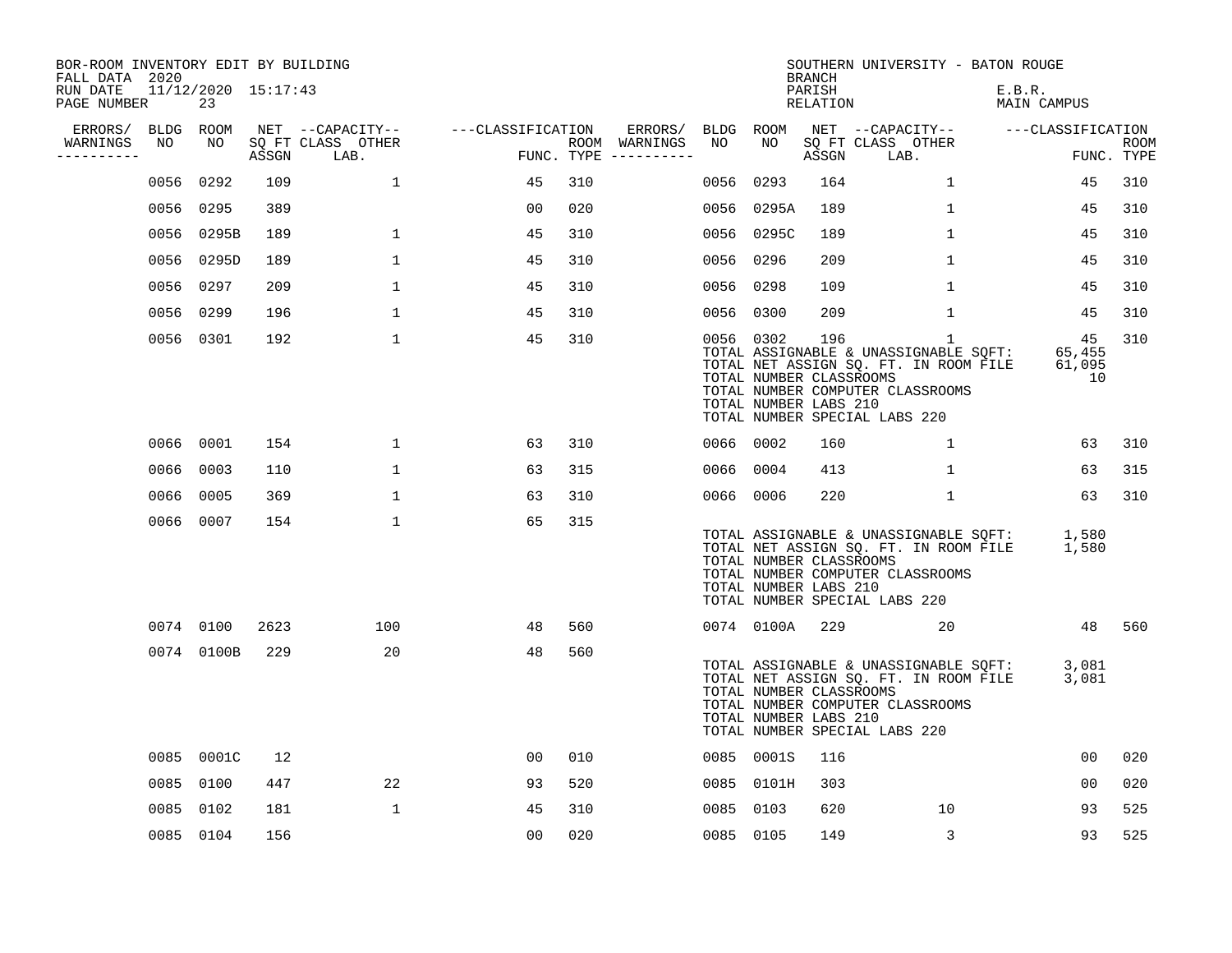BOR-ROOM INVENTORY EDIT BY BUILDING
FALL DATA 2020
RUN DATE 11/12/2020 15:17:43
PAGE NUMBER 23

SOUTHERN UNIVERSITY - BATON ROUGE
BRANCH
PARISH E.B.R.
RELATION MAIN CAMPUS

| ERRORS/ WARNINGS | BLDG NO | ROOM NO | NET SQ FT ASSGN | CAPACITY CLASS | CAPACITY OTHER LAB. | CLASSIFICATION FUNC. | ROOM TYPE | ERRORS/ WARNINGS | BLDG NO | ROOM NO | NET SQ FT ASSGN | CAPACITY CLASS | CAPACITY OTHER LAB. | CLASSIFICATION FUNC. | ROOM TYPE |
|---|---|---|---|---|---|---|---|---|---|---|---|---|---|---|---|
| | 0056 | 0292 | 109 | | 1 | 45 | 310 | | 0056 | 0293 | 164 | | 1 | 45 | 310 |
| | 0056 | 0295 | 389 | | | 00 | 020 | | 0056 | 0295A | 189 | | 1 | 45 | 310 |
| | 0056 | 0295B | 189 | | 1 | 45 | 310 | | 0056 | 0295C | 189 | | 1 | 45 | 310 |
| | 0056 | 0295D | 189 | | 1 | 45 | 310 | | 0056 | 0296 | 209 | | 1 | 45 | 310 |
| | 0056 | 0297 | 209 | | 1 | 45 | 310 | | 0056 | 0298 | 109 | | 1 | 45 | 310 |
| | 0056 | 0299 | 196 | | 1 | 45 | 310 | | 0056 | 0300 | 209 | | 1 | 45 | 310 |
| | 0056 | 0301 | 192 | | 1 | 45 | 310 | | 0056 | 0302 | 196 | | 1 | 45 | 310 |

TOTAL ASSIGNABLE & UNASSIGNABLE SQFT: 65,455
TOTAL NET ASSIGN SQ. FT. IN ROOM FILE 61,095
TOTAL NUMBER CLASSROOMS 10
TOTAL NUMBER COMPUTER CLASSROOMS
TOTAL NUMBER LABS 210
TOTAL NUMBER SPECIAL LABS 220

| ERRORS/ WARNINGS | BLDG NO | ROOM NO | NET SQ FT ASSGN | CAPACITY CLASS | CAPACITY OTHER LAB. | CLASSIFICATION FUNC. | ROOM TYPE | ERRORS/ WARNINGS | BLDG NO | ROOM NO | NET SQ FT ASSGN | CAPACITY CLASS | CAPACITY OTHER LAB. | CLASSIFICATION FUNC. | ROOM TYPE |
|---|---|---|---|---|---|---|---|---|---|---|---|---|---|---|---|
| | 0066 | 0001 | 154 | | 1 | 63 | 310 | | 0066 | 0002 | 160 | | 1 | 63 | 310 |
| | 0066 | 0003 | 110 | | 1 | 63 | 315 | | 0066 | 0004 | 413 | | 1 | 63 | 315 |
| | 0066 | 0005 | 369 | | 1 | 63 | 310 | | 0066 | 0006 | 220 | | 1 | 63 | 310 |
| | 0066 | 0007 | 154 | | 1 | 65 | 315 | | | | | | | | |

TOTAL ASSIGNABLE & UNASSIGNABLE SQFT: 1,580
TOTAL NET ASSIGN SQ. FT. IN ROOM FILE 1,580
TOTAL NUMBER CLASSROOMS
TOTAL NUMBER COMPUTER CLASSROOMS
TOTAL NUMBER LABS 210
TOTAL NUMBER SPECIAL LABS 220

| ERRORS/ WARNINGS | BLDG NO | ROOM NO | NET SQ FT ASSGN | CAPACITY CLASS | CAPACITY OTHER LAB. | CLASSIFICATION FUNC. | ROOM TYPE | ERRORS/ WARNINGS | BLDG NO | ROOM NO | NET SQ FT ASSGN | CAPACITY CLASS | CAPACITY OTHER LAB. | CLASSIFICATION FUNC. | ROOM TYPE |
|---|---|---|---|---|---|---|---|---|---|---|---|---|---|---|---|
| | 0074 | 0100 | 2623 | | 100 | 48 | 560 | | 0074 | 0100A | 229 | | 20 | 48 | 560 |
| | 0074 | 0100B | 229 | | 20 | 48 | 560 | | | | | | | | |

TOTAL ASSIGNABLE & UNASSIGNABLE SQFT: 3,081
TOTAL NET ASSIGN SQ. FT. IN ROOM FILE 3,081
TOTAL NUMBER CLASSROOMS
TOTAL NUMBER COMPUTER CLASSROOMS
TOTAL NUMBER LABS 210
TOTAL NUMBER SPECIAL LABS 220

| ERRORS/ WARNINGS | BLDG NO | ROOM NO | NET SQ FT ASSGN | CAPACITY CLASS | CAPACITY OTHER LAB. | CLASSIFICATION FUNC. | ROOM TYPE | ERRORS/ WARNINGS | BLDG NO | ROOM NO | NET SQ FT ASSGN | CAPACITY CLASS | CAPACITY OTHER LAB. | CLASSIFICATION FUNC. | ROOM TYPE |
|---|---|---|---|---|---|---|---|---|---|---|---|---|---|---|---|
| | 0085 | 0001C | 12 | | | 00 | 010 | | 0085 | 0001S | 116 | | | 00 | 020 |
| | 0085 | 0100 | 447 | | 22 | 93 | 520 | | 0085 | 0101H | 303 | | | 00 | 020 |
| | 0085 | 0102 | 181 | | 1 | 45 | 310 | | 0085 | 0103 | 620 | | 10 | 93 | 525 |
| | 0085 | 0104 | 156 | | | 00 | 020 | | 0085 | 0105 | 149 | | 3 | 93 | 525 |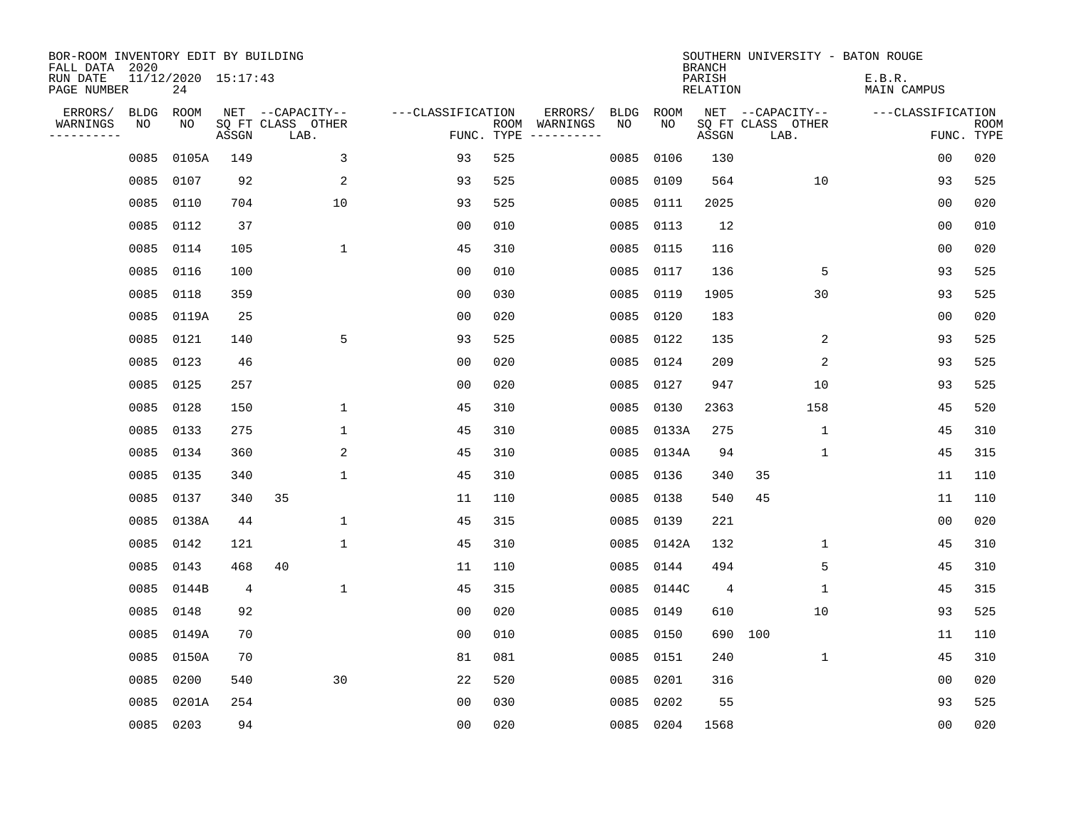BOR-ROOM INVENTORY EDIT BY BUILDING
FALL DATA 2020
RUN DATE 11/12/2020 15:17:43
PAGE NUMBER 24

SOUTHERN UNIVERSITY - BATON ROUGE
BRANCH
PARISH E.B.R.
RELATION MAIN CAMPUS

| ERRORS/ WARNINGS | BLDG NO | ROOM NO | NET SQ FT ASSGN | CAPACITY CLASS | CAPACITY OTHER LAB. | CLASSIFICATION FUNC. | ROOM TYPE | ERRORS/ WARNINGS | BLDG NO | ROOM NO | NET SQ FT ASSGN | CAPACITY CLASS | CAPACITY OTHER LAB. | CLASSIFICATION FUNC. | ROOM TYPE |
|---|---|---|---|---|---|---|---|---|---|---|---|---|---|---|---|
| | 0085 | 0105A | 149 | | 3 | 93 | 525 | | 0085 | 0106 | 130 | | | 00 | 020 |
| | 0085 | 0107 | 92 | | 2 | 93 | 525 | | 0085 | 0109 | 564 | | 10 | 93 | 525 |
| | 0085 | 0110 | 704 | | 10 | 93 | 525 | | 0085 | 0111 | 2025 | | | 00 | 020 |
| | 0085 | 0112 | 37 | | | 00 | 010 | | 0085 | 0113 | 12 | | | 00 | 010 |
| | 0085 | 0114 | 105 | | 1 | 45 | 310 | | 0085 | 0115 | 116 | | | 00 | 020 |
| | 0085 | 0116 | 100 | | | 00 | 010 | | 0085 | 0117 | 136 | | 5 | 93 | 525 |
| | 0085 | 0118 | 359 | | | 00 | 030 | | 0085 | 0119 | 1905 | | 30 | 93 | 525 |
| | 0085 | 0119A | 25 | | | 00 | 020 | | 0085 | 0120 | 183 | | | 00 | 020 |
| | 0085 | 0121 | 140 | | 5 | 93 | 525 | | 0085 | 0122 | 135 | | 2 | 93 | 525 |
| | 0085 | 0123 | 46 | | | 00 | 020 | | 0085 | 0124 | 209 | | 2 | 93 | 525 |
| | 0085 | 0125 | 257 | | | 00 | 020 | | 0085 | 0127 | 947 | | 10 | 93 | 525 |
| | 0085 | 0128 | 150 | | 1 | 45 | 310 | | 0085 | 0130 | 2363 | | 158 | 45 | 520 |
| | 0085 | 0133 | 275 | | 1 | 45 | 310 | | 0085 | 0133A | 275 | | 1 | 45 | 310 |
| | 0085 | 0134 | 360 | | 2 | 45 | 310 | | 0085 | 0134A | 94 | | 1 | 45 | 315 |
| | 0085 | 0135 | 340 | | 1 | 45 | 310 | | 0085 | 0136 | 340 | 35 | | 11 | 110 |
| | 0085 | 0137 | 340 | 35 | | 11 | 110 | | 0085 | 0138 | 540 | 45 | | 11 | 110 |
| | 0085 | 0138A | 44 | | 1 | 45 | 315 | | 0085 | 0139 | 221 | | | 00 | 020 |
| | 0085 | 0142 | 121 | | 1 | 45 | 310 | | 0085 | 0142A | 132 | | 1 | 45 | 310 |
| | 0085 | 0143 | 468 | 40 | | 11 | 110 | | 0085 | 0144 | 494 | | 5 | 45 | 310 |
| | 0085 | 0144B | 4 | | 1 | 45 | 315 | | 0085 | 0144C | 4 | | 1 | 45 | 315 |
| | 0085 | 0148 | 92 | | | 00 | 020 | | 0085 | 0149 | 610 | | 10 | 93 | 525 |
| | 0085 | 0149A | 70 | | | 00 | 010 | | 0085 | 0150 | 690 | 100 | | 11 | 110 |
| | 0085 | 0150A | 70 | | | 81 | 081 | | 0085 | 0151 | 240 | | 1 | 45 | 310 |
| | 0085 | 0200 | 540 | | 30 | 22 | 520 | | 0085 | 0201 | 316 | | | 00 | 020 |
| | 0085 | 0201A | 254 | | | 00 | 030 | | 0085 | 0202 | 55 | | | 93 | 525 |
| | 0085 | 0203 | 94 | | | 00 | 020 | | 0085 | 0204 | 1568 | | | 00 | 020 |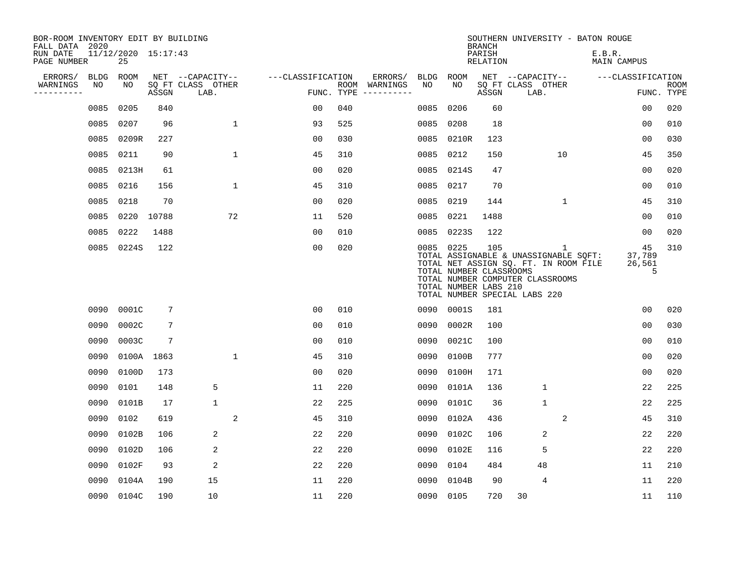BOR-ROOM INVENTORY EDIT BY BUILDING
FALL DATA 2020
RUN DATE 11/12/2020 15:17:43
PAGE NUMBER 25

SOUTHERN UNIVERSITY - BATON ROUGE
BRANCH
PARISH E.B.R.
RELATION MAIN CAMPUS

| ERRORS/ WARNINGS | BLDG NO | ROOM NO | NET SQ FT ASSGN | CAPACITY CLASS | CAPACITY LAB. | CAPACITY OTHER | CLASSIFICATION FUNC. | ROOM TYPE | ERRORS/ WARNINGS | BLDG NO | ROOM NO | NET SQ FT ASSGN | CAPACITY CLASS | CAPACITY LAB. | CAPACITY OTHER | CLASSIFICATION FUNC. | ROOM TYPE |
|---|---|---|---|---|---|---|---|---|---|---|---|---|---|---|---|---|---|
| | 0085 | 0205 | 840 | | | | 00 | 040 | | 0085 | 0206 | 60 | | | | 00 | 020 |
| | 0085 | 0207 | 96 | | | 1 | 93 | 525 | | 0085 | 0208 | 18 | | | | 00 | 010 |
| | 0085 | 0209R | 227 | | | | 00 | 030 | | 0085 | 0210R | 123 | | | | 00 | 030 |
| | 0085 | 0211 | 90 | | | 1 | 45 | 310 | | 0085 | 0212 | 150 | | | 10 | 45 | 350 |
| | 0085 | 0213H | 61 | | | | 00 | 020 | | 0085 | 0214S | 47 | | | | 00 | 020 |
| | 0085 | 0216 | 156 | | | 1 | 45 | 310 | | 0085 | 0217 | 70 | | | | 00 | 010 |
| | 0085 | 0218 | 70 | | | | 00 | 020 | | 0085 | 0219 | 144 | | | 1 | 45 | 310 |
| | 0085 | 0220 | 10788 | | | 72 | 11 | 520 | | 0085 | 0221 | 1488 | | | | 00 | 010 |
| | 0085 | 0222 | 1488 | | | | 00 | 010 | | 0085 | 0223S | 122 | | | | 00 | 020 |
| | 0085 | 0224S | 122 | | | | 00 | 020 | | 0085 | 0225 | 105 | | | 1 | 45 | 310 |

TOTAL ASSIGNABLE & UNASSIGNABLE SQFT: 37,789
TOTAL NET ASSIGN SQ. FT. IN ROOM FILE 26,561
TOTAL NUMBER CLASSROOMS 5
TOTAL NUMBER COMPUTER CLASSROOMS
TOTAL NUMBER LABS 210
TOTAL NUMBER SPECIAL LABS 220

| ERRORS/ WARNINGS | BLDG NO | ROOM NO | NET SQ FT ASSGN | CAPACITY CLASS | CAPACITY LAB. | CAPACITY OTHER | CLASSIFICATION FUNC. | ROOM TYPE | ERRORS/ WARNINGS | BLDG NO | ROOM NO | NET SQ FT ASSGN | CAPACITY CLASS | CAPACITY LAB. | CAPACITY OTHER | CLASSIFICATION FUNC. | ROOM TYPE |
|---|---|---|---|---|---|---|---|---|---|---|---|---|---|---|---|---|---|
| | 0090 | 0001C | 7 | | | | 00 | 010 | | 0090 | 0001S | 181 | | | | 00 | 020 |
| | 0090 | 0002C | 7 | | | | 00 | 010 | | 0090 | 0002R | 100 | | | | 00 | 030 |
| | 0090 | 0003C | 7 | | | | 00 | 010 | | 0090 | 0021C | 100 | | | | 00 | 010 |
| | 0090 | 0100A | 1863 | | | 1 | 45 | 310 | | 0090 | 0100B | 777 | | | | 00 | 020 |
| | 0090 | 0100D | 173 | | | | 00 | 020 | | 0090 | 0100H | 171 | | | | 00 | 020 |
| | 0090 | 0101 | 148 | | 5 | | 11 | 220 | | 0090 | 0101A | 136 | | 1 | | 22 | 225 |
| | 0090 | 0101B | 17 | | 1 | | 22 | 225 | | 0090 | 0101C | 36 | | 1 | | 22 | 225 |
| | 0090 | 0102 | 619 | | | 2 | 45 | 310 | | 0090 | 0102A | 436 | | | 2 | 45 | 310 |
| | 0090 | 0102B | 106 | | 2 | | 22 | 220 | | 0090 | 0102C | 106 | | 2 | | 22 | 220 |
| | 0090 | 0102D | 106 | | 2 | | 22 | 220 | | 0090 | 0102E | 116 | | 5 | | 22 | 220 |
| | 0090 | 0102F | 93 | | 2 | | 22 | 220 | | 0090 | 0104 | 484 | | 48 | | 11 | 210 |
| | 0090 | 0104A | 190 | | 15 | | 11 | 220 | | 0090 | 0104B | 90 | | 4 | | 11 | 220 |
| | 0090 | 0104C | 190 | | 10 | | 11 | 220 | | 0090 | 0105 | 720 | 30 | | | 11 | 110 |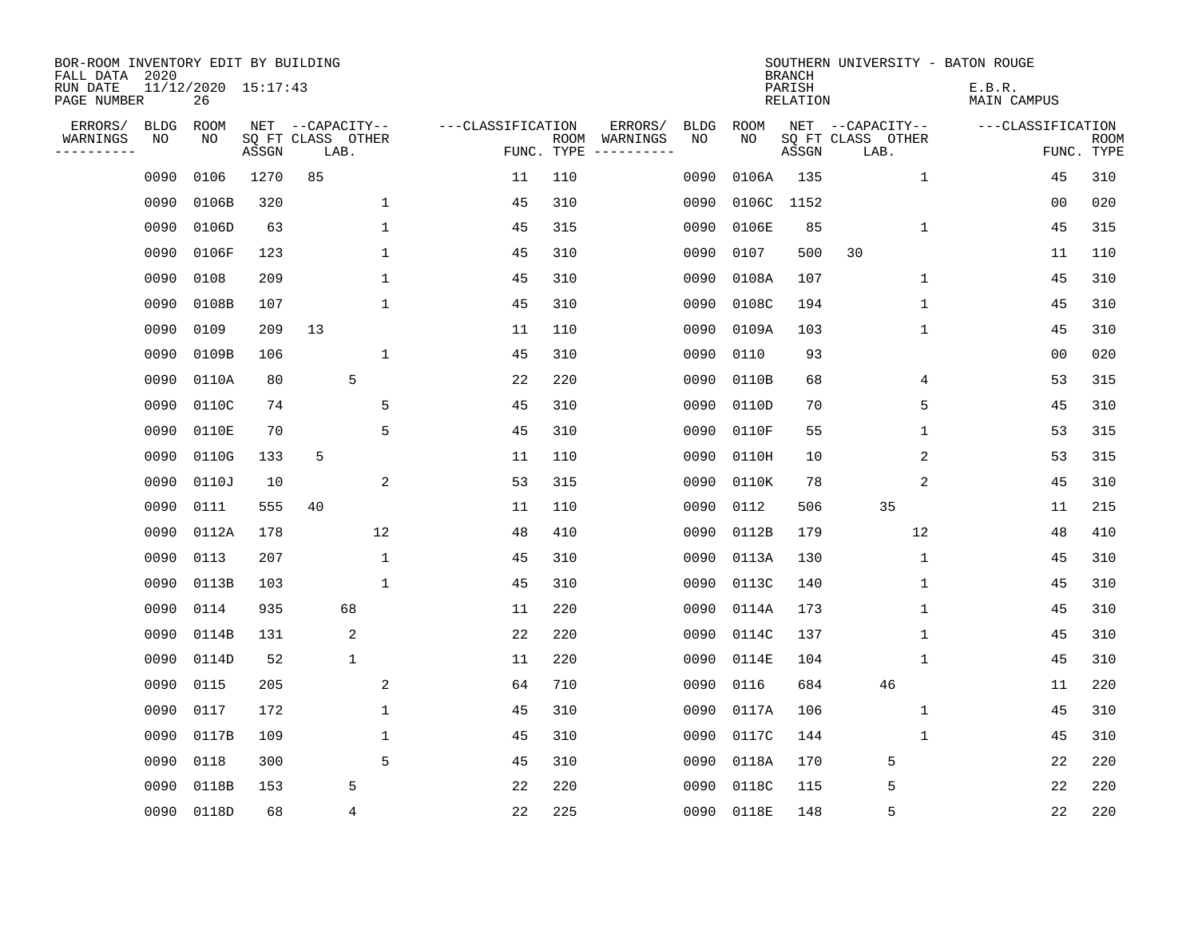BOR-ROOM INVENTORY EDIT BY BUILDING
FALL DATA 2020
RUN DATE 11/12/2020 15:17:43
PAGE NUMBER 26

SOUTHERN UNIVERSITY - BATON ROUGE
BRANCH
PARISH E.B.R.
RELATION MAIN CAMPUS

| ERRORS/ WARNINGS | BLDG NO | ROOM NO | NET SQ FT ASSGN | CAPACITY CLASS | CAPACITY LAB. | CAPACITY OTHER | CLASSIFICATION FUNC. | ROOM TYPE | ERRORS/ WARNINGS | BLDG NO | ROOM NO | NET SQ FT ASSGN | CAPACITY CLASS | CAPACITY LAB. | CAPACITY OTHER | CLASSIFICATION FUNC. | ROOM TYPE |
|---|---|---|---|---|---|---|---|---|---|---|---|---|---|---|---|---|---|
| | 0090 | 0106 | 1270 | 85 | | | 11 | 110 | | 0090 | 0106A | 135 | | | 1 | 45 | 310 |
| | 0090 | 0106B | 320 | | | 1 | 45 | 310 | | 0090 | 0106C | 1152 | | | | 00 | 020 |
| | 0090 | 0106D | 63 | | | 1 | 45 | 315 | | 0090 | 0106E | 85 | | | 1 | 45 | 315 |
| | 0090 | 0106F | 123 | | | 1 | 45 | 310 | | 0090 | 0107 | 500 | 30 | | | 11 | 110 |
| | 0090 | 0108 | 209 | | | 1 | 45 | 310 | | 0090 | 0108A | 107 | | | 1 | 45 | 310 |
| | 0090 | 0108B | 107 | | | 1 | 45 | 310 | | 0090 | 0108C | 194 | | | 1 | 45 | 310 |
| | 0090 | 0109 | 209 | 13 | | | 11 | 110 | | 0090 | 0109A | 103 | | | 1 | 45 | 310 |
| | 0090 | 0109B | 106 | | | 1 | 45 | 310 | | 0090 | 0110 | 93 | | | | 00 | 020 |
| | 0090 | 0110A | 80 | | 5 | | 22 | 220 | | 0090 | 0110B | 68 | | | 4 | 53 | 315 |
| | 0090 | 0110C | 74 | | | 5 | 45 | 310 | | 0090 | 0110D | 70 | | | 5 | 45 | 310 |
| | 0090 | 0110E | 70 | | | 5 | 45 | 310 | | 0090 | 0110F | 55 | | | 1 | 53 | 315 |
| | 0090 | 0110G | 133 | 5 | | | 11 | 110 | | 0090 | 0110H | 10 | | | 2 | 53 | 315 |
| | 0090 | 0110J | 10 | | | 2 | 53 | 315 | | 0090 | 0110K | 78 | | | 2 | 45 | 310 |
| | 0090 | 0111 | 555 | 40 | | | 11 | 110 | | 0090 | 0112 | 506 | | 35 | | 11 | 215 |
| | 0090 | 0112A | 178 | | | 12 | 48 | 410 | | 0090 | 0112B | 179 | | | 12 | 48 | 410 |
| | 0090 | 0113 | 207 | | | 1 | 45 | 310 | | 0090 | 0113A | 130 | | | 1 | 45 | 310 |
| | 0090 | 0113B | 103 | | | 1 | 45 | 310 | | 0090 | 0113C | 140 | | | 1 | 45 | 310 |
| | 0090 | 0114 | 935 | | 68 | | 11 | 220 | | 0090 | 0114A | 173 | | | 1 | 45 | 310 |
| | 0090 | 0114B | 131 | | 2 | | 22 | 220 | | 0090 | 0114C | 137 | | | 1 | 45 | 310 |
| | 0090 | 0114D | 52 | | 1 | | 11 | 220 | | 0090 | 0114E | 104 | | | 1 | 45 | 310 |
| | 0090 | 0115 | 205 | | | 2 | 64 | 710 | | 0090 | 0116 | 684 | | 46 | | 11 | 220 |
| | 0090 | 0117 | 172 | | | 1 | 45 | 310 | | 0090 | 0117A | 106 | | | 1 | 45 | 310 |
| | 0090 | 0117B | 109 | | | 1 | 45 | 310 | | 0090 | 0117C | 144 | | | 1 | 45 | 310 |
| | 0090 | 0118 | 300 | | | 5 | 45 | 310 | | 0090 | 0118A | 170 | | 5 | | 22 | 220 |
| | 0090 | 0118B | 153 | | 5 | | 22 | 220 | | 0090 | 0118C | 115 | | 5 | | 22 | 220 |
| | 0090 | 0118D | 68 | | 4 | | 22 | 225 | | 0090 | 0118E | 148 | | 5 | | 22 | 220 |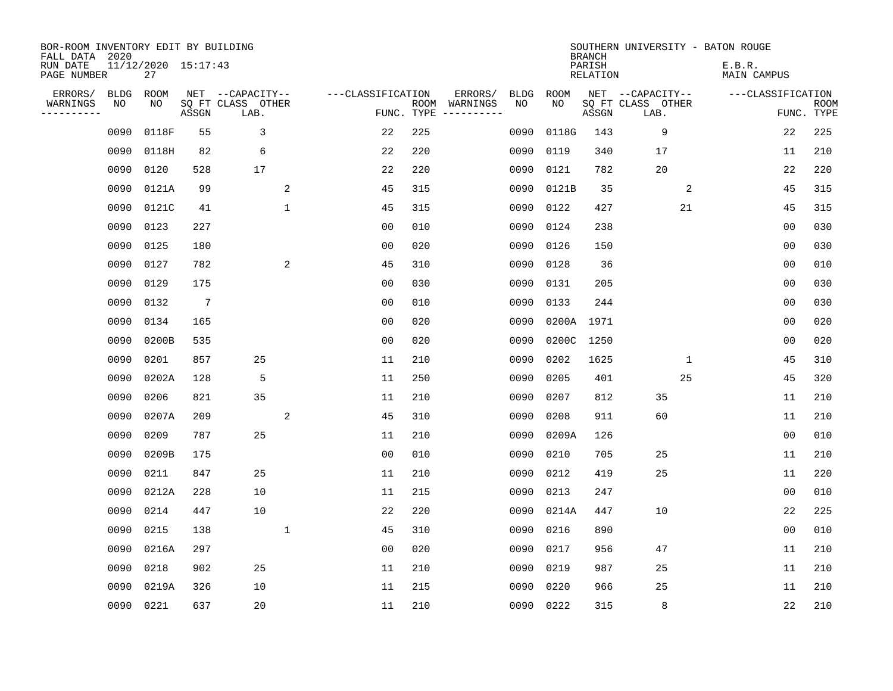BOR-ROOM INVENTORY EDIT BY BUILDING
FALL DATA 2020
RUN DATE 11/12/2020 15:17:43
PAGE NUMBER 27

SOUTHERN UNIVERSITY - BATON ROUGE
BRANCH
PARISH E.B.R.
RELATION MAIN CAMPUS

| ERRORS/ WARNINGS | BLDG NO | ROOM NO | NET SQ FT ASSGN | CAPACITY CLASS LAB. | CAPACITY OTHER | CLASSIFICATION FUNC. | ROOM TYPE | ERRORS/ WARNINGS | BLDG NO | ROOM NO | NET SQ FT ASSGN | CAPACITY CLASS LAB. | CAPACITY OTHER | CLASSIFICATION FUNC. | ROOM TYPE |
|---|---|---|---|---|---|---|---|---|---|---|---|---|---|---|---|
| | 0090 | 0118F | 55 | 3 | | 22 | 225 | | 0090 | 0118G | 143 | 9 | | 22 | 225 |
| | 0090 | 0118H | 82 | 6 | | 22 | 220 | | 0090 | 0119 | 340 | 17 | | 11 | 210 |
| | 0090 | 0120 | 528 | 17 | | 22 | 220 | | 0090 | 0121 | 782 | 20 | | 22 | 220 |
| | 0090 | 0121A | 99 | | 2 | 45 | 315 | | 0090 | 0121B | 35 | | 2 | 45 | 315 |
| | 0090 | 0121C | 41 | | 1 | 45 | 315 | | 0090 | 0122 | 427 | | 21 | 45 | 315 |
| | 0090 | 0123 | 227 | | | 00 | 010 | | 0090 | 0124 | 238 | | | 00 | 030 |
| | 0090 | 0125 | 180 | | | 00 | 020 | | 0090 | 0126 | 150 | | | 00 | 030 |
| | 0090 | 0127 | 782 | | 2 | 45 | 310 | | 0090 | 0128 | 36 | | | 00 | 010 |
| | 0090 | 0129 | 175 | | | 00 | 030 | | 0090 | 0131 | 205 | | | 00 | 030 |
| | 0090 | 0132 | 7 | | | 00 | 010 | | 0090 | 0133 | 244 | | | 00 | 030 |
| | 0090 | 0134 | 165 | | | 00 | 020 | | 0090 | 0200A | 1971 | | | 00 | 020 |
| | 0090 | 0200B | 535 | | | 00 | 020 | | 0090 | 0200C | 1250 | | | 00 | 020 |
| | 0090 | 0201 | 857 | 25 | | 11 | 210 | | 0090 | 0202 | 1625 | | 1 | 45 | 310 |
| | 0090 | 0202A | 128 | 5 | | 11 | 250 | | 0090 | 0205 | 401 | | 25 | 45 | 320 |
| | 0090 | 0206 | 821 | 35 | | 11 | 210 | | 0090 | 0207 | 812 | 35 | | 11 | 210 |
| | 0090 | 0207A | 209 | | 2 | 45 | 310 | | 0090 | 0208 | 911 | 60 | | 11 | 210 |
| | 0090 | 0209 | 787 | 25 | | 11 | 210 | | 0090 | 0209A | 126 | | | 00 | 010 |
| | 0090 | 0209B | 175 | | | 00 | 010 | | 0090 | 0210 | 705 | 25 | | 11 | 210 |
| | 0090 | 0211 | 847 | 25 | | 11 | 210 | | 0090 | 0212 | 419 | 25 | | 11 | 220 |
| | 0090 | 0212A | 228 | 10 | | 11 | 215 | | 0090 | 0213 | 247 | | | 00 | 010 |
| | 0090 | 0214 | 447 | 10 | | 22 | 220 | | 0090 | 0214A | 447 | 10 | | 22 | 225 |
| | 0090 | 0215 | 138 | | 1 | 45 | 310 | | 0090 | 0216 | 890 | | | 00 | 010 |
| | 0090 | 0216A | 297 | | | 00 | 020 | | 0090 | 0217 | 956 | 47 | | 11 | 210 |
| | 0090 | 0218 | 902 | 25 | | 11 | 210 | | 0090 | 0219 | 987 | 25 | | 11 | 210 |
| | 0090 | 0219A | 326 | 10 | | 11 | 215 | | 0090 | 0220 | 966 | 25 | | 11 | 210 |
| | 0090 | 0221 | 637 | 20 | | 11 | 210 | | 0090 | 0222 | 315 | 8 | | 22 | 210 |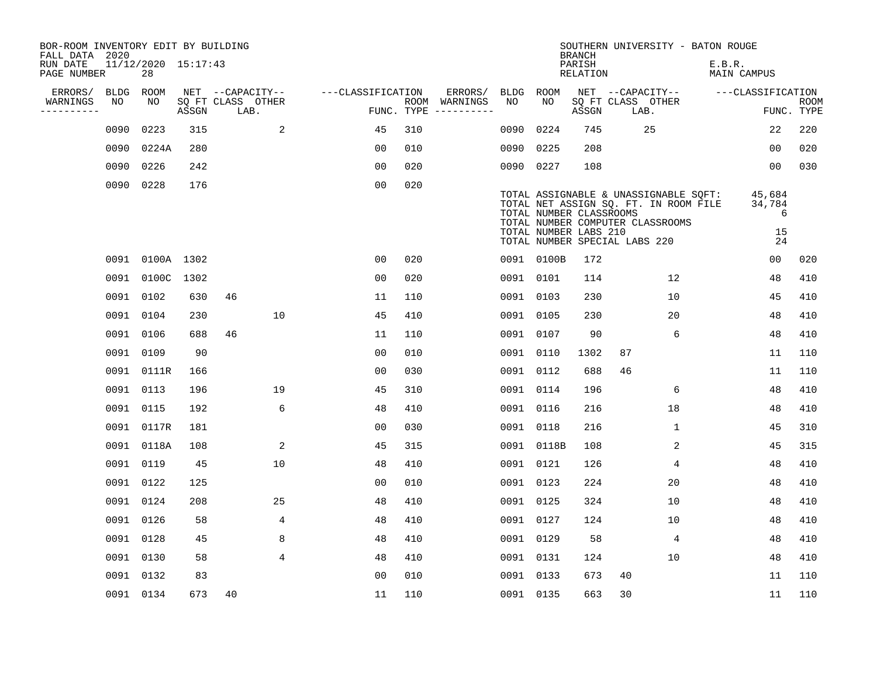BOR-ROOM INVENTORY EDIT BY BUILDING
FALL DATA 2020
RUN DATE 11/12/2020 15:17:43
PAGE NUMBER 28

SOUTHERN UNIVERSITY - BATON ROUGE
BRANCH
PARISH E.B.R.
RELATION MAIN CAMPUS

| ERRORS/ WARNINGS | BLDG NO | ROOM NO | NET SQ FT ASSGN | CAPACITY CLASS | CAPACITY LAB. | CAPACITY OTHER | CLASSIFICATION FUNC. | ROOM TYPE | ERRORS/ WARNINGS | BLDG NO | ROOM NO | NET SQ FT ASSGN | CAPACITY CLASS | CAPACITY LAB. | CAPACITY OTHER | CLASSIFICATION FUNC. | ROOM TYPE |
|---|---|---|---|---|---|---|---|---|---|---|---|---|---|---|---|---|---|
| | 0090 | 0223 | 315 | | | 2 | 45 | 310 | | 0090 | 0224 | 745 | | 25 | | 22 | 220 |
| | 0090 | 0224A | 280 | | | | 00 | 010 | | 0090 | 0225 | 208 | | | | 00 | 020 |
| | 0090 | 0226 | 242 | | | | 00 | 020 | | 0090 | 0227 | 108 | | | | 00 | 030 |
| | 0090 | 0228 | 176 | | | | 00 | 020 | | | | | | | | | |

TOTAL ASSIGNABLE & UNASSIGNABLE SQFT: 45,684
TOTAL NET ASSIGN SQ. FT. IN ROOM FILE 34,784
TOTAL NUMBER CLASSROOMS 6
TOTAL NUMBER COMPUTER CLASSROOMS
TOTAL NUMBER LABS 210 15
TOTAL NUMBER SPECIAL LABS 220 24

| ERRORS/ WARNINGS | BLDG NO | ROOM NO | NET SQ FT ASSGN | CAPACITY CLASS | CAPACITY LAB. | CAPACITY OTHER | CLASSIFICATION FUNC. | ROOM TYPE | ERRORS/ WARNINGS | BLDG NO | ROOM NO | NET SQ FT ASSGN | CAPACITY CLASS | CAPACITY LAB. | CAPACITY OTHER | CLASSIFICATION FUNC. | ROOM TYPE |
|---|---|---|---|---|---|---|---|---|---|---|---|---|---|---|---|---|---|
| | 0091 | 0100A | 1302 | | | | 00 | 020 | | 0091 | 0100B | 172 | | | | 00 | 020 |
| | 0091 | 0100C | 1302 | | | | 00 | 020 | | 0091 | 0101 | 114 | | | 12 | 48 | 410 |
| | 0091 | 0102 | 630 | 46 | | | 11 | 110 | | 0091 | 0103 | 230 | | | 10 | 45 | 410 |
| | 0091 | 0104 | 230 | | | 10 | 45 | 410 | | 0091 | 0105 | 230 | | | 20 | 48 | 410 |
| | 0091 | 0106 | 688 | 46 | | | 11 | 110 | | 0091 | 0107 | 90 | | | 6 | 48 | 410 |
| | 0091 | 0109 | 90 | | | | 00 | 010 | | 0091 | 0110 | 1302 | 87 | | | 11 | 110 |
| | 0091 | 0111R | 166 | | | | 00 | 030 | | 0091 | 0112 | 688 | 46 | | | 11 | 110 |
| | 0091 | 0113 | 196 | | | 19 | 45 | 310 | | 0091 | 0114 | 196 | | | 6 | 48 | 410 |
| | 0091 | 0115 | 192 | | | 6 | 48 | 410 | | 0091 | 0116 | 216 | | | 18 | 48 | 410 |
| | 0091 | 0117R | 181 | | | | 00 | 030 | | 0091 | 0118 | 216 | | | 1 | 45 | 310 |
| | 0091 | 0118A | 108 | | | 2 | 45 | 315 | | 0091 | 0118B | 108 | | | 2 | 45 | 315 |
| | 0091 | 0119 | 45 | | | 10 | 48 | 410 | | 0091 | 0121 | 126 | | | 4 | 48 | 410 |
| | 0091 | 0122 | 125 | | | | 00 | 010 | | 0091 | 0123 | 224 | | | 20 | 48 | 410 |
| | 0091 | 0124 | 208 | | | 25 | 48 | 410 | | 0091 | 0125 | 324 | | | 10 | 48 | 410 |
| | 0091 | 0126 | 58 | | | 4 | 48 | 410 | | 0091 | 0127 | 124 | | | 10 | 48 | 410 |
| | 0091 | 0128 | 45 | | | 8 | 48 | 410 | | 0091 | 0129 | 58 | | | 4 | 48 | 410 |
| | 0091 | 0130 | 58 | | | 4 | 48 | 410 | | 0091 | 0131 | 124 | | | 10 | 48 | 410 |
| | 0091 | 0132 | 83 | | | | 00 | 010 | | 0091 | 0133 | 673 | 40 | | | 11 | 110 |
| | 0091 | 0134 | 673 | 40 | | | 11 | 110 | | 0091 | 0135 | 663 | 30 | | | 11 | 110 |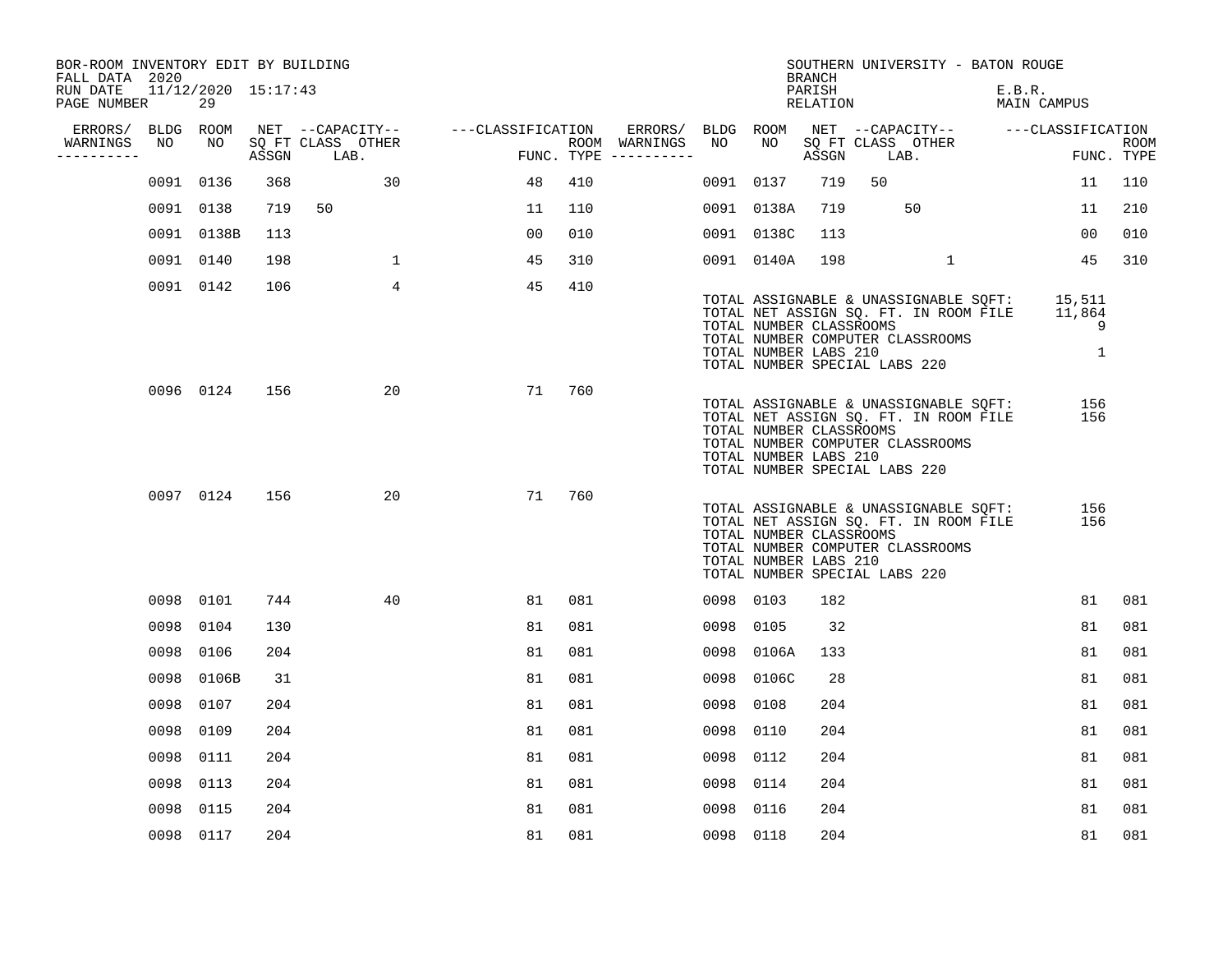BOR-ROOM INVENTORY EDIT BY BUILDING
FALL DATA 2020
RUN DATE 11/12/2020 15:17:43

SOUTHERN UNIVERSITY - BATON ROUGE
BRANCH
PARISH E.B.R.
RELATION MAIN CAMPUS

| ERRORS/ WARNINGS | BLDG NO | ROOM NO | NET SQ FT ASSGN | CAPACITY CLASS LAB. | CAPACITY OTHER | CLASSIFICATION FUNC. | ROOM TYPE | ERRORS/ WARNINGS | BLDG NO | ROOM NO | NET SQ FT ASSGN | CAPACITY CLASS LAB. | CAPACITY OTHER | CLASSIFICATION FUNC. | ROOM TYPE |
|---|---|---|---|---|---|---|---|---|---|---|---|---|---|---|---|
| | 0091 | 0136 | 368 | | 30 | 48 | 410 | | 0091 | 0137 | 719 | 50 | | 11 | 110 |
| | 0091 | 0138 | 719 | 50 | | 11 | 110 | | 0091 | 0138A | 719 | 50 | | 11 | 210 |
| | 0091 | 0138B | 113 | | | 00 | 010 | | 0091 | 0138C | 113 | | | 00 | 010 |
| | 0091 | 0140 | 198 | | 1 | 45 | 310 | | 0091 | 0140A | 198 | | 1 | 45 | 310 |
| | 0091 | 0142 | 106 | | 4 | 45 | 410 | | | | | | | | |

TOTAL ASSIGNABLE & UNASSIGNABLE SQFT: 15,511
TOTAL NET ASSIGN SQ. FT. IN ROOM FILE 11,864
TOTAL NUMBER CLASSROOMS 9
TOTAL NUMBER COMPUTER CLASSROOMS
TOTAL NUMBER LABS 210 1
TOTAL NUMBER SPECIAL LABS 220

| ERRORS/ WARNINGS | BLDG NO | ROOM NO | NET SQ FT ASSGN | CAPACITY CLASS LAB. | CAPACITY OTHER | CLASSIFICATION FUNC. | ROOM TYPE |
|---|---|---|---|---|---|---|---|
| | 0096 | 0124 | 156 | | 20 | 71 | 760 |

TOTAL ASSIGNABLE & UNASSIGNABLE SQFT: 156
TOTAL NET ASSIGN SQ. FT. IN ROOM FILE 156
TOTAL NUMBER CLASSROOMS
TOTAL NUMBER COMPUTER CLASSROOMS
TOTAL NUMBER LABS 210
TOTAL NUMBER SPECIAL LABS 220

| ERRORS/ WARNINGS | BLDG NO | ROOM NO | NET SQ FT ASSGN | CAPACITY CLASS LAB. | CAPACITY OTHER | CLASSIFICATION FUNC. | ROOM TYPE |
|---|---|---|---|---|---|---|---|
| | 0097 | 0124 | 156 | | 20 | 71 | 760 |

TOTAL ASSIGNABLE & UNASSIGNABLE SQFT: 156
TOTAL NET ASSIGN SQ. FT. IN ROOM FILE 156
TOTAL NUMBER CLASSROOMS
TOTAL NUMBER COMPUTER CLASSROOMS
TOTAL NUMBER LABS 210
TOTAL NUMBER SPECIAL LABS 220

| ERRORS/ WARNINGS | BLDG NO | ROOM NO | NET SQ FT ASSGN | CAPACITY CLASS LAB. | CAPACITY OTHER | CLASSIFICATION FUNC. | ROOM TYPE | ERRORS/ WARNINGS | BLDG NO | ROOM NO | NET SQ FT ASSGN | CAPACITY CLASS LAB. | CAPACITY OTHER | CLASSIFICATION FUNC. | ROOM TYPE |
|---|---|---|---|---|---|---|---|---|---|---|---|---|---|---|---|
| | 0098 | 0101 | 744 | | 40 | 81 | 081 | | 0098 | 0103 | 182 | | | 81 | 081 |
| | 0098 | 0104 | 130 | | | 81 | 081 | | 0098 | 0105 | 32 | | | 81 | 081 |
| | 0098 | 0106 | 204 | | | 81 | 081 | | 0098 | 0106A | 133 | | | 81 | 081 |
| | 0098 | 0106B | 31 | | | 81 | 081 | | 0098 | 0106C | 28 | | | 81 | 081 |
| | 0098 | 0107 | 204 | | | 81 | 081 | | 0098 | 0108 | 204 | | | 81 | 081 |
| | 0098 | 0109 | 204 | | | 81 | 081 | | 0098 | 0110 | 204 | | | 81 | 081 |
| | 0098 | 0111 | 204 | | | 81 | 081 | | 0098 | 0112 | 204 | | | 81 | 081 |
| | 0098 | 0113 | 204 | | | 81 | 081 | | 0098 | 0114 | 204 | | | 81 | 081 |
| | 0098 | 0115 | 204 | | | 81 | 081 | | 0098 | 0116 | 204 | | | 81 | 081 |
| | 0098 | 0117 | 204 | | | 81 | 081 | | 0098 | 0118 | 204 | | | 81 | 081 |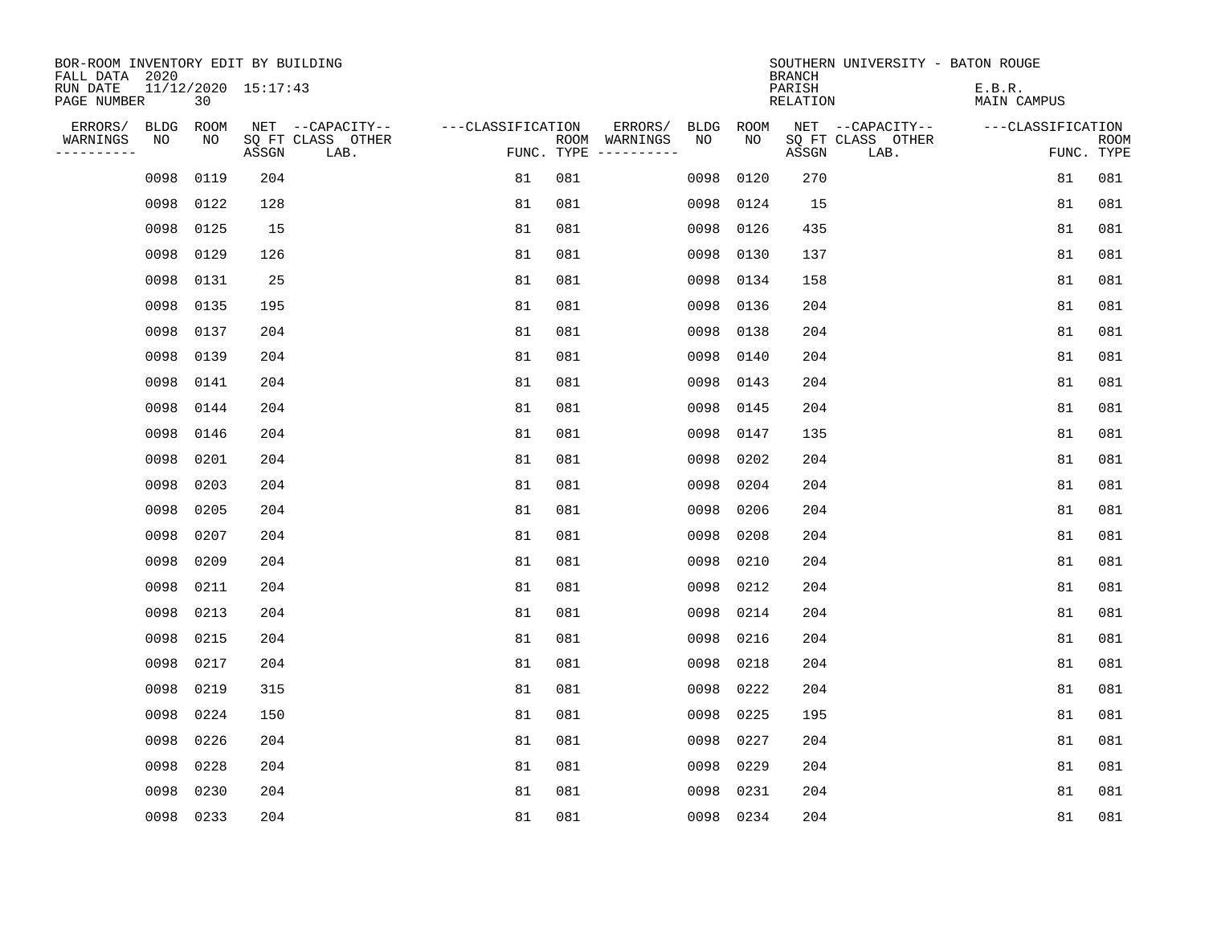BOR-ROOM INVENTORY EDIT BY BUILDING
FALL DATA 2020
RUN DATE 11/12/2020 15:17:43
PAGE NUMBER 30

SOUTHERN UNIVERSITY - BATON ROUGE
BRANCH
PARISH E.B.R.
RELATION MAIN CAMPUS

| ERRORS/ WARNINGS | BLDG NO | ROOM NO | NET SQ FT ASSGN | CAPACITY CLASS LAB. | CAPACITY OTHER | CLASSIFICATION FUNC. | ROOM TYPE | ERRORS/ WARNINGS | BLDG NO | ROOM NO | NET SQ FT ASSGN | CAPACITY CLASS LAB. | CAPACITY OTHER | CLASSIFICATION FUNC. | ROOM TYPE |
|---|---|---|---|---|---|---|---|---|---|---|---|---|---|---|---|
| | 0098 | 0119 | 204 | | | 81 | 081 | | 0098 | 0120 | 270 | | | 81 | 081 |
| | 0098 | 0122 | 128 | | | 81 | 081 | | 0098 | 0124 | 15 | | | 81 | 081 |
| | 0098 | 0125 | 15 | | | 81 | 081 | | 0098 | 0126 | 435 | | | 81 | 081 |
| | 0098 | 0129 | 126 | | | 81 | 081 | | 0098 | 0130 | 137 | | | 81 | 081 |
| | 0098 | 0131 | 25 | | | 81 | 081 | | 0098 | 0134 | 158 | | | 81 | 081 |
| | 0098 | 0135 | 195 | | | 81 | 081 | | 0098 | 0136 | 204 | | | 81 | 081 |
| | 0098 | 0137 | 204 | | | 81 | 081 | | 0098 | 0138 | 204 | | | 81 | 081 |
| | 0098 | 0139 | 204 | | | 81 | 081 | | 0098 | 0140 | 204 | | | 81 | 081 |
| | 0098 | 0141 | 204 | | | 81 | 081 | | 0098 | 0143 | 204 | | | 81 | 081 |
| | 0098 | 0144 | 204 | | | 81 | 081 | | 0098 | 0145 | 204 | | | 81 | 081 |
| | 0098 | 0146 | 204 | | | 81 | 081 | | 0098 | 0147 | 135 | | | 81 | 081 |
| | 0098 | 0201 | 204 | | | 81 | 081 | | 0098 | 0202 | 204 | | | 81 | 081 |
| | 0098 | 0203 | 204 | | | 81 | 081 | | 0098 | 0204 | 204 | | | 81 | 081 |
| | 0098 | 0205 | 204 | | | 81 | 081 | | 0098 | 0206 | 204 | | | 81 | 081 |
| | 0098 | 0207 | 204 | | | 81 | 081 | | 0098 | 0208 | 204 | | | 81 | 081 |
| | 0098 | 0209 | 204 | | | 81 | 081 | | 0098 | 0210 | 204 | | | 81 | 081 |
| | 0098 | 0211 | 204 | | | 81 | 081 | | 0098 | 0212 | 204 | | | 81 | 081 |
| | 0098 | 0213 | 204 | | | 81 | 081 | | 0098 | 0214 | 204 | | | 81 | 081 |
| | 0098 | 0215 | 204 | | | 81 | 081 | | 0098 | 0216 | 204 | | | 81 | 081 |
| | 0098 | 0217 | 204 | | | 81 | 081 | | 0098 | 0218 | 204 | | | 81 | 081 |
| | 0098 | 0219 | 315 | | | 81 | 081 | | 0098 | 0222 | 204 | | | 81 | 081 |
| | 0098 | 0224 | 150 | | | 81 | 081 | | 0098 | 0225 | 195 | | | 81 | 081 |
| | 0098 | 0226 | 204 | | | 81 | 081 | | 0098 | 0227 | 204 | | | 81 | 081 |
| | 0098 | 0228 | 204 | | | 81 | 081 | | 0098 | 0229 | 204 | | | 81 | 081 |
| | 0098 | 0230 | 204 | | | 81 | 081 | | 0098 | 0231 | 204 | | | 81 | 081 |
| | 0098 | 0233 | 204 | | | 81 | 081 | | 0098 | 0234 | 204 | | | 81 | 081 |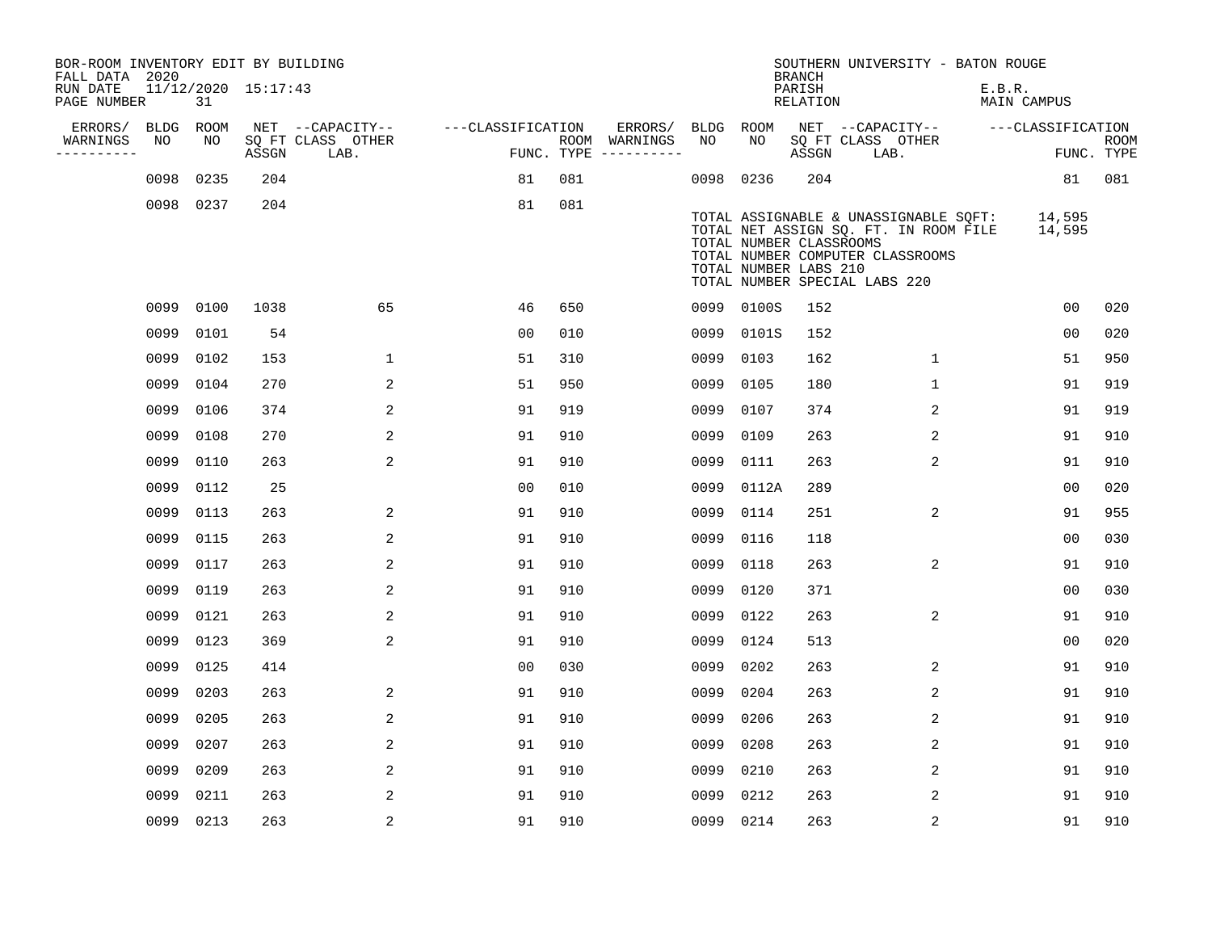BOR-ROOM INVENTORY EDIT BY BUILDING
FALL DATA 2020
RUN DATE 11/12/2020 15:17:43
PAGE NUMBER 31

SOUTHERN UNIVERSITY - BATON ROUGE
BRANCH
PARISH E.B.R.
RELATION MAIN CAMPUS

| ERRORS/ WARNINGS | BLDG NO | ROOM NO | NET SQ FT ASSGN | CAPACITY CLASS LAB. | CAPACITY OTHER | CLASSIFICATION FUNC. | ROOM TYPE | ERRORS/ WARNINGS | BLDG NO | ROOM NO | NET SQ FT ASSGN | CAPACITY CLASS LAB. | CAPACITY OTHER | CLASSIFICATION FUNC. | ROOM TYPE |
|---|---|---|---|---|---|---|---|---|---|---|---|---|---|---|---|
| | 0098 | 0235 | 204 | | | 81 | 081 | | 0098 | 0236 | 204 | | | 81 | 081 |
| | 0098 | 0237 | 204 | | | 81 | 081 | | | | | | | | |

TOTAL ASSIGNABLE & UNASSIGNABLE SQFT: 14,595
TOTAL NET ASSIGN SQ. FT. IN ROOM FILE 14,595
TOTAL NUMBER CLASSROOMS
TOTAL NUMBER COMPUTER CLASSROOMS
TOTAL NUMBER LABS 210
TOTAL NUMBER SPECIAL LABS 220

| ERRORS/ WARNINGS | BLDG NO | ROOM NO | NET SQ FT ASSGN | CAPACITY CLASS LAB. | CAPACITY OTHER | CLASSIFICATION FUNC. | ROOM TYPE | ERRORS/ WARNINGS | BLDG NO | ROOM NO | NET SQ FT ASSGN | CAPACITY CLASS LAB. | CAPACITY OTHER | CLASSIFICATION FUNC. | ROOM TYPE |
|---|---|---|---|---|---|---|---|---|---|---|---|---|---|---|---|
| | 0099 | 0100 | 1038 | | 65 | 46 | 650 | | 0099 | 0100S | 152 | | | 00 | 020 |
| | 0099 | 0101 | 54 | | | 00 | 010 | | 0099 | 0101S | 152 | | | 00 | 020 |
| | 0099 | 0102 | 153 | | 1 | 51 | 310 | | 0099 | 0103 | 162 | | 1 | 51 | 950 |
| | 0099 | 0104 | 270 | | 2 | 51 | 950 | | 0099 | 0105 | 180 | | 1 | 91 | 919 |
| | 0099 | 0106 | 374 | | 2 | 91 | 919 | | 0099 | 0107 | 374 | | 2 | 91 | 919 |
| | 0099 | 0108 | 270 | | 2 | 91 | 910 | | 0099 | 0109 | 263 | | 2 | 91 | 910 |
| | 0099 | 0110 | 263 | | 2 | 91 | 910 | | 0099 | 0111 | 263 | | 2 | 91 | 910 |
| | 0099 | 0112 | 25 | | | 00 | 010 | | 0099 | 0112A | 289 | | | 00 | 020 |
| | 0099 | 0113 | 263 | | 2 | 91 | 910 | | 0099 | 0114 | 251 | | 2 | 91 | 955 |
| | 0099 | 0115 | 263 | | 2 | 91 | 910 | | 0099 | 0116 | 118 | | | 00 | 030 |
| | 0099 | 0117 | 263 | | 2 | 91 | 910 | | 0099 | 0118 | 263 | | 2 | 91 | 910 |
| | 0099 | 0119 | 263 | | 2 | 91 | 910 | | 0099 | 0120 | 371 | | | 00 | 030 |
| | 0099 | 0121 | 263 | | 2 | 91 | 910 | | 0099 | 0122 | 263 | | 2 | 91 | 910 |
| | 0099 | 0123 | 369 | | 2 | 91 | 910 | | 0099 | 0124 | 513 | | | 00 | 020 |
| | 0099 | 0125 | 414 | | | 00 | 030 | | 0099 | 0202 | 263 | | 2 | 91 | 910 |
| | 0099 | 0203 | 263 | | 2 | 91 | 910 | | 0099 | 0204 | 263 | | 2 | 91 | 910 |
| | 0099 | 0205 | 263 | | 2 | 91 | 910 | | 0099 | 0206 | 263 | | 2 | 91 | 910 |
| | 0099 | 0207 | 263 | | 2 | 91 | 910 | | 0099 | 0208 | 263 | | 2 | 91 | 910 |
| | 0099 | 0209 | 263 | | 2 | 91 | 910 | | 0099 | 0210 | 263 | | 2 | 91 | 910 |
| | 0099 | 0211 | 263 | | 2 | 91 | 910 | | 0099 | 0212 | 263 | | 2 | 91 | 910 |
| | 0099 | 0213 | 263 | | 2 | 91 | 910 | | 0099 | 0214 | 263 | | 2 | 91 | 910 |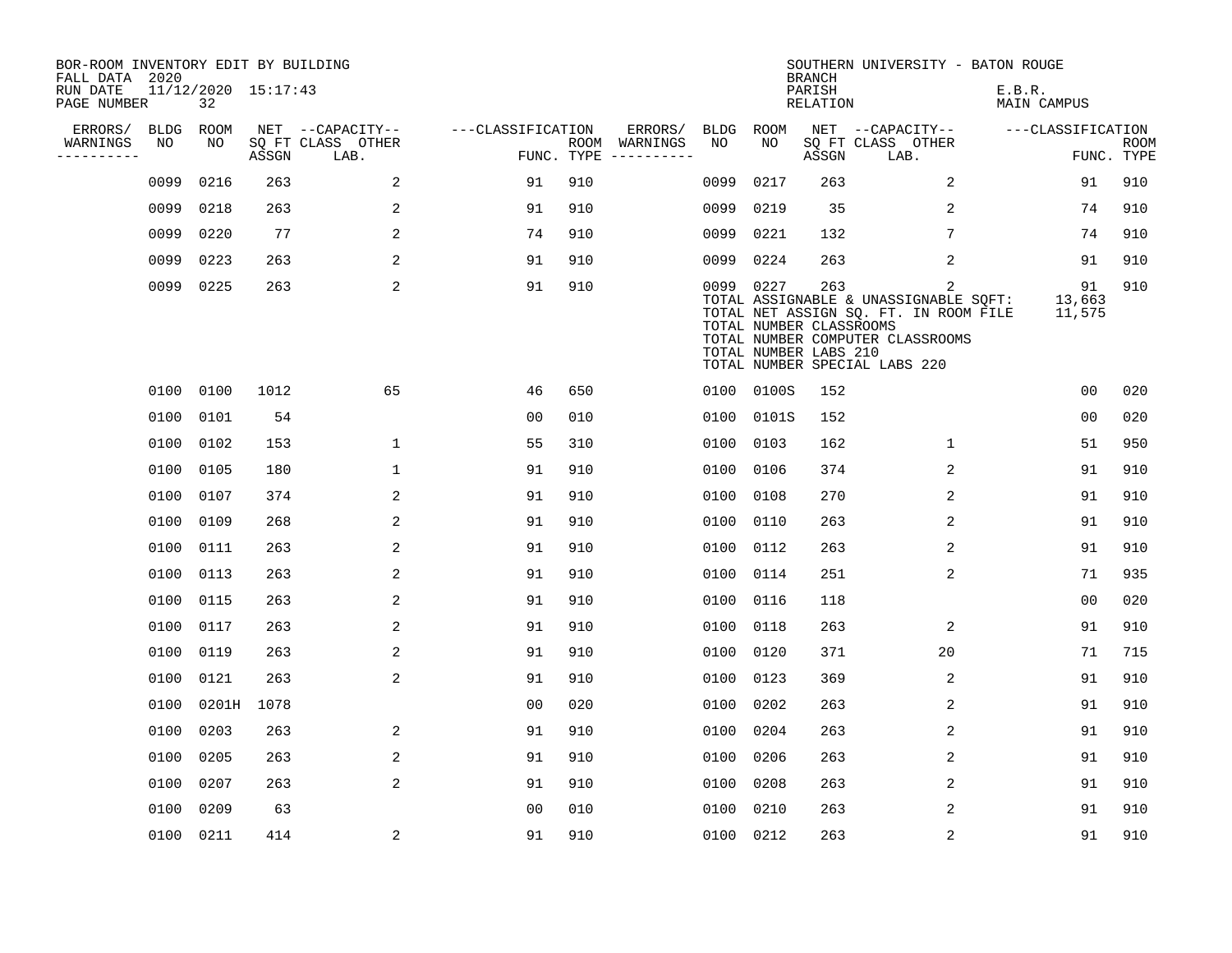BOR-ROOM INVENTORY EDIT BY BUILDING
FALL DATA 2020
RUN DATE 11/12/2020 15:17:43
PAGE NUMBER 32

SOUTHERN UNIVERSITY - BATON ROUGE
BRANCH
PARISH E.B.R.
RELATION MAIN CAMPUS

| ERRORS/ WARNINGS | BLDG NO | ROOM NO | NET ASSGN SQ FT | CAPACITY CLASS LAB. | CAPACITY OTHER | CLASSIFICATION FUNC. | ROOM TYPE | ERRORS/ WARNINGS | BLDG NO | ROOM NO | NET ASSGN SQ FT | CAPACITY CLASS LAB. | CAPACITY OTHER | CLASSIFICATION FUNC. | ROOM TYPE |
|---|---|---|---|---|---|---|---|---|---|---|---|---|---|---|---|
| | 0099 | 0216 | 263 | | 2 | 91 | 910 | | 0099 | 0217 | 263 | | 2 | 91 | 910 |
| | 0099 | 0218 | 263 | | 2 | 91 | 910 | | 0099 | 0219 | 35 | | 2 | 74 | 910 |
| | 0099 | 0220 | 77 | | 2 | 74 | 910 | | 0099 | 0221 | 132 | | 7 | 74 | 910 |
| | 0099 | 0223 | 263 | | 2 | 91 | 910 | | 0099 | 0224 | 263 | | 2 | 91 | 910 |
| | 0099 | 0225 | 263 | | 2 | 91 | 910 | | 0099 | 0227 | 263 | | 2 | 91 | 910 |

TOTAL ASSIGNABLE & UNASSIGNABLE SQFT: 13,663
TOTAL NET ASSIGN SQ. FT. IN ROOM FILE 11,575
TOTAL NUMBER CLASSROOMS
TOTAL NUMBER COMPUTER CLASSROOMS
TOTAL NUMBER LABS 210
TOTAL NUMBER SPECIAL LABS 220

| ERRORS/ WARNINGS | BLDG NO | ROOM NO | NET ASSGN SQ FT | CAPACITY CLASS LAB. | CAPACITY OTHER | CLASSIFICATION FUNC. | ROOM TYPE | ERRORS/ WARNINGS | BLDG NO | ROOM NO | NET ASSGN SQ FT | CAPACITY CLASS LAB. | CAPACITY OTHER | CLASSIFICATION FUNC. | ROOM TYPE |
|---|---|---|---|---|---|---|---|---|---|---|---|---|---|---|---|
| | 0100 | 0100 | 1012 | | 65 | 46 | 650 | | 0100 | 0100S | 152 | | | 00 | 020 |
| | 0100 | 0101 | 54 | | | 00 | 010 | | 0100 | 0101S | 152 | | | 00 | 020 |
| | 0100 | 0102 | 153 | | 1 | 55 | 310 | | 0100 | 0103 | 162 | | 1 | 51 | 950 |
| | 0100 | 0105 | 180 | | 1 | 91 | 910 | | 0100 | 0106 | 374 | | 2 | 91 | 910 |
| | 0100 | 0107 | 374 | | 2 | 91 | 910 | | 0100 | 0108 | 270 | | 2 | 91 | 910 |
| | 0100 | 0109 | 268 | | 2 | 91 | 910 | | 0100 | 0110 | 263 | | 2 | 91 | 910 |
| | 0100 | 0111 | 263 | | 2 | 91 | 910 | | 0100 | 0112 | 263 | | 2 | 91 | 910 |
| | 0100 | 0113 | 263 | | 2 | 91 | 910 | | 0100 | 0114 | 251 | | 2 | 71 | 935 |
| | 0100 | 0115 | 263 | | 2 | 91 | 910 | | 0100 | 0116 | 118 | | | 00 | 020 |
| | 0100 | 0117 | 263 | | 2 | 91 | 910 | | 0100 | 0118 | 263 | | 2 | 91 | 910 |
| | 0100 | 0119 | 263 | | 2 | 91 | 910 | | 0100 | 0120 | 371 | | 20 | 71 | 715 |
| | 0100 | 0121 | 263 | | 2 | 91 | 910 | | 0100 | 0123 | 369 | | 2 | 91 | 910 |
| | 0100 | 0201H | 1078 | | | 00 | 020 | | 0100 | 0202 | 263 | | 2 | 91 | 910 |
| | 0100 | 0203 | 263 | | 2 | 91 | 910 | | 0100 | 0204 | 263 | | 2 | 91 | 910 |
| | 0100 | 0205 | 263 | | 2 | 91 | 910 | | 0100 | 0206 | 263 | | 2 | 91 | 910 |
| | 0100 | 0207 | 263 | | 2 | 91 | 910 | | 0100 | 0208 | 263 | | 2 | 91 | 910 |
| | 0100 | 0209 | 63 | | | 00 | 010 | | 0100 | 0210 | 263 | | 2 | 91 | 910 |
| | 0100 | 0211 | 414 | | 2 | 91 | 910 | | 0100 | 0212 | 263 | | 2 | 91 | 910 |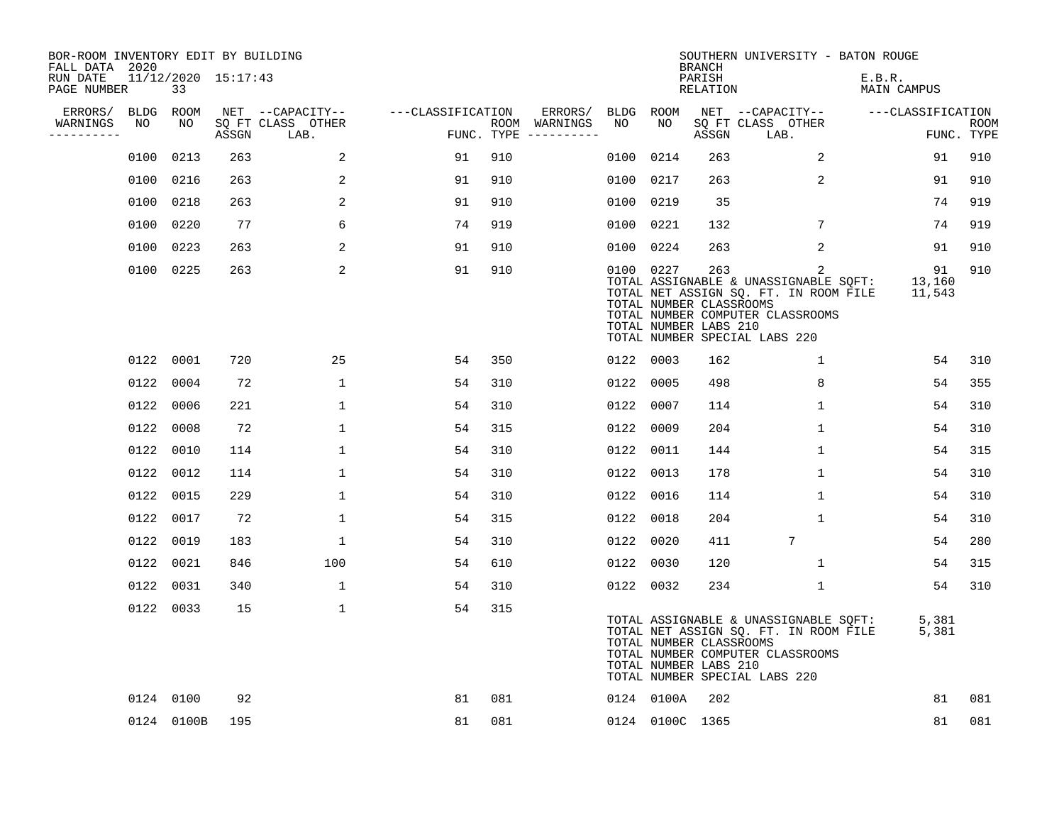BOR-ROOM INVENTORY EDIT BY BUILDING
FALL DATA 2020
RUN DATE 11/12/2020 15:17:43
PAGE NUMBER 33

SOUTHERN UNIVERSITY - BATON ROUGE
BRANCH
PARISH E.B.R.
RELATION MAIN CAMPUS

| ERRORS/ WARNINGS | BLDG NO | ROOM NO | NET ASSGN SQ FT | CAPACITY CLASS LAB. | CAPACITY OTHER | FUNC. | ROOM TYPE | ERRORS/ WARNINGS | BLDG NO | ROOM NO | NET ASSGN SQ FT | CAPACITY CLASS LAB. | CAPACITY OTHER | FUNC. | ROOM TYPE |
|---|---|---|---|---|---|---|---|---|---|---|---|---|---|---|---|
| | 0100 | 0213 | 263 | | 2 | 91 | 910 | | 0100 | 0214 | 263 | | 2 | 91 | 910 |
| | 0100 | 0216 | 263 | | 2 | 91 | 910 | | 0100 | 0217 | 263 | | 2 | 91 | 910 |
| | 0100 | 0218 | 263 | | 2 | 91 | 910 | | 0100 | 0219 | 35 | | | 74 | 919 |
| | 0100 | 0220 | 77 | | 6 | 74 | 919 | | 0100 | 0221 | 132 | | 7 | 74 | 919 |
| | 0100 | 0223 | 263 | | 2 | 91 | 910 | | 0100 | 0224 | 263 | | 2 | 91 | 910 |
| | 0100 | 0225 | 263 | | 2 | 91 | 910 | | 0100 | 0227 | 263 | | 2 | 91 | 910 |

TOTAL ASSIGNABLE & UNASSIGNABLE SQFT: 13,160
TOTAL NET ASSIGN SQ. FT. IN ROOM FILE 11,543
TOTAL NUMBER CLASSROOMS
TOTAL NUMBER COMPUTER CLASSROOMS
TOTAL NUMBER LABS 210
TOTAL NUMBER SPECIAL LABS 220

| ERRORS/ WARNINGS | BLDG NO | ROOM NO | NET ASSGN SQ FT | CAPACITY CLASS LAB. | CAPACITY OTHER | FUNC. | ROOM TYPE | ERRORS/ WARNINGS | BLDG NO | ROOM NO | NET ASSGN SQ FT | CAPACITY CLASS LAB. | CAPACITY OTHER | FUNC. | ROOM TYPE |
|---|---|---|---|---|---|---|---|---|---|---|---|---|---|---|---|
| | 0122 | 0001 | 720 | | 25 | 54 | 350 | | 0122 | 0003 | 162 | | 1 | 54 | 310 |
| | 0122 | 0004 | 72 | | 1 | 54 | 310 | | 0122 | 0005 | 498 | | 8 | 54 | 355 |
| | 0122 | 0006 | 221 | | 1 | 54 | 310 | | 0122 | 0007 | 114 | | 1 | 54 | 310 |
| | 0122 | 0008 | 72 | | 1 | 54 | 315 | | 0122 | 0009 | 204 | | 1 | 54 | 310 |
| | 0122 | 0010 | 114 | | 1 | 54 | 310 | | 0122 | 0011 | 144 | | 1 | 54 | 315 |
| | 0122 | 0012 | 114 | | 1 | 54 | 310 | | 0122 | 0013 | 178 | | 1 | 54 | 310 |
| | 0122 | 0015 | 229 | | 1 | 54 | 310 | | 0122 | 0016 | 114 | | 1 | 54 | 310 |
| | 0122 | 0017 | 72 | | 1 | 54 | 315 | | 0122 | 0018 | 204 | | 1 | 54 | 310 |
| | 0122 | 0019 | 183 | | 1 | 54 | 310 | | 0122 | 0020 | 411 | 7 | | 54 | 280 |
| | 0122 | 0021 | 846 | | 100 | 54 | 610 | | 0122 | 0030 | 120 | | 1 | 54 | 315 |
| | 0122 | 0031 | 340 | | 1 | 54 | 310 | | 0122 | 0032 | 234 | | 1 | 54 | 310 |
| | 0122 | 0033 | 15 | | 1 | 54 | 315 | | | | | | | | |

TOTAL ASSIGNABLE & UNASSIGNABLE SQFT: 5,381
TOTAL NET ASSIGN SQ. FT. IN ROOM FILE 5,381
TOTAL NUMBER CLASSROOMS
TOTAL NUMBER COMPUTER CLASSROOMS
TOTAL NUMBER LABS 210
TOTAL NUMBER SPECIAL LABS 220

| ERRORS/ WARNINGS | BLDG NO | ROOM NO | NET ASSGN SQ FT | CAPACITY CLASS LAB. | CAPACITY OTHER | FUNC. | ROOM TYPE | ERRORS/ WARNINGS | BLDG NO | ROOM NO | NET ASSGN SQ FT | CAPACITY CLASS LAB. | CAPACITY OTHER | FUNC. | ROOM TYPE |
|---|---|---|---|---|---|---|---|---|---|---|---|---|---|---|---|
| | 0124 | 0100 | 92 | | | 81 | 081 | | 0124 | 0100A | 202 | | | 81 | 081 |
| | 0124 | 0100B | 195 | | | 81 | 081 | | 0124 | 0100C | 1365 | | | 81 | 081 |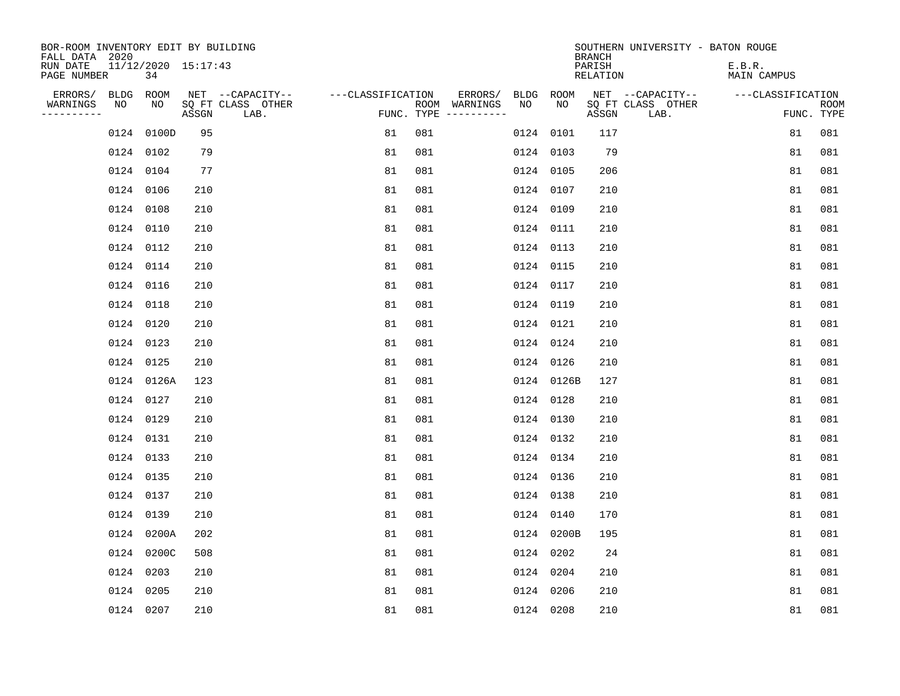BOR-ROOM INVENTORY EDIT BY BUILDING
FALL DATA 2020
RUN DATE 11/12/2020 15:17:43
PAGE NUMBER 34

SOUTHERN UNIVERSITY - BATON ROUGE
BRANCH
PARISH E.B.R.
RELATION MAIN CAMPUS

| ERRORS/ WARNINGS | BLDG NO | ROOM NO | NET SQ FT ASSGN | CAPACITY CLASS LAB. | CAPACITY OTHER | CLASSIFICATION FUNC. | ROOM TYPE | ERRORS/ WARNINGS | BLDG NO | ROOM NO | NET SQ FT ASSGN | CAPACITY CLASS LAB. | CAPACITY OTHER | CLASSIFICATION FUNC. | ROOM TYPE |
|---|---|---|---|---|---|---|---|---|---|---|---|---|---|---|---|
| | 0124 | 0100D | 95 | | | 81 | 081 | | 0124 | 0101 | 117 | | | 81 | 081 |
| | 0124 | 0102 | 79 | | | 81 | 081 | | 0124 | 0103 | 79 | | | 81 | 081 |
| | 0124 | 0104 | 77 | | | 81 | 081 | | 0124 | 0105 | 206 | | | 81 | 081 |
| | 0124 | 0106 | 210 | | | 81 | 081 | | 0124 | 0107 | 210 | | | 81 | 081 |
| | 0124 | 0108 | 210 | | | 81 | 081 | | 0124 | 0109 | 210 | | | 81 | 081 |
| | 0124 | 0110 | 210 | | | 81 | 081 | | 0124 | 0111 | 210 | | | 81 | 081 |
| | 0124 | 0112 | 210 | | | 81 | 081 | | 0124 | 0113 | 210 | | | 81 | 081 |
| | 0124 | 0114 | 210 | | | 81 | 081 | | 0124 | 0115 | 210 | | | 81 | 081 |
| | 0124 | 0116 | 210 | | | 81 | 081 | | 0124 | 0117 | 210 | | | 81 | 081 |
| | 0124 | 0118 | 210 | | | 81 | 081 | | 0124 | 0119 | 210 | | | 81 | 081 |
| | 0124 | 0120 | 210 | | | 81 | 081 | | 0124 | 0121 | 210 | | | 81 | 081 |
| | 0124 | 0123 | 210 | | | 81 | 081 | | 0124 | 0124 | 210 | | | 81 | 081 |
| | 0124 | 0125 | 210 | | | 81 | 081 | | 0124 | 0126 | 210 | | | 81 | 081 |
| | 0124 | 0126A | 123 | | | 81 | 081 | | 0124 | 0126B | 127 | | | 81 | 081 |
| | 0124 | 0127 | 210 | | | 81 | 081 | | 0124 | 0128 | 210 | | | 81 | 081 |
| | 0124 | 0129 | 210 | | | 81 | 081 | | 0124 | 0130 | 210 | | | 81 | 081 |
| | 0124 | 0131 | 210 | | | 81 | 081 | | 0124 | 0132 | 210 | | | 81 | 081 |
| | 0124 | 0133 | 210 | | | 81 | 081 | | 0124 | 0134 | 210 | | | 81 | 081 |
| | 0124 | 0135 | 210 | | | 81 | 081 | | 0124 | 0136 | 210 | | | 81 | 081 |
| | 0124 | 0137 | 210 | | | 81 | 081 | | 0124 | 0138 | 210 | | | 81 | 081 |
| | 0124 | 0139 | 210 | | | 81 | 081 | | 0124 | 0140 | 170 | | | 81 | 081 |
| | 0124 | 0200A | 202 | | | 81 | 081 | | 0124 | 0200B | 195 | | | 81 | 081 |
| | 0124 | 0200C | 508 | | | 81 | 081 | | 0124 | 0202 | 24 | | | 81 | 081 |
| | 0124 | 0203 | 210 | | | 81 | 081 | | 0124 | 0204 | 210 | | | 81 | 081 |
| | 0124 | 0205 | 210 | | | 81 | 081 | | 0124 | 0206 | 210 | | | 81 | 081 |
| | 0124 | 0207 | 210 | | | 81 | 081 | | 0124 | 0208 | 210 | | | 81 | 081 |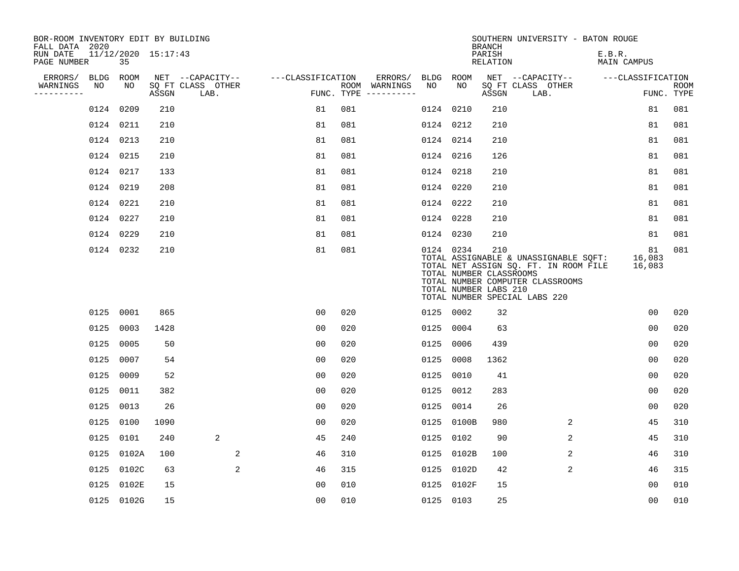BOR-ROOM INVENTORY EDIT BY BUILDING
FALL DATA 2020
RUN DATE 11/12/2020 15:17:43

SOUTHERN UNIVERSITY - BATON ROUGE
BRANCH
PARISH E.B.R.
RELATION MAIN CAMPUS

| ERRORS/ WARNINGS | BLDG NO | ROOM NO | NET SQ FT ASSGN | CAPACITY CLASS LAB. | CAPACITY OTHER | CLASSIFICATION FUNC. | ROOM TYPE | ERRORS/ WARNINGS | BLDG NO | ROOM NO | NET SQ FT ASSGN | CAPACITY CLASS LAB. | CAPACITY OTHER | CLASSIFICATION FUNC. | ROOM TYPE |
|---|---|---|---|---|---|---|---|---|---|---|---|---|---|---|---|
| | 0124 | 0209 | 210 | | | 81 | 081 | | 0124 | 0210 | 210 | | | 81 | 081 |
| | 0124 | 0211 | 210 | | | 81 | 081 | | 0124 | 0212 | 210 | | | 81 | 081 |
| | 0124 | 0213 | 210 | | | 81 | 081 | | 0124 | 0214 | 210 | | | 81 | 081 |
| | 0124 | 0215 | 210 | | | 81 | 081 | | 0124 | 0216 | 126 | | | 81 | 081 |
| | 0124 | 0217 | 133 | | | 81 | 081 | | 0124 | 0218 | 210 | | | 81 | 081 |
| | 0124 | 0219 | 208 | | | 81 | 081 | | 0124 | 0220 | 210 | | | 81 | 081 |
| | 0124 | 0221 | 210 | | | 81 | 081 | | 0124 | 0222 | 210 | | | 81 | 081 |
| | 0124 | 0227 | 210 | | | 81 | 081 | | 0124 | 0228 | 210 | | | 81 | 081 |
| | 0124 | 0229 | 210 | | | 81 | 081 | | 0124 | 0230 | 210 | | | 81 | 081 |
| | 0124 | 0232 | 210 | | | 81 | 081 | | 0124 | 0234 | 210 | | | 81 | 081 |

TOTAL ASSIGNABLE & UNASSIGNABLE SQFT: 16,083
TOTAL NET ASSIGN SQ. FT. IN ROOM FILE 16,083
TOTAL NUMBER CLASSROOMS
TOTAL NUMBER COMPUTER CLASSROOMS
TOTAL NUMBER LABS 210
TOTAL NUMBER SPECIAL LABS 220

| ERRORS/ WARNINGS | BLDG NO | ROOM NO | NET SQ FT ASSGN | CAPACITY CLASS LAB. | CAPACITY OTHER | CLASSIFICATION FUNC. | ROOM TYPE | ERRORS/ WARNINGS | BLDG NO | ROOM NO | NET SQ FT ASSGN | CAPACITY CLASS LAB. | CAPACITY OTHER | CLASSIFICATION FUNC. | ROOM TYPE |
|---|---|---|---|---|---|---|---|---|---|---|---|---|---|---|---|
| | 0125 | 0001 | 865 | | | 00 | 020 | | 0125 | 0002 | 32 | | | 00 | 020 |
| | 0125 | 0003 | 1428 | | | 00 | 020 | | 0125 | 0004 | 63 | | | 00 | 020 |
| | 0125 | 0005 | 50 | | | 00 | 020 | | 0125 | 0006 | 439 | | | 00 | 020 |
| | 0125 | 0007 | 54 | | | 00 | 020 | | 0125 | 0008 | 1362 | | | 00 | 020 |
| | 0125 | 0009 | 52 | | | 00 | 020 | | 0125 | 0010 | 41 | | | 00 | 020 |
| | 0125 | 0011 | 382 | | | 00 | 020 | | 0125 | 0012 | 283 | | | 00 | 020 |
| | 0125 | 0013 | 26 | | | 00 | 020 | | 0125 | 0014 | 26 | | | 00 | 020 |
| | 0125 | 0100 | 1090 | | | 00 | 020 | | 0125 | 0100B | 980 | | 2 | 45 | 310 |
| | 0125 | 0101 | 240 | 2 | | 45 | 240 | | 0125 | 0102 | 90 | | 2 | 45 | 310 |
| | 0125 | 0102A | 100 | | 2 | 46 | 310 | | 0125 | 0102B | 100 | | 2 | 46 | 310 |
| | 0125 | 0102C | 63 | | 2 | 46 | 315 | | 0125 | 0102D | 42 | | 2 | 46 | 315 |
| | 0125 | 0102E | 15 | | | 00 | 010 | | 0125 | 0102F | 15 | | | 00 | 010 |
| | 0125 | 0102G | 15 | | | 00 | 010 | | 0125 | 0103 | 25 | | | 00 | 010 |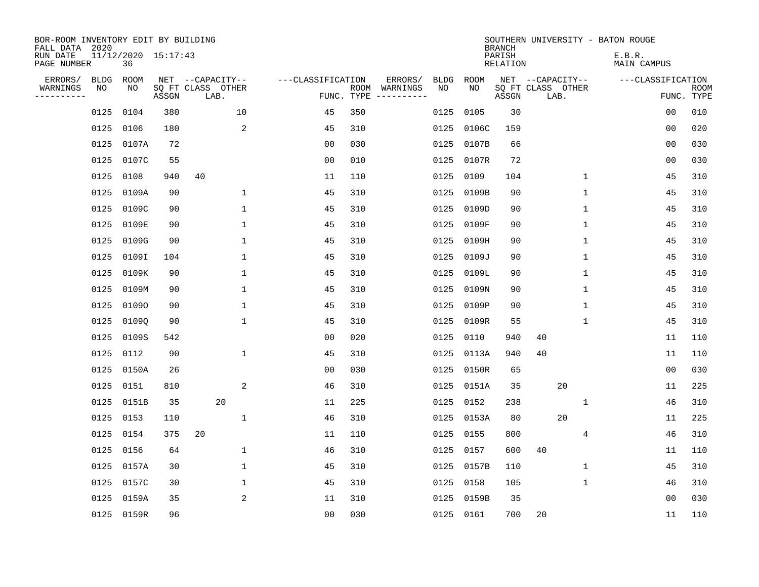BOR-ROOM INVENTORY EDIT BY BUILDING
FALL DATA 2020
RUN DATE 11/12/2020 15:17:43
PAGE NUMBER 36

SOUTHERN UNIVERSITY - BATON ROUGE
BRANCH
PARISH E.B.R.
RELATION MAIN CAMPUS

| ERRORS/ WARNINGS | BLDG NO | ROOM NO | NET SQ FT ASSGN | CAPACITY CLASS | CAPACITY LAB. | CAPACITY OTHER | CLASSIFICATION FUNC. | ROOM TYPE | ERRORS/ WARNINGS | BLDG NO | ROOM NO | NET SQ FT ASSGN | CAPACITY CLASS | CAPACITY LAB. | CAPACITY OTHER | CLASSIFICATION FUNC. | ROOM TYPE |
|---|---|---|---|---|---|---|---|---|---|---|---|---|---|---|---|---|---|
| | 0125 | 0104 | 380 | | | 10 | 45 | 350 | | 0125 | 0105 | 30 | | | | 00 | 010 |
| | 0125 | 0106 | 180 | | | 2 | 45 | 310 | | 0125 | 0106C | 159 | | | | 00 | 020 |
| | 0125 | 0107A | 72 | | | | 00 | 030 | | 0125 | 0107B | 66 | | | | 00 | 030 |
| | 0125 | 0107C | 55 | | | | 00 | 010 | | 0125 | 0107R | 72 | | | | 00 | 030 |
| | 0125 | 0108 | 940 | 40 | | | 11 | 110 | | 0125 | 0109 | 104 | | | 1 | 45 | 310 |
| | 0125 | 0109A | 90 | | | 1 | 45 | 310 | | 0125 | 0109B | 90 | | | 1 | 45 | 310 |
| | 0125 | 0109C | 90 | | | 1 | 45 | 310 | | 0125 | 0109D | 90 | | | 1 | 45 | 310 |
| | 0125 | 0109E | 90 | | | 1 | 45 | 310 | | 0125 | 0109F | 90 | | | 1 | 45 | 310 |
| | 0125 | 0109G | 90 | | | 1 | 45 | 310 | | 0125 | 0109H | 90 | | | 1 | 45 | 310 |
| | 0125 | 0109I | 104 | | | 1 | 45 | 310 | | 0125 | 0109J | 90 | | | 1 | 45 | 310 |
| | 0125 | 0109K | 90 | | | 1 | 45 | 310 | | 0125 | 0109L | 90 | | | 1 | 45 | 310 |
| | 0125 | 0109M | 90 | | | 1 | 45 | 310 | | 0125 | 0109N | 90 | | | 1 | 45 | 310 |
| | 0125 | 0109O | 90 | | | 1 | 45 | 310 | | 0125 | 0109P | 90 | | | 1 | 45 | 310 |
| | 0125 | 0109Q | 90 | | | 1 | 45 | 310 | | 0125 | 0109R | 55 | | | 1 | 45 | 310 |
| | 0125 | 0109S | 542 | | | | 00 | 020 | | 0125 | 0110 | 940 | 40 | | | 11 | 110 |
| | 0125 | 0112 | 90 | | | 1 | 45 | 310 | | 0125 | 0113A | 940 | 40 | | | 11 | 110 |
| | 0125 | 0150A | 26 | | | | 00 | 030 | | 0125 | 0150R | 65 | | | | 00 | 030 |
| | 0125 | 0151 | 810 | | | 2 | 46 | 310 | | 0125 | 0151A | 35 | | 20 | | 11 | 225 |
| | 0125 | 0151B | 35 | | 20 | | 11 | 225 | | 0125 | 0152 | 238 | | | 1 | 46 | 310 |
| | 0125 | 0153 | 110 | | | 1 | 46 | 310 | | 0125 | 0153A | 80 | | 20 | | 11 | 225 |
| | 0125 | 0154 | 375 | 20 | | | 11 | 110 | | 0125 | 0155 | 800 | | | 4 | 46 | 310 |
| | 0125 | 0156 | 64 | | | 1 | 46 | 310 | | 0125 | 0157 | 600 | 40 | | | 11 | 110 |
| | 0125 | 0157A | 30 | | | 1 | 45 | 310 | | 0125 | 0157B | 110 | | | 1 | 45 | 310 |
| | 0125 | 0157C | 30 | | | 1 | 45 | 310 | | 0125 | 0158 | 105 | | | 1 | 46 | 310 |
| | 0125 | 0159A | 35 | | | 2 | 11 | 310 | | 0125 | 0159B | 35 | | | | 00 | 030 |
| | 0125 | 0159R | 96 | | | | 00 | 030 | | 0125 | 0161 | 700 | 20 | | | 11 | 110 |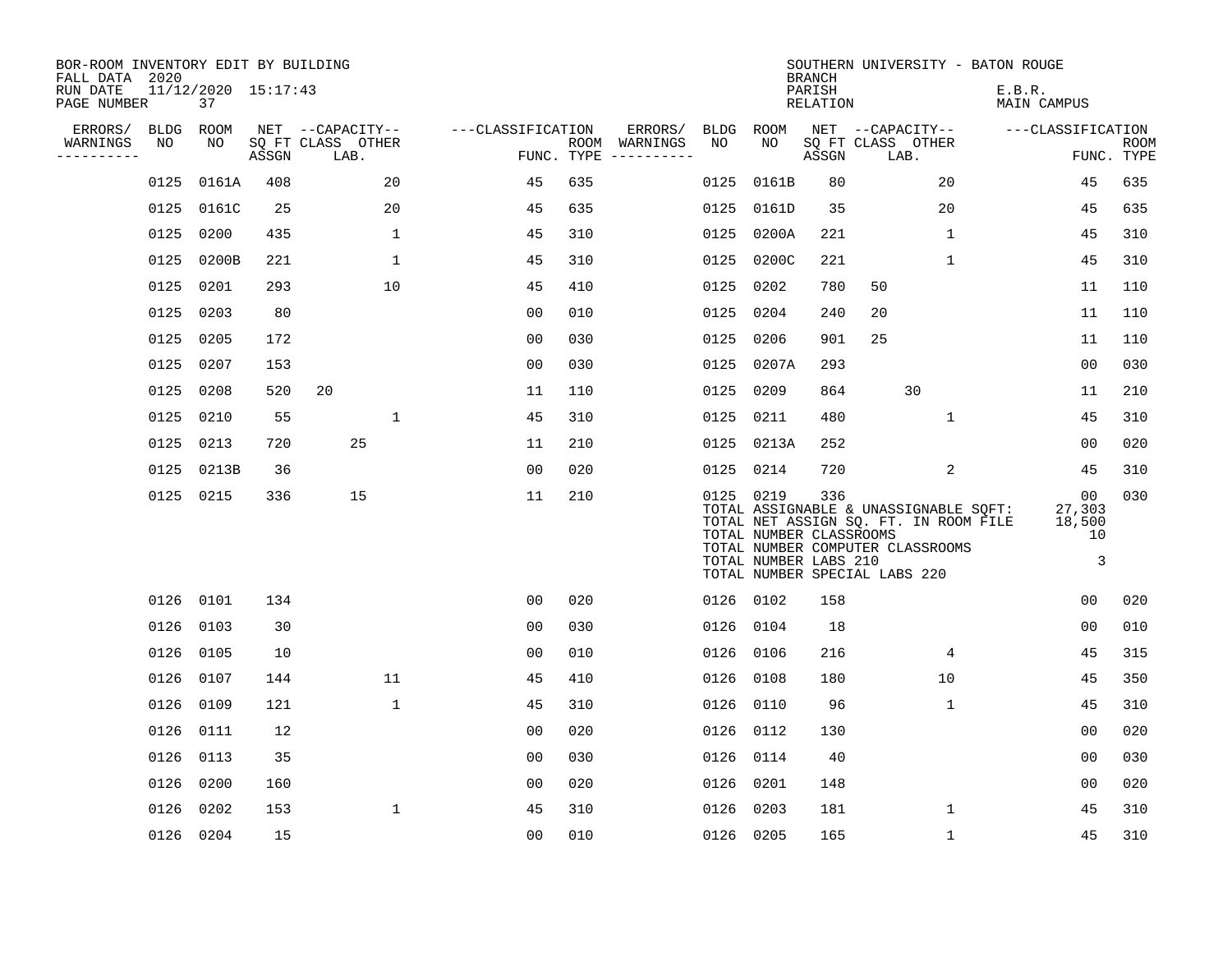BOR-ROOM INVENTORY EDIT BY BUILDING
FALL DATA 2020
RUN DATE 11/12/2020 15:17:43
PAGE NUMBER 37

SOUTHERN UNIVERSITY - BATON ROUGE
BRANCH
PARISH E.B.R.
RELATION MAIN CAMPUS

| ERRORS/ WARNINGS | BLDG NO | ROOM NO | NET SQ FT ASSGN | CAPACITY CLASS | CAPACITY LAB. | CAPACITY OTHER | CLASSIFICATION FUNC. | ROOM TYPE | ERRORS/ WARNINGS | BLDG NO | ROOM NO | NET SQ FT ASSGN | CAPACITY CLASS | CAPACITY LAB. | CAPACITY OTHER | CLASSIFICATION FUNC. | ROOM TYPE |
|---|---|---|---|---|---|---|---|---|---|---|---|---|---|---|---|---|---|
| | 0125 | 0161A | 408 | | | 20 | 45 | 635 | | 0125 | 0161B | 80 | | | 20 | 45 | 635 |
| | 0125 | 0161C | 25 | | | 20 | 45 | 635 | | 0125 | 0161D | 35 | | | 20 | 45 | 635 |
| | 0125 | 0200 | 435 | | | 1 | 45 | 310 | | 0125 | 0200A | 221 | | | 1 | 45 | 310 |
| | 0125 | 0200B | 221 | | | 1 | 45 | 310 | | 0125 | 0200C | 221 | | | 1 | 45 | 310 |
| | 0125 | 0201 | 293 | | | 10 | 45 | 410 | | 0125 | 0202 | 780 | 50 | | | 11 | 110 |
| | 0125 | 0203 | 80 | | | | 00 | 010 | | 0125 | 0204 | 240 | 20 | | | 11 | 110 |
| | 0125 | 0205 | 172 | | | | 00 | 030 | | 0125 | 0206 | 901 | 25 | | | 11 | 110 |
| | 0125 | 0207 | 153 | | | | 00 | 030 | | 0125 | 0207A | 293 | | | | 00 | 030 |
| | 0125 | 0208 | 520 | 20 | | | 11 | 110 | | 0125 | 0209 | 864 | | 30 | | 11 | 210 |
| | 0125 | 0210 | 55 | | | 1 | 45 | 310 | | 0125 | 0211 | 480 | | | 1 | 45 | 310 |
| | 0125 | 0213 | 720 | | 25 | | 11 | 210 | | 0125 | 0213A | 252 | | | | 00 | 020 |
| | 0125 | 0213B | 36 | | | | 00 | 020 | | 0125 | 0214 | 720 | | | 2 | 45 | 310 |
| | 0125 | 0215 | 336 | | 15 | | 11 | 210 | | 0125 | 0219 | 336 | | | | 00 | 030 |

TOTAL ASSIGNABLE & UNASSIGNABLE SQFT: 27,303
TOTAL NET ASSIGN SQ. FT. IN ROOM FILE 18,500
TOTAL NUMBER CLASSROOMS 10
TOTAL NUMBER COMPUTER CLASSROOMS
TOTAL NUMBER LABS 210 3
TOTAL NUMBER SPECIAL LABS 220

| ERRORS/ WARNINGS | BLDG NO | ROOM NO | NET SQ FT ASSGN | CAPACITY CLASS | CAPACITY LAB. | CAPACITY OTHER | CLASSIFICATION FUNC. | ROOM TYPE | ERRORS/ WARNINGS | BLDG NO | ROOM NO | NET SQ FT ASSGN | CAPACITY CLASS | CAPACITY LAB. | CAPACITY OTHER | CLASSIFICATION FUNC. | ROOM TYPE |
|---|---|---|---|---|---|---|---|---|---|---|---|---|---|---|---|---|---|
| | 0126 | 0101 | 134 | | | | 00 | 020 | | 0126 | 0102 | 158 | | | | 00 | 020 |
| | 0126 | 0103 | 30 | | | | 00 | 030 | | 0126 | 0104 | 18 | | | | 00 | 010 |
| | 0126 | 0105 | 10 | | | | 00 | 010 | | 0126 | 0106 | 216 | | | 4 | 45 | 315 |
| | 0126 | 0107 | 144 | | | 11 | 45 | 410 | | 0126 | 0108 | 180 | | | 10 | 45 | 350 |
| | 0126 | 0109 | 121 | | | 1 | 45 | 310 | | 0126 | 0110 | 96 | | | 1 | 45 | 310 |
| | 0126 | 0111 | 12 | | | | 00 | 020 | | 0126 | 0112 | 130 | | | | 00 | 020 |
| | 0126 | 0113 | 35 | | | | 00 | 030 | | 0126 | 0114 | 40 | | | | 00 | 030 |
| | 0126 | 0200 | 160 | | | | 00 | 020 | | 0126 | 0201 | 148 | | | | 00 | 020 |
| | 0126 | 0202 | 153 | | | 1 | 45 | 310 | | 0126 | 0203 | 181 | | | 1 | 45 | 310 |
| | 0126 | 0204 | 15 | | | | 00 | 010 | | 0126 | 0205 | 165 | | | 1 | 45 | 310 |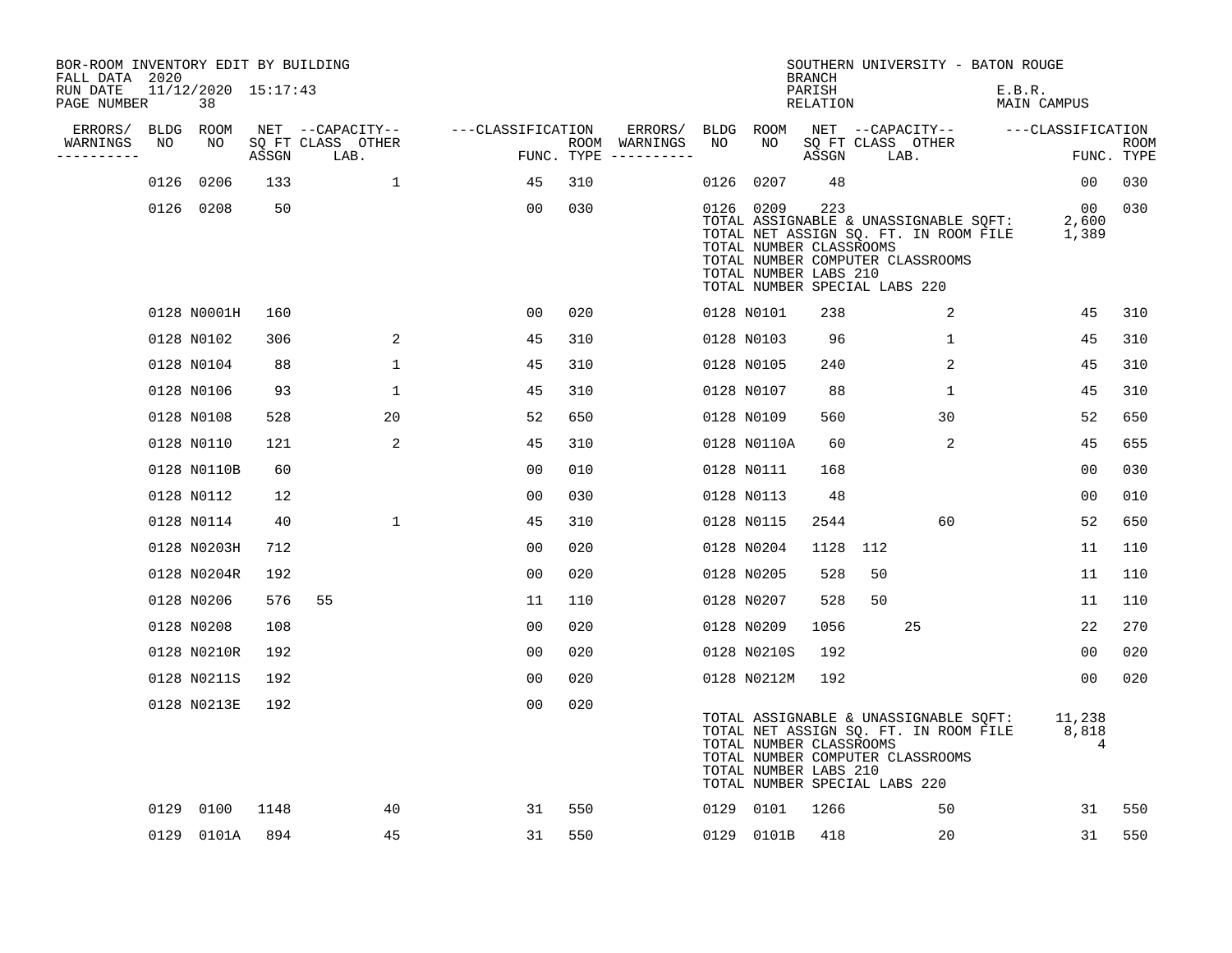BOR-ROOM INVENTORY EDIT BY BUILDING
FALL DATA 2020
RUN DATE 11/12/2020 15:17:43
PAGE NUMBER 38

SOUTHERN UNIVERSITY - BATON ROUGE
BRANCH
PARISH E.B.R.
RELATION MAIN CAMPUS

| ERRORS/ WARNINGS | BLDG NO | ROOM NO | NET SQ FT ASSGN | CAPACITY CLASS | OTHER LAB. | FUNC. | ROOM TYPE | ERRORS/ WARNINGS | BLDG NO | ROOM NO | NET SQ FT ASSGN | CAPACITY CLASS | OTHER LAB. | FUNC. | ROOM TYPE |
|---|---|---|---|---|---|---|---|---|---|---|---|---|---|---|---|
| | 0126 | 0206 | 133 | | 1 | 45 | 310 | | 0126 | 0207 | 48 | | | 00 | 030 |
| | 0126 | 0208 | 50 | | | 00 | 030 | | 0126 | 0209 | 223 | | | 00 | 030 |

TOTAL ASSIGNABLE & UNASSIGNABLE SQFT: 2,600
TOTAL NET ASSIGN SQ. FT. IN ROOM FILE 1,389
TOTAL NUMBER CLASSROOMS
TOTAL NUMBER COMPUTER CLASSROOMS
TOTAL NUMBER LABS 210
TOTAL NUMBER SPECIAL LABS 220

| ERRORS/ WARNINGS | BLDG NO | ROOM NO | NET SQ FT ASSGN | CAPACITY CLASS | OTHER LAB. | FUNC. | ROOM TYPE | ERRORS/ WARNINGS | BLDG NO | ROOM NO | NET SQ FT ASSGN | CAPACITY CLASS | OTHER LAB. | FUNC. | ROOM TYPE |
|---|---|---|---|---|---|---|---|---|---|---|---|---|---|---|---|
| | 0128 | N0001H | 160 | | | 00 | 020 | | 0128 | N0101 | 238 | | 2 | 45 | 310 |
| | 0128 | N0102 | 306 | | 2 | 45 | 310 | | 0128 | N0103 | 96 | | 1 | 45 | 310 |
| | 0128 | N0104 | 88 | | 1 | 45 | 310 | | 0128 | N0105 | 240 | | 2 | 45 | 310 |
| | 0128 | N0106 | 93 | | 1 | 45 | 310 | | 0128 | N0107 | 88 | | 1 | 45 | 310 |
| | 0128 | N0108 | 528 | | 20 | 52 | 650 | | 0128 | N0109 | 560 | | 30 | 52 | 650 |
| | 0128 | N0110 | 121 | | 2 | 45 | 310 | | 0128 | N0110A | 60 | | 2 | 45 | 655 |
| | 0128 | N0110B | 60 | | | 00 | 010 | | 0128 | N0111 | 168 | | | 00 | 030 |
| | 0128 | N0112 | 12 | | | 00 | 030 | | 0128 | N0113 | 48 | | | 00 | 010 |
| | 0128 | N0114 | 40 | | 1 | 45 | 310 | | 0128 | N0115 | 2544 | | 60 | 52 | 650 |
| | 0128 | N0203H | 712 | | | 00 | 020 | | 0128 | N0204 | 1128 | 112 | | 11 | 110 |
| | 0128 | N0204R | 192 | | | 00 | 020 | | 0128 | N0205 | 528 | 50 | | 11 | 110 |
| | 0128 | N0206 | 576 | 55 | | 11 | 110 | | 0128 | N0207 | 528 | 50 | | 11 | 110 |
| | 0128 | N0208 | 108 | | | 00 | 020 | | 0128 | N0209 | 1056 | | 25 | 22 | 270 |
| | 0128 | N0210R | 192 | | | 00 | 020 | | 0128 | N0210S | 192 | | | 00 | 020 |
| | 0128 | N0211S | 192 | | | 00 | 020 | | 0128 | N0212M | 192 | | | 00 | 020 |
| | 0128 | N0213E | 192 | | | 00 | 020 | | | | | | | | |

TOTAL ASSIGNABLE & UNASSIGNABLE SQFT: 11,238
TOTAL NET ASSIGN SQ. FT. IN ROOM FILE 8,818
TOTAL NUMBER CLASSROOMS 4
TOTAL NUMBER COMPUTER CLASSROOMS
TOTAL NUMBER LABS 210
TOTAL NUMBER SPECIAL LABS 220

| ERRORS/ WARNINGS | BLDG NO | ROOM NO | NET SQ FT ASSGN | CAPACITY CLASS | OTHER LAB. | FUNC. | ROOM TYPE | ERRORS/ WARNINGS | BLDG NO | ROOM NO | NET SQ FT ASSGN | CAPACITY CLASS | OTHER LAB. | FUNC. | ROOM TYPE |
|---|---|---|---|---|---|---|---|---|---|---|---|---|---|---|---|
| | 0129 | 0100 | 1148 | | 40 | 31 | 550 | | 0129 | 0101 | 1266 | | 50 | 31 | 550 |
| | 0129 | 0101A | 894 | | 45 | 31 | 550 | | 0129 | 0101B | 418 | | 20 | 31 | 550 |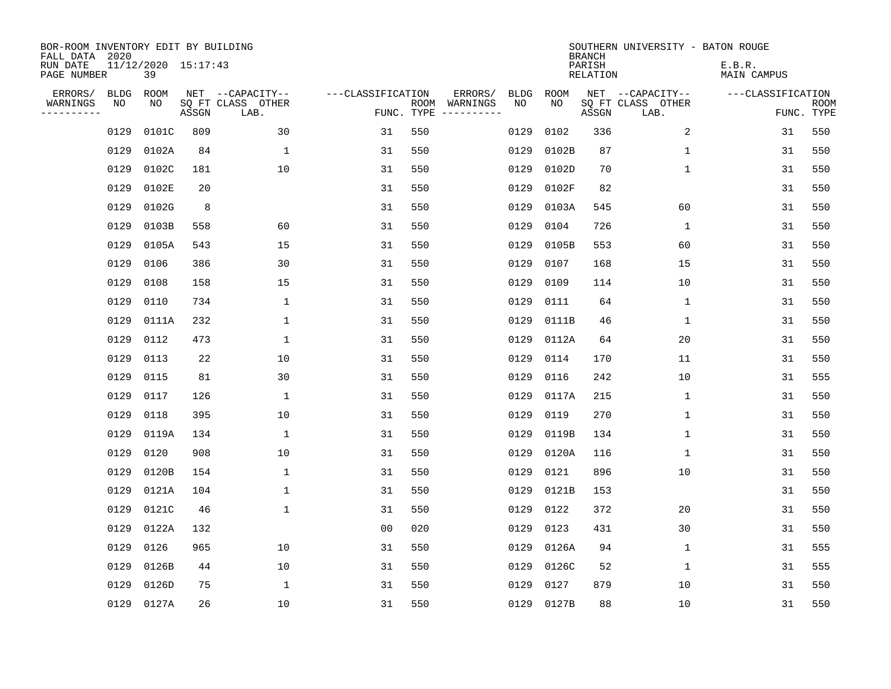BOR-ROOM INVENTORY EDIT BY BUILDING
FALL DATA 2020
RUN DATE 11/12/2020 15:17:43
PAGE NUMBER 39

SOUTHERN UNIVERSITY - BATON ROUGE
BRANCH
PARISH E.B.R.
RELATION MAIN CAMPUS

| ERRORS/ WARNINGS | BLDG NO | ROOM NO | NET SQ FT ASSGN | CAPACITY CLASS LAB. | CAPACITY OTHER | CLASSIFICATION FUNC. | ROOM TYPE | ERRORS/ WARNINGS | BLDG NO | ROOM NO | NET SQ FT ASSGN | CAPACITY CLASS LAB. | CAPACITY OTHER | CLASSIFICATION FUNC. | ROOM TYPE |
|---|---|---|---|---|---|---|---|---|---|---|---|---|---|---|---|
| | 0129 | 0101C | 809 | | 30 | 31 | 550 | | 0129 | 0102 | 336 | | 2 | 31 | 550 |
| | 0129 | 0102A | 84 | | 1 | 31 | 550 | | 0129 | 0102B | 87 | | 1 | 31 | 550 |
| | 0129 | 0102C | 181 | | 10 | 31 | 550 | | 0129 | 0102D | 70 | | 1 | 31 | 550 |
| | 0129 | 0102E | 20 | | | 31 | 550 | | 0129 | 0102F | 82 | | | 31 | 550 |
| | 0129 | 0102G | 8 | | | 31 | 550 | | 0129 | 0103A | 545 | | 60 | 31 | 550 |
| | 0129 | 0103B | 558 | | 60 | 31 | 550 | | 0129 | 0104 | 726 | | 1 | 31 | 550 |
| | 0129 | 0105A | 543 | | 15 | 31 | 550 | | 0129 | 0105B | 553 | | 60 | 31 | 550 |
| | 0129 | 0106 | 386 | | 30 | 31 | 550 | | 0129 | 0107 | 168 | | 15 | 31 | 550 |
| | 0129 | 0108 | 158 | | 15 | 31 | 550 | | 0129 | 0109 | 114 | | 10 | 31 | 550 |
| | 0129 | 0110 | 734 | | 1 | 31 | 550 | | 0129 | 0111 | 64 | | 1 | 31 | 550 |
| | 0129 | 0111A | 232 | | 1 | 31 | 550 | | 0129 | 0111B | 46 | | 1 | 31 | 550 |
| | 0129 | 0112 | 473 | | 1 | 31 | 550 | | 0129 | 0112A | 64 | | 20 | 31 | 550 |
| | 0129 | 0113 | 22 | | 10 | 31 | 550 | | 0129 | 0114 | 170 | | 11 | 31 | 550 |
| | 0129 | 0115 | 81 | | 30 | 31 | 550 | | 0129 | 0116 | 242 | | 10 | 31 | 555 |
| | 0129 | 0117 | 126 | | 1 | 31 | 550 | | 0129 | 0117A | 215 | | 1 | 31 | 550 |
| | 0129 | 0118 | 395 | | 10 | 31 | 550 | | 0129 | 0119 | 270 | | 1 | 31 | 550 |
| | 0129 | 0119A | 134 | | 1 | 31 | 550 | | 0129 | 0119B | 134 | | 1 | 31 | 550 |
| | 0129 | 0120 | 908 | | 10 | 31 | 550 | | 0129 | 0120A | 116 | | 1 | 31 | 550 |
| | 0129 | 0120B | 154 | | 1 | 31 | 550 | | 0129 | 0121 | 896 | | 10 | 31 | 550 |
| | 0129 | 0121A | 104 | | 1 | 31 | 550 | | 0129 | 0121B | 153 | | | 31 | 550 |
| | 0129 | 0121C | 46 | | 1 | 31 | 550 | | 0129 | 0122 | 372 | | 20 | 31 | 550 |
| | 0129 | 0122A | 132 | | | 00 | 020 | | 0129 | 0123 | 431 | | 30 | 31 | 550 |
| | 0129 | 0126 | 965 | | 10 | 31 | 550 | | 0129 | 0126A | 94 | | 1 | 31 | 555 |
| | 0129 | 0126B | 44 | | 10 | 31 | 550 | | 0129 | 0126C | 52 | | 1 | 31 | 555 |
| | 0129 | 0126D | 75 | | 1 | 31 | 550 | | 0129 | 0127 | 879 | | 10 | 31 | 550 |
| | 0129 | 0127A | 26 | | 10 | 31 | 550 | | 0129 | 0127B | 88 | | 10 | 31 | 550 |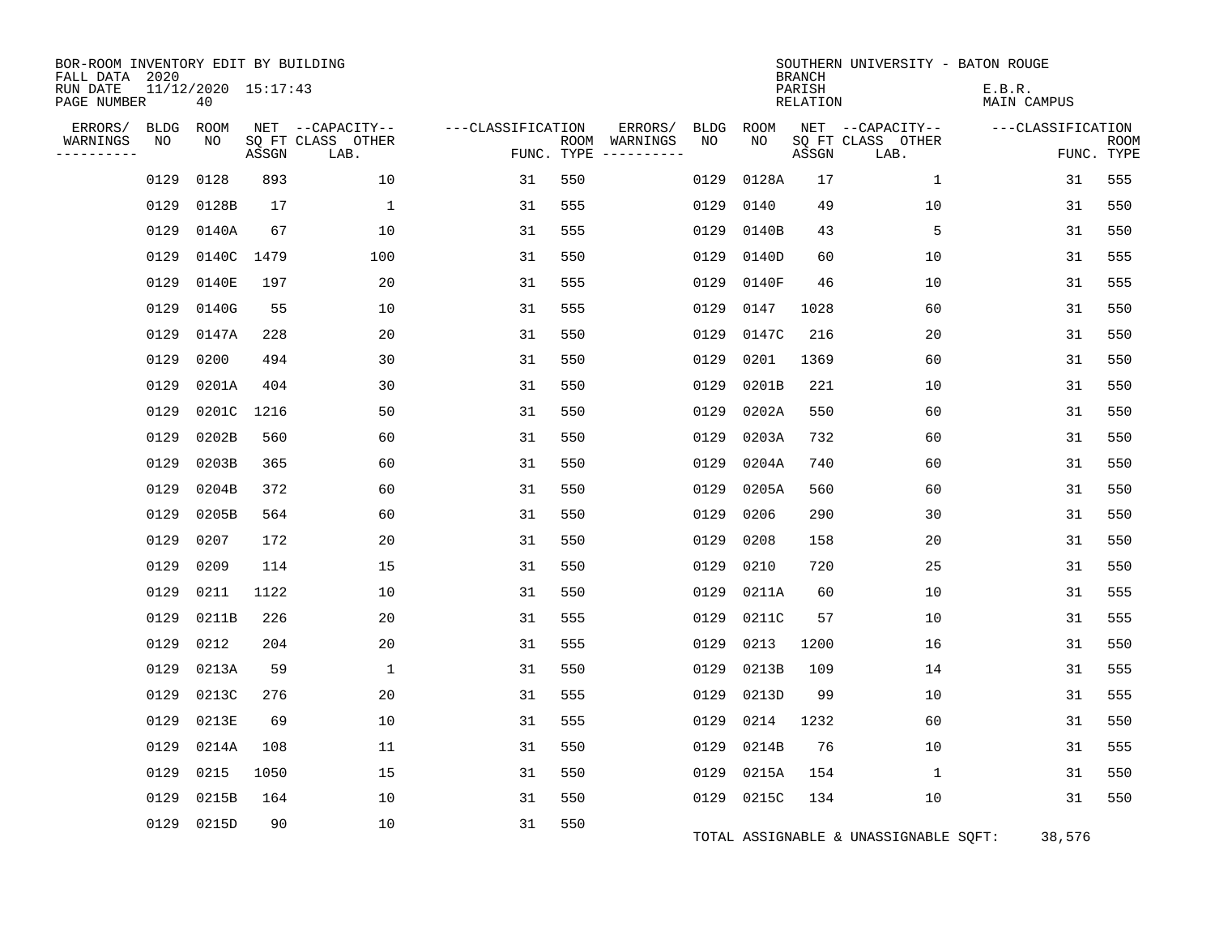BOR-ROOM INVENTORY EDIT BY BUILDING
FALL DATA 2020
RUN DATE 11/12/2020 15:17:43
PAGE NUMBER 40

SOUTHERN UNIVERSITY - BATON ROUGE
BRANCH
PARISH E.B.R.
RELATION MAIN CAMPUS

| ERRORS/ WARNINGS | BLDG NO | ROOM NO | NET SQ FT ASSGN | CAPACITY CLASS LAB. | CAPACITY OTHER | CLASSIFICATION FUNC. | ROOM TYPE | ERRORS/ WARNINGS | BLDG NO | ROOM NO | NET SQ FT ASSGN | CAPACITY CLASS LAB. | CAPACITY OTHER | CLASSIFICATION FUNC. | ROOM TYPE |
|---|---|---|---|---|---|---|---|---|---|---|---|---|---|---|---|
| | 0129 | 0128 | 893 | | 10 | 31 | 550 | | 0129 | 0128A | 17 | | 1 | 31 | 555 |
| | 0129 | 0128B | 17 | | 1 | 31 | 555 | | 0129 | 0140 | 49 | | 10 | 31 | 550 |
| | 0129 | 0140A | 67 | | 10 | 31 | 555 | | 0129 | 0140B | 43 | | 5 | 31 | 550 |
| | 0129 | 0140C | 1479 | | 100 | 31 | 550 | | 0129 | 0140D | 60 | | 10 | 31 | 555 |
| | 0129 | 0140E | 197 | | 20 | 31 | 555 | | 0129 | 0140F | 46 | | 10 | 31 | 555 |
| | 0129 | 0140G | 55 | | 10 | 31 | 555 | | 0129 | 0147 | 1028 | | 60 | 31 | 550 |
| | 0129 | 0147A | 228 | | 20 | 31 | 550 | | 0129 | 0147C | 216 | | 20 | 31 | 550 |
| | 0129 | 0200 | 494 | | 30 | 31 | 550 | | 0129 | 0201 | 1369 | | 60 | 31 | 550 |
| | 0129 | 0201A | 404 | | 30 | 31 | 550 | | 0129 | 0201B | 221 | | 10 | 31 | 550 |
| | 0129 | 0201C | 1216 | | 50 | 31 | 550 | | 0129 | 0202A | 550 | | 60 | 31 | 550 |
| | 0129 | 0202B | 560 | | 60 | 31 | 550 | | 0129 | 0203A | 732 | | 60 | 31 | 550 |
| | 0129 | 0203B | 365 | | 60 | 31 | 550 | | 0129 | 0204A | 740 | | 60 | 31 | 550 |
| | 0129 | 0204B | 372 | | 60 | 31 | 550 | | 0129 | 0205A | 560 | | 60 | 31 | 550 |
| | 0129 | 0205B | 564 | | 60 | 31 | 550 | | 0129 | 0206 | 290 | | 30 | 31 | 550 |
| | 0129 | 0207 | 172 | | 20 | 31 | 550 | | 0129 | 0208 | 158 | | 20 | 31 | 550 |
| | 0129 | 0209 | 114 | | 15 | 31 | 550 | | 0129 | 0210 | 720 | | 25 | 31 | 550 |
| | 0129 | 0211 | 1122 | | 10 | 31 | 550 | | 0129 | 0211A | 60 | | 10 | 31 | 555 |
| | 0129 | 0211B | 226 | | 20 | 31 | 555 | | 0129 | 0211C | 57 | | 10 | 31 | 555 |
| | 0129 | 0212 | 204 | | 20 | 31 | 555 | | 0129 | 0213 | 1200 | | 16 | 31 | 550 |
| | 0129 | 0213A | 59 | | 1 | 31 | 550 | | 0129 | 0213B | 109 | | 14 | 31 | 555 |
| | 0129 | 0213C | 276 | | 20 | 31 | 555 | | 0129 | 0213D | 99 | | 10 | 31 | 555 |
| | 0129 | 0213E | 69 | | 10 | 31 | 555 | | 0129 | 0214 | 1232 | | 60 | 31 | 550 |
| | 0129 | 0214A | 108 | | 11 | 31 | 550 | | 0129 | 0214B | 76 | | 10 | 31 | 555 |
| | 0129 | 0215 | 1050 | | 15 | 31 | 550 | | 0129 | 0215A | 154 | | 1 | 31 | 550 |
| | 0129 | 0215B | 164 | | 10 | 31 | 550 | | 0129 | 0215C | 134 | | 10 | 31 | 550 |
| | 0129 | 0215D | 90 | | 10 | 31 | 550 | | | | | | | | |

TOTAL ASSIGNABLE & UNASSIGNABLE SQFT: 38,576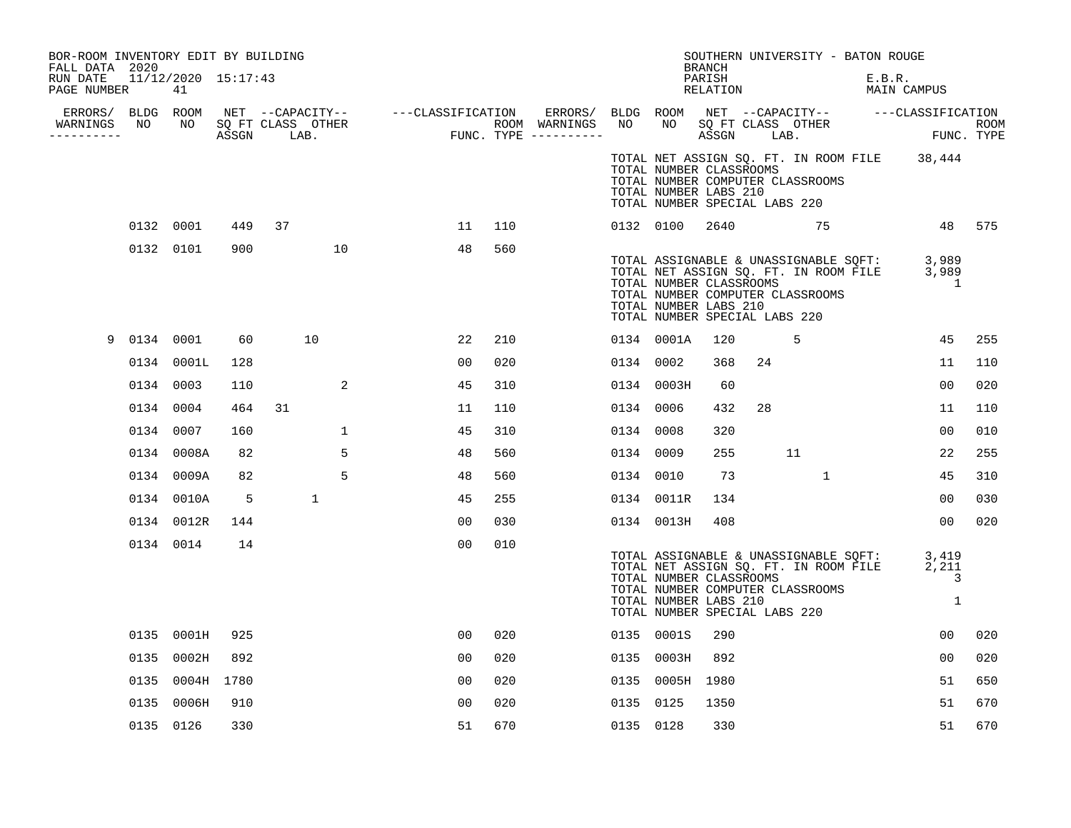BOR-ROOM INVENTORY EDIT BY BUILDING
FALL DATA 2020
RUN DATE 11/12/2020 15:17:43
PAGE NUMBER 41

SOUTHERN UNIVERSITY - BATON ROUGE
BRANCH
PARISH E.B.R.
RELATION MAIN CAMPUS

| ERRORS/ WARNINGS | BLDG NO | ROOM NO | NET SQ FT ASSGN | CAPACITY CLASS | CAPACITY LAB. | CAPACITY OTHER | CLASSIFICATION FUNC. | ROOM TYPE | ERRORS/ WARNINGS | BLDG NO | ROOM NO | NET SQ FT ASSGN | CAPACITY CLASS | CAPACITY LAB. | CAPACITY OTHER | CLASSIFICATION FUNC. | ROOM TYPE |
|---|---|---|---|---|---|---|---|---|---|---|---|---|---|---|---|---|---|
| | | | | | | | | | | | | | | | | | |

TOTAL NET ASSIGN SQ. FT. IN ROOM FILE 38,444
TOTAL NUMBER CLASSROOMS
TOTAL NUMBER COMPUTER CLASSROOMS
TOTAL NUMBER LABS 210
TOTAL NUMBER SPECIAL LABS 220

| ERRORS/ WARNINGS | BLDG NO | ROOM NO | NET SQ FT ASSGN | CAPACITY CLASS | CAPACITY LAB. | CAPACITY OTHER | CLASSIFICATION FUNC. | ROOM TYPE | ERRORS/ WARNINGS | BLDG NO | ROOM NO | NET SQ FT ASSGN | CAPACITY CLASS | CAPACITY LAB. | CAPACITY OTHER | CLASSIFICATION FUNC. | ROOM TYPE |
|---|---|---|---|---|---|---|---|---|---|---|---|---|---|---|---|---|---|
| | 0132 | 0001 | 449 | 37 | | | 11 | 110 | | 0132 | 0100 | 2640 | | | 75 | 48 | 575 |
| | 0132 | 0101 | 900 | | | 10 | 48 | 560 | | | | | | | | | |

TOTAL ASSIGNABLE & UNASSIGNABLE SQFT: 3,989
TOTAL NET ASSIGN SQ. FT. IN ROOM FILE 3,989
TOTAL NUMBER CLASSROOMS 1
TOTAL NUMBER COMPUTER CLASSROOMS
TOTAL NUMBER LABS 210
TOTAL NUMBER SPECIAL LABS 220

| ERRORS/ WARNINGS | BLDG NO | ROOM NO | NET SQ FT ASSGN | CAPACITY CLASS | CAPACITY LAB. | CAPACITY OTHER | CLASSIFICATION FUNC. | ROOM TYPE | ERRORS/ WARNINGS | BLDG NO | ROOM NO | NET SQ FT ASSGN | CAPACITY CLASS | CAPACITY LAB. | CAPACITY OTHER | CLASSIFICATION FUNC. | ROOM TYPE |
|---|---|---|---|---|---|---|---|---|---|---|---|---|---|---|---|---|---|
| 9 | 0134 | 0001 | 60 | | 10 | | 22 | 210 | | 0134 | 0001A | 120 | | 5 | | 45 | 255 |
| | 0134 | 0001L | 128 | | | | 00 | 020 | | 0134 | 0002 | 368 | 24 | | | 11 | 110 |
| | 0134 | 0003 | 110 | | | 2 | 45 | 310 | | 0134 | 0003H | 60 | | | | 00 | 020 |
| | 0134 | 0004 | 464 | 31 | | | 11 | 110 | | 0134 | 0006 | 432 | 28 | | | 11 | 110 |
| | 0134 | 0007 | 160 | | | 1 | 45 | 310 | | 0134 | 0008 | 320 | | | | 00 | 010 |
| | 0134 | 0008A | 82 | | | 5 | 48 | 560 | | 0134 | 0009 | 255 | | 11 | | 22 | 255 |
| | 0134 | 0009A | 82 | | | 5 | 48 | 560 | | 0134 | 0010 | 73 | | | 1 | 45 | 310 |
| | 0134 | 0010A | 5 | | 1 | | 45 | 255 | | 0134 | 0011R | 134 | | | | 00 | 030 |
| | 0134 | 0012R | 144 | | | | 00 | 030 | | 0134 | 0013H | 408 | | | | 00 | 020 |
| | 0134 | 0014 | 14 | | | | 00 | 010 | | | | | | | | | |

TOTAL ASSIGNABLE & UNASSIGNABLE SQFT: 3,419
TOTAL NET ASSIGN SQ. FT. IN ROOM FILE 2,211
TOTAL NUMBER CLASSROOMS 3
TOTAL NUMBER COMPUTER CLASSROOMS
TOTAL NUMBER LABS 210 1
TOTAL NUMBER SPECIAL LABS 220

| ERRORS/ WARNINGS | BLDG NO | ROOM NO | NET SQ FT ASSGN | CAPACITY CLASS | CAPACITY LAB. | CAPACITY OTHER | CLASSIFICATION FUNC. | ROOM TYPE | ERRORS/ WARNINGS | BLDG NO | ROOM NO | NET SQ FT ASSGN | CAPACITY CLASS | CAPACITY LAB. | CAPACITY OTHER | CLASSIFICATION FUNC. | ROOM TYPE |
|---|---|---|---|---|---|---|---|---|---|---|---|---|---|---|---|---|---|
| | 0135 | 0001H | 925 | | | | 00 | 020 | | 0135 | 0001S | 290 | | | | 00 | 020 |
| | 0135 | 0002H | 892 | | | | 00 | 020 | | 0135 | 0003H | 892 | | | | 00 | 020 |
| | 0135 | 0004H | 1780 | | | | 00 | 020 | | 0135 | 0005H | 1980 | | | | 51 | 650 |
| | 0135 | 0006H | 910 | | | | 00 | 020 | | 0135 | 0125 | 1350 | | | | 51 | 670 |
| | 0135 | 0126 | 330 | | | | 51 | 670 | | 0135 | 0128 | 330 | | | | 51 | 670 |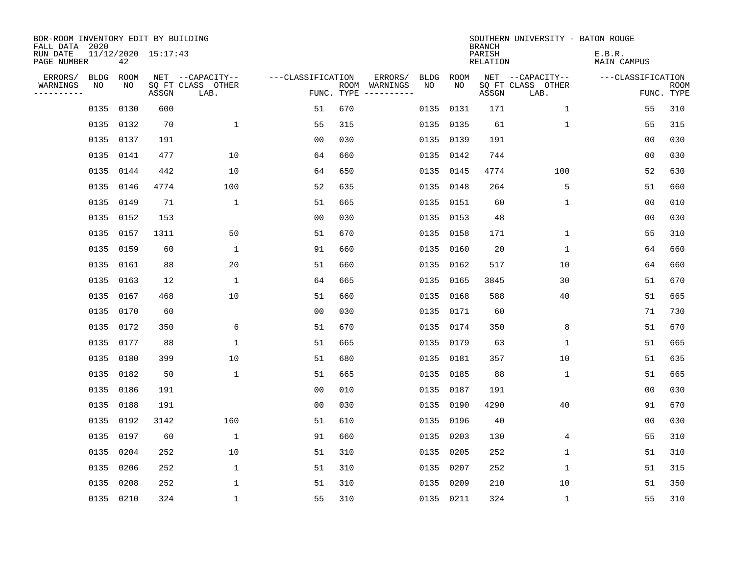BOR-ROOM INVENTORY EDIT BY BUILDING
FALL DATA 2020
RUN DATE 11/12/2020 15:17:43
PAGE NUMBER 42

SOUTHERN UNIVERSITY - BATON ROUGE
BRANCH
PARISH E.B.R.
RELATION MAIN CAMPUS

| ERRORS/ WARNINGS | BLDG NO | ROOM NO | NET SQ FT ASSGN | CAPACITY CLASS LAB. | CAPACITY OTHER | CLASSIFICATION FUNC. | ROOM TYPE | ERRORS/ WARNINGS | BLDG NO | ROOM NO | NET SQ FT ASSGN | CAPACITY CLASS LAB. | CAPACITY OTHER | CLASSIFICATION FUNC. | ROOM TYPE |
|---|---|---|---|---|---|---|---|---|---|---|---|---|---|---|---|
| | 0135 | 0130 | 600 | | | 51 | 670 | | 0135 | 0131 | 171 | | 1 | 55 | 310 |
| | 0135 | 0132 | 70 | | 1 | 55 | 315 | | 0135 | 0135 | 61 | | 1 | 55 | 315 |
| | 0135 | 0137 | 191 | | | 00 | 030 | | 0135 | 0139 | 191 | | | 00 | 030 |
| | 0135 | 0141 | 477 | | 10 | 64 | 660 | | 0135 | 0142 | 744 | | | 00 | 030 |
| | 0135 | 0144 | 442 | | 10 | 64 | 650 | | 0135 | 0145 | 4774 | | 100 | 52 | 630 |
| | 0135 | 0146 | 4774 | | 100 | 52 | 635 | | 0135 | 0148 | 264 | | 5 | 51 | 660 |
| | 0135 | 0149 | 71 | | 1 | 51 | 665 | | 0135 | 0151 | 60 | | 1 | 00 | 010 |
| | 0135 | 0152 | 153 | | | 00 | 030 | | 0135 | 0153 | 48 | | | 00 | 030 |
| | 0135 | 0157 | 1311 | | 50 | 51 | 670 | | 0135 | 0158 | 171 | | 1 | 55 | 310 |
| | 0135 | 0159 | 60 | | 1 | 91 | 660 | | 0135 | 0160 | 20 | | 1 | 64 | 660 |
| | 0135 | 0161 | 88 | | 20 | 51 | 660 | | 0135 | 0162 | 517 | | 10 | 64 | 660 |
| | 0135 | 0163 | 12 | | 1 | 64 | 665 | | 0135 | 0165 | 3845 | | 30 | 51 | 670 |
| | 0135 | 0167 | 468 | | 10 | 51 | 660 | | 0135 | 0168 | 588 | | 40 | 51 | 665 |
| | 0135 | 0170 | 60 | | | 00 | 030 | | 0135 | 0171 | 60 | | | 71 | 730 |
| | 0135 | 0172 | 350 | | 6 | 51 | 670 | | 0135 | 0174 | 350 | | 8 | 51 | 670 |
| | 0135 | 0177 | 88 | | 1 | 51 | 665 | | 0135 | 0179 | 63 | | 1 | 51 | 665 |
| | 0135 | 0180 | 399 | | 10 | 51 | 680 | | 0135 | 0181 | 357 | | 10 | 51 | 635 |
| | 0135 | 0182 | 50 | | 1 | 51 | 665 | | 0135 | 0185 | 88 | | 1 | 51 | 665 |
| | 0135 | 0186 | 191 | | | 00 | 010 | | 0135 | 0187 | 191 | | | 00 | 030 |
| | 0135 | 0188 | 191 | | | 00 | 030 | | 0135 | 0190 | 4290 | | 40 | 91 | 670 |
| | 0135 | 0192 | 3142 | | 160 | 51 | 610 | | 0135 | 0196 | 40 | | | 00 | 030 |
| | 0135 | 0197 | 60 | | 1 | 91 | 660 | | 0135 | 0203 | 130 | | 4 | 55 | 310 |
| | 0135 | 0204 | 252 | | 10 | 51 | 310 | | 0135 | 0205 | 252 | | 1 | 51 | 310 |
| | 0135 | 0206 | 252 | | 1 | 51 | 310 | | 0135 | 0207 | 252 | | 1 | 51 | 315 |
| | 0135 | 0208 | 252 | | 1 | 51 | 310 | | 0135 | 0209 | 210 | | 10 | 51 | 350 |
| | 0135 | 0210 | 324 | | 1 | 55 | 310 | | 0135 | 0211 | 324 | | 1 | 55 | 310 |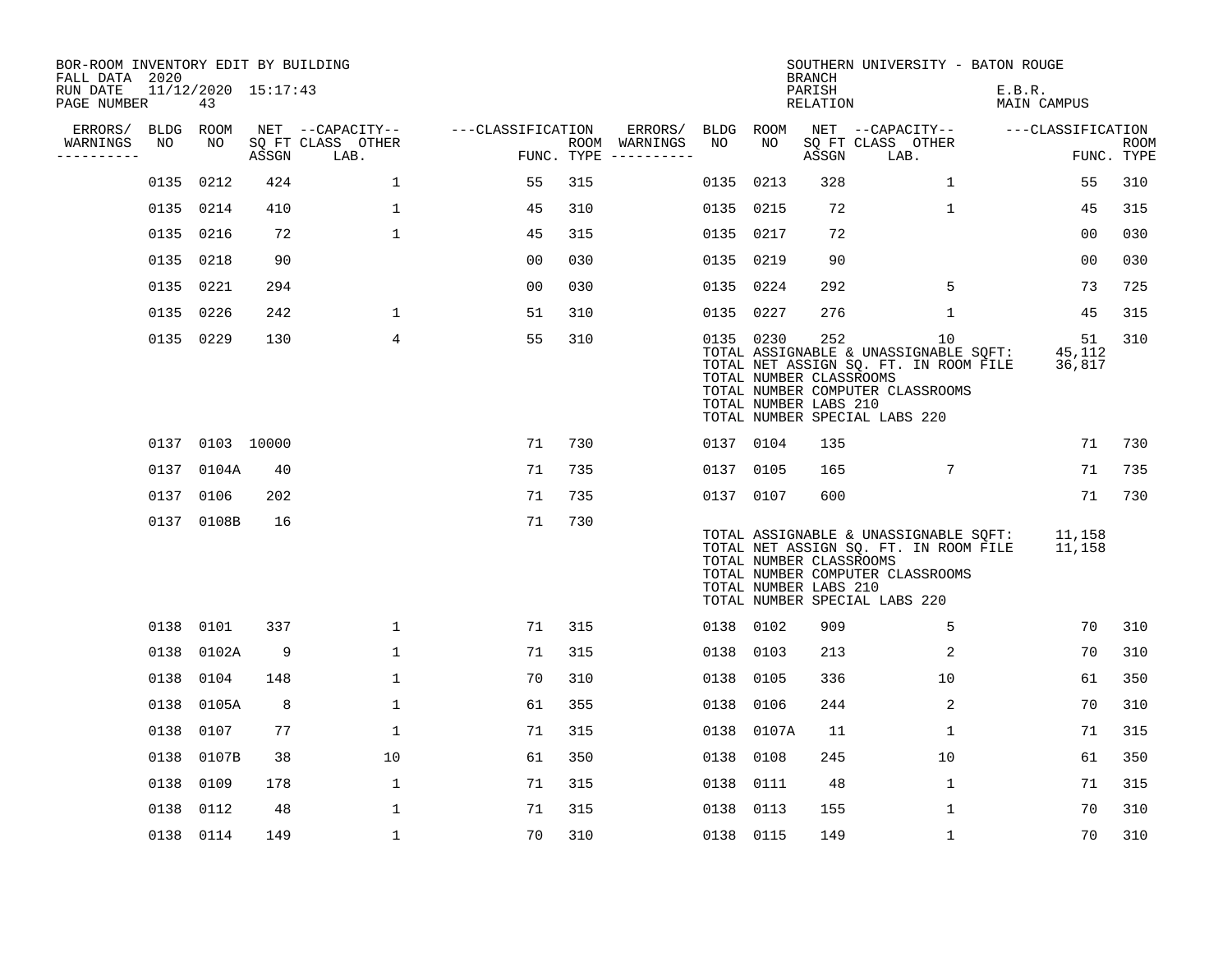BOR-ROOM INVENTORY EDIT BY BUILDING
FALL DATA 2020
RUN DATE 11/12/2020 15:17:43
PAGE NUMBER 43

SOUTHERN UNIVERSITY - BATON ROUGE
BRANCH
PARISH E.B.R.
RELATION MAIN CAMPUS

| ERRORS/ WARNINGS | BLDG NO | ROOM NO | NET SQ FT ASSGN | --CAPACITY-- CLASS LAB. | OTHER | ---CLASSIFICATION FUNC. | ROOM TYPE | ERRORS/ WARNINGS | BLDG NO | ROOM NO | NET SQ FT ASSGN | --CAPACITY-- CLASS LAB. | OTHER | ---CLASSIFICATION FUNC. | ROOM TYPE |
|---|---|---|---|---|---|---|---|---|---|---|---|---|---|---|---|
| | 0135 | 0212 | 424 | | 1 | 55 | 315 | | 0135 | 0213 | 328 | | 1 | 55 | 310 |
| | 0135 | 0214 | 410 | | 1 | 45 | 310 | | 0135 | 0215 | 72 | | 1 | 45 | 315 |
| | 0135 | 0216 | 72 | | 1 | 45 | 315 | | 0135 | 0217 | 72 | | | 00 | 030 |
| | 0135 | 0218 | 90 | | | 00 | 030 | | 0135 | 0219 | 90 | | | 00 | 030 |
| | 0135 | 0221 | 294 | | | 00 | 030 | | 0135 | 0224 | 292 | | 5 | 73 | 725 |
| | 0135 | 0226 | 242 | | 1 | 51 | 310 | | 0135 | 0227 | 276 | | 1 | 45 | 315 |
| | 0135 | 0229 | 130 | | 4 | 55 | 310 | | 0135 | 0230 | 252 | | 10 | 51 | 310 |

TOTAL ASSIGNABLE & UNASSIGNABLE SQFT: 45,112
TOTAL NET ASSIGN SQ. FT. IN ROOM FILE 36,817
TOTAL NUMBER CLASSROOMS
TOTAL NUMBER COMPUTER CLASSROOMS
TOTAL NUMBER LABS 210
TOTAL NUMBER SPECIAL LABS 220

| ERRORS/ WARNINGS | BLDG NO | ROOM NO | NET SQ FT ASSGN | --CAPACITY-- CLASS LAB. | OTHER | ---CLASSIFICATION FUNC. | ROOM TYPE | ERRORS/ WARNINGS | BLDG NO | ROOM NO | NET SQ FT ASSGN | --CAPACITY-- CLASS LAB. | OTHER | ---CLASSIFICATION FUNC. | ROOM TYPE |
|---|---|---|---|---|---|---|---|---|---|---|---|---|---|---|---|
| | 0137 | 0103 | 10000 | | | 71 | 730 | | 0137 | 0104 | 135 | | | 71 | 730 |
| | 0137 | 0104A | 40 | | | 71 | 735 | | 0137 | 0105 | 165 | | 7 | 71 | 735 |
| | 0137 | 0106 | 202 | | | 71 | 735 | | 0137 | 0107 | 600 | | | 71 | 730 |
| | 0137 | 0108B | 16 | | | 71 | 730 | | | | | | | | |

TOTAL ASSIGNABLE & UNASSIGNABLE SQFT: 11,158
TOTAL NET ASSIGN SQ. FT. IN ROOM FILE 11,158
TOTAL NUMBER CLASSROOMS
TOTAL NUMBER COMPUTER CLASSROOMS
TOTAL NUMBER LABS 210
TOTAL NUMBER SPECIAL LABS 220

| ERRORS/ WARNINGS | BLDG NO | ROOM NO | NET SQ FT ASSGN | --CAPACITY-- CLASS LAB. | OTHER | ---CLASSIFICATION FUNC. | ROOM TYPE | ERRORS/ WARNINGS | BLDG NO | ROOM NO | NET SQ FT ASSGN | --CAPACITY-- CLASS LAB. | OTHER | ---CLASSIFICATION FUNC. | ROOM TYPE |
|---|---|---|---|---|---|---|---|---|---|---|---|---|---|---|---|
| | 0138 | 0101 | 337 | | 1 | 71 | 315 | | 0138 | 0102 | 909 | | 5 | 70 | 310 |
| | 0138 | 0102A | 9 | | 1 | 71 | 315 | | 0138 | 0103 | 213 | | 2 | 70 | 310 |
| | 0138 | 0104 | 148 | | 1 | 70 | 310 | | 0138 | 0105 | 336 | | 10 | 61 | 350 |
| | 0138 | 0105A | 8 | | 1 | 61 | 355 | | 0138 | 0106 | 244 | | 2 | 70 | 310 |
| | 0138 | 0107 | 77 | | 1 | 71 | 315 | | 0138 | 0107A | 11 | | 1 | 71 | 315 |
| | 0138 | 0107B | 38 | | 10 | 61 | 350 | | 0138 | 0108 | 245 | | 10 | 61 | 350 |
| | 0138 | 0109 | 178 | | 1 | 71 | 315 | | 0138 | 0111 | 48 | | 1 | 71 | 315 |
| | 0138 | 0112 | 48 | | 1 | 71 | 315 | | 0138 | 0113 | 155 | | 1 | 70 | 310 |
| | 0138 | 0114 | 149 | | 1 | 70 | 310 | | 0138 | 0115 | 149 | | 1 | 70 | 310 |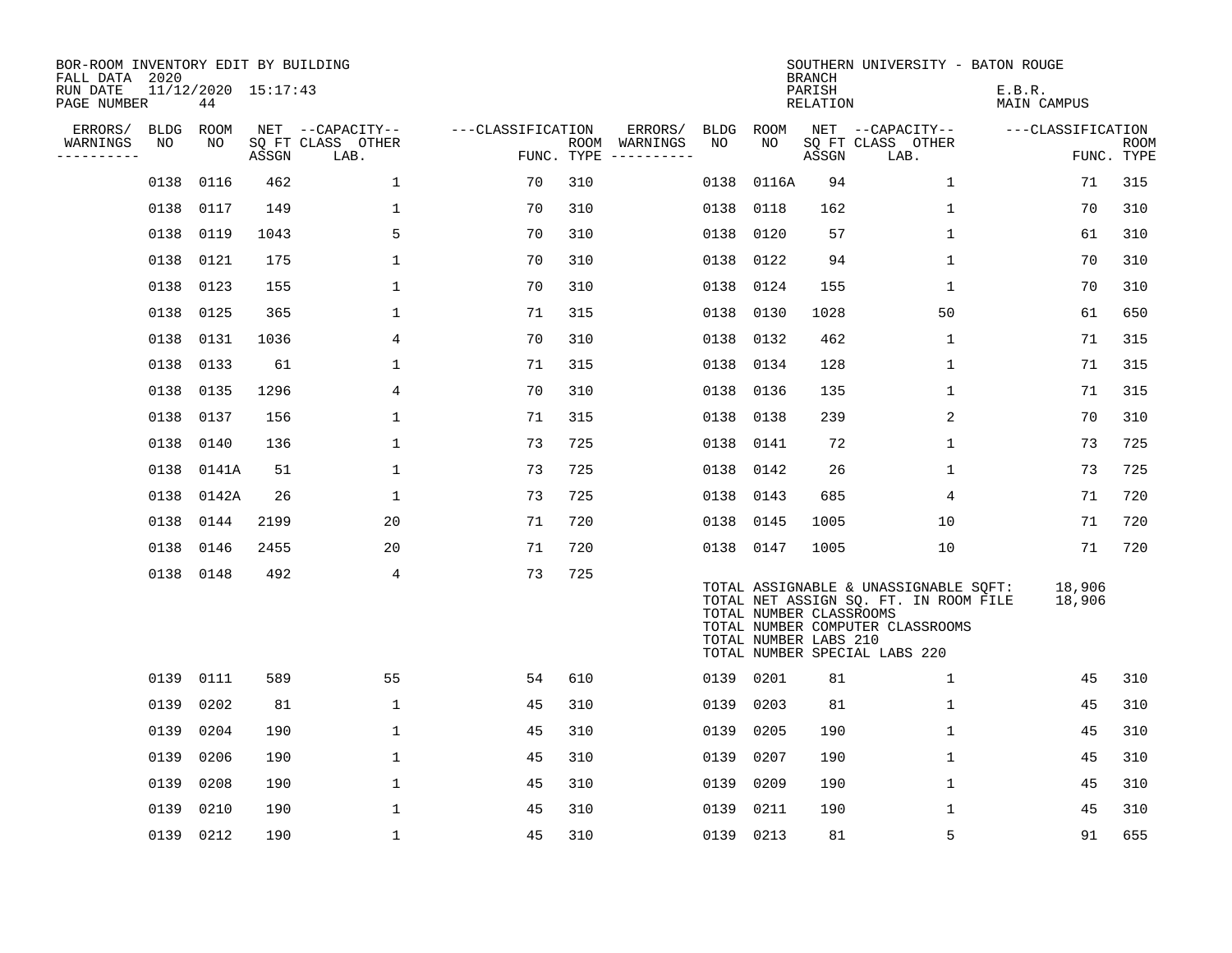BOR-ROOM INVENTORY EDIT BY BUILDING
FALL DATA 2020
RUN DATE 11/12/2020 15:17:43
PAGE NUMBER 44

SOUTHERN UNIVERSITY - BATON ROUGE
BRANCH
PARISH E.B.R.
RELATION MAIN CAMPUS

| ERRORS/ WARNINGS | BLDG NO | ROOM NO | NET SQ FT ASSGN | CAPACITY CLASS LAB. | CAPACITY OTHER | CLASSIFICATION FUNC. | ROOM TYPE | ERRORS/ WARNINGS | BLDG NO | ROOM NO | NET SQ FT ASSGN | CAPACITY CLASS LAB. | CAPACITY OTHER | CLASSIFICATION FUNC. | ROOM TYPE |
|---|---|---|---|---|---|---|---|---|---|---|---|---|---|---|---|
| | 0138 | 0116 | 462 | | 1 | 70 | 310 | | 0138 | 0116A | 94 | | 1 | 71 | 315 |
| | 0138 | 0117 | 149 | | 1 | 70 | 310 | | 0138 | 0118 | 162 | | 1 | 70 | 310 |
| | 0138 | 0119 | 1043 | | 5 | 70 | 310 | | 0138 | 0120 | 57 | | 1 | 61 | 310 |
| | 0138 | 0121 | 175 | | 1 | 70 | 310 | | 0138 | 0122 | 94 | | 1 | 70 | 310 |
| | 0138 | 0123 | 155 | | 1 | 70 | 310 | | 0138 | 0124 | 155 | | 1 | 70 | 310 |
| | 0138 | 0125 | 365 | | 1 | 71 | 315 | | 0138 | 0130 | 1028 | | 50 | 61 | 650 |
| | 0138 | 0131 | 1036 | | 4 | 70 | 310 | | 0138 | 0132 | 462 | | 1 | 71 | 315 |
| | 0138 | 0133 | 61 | | 1 | 71 | 315 | | 0138 | 0134 | 128 | | 1 | 71 | 315 |
| | 0138 | 0135 | 1296 | | 4 | 70 | 310 | | 0138 | 0136 | 135 | | 1 | 71 | 315 |
| | 0138 | 0137 | 156 | | 1 | 71 | 315 | | 0138 | 0138 | 239 | | 2 | 70 | 310 |
| | 0138 | 0140 | 136 | | 1 | 73 | 725 | | 0138 | 0141 | 72 | | 1 | 73 | 725 |
| | 0138 | 0141A | 51 | | 1 | 73 | 725 | | 0138 | 0142 | 26 | | 1 | 73 | 725 |
| | 0138 | 0142A | 26 | | 1 | 73 | 725 | | 0138 | 0143 | 685 | | 4 | 71 | 720 |
| | 0138 | 0144 | 2199 | | 20 | 71 | 720 | | 0138 | 0145 | 1005 | | 10 | 71 | 720 |
| | 0138 | 0146 | 2455 | | 20 | 71 | 720 | | 0138 | 0147 | 1005 | | 10 | 71 | 720 |
| | 0138 | 0148 | 492 | | 4 | 73 | 725 | | | | | | | | |

TOTAL ASSIGNABLE & UNASSIGNABLE SQFT: 18,906
TOTAL NET ASSIGN SQ. FT. IN ROOM FILE 18,906
TOTAL NUMBER CLASSROOMS
TOTAL NUMBER COMPUTER CLASSROOMS
TOTAL NUMBER LABS 210
TOTAL NUMBER SPECIAL LABS 220

| ERRORS/ WARNINGS | BLDG NO | ROOM NO | NET SQ FT ASSGN | CAPACITY CLASS LAB. | CAPACITY OTHER | CLASSIFICATION FUNC. | ROOM TYPE | ERRORS/ WARNINGS | BLDG NO | ROOM NO | NET SQ FT ASSGN | CAPACITY CLASS LAB. | CAPACITY OTHER | CLASSIFICATION FUNC. | ROOM TYPE |
|---|---|---|---|---|---|---|---|---|---|---|---|---|---|---|---|
| | 0139 | 0111 | 589 | | 55 | 54 | 610 | | 0139 | 0201 | 81 | | 1 | 45 | 310 |
| | 0139 | 0202 | 81 | | 1 | 45 | 310 | | 0139 | 0203 | 81 | | 1 | 45 | 310 |
| | 0139 | 0204 | 190 | | 1 | 45 | 310 | | 0139 | 0205 | 190 | | 1 | 45 | 310 |
| | 0139 | 0206 | 190 | | 1 | 45 | 310 | | 0139 | 0207 | 190 | | 1 | 45 | 310 |
| | 0139 | 0208 | 190 | | 1 | 45 | 310 | | 0139 | 0209 | 190 | | 1 | 45 | 310 |
| | 0139 | 0210 | 190 | | 1 | 45 | 310 | | 0139 | 0211 | 190 | | 1 | 45 | 310 |
| | 0139 | 0212 | 190 | | 1 | 45 | 310 | | 0139 | 0213 | 81 | | 5 | 91 | 655 |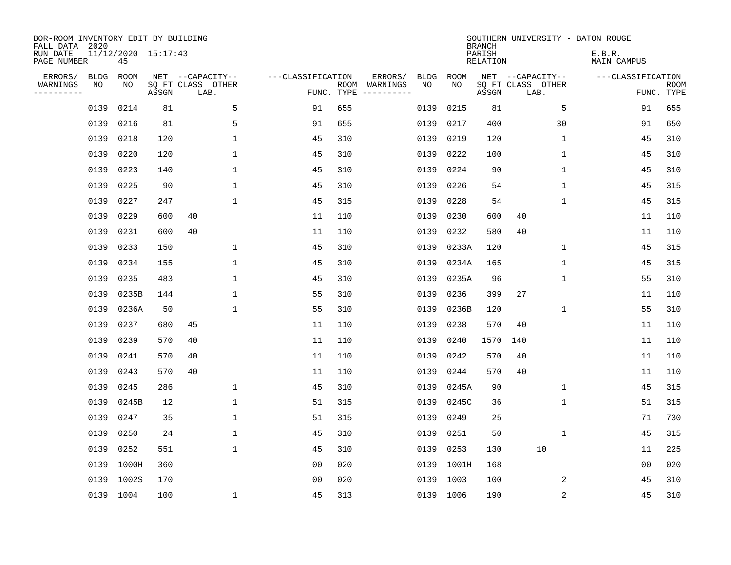BOR-ROOM INVENTORY EDIT BY BUILDING
FALL DATA 2020
RUN DATE 11/12/2020 15:17:43
PAGE NUMBER 45

SOUTHERN UNIVERSITY - BATON ROUGE
BRANCH
PARISH E.B.R.
RELATION MAIN CAMPUS

| ERRORS/ WARNINGS | BLDG NO | ROOM NO | NET SQ FT ASSGN | CAPACITY CLASS | CAPACITY LAB. | CAPACITY OTHER | CLASSIFICATION FUNC. | ROOM TYPE | ERRORS/ WARNINGS | BLDG NO | ROOM NO | NET SQ FT ASSGN | CAPACITY CLASS | CAPACITY LAB. | CAPACITY OTHER | CLASSIFICATION FUNC. | ROOM TYPE |
|---|---|---|---|---|---|---|---|---|---|---|---|---|---|---|---|---|---|
| | 0139 | 0214 | 81 | | | 5 | 91 | 655 | | 0139 | 0215 | 81 | | | 5 | 91 | 655 |
| | 0139 | 0216 | 81 | | | 5 | 91 | 655 | | 0139 | 0217 | 400 | | | 30 | 91 | 650 |
| | 0139 | 0218 | 120 | | | 1 | 45 | 310 | | 0139 | 0219 | 120 | | | 1 | 45 | 310 |
| | 0139 | 0220 | 120 | | | 1 | 45 | 310 | | 0139 | 0222 | 100 | | | 1 | 45 | 310 |
| | 0139 | 0223 | 140 | | | 1 | 45 | 310 | | 0139 | 0224 | 90 | | | 1 | 45 | 310 |
| | 0139 | 0225 | 90 | | | 1 | 45 | 310 | | 0139 | 0226 | 54 | | | 1 | 45 | 315 |
| | 0139 | 0227 | 247 | | | 1 | 45 | 315 | | 0139 | 0228 | 54 | | | 1 | 45 | 315 |
| | 0139 | 0229 | 600 | 40 | | | 11 | 110 | | 0139 | 0230 | 600 | 40 | | | 11 | 110 |
| | 0139 | 0231 | 600 | 40 | | | 11 | 110 | | 0139 | 0232 | 580 | 40 | | | 11 | 110 |
| | 0139 | 0233 | 150 | | | 1 | 45 | 310 | | 0139 | 0233A | 120 | | | 1 | 45 | 315 |
| | 0139 | 0234 | 155 | | | 1 | 45 | 310 | | 0139 | 0234A | 165 | | | 1 | 45 | 315 |
| | 0139 | 0235 | 483 | | | 1 | 45 | 310 | | 0139 | 0235A | 96 | | | 1 | 55 | 310 |
| | 0139 | 0235B | 144 | | | 1 | 55 | 310 | | 0139 | 0236 | 399 | 27 | | | 11 | 110 |
| | 0139 | 0236A | 50 | | | 1 | 55 | 310 | | 0139 | 0236B | 120 | | | 1 | 55 | 310 |
| | 0139 | 0237 | 680 | 45 | | | 11 | 110 | | 0139 | 0238 | 570 | 40 | | | 11 | 110 |
| | 0139 | 0239 | 570 | 40 | | | 11 | 110 | | 0139 | 0240 | 1570 | 140 | | | 11 | 110 |
| | 0139 | 0241 | 570 | 40 | | | 11 | 110 | | 0139 | 0242 | 570 | 40 | | | 11 | 110 |
| | 0139 | 0243 | 570 | 40 | | | 11 | 110 | | 0139 | 0244 | 570 | 40 | | | 11 | 110 |
| | 0139 | 0245 | 286 | | | 1 | 45 | 310 | | 0139 | 0245A | 90 | | | 1 | 45 | 315 |
| | 0139 | 0245B | 12 | | | 1 | 51 | 315 | | 0139 | 0245C | 36 | | | 1 | 51 | 315 |
| | 0139 | 0247 | 35 | | | 1 | 51 | 315 | | 0139 | 0249 | 25 | | | | 71 | 730 |
| | 0139 | 0250 | 24 | | | 1 | 45 | 310 | | 0139 | 0251 | 50 | | | 1 | 45 | 315 |
| | 0139 | 0252 | 551 | | | 1 | 45 | 310 | | 0139 | 0253 | 130 | | 10 | | 11 | 225 |
| | 0139 | 1000H | 360 | | | | 00 | 020 | | 0139 | 1001H | 168 | | | | 00 | 020 |
| | 0139 | 1002S | 170 | | | | 00 | 020 | | 0139 | 1003 | 100 | | | 2 | 45 | 310 |
| | 0139 | 1004 | 100 | | | 1 | 45 | 313 | | 0139 | 1006 | 190 | | | 2 | 45 | 310 |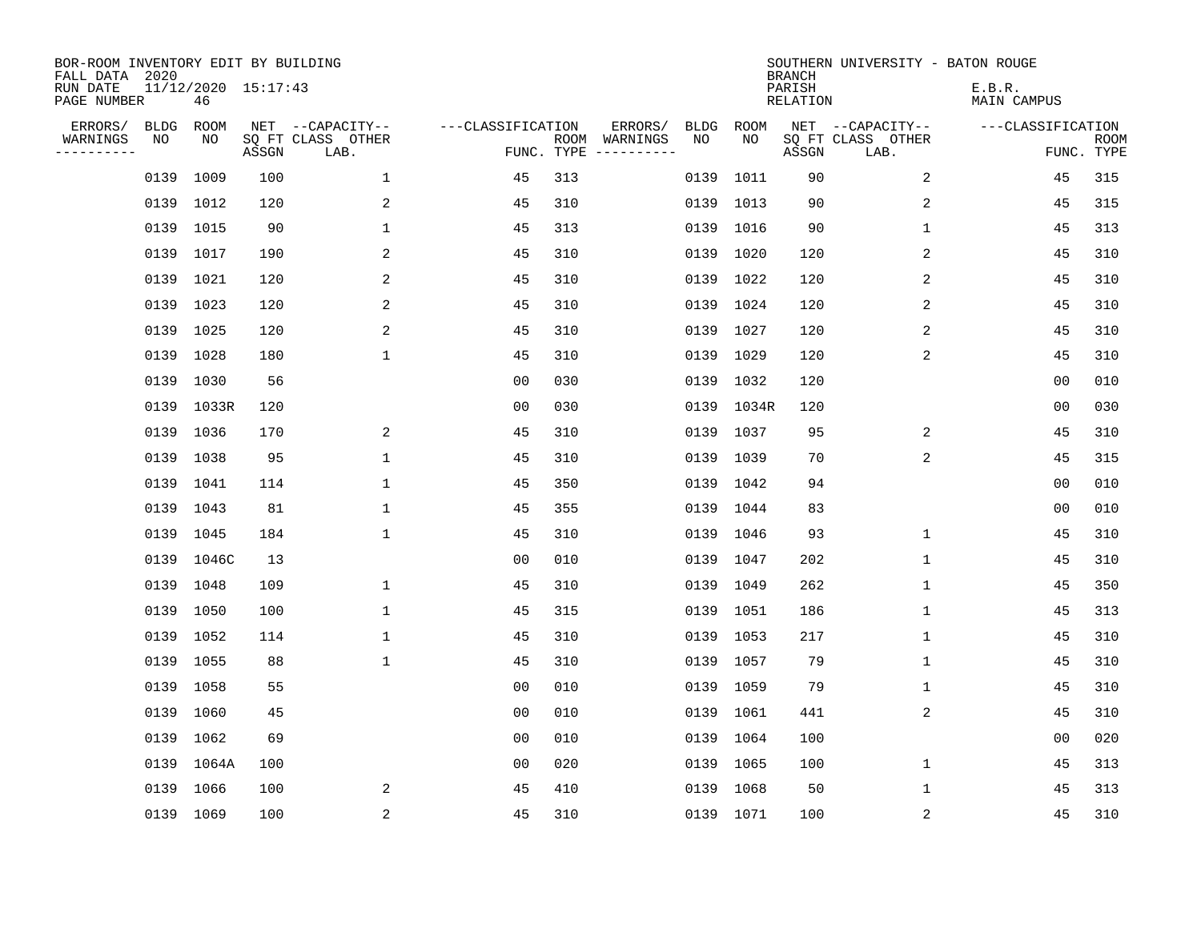BOR-ROOM INVENTORY EDIT BY BUILDING
FALL DATA 2020
RUN DATE 11/12/2020 15:17:43
PAGE NUMBER 46

SOUTHERN UNIVERSITY - BATON ROUGE
BRANCH
PARISH E.B.R.
RELATION MAIN CAMPUS

| ERRORS/ WARNINGS | BLDG NO | ROOM NO | NET SQ FT ASSGN | CAPACITY CLASS LAB. | CAPACITY OTHER | CLASSIFICATION FUNC. | ROOM TYPE | ERRORS/ WARNINGS | BLDG NO | ROOM NO | NET SQ FT ASSGN | CAPACITY CLASS LAB. | CAPACITY OTHER | CLASSIFICATION FUNC. | ROOM TYPE |
|---|---|---|---|---|---|---|---|---|---|---|---|---|---|---|---|
| | 0139 | 1009 | 100 | | 1 | 45 | 313 | | 0139 | 1011 | 90 | | 2 | 45 | 315 |
| | 0139 | 1012 | 120 | | 2 | 45 | 310 | | 0139 | 1013 | 90 | | 2 | 45 | 315 |
| | 0139 | 1015 | 90 | | 1 | 45 | 313 | | 0139 | 1016 | 90 | | 1 | 45 | 313 |
| | 0139 | 1017 | 190 | | 2 | 45 | 310 | | 0139 | 1020 | 120 | | 2 | 45 | 310 |
| | 0139 | 1021 | 120 | | 2 | 45 | 310 | | 0139 | 1022 | 120 | | 2 | 45 | 310 |
| | 0139 | 1023 | 120 | | 2 | 45 | 310 | | 0139 | 1024 | 120 | | 2 | 45 | 310 |
| | 0139 | 1025 | 120 | | 2 | 45 | 310 | | 0139 | 1027 | 120 | | 2 | 45 | 310 |
| | 0139 | 1028 | 180 | | 1 | 45 | 310 | | 0139 | 1029 | 120 | | 2 | 45 | 310 |
| | 0139 | 1030 | 56 | | | 00 | 030 | | 0139 | 1032 | 120 | | | 00 | 010 |
| | 0139 | 1033R | 120 | | | 00 | 030 | | 0139 | 1034R | 120 | | | 00 | 030 |
| | 0139 | 1036 | 170 | | 2 | 45 | 310 | | 0139 | 1037 | 95 | | 2 | 45 | 310 |
| | 0139 | 1038 | 95 | | 1 | 45 | 310 | | 0139 | 1039 | 70 | | 2 | 45 | 315 |
| | 0139 | 1041 | 114 | | 1 | 45 | 350 | | 0139 | 1042 | 94 | | | 00 | 010 |
| | 0139 | 1043 | 81 | | 1 | 45 | 355 | | 0139 | 1044 | 83 | | | 00 | 010 |
| | 0139 | 1045 | 184 | | 1 | 45 | 310 | | 0139 | 1046 | 93 | | 1 | 45 | 310 |
| | 0139 | 1046C | 13 | | | 00 | 010 | | 0139 | 1047 | 202 | | 1 | 45 | 310 |
| | 0139 | 1048 | 109 | | 1 | 45 | 310 | | 0139 | 1049 | 262 | | 1 | 45 | 350 |
| | 0139 | 1050 | 100 | | 1 | 45 | 315 | | 0139 | 1051 | 186 | | 1 | 45 | 313 |
| | 0139 | 1052 | 114 | | 1 | 45 | 310 | | 0139 | 1053 | 217 | | 1 | 45 | 310 |
| | 0139 | 1055 | 88 | | 1 | 45 | 310 | | 0139 | 1057 | 79 | | 1 | 45 | 310 |
| | 0139 | 1058 | 55 | | | 00 | 010 | | 0139 | 1059 | 79 | | 1 | 45 | 310 |
| | 0139 | 1060 | 45 | | | 00 | 010 | | 0139 | 1061 | 441 | | 2 | 45 | 310 |
| | 0139 | 1062 | 69 | | | 00 | 010 | | 0139 | 1064 | 100 | | | 00 | 020 |
| | 0139 | 1064A | 100 | | | 00 | 020 | | 0139 | 1065 | 100 | | 1 | 45 | 313 |
| | 0139 | 1066 | 100 | | 2 | 45 | 410 | | 0139 | 1068 | 50 | | 1 | 45 | 313 |
| | 0139 | 1069 | 100 | | 2 | 45 | 310 | | 0139 | 1071 | 100 | | 2 | 45 | 310 |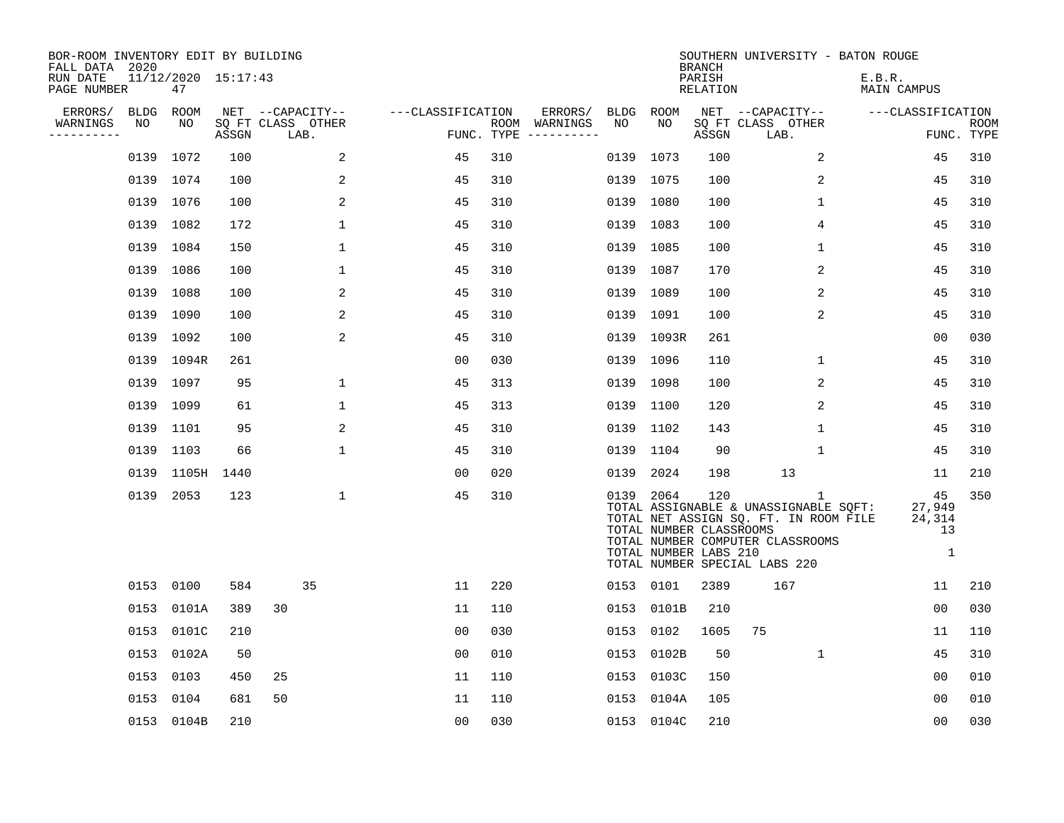BOR-ROOM INVENTORY EDIT BY BUILDING
FALL DATA 2020
RUN DATE 11/12/2020 15:17:43
PAGE NUMBER 47

SOUTHERN UNIVERSITY - BATON ROUGE
BRANCH
PARISH E.B.R.
RELATION MAIN CAMPUS

| ERRORS/ WARNINGS | BLDG NO | ROOM NO | NET SQ FT ASSGN | CAPACITY CLASS | CAPACITY LAB. | CAPACITY OTHER | CLASSIFICATION FUNC. | ROOM TYPE | ERRORS/ WARNINGS | BLDG NO | ROOM NO | NET SQ FT ASSGN | CAPACITY CLASS | CAPACITY LAB. | CAPACITY OTHER | CLASSIFICATION FUNC. | ROOM TYPE |
|---|---|---|---|---|---|---|---|---|---|---|---|---|---|---|---|---|---|
| | 0139 | 1072 | 100 | | | 2 | 45 | 310 | | 0139 | 1073 | 100 | | | 2 | 45 | 310 |
| | 0139 | 1074 | 100 | | | 2 | 45 | 310 | | 0139 | 1075 | 100 | | | 2 | 45 | 310 |
| | 0139 | 1076 | 100 | | | 2 | 45 | 310 | | 0139 | 1080 | 100 | | | 1 | 45 | 310 |
| | 0139 | 1082 | 172 | | | 1 | 45 | 310 | | 0139 | 1083 | 100 | | | 4 | 45 | 310 |
| | 0139 | 1084 | 150 | | | 1 | 45 | 310 | | 0139 | 1085 | 100 | | | 1 | 45 | 310 |
| | 0139 | 1086 | 100 | | | 1 | 45 | 310 | | 0139 | 1087 | 170 | | | 2 | 45 | 310 |
| | 0139 | 1088 | 100 | | | 2 | 45 | 310 | | 0139 | 1089 | 100 | | | 2 | 45 | 310 |
| | 0139 | 1090 | 100 | | | 2 | 45 | 310 | | 0139 | 1091 | 100 | | | 2 | 45 | 310 |
| | 0139 | 1092 | 100 | | | 2 | 45 | 310 | | 0139 | 1093R | 261 | | | | 00 | 030 |
| | 0139 | 1094R | 261 | | | | 00 | 030 | | 0139 | 1096 | 110 | | | 1 | 45 | 310 |
| | 0139 | 1097 | 95 | | | 1 | 45 | 313 | | 0139 | 1098 | 100 | | | 2 | 45 | 310 |
| | 0139 | 1099 | 61 | | | 1 | 45 | 313 | | 0139 | 1100 | 120 | | | 2 | 45 | 310 |
| | 0139 | 1101 | 95 | | | 2 | 45 | 310 | | 0139 | 1102 | 143 | | | 1 | 45 | 310 |
| | 0139 | 1103 | 66 | | | 1 | 45 | 310 | | 0139 | 1104 | 90 | | | 1 | 45 | 310 |
| | 0139 | 1105H | 1440 | | | | 00 | 020 | | 0139 | 2024 | 198 | | 13 | | 11 | 210 |
| | 0139 | 2053 | 123 | | | 1 | 45 | 310 | | 0139 | 2064 | 120 | | | 1 | 45 | 350 |

TOTAL ASSIGNABLE & UNASSIGNABLE SQFT: 27,949
TOTAL NET ASSIGN SQ. FT. IN ROOM FILE 24,314
TOTAL NUMBER CLASSROOMS 13
TOTAL NUMBER COMPUTER CLASSROOMS
TOTAL NUMBER LABS 210 1
TOTAL NUMBER SPECIAL LABS 220

| ERRORS/ WARNINGS | BLDG NO | ROOM NO | NET SQ FT ASSGN | CAPACITY CLASS | CAPACITY LAB. | CAPACITY OTHER | CLASSIFICATION FUNC. | ROOM TYPE | ERRORS/ WARNINGS | BLDG NO | ROOM NO | NET SQ FT ASSGN | CAPACITY CLASS | CAPACITY LAB. | CAPACITY OTHER | CLASSIFICATION FUNC. | ROOM TYPE |
|---|---|---|---|---|---|---|---|---|---|---|---|---|---|---|---|---|---|
| | 0153 | 0100 | 584 | | 35 | | 11 | 220 | | 0153 | 0101 | 2389 | | 167 | | 11 | 210 |
| | 0153 | 0101A | 389 | 30 | | | 11 | 110 | | 0153 | 0101B | 210 | | | | 00 | 030 |
| | 0153 | 0101C | 210 | | | | 00 | 030 | | 0153 | 0102 | 1605 | 75 | | | 11 | 110 |
| | 0153 | 0102A | 50 | | | | 00 | 010 | | 0153 | 0102B | 50 | | | 1 | 45 | 310 |
| | 0153 | 0103 | 450 | 25 | | | 11 | 110 | | 0153 | 0103C | 150 | | | | 00 | 010 |
| | 0153 | 0104 | 681 | 50 | | | 11 | 110 | | 0153 | 0104A | 105 | | | | 00 | 010 |
| | 0153 | 0104B | 210 | | | | 00 | 030 | | 0153 | 0104C | 210 | | | | 00 | 030 |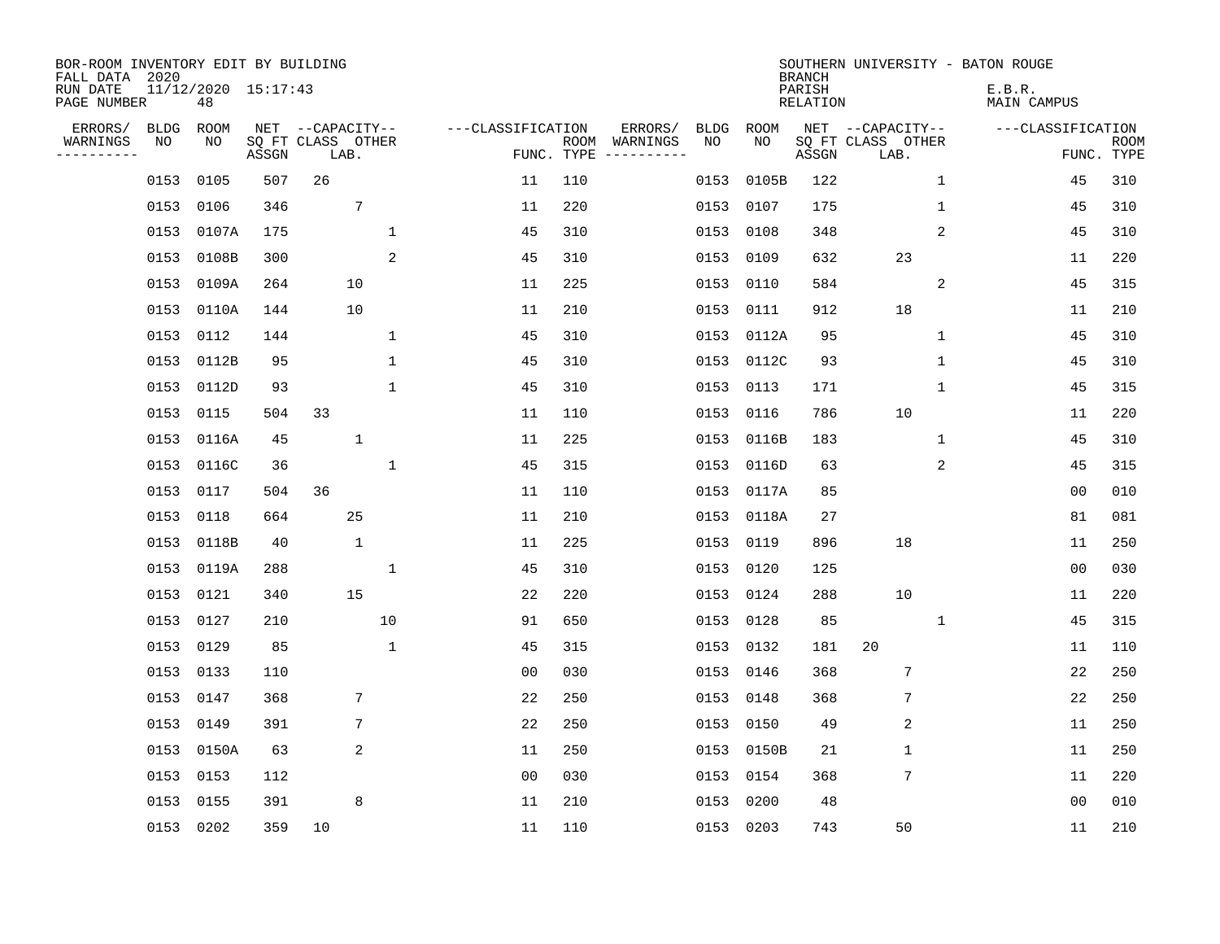BOR-ROOM INVENTORY EDIT BY BUILDING
FALL DATA 2020
RUN DATE 11/12/2020 15:17:43
PAGE NUMBER 48

SOUTHERN UNIVERSITY - BATON ROUGE
BRANCH
PARISH E.B.R.
RELATION MAIN CAMPUS

| ERRORS/ WARNINGS | BLDG NO | ROOM NO | NET SQ FT ASSGN | CAPACITY CLASS | CAPACITY LAB. | CAPACITY OTHER | CLASSIFICATION FUNC. | ROOM TYPE | ERRORS/ WARNINGS | BLDG NO | ROOM NO | NET SQ FT ASSGN | CAPACITY CLASS | CAPACITY LAB. | CAPACITY OTHER | CLASSIFICATION FUNC. | ROOM TYPE |
|---|---|---|---|---|---|---|---|---|---|---|---|---|---|---|---|---|---|
| | 0153 | 0105 | 507 | 26 | | | 11 | 110 | | 0153 | 0105B | 122 | | | 1 | 45 | 310 |
| | 0153 | 0106 | 346 | | 7 | | 11 | 220 | | 0153 | 0107 | 175 | | | 1 | 45 | 310 |
| | 0153 | 0107A | 175 | | | 1 | 45 | 310 | | 0153 | 0108 | 348 | | | 2 | 45 | 310 |
| | 0153 | 0108B | 300 | | | 2 | 45 | 310 | | 0153 | 0109 | 632 | | 23 | | 11 | 220 |
| | 0153 | 0109A | 264 | | 10 | | 11 | 225 | | 0153 | 0110 | 584 | | | 2 | 45 | 315 |
| | 0153 | 0110A | 144 | | 10 | | 11 | 210 | | 0153 | 0111 | 912 | | 18 | | 11 | 210 |
| | 0153 | 0112 | 144 | | | 1 | 45 | 310 | | 0153 | 0112A | 95 | | | 1 | 45 | 310 |
| | 0153 | 0112B | 95 | | | 1 | 45 | 310 | | 0153 | 0112C | 93 | | | 1 | 45 | 310 |
| | 0153 | 0112D | 93 | | | 1 | 45 | 310 | | 0153 | 0113 | 171 | | | 1 | 45 | 315 |
| | 0153 | 0115 | 504 | 33 | | | 11 | 110 | | 0153 | 0116 | 786 | | 10 | | 11 | 220 |
| | 0153 | 0116A | 45 | | 1 | | 11 | 225 | | 0153 | 0116B | 183 | | | 1 | 45 | 310 |
| | 0153 | 0116C | 36 | | | 1 | 45 | 315 | | 0153 | 0116D | 63 | | | 2 | 45 | 315 |
| | 0153 | 0117 | 504 | 36 | | | 11 | 110 | | 0153 | 0117A | 85 | | | | 00 | 010 |
| | 0153 | 0118 | 664 | | 25 | | 11 | 210 | | 0153 | 0118A | 27 | | | | 81 | 081 |
| | 0153 | 0118B | 40 | | 1 | | 11 | 225 | | 0153 | 0119 | 896 | | 18 | | 11 | 250 |
| | 0153 | 0119A | 288 | | | 1 | 45 | 310 | | 0153 | 0120 | 125 | | | | 00 | 030 |
| | 0153 | 0121 | 340 | | 15 | | 22 | 220 | | 0153 | 0124 | 288 | | 10 | | 11 | 220 |
| | 0153 | 0127 | 210 | | | 10 | 91 | 650 | | 0153 | 0128 | 85 | | | 1 | 45 | 315 |
| | 0153 | 0129 | 85 | | | 1 | 45 | 315 | | 0153 | 0132 | 181 | 20 | | | 11 | 110 |
| | 0153 | 0133 | 110 | | | | 00 | 030 | | 0153 | 0146 | 368 | | 7 | | 22 | 250 |
| | 0153 | 0147 | 368 | | 7 | | 22 | 250 | | 0153 | 0148 | 368 | | 7 | | 22 | 250 |
| | 0153 | 0149 | 391 | | 7 | | 22 | 250 | | 0153 | 0150 | 49 | | 2 | | 11 | 250 |
| | 0153 | 0150A | 63 | | 2 | | 11 | 250 | | 0153 | 0150B | 21 | | 1 | | 11 | 250 |
| | 0153 | 0153 | 112 | | | | 00 | 030 | | 0153 | 0154 | 368 | | 7 | | 11 | 220 |
| | 0153 | 0155 | 391 | | 8 | | 11 | 210 | | 0153 | 0200 | 48 | | | | 00 | 010 |
| | 0153 | 0202 | 359 | 10 | | | 11 | 110 | | 0153 | 0203 | 743 | | 50 | | 11 | 210 |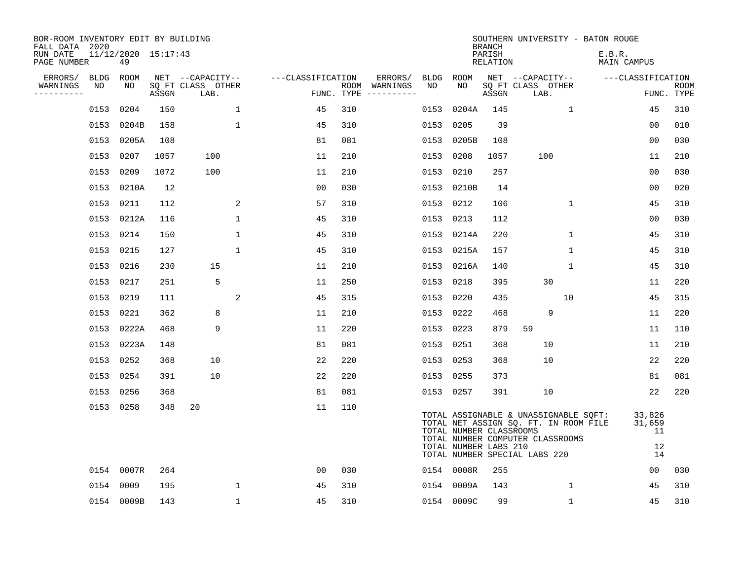BOR-ROOM INVENTORY EDIT BY BUILDING
FALL DATA 2020
RUN DATE 11/12/2020 15:17:43
PAGE NUMBER 49

SOUTHERN UNIVERSITY - BATON ROUGE
BRANCH
PARISH E.B.R.
RELATION MAIN CAMPUS

| ERRORS/ WARNINGS | BLDG NO | ROOM NO | NET ASSGN SQ FT | CAPACITY CLASS | CAPACITY LAB. | OTHER | CLASSIFICATION FUNC. | ROOM TYPE | ERRORS/ WARNINGS | BLDG NO | ROOM NO | NET ASSGN SQ FT | CAPACITY CLASS | CAPACITY LAB. | OTHER | CLASSIFICATION FUNC. | ROOM TYPE |
|---|---|---|---|---|---|---|---|---|---|---|---|---|---|---|---|---|---|
| | 0153 | 0204 | 150 | | | 1 | 45 | 310 | | 0153 | 0204A | 145 | | | 1 | 45 | 310 |
| | 0153 | 0204B | 158 | | | 1 | 45 | 310 | | 0153 | 0205 | 39 | | | | 00 | 010 |
| | 0153 | 0205A | 108 | | | | 81 | 081 | | 0153 | 0205B | 108 | | | | 00 | 030 |
| | 0153 | 0207 | 1057 | | 100 | | 11 | 210 | | 0153 | 0208 | 1057 | | 100 | | 11 | 210 |
| | 0153 | 0209 | 1072 | | 100 | | 11 | 210 | | 0153 | 0210 | 257 | | | | 00 | 030 |
| | 0153 | 0210A | 12 | | | | 00 | 030 | | 0153 | 0210B | 14 | | | | 00 | 020 |
| | 0153 | 0211 | 112 | | | 2 | 57 | 310 | | 0153 | 0212 | 106 | | | 1 | 45 | 310 |
| | 0153 | 0212A | 116 | | | 1 | 45 | 310 | | 0153 | 0213 | 112 | | | | 00 | 030 |
| | 0153 | 0214 | 150 | | | 1 | 45 | 310 | | 0153 | 0214A | 220 | | | 1 | 45 | 310 |
| | 0153 | 0215 | 127 | | | 1 | 45 | 310 | | 0153 | 0215A | 157 | | | 1 | 45 | 310 |
| | 0153 | 0216 | 230 | | 15 | | 11 | 210 | | 0153 | 0216A | 140 | | | 1 | 45 | 310 |
| | 0153 | 0217 | 251 | | 5 | | 11 | 250 | | 0153 | 0218 | 395 | | 30 | | 11 | 220 |
| | 0153 | 0219 | 111 | | | 2 | 45 | 315 | | 0153 | 0220 | 435 | | | 10 | 45 | 315 |
| | 0153 | 0221 | 362 | | 8 | | 11 | 210 | | 0153 | 0222 | 468 | | 9 | | 11 | 220 |
| | 0153 | 0222A | 468 | | 9 | | 11 | 220 | | 0153 | 0223 | 879 | 59 | | | 11 | 110 |
| | 0153 | 0223A | 148 | | | | 81 | 081 | | 0153 | 0251 | 368 | | 10 | | 11 | 210 |
| | 0153 | 0252 | 368 | | 10 | | 22 | 220 | | 0153 | 0253 | 368 | | 10 | | 22 | 220 |
| | 0153 | 0254 | 391 | | 10 | | 22 | 220 | | 0153 | 0255 | 373 | | | | 81 | 081 |
| | 0153 | 0256 | 368 | | | | 81 | 081 | | 0153 | 0257 | 391 | | 10 | | 22 | 220 |
| | 0153 | 0258 | 348 | 20 | | | 11 | 110 | | | | | | | | | |

TOTAL ASSIGNABLE & UNASSIGNABLE SQFT: 33,826
TOTAL NET ASSIGN SQ. FT. IN ROOM FILE 31,659
TOTAL NUMBER CLASSROOMS 11
TOTAL NUMBER COMPUTER CLASSROOMS
TOTAL NUMBER LABS 210 12
TOTAL NUMBER SPECIAL LABS 220 14

| ERRORS/ WARNINGS | BLDG NO | ROOM NO | NET ASSGN SQ FT | CAPACITY CLASS | CAPACITY LAB. | OTHER | CLASSIFICATION FUNC. | ROOM TYPE | ERRORS/ WARNINGS | BLDG NO | ROOM NO | NET ASSGN SQ FT | CAPACITY CLASS | CAPACITY LAB. | OTHER | CLASSIFICATION FUNC. | ROOM TYPE |
|---|---|---|---|---|---|---|---|---|---|---|---|---|---|---|---|---|---|
| | 0154 | 0007R | 264 | | | | 00 | 030 | | 0154 | 0008R | 255 | | | | 00 | 030 |
| | 0154 | 0009 | 195 | | | 1 | 45 | 310 | | 0154 | 0009A | 143 | | | 1 | 45 | 310 |
| | 0154 | 0009B | 143 | | | 1 | 45 | 310 | | 0154 | 0009C | 99 | | | 1 | 45 | 310 |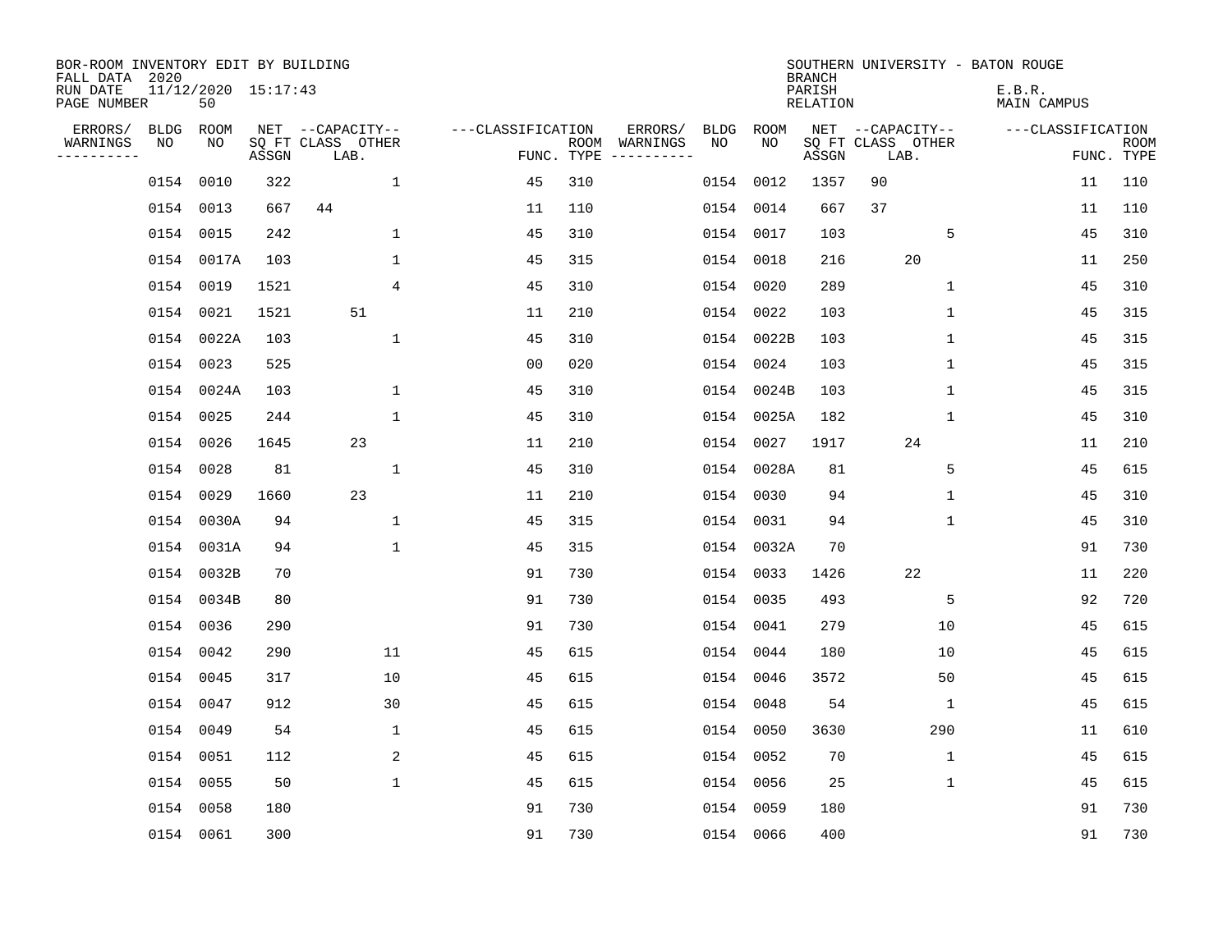BOR-ROOM INVENTORY EDIT BY BUILDING
FALL DATA 2020
RUN DATE 11/12/2020 15:17:43
PAGE NUMBER 50

SOUTHERN UNIVERSITY - BATON ROUGE
BRANCH
PARISH E.B.R.
RELATION MAIN CAMPUS

| ERRORS/ WARNINGS | BLDG NO | ROOM NO | NET SQ FT ASSGN | CAPACITY CLASS | CAPACITY LAB. | CAPACITY OTHER | CLASSIFICATION FUNC. | ROOM TYPE | ERRORS/ WARNINGS | BLDG NO | ROOM NO | NET SQ FT ASSGN | CAPACITY CLASS | CAPACITY LAB. | CAPACITY OTHER | CLASSIFICATION FUNC. | ROOM TYPE |
|---|---|---|---|---|---|---|---|---|---|---|---|---|---|---|---|---|---|
| | 0154 | 0010 | 322 | | | 1 | 45 | 310 | | 0154 | 0012 | 1357 | 90 | | | 11 | 110 |
| | 0154 | 0013 | 667 | 44 | | | 11 | 110 | | 0154 | 0014 | 667 | 37 | | | 11 | 110 |
| | 0154 | 0015 | 242 | | | 1 | 45 | 310 | | 0154 | 0017 | 103 | | | 5 | 45 | 310 |
| | 0154 | 0017A | 103 | | | 1 | 45 | 315 | | 0154 | 0018 | 216 | | 20 | | 11 | 250 |
| | 0154 | 0019 | 1521 | | | 4 | 45 | 310 | | 0154 | 0020 | 289 | | | 1 | 45 | 310 |
| | 0154 | 0021 | 1521 | | 51 | | 11 | 210 | | 0154 | 0022 | 103 | | | 1 | 45 | 315 |
| | 0154 | 0022A | 103 | | | 1 | 45 | 310 | | 0154 | 0022B | 103 | | | 1 | 45 | 315 |
| | 0154 | 0023 | 525 | | | | 00 | 020 | | 0154 | 0024 | 103 | | | 1 | 45 | 315 |
| | 0154 | 0024A | 103 | | | 1 | 45 | 310 | | 0154 | 0024B | 103 | | | 1 | 45 | 315 |
| | 0154 | 0025 | 244 | | | 1 | 45 | 310 | | 0154 | 0025A | 182 | | | 1 | 45 | 310 |
| | 0154 | 0026 | 1645 | | 23 | | 11 | 210 | | 0154 | 0027 | 1917 | | 24 | | 11 | 210 |
| | 0154 | 0028 | 81 | | | 1 | 45 | 310 | | 0154 | 0028A | 81 | | | 5 | 45 | 615 |
| | 0154 | 0029 | 1660 | | 23 | | 11 | 210 | | 0154 | 0030 | 94 | | | 1 | 45 | 310 |
| | 0154 | 0030A | 94 | | | 1 | 45 | 315 | | 0154 | 0031 | 94 | | | 1 | 45 | 310 |
| | 0154 | 0031A | 94 | | | 1 | 45 | 315 | | 0154 | 0032A | 70 | | | | 91 | 730 |
| | 0154 | 0032B | 70 | | | | 91 | 730 | | 0154 | 0033 | 1426 | | 22 | | 11 | 220 |
| | 0154 | 0034B | 80 | | | | 91 | 730 | | 0154 | 0035 | 493 | | | 5 | 92 | 720 |
| | 0154 | 0036 | 290 | | | | 91 | 730 | | 0154 | 0041 | 279 | | | 10 | 45 | 615 |
| | 0154 | 0042 | 290 | | | 11 | 45 | 615 | | 0154 | 0044 | 180 | | | 10 | 45 | 615 |
| | 0154 | 0045 | 317 | | | 10 | 45 | 615 | | 0154 | 0046 | 3572 | | | 50 | 45 | 615 |
| | 0154 | 0047 | 912 | | | 30 | 45 | 615 | | 0154 | 0048 | 54 | | | 1 | 45 | 615 |
| | 0154 | 0049 | 54 | | | 1 | 45 | 615 | | 0154 | 0050 | 3630 | | | 290 | 11 | 610 |
| | 0154 | 0051 | 112 | | | 2 | 45 | 615 | | 0154 | 0052 | 70 | | | 1 | 45 | 615 |
| | 0154 | 0055 | 50 | | | 1 | 45 | 615 | | 0154 | 0056 | 25 | | | 1 | 45 | 615 |
| | 0154 | 0058 | 180 | | | | 91 | 730 | | 0154 | 0059 | 180 | | | | 91 | 730 |
| | 0154 | 0061 | 300 | | | | 91 | 730 | | 0154 | 0066 | 400 | | | | 91 | 730 |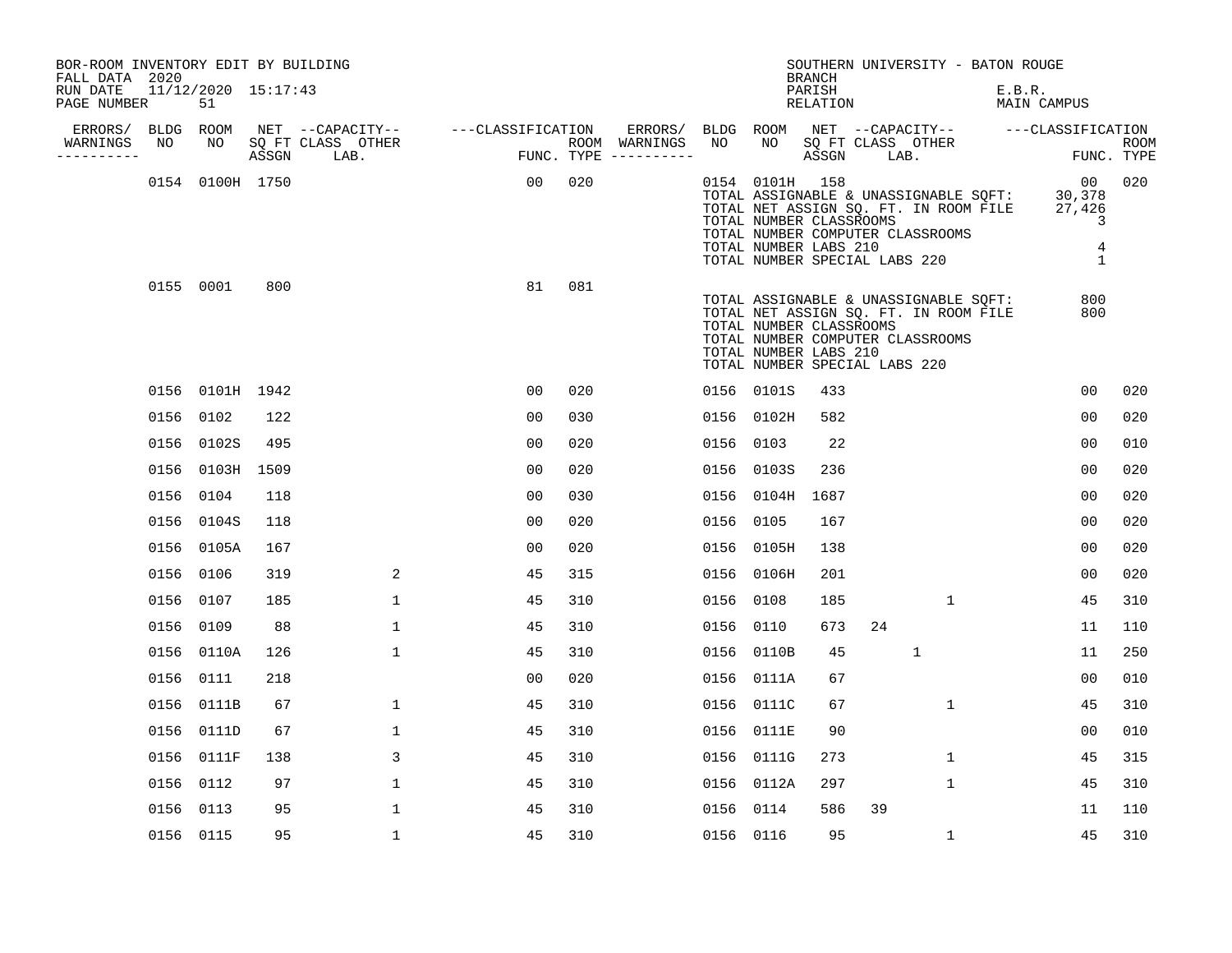BOR-ROOM INVENTORY EDIT BY BUILDING
FALL DATA 2020
RUN DATE 11/12/2020 15:17:43
PAGE NUMBER 51

SOUTHERN UNIVERSITY - BATON ROUGE
BRANCH
PARISH E.B.R.
RELATION MAIN CAMPUS

| ERRORS/ WARNINGS | BLDG NO | ROOM NO | NET SQ FT ASSGN | CAPACITY CLASS | CAPACITY LAB. | CAPACITY OTHER | CLASSIFICATION FUNC. | ROOM TYPE | ERRORS/ WARNINGS | BLDG NO | ROOM NO | NET SQ FT ASSGN | CAPACITY CLASS | CAPACITY LAB. | CAPACITY OTHER | CLASSIFICATION FUNC. | ROOM TYPE |
|---|---|---|---|---|---|---|---|---|---|---|---|---|---|---|---|---|---|
| | 0154 | 0100H | 1750 | | | | 00 | 020 | | 0154 | 0101H | 158 | | | | 00 | 020 |

TOTAL ASSIGNABLE & UNASSIGNABLE SQFT: 30,378
TOTAL NET ASSIGN SQ. FT. IN ROOM FILE 27,426
TOTAL NUMBER CLASSROOMS 3
TOTAL NUMBER COMPUTER CLASSROOMS
TOTAL NUMBER LABS 210 4
TOTAL NUMBER SPECIAL LABS 220 1

| ERRORS/ WARNINGS | BLDG NO | ROOM NO | NET SQ FT ASSGN | CAPACITY CLASS | CAPACITY LAB. | CAPACITY OTHER | CLASSIFICATION FUNC. | ROOM TYPE |
|---|---|---|---|---|---|---|---|---|
| | 0155 | 0001 | 800 | | | | 81 | 081 |

TOTAL ASSIGNABLE & UNASSIGNABLE SQFT: 800
TOTAL NET ASSIGN SQ. FT. IN ROOM FILE 800
TOTAL NUMBER CLASSROOMS
TOTAL NUMBER COMPUTER CLASSROOMS
TOTAL NUMBER LABS 210
TOTAL NUMBER SPECIAL LABS 220

| ERRORS/ WARNINGS | BLDG NO | ROOM NO | NET SQ FT ASSGN | CAPACITY CLASS | CAPACITY LAB. | CAPACITY OTHER | CLASSIFICATION FUNC. | ROOM TYPE | ERRORS/ WARNINGS | BLDG NO | ROOM NO | NET SQ FT ASSGN | CAPACITY CLASS | CAPACITY LAB. | CAPACITY OTHER | CLASSIFICATION FUNC. | ROOM TYPE |
|---|---|---|---|---|---|---|---|---|---|---|---|---|---|---|---|---|---|
| | 0156 | 0101H | 1942 | | | | 00 | 020 | | 0156 | 0101S | 433 | | | | 00 | 020 |
| | 0156 | 0102 | 122 | | | | 00 | 030 | | 0156 | 0102H | 582 | | | | 00 | 020 |
| | 0156 | 0102S | 495 | | | | 00 | 020 | | 0156 | 0103 | 22 | | | | 00 | 010 |
| | 0156 | 0103H | 1509 | | | | 00 | 020 | | 0156 | 0103S | 236 | | | | 00 | 020 |
| | 0156 | 0104 | 118 | | | | 00 | 030 | | 0156 | 0104H | 1687 | | | | 00 | 020 |
| | 0156 | 0104S | 118 | | | | 00 | 020 | | 0156 | 0105 | 167 | | | | 00 | 020 |
| | 0156 | 0105A | 167 | | | | 00 | 020 | | 0156 | 0105H | 138 | | | | 00 | 020 |
| | 0156 | 0106 | 319 | | | 2 | 45 | 315 | | 0156 | 0106H | 201 | | | | 00 | 020 |
| | 0156 | 0107 | 185 | | | 1 | 45 | 310 | | 0156 | 0108 | 185 | | | 1 | 45 | 310 |
| | 0156 | 0109 | 88 | | | 1 | 45 | 310 | | 0156 | 0110 | 673 | 24 | | | 11 | 110 |
| | 0156 | 0110A | 126 | | | 1 | 45 | 310 | | 0156 | 0110B | 45 | | 1 | | 11 | 250 |
| | 0156 | 0111 | 218 | | | | 00 | 020 | | 0156 | 0111A | 67 | | | | 00 | 010 |
| | 0156 | 0111B | 67 | | | 1 | 45 | 310 | | 0156 | 0111C | 67 | | | 1 | 45 | 310 |
| | 0156 | 0111D | 67 | | | 1 | 45 | 310 | | 0156 | 0111E | 90 | | | | 00 | 010 |
| | 0156 | 0111F | 138 | | | 3 | 45 | 310 | | 0156 | 0111G | 273 | | | 1 | 45 | 315 |
| | 0156 | 0112 | 97 | | | 1 | 45 | 310 | | 0156 | 0112A | 297 | | | 1 | 45 | 310 |
| | 0156 | 0113 | 95 | | | 1 | 45 | 310 | | 0156 | 0114 | 586 | 39 | | | 11 | 110 |
| | 0156 | 0115 | 95 | | | 1 | 45 | 310 | | 0156 | 0116 | 95 | | | 1 | 45 | 310 |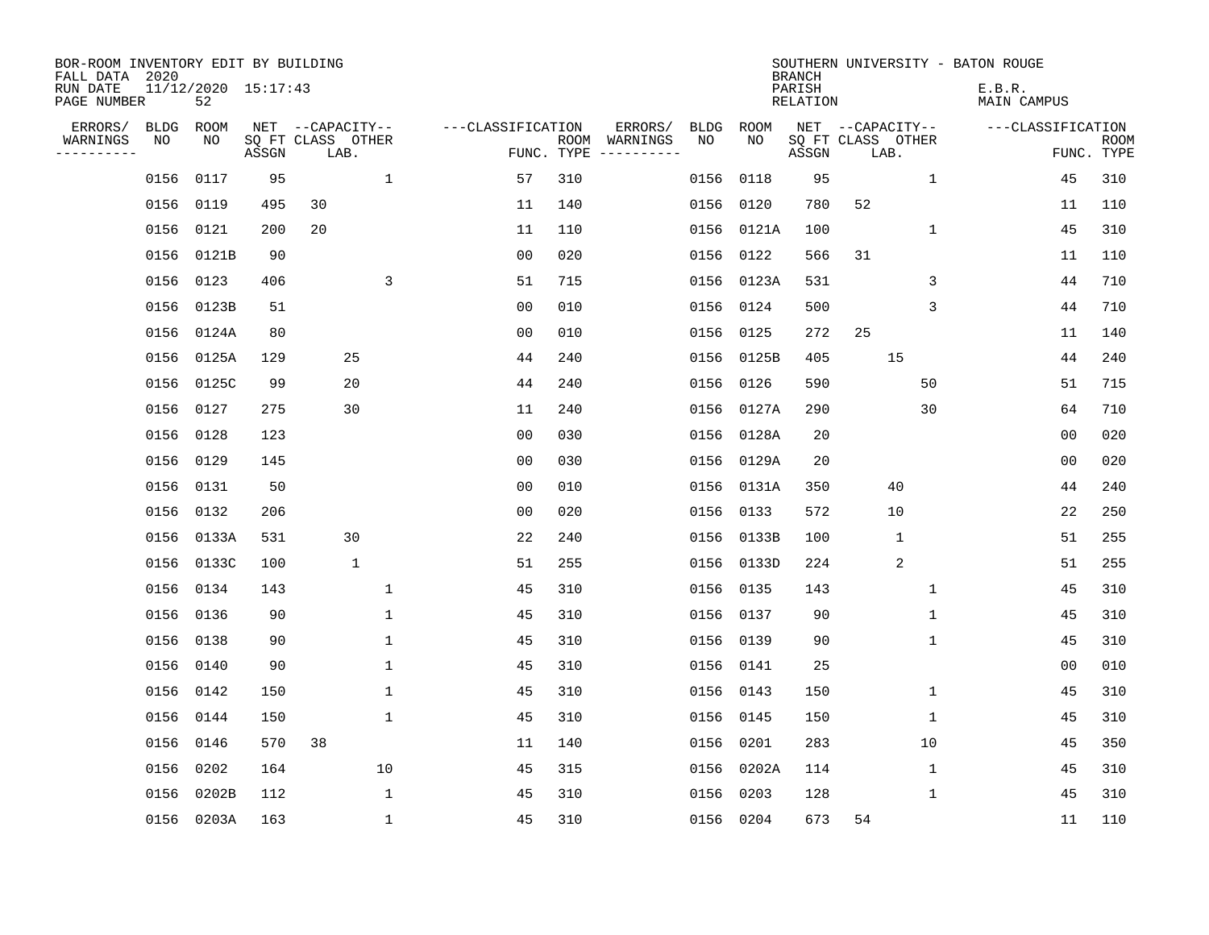BOR-ROOM INVENTORY EDIT BY BUILDING
FALL DATA 2020
RUN DATE 11/12/2020 15:17:43

SOUTHERN UNIVERSITY - BATON ROUGE
BRANCH
PARISH E.B.R.
RELATION MAIN CAMPUS

| ERRORS/ WARNINGS | BLDG NO | ROOM NO | NET SQ FT ASSGN | CAPACITY CLASS | LAB. | OTHER | CLASSIFICATION FUNC. | ROOM TYPE | ERRORS/ WARNINGS | BLDG NO | ROOM NO | NET SQ FT ASSGN | CAPACITY CLASS | LAB. | OTHER | CLASSIFICATION FUNC. | ROOM TYPE |
|---|---|---|---|---|---|---|---|---|---|---|---|---|---|---|---|---|---|
| | 0156 | 0117 | 95 | | | 1 | 57 | 310 | | 0156 | 0118 | 95 | | | 1 | 45 | 310 |
| | 0156 | 0119 | 495 | 30 | | | 11 | 140 | | 0156 | 0120 | 780 | 52 | | | 11 | 110 |
| | 0156 | 0121 | 200 | 20 | | | 11 | 110 | | 0156 | 0121A | 100 | | | 1 | 45 | 310 |
| | 0156 | 0121B | 90 | | | | 00 | 020 | | 0156 | 0122 | 566 | 31 | | | 11 | 110 |
| | 0156 | 0123 | 406 | | | 3 | 51 | 715 | | 0156 | 0123A | 531 | | | 3 | 44 | 710 |
| | 0156 | 0123B | 51 | | | | 00 | 010 | | 0156 | 0124 | 500 | | | 3 | 44 | 710 |
| | 0156 | 0124A | 80 | | | | 00 | 010 | | 0156 | 0125 | 272 | 25 | | | 11 | 140 |
| | 0156 | 0125A | 129 | | 25 | | 44 | 240 | | 0156 | 0125B | 405 | | 15 | | 44 | 240 |
| | 0156 | 0125C | 99 | | 20 | | 44 | 240 | | 0156 | 0126 | 590 | | | 50 | 51 | 715 |
| | 0156 | 0127 | 275 | | 30 | | 11 | 240 | | 0156 | 0127A | 290 | | | 30 | 64 | 710 |
| | 0156 | 0128 | 123 | | | | 00 | 030 | | 0156 | 0128A | 20 | | | | 00 | 020 |
| | 0156 | 0129 | 145 | | | | 00 | 030 | | 0156 | 0129A | 20 | | | | 00 | 020 |
| | 0156 | 0131 | 50 | | | | 00 | 010 | | 0156 | 0131A | 350 | | 40 | | 44 | 240 |
| | 0156 | 0132 | 206 | | | | 00 | 020 | | 0156 | 0133 | 572 | | 10 | | 22 | 250 |
| | 0156 | 0133A | 531 | | 30 | | 22 | 240 | | 0156 | 0133B | 100 | | 1 | | 51 | 255 |
| | 0156 | 0133C | 100 | | 1 | | 51 | 255 | | 0156 | 0133D | 224 | | 2 | | 51 | 255 |
| | 0156 | 0134 | 143 | | | 1 | 45 | 310 | | 0156 | 0135 | 143 | | | 1 | 45 | 310 |
| | 0156 | 0136 | 90 | | | 1 | 45 | 310 | | 0156 | 0137 | 90 | | | 1 | 45 | 310 |
| | 0156 | 0138 | 90 | | | 1 | 45 | 310 | | 0156 | 0139 | 90 | | | 1 | 45 | 310 |
| | 0156 | 0140 | 90 | | | 1 | 45 | 310 | | 0156 | 0141 | 25 | | | | 00 | 010 |
| | 0156 | 0142 | 150 | | | 1 | 45 | 310 | | 0156 | 0143 | 150 | | | 1 | 45 | 310 |
| | 0156 | 0144 | 150 | | | 1 | 45 | 310 | | 0156 | 0145 | 150 | | | 1 | 45 | 310 |
| | 0156 | 0146 | 570 | 38 | | | 11 | 140 | | 0156 | 0201 | 283 | | | 10 | 45 | 350 |
| | 0156 | 0202 | 164 | | | 10 | 45 | 315 | | 0156 | 0202A | 114 | | | 1 | 45 | 310 |
| | 0156 | 0202B | 112 | | | 1 | 45 | 310 | | 0156 | 0203 | 128 | | | 1 | 45 | 310 |
| | 0156 | 0203A | 163 | | | 1 | 45 | 310 | | 0156 | 0204 | 673 | 54 | | | 11 | 110 |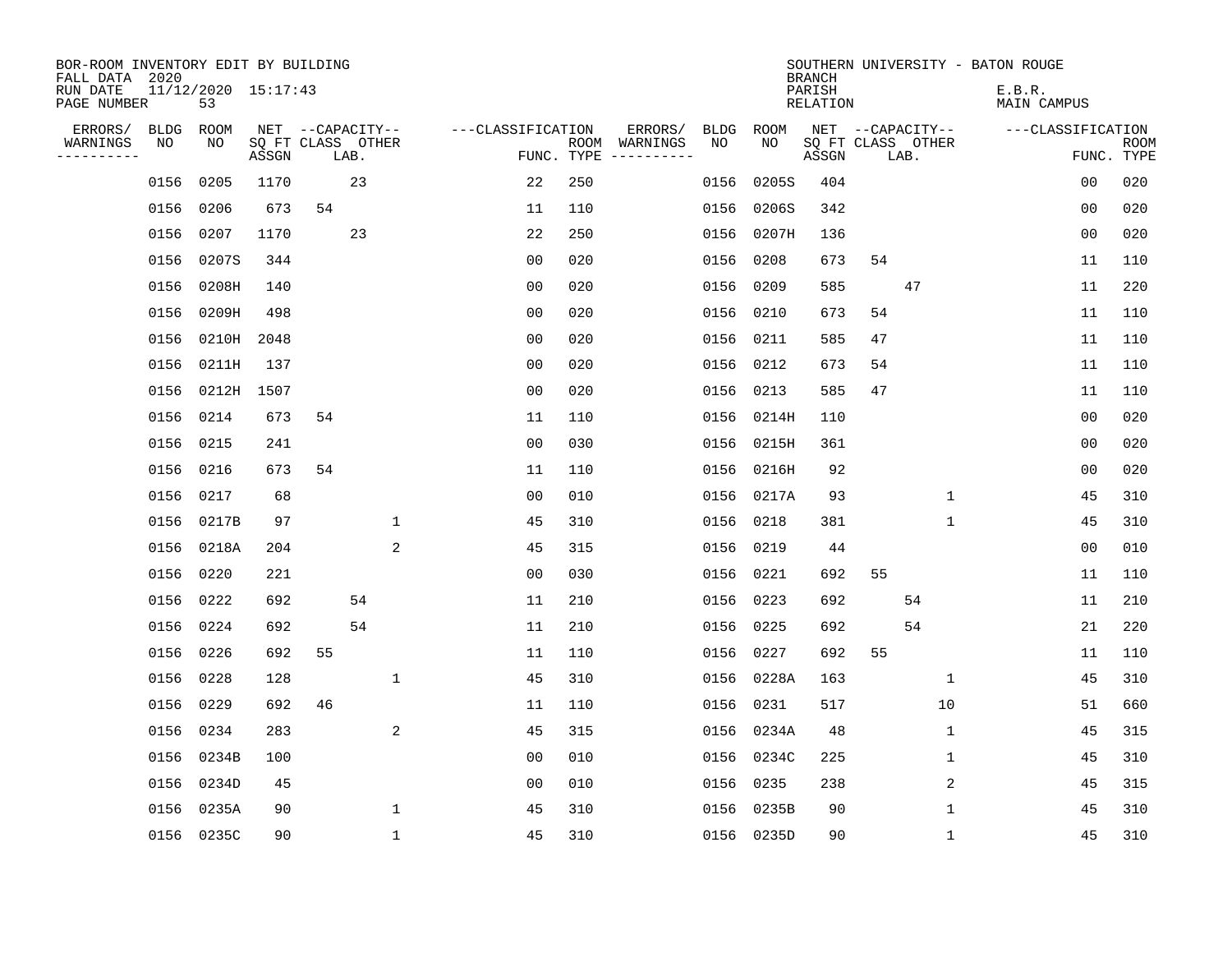BOR-ROOM INVENTORY EDIT BY BUILDING
FALL DATA 2020
RUN DATE 11/12/2020 15:17:43
PAGE NUMBER 53

SOUTHERN UNIVERSITY - BATON ROUGE
BRANCH
PARISH E.B.R.
RELATION MAIN CAMPUS

| ERRORS/ WARNINGS | BLDG NO | ROOM NO | NET SQ FT ASSGN | CAPACITY CLASS | CAPACITY LAB. | CAPACITY OTHER | CLASSIFICATION FUNC. | ROOM TYPE | ERRORS/ WARNINGS | BLDG NO | ROOM NO | NET SQ FT ASSGN | CAPACITY CLASS | CAPACITY LAB. | CAPACITY OTHER | CLASSIFICATION FUNC. | ROOM TYPE |
|---|---|---|---|---|---|---|---|---|---|---|---|---|---|---|---|---|---|
| | 0156 | 0205 | 1170 | | 23 | | 22 | 250 | | 0156 | 0205S | 404 | | | | 00 | 020 |
| | 0156 | 0206 | 673 | 54 | | | 11 | 110 | | 0156 | 0206S | 342 | | | | 00 | 020 |
| | 0156 | 0207 | 1170 | | 23 | | 22 | 250 | | 0156 | 0207H | 136 | | | | 00 | 020 |
| | 0156 | 0207S | 344 | | | | 00 | 020 | | 0156 | 0208 | 673 | 54 | | | 11 | 110 |
| | 0156 | 0208H | 140 | | | | 00 | 020 | | 0156 | 0209 | 585 | | 47 | | 11 | 220 |
| | 0156 | 0209H | 498 | | | | 00 | 020 | | 0156 | 0210 | 673 | 54 | | | 11 | 110 |
| | 0156 | 0210H | 2048 | | | | 00 | 020 | | 0156 | 0211 | 585 | 47 | | | 11 | 110 |
| | 0156 | 0211H | 137 | | | | 00 | 020 | | 0156 | 0212 | 673 | 54 | | | 11 | 110 |
| | 0156 | 0212H | 1507 | | | | 00 | 020 | | 0156 | 0213 | 585 | 47 | | | 11 | 110 |
| | 0156 | 0214 | 673 | 54 | | | 11 | 110 | | 0156 | 0214H | 110 | | | | 00 | 020 |
| | 0156 | 0215 | 241 | | | | 00 | 030 | | 0156 | 0215H | 361 | | | | 00 | 020 |
| | 0156 | 0216 | 673 | 54 | | | 11 | 110 | | 0156 | 0216H | 92 | | | | 00 | 020 |
| | 0156 | 0217 | 68 | | | | 00 | 010 | | 0156 | 0217A | 93 | | | 1 | 45 | 310 |
| | 0156 | 0217B | 97 | | | 1 | 45 | 310 | | 0156 | 0218 | 381 | | | 1 | 45 | 310 |
| | 0156 | 0218A | 204 | | | 2 | 45 | 315 | | 0156 | 0219 | 44 | | | | 00 | 010 |
| | 0156 | 0220 | 221 | | | | 00 | 030 | | 0156 | 0221 | 692 | 55 | | | 11 | 110 |
| | 0156 | 0222 | 692 | | 54 | | 11 | 210 | | 0156 | 0223 | 692 | | 54 | | 11 | 210 |
| | 0156 | 0224 | 692 | | 54 | | 11 | 210 | | 0156 | 0225 | 692 | | 54 | | 21 | 220 |
| | 0156 | 0226 | 692 | 55 | | | 11 | 110 | | 0156 | 0227 | 692 | 55 | | | 11 | 110 |
| | 0156 | 0228 | 128 | | | 1 | 45 | 310 | | 0156 | 0228A | 163 | | | 1 | 45 | 310 |
| | 0156 | 0229 | 692 | 46 | | | 11 | 110 | | 0156 | 0231 | 517 | | | 10 | 51 | 660 |
| | 0156 | 0234 | 283 | | | 2 | 45 | 315 | | 0156 | 0234A | 48 | | | 1 | 45 | 315 |
| | 0156 | 0234B | 100 | | | | 00 | 010 | | 0156 | 0234C | 225 | | | 1 | 45 | 310 |
| | 0156 | 0234D | 45 | | | | 00 | 010 | | 0156 | 0235 | 238 | | | 2 | 45 | 315 |
| | 0156 | 0235A | 90 | | | 1 | 45 | 310 | | 0156 | 0235B | 90 | | | 1 | 45 | 310 |
| | 0156 | 0235C | 90 | | | 1 | 45 | 310 | | 0156 | 0235D | 90 | | | 1 | 45 | 310 |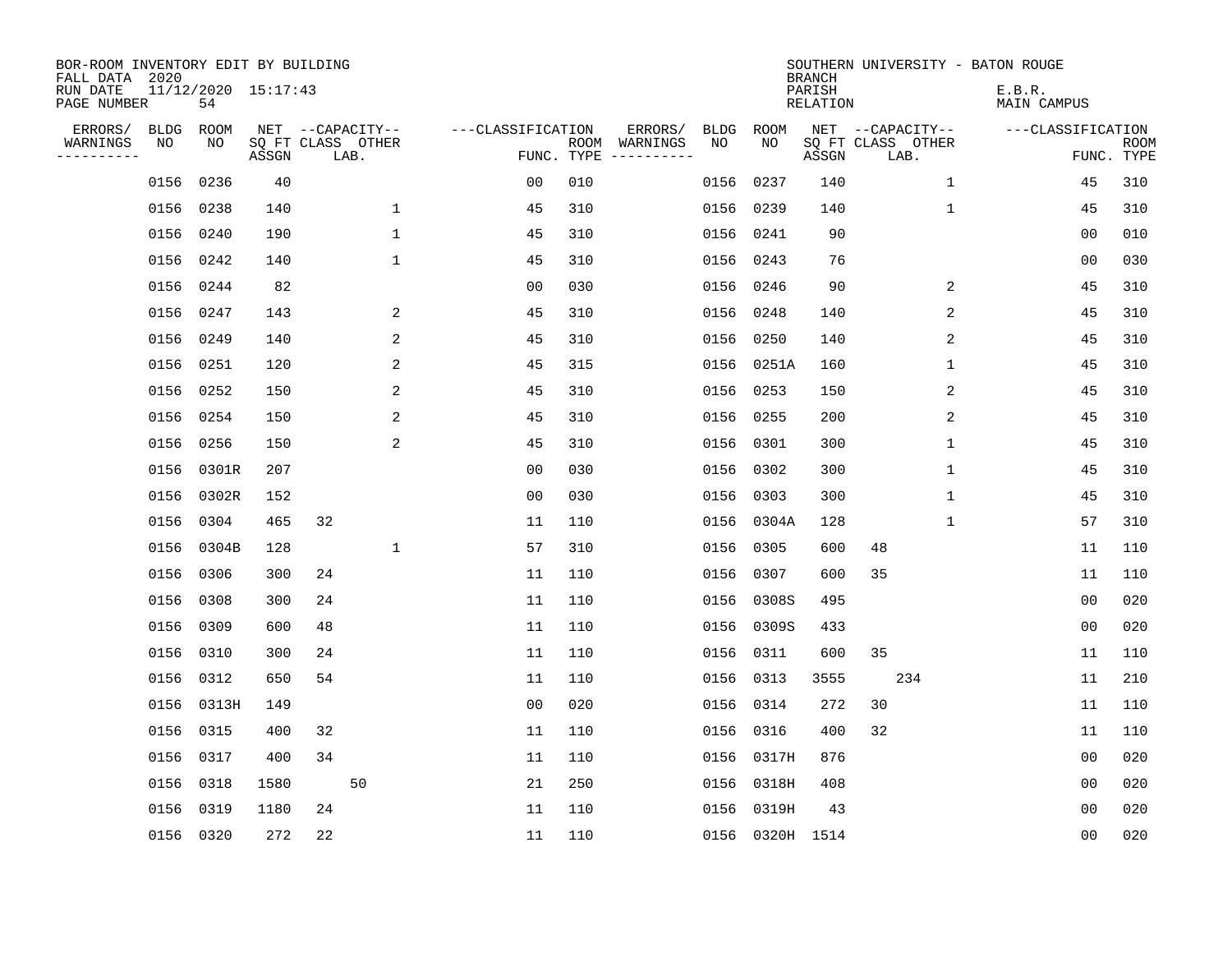BOR-ROOM INVENTORY EDIT BY BUILDING
FALL DATA 2020
RUN DATE 11/12/2020 15:17:43
PAGE NUMBER 54

SOUTHERN UNIVERSITY - BATON ROUGE
BRANCH
PARISH E.B.R.
RELATION MAIN CAMPUS

| ERRORS/ WARNINGS | BLDG NO | ROOM NO | NET SQ FT ASSGN | CAPACITY CLASS | CAPACITY LAB. | CAPACITY OTHER | CLASSIFICATION FUNC. | ROOM TYPE | ERRORS/ WARNINGS | BLDG NO | ROOM NO | NET SQ FT ASSGN | CAPACITY CLASS | CAPACITY LAB. | CAPACITY OTHER | CLASSIFICATION FUNC. | ROOM TYPE |
|---|---|---|---|---|---|---|---|---|---|---|---|---|---|---|---|---|---|
| | 0156 | 0236 | 40 | | | | 00 | 010 | | 0156 | 0237 | 140 | | | 1 | 45 | 310 |
| | 0156 | 0238 | 140 | | | 1 | 45 | 310 | | 0156 | 0239 | 140 | | | 1 | 45 | 310 |
| | 0156 | 0240 | 190 | | | 1 | 45 | 310 | | 0156 | 0241 | 90 | | | | 00 | 010 |
| | 0156 | 0242 | 140 | | | 1 | 45 | 310 | | 0156 | 0243 | 76 | | | | 00 | 030 |
| | 0156 | 0244 | 82 | | | | 00 | 030 | | 0156 | 0246 | 90 | | | 2 | 45 | 310 |
| | 0156 | 0247 | 143 | | | 2 | 45 | 310 | | 0156 | 0248 | 140 | | | 2 | 45 | 310 |
| | 0156 | 0249 | 140 | | | 2 | 45 | 310 | | 0156 | 0250 | 140 | | | 2 | 45 | 310 |
| | 0156 | 0251 | 120 | | | 2 | 45 | 315 | | 0156 | 0251A | 160 | | | 1 | 45 | 310 |
| | 0156 | 0252 | 150 | | | 2 | 45 | 310 | | 0156 | 0253 | 150 | | | 2 | 45 | 310 |
| | 0156 | 0254 | 150 | | | 2 | 45 | 310 | | 0156 | 0255 | 200 | | | 2 | 45 | 310 |
| | 0156 | 0256 | 150 | | | 2 | 45 | 310 | | 0156 | 0301 | 300 | | | 1 | 45 | 310 |
| | 0156 | 0301R | 207 | | | | 00 | 030 | | 0156 | 0302 | 300 | | | 1 | 45 | 310 |
| | 0156 | 0302R | 152 | | | | 00 | 030 | | 0156 | 0303 | 300 | | | 1 | 45 | 310 |
| | 0156 | 0304 | 465 | 32 | | | 11 | 110 | | 0156 | 0304A | 128 | | | 1 | 57 | 310 |
| | 0156 | 0304B | 128 | | | 1 | 57 | 310 | | 0156 | 0305 | 600 | 48 | | | 11 | 110 |
| | 0156 | 0306 | 300 | 24 | | | 11 | 110 | | 0156 | 0307 | 600 | 35 | | | 11 | 110 |
| | 0156 | 0308 | 300 | 24 | | | 11 | 110 | | 0156 | 0308S | 495 | | | | 00 | 020 |
| | 0156 | 0309 | 600 | 48 | | | 11 | 110 | | 0156 | 0309S | 433 | | | | 00 | 020 |
| | 0156 | 0310 | 300 | 24 | | | 11 | 110 | | 0156 | 0311 | 600 | 35 | | | 11 | 110 |
| | 0156 | 0312 | 650 | 54 | | | 11 | 110 | | 0156 | 0313 | 3555 | | 234 | | 11 | 210 |
| | 0156 | 0313H | 149 | | | | 00 | 020 | | 0156 | 0314 | 272 | 30 | | | 11 | 110 |
| | 0156 | 0315 | 400 | 32 | | | 11 | 110 | | 0156 | 0316 | 400 | 32 | | | 11 | 110 |
| | 0156 | 0317 | 400 | 34 | | | 11 | 110 | | 0156 | 0317H | 876 | | | | 00 | 020 |
| | 0156 | 0318 | 1580 | | 50 | | 21 | 250 | | 0156 | 0318H | 408 | | | | 00 | 020 |
| | 0156 | 0319 | 1180 | 24 | | | 11 | 110 | | 0156 | 0319H | 43 | | | | 00 | 020 |
| | 0156 | 0320 | 272 | 22 | | | 11 | 110 | | 0156 | 0320H | 1514 | | | | 00 | 020 |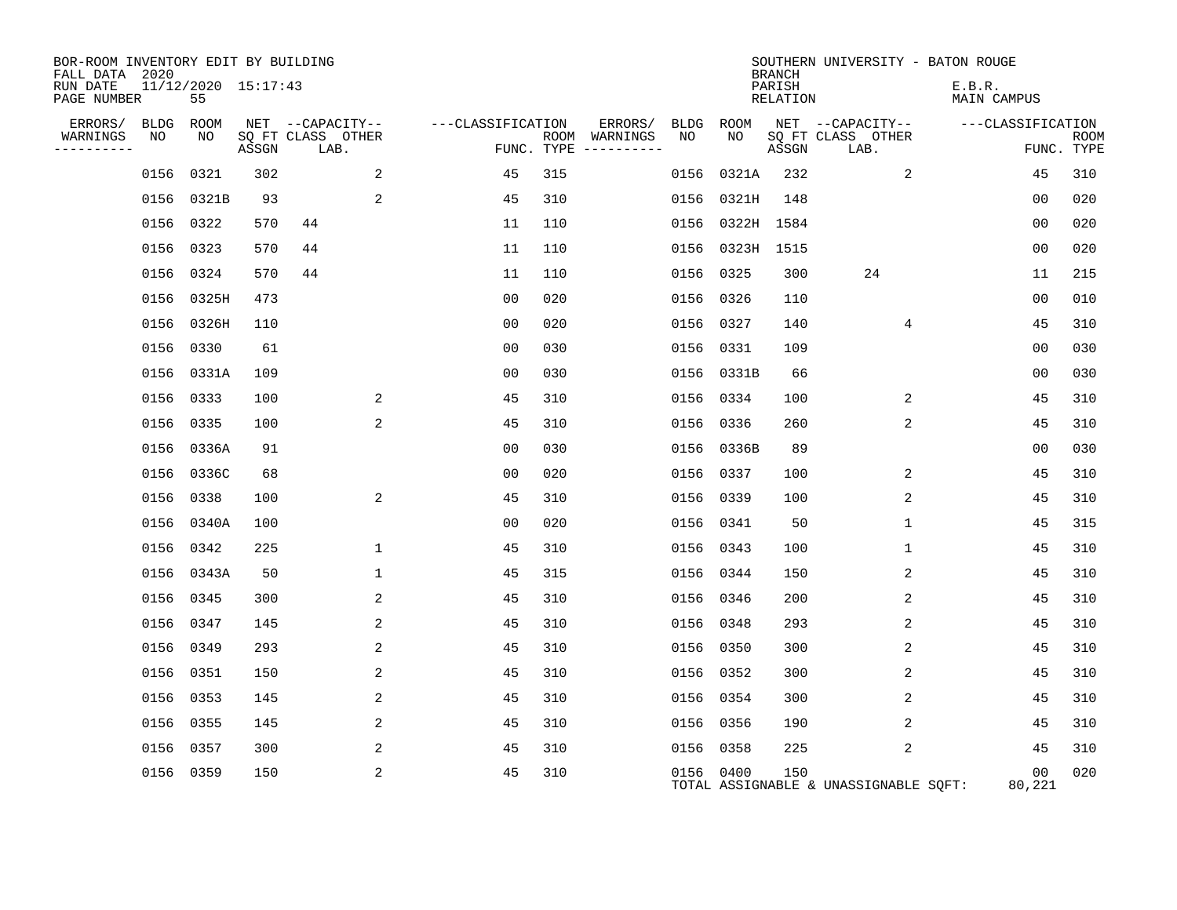BOR-ROOM INVENTORY EDIT BY BUILDING
FALL DATA 2020
RUN DATE 11/12/2020 15:17:43
PAGE NUMBER 55

SOUTHERN UNIVERSITY - BATON ROUGE
BRANCH
PARISH E.B.R.
RELATION MAIN CAMPUS

| ERRORS/ WARNINGS | BLDG NO | ROOM NO | NET ASSGN SQ FT | CAPACITY CLASS | CAPACITY LAB. | CAPACITY OTHER | FUNC. | ROOM TYPE | ERRORS/ WARNINGS | BLDG NO | ROOM NO | NET ASSGN SQ FT | CAPACITY CLASS | CAPACITY LAB. | CAPACITY OTHER | FUNC. | ROOM TYPE |
|---|---|---|---|---|---|---|---|---|---|---|---|---|---|---|---|---|---|
| | 0156 | 0321 | 302 | | | 2 | 45 | 315 | | 0156 | 0321A | 232 | | | 2 | 45 | 310 |
| | 0156 | 0321B | 93 | | | 2 | 45 | 310 | | 0156 | 0321H | 148 | | | | 00 | 020 |
| | 0156 | 0322 | 570 | 44 | | | 11 | 110 | | 0156 | 0322H | 1584 | | | | 00 | 020 |
| | 0156 | 0323 | 570 | 44 | | | 11 | 110 | | 0156 | 0323H | 1515 | | | | 00 | 020 |
| | 0156 | 0324 | 570 | 44 | | | 11 | 110 | | 0156 | 0325 | 300 | | 24 | | 11 | 215 |
| | 0156 | 0325H | 473 | | | | 00 | 020 | | 0156 | 0326 | 110 | | | | 00 | 010 |
| | 0156 | 0326H | 110 | | | | 00 | 020 | | 0156 | 0327 | 140 | | | 4 | 45 | 310 |
| | 0156 | 0330 | 61 | | | | 00 | 030 | | 0156 | 0331 | 109 | | | | 00 | 030 |
| | 0156 | 0331A | 109 | | | | 00 | 030 | | 0156 | 0331B | 66 | | | | 00 | 030 |
| | 0156 | 0333 | 100 | | | 2 | 45 | 310 | | 0156 | 0334 | 100 | | | 2 | 45 | 310 |
| | 0156 | 0335 | 100 | | | 2 | 45 | 310 | | 0156 | 0336 | 260 | | | 2 | 45 | 310 |
| | 0156 | 0336A | 91 | | | | 00 | 030 | | 0156 | 0336B | 89 | | | | 00 | 030 |
| | 0156 | 0336C | 68 | | | | 00 | 020 | | 0156 | 0337 | 100 | | | 2 | 45 | 310 |
| | 0156 | 0338 | 100 | | | 2 | 45 | 310 | | 0156 | 0339 | 100 | | | 2 | 45 | 310 |
| | 0156 | 0340A | 100 | | | | 00 | 020 | | 0156 | 0341 | 50 | | | 1 | 45 | 315 |
| | 0156 | 0342 | 225 | | | 1 | 45 | 310 | | 0156 | 0343 | 100 | | | 1 | 45 | 310 |
| | 0156 | 0343A | 50 | | | 1 | 45 | 315 | | 0156 | 0344 | 150 | | | 2 | 45 | 310 |
| | 0156 | 0345 | 300 | | | 2 | 45 | 310 | | 0156 | 0346 | 200 | | | 2 | 45 | 310 |
| | 0156 | 0347 | 145 | | | 2 | 45 | 310 | | 0156 | 0348 | 293 | | | 2 | 45 | 310 |
| | 0156 | 0349 | 293 | | | 2 | 45 | 310 | | 0156 | 0350 | 300 | | | 2 | 45 | 310 |
| | 0156 | 0351 | 150 | | | 2 | 45 | 310 | | 0156 | 0352 | 300 | | | 2 | 45 | 310 |
| | 0156 | 0353 | 145 | | | 2 | 45 | 310 | | 0156 | 0354 | 300 | | | 2 | 45 | 310 |
| | 0156 | 0355 | 145 | | | 2 | 45 | 310 | | 0156 | 0356 | 190 | | | 2 | 45 | 310 |
| | 0156 | 0357 | 300 | | | 2 | 45 | 310 | | 0156 | 0358 | 225 | | | 2 | 45 | 310 |
| | 0156 | 0359 | 150 | | | 2 | 45 | 310 | | 0156 | 0400 | 150 | | | | 00 | 020 |

TOTAL ASSIGNABLE & UNASSIGNABLE SQFT: 80,221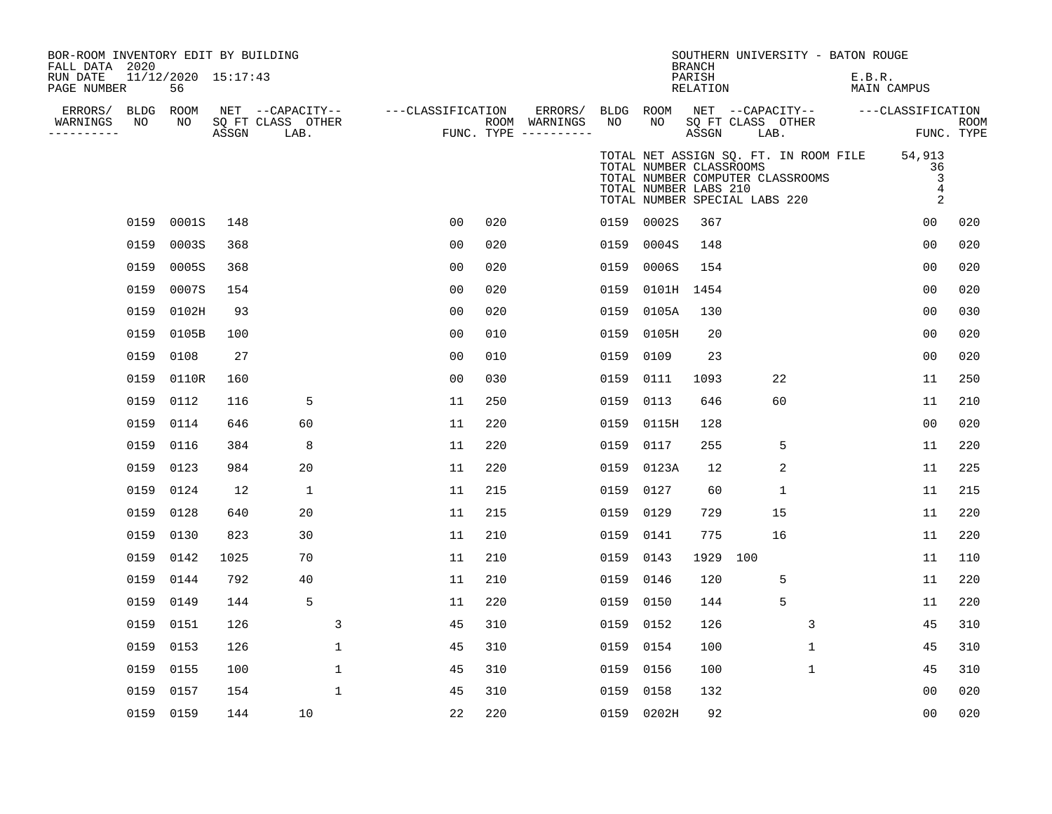BOR-ROOM INVENTORY EDIT BY BUILDING
FALL DATA 2020
RUN DATE 11/12/2020 15:17:43
PAGE NUMBER 56

SOUTHERN UNIVERSITY - BATON ROUGE
BRANCH
PARISH E.B.R.
RELATION MAIN CAMPUS

TOTAL NET ASSIGN SQ. FT. IN ROOM FILE 54,913
TOTAL NUMBER CLASSROOMS 36
TOTAL NUMBER COMPUTER CLASSROOMS 3
TOTAL NUMBER LABS 210 4
TOTAL NUMBER SPECIAL LABS 220 2

| ERRORS/ WARNINGS | BLDG NO | ROOM NO | NET SQ FT ASSGN | CAPACITY CLASS | CAPACITY LAB. | CAPACITY OTHER | CLASSIFICATION FUNC. | ROOM TYPE | ERRORS/ WARNINGS | BLDG NO | ROOM NO | NET SQ FT ASSGN | CAPACITY CLASS | CAPACITY LAB. | CAPACITY OTHER | CLASSIFICATION FUNC. | ROOM TYPE |
|---|---|---|---|---|---|---|---|---|---|---|---|---|---|---|---|---|---|
| | 0159 | 0001S | 148 | | | | 00 | 020 | | 0159 | 0002S | 367 | | | | 00 | 020 |
| | 0159 | 0003S | 368 | | | | 00 | 020 | | 0159 | 0004S | 148 | | | | 00 | 020 |
| | 0159 | 0005S | 368 | | | | 00 | 020 | | 0159 | 0006S | 154 | | | | 00 | 020 |
| | 0159 | 0007S | 154 | | | | 00 | 020 | | 0159 | 0101H | 1454 | | | | 00 | 020 |
| | 0159 | 0102H | 93 | | | | 00 | 020 | | 0159 | 0105A | 130 | | | | 00 | 030 |
| | 0159 | 0105B | 100 | | | | 00 | 010 | | 0159 | 0105H | 20 | | | | 00 | 020 |
| | 0159 | 0108 | 27 | | | | 00 | 010 | | 0159 | 0109 | 23 | | | | 00 | 020 |
| | 0159 | 0110R | 160 | | | | 00 | 030 | | 0159 | 0111 | 1093 | | 22 | | 11 | 250 |
| | 0159 | 0112 | 116 | | 5 | | 11 | 250 | | 0159 | 0113 | 646 | | 60 | | 11 | 210 |
| | 0159 | 0114 | 646 | | 60 | | 11 | 220 | | 0159 | 0115H | 128 | | | | 00 | 020 |
| | 0159 | 0116 | 384 | | 8 | | 11 | 220 | | 0159 | 0117 | 255 | | 5 | | 11 | 220 |
| | 0159 | 0123 | 984 | | 20 | | 11 | 220 | | 0159 | 0123A | 12 | | 2 | | 11 | 225 |
| | 0159 | 0124 | 12 | | 1 | | 11 | 215 | | 0159 | 0127 | 60 | | 1 | | 11 | 215 |
| | 0159 | 0128 | 640 | | 20 | | 11 | 215 | | 0159 | 0129 | 729 | | 15 | | 11 | 220 |
| | 0159 | 0130 | 823 | | 30 | | 11 | 210 | | 0159 | 0141 | 775 | | 16 | | 11 | 220 |
| | 0159 | 0142 | 1025 | | 70 | | 11 | 210 | | 0159 | 0143 | 1929 | 100 | | | 11 | 110 |
| | 0159 | 0144 | 792 | | 40 | | 11 | 210 | | 0159 | 0146 | 120 | | 5 | | 11 | 220 |
| | 0159 | 0149 | 144 | | 5 | | 11 | 220 | | 0159 | 0150 | 144 | | 5 | | 11 | 220 |
| | 0159 | 0151 | 126 | | | 3 | 45 | 310 | | 0159 | 0152 | 126 | | | 3 | 45 | 310 |
| | 0159 | 0153 | 126 | | | 1 | 45 | 310 | | 0159 | 0154 | 100 | | | 1 | 45 | 310 |
| | 0159 | 0155 | 100 | | | 1 | 45 | 310 | | 0159 | 0156 | 100 | | | 1 | 45 | 310 |
| | 0159 | 0157 | 154 | | | 1 | 45 | 310 | | 0159 | 0158 | 132 | | | | 00 | 020 |
| | 0159 | 0159 | 144 | | 10 | | 22 | 220 | | 0159 | 0202H | 92 | | | | 00 | 020 |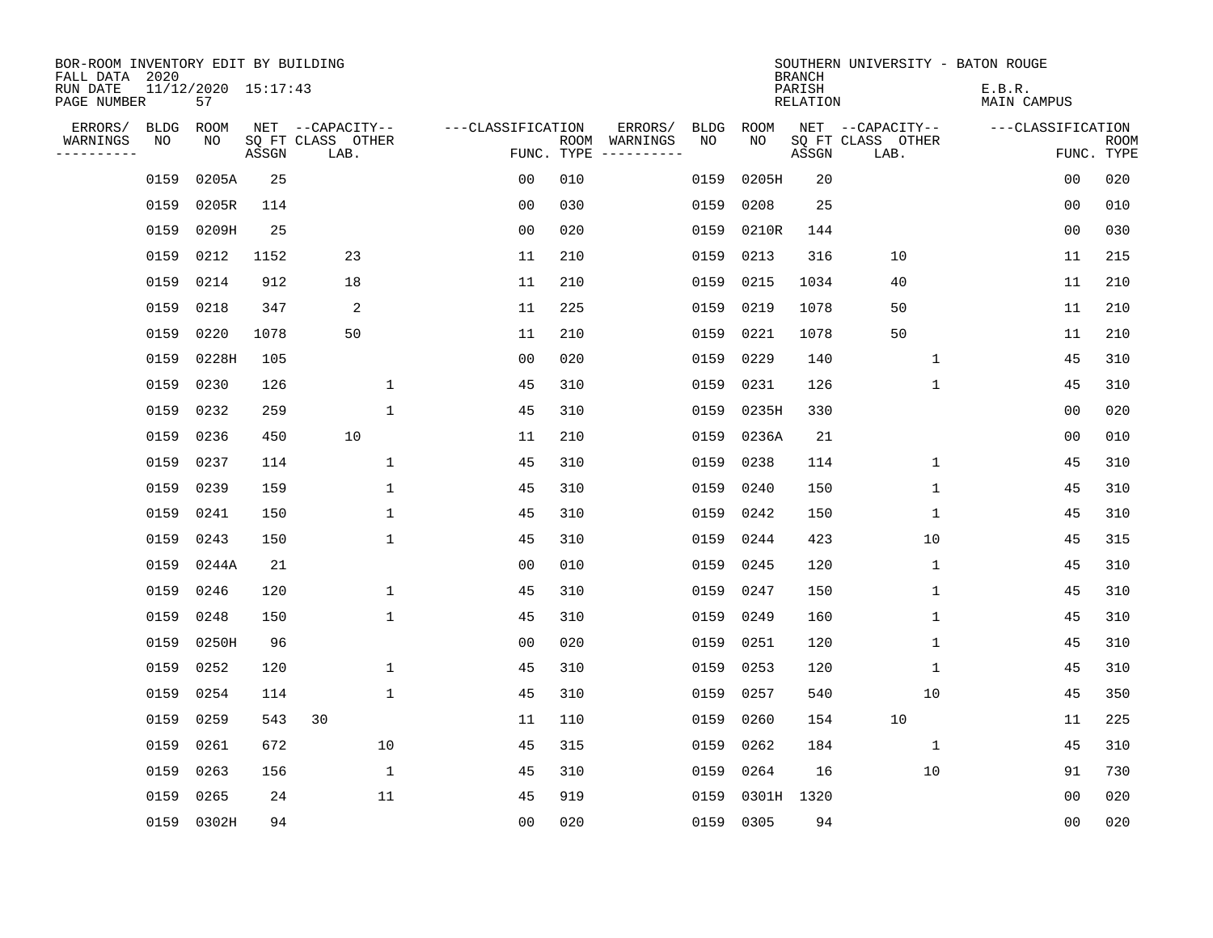BOR-ROOM INVENTORY EDIT BY BUILDING
FALL DATA 2020
RUN DATE 11/12/2020 15:17:43

SOUTHERN UNIVERSITY - BATON ROUGE
BRANCH
PARISH E.B.R.
RELATION MAIN CAMPUS

| ERRORS/ WARNINGS | BLDG NO | ROOM NO | NET SQ FT ASSGN | CAPACITY CLASS | CAPACITY LAB. | CAPACITY OTHER | CLASSIFICATION FUNC. | ROOM TYPE | ERRORS/ WARNINGS | BLDG NO | ROOM NO | NET SQ FT ASSGN | CAPACITY CLASS | CAPACITY LAB. | CAPACITY OTHER | CLASSIFICATION FUNC. | ROOM TYPE |
|---|---|---|---|---|---|---|---|---|---|---|---|---|---|---|---|---|---|
| | 0159 | 0205A | 25 | | | | 00 | 010 | | 0159 | 0205H | 20 | | | | 00 | 020 |
| | 0159 | 0205R | 114 | | | | 00 | 030 | | 0159 | 0208 | 25 | | | | 00 | 010 |
| | 0159 | 0209H | 25 | | | | 00 | 020 | | 0159 | 0210R | 144 | | | | 00 | 030 |
| | 0159 | 0212 | 1152 | | 23 | | 11 | 210 | | 0159 | 0213 | 316 | | 10 | | 11 | 215 |
| | 0159 | 0214 | 912 | | 18 | | 11 | 210 | | 0159 | 0215 | 1034 | | 40 | | 11 | 210 |
| | 0159 | 0218 | 347 | | 2 | | 11 | 225 | | 0159 | 0219 | 1078 | | 50 | | 11 | 210 |
| | 0159 | 0220 | 1078 | | 50 | | 11 | 210 | | 0159 | 0221 | 1078 | | 50 | | 11 | 210 |
| | 0159 | 0228H | 105 | | | | 00 | 020 | | 0159 | 0229 | 140 | | | 1 | 45 | 310 |
| | 0159 | 0230 | 126 | | | 1 | 45 | 310 | | 0159 | 0231 | 126 | | | 1 | 45 | 310 |
| | 0159 | 0232 | 259 | | | 1 | 45 | 310 | | 0159 | 0235H | 330 | | | | 00 | 020 |
| | 0159 | 0236 | 450 | | 10 | | 11 | 210 | | 0159 | 0236A | 21 | | | | 00 | 010 |
| | 0159 | 0237 | 114 | | | 1 | 45 | 310 | | 0159 | 0238 | 114 | | | 1 | 45 | 310 |
| | 0159 | 0239 | 159 | | | 1 | 45 | 310 | | 0159 | 0240 | 150 | | | 1 | 45 | 310 |
| | 0159 | 0241 | 150 | | | 1 | 45 | 310 | | 0159 | 0242 | 150 | | | 1 | 45 | 310 |
| | 0159 | 0243 | 150 | | | 1 | 45 | 310 | | 0159 | 0244 | 423 | | | 10 | 45 | 315 |
| | 0159 | 0244A | 21 | | | | 00 | 010 | | 0159 | 0245 | 120 | | | 1 | 45 | 310 |
| | 0159 | 0246 | 120 | | | 1 | 45 | 310 | | 0159 | 0247 | 150 | | | 1 | 45 | 310 |
| | 0159 | 0248 | 150 | | | 1 | 45 | 310 | | 0159 | 0249 | 160 | | | 1 | 45 | 310 |
| | 0159 | 0250H | 96 | | | | 00 | 020 | | 0159 | 0251 | 120 | | | 1 | 45 | 310 |
| | 0159 | 0252 | 120 | | | 1 | 45 | 310 | | 0159 | 0253 | 120 | | | 1 | 45 | 310 |
| | 0159 | 0254 | 114 | | | 1 | 45 | 310 | | 0159 | 0257 | 540 | | | 10 | 45 | 350 |
| | 0159 | 0259 | 543 | 30 | | | 11 | 110 | | 0159 | 0260 | 154 | | 10 | | 11 | 225 |
| | 0159 | 0261 | 672 | | | 10 | 45 | 315 | | 0159 | 0262 | 184 | | | 1 | 45 | 310 |
| | 0159 | 0263 | 156 | | | 1 | 45 | 310 | | 0159 | 0264 | 16 | | | 10 | 91 | 730 |
| | 0159 | 0265 | 24 | | | 11 | 45 | 919 | | 0159 | 0301H | 1320 | | | | 00 | 020 |
| | 0159 | 0302H | 94 | | | | 00 | 020 | | 0159 | 0305 | 94 | | | | 00 | 020 |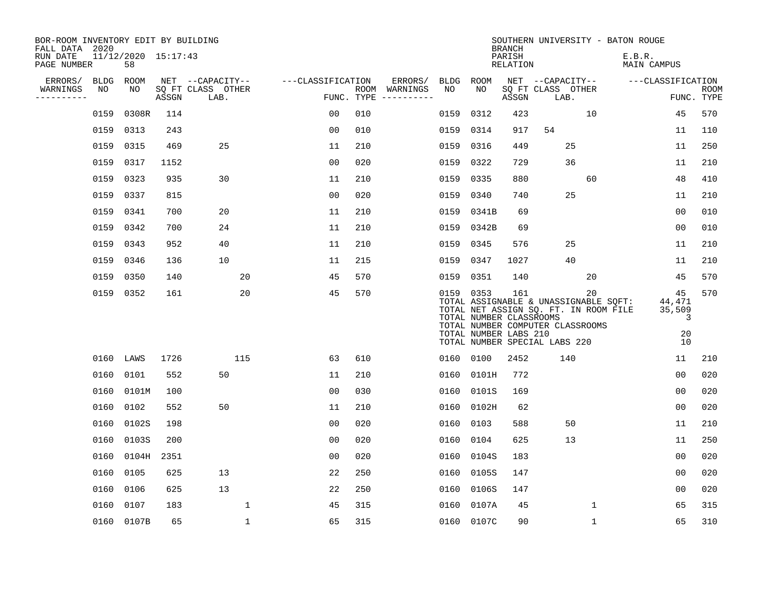BOR-ROOM INVENTORY EDIT BY BUILDING
FALL DATA 2020
RUN DATE 11/12/2020 15:17:43
PAGE NUMBER 58

SOUTHERN UNIVERSITY - BATON ROUGE
BRANCH
PARISH E.B.R.
RELATION MAIN CAMPUS

| ERRORS/ WARNINGS | BLDG NO | ROOM NO | NET ASSGN SQ FT | CAPACITY CLASS LAB. | CAPACITY OTHER | CLASSIFICATION FUNC. | ROOM TYPE | ERRORS/ WARNINGS | BLDG NO | ROOM NO | NET ASSGN SQ FT | CAPACITY CLASS LAB. | CAPACITY OTHER | CLASSIFICATION FUNC. | ROOM TYPE |
|---|---|---|---|---|---|---|---|---|---|---|---|---|---|---|---|
| | 0159 | 0308R | 114 | | | 00 | 010 | | 0159 | 0312 | 423 | | 10 | 45 | 570 |
| | 0159 | 0313 | 243 | | | 00 | 010 | | 0159 | 0314 | 917 | 54 | | 11 | 110 |
| | 0159 | 0315 | 469 | 25 | | 11 | 210 | | 0159 | 0316 | 449 | 25 | | 11 | 250 |
| | 0159 | 0317 | 1152 | | | 00 | 020 | | 0159 | 0322 | 729 | 36 | | 11 | 210 |
| | 0159 | 0323 | 935 | 30 | | 11 | 210 | | 0159 | 0335 | 880 | | 60 | 48 | 410 |
| | 0159 | 0337 | 815 | | | 00 | 020 | | 0159 | 0340 | 740 | 25 | | 11 | 210 |
| | 0159 | 0341 | 700 | 20 | | 11 | 210 | | 0159 | 0341B | 69 | | | 00 | 010 |
| | 0159 | 0342 | 700 | 24 | | 11 | 210 | | 0159 | 0342B | 69 | | | 00 | 010 |
| | 0159 | 0343 | 952 | 40 | | 11 | 210 | | 0159 | 0345 | 576 | 25 | | 11 | 210 |
| | 0159 | 0346 | 136 | 10 | | 11 | 215 | | 0159 | 0347 | 1027 | 40 | | 11 | 210 |
| | 0159 | 0350 | 140 | | 20 | 45 | 570 | | 0159 | 0351 | 140 | | 20 | 45 | 570 |
| | 0159 | 0352 | 161 | | 20 | 45 | 570 | | 0159 | 0353 | 161 | | 20 | 45 | 570 |
| | 0160 | LAWS | 1726 | | 115 | 63 | 610 | | 0160 | 0100 | 2452 | 140 | | 11 | 210 |
| | 0160 | 0101 | 552 | 50 | | 11 | 210 | | 0160 | 0101H | 772 | | | 00 | 020 |
| | 0160 | 0101M | 100 | | | 00 | 030 | | 0160 | 0101S | 169 | | | 00 | 020 |
| | 0160 | 0102 | 552 | 50 | | 11 | 210 | | 0160 | 0102H | 62 | | | 00 | 020 |
| | 0160 | 0102S | 198 | | | 00 | 020 | | 0160 | 0103 | 588 | 50 | | 11 | 210 |
| | 0160 | 0103S | 200 | | | 00 | 020 | | 0160 | 0104 | 625 | 13 | | 11 | 250 |
| | 0160 | 0104H | 2351 | | | 00 | 020 | | 0160 | 0104S | 183 | | | 00 | 020 |
| | 0160 | 0105 | 625 | 13 | | 22 | 250 | | 0160 | 0105S | 147 | | | 00 | 020 |
| | 0160 | 0106 | 625 | 13 | | 22 | 250 | | 0160 | 0106S | 147 | | | 00 | 020 |
| | 0160 | 0107 | 183 | | 1 | 45 | 315 | | 0160 | 0107A | 45 | | 1 | 65 | 315 |
| | 0160 | 0107B | 65 | | 1 | 65 | 315 | | 0160 | 0107C | 90 | | 1 | 65 | 310 |

Building 0159 totals:

TOTAL ASSIGNABLE & UNASSIGNABLE SQFT: 44,471
TOTAL NET ASSIGN SQ. FT. IN ROOM FILE 35,509
TOTAL NUMBER CLASSROOMS 3
TOTAL NUMBER COMPUTER CLASSROOMS
TOTAL NUMBER LABS 210 20
TOTAL NUMBER SPECIAL LABS 220 10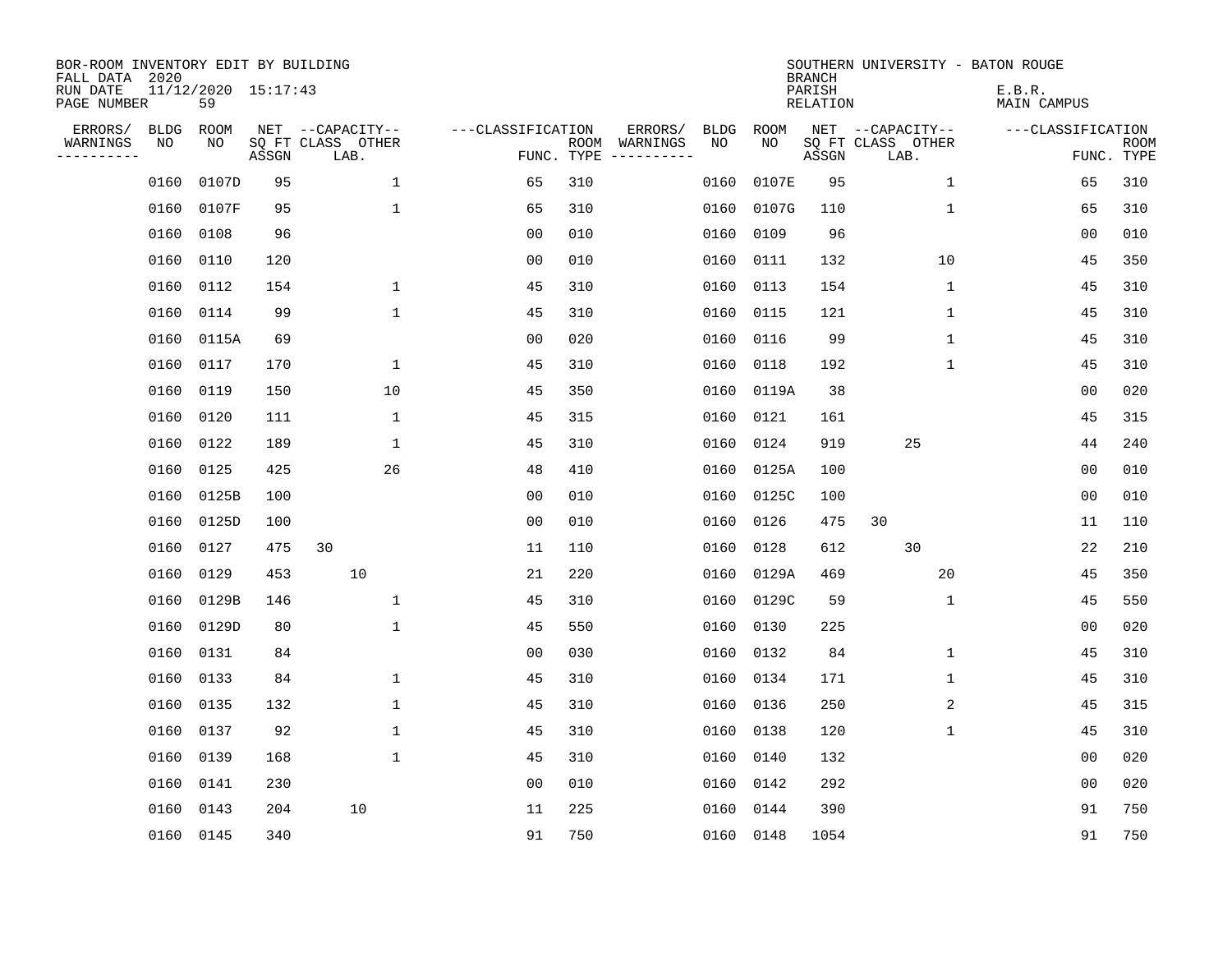BOR-ROOM INVENTORY EDIT BY BUILDING
FALL DATA 2020
RUN DATE 11/12/2020 15:17:43
PAGE NUMBER 59

SOUTHERN UNIVERSITY - BATON ROUGE
BRANCH
PARISH E.B.R.
RELATION MAIN CAMPUS

| ERRORS/ WARNINGS | BLDG NO | ROOM NO | NET SQ FT ASSGN | CAPACITY CLASS | CAPACITY LAB. | CAPACITY OTHER | CLASSIFICATION FUNC. | ROOM TYPE | ERRORS/ WARNINGS | BLDG NO | ROOM NO | NET SQ FT ASSGN | CAPACITY CLASS | CAPACITY LAB. | CAPACITY OTHER | CLASSIFICATION FUNC. | ROOM TYPE |
|---|---|---|---|---|---|---|---|---|---|---|---|---|---|---|---|---|---|
| | 0160 | 0107D | 95 | | | 1 | 65 | 310 | | 0160 | 0107E | 95 | | | 1 | 65 | 310 |
| | 0160 | 0107F | 95 | | | 1 | 65 | 310 | | 0160 | 0107G | 110 | | | 1 | 65 | 310 |
| | 0160 | 0108 | 96 | | | | 00 | 010 | | 0160 | 0109 | 96 | | | | 00 | 010 |
| | 0160 | 0110 | 120 | | | | 00 | 010 | | 0160 | 0111 | 132 | | | 10 | 45 | 350 |
| | 0160 | 0112 | 154 | | | 1 | 45 | 310 | | 0160 | 0113 | 154 | | | 1 | 45 | 310 |
| | 0160 | 0114 | 99 | | | 1 | 45 | 310 | | 0160 | 0115 | 121 | | | 1 | 45 | 310 |
| | 0160 | 0115A | 69 | | | | 00 | 020 | | 0160 | 0116 | 99 | | | 1 | 45 | 310 |
| | 0160 | 0117 | 170 | | | 1 | 45 | 310 | | 0160 | 0118 | 192 | | | 1 | 45 | 310 |
| | 0160 | 0119 | 150 | | | 10 | 45 | 350 | | 0160 | 0119A | 38 | | | | 00 | 020 |
| | 0160 | 0120 | 111 | | | 1 | 45 | 315 | | 0160 | 0121 | 161 | | | | 45 | 315 |
| | 0160 | 0122 | 189 | | | 1 | 45 | 310 | | 0160 | 0124 | 919 | | 25 | | 44 | 240 |
| | 0160 | 0125 | 425 | | | 26 | 48 | 410 | | 0160 | 0125A | 100 | | | | 00 | 010 |
| | 0160 | 0125B | 100 | | | | 00 | 010 | | 0160 | 0125C | 100 | | | | 00 | 010 |
| | 0160 | 0125D | 100 | | | | 00 | 010 | | 0160 | 0126 | 475 | 30 | | | 11 | 110 |
| | 0160 | 0127 | 475 | 30 | | | 11 | 110 | | 0160 | 0128 | 612 | | 30 | | 22 | 210 |
| | 0160 | 0129 | 453 | | 10 | | 21 | 220 | | 0160 | 0129A | 469 | | | 20 | 45 | 350 |
| | 0160 | 0129B | 146 | | | 1 | 45 | 310 | | 0160 | 0129C | 59 | | | 1 | 45 | 550 |
| | 0160 | 0129D | 80 | | | 1 | 45 | 550 | | 0160 | 0130 | 225 | | | | 00 | 020 |
| | 0160 | 0131 | 84 | | | | 00 | 030 | | 0160 | 0132 | 84 | | | 1 | 45 | 310 |
| | 0160 | 0133 | 84 | | | 1 | 45 | 310 | | 0160 | 0134 | 171 | | | 1 | 45 | 310 |
| | 0160 | 0135 | 132 | | | 1 | 45 | 310 | | 0160 | 0136 | 250 | | | 2 | 45 | 315 |
| | 0160 | 0137 | 92 | | | 1 | 45 | 310 | | 0160 | 0138 | 120 | | | 1 | 45 | 310 |
| | 0160 | 0139 | 168 | | | 1 | 45 | 310 | | 0160 | 0140 | 132 | | | | 00 | 020 |
| | 0160 | 0141 | 230 | | | | 00 | 010 | | 0160 | 0142 | 292 | | | | 00 | 020 |
| | 0160 | 0143 | 204 | | 10 | | 11 | 225 | | 0160 | 0144 | 390 | | | | 91 | 750 |
| | 0160 | 0145 | 340 | | | | 91 | 750 | | 0160 | 0148 | 1054 | | | | 91 | 750 |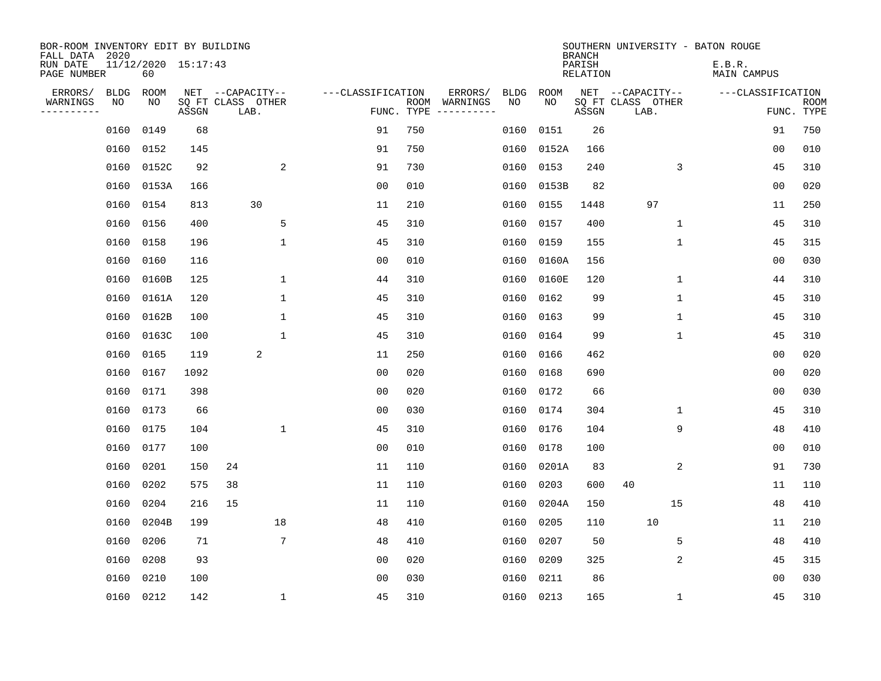BOR-ROOM INVENTORY EDIT BY BUILDING
FALL DATA 2020
RUN DATE 11/12/2020 15:17:43
PAGE NUMBER 60

SOUTHERN UNIVERSITY - BATON ROUGE
BRANCH
PARISH E.B.R.
RELATION MAIN CAMPUS

| ERRORS/ WARNINGS | BLDG NO | ROOM NO | NET SQ FT ASSGN | CAPACITY CLASS | CAPACITY LAB. | CAPACITY OTHER | CLASSIFICATION FUNC. | ROOM TYPE | ERRORS/ WARNINGS | BLDG NO | ROOM NO | NET SQ FT ASSGN | CAPACITY CLASS | CAPACITY LAB. | CAPACITY OTHER | CLASSIFICATION FUNC. | ROOM TYPE |
|---|---|---|---|---|---|---|---|---|---|---|---|---|---|---|---|---|---|
| | 0160 | 0149 | 68 | | | | 91 | 750 | | 0160 | 0151 | 26 | | | | 91 | 750 |
| | 0160 | 0152 | 145 | | | | 91 | 750 | | 0160 | 0152A | 166 | | | | 00 | 010 |
| | 0160 | 0152C | 92 | | | 2 | 91 | 730 | | 0160 | 0153 | 240 | | | 3 | 45 | 310 |
| | 0160 | 0153A | 166 | | | | 00 | 010 | | 0160 | 0153B | 82 | | | | 00 | 020 |
| | 0160 | 0154 | 813 | | 30 | | 11 | 210 | | 0160 | 0155 | 1448 | | 97 | | 11 | 250 |
| | 0160 | 0156 | 400 | | | 5 | 45 | 310 | | 0160 | 0157 | 400 | | | 1 | 45 | 310 |
| | 0160 | 0158 | 196 | | | 1 | 45 | 310 | | 0160 | 0159 | 155 | | | 1 | 45 | 315 |
| | 0160 | 0160 | 116 | | | | 00 | 010 | | 0160 | 0160A | 156 | | | | 00 | 030 |
| | 0160 | 0160B | 125 | | | 1 | 44 | 310 | | 0160 | 0160E | 120 | | | 1 | 44 | 310 |
| | 0160 | 0161A | 120 | | | 1 | 45 | 310 | | 0160 | 0162 | 99 | | | 1 | 45 | 310 |
| | 0160 | 0162B | 100 | | | 1 | 45 | 310 | | 0160 | 0163 | 99 | | | 1 | 45 | 310 |
| | 0160 | 0163C | 100 | | | 1 | 45 | 310 | | 0160 | 0164 | 99 | | | 1 | 45 | 310 |
| | 0160 | 0165 | 119 | | 2 | | 11 | 250 | | 0160 | 0166 | 462 | | | | 00 | 020 |
| | 0160 | 0167 | 1092 | | | | 00 | 020 | | 0160 | 0168 | 690 | | | | 00 | 020 |
| | 0160 | 0171 | 398 | | | | 00 | 020 | | 0160 | 0172 | 66 | | | | 00 | 030 |
| | 0160 | 0173 | 66 | | | | 00 | 030 | | 0160 | 0174 | 304 | | | 1 | 45 | 310 |
| | 0160 | 0175 | 104 | | | 1 | 45 | 310 | | 0160 | 0176 | 104 | | | 9 | 48 | 410 |
| | 0160 | 0177 | 100 | | | | 00 | 010 | | 0160 | 0178 | 100 | | | | 00 | 010 |
| | 0160 | 0201 | 150 | 24 | | | 11 | 110 | | 0160 | 0201A | 83 | | | 2 | 91 | 730 |
| | 0160 | 0202 | 575 | 38 | | | 11 | 110 | | 0160 | 0203 | 600 | 40 | | | 11 | 110 |
| | 0160 | 0204 | 216 | 15 | | | 11 | 110 | | 0160 | 0204A | 150 | | | 15 | 48 | 410 |
| | 0160 | 0204B | 199 | | | 18 | 48 | 410 | | 0160 | 0205 | 110 | | 10 | | 11 | 210 |
| | 0160 | 0206 | 71 | | | 7 | 48 | 410 | | 0160 | 0207 | 50 | | | 5 | 48 | 410 |
| | 0160 | 0208 | 93 | | | | 00 | 020 | | 0160 | 0209 | 325 | | | 2 | 45 | 315 |
| | 0160 | 0210 | 100 | | | | 00 | 030 | | 0160 | 0211 | 86 | | | | 00 | 030 |
| | 0160 | 0212 | 142 | | | 1 | 45 | 310 | | 0160 | 0213 | 165 | | | 1 | 45 | 310 |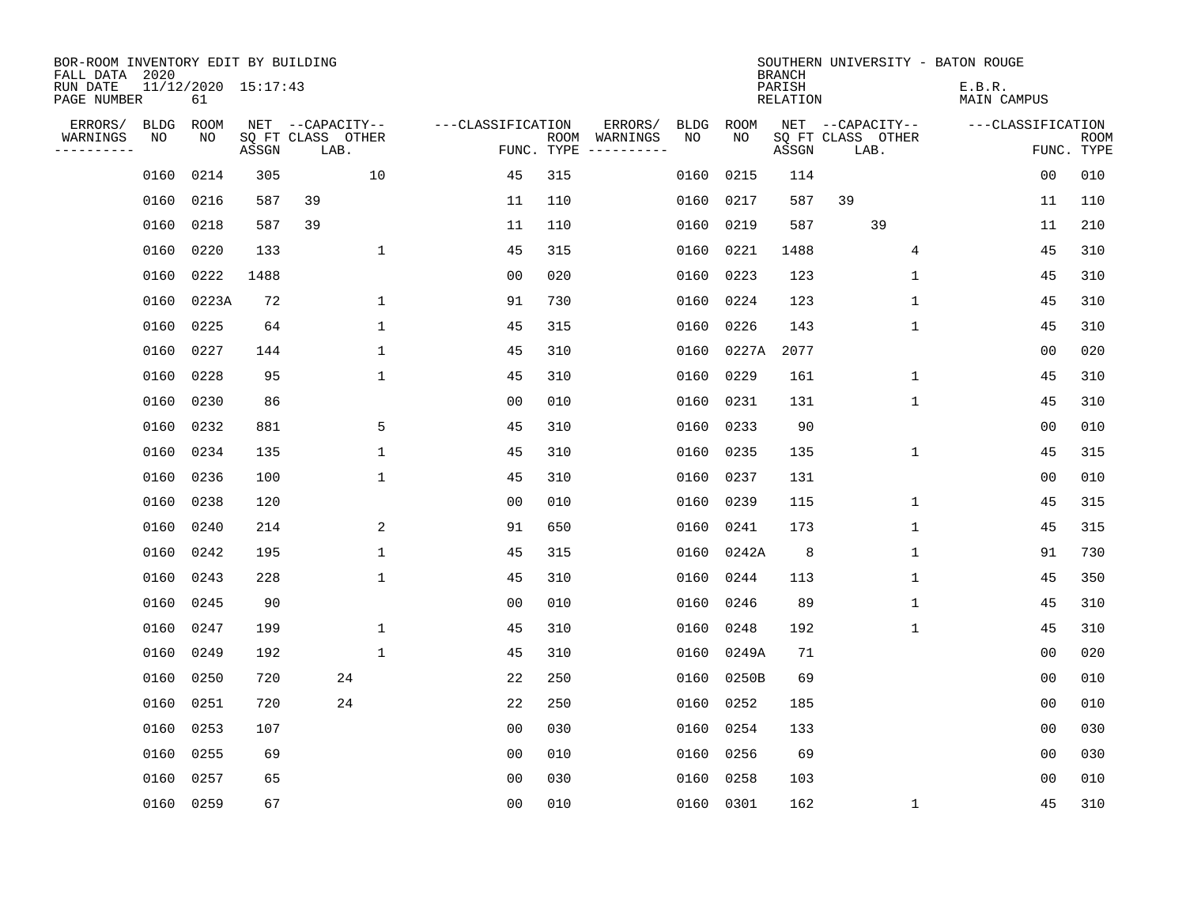BOR-ROOM INVENTORY EDIT BY BUILDING
FALL DATA 2020
RUN DATE 11/12/2020 15:17:43
PAGE NUMBER 61

SOUTHERN UNIVERSITY - BATON ROUGE
BRANCH
PARISH E.B.R.
RELATION MAIN CAMPUS

| ERRORS/ WARNINGS | BLDG NO | ROOM NO | NET SQ FT ASSGN | CAPACITY CLASS | CAPACITY LAB. | CAPACITY OTHER | FUNC. | ROOM TYPE | ERRORS/ WARNINGS | BLDG NO | ROOM NO | NET SQ FT ASSGN | CAPACITY CLASS | CAPACITY LAB. | CAPACITY OTHER | FUNC. | ROOM TYPE |
|---|---|---|---|---|---|---|---|---|---|---|---|---|---|---|---|---|---|
| | 0160 | 0214 | 305 | | | 10 | 45 | 315 | | 0160 | 0215 | 114 | | | | 00 | 010 |
| | 0160 | 0216 | 587 | 39 | | | 11 | 110 | | 0160 | 0217 | 587 | 39 | | | 11 | 110 |
| | 0160 | 0218 | 587 | 39 | | | 11 | 110 | | 0160 | 0219 | 587 | | 39 | | 11 | 210 |
| | 0160 | 0220 | 133 | | | 1 | 45 | 315 | | 0160 | 0221 | 1488 | | | 4 | 45 | 310 |
| | 0160 | 0222 | 1488 | | | | 00 | 020 | | 0160 | 0223 | 123 | | | 1 | 45 | 310 |
| | 0160 | 0223A | 72 | | | 1 | 91 | 730 | | 0160 | 0224 | 123 | | | 1 | 45 | 310 |
| | 0160 | 0225 | 64 | | | 1 | 45 | 315 | | 0160 | 0226 | 143 | | | 1 | 45 | 310 |
| | 0160 | 0227 | 144 | | | 1 | 45 | 310 | | 0160 | 0227A | 2077 | | | | 00 | 020 |
| | 0160 | 0228 | 95 | | | 1 | 45 | 310 | | 0160 | 0229 | 161 | | | 1 | 45 | 310 |
| | 0160 | 0230 | 86 | | | | 00 | 010 | | 0160 | 0231 | 131 | | | 1 | 45 | 310 |
| | 0160 | 0232 | 881 | | | 5 | 45 | 310 | | 0160 | 0233 | 90 | | | | 00 | 010 |
| | 0160 | 0234 | 135 | | | 1 | 45 | 310 | | 0160 | 0235 | 135 | | | 1 | 45 | 315 |
| | 0160 | 0236 | 100 | | | 1 | 45 | 310 | | 0160 | 0237 | 131 | | | | 00 | 010 |
| | 0160 | 0238 | 120 | | | | 00 | 010 | | 0160 | 0239 | 115 | | | 1 | 45 | 315 |
| | 0160 | 0240 | 214 | | | 2 | 91 | 650 | | 0160 | 0241 | 173 | | | 1 | 45 | 315 |
| | 0160 | 0242 | 195 | | | 1 | 45 | 315 | | 0160 | 0242A | 8 | | | 1 | 91 | 730 |
| | 0160 | 0243 | 228 | | | 1 | 45 | 310 | | 0160 | 0244 | 113 | | | 1 | 45 | 350 |
| | 0160 | 0245 | 90 | | | | 00 | 010 | | 0160 | 0246 | 89 | | | 1 | 45 | 310 |
| | 0160 | 0247 | 199 | | | 1 | 45 | 310 | | 0160 | 0248 | 192 | | | 1 | 45 | 310 |
| | 0160 | 0249 | 192 | | | 1 | 45 | 310 | | 0160 | 0249A | 71 | | | | 00 | 020 |
| | 0160 | 0250 | 720 | | 24 | | 22 | 250 | | 0160 | 0250B | 69 | | | | 00 | 010 |
| | 0160 | 0251 | 720 | | 24 | | 22 | 250 | | 0160 | 0252 | 185 | | | | 00 | 010 |
| | 0160 | 0253 | 107 | | | | 00 | 030 | | 0160 | 0254 | 133 | | | | 00 | 030 |
| | 0160 | 0255 | 69 | | | | 00 | 010 | | 0160 | 0256 | 69 | | | | 00 | 030 |
| | 0160 | 0257 | 65 | | | | 00 | 030 | | 0160 | 0258 | 103 | | | | 00 | 010 |
| | 0160 | 0259 | 67 | | | | 00 | 010 | | 0160 | 0301 | 162 | | | 1 | 45 | 310 |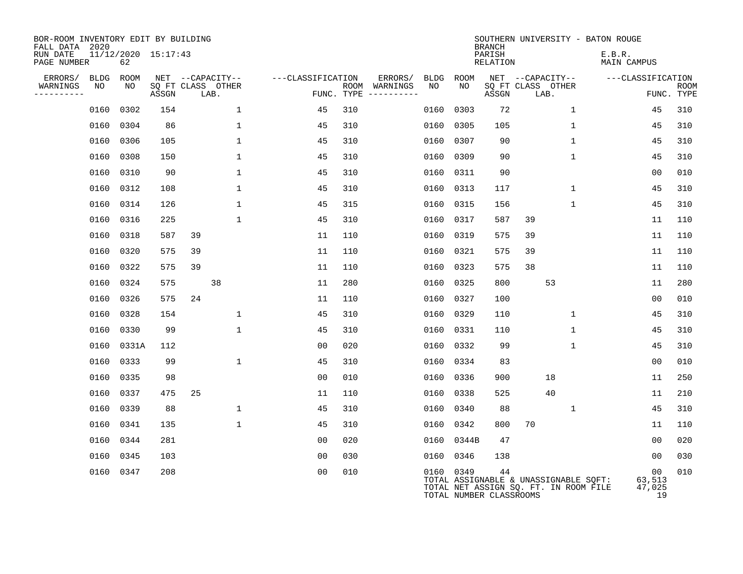BOR-ROOM INVENTORY EDIT BY BUILDING
FALL DATA 2020
RUN DATE 11/12/2020 15:17:43
PAGE NUMBER 62

SOUTHERN UNIVERSITY - BATON ROUGE
BRANCH
PARISH E.B.R.
RELATION MAIN CAMPUS

| ERRORS/ WARNINGS | BLDG NO | ROOM NO | NET SQ FT ASSGN | CAPACITY CLASS | CAPACITY LAB. | CAPACITY OTHER | CLASSIFICATION FUNC. | ROOM TYPE | ERRORS/ WARNINGS | BLDG NO | ROOM NO | NET SQ FT ASSGN | CAPACITY CLASS | CAPACITY LAB. | CAPACITY OTHER | CLASSIFICATION FUNC. | ROOM TYPE |
|---|---|---|---|---|---|---|---|---|---|---|---|---|---|---|---|---|---|
| | 0160 | 0302 | 154 | | | 1 | 45 | 310 | | 0160 | 0303 | 72 | | | 1 | 45 | 310 |
| | 0160 | 0304 | 86 | | | 1 | 45 | 310 | | 0160 | 0305 | 105 | | | 1 | 45 | 310 |
| | 0160 | 0306 | 105 | | | 1 | 45 | 310 | | 0160 | 0307 | 90 | | | 1 | 45 | 310 |
| | 0160 | 0308 | 150 | | | 1 | 45 | 310 | | 0160 | 0309 | 90 | | | 1 | 45 | 310 |
| | 0160 | 0310 | 90 | | | 1 | 45 | 310 | | 0160 | 0311 | 90 | | | | 00 | 010 |
| | 0160 | 0312 | 108 | | | 1 | 45 | 310 | | 0160 | 0313 | 117 | | | 1 | 45 | 310 |
| | 0160 | 0314 | 126 | | | 1 | 45 | 315 | | 0160 | 0315 | 156 | | | 1 | 45 | 310 |
| | 0160 | 0316 | 225 | | | 1 | 45 | 310 | | 0160 | 0317 | 587 | 39 | | | 11 | 110 |
| | 0160 | 0318 | 587 | 39 | | | 11 | 110 | | 0160 | 0319 | 575 | 39 | | | 11 | 110 |
| | 0160 | 0320 | 575 | 39 | | | 11 | 110 | | 0160 | 0321 | 575 | 39 | | | 11 | 110 |
| | 0160 | 0322 | 575 | 39 | | | 11 | 110 | | 0160 | 0323 | 575 | 38 | | | 11 | 110 |
| | 0160 | 0324 | 575 | | 38 | | 11 | 280 | | 0160 | 0325 | 800 | | 53 | | 11 | 280 |
| | 0160 | 0326 | 575 | 24 | | | 11 | 110 | | 0160 | 0327 | 100 | | | | 00 | 010 |
| | 0160 | 0328 | 154 | | | 1 | 45 | 310 | | 0160 | 0329 | 110 | | | 1 | 45 | 310 |
| | 0160 | 0330 | 99 | | | 1 | 45 | 310 | | 0160 | 0331 | 110 | | | 1 | 45 | 310 |
| | 0160 | 0331A | 112 | | | | 00 | 020 | | 0160 | 0332 | 99 | | | 1 | 45 | 310 |
| | 0160 | 0333 | 99 | | | 1 | 45 | 310 | | 0160 | 0334 | 83 | | | | 00 | 010 |
| | 0160 | 0335 | 98 | | | | 00 | 010 | | 0160 | 0336 | 900 | | 18 | | 11 | 250 |
| | 0160 | 0337 | 475 | 25 | | | 11 | 110 | | 0160 | 0338 | 525 | | 40 | | 11 | 210 |
| | 0160 | 0339 | 88 | | | 1 | 45 | 310 | | 0160 | 0340 | 88 | | | 1 | 45 | 310 |
| | 0160 | 0341 | 135 | | | 1 | 45 | 310 | | 0160 | 0342 | 800 | 70 | | | 11 | 110 |
| | 0160 | 0344 | 281 | | | | 00 | 020 | | 0160 | 0344B | 47 | | | | 00 | 020 |
| | 0160 | 0345 | 103 | | | | 00 | 030 | | 0160 | 0346 | 138 | | | | 00 | 030 |
| | 0160 | 0347 | 208 | | | | 00 | 010 | | 0160 | 0349 | 44 | | | | 00 | 010 |

TOTAL ASSIGNABLE & UNASSIGNABLE SQFT: 63,513
TOTAL NET ASSIGN SQ. FT. IN ROOM FILE 47,025
TOTAL NUMBER CLASSROOMS 19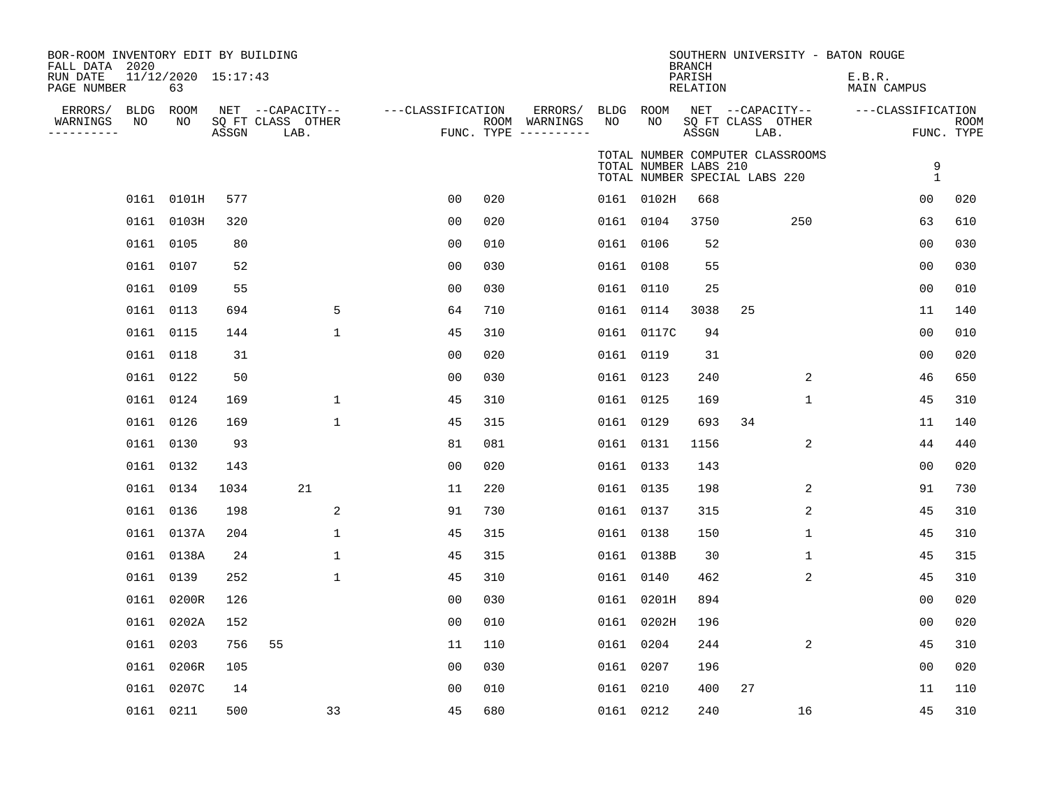BOR-ROOM INVENTORY EDIT BY BUILDING
FALL DATA 2020
RUN DATE 11/12/2020 15:17:43
PAGE NUMBER 63

SOUTHERN UNIVERSITY - BATON ROUGE
BRANCH
PARISH E.B.R.
RELATION MAIN CAMPUS

TOTAL NUMBER COMPUTER CLASSROOMS
TOTAL NUMBER LABS 210 9
TOTAL NUMBER SPECIAL LABS 220 1

| ERRORS/ WARNINGS | BLDG NO | ROOM NO | NET SQ FT ASSGN | CAPACITY CLASS | CAPACITY LAB. | CAPACITY OTHER | CLASSIFICATION FUNC. | ROOM TYPE | ERRORS/ WARNINGS | BLDG NO | ROOM NO | NET SQ FT ASSGN | CAPACITY CLASS | CAPACITY LAB. | CAPACITY OTHER | CLASSIFICATION FUNC. | ROOM TYPE |
|---|---|---|---|---|---|---|---|---|---|---|---|---|---|---|---|---|---|
| | 0161 | 0101H | 577 | | | | 00 | 020 | | 0161 | 0102H | 668 | | | | 00 | 020 |
| | 0161 | 0103H | 320 | | | | 00 | 020 | | 0161 | 0104 | 3750 | | | 250 | 63 | 610 |
| | 0161 | 0105 | 80 | | | | 00 | 010 | | 0161 | 0106 | 52 | | | | 00 | 030 |
| | 0161 | 0107 | 52 | | | | 00 | 030 | | 0161 | 0108 | 55 | | | | 00 | 030 |
| | 0161 | 0109 | 55 | | | | 00 | 030 | | 0161 | 0110 | 25 | | | | 00 | 010 |
| | 0161 | 0113 | 694 | | | 5 | 64 | 710 | | 0161 | 0114 | 3038 | 25 | | | 11 | 140 |
| | 0161 | 0115 | 144 | | | 1 | 45 | 310 | | 0161 | 0117C | 94 | | | | 00 | 010 |
| | 0161 | 0118 | 31 | | | | 00 | 020 | | 0161 | 0119 | 31 | | | | 00 | 020 |
| | 0161 | 0122 | 50 | | | | 00 | 030 | | 0161 | 0123 | 240 | | | 2 | 46 | 650 |
| | 0161 | 0124 | 169 | | | 1 | 45 | 310 | | 0161 | 0125 | 169 | | | 1 | 45 | 310 |
| | 0161 | 0126 | 169 | | | 1 | 45 | 315 | | 0161 | 0129 | 693 | 34 | | | 11 | 140 |
| | 0161 | 0130 | 93 | | | | 81 | 081 | | 0161 | 0131 | 1156 | | | 2 | 44 | 440 |
| | 0161 | 0132 | 143 | | | | 00 | 020 | | 0161 | 0133 | 143 | | | | 00 | 020 |
| | 0161 | 0134 | 1034 | | 21 | | 11 | 220 | | 0161 | 0135 | 198 | | | 2 | 91 | 730 |
| | 0161 | 0136 | 198 | | | 2 | 91 | 730 | | 0161 | 0137 | 315 | | | 2 | 45 | 310 |
| | 0161 | 0137A | 204 | | | 1 | 45 | 315 | | 0161 | 0138 | 150 | | | 1 | 45 | 310 |
| | 0161 | 0138A | 24 | | | 1 | 45 | 315 | | 0161 | 0138B | 30 | | | 1 | 45 | 315 |
| | 0161 | 0139 | 252 | | | 1 | 45 | 310 | | 0161 | 0140 | 462 | | | 2 | 45 | 310 |
| | 0161 | 0200R | 126 | | | | 00 | 030 | | 0161 | 0201H | 894 | | | | 00 | 020 |
| | 0161 | 0202A | 152 | | | | 00 | 010 | | 0161 | 0202H | 196 | | | | 00 | 020 |
| | 0161 | 0203 | 756 | 55 | | | 11 | 110 | | 0161 | 0204 | 244 | | | 2 | 45 | 310 |
| | 0161 | 0206R | 105 | | | | 00 | 030 | | 0161 | 0207 | 196 | | | | 00 | 020 |
| | 0161 | 0207C | 14 | | | | 00 | 010 | | 0161 | 0210 | 400 | 27 | | | 11 | 110 |
| | 0161 | 0211 | 500 | | | 33 | 45 | 680 | | 0161 | 0212 | 240 | | | 16 | 45 | 310 |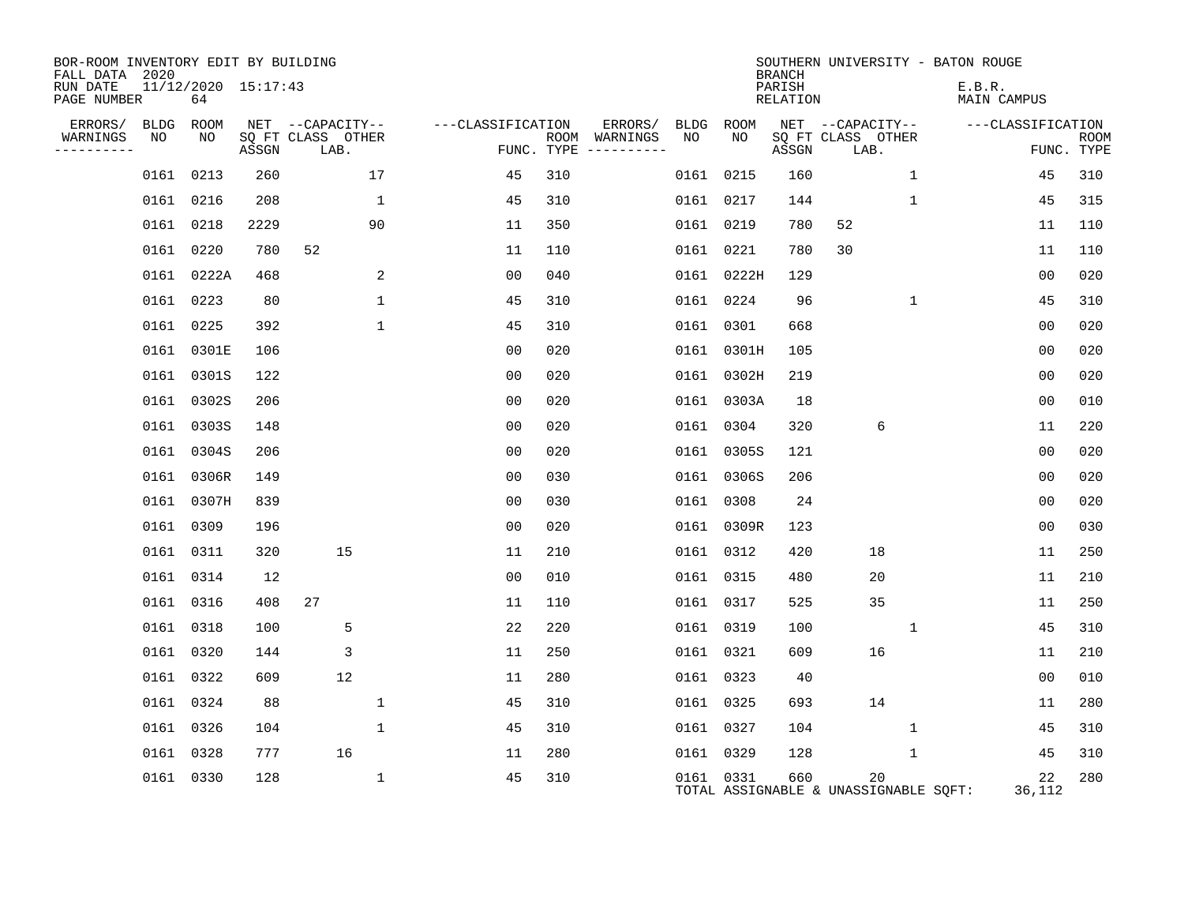BOR-ROOM INVENTORY EDIT BY BUILDING
FALL DATA 2020
RUN DATE 11/12/2020 15:17:43
PAGE NUMBER 64

SOUTHERN UNIVERSITY - BATON ROUGE
BRANCH
PARISH E.B.R.
RELATION MAIN CAMPUS

| ERRORS/ WARNINGS | BLDG NO | ROOM NO | NET SQ FT ASSGN | CAPACITY CLASS LAB. | CAPACITY OTHER | CLASSIFICATION FUNC. | ROOM TYPE | ERRORS/ WARNINGS | BLDG NO | ROOM NO | NET SQ FT ASSGN | CAPACITY CLASS LAB. | CAPACITY OTHER | CLASSIFICATION FUNC. | ROOM TYPE |
|---|---|---|---|---|---|---|---|---|---|---|---|---|---|---|---|
| | 0161 | 0213 | 260 | | 17 | 45 | 310 | | 0161 | 0215 | 160 | | 1 | 45 | 310 |
| | 0161 | 0216 | 208 | | 1 | 45 | 310 | | 0161 | 0217 | 144 | | 1 | 45 | 315 |
| | 0161 | 0218 | 2229 | | 90 | 11 | 350 | | 0161 | 0219 | 780 | 52 | | 11 | 110 |
| | 0161 | 0220 | 780 | 52 | | 11 | 110 | | 0161 | 0221 | 780 | 30 | | 11 | 110 |
| | 0161 | 0222A | 468 | | 2 | 00 | 040 | | 0161 | 0222H | 129 | | | 00 | 020 |
| | 0161 | 0223 | 80 | | 1 | 45 | 310 | | 0161 | 0224 | 96 | | 1 | 45 | 310 |
| | 0161 | 0225 | 392 | | 1 | 45 | 310 | | 0161 | 0301 | 668 | | | 00 | 020 |
| | 0161 | 0301E | 106 | | | 00 | 020 | | 0161 | 0301H | 105 | | | 00 | 020 |
| | 0161 | 0301S | 122 | | | 00 | 020 | | 0161 | 0302H | 219 | | | 00 | 020 |
| | 0161 | 0302S | 206 | | | 00 | 020 | | 0161 | 0303A | 18 | | | 00 | 010 |
| | 0161 | 0303S | 148 | | | 00 | 020 | | 0161 | 0304 | 320 | 6 | | 11 | 220 |
| | 0161 | 0304S | 206 | | | 00 | 020 | | 0161 | 0305S | 121 | | | 00 | 020 |
| | 0161 | 0306R | 149 | | | 00 | 030 | | 0161 | 0306S | 206 | | | 00 | 020 |
| | 0161 | 0307H | 839 | | | 00 | 030 | | 0161 | 0308 | 24 | | | 00 | 020 |
| | 0161 | 0309 | 196 | | | 00 | 020 | | 0161 | 0309R | 123 | | | 00 | 030 |
| | 0161 | 0311 | 320 | 15 | | 11 | 210 | | 0161 | 0312 | 420 | 18 | | 11 | 250 |
| | 0161 | 0314 | 12 | | | 00 | 010 | | 0161 | 0315 | 480 | 20 | | 11 | 210 |
| | 0161 | 0316 | 408 | 27 | | 11 | 110 | | 0161 | 0317 | 525 | 35 | | 11 | 250 |
| | 0161 | 0318 | 100 | 5 | | 22 | 220 | | 0161 | 0319 | 100 | | 1 | 45 | 310 |
| | 0161 | 0320 | 144 | 3 | | 11 | 250 | | 0161 | 0321 | 609 | 16 | | 11 | 210 |
| | 0161 | 0322 | 609 | 12 | | 11 | 280 | | 0161 | 0323 | 40 | | | 00 | 010 |
| | 0161 | 0324 | 88 | | 1 | 45 | 310 | | 0161 | 0325 | 693 | 14 | | 11 | 280 |
| | 0161 | 0326 | 104 | | 1 | 45 | 310 | | 0161 | 0327 | 104 | | 1 | 45 | 310 |
| | 0161 | 0328 | 777 | 16 | | 11 | 280 | | 0161 | 0329 | 128 | | 1 | 45 | 310 |
| | 0161 | 0330 | 128 | | 1 | 45 | 310 | | 0161 | 0331 | 660 | 20 | | 22 | 280 |

TOTAL ASSIGNABLE & UNASSIGNABLE SQFT: 36,112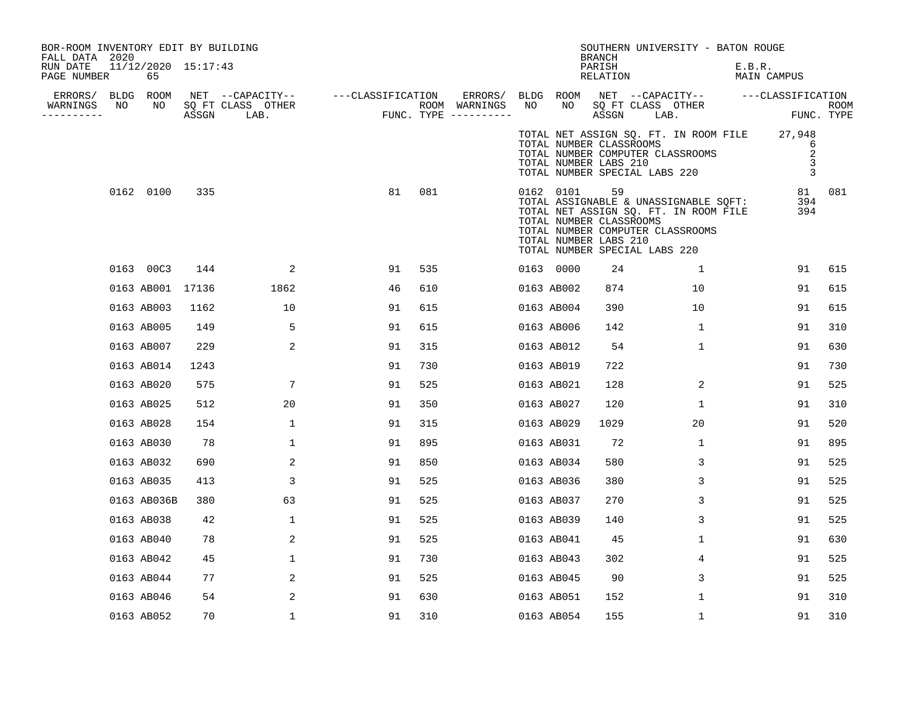BOR-ROOM INVENTORY EDIT BY BUILDING
FALL DATA 2020
RUN DATE 11/12/2020 15:17:43
PAGE NUMBER 65

SOUTHERN UNIVERSITY - BATON ROUGE
BRANCH
PARISH E.B.R.
RELATION MAIN CAMPUS

| ERRORS/ WARNINGS | BLDG NO | ROOM NO | NET SQ FT ASSGN | CAPACITY CLASS LAB. | CAPACITY OTHER | CLASSIFICATION FUNC. | ROOM TYPE | ERRORS/ WARNINGS | BLDG NO | ROOM NO | NET SQ FT ASSGN | CAPACITY CLASS LAB. | CAPACITY OTHER | CLASSIFICATION FUNC. | ROOM TYPE |
|---|---|---|---|---|---|---|---|---|---|---|---|---|---|---|---|
| | | | | | | | | | TOTAL NET ASSIGN SQ. FT. IN ROOM FILE | | | | | 27,948 | |
| | | | | | | | | | TOTAL NUMBER CLASSROOMS | | | | | 6 | |
| | | | | | | | | | TOTAL NUMBER COMPUTER CLASSROOMS | | | | | 2 | |
| | | | | | | | | | TOTAL NUMBER LABS 210 | | | | | 3 | |
| | | | | | | | | | TOTAL NUMBER SPECIAL LABS 220 | | | | | 3 | |
| | 0162 | 0100 | 335 | | | 81 | 081 | | 0162 | 0101 | 59 | | | 81 | 081 |
| | | | | | | | | | TOTAL ASSIGNABLE & UNASSIGNABLE SQFT: | | | | | 394 | |
| | | | | | | | | | TOTAL NET ASSIGN SQ. FT. IN ROOM FILE | | | | | 394 | |
| | | | | | | | | | TOTAL NUMBER CLASSROOMS | | | | | | |
| | | | | | | | | | TOTAL NUMBER COMPUTER CLASSROOMS | | | | | | |
| | | | | | | | | | TOTAL NUMBER LABS 210 | | | | | | |
| | | | | | | | | | TOTAL NUMBER SPECIAL LABS 220 | | | | | | |
| | 0163 | 00C3 | 144 | | 2 | 91 | 535 | | 0163 | 0000 | 24 | | 1 | 91 | 615 |
| | 0163 | AB001 | 17136 | | 1862 | 46 | 610 | | 0163 | AB002 | 874 | | 10 | 91 | 615 |
| | 0163 | AB003 | 1162 | | 10 | 91 | 615 | | 0163 | AB004 | 390 | | 10 | 91 | 615 |
| | 0163 | AB005 | 149 | | 5 | 91 | 615 | | 0163 | AB006 | 142 | | 1 | 91 | 310 |
| | 0163 | AB007 | 229 | | 2 | 91 | 315 | | 0163 | AB012 | 54 | | 1 | 91 | 630 |
| | 0163 | AB014 | 1243 | | | 91 | 730 | | 0163 | AB019 | 722 | | | 91 | 730 |
| | 0163 | AB020 | 575 | | 7 | 91 | 525 | | 0163 | AB021 | 128 | | 2 | 91 | 525 |
| | 0163 | AB025 | 512 | | 20 | 91 | 350 | | 0163 | AB027 | 120 | | 1 | 91 | 310 |
| | 0163 | AB028 | 154 | | 1 | 91 | 315 | | 0163 | AB029 | 1029 | | 20 | 91 | 520 |
| | 0163 | AB030 | 78 | | 1 | 91 | 895 | | 0163 | AB031 | 72 | | 1 | 91 | 895 |
| | 0163 | AB032 | 690 | | 2 | 91 | 850 | | 0163 | AB034 | 580 | | 3 | 91 | 525 |
| | 0163 | AB035 | 413 | | 3 | 91 | 525 | | 0163 | AB036 | 380 | | 3 | 91 | 525 |
| | 0163 | AB036B | 380 | | 63 | 91 | 525 | | 0163 | AB037 | 270 | | 3 | 91 | 525 |
| | 0163 | AB038 | 42 | | 1 | 91 | 525 | | 0163 | AB039 | 140 | | 3 | 91 | 525 |
| | 0163 | AB040 | 78 | | 2 | 91 | 525 | | 0163 | AB041 | 45 | | 1 | 91 | 630 |
| | 0163 | AB042 | 45 | | 1 | 91 | 730 | | 0163 | AB043 | 302 | | 4 | 91 | 525 |
| | 0163 | AB044 | 77 | | 2 | 91 | 525 | | 0163 | AB045 | 90 | | 3 | 91 | 525 |
| | 0163 | AB046 | 54 | | 2 | 91 | 630 | | 0163 | AB051 | 152 | | 1 | 91 | 310 |
| | 0163 | AB052 | 70 | | 1 | 91 | 310 | | 0163 | AB054 | 155 | | 1 | 91 | 310 |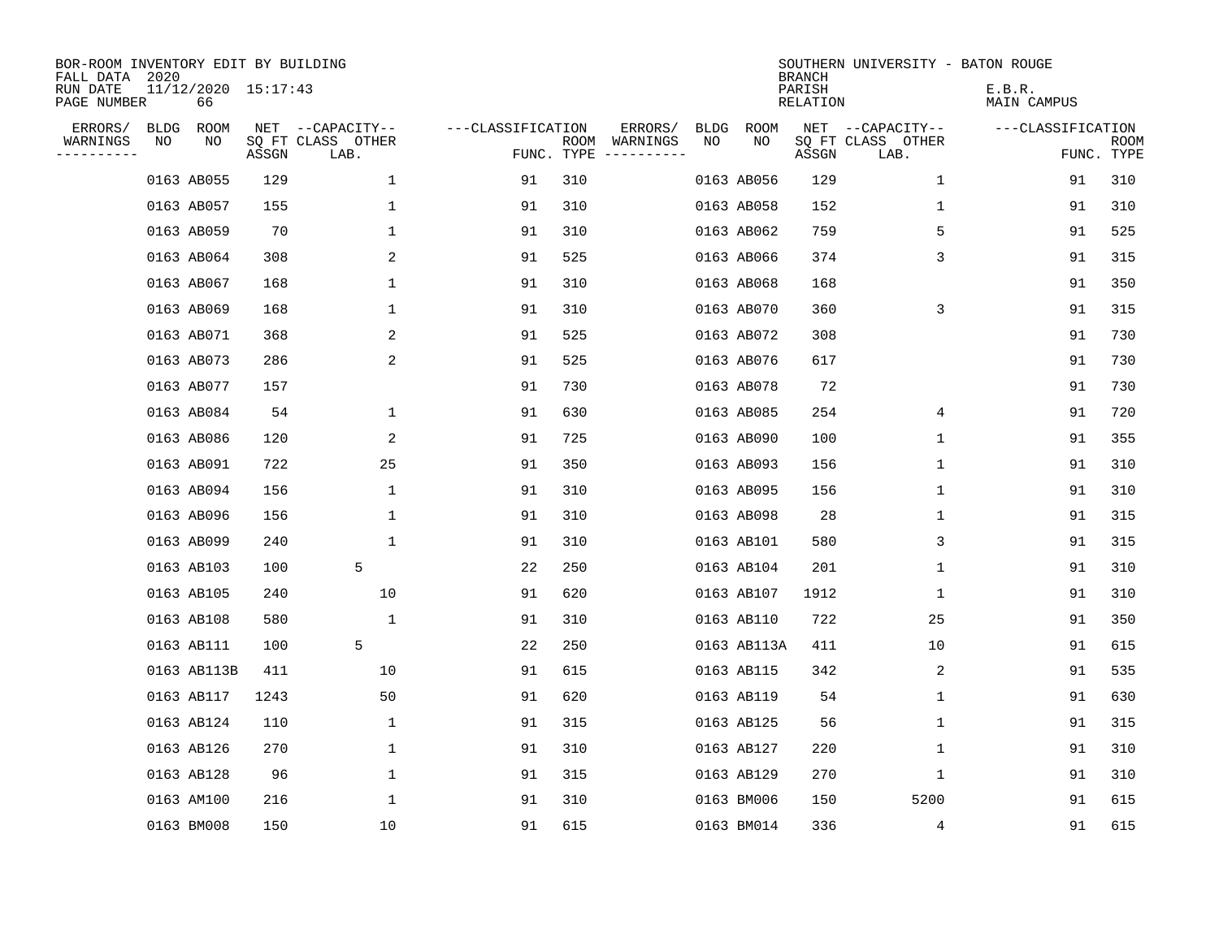BOR-ROOM INVENTORY EDIT BY BUILDING
FALL DATA 2020
RUN DATE 11/12/2020 15:17:43
PAGE NUMBER 66

SOUTHERN UNIVERSITY - BATON ROUGE
BRANCH
PARISH E.B.R.
RELATION MAIN CAMPUS

| ERRORS/ WARNINGS | BLDG NO | ROOM NO | NET SQ FT ASSGN | CAPACITY CLASS | CAPACITY OTHER LAB. | CLASSIFICATION FUNC. | ROOM TYPE | ERRORS/ WARNINGS | BLDG NO | ROOM NO | NET SQ FT ASSGN | CAPACITY CLASS | CAPACITY OTHER LAB. | CLASSIFICATION FUNC. | ROOM TYPE |
|---|---|---|---|---|---|---|---|---|---|---|---|---|---|---|---|
| | 0163 | AB055 | 129 | | 1 | 91 | 310 | | 0163 | AB056 | 129 | | 1 | 91 | 310 |
| | 0163 | AB057 | 155 | | 1 | 91 | 310 | | 0163 | AB058 | 152 | | 1 | 91 | 310 |
| | 0163 | AB059 | 70 | | 1 | 91 | 310 | | 0163 | AB062 | 759 | | 5 | 91 | 525 |
| | 0163 | AB064 | 308 | | 2 | 91 | 525 | | 0163 | AB066 | 374 | | 3 | 91 | 315 |
| | 0163 | AB067 | 168 | | 1 | 91 | 310 | | 0163 | AB068 | 168 | | | 91 | 350 |
| | 0163 | AB069 | 168 | | 1 | 91 | 310 | | 0163 | AB070 | 360 | | 3 | 91 | 315 |
| | 0163 | AB071 | 368 | | 2 | 91 | 525 | | 0163 | AB072 | 308 | | | 91 | 730 |
| | 0163 | AB073 | 286 | | 2 | 91 | 525 | | 0163 | AB076 | 617 | | | 91 | 730 |
| | 0163 | AB077 | 157 | | | 91 | 730 | | 0163 | AB078 | 72 | | | 91 | 730 |
| | 0163 | AB084 | 54 | | 1 | 91 | 630 | | 0163 | AB085 | 254 | | 4 | 91 | 720 |
| | 0163 | AB086 | 120 | | 2 | 91 | 725 | | 0163 | AB090 | 100 | | 1 | 91 | 355 |
| | 0163 | AB091 | 722 | | 25 | 91 | 350 | | 0163 | AB093 | 156 | | 1 | 91 | 310 |
| | 0163 | AB094 | 156 | | 1 | 91 | 310 | | 0163 | AB095 | 156 | | 1 | 91 | 310 |
| | 0163 | AB096 | 156 | | 1 | 91 | 310 | | 0163 | AB098 | 28 | | 1 | 91 | 315 |
| | 0163 | AB099 | 240 | | 1 | 91 | 310 | | 0163 | AB101 | 580 | | 3 | 91 | 315 |
| | 0163 | AB103 | 100 | 5 | | 22 | 250 | | 0163 | AB104 | 201 | | 1 | 91 | 310 |
| | 0163 | AB105 | 240 | | 10 | 91 | 620 | | 0163 | AB107 | 1912 | | 1 | 91 | 310 |
| | 0163 | AB108 | 580 | | 1 | 91 | 310 | | 0163 | AB110 | 722 | | 25 | 91 | 350 |
| | 0163 | AB111 | 100 | 5 | | 22 | 250 | | 0163 | AB113A | 411 | | 10 | 91 | 615 |
| | 0163 | AB113B | 411 | | 10 | 91 | 615 | | 0163 | AB115 | 342 | | 2 | 91 | 535 |
| | 0163 | AB117 | 1243 | | 50 | 91 | 620 | | 0163 | AB119 | 54 | | 1 | 91 | 630 |
| | 0163 | AB124 | 110 | | 1 | 91 | 315 | | 0163 | AB125 | 56 | | 1 | 91 | 315 |
| | 0163 | AB126 | 270 | | 1 | 91 | 310 | | 0163 | AB127 | 220 | | 1 | 91 | 310 |
| | 0163 | AB128 | 96 | | 1 | 91 | 315 | | 0163 | AB129 | 270 | | 1 | 91 | 310 |
| | 0163 | AM100 | 216 | | 1 | 91 | 310 | | 0163 | BM006 | 150 | | 5200 | 91 | 615 |
| | 0163 | BM008 | 150 | | 10 | 91 | 615 | | 0163 | BM014 | 336 | | 4 | 91 | 615 |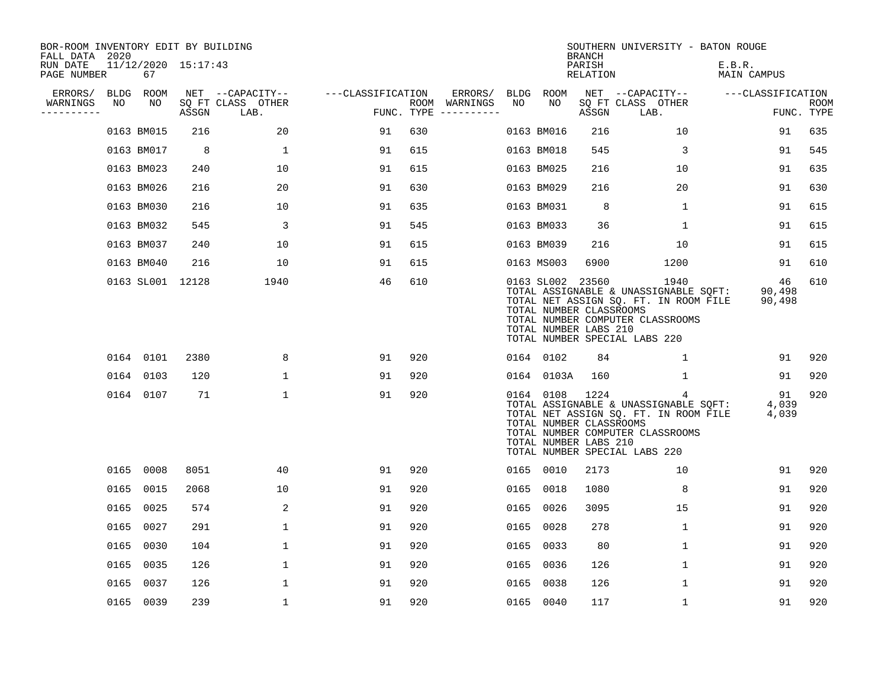BOR-ROOM INVENTORY EDIT BY BUILDING
FALL DATA 2020
RUN DATE 11/12/2020 15:17:43

SOUTHERN UNIVERSITY - BATON ROUGE
BRANCH
PARISH E.B.R.
RELATION MAIN CAMPUS

| ERRORS/ WARNINGS | BLDG NO | ROOM NO | NET SQ FT ASSGN | CAPACITY CLASS LAB. | CAPACITY OTHER | CLASSIFICATION FUNC. | ROOM TYPE | ERRORS/ WARNINGS | BLDG NO | ROOM NO | NET SQ FT ASSGN | CAPACITY CLASS LAB. | CAPACITY OTHER | CLASSIFICATION FUNC. | ROOM TYPE |
|---|---|---|---|---|---|---|---|---|---|---|---|---|---|---|---|
| | 0163 | BM015 | 216 | | 20 | 91 | 630 | | 0163 | BM016 | 216 | | 10 | 91 | 635 |
| | 0163 | BM017 | 8 | | 1 | 91 | 615 | | 0163 | BM018 | 545 | | 3 | 91 | 545 |
| | 0163 | BM023 | 240 | | 10 | 91 | 615 | | 0163 | BM025 | 216 | | 10 | 91 | 635 |
| | 0163 | BM026 | 216 | | 20 | 91 | 630 | | 0163 | BM029 | 216 | | 20 | 91 | 630 |
| | 0163 | BM030 | 216 | | 10 | 91 | 635 | | 0163 | BM031 | 8 | | 1 | 91 | 615 |
| | 0163 | BM032 | 545 | | 3 | 91 | 545 | | 0163 | BM033 | 36 | | 1 | 91 | 615 |
| | 0163 | BM037 | 240 | | 10 | 91 | 615 | | 0163 | BM039 | 216 | | 10 | 91 | 615 |
| | 0163 | BM040 | 216 | | 10 | 91 | 615 | | 0163 | MS003 | 6900 | | 1200 | 91 | 610 |
| | 0163 | SL001 | 12128 | | 1940 | 46 | 610 | | 0163 | SL002 | 23560 | | 1940 | 46 | 610 |

TOTAL ASSIGNABLE & UNASSIGNABLE SQFT: 90,498
TOTAL NET ASSIGN SQ. FT. IN ROOM FILE 90,498
TOTAL NUMBER CLASSROOMS
TOTAL NUMBER COMPUTER CLASSROOMS
TOTAL NUMBER LABS 210
TOTAL NUMBER SPECIAL LABS 220

| ERRORS/ WARNINGS | BLDG NO | ROOM NO | NET SQ FT ASSGN | CAPACITY CLASS LAB. | CAPACITY OTHER | CLASSIFICATION FUNC. | ROOM TYPE | ERRORS/ WARNINGS | BLDG NO | ROOM NO | NET SQ FT ASSGN | CAPACITY CLASS LAB. | CAPACITY OTHER | CLASSIFICATION FUNC. | ROOM TYPE |
|---|---|---|---|---|---|---|---|---|---|---|---|---|---|---|---|
| | 0164 | 0101 | 2380 | | 8 | 91 | 920 | | 0164 | 0102 | 84 | | 1 | 91 | 920 |
| | 0164 | 0103 | 120 | | 1 | 91 | 920 | | 0164 | 0103A | 160 | | 1 | 91 | 920 |
| | 0164 | 0107 | 71 | | 1 | 91 | 920 | | 0164 | 0108 | 1224 | | 4 | 91 | 920 |

TOTAL ASSIGNABLE & UNASSIGNABLE SQFT: 4,039
TOTAL NET ASSIGN SQ. FT. IN ROOM FILE 4,039
TOTAL NUMBER CLASSROOMS
TOTAL NUMBER COMPUTER CLASSROOMS
TOTAL NUMBER LABS 210
TOTAL NUMBER SPECIAL LABS 220

| ERRORS/ WARNINGS | BLDG NO | ROOM NO | NET SQ FT ASSGN | CAPACITY CLASS LAB. | CAPACITY OTHER | CLASSIFICATION FUNC. | ROOM TYPE | ERRORS/ WARNINGS | BLDG NO | ROOM NO | NET SQ FT ASSGN | CAPACITY CLASS LAB. | CAPACITY OTHER | CLASSIFICATION FUNC. | ROOM TYPE |
|---|---|---|---|---|---|---|---|---|---|---|---|---|---|---|---|
| | 0165 | 0008 | 8051 | | 40 | 91 | 920 | | 0165 | 0010 | 2173 | | 10 | 91 | 920 |
| | 0165 | 0015 | 2068 | | 10 | 91 | 920 | | 0165 | 0018 | 1080 | | 8 | 91 | 920 |
| | 0165 | 0025 | 574 | | 2 | 91 | 920 | | 0165 | 0026 | 3095 | | 15 | 91 | 920 |
| | 0165 | 0027 | 291 | | 1 | 91 | 920 | | 0165 | 0028 | 278 | | 1 | 91 | 920 |
| | 0165 | 0030 | 104 | | 1 | 91 | 920 | | 0165 | 0033 | 80 | | 1 | 91 | 920 |
| | 0165 | 0035 | 126 | | 1 | 91 | 920 | | 0165 | 0036 | 126 | | 1 | 91 | 920 |
| | 0165 | 0037 | 126 | | 1 | 91 | 920 | | 0165 | 0038 | 126 | | 1 | 91 | 920 |
| | 0165 | 0039 | 239 | | 1 | 91 | 920 | | 0165 | 0040 | 117 | | 1 | 91 | 920 |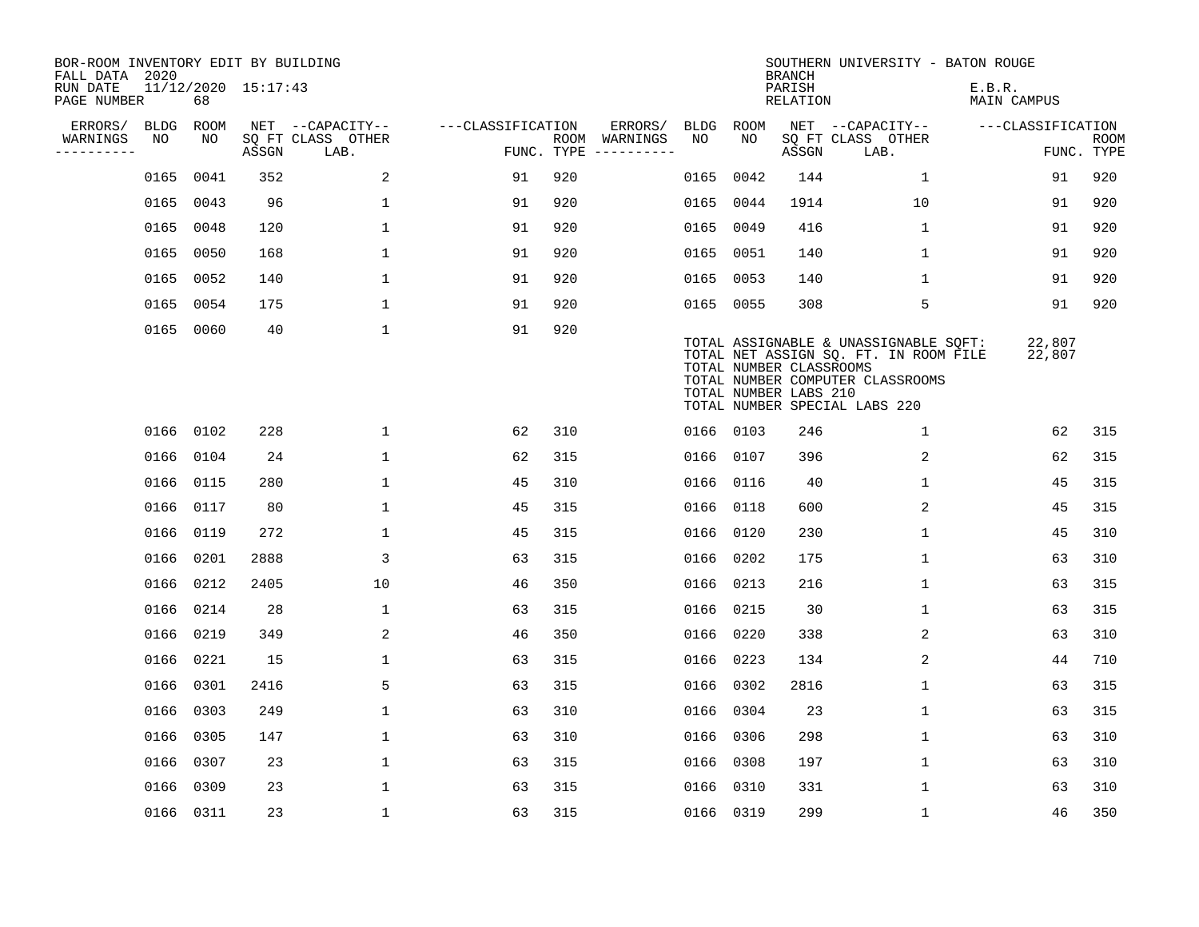BOR-ROOM INVENTORY EDIT BY BUILDING
FALL DATA 2020
RUN DATE 11/12/2020 15:17:43
PAGE NUMBER 68

SOUTHERN UNIVERSITY - BATON ROUGE
BRANCH
PARISH E.B.R.
RELATION MAIN CAMPUS

| ERRORS/ WARNINGS | BLDG NO | ROOM NO | NET SQ FT ASSGN | CAPACITY CLASS LAB. | CAPACITY OTHER | CLASSIFICATION FUNC. | ROOM TYPE | ERRORS/ WARNINGS | BLDG NO | ROOM NO | NET SQ FT ASSGN | CAPACITY CLASS LAB. | CAPACITY OTHER | CLASSIFICATION FUNC. | ROOM TYPE |
|---|---|---|---|---|---|---|---|---|---|---|---|---|---|---|---|
| | 0165 | 0041 | 352 | | 2 | 91 | 920 | | 0165 | 0042 | 144 | | 1 | 91 | 920 |
| | 0165 | 0043 | 96 | | 1 | 91 | 920 | | 0165 | 0044 | 1914 | | 10 | 91 | 920 |
| | 0165 | 0048 | 120 | | 1 | 91 | 920 | | 0165 | 0049 | 416 | | 1 | 91 | 920 |
| | 0165 | 0050 | 168 | | 1 | 91 | 920 | | 0165 | 0051 | 140 | | 1 | 91 | 920 |
| | 0165 | 0052 | 140 | | 1 | 91 | 920 | | 0165 | 0053 | 140 | | 1 | 91 | 920 |
| | 0165 | 0054 | 175 | | 1 | 91 | 920 | | 0165 | 0055 | 308 | | 5 | 91 | 920 |
| | 0165 | 0060 | 40 | | 1 | 91 | 920 | | | | | | | | |

TOTAL ASSIGNABLE & UNASSIGNABLE SQFT: 22,807
TOTAL NET ASSIGN SQ. FT. IN ROOM FILE 22,807
TOTAL NUMBER CLASSROOMS
TOTAL NUMBER COMPUTER CLASSROOMS
TOTAL NUMBER LABS 210
TOTAL NUMBER SPECIAL LABS 220

| ERRORS/ WARNINGS | BLDG NO | ROOM NO | NET SQ FT ASSGN | CAPACITY CLASS LAB. | CAPACITY OTHER | CLASSIFICATION FUNC. | ROOM TYPE | ERRORS/ WARNINGS | BLDG NO | ROOM NO | NET SQ FT ASSGN | CAPACITY CLASS LAB. | CAPACITY OTHER | CLASSIFICATION FUNC. | ROOM TYPE |
|---|---|---|---|---|---|---|---|---|---|---|---|---|---|---|---|
| | 0166 | 0102 | 228 | | 1 | 62 | 310 | | 0166 | 0103 | 246 | | 1 | 62 | 315 |
| | 0166 | 0104 | 24 | | 1 | 62 | 315 | | 0166 | 0107 | 396 | | 2 | 62 | 315 |
| | 0166 | 0115 | 280 | | 1 | 45 | 310 | | 0166 | 0116 | 40 | | 1 | 45 | 315 |
| | 0166 | 0117 | 80 | | 1 | 45 | 315 | | 0166 | 0118 | 600 | | 2 | 45 | 315 |
| | 0166 | 0119 | 272 | | 1 | 45 | 315 | | 0166 | 0120 | 230 | | 1 | 45 | 310 |
| | 0166 | 0201 | 2888 | | 3 | 63 | 315 | | 0166 | 0202 | 175 | | 1 | 63 | 310 |
| | 0166 | 0212 | 2405 | | 10 | 46 | 350 | | 0166 | 0213 | 216 | | 1 | 63 | 315 |
| | 0166 | 0214 | 28 | | 1 | 63 | 315 | | 0166 | 0215 | 30 | | 1 | 63 | 315 |
| | 0166 | 0219 | 349 | | 2 | 46 | 350 | | 0166 | 0220 | 338 | | 2 | 63 | 310 |
| | 0166 | 0221 | 15 | | 1 | 63 | 315 | | 0166 | 0223 | 134 | | 2 | 44 | 710 |
| | 0166 | 0301 | 2416 | | 5 | 63 | 315 | | 0166 | 0302 | 2816 | | 1 | 63 | 315 |
| | 0166 | 0303 | 249 | | 1 | 63 | 310 | | 0166 | 0304 | 23 | | 1 | 63 | 315 |
| | 0166 | 0305 | 147 | | 1 | 63 | 310 | | 0166 | 0306 | 298 | | 1 | 63 | 310 |
| | 0166 | 0307 | 23 | | 1 | 63 | 315 | | 0166 | 0308 | 197 | | 1 | 63 | 310 |
| | 0166 | 0309 | 23 | | 1 | 63 | 315 | | 0166 | 0310 | 331 | | 1 | 63 | 310 |
| | 0166 | 0311 | 23 | | 1 | 63 | 315 | | 0166 | 0319 | 299 | | 1 | 46 | 350 |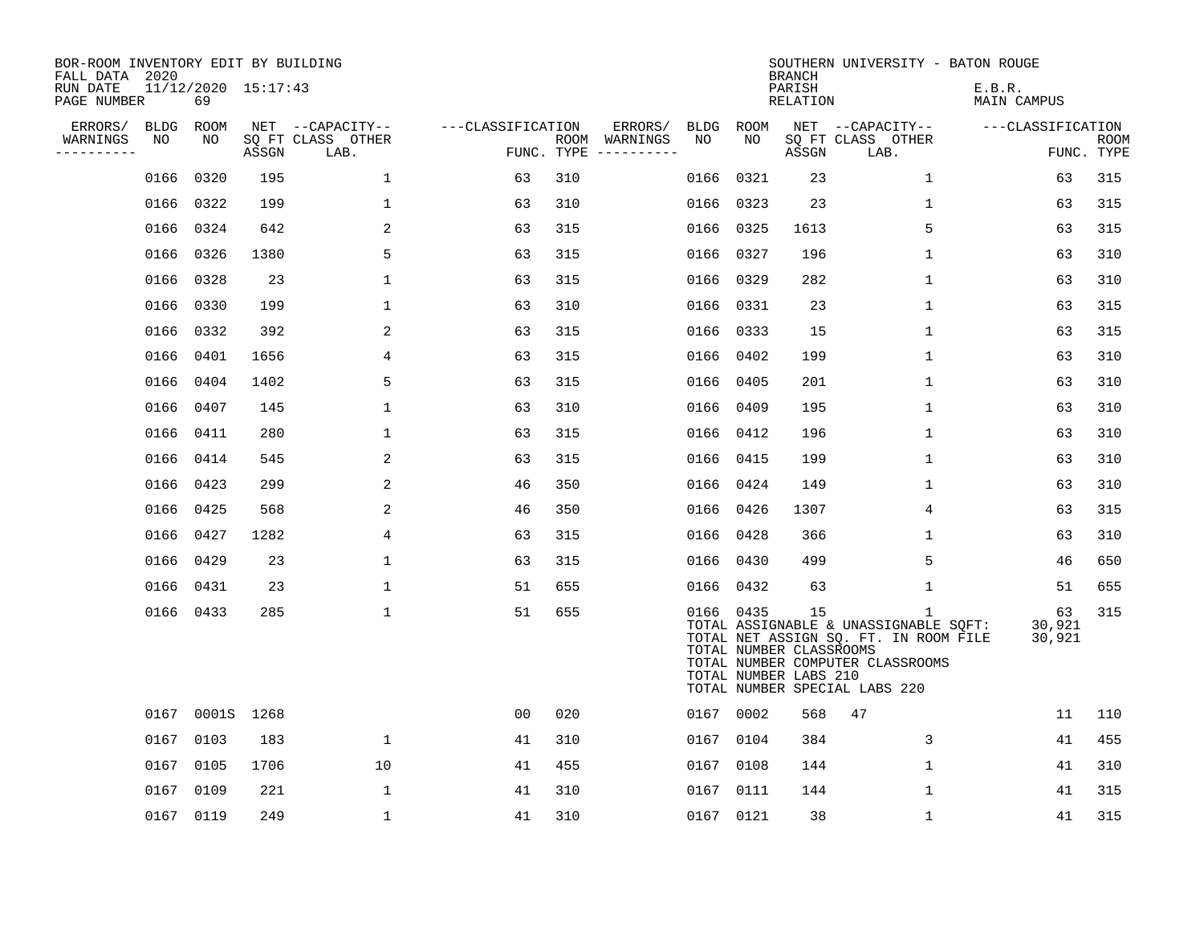BOR-ROOM INVENTORY EDIT BY BUILDING
FALL DATA 2020
RUN DATE 11/12/2020 15:17:43
PAGE NUMBER 69

SOUTHERN UNIVERSITY - BATON ROUGE
BRANCH
PARISH E.B.R.
RELATION MAIN CAMPUS

| ERRORS/ WARNINGS | BLDG NO | ROOM NO | NET SQ FT ASSGN | CAPACITY CLASS LAB. | CAPACITY OTHER | CLASSIFICATION FUNC. | ROOM TYPE | ERRORS/ WARNINGS | BLDG NO | ROOM NO | NET SQ FT ASSGN | CAPACITY CLASS LAB. | CAPACITY OTHER | CLASSIFICATION FUNC. | ROOM TYPE |
|---|---|---|---|---|---|---|---|---|---|---|---|---|---|---|---|
| | 0166 | 0320 | 195 | | 1 | 63 | 310 | | 0166 | 0321 | 23 | | 1 | 63 | 315 |
| | 0166 | 0322 | 199 | | 1 | 63 | 310 | | 0166 | 0323 | 23 | | 1 | 63 | 315 |
| | 0166 | 0324 | 642 | | 2 | 63 | 315 | | 0166 | 0325 | 1613 | | 5 | 63 | 315 |
| | 0166 | 0326 | 1380 | | 5 | 63 | 315 | | 0166 | 0327 | 196 | | 1 | 63 | 310 |
| | 0166 | 0328 | 23 | | 1 | 63 | 315 | | 0166 | 0329 | 282 | | 1 | 63 | 310 |
| | 0166 | 0330 | 199 | | 1 | 63 | 310 | | 0166 | 0331 | 23 | | 1 | 63 | 315 |
| | 0166 | 0332 | 392 | | 2 | 63 | 315 | | 0166 | 0333 | 15 | | 1 | 63 | 315 |
| | 0166 | 0401 | 1656 | | 4 | 63 | 315 | | 0166 | 0402 | 199 | | 1 | 63 | 310 |
| | 0166 | 0404 | 1402 | | 5 | 63 | 315 | | 0166 | 0405 | 201 | | 1 | 63 | 310 |
| | 0166 | 0407 | 145 | | 1 | 63 | 310 | | 0166 | 0409 | 195 | | 1 | 63 | 310 |
| | 0166 | 0411 | 280 | | 1 | 63 | 315 | | 0166 | 0412 | 196 | | 1 | 63 | 310 |
| | 0166 | 0414 | 545 | | 2 | 63 | 315 | | 0166 | 0415 | 199 | | 1 | 63 | 310 |
| | 0166 | 0423 | 299 | | 2 | 46 | 350 | | 0166 | 0424 | 149 | | 1 | 63 | 310 |
| | 0166 | 0425 | 568 | | 2 | 46 | 350 | | 0166 | 0426 | 1307 | | 4 | 63 | 315 |
| | 0166 | 0427 | 1282 | | 4 | 63 | 315 | | 0166 | 0428 | 366 | | 1 | 63 | 310 |
| | 0166 | 0429 | 23 | | 1 | 63 | 315 | | 0166 | 0430 | 499 | | 5 | 46 | 650 |
| | 0166 | 0431 | 23 | | 1 | 51 | 655 | | 0166 | 0432 | 63 | | 1 | 51 | 655 |
| | 0166 | 0433 | 285 | | 1 | 51 | 655 | | 0166 | 0435 | 15 | | 1 | 63 | 315 |

TOTAL ASSIGNABLE & UNASSIGNABLE SQFT: 30,921
TOTAL NET ASSIGN SQ. FT. IN ROOM FILE 30,921
TOTAL NUMBER CLASSROOMS
TOTAL NUMBER COMPUTER CLASSROOMS
TOTAL NUMBER LABS 210
TOTAL NUMBER SPECIAL LABS 220

| ERRORS/ WARNINGS | BLDG NO | ROOM NO | NET SQ FT ASSGN | CAPACITY CLASS LAB. | CAPACITY OTHER | CLASSIFICATION FUNC. | ROOM TYPE | ERRORS/ WARNINGS | BLDG NO | ROOM NO | NET SQ FT ASSGN | CAPACITY CLASS LAB. | CAPACITY OTHER | CLASSIFICATION FUNC. | ROOM TYPE |
|---|---|---|---|---|---|---|---|---|---|---|---|---|---|---|---|
| | 0167 | 0001S | 1268 | | | 00 | 020 | | 0167 | 0002 | 568 | 47 | | 11 | 110 |
| | 0167 | 0103 | 183 | | 1 | 41 | 310 | | 0167 | 0104 | 384 | | 3 | 41 | 455 |
| | 0167 | 0105 | 1706 | | 10 | 41 | 455 | | 0167 | 0108 | 144 | | 1 | 41 | 310 |
| | 0167 | 0109 | 221 | | 1 | 41 | 310 | | 0167 | 0111 | 144 | | 1 | 41 | 315 |
| | 0167 | 0119 | 249 | | 1 | 41 | 310 | | 0167 | 0121 | 38 | | 1 | 41 | 315 |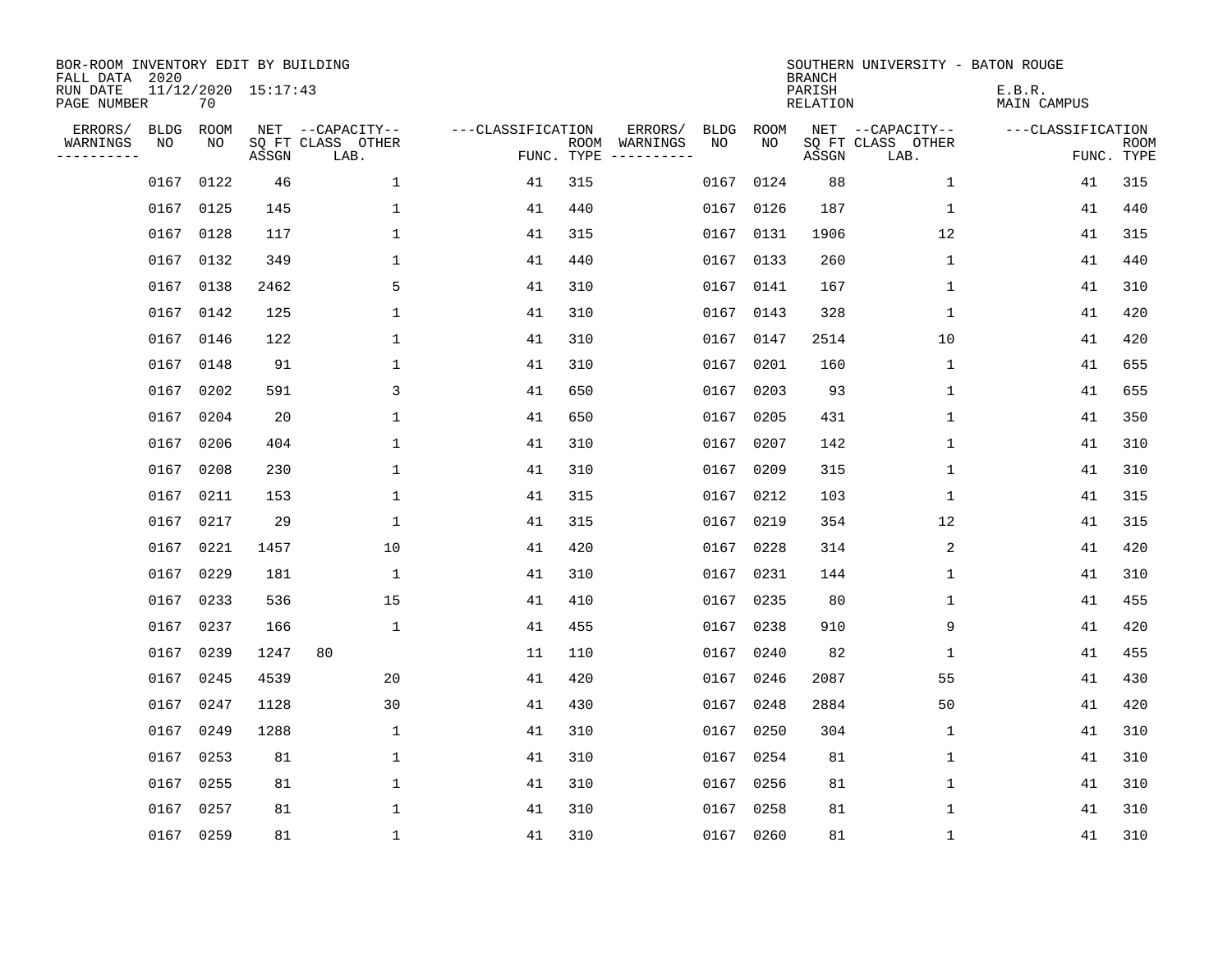BOR-ROOM INVENTORY EDIT BY BUILDING
FALL DATA 2020
RUN DATE 11/12/2020 15:17:43
PAGE NUMBER 70

SOUTHERN UNIVERSITY - BATON ROUGE
BRANCH
PARISH E.B.R.
RELATION MAIN CAMPUS

| ERRORS/ WARNINGS | BLDG NO | ROOM NO | NET SQ FT ASSGN | CAPACITY CLASS | CAPACITY OTHER LAB. | CLASSIFICATION FUNC. | ROOM TYPE | ERRORS/ WARNINGS | BLDG NO | ROOM NO | NET SQ FT ASSGN | CAPACITY CLASS | CAPACITY OTHER LAB. | CLASSIFICATION FUNC. | ROOM TYPE |
|---|---|---|---|---|---|---|---|---|---|---|---|---|---|---|---|
| | 0167 | 0122 | 46 | | 1 | 41 | 315 | | 0167 | 0124 | 88 | | 1 | 41 | 315 |
| | 0167 | 0125 | 145 | | 1 | 41 | 440 | | 0167 | 0126 | 187 | | 1 | 41 | 440 |
| | 0167 | 0128 | 117 | | 1 | 41 | 315 | | 0167 | 0131 | 1906 | | 12 | 41 | 315 |
| | 0167 | 0132 | 349 | | 1 | 41 | 440 | | 0167 | 0133 | 260 | | 1 | 41 | 440 |
| | 0167 | 0138 | 2462 | | 5 | 41 | 310 | | 0167 | 0141 | 167 | | 1 | 41 | 310 |
| | 0167 | 0142 | 125 | | 1 | 41 | 310 | | 0167 | 0143 | 328 | | 1 | 41 | 420 |
| | 0167 | 0146 | 122 | | 1 | 41 | 310 | | 0167 | 0147 | 2514 | | 10 | 41 | 420 |
| | 0167 | 0148 | 91 | | 1 | 41 | 310 | | 0167 | 0201 | 160 | | 1 | 41 | 655 |
| | 0167 | 0202 | 591 | | 3 | 41 | 650 | | 0167 | 0203 | 93 | | 1 | 41 | 655 |
| | 0167 | 0204 | 20 | | 1 | 41 | 650 | | 0167 | 0205 | 431 | | 1 | 41 | 350 |
| | 0167 | 0206 | 404 | | 1 | 41 | 310 | | 0167 | 0207 | 142 | | 1 | 41 | 310 |
| | 0167 | 0208 | 230 | | 1 | 41 | 310 | | 0167 | 0209 | 315 | | 1 | 41 | 310 |
| | 0167 | 0211 | 153 | | 1 | 41 | 315 | | 0167 | 0212 | 103 | | 1 | 41 | 315 |
| | 0167 | 0217 | 29 | | 1 | 41 | 315 | | 0167 | 0219 | 354 | | 12 | 41 | 315 |
| | 0167 | 0221 | 1457 | | 10 | 41 | 420 | | 0167 | 0228 | 314 | | 2 | 41 | 420 |
| | 0167 | 0229 | 181 | | 1 | 41 | 310 | | 0167 | 0231 | 144 | | 1 | 41 | 310 |
| | 0167 | 0233 | 536 | | 15 | 41 | 410 | | 0167 | 0235 | 80 | | 1 | 41 | 455 |
| | 0167 | 0237 | 166 | | 1 | 41 | 455 | | 0167 | 0238 | 910 | | 9 | 41 | 420 |
| | 0167 | 0239 | 1247 | 80 | | 11 | 110 | | 0167 | 0240 | 82 | | 1 | 41 | 455 |
| | 0167 | 0245 | 4539 | | 20 | 41 | 420 | | 0167 | 0246 | 2087 | | 55 | 41 | 430 |
| | 0167 | 0247 | 1128 | | 30 | 41 | 430 | | 0167 | 0248 | 2884 | | 50 | 41 | 420 |
| | 0167 | 0249 | 1288 | | 1 | 41 | 310 | | 0167 | 0250 | 304 | | 1 | 41 | 310 |
| | 0167 | 0253 | 81 | | 1 | 41 | 310 | | 0167 | 0254 | 81 | | 1 | 41 | 310 |
| | 0167 | 0255 | 81 | | 1 | 41 | 310 | | 0167 | 0256 | 81 | | 1 | 41 | 310 |
| | 0167 | 0257 | 81 | | 1 | 41 | 310 | | 0167 | 0258 | 81 | | 1 | 41 | 310 |
| | 0167 | 0259 | 81 | | 1 | 41 | 310 | | 0167 | 0260 | 81 | | 1 | 41 | 310 |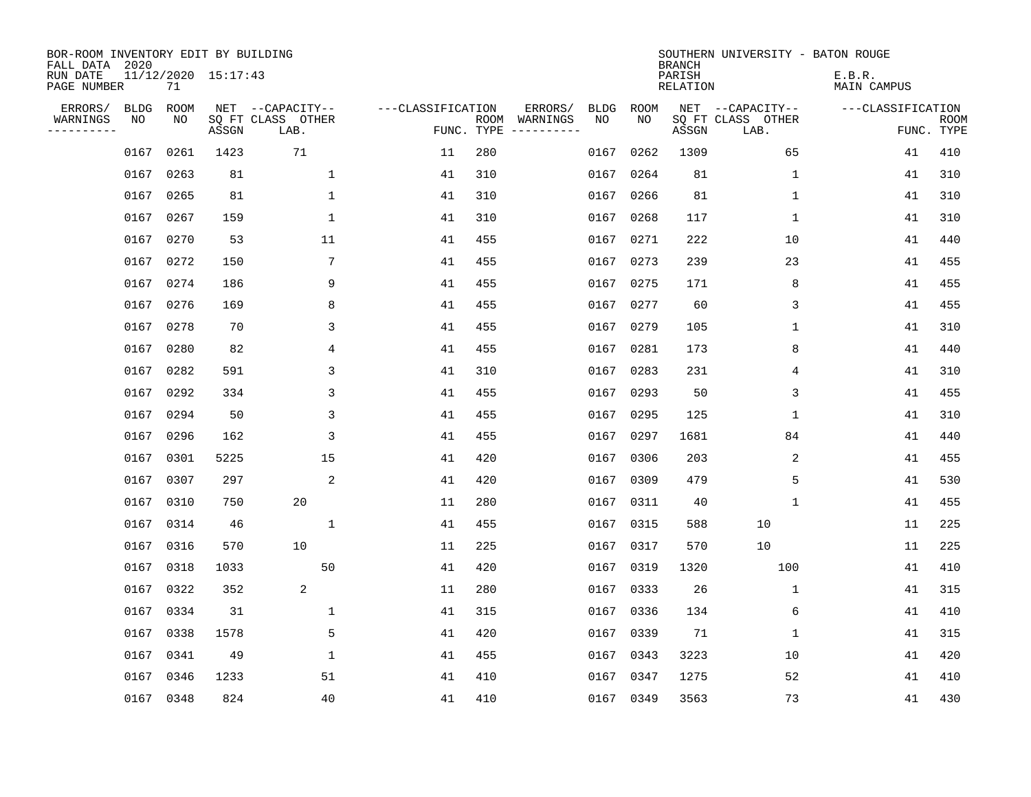BOR-ROOM INVENTORY EDIT BY BUILDING
FALL DATA 2020
RUN DATE 11/12/2020 15:17:43
PAGE NUMBER 71

SOUTHERN UNIVERSITY - BATON ROUGE
BRANCH
PARISH E.B.R.
RELATION MAIN CAMPUS

| ERRORS/ WARNINGS | BLDG NO | ROOM NO | NET SQ FT ASSGN | CAPACITY CLASS LAB. | CAPACITY OTHER | CLASSIFICATION FUNC. | ROOM TYPE | ERRORS/ WARNINGS | BLDG NO | ROOM NO | NET SQ FT ASSGN | CAPACITY CLASS LAB. | CAPACITY OTHER | CLASSIFICATION FUNC. | ROOM TYPE |
|---|---|---|---|---|---|---|---|---|---|---|---|---|---|---|---|
| | 0167 | 0261 | 1423 | 71 | | 11 | 280 | | 0167 | 0262 | 1309 | | 65 | 41 | 410 |
| | 0167 | 0263 | 81 | | 1 | 41 | 310 | | 0167 | 0264 | 81 | | 1 | 41 | 310 |
| | 0167 | 0265 | 81 | | 1 | 41 | 310 | | 0167 | 0266 | 81 | | 1 | 41 | 310 |
| | 0167 | 0267 | 159 | | 1 | 41 | 310 | | 0167 | 0268 | 117 | | 1 | 41 | 310 |
| | 0167 | 0270 | 53 | | 11 | 41 | 455 | | 0167 | 0271 | 222 | | 10 | 41 | 440 |
| | 0167 | 0272 | 150 | | 7 | 41 | 455 | | 0167 | 0273 | 239 | | 23 | 41 | 455 |
| | 0167 | 0274 | 186 | | 9 | 41 | 455 | | 0167 | 0275 | 171 | | 8 | 41 | 455 |
| | 0167 | 0276 | 169 | | 8 | 41 | 455 | | 0167 | 0277 | 60 | | 3 | 41 | 455 |
| | 0167 | 0278 | 70 | | 3 | 41 | 455 | | 0167 | 0279 | 105 | | 1 | 41 | 310 |
| | 0167 | 0280 | 82 | | 4 | 41 | 455 | | 0167 | 0281 | 173 | | 8 | 41 | 440 |
| | 0167 | 0282 | 591 | | 3 | 41 | 310 | | 0167 | 0283 | 231 | | 4 | 41 | 310 |
| | 0167 | 0292 | 334 | | 3 | 41 | 455 | | 0167 | 0293 | 50 | | 3 | 41 | 455 |
| | 0167 | 0294 | 50 | | 3 | 41 | 455 | | 0167 | 0295 | 125 | | 1 | 41 | 310 |
| | 0167 | 0296 | 162 | | 3 | 41 | 455 | | 0167 | 0297 | 1681 | | 84 | 41 | 440 |
| | 0167 | 0301 | 5225 | | 15 | 41 | 420 | | 0167 | 0306 | 203 | | 2 | 41 | 455 |
| | 0167 | 0307 | 297 | | 2 | 41 | 420 | | 0167 | 0309 | 479 | | 5 | 41 | 530 |
| | 0167 | 0310 | 750 | 20 | | 11 | 280 | | 0167 | 0311 | 40 | | 1 | 41 | 455 |
| | 0167 | 0314 | 46 | | 1 | 41 | 455 | | 0167 | 0315 | 588 | 10 | | 11 | 225 |
| | 0167 | 0316 | 570 | 10 | | 11 | 225 | | 0167 | 0317 | 570 | 10 | | 11 | 225 |
| | 0167 | 0318 | 1033 | | 50 | 41 | 420 | | 0167 | 0319 | 1320 | | 100 | 41 | 410 |
| | 0167 | 0322 | 352 | 2 | | 11 | 280 | | 0167 | 0333 | 26 | | 1 | 41 | 315 |
| | 0167 | 0334 | 31 | | 1 | 41 | 315 | | 0167 | 0336 | 134 | | 6 | 41 | 410 |
| | 0167 | 0338 | 1578 | | 5 | 41 | 420 | | 0167 | 0339 | 71 | | 1 | 41 | 315 |
| | 0167 | 0341 | 49 | | 1 | 41 | 455 | | 0167 | 0343 | 3223 | | 10 | 41 | 420 |
| | 0167 | 0346 | 1233 | | 51 | 41 | 410 | | 0167 | 0347 | 1275 | | 52 | 41 | 410 |
| | 0167 | 0348 | 824 | | 40 | 41 | 410 | | 0167 | 0349 | 3563 | | 73 | 41 | 430 |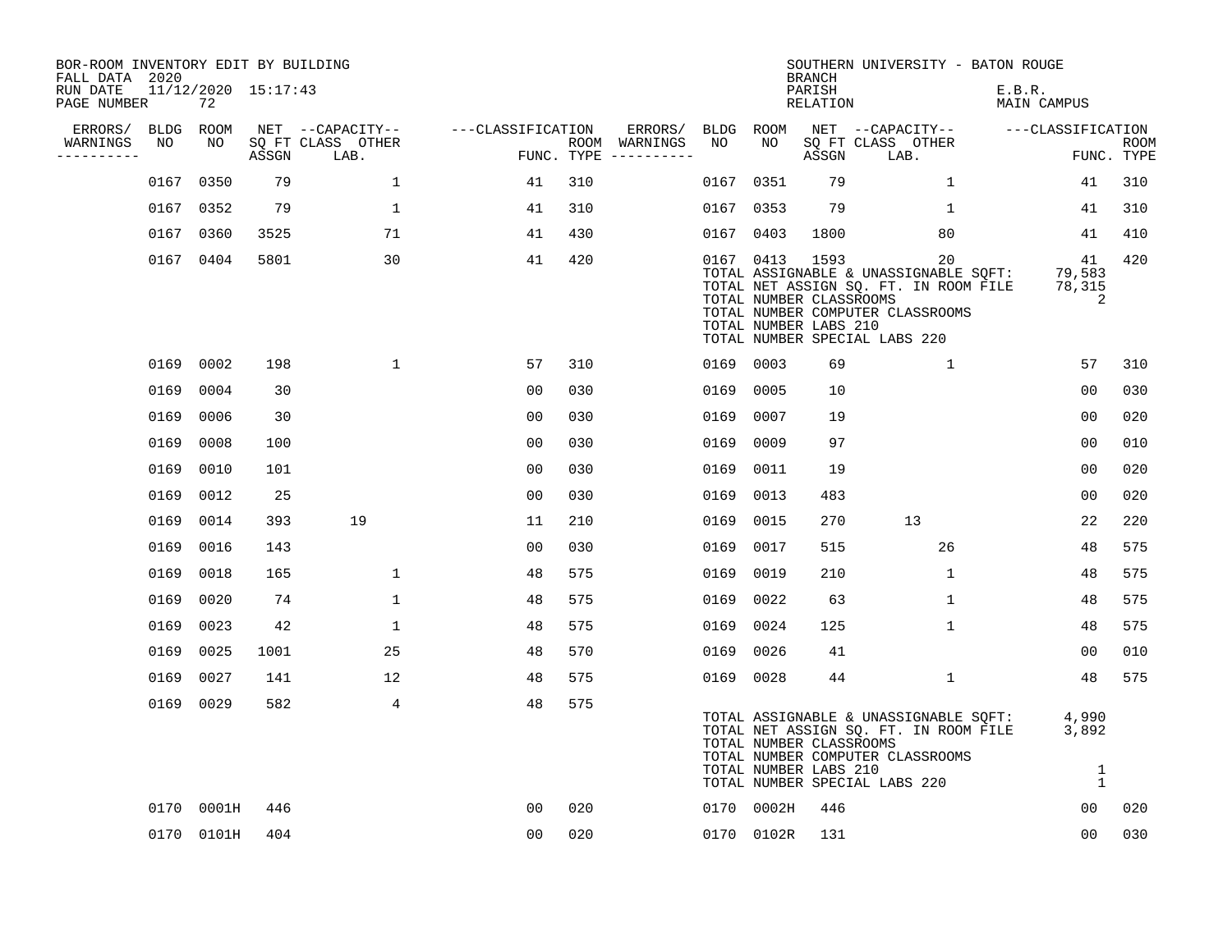BOR-ROOM INVENTORY EDIT BY BUILDING
FALL DATA 2020
RUN DATE 11/12/2020 15:17:43
PAGE NUMBER 72

SOUTHERN UNIVERSITY - BATON ROUGE
BRANCH
PARISH E.B.R.
RELATION MAIN CAMPUS

| ERRORS/ WARNINGS | BLDG NO | ROOM NO | NET SQ FT ASSGN | CAPACITY CLASS LAB. | CAPACITY OTHER | CLASSIFICATION FUNC. | ROOM TYPE | ERRORS/ WARNINGS | BLDG NO | ROOM NO | NET SQ FT ASSGN | CAPACITY CLASS LAB. | CAPACITY OTHER | CLASSIFICATION FUNC. | ROOM TYPE |
|---|---|---|---|---|---|---|---|---|---|---|---|---|---|---|---|
| | 0167 | 0350 | 79 | | 1 | 41 | 310 | | 0167 | 0351 | 79 | | 1 | 41 | 310 |
| | 0167 | 0352 | 79 | | 1 | 41 | 310 | | 0167 | 0353 | 79 | | 1 | 41 | 310 |
| | 0167 | 0360 | 3525 | | 71 | 41 | 430 | | 0167 | 0403 | 1800 | | 80 | 41 | 410 |
| | 0167 | 0404 | 5801 | | 30 | 41 | 420 | | 0167 | 0413 | 1593 | | 20 | 41 | 420 |

TOTAL ASSIGNABLE & UNASSIGNABLE SQFT: 79,583
TOTAL NET ASSIGN SQ. FT. IN ROOM FILE 78,315
TOTAL NUMBER CLASSROOMS 2
TOTAL NUMBER COMPUTER CLASSROOMS
TOTAL NUMBER LABS 210
TOTAL NUMBER SPECIAL LABS 220

| ERRORS/ WARNINGS | BLDG NO | ROOM NO | NET SQ FT ASSGN | CAPACITY CLASS LAB. | CAPACITY OTHER | CLASSIFICATION FUNC. | ROOM TYPE | ERRORS/ WARNINGS | BLDG NO | ROOM NO | NET SQ FT ASSGN | CAPACITY CLASS LAB. | CAPACITY OTHER | CLASSIFICATION FUNC. | ROOM TYPE |
|---|---|---|---|---|---|---|---|---|---|---|---|---|---|---|---|
| | 0169 | 0002 | 198 | | 1 | 57 | 310 | | 0169 | 0003 | 69 | | 1 | 57 | 310 |
| | 0169 | 0004 | 30 | | | 00 | 030 | | 0169 | 0005 | 10 | | | 00 | 030 |
| | 0169 | 0006 | 30 | | | 00 | 030 | | 0169 | 0007 | 19 | | | 00 | 020 |
| | 0169 | 0008 | 100 | | | 00 | 030 | | 0169 | 0009 | 97 | | | 00 | 010 |
| | 0169 | 0010 | 101 | | | 00 | 030 | | 0169 | 0011 | 19 | | | 00 | 020 |
| | 0169 | 0012 | 25 | | | 00 | 030 | | 0169 | 0013 | 483 | | | 00 | 020 |
| | 0169 | 0014 | 393 | 19 | | 11 | 210 | | 0169 | 0015 | 270 | 13 | | 22 | 220 |
| | 0169 | 0016 | 143 | | | 00 | 030 | | 0169 | 0017 | 515 | | 26 | 48 | 575 |
| | 0169 | 0018 | 165 | | 1 | 48 | 575 | | 0169 | 0019 | 210 | | 1 | 48 | 575 |
| | 0169 | 0020 | 74 | | 1 | 48 | 575 | | 0169 | 0022 | 63 | | 1 | 48 | 575 |
| | 0169 | 0023 | 42 | | 1 | 48 | 575 | | 0169 | 0024 | 125 | | 1 | 48 | 575 |
| | 0169 | 0025 | 1001 | | 25 | 48 | 570 | | 0169 | 0026 | 41 | | | 00 | 010 |
| | 0169 | 0027 | 141 | | 12 | 48 | 575 | | 0169 | 0028 | 44 | | 1 | 48 | 575 |
| | 0169 | 0029 | 582 | | 4 | 48 | 575 | | | | | | | | |

TOTAL ASSIGNABLE & UNASSIGNABLE SQFT: 4,990
TOTAL NET ASSIGN SQ. FT. IN ROOM FILE 3,892
TOTAL NUMBER CLASSROOMS
TOTAL NUMBER COMPUTER CLASSROOMS
TOTAL NUMBER LABS 210 1
TOTAL NUMBER SPECIAL LABS 220 1

| ERRORS/ WARNINGS | BLDG NO | ROOM NO | NET SQ FT ASSGN | CAPACITY CLASS LAB. | CAPACITY OTHER | CLASSIFICATION FUNC. | ROOM TYPE | ERRORS/ WARNINGS | BLDG NO | ROOM NO | NET SQ FT ASSGN | CAPACITY CLASS LAB. | CAPACITY OTHER | CLASSIFICATION FUNC. | ROOM TYPE |
|---|---|---|---|---|---|---|---|---|---|---|---|---|---|---|---|
| | 0170 | 0001H | 446 | | | 00 | 020 | | 0170 | 0002H | 446 | | | 00 | 020 |
| | 0170 | 0101H | 404 | | | 00 | 020 | | 0170 | 0102R | 131 | | | 00 | 030 |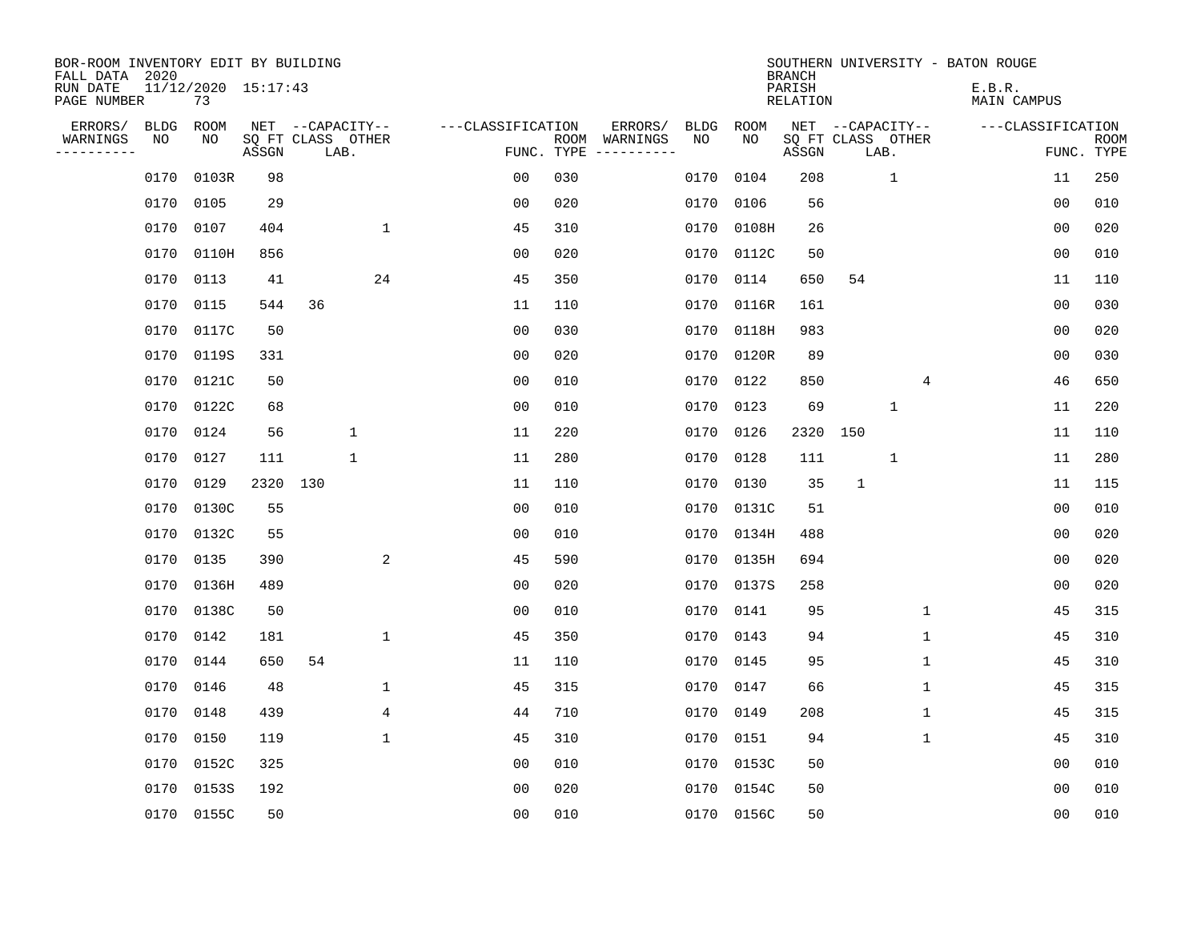BOR-ROOM INVENTORY EDIT BY BUILDING
FALL DATA 2020
RUN DATE 11/12/2020 15:17:43
PAGE NUMBER 73

SOUTHERN UNIVERSITY - BATON ROUGE
BRANCH
PARISH E.B.R.
RELATION MAIN CAMPUS

| ERRORS/ WARNINGS | BLDG NO | ROOM NO | NET SQ FT ASSGN | CAPACITY CLASS | CAPACITY LAB. | CAPACITY OTHER | CLASSIFICATION FUNC. | ROOM TYPE | ERRORS/ WARNINGS | BLDG NO | ROOM NO | NET SQ FT ASSGN | CAPACITY CLASS | CAPACITY LAB. | CAPACITY OTHER | CLASSIFICATION FUNC. | ROOM TYPE |
|---|---|---|---|---|---|---|---|---|---|---|---|---|---|---|---|---|---|
| | 0170 | 0103R | 98 | | | | 00 | 030 | | 0170 | 0104 | 208 | | 1 | | 11 | 250 |
| | 0170 | 0105 | 29 | | | | 00 | 020 | | 0170 | 0106 | 56 | | | | 00 | 010 |
| | 0170 | 0107 | 404 | | | 1 | 45 | 310 | | 0170 | 0108H | 26 | | | | 00 | 020 |
| | 0170 | 0110H | 856 | | | | 00 | 020 | | 0170 | 0112C | 50 | | | | 00 | 010 |
| | 0170 | 0113 | 41 | | | 24 | 45 | 350 | | 0170 | 0114 | 650 | 54 | | | 11 | 110 |
| | 0170 | 0115 | 544 | 36 | | | 11 | 110 | | 0170 | 0116R | 161 | | | | 00 | 030 |
| | 0170 | 0117C | 50 | | | | 00 | 030 | | 0170 | 0118H | 983 | | | | 00 | 020 |
| | 0170 | 0119S | 331 | | | | 00 | 020 | | 0170 | 0120R | 89 | | | | 00 | 030 |
| | 0170 | 0121C | 50 | | | | 00 | 010 | | 0170 | 0122 | 850 | | | 4 | 46 | 650 |
| | 0170 | 0122C | 68 | | | | 00 | 010 | | 0170 | 0123 | 69 | | 1 | | 11 | 220 |
| | 0170 | 0124 | 56 | | 1 | | 11 | 220 | | 0170 | 0126 | 2320 | 150 | | | 11 | 110 |
| | 0170 | 0127 | 111 | | 1 | | 11 | 280 | | 0170 | 0128 | 111 | | 1 | | 11 | 280 |
| | 0170 | 0129 | 2320 | 130 | | | 11 | 110 | | 0170 | 0130 | 35 | 1 | | | 11 | 115 |
| | 0170 | 0130C | 55 | | | | 00 | 010 | | 0170 | 0131C | 51 | | | | 00 | 010 |
| | 0170 | 0132C | 55 | | | | 00 | 010 | | 0170 | 0134H | 488 | | | | 00 | 020 |
| | 0170 | 0135 | 390 | | | 2 | 45 | 590 | | 0170 | 0135H | 694 | | | | 00 | 020 |
| | 0170 | 0136H | 489 | | | | 00 | 020 | | 0170 | 0137S | 258 | | | | 00 | 020 |
| | 0170 | 0138C | 50 | | | | 00 | 010 | | 0170 | 0141 | 95 | | | 1 | 45 | 315 |
| | 0170 | 0142 | 181 | | | 1 | 45 | 350 | | 0170 | 0143 | 94 | | | 1 | 45 | 310 |
| | 0170 | 0144 | 650 | 54 | | | 11 | 110 | | 0170 | 0145 | 95 | | | 1 | 45 | 310 |
| | 0170 | 0146 | 48 | | | 1 | 45 | 315 | | 0170 | 0147 | 66 | | | 1 | 45 | 315 |
| | 0170 | 0148 | 439 | | | 4 | 44 | 710 | | 0170 | 0149 | 208 | | | 1 | 45 | 315 |
| | 0170 | 0150 | 119 | | | 1 | 45 | 310 | | 0170 | 0151 | 94 | | | 1 | 45 | 310 |
| | 0170 | 0152C | 325 | | | | 00 | 010 | | 0170 | 0153C | 50 | | | | 00 | 010 |
| | 0170 | 0153S | 192 | | | | 00 | 020 | | 0170 | 0154C | 50 | | | | 00 | 010 |
| | 0170 | 0155C | 50 | | | | 00 | 010 | | 0170 | 0156C | 50 | | | | 00 | 010 |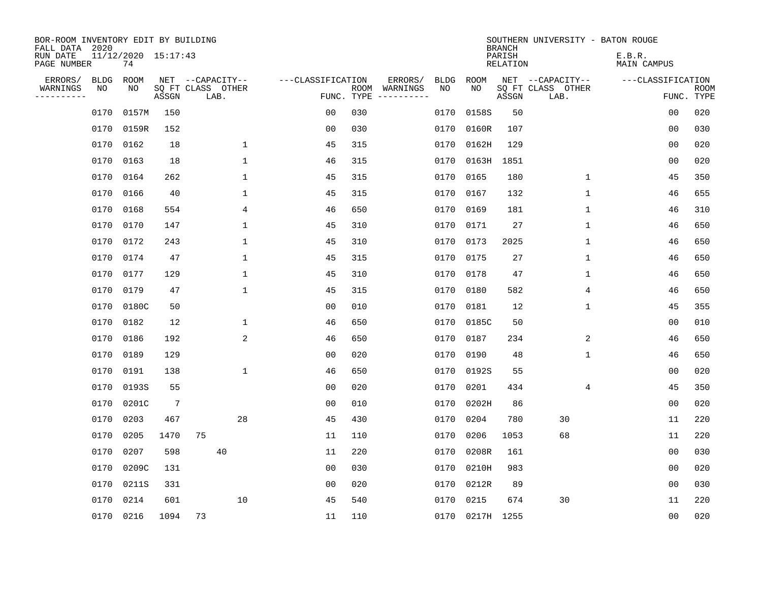BOR-ROOM INVENTORY EDIT BY BUILDING
FALL DATA 2020
RUN DATE 11/12/2020 15:17:43
PAGE NUMBER 74

SOUTHERN UNIVERSITY - BATON ROUGE
BRANCH
PARISH E.B.R.
RELATION MAIN CAMPUS

| ERRORS/ WARNINGS | BLDG NO | ROOM NO | NET SQ FT ASSGN | --CAPACITY-- CLASS | OTHER LAB. | ---CLASSIFICATION FUNC. | ROOM TYPE | ERRORS/ WARNINGS | BLDG NO | ROOM NO | NET SQ FT ASSGN | --CAPACITY-- CLASS | OTHER LAB. | ---CLASSIFICATION FUNC. | ROOM TYPE |
|---|---|---|---|---|---|---|---|---|---|---|---|---|---|---|---|
| | 0170 | 0157M | 150 | | | 00 | 030 | | 0170 | 0158S | 50 | | | 00 | 020 |
| | 0170 | 0159R | 152 | | | 00 | 030 | | 0170 | 0160R | 107 | | | 00 | 030 |
| | 0170 | 0162 | 18 | | 1 | 45 | 315 | | 0170 | 0162H | 129 | | | 00 | 020 |
| | 0170 | 0163 | 18 | | 1 | 46 | 315 | | 0170 | 0163H | 1851 | | | 00 | 020 |
| | 0170 | 0164 | 262 | | 1 | 45 | 315 | | 0170 | 0165 | 180 | | 1 | 45 | 350 |
| | 0170 | 0166 | 40 | | 1 | 45 | 315 | | 0170 | 0167 | 132 | | 1 | 46 | 655 |
| | 0170 | 0168 | 554 | | 4 | 46 | 650 | | 0170 | 0169 | 181 | | 1 | 46 | 310 |
| | 0170 | 0170 | 147 | | 1 | 45 | 310 | | 0170 | 0171 | 27 | | 1 | 46 | 650 |
| | 0170 | 0172 | 243 | | 1 | 45 | 310 | | 0170 | 0173 | 2025 | | 1 | 46 | 650 |
| | 0170 | 0174 | 47 | | 1 | 45 | 315 | | 0170 | 0175 | 27 | | 1 | 46 | 650 |
| | 0170 | 0177 | 129 | | 1 | 45 | 310 | | 0170 | 0178 | 47 | | 1 | 46 | 650 |
| | 0170 | 0179 | 47 | | 1 | 45 | 315 | | 0170 | 0180 | 582 | | 4 | 46 | 650 |
| | 0170 | 0180C | 50 | | | 00 | 010 | | 0170 | 0181 | 12 | | 1 | 45 | 355 |
| | 0170 | 0182 | 12 | | 1 | 46 | 650 | | 0170 | 0185C | 50 | | | 00 | 010 |
| | 0170 | 0186 | 192 | | 2 | 46 | 650 | | 0170 | 0187 | 234 | | 2 | 46 | 650 |
| | 0170 | 0189 | 129 | | | 00 | 020 | | 0170 | 0190 | 48 | | 1 | 46 | 650 |
| | 0170 | 0191 | 138 | | 1 | 46 | 650 | | 0170 | 0192S | 55 | | | 00 | 020 |
| | 0170 | 0193S | 55 | | | 00 | 020 | | 0170 | 0201 | 434 | | 4 | 45 | 350 |
| | 0170 | 0201C | 7 | | | 00 | 010 | | 0170 | 0202H | 86 | | | 00 | 020 |
| | 0170 | 0203 | 467 | | 28 | 45 | 430 | | 0170 | 0204 | 780 | 30 | | 11 | 220 |
| | 0170 | 0205 | 1470 | 75 | | 11 | 110 | | 0170 | 0206 | 1053 | 68 | | 11 | 220 |
| | 0170 | 0207 | 598 | 40 | | 11 | 220 | | 0170 | 0208R | 161 | | | 00 | 030 |
| | 0170 | 0209C | 131 | | | 00 | 030 | | 0170 | 0210H | 983 | | | 00 | 020 |
| | 0170 | 0211S | 331 | | | 00 | 020 | | 0170 | 0212R | 89 | | | 00 | 030 |
| | 0170 | 0214 | 601 | | 10 | 45 | 540 | | 0170 | 0215 | 674 | 30 | | 11 | 220 |
| | 0170 | 0216 | 1094 | 73 | | 11 | 110 | | 0170 | 0217H | 1255 | | | 00 | 020 |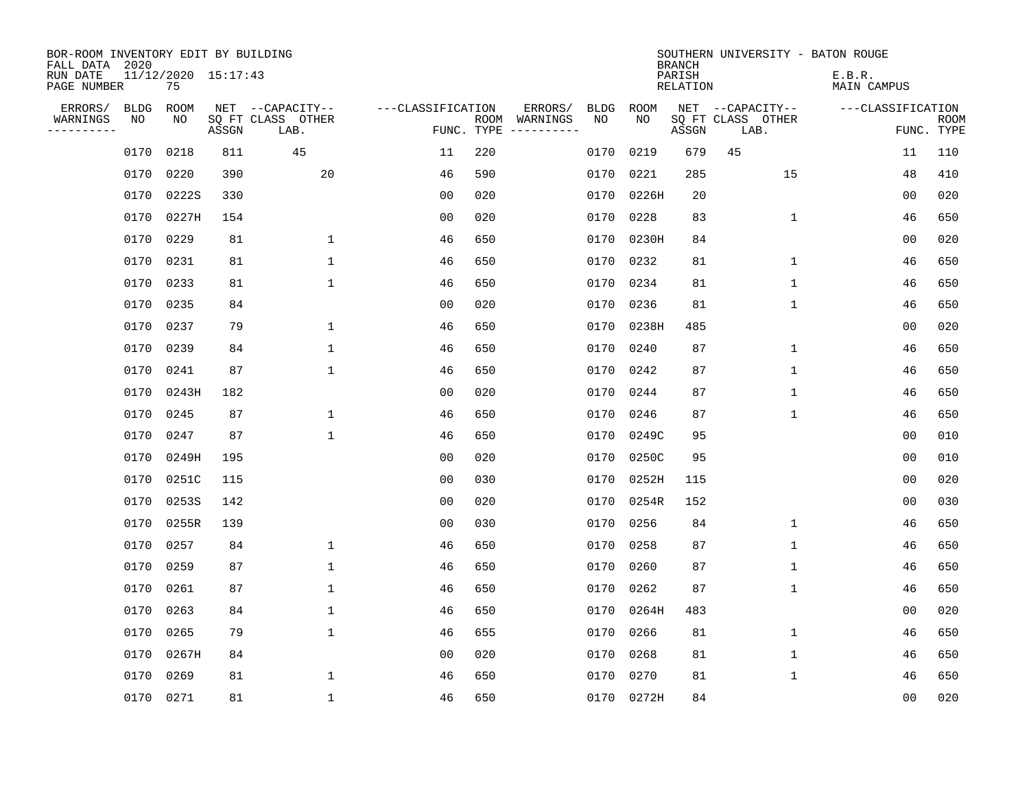BOR-ROOM INVENTORY EDIT BY BUILDING
FALL DATA 2020
RUN DATE 11/12/2020 15:17:43
PAGE NUMBER 75

SOUTHERN UNIVERSITY - BATON ROUGE
BRANCH
PARISH E.B.R.
RELATION MAIN CAMPUS

| ERRORS/ WARNINGS | BLDG NO | ROOM NO | NET SQ FT ASSGN | CAPACITY CLASS LAB. | CAPACITY OTHER | CLASSIFICATION FUNC. | ROOM TYPE | ERRORS/ WARNINGS | BLDG NO | ROOM NO | NET SQ FT ASSGN | CAPACITY CLASS LAB. | CAPACITY OTHER | CLASSIFICATION FUNC. | ROOM TYPE |
|---|---|---|---|---|---|---|---|---|---|---|---|---|---|---|---|
| | 0170 | 0218 | 811 | 45 | | 11 | 220 | | 0170 | 0219 | 679 | 45 | | 11 | 110 |
| | 0170 | 0220 | 390 | | 20 | 46 | 590 | | 0170 | 0221 | 285 | | 15 | 48 | 410 |
| | 0170 | 0222S | 330 | | | 00 | 020 | | 0170 | 0226H | 20 | | | 00 | 020 |
| | 0170 | 0227H | 154 | | | 00 | 020 | | 0170 | 0228 | 83 | | 1 | 46 | 650 |
| | 0170 | 0229 | 81 | | 1 | 46 | 650 | | 0170 | 0230H | 84 | | | 00 | 020 |
| | 0170 | 0231 | 81 | | 1 | 46 | 650 | | 0170 | 0232 | 81 | | 1 | 46 | 650 |
| | 0170 | 0233 | 81 | | 1 | 46 | 650 | | 0170 | 0234 | 81 | | 1 | 46 | 650 |
| | 0170 | 0235 | 84 | | | 00 | 020 | | 0170 | 0236 | 81 | | 1 | 46 | 650 |
| | 0170 | 0237 | 79 | | 1 | 46 | 650 | | 0170 | 0238H | 485 | | | 00 | 020 |
| | 0170 | 0239 | 84 | | 1 | 46 | 650 | | 0170 | 0240 | 87 | | 1 | 46 | 650 |
| | 0170 | 0241 | 87 | | 1 | 46 | 650 | | 0170 | 0242 | 87 | | 1 | 46 | 650 |
| | 0170 | 0243H | 182 | | | 00 | 020 | | 0170 | 0244 | 87 | | 1 | 46 | 650 |
| | 0170 | 0245 | 87 | | 1 | 46 | 650 | | 0170 | 0246 | 87 | | 1 | 46 | 650 |
| | 0170 | 0247 | 87 | | 1 | 46 | 650 | | 0170 | 0249C | 95 | | | 00 | 010 |
| | 0170 | 0249H | 195 | | | 00 | 020 | | 0170 | 0250C | 95 | | | 00 | 010 |
| | 0170 | 0251C | 115 | | | 00 | 030 | | 0170 | 0252H | 115 | | | 00 | 020 |
| | 0170 | 0253S | 142 | | | 00 | 020 | | 0170 | 0254R | 152 | | | 00 | 030 |
| | 0170 | 0255R | 139 | | | 00 | 030 | | 0170 | 0256 | 84 | | 1 | 46 | 650 |
| | 0170 | 0257 | 84 | | 1 | 46 | 650 | | 0170 | 0258 | 87 | | 1 | 46 | 650 |
| | 0170 | 0259 | 87 | | 1 | 46 | 650 | | 0170 | 0260 | 87 | | 1 | 46 | 650 |
| | 0170 | 0261 | 87 | | 1 | 46 | 650 | | 0170 | 0262 | 87 | | 1 | 46 | 650 |
| | 0170 | 0263 | 84 | | 1 | 46 | 650 | | 0170 | 0264H | 483 | | | 00 | 020 |
| | 0170 | 0265 | 79 | | 1 | 46 | 655 | | 0170 | 0266 | 81 | | 1 | 46 | 650 |
| | 0170 | 0267H | 84 | | | 00 | 020 | | 0170 | 0268 | 81 | | 1 | 46 | 650 |
| | 0170 | 0269 | 81 | | 1 | 46 | 650 | | 0170 | 0270 | 81 | | 1 | 46 | 650 |
| | 0170 | 0271 | 81 | | 1 | 46 | 650 | | 0170 | 0272H | 84 | | | 00 | 020 |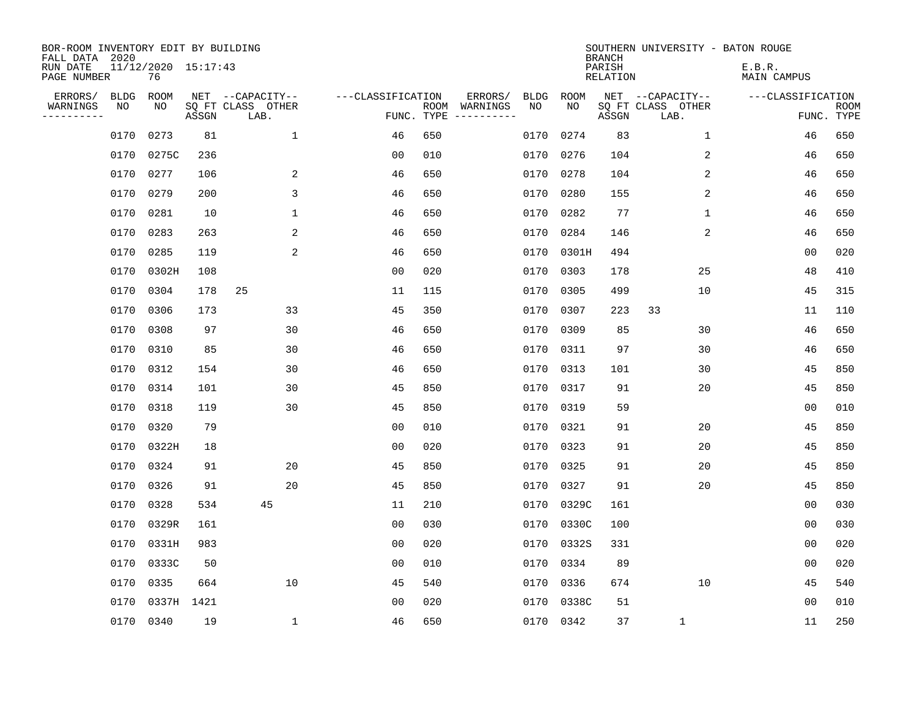BOR-ROOM INVENTORY EDIT BY BUILDING
FALL DATA 2020
RUN DATE 11/12/2020 15:17:43
PAGE NUMBER 76

SOUTHERN UNIVERSITY - BATON ROUGE
BRANCH
PARISH E.B.R.
RELATION MAIN CAMPUS

| ERRORS/ WARNINGS | BLDG NO | ROOM NO | NET SQ FT ASSGN | CAPACITY CLASS LAB. | CAPACITY OTHER | CLASSIFICATION FUNC. | ROOM TYPE | ERRORS/ WARNINGS | BLDG NO | ROOM NO | NET SQ FT ASSGN | CAPACITY CLASS LAB. | CAPACITY OTHER | CLASSIFICATION FUNC. | ROOM TYPE |
|---|---|---|---|---|---|---|---|---|---|---|---|---|---|---|---|
| | 0170 | 0273 | 81 | | 1 | 46 | 650 | | 0170 | 0274 | 83 | | 1 | 46 | 650 |
| | 0170 | 0275C | 236 | | | 00 | 010 | | 0170 | 0276 | 104 | | 2 | 46 | 650 |
| | 0170 | 0277 | 106 | | 2 | 46 | 650 | | 0170 | 0278 | 104 | | 2 | 46 | 650 |
| | 0170 | 0279 | 200 | | 3 | 46 | 650 | | 0170 | 0280 | 155 | | 2 | 46 | 650 |
| | 0170 | 0281 | 10 | | 1 | 46 | 650 | | 0170 | 0282 | 77 | | 1 | 46 | 650 |
| | 0170 | 0283 | 263 | | 2 | 46 | 650 | | 0170 | 0284 | 146 | | 2 | 46 | 650 |
| | 0170 | 0285 | 119 | | 2 | 46 | 650 | | 0170 | 0301H | 494 | | | 00 | 020 |
| | 0170 | 0302H | 108 | | | 00 | 020 | | 0170 | 0303 | 178 | | 25 | 48 | 410 |
| | 0170 | 0304 | 178 | 25 | | 11 | 115 | | 0170 | 0305 | 499 | | 10 | 45 | 315 |
| | 0170 | 0306 | 173 | | 33 | 45 | 350 | | 0170 | 0307 | 223 | 33 | | 11 | 110 |
| | 0170 | 0308 | 97 | | 30 | 46 | 650 | | 0170 | 0309 | 85 | | 30 | 46 | 650 |
| | 0170 | 0310 | 85 | | 30 | 46 | 650 | | 0170 | 0311 | 97 | | 30 | 46 | 650 |
| | 0170 | 0312 | 154 | | 30 | 46 | 650 | | 0170 | 0313 | 101 | | 30 | 45 | 850 |
| | 0170 | 0314 | 101 | | 30 | 45 | 850 | | 0170 | 0317 | 91 | | 20 | 45 | 850 |
| | 0170 | 0318 | 119 | | 30 | 45 | 850 | | 0170 | 0319 | 59 | | | 00 | 010 |
| | 0170 | 0320 | 79 | | | 00 | 010 | | 0170 | 0321 | 91 | | 20 | 45 | 850 |
| | 0170 | 0322H | 18 | | | 00 | 020 | | 0170 | 0323 | 91 | | 20 | 45 | 850 |
| | 0170 | 0324 | 91 | | 20 | 45 | 850 | | 0170 | 0325 | 91 | | 20 | 45 | 850 |
| | 0170 | 0326 | 91 | | 20 | 45 | 850 | | 0170 | 0327 | 91 | | 20 | 45 | 850 |
| | 0170 | 0328 | 534 | 45 | | 11 | 210 | | 0170 | 0329C | 161 | | | 00 | 030 |
| | 0170 | 0329R | 161 | | | 00 | 030 | | 0170 | 0330C | 100 | | | 00 | 030 |
| | 0170 | 0331H | 983 | | | 00 | 020 | | 0170 | 0332S | 331 | | | 00 | 020 |
| | 0170 | 0333C | 50 | | | 00 | 010 | | 0170 | 0334 | 89 | | | 00 | 020 |
| | 0170 | 0335 | 664 | | 10 | 45 | 540 | | 0170 | 0336 | 674 | | 10 | 45 | 540 |
| | 0170 | 0337H | 1421 | | | 00 | 020 | | 0170 | 0338C | 51 | | | 00 | 010 |
| | 0170 | 0340 | 19 | | 1 | 46 | 650 | | 0170 | 0342 | 37 | 1 | | 11 | 250 |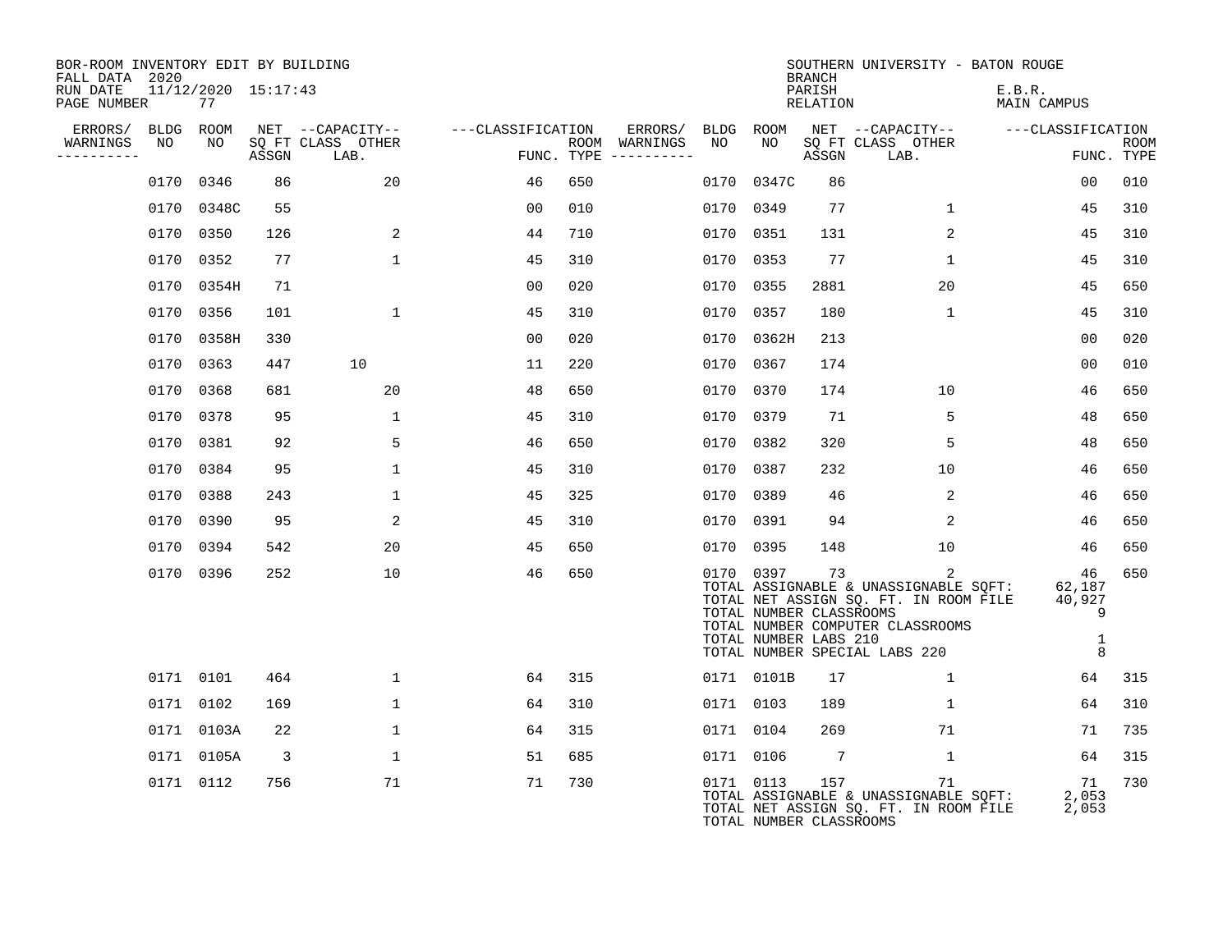BOR-ROOM INVENTORY EDIT BY BUILDING
FALL DATA 2020
RUN DATE 11/12/2020 15:17:43
PAGE NUMBER 77

SOUTHERN UNIVERSITY - BATON ROUGE
BRANCH
PARISH E.B.R.
RELATION MAIN CAMPUS

| ERRORS/ WARNINGS | BLDG NO | ROOM NO | NET ASSGN SQ FT | CAPACITY CLASS LAB. | CAPACITY OTHER | CLASSIFICATION FUNC. | ROOM TYPE | ERRORS/ WARNINGS | BLDG NO | ROOM NO | NET ASSGN SQ FT | CAPACITY CLASS LAB. | CAPACITY OTHER | CLASSIFICATION FUNC. | ROOM TYPE |
|---|---|---|---|---|---|---|---|---|---|---|---|---|---|---|---|
| | 0170 | 0346 | 86 | | 20 | 46 | 650 | | 0170 | 0347C | 86 | | | 00 | 010 |
| | 0170 | 0348C | 55 | | | 00 | 010 | | 0170 | 0349 | 77 | | 1 | 45 | 310 |
| | 0170 | 0350 | 126 | | 2 | 44 | 710 | | 0170 | 0351 | 131 | | 2 | 45 | 310 |
| | 0170 | 0352 | 77 | | 1 | 45 | 310 | | 0170 | 0353 | 77 | | 1 | 45 | 310 |
| | 0170 | 0354H | 71 | | | 00 | 020 | | 0170 | 0355 | 2881 | | 20 | 45 | 650 |
| | 0170 | 0356 | 101 | | 1 | 45 | 310 | | 0170 | 0357 | 180 | | 1 | 45 | 310 |
| | 0170 | 0358H | 330 | | | 00 | 020 | | 0170 | 0362H | 213 | | | 00 | 020 |
| | 0170 | 0363 | 447 | 10 | | 11 | 220 | | 0170 | 0367 | 174 | | | 00 | 010 |
| | 0170 | 0368 | 681 | | 20 | 48 | 650 | | 0170 | 0370 | 174 | | 10 | 46 | 650 |
| | 0170 | 0378 | 95 | | 1 | 45 | 310 | | 0170 | 0379 | 71 | | 5 | 48 | 650 |
| | 0170 | 0381 | 92 | | 5 | 46 | 650 | | 0170 | 0382 | 320 | | 5 | 48 | 650 |
| | 0170 | 0384 | 95 | | 1 | 45 | 310 | | 0170 | 0387 | 232 | | 10 | 46 | 650 |
| | 0170 | 0388 | 243 | | 1 | 45 | 325 | | 0170 | 0389 | 46 | | 2 | 46 | 650 |
| | 0170 | 0390 | 95 | | 2 | 45 | 310 | | 0170 | 0391 | 94 | | 2 | 46 | 650 |
| | 0170 | 0394 | 542 | | 20 | 45 | 650 | | 0170 | 0395 | 148 | | 10 | 46 | 650 |
| | 0170 | 0396 | 252 | | 10 | 46 | 650 | | 0170 | 0397 | 73 | | 2 | 46 | 650 |

TOTAL ASSIGNABLE & UNASSIGNABLE SQFT: 62,187
TOTAL NET ASSIGN SQ. FT. IN ROOM FILE 40,927
TOTAL NUMBER CLASSROOMS 9
TOTAL NUMBER COMPUTER CLASSROOMS
TOTAL NUMBER LABS 210 1
TOTAL NUMBER SPECIAL LABS 220 8

| ERRORS/ WARNINGS | BLDG NO | ROOM NO | NET ASSGN SQ FT | CAPACITY CLASS LAB. | CAPACITY OTHER | CLASSIFICATION FUNC. | ROOM TYPE | ERRORS/ WARNINGS | BLDG NO | ROOM NO | NET ASSGN SQ FT | CAPACITY CLASS LAB. | CAPACITY OTHER | CLASSIFICATION FUNC. | ROOM TYPE |
|---|---|---|---|---|---|---|---|---|---|---|---|---|---|---|---|
| | 0171 | 0101 | 464 | | 1 | 64 | 315 | | 0171 | 0101B | 17 | | 1 | 64 | 315 |
| | 0171 | 0102 | 169 | | 1 | 64 | 310 | | 0171 | 0103 | 189 | | 1 | 64 | 310 |
| | 0171 | 0103A | 22 | | 1 | 64 | 315 | | 0171 | 0104 | 269 | | 71 | 71 | 735 |
| | 0171 | 0105A | 3 | | 1 | 51 | 685 | | 0171 | 0106 | 7 | | 1 | 64 | 315 |
| | 0171 | 0112 | 756 | | 71 | 71 | 730 | | 0171 | 0113 | 157 | | 71 | 71 | 730 |

TOTAL ASSIGNABLE & UNASSIGNABLE SQFT: 2,053
TOTAL NET ASSIGN SQ. FT. IN ROOM FILE 2,053
TOTAL NUMBER CLASSROOMS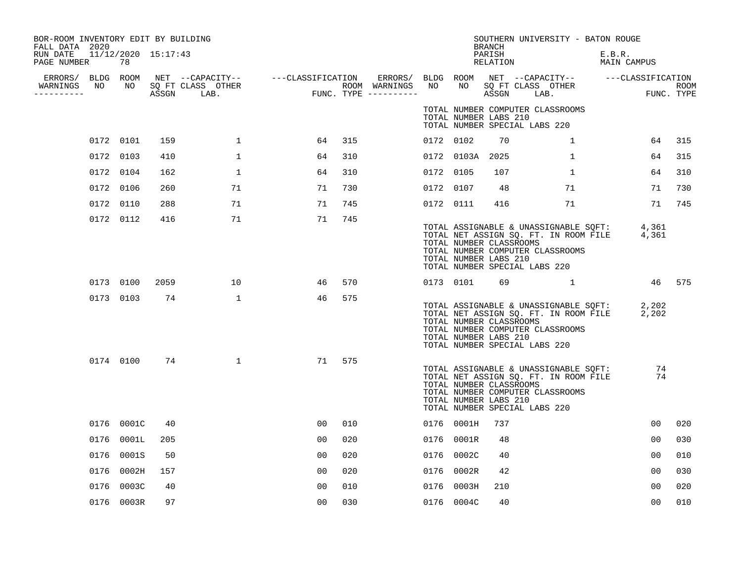BOR-ROOM INVENTORY EDIT BY BUILDING
FALL DATA 2020
RUN DATE 11/12/2020 15:17:43
PAGE NUMBER 78

SOUTHERN UNIVERSITY - BATON ROUGE
BRANCH
PARISH E.B.R.
RELATION MAIN CAMPUS

| ERRORS/ WARNINGS | BLDG NO | ROOM NO | NET SQ FT ASSGN | CAPACITY CLASS LAB. | OTHER | CLASSIFICATION FUNC. | ROOM TYPE | ERRORS/ WARNINGS | BLDG NO | ROOM NO | NET SQ FT ASSGN | CAPACITY CLASS LAB. | OTHER | CLASSIFICATION FUNC. | ROOM TYPE |
|---|---|---|---|---|---|---|---|---|---|---|---|---|---|---|---|
| | | | | | | | | | TOTAL NUMBER COMPUTER CLASSROOMS | | | | | | |
| | | | | | | | | | TOTAL NUMBER LABS 210 | | | | | | |
| | | | | | | | | | TOTAL NUMBER SPECIAL LABS 220 | | | | | | |
| | 0172 | 0101 | 159 | | 1 | 64 | 315 | | 0172 | 0102 | 70 | | 1 | 64 | 315 |
| | 0172 | 0103 | 410 | | 1 | 64 | 310 | | 0172 | 0103A | 2025 | | 1 | 64 | 315 |
| | 0172 | 0104 | 162 | | 1 | 64 | 310 | | 0172 | 0105 | 107 | | 1 | 64 | 310 |
| | 0172 | 0106 | 260 | | 71 | 71 | 730 | | 0172 | 0107 | 48 | | 71 | 71 | 730 |
| | 0172 | 0110 | 288 | | 71 | 71 | 745 | | 0172 | 0111 | 416 | | 71 | 71 | 745 |
| | 0172 | 0112 | 416 | | 71 | 71 | 745 | | | | | | | | |
| | | | | | | | | | TOTAL ASSIGNABLE & UNASSIGNABLE SQFT: | | | | | 4,361 | |
| | | | | | | | | | TOTAL NET ASSIGN SQ. FT. IN ROOM FILE | | | | | 4,361 | |
| | | | | | | | | | TOTAL NUMBER CLASSROOMS | | | | | | |
| | | | | | | | | | TOTAL NUMBER COMPUTER CLASSROOMS | | | | | | |
| | | | | | | | | | TOTAL NUMBER LABS 210 | | | | | | |
| | | | | | | | | | TOTAL NUMBER SPECIAL LABS 220 | | | | | | |
| | 0173 | 0100 | 2059 | | 10 | 46 | 570 | | 0173 | 0101 | 69 | | 1 | 46 | 575 |
| | 0173 | 0103 | 74 | | 1 | 46 | 575 | | | | | | | | |
| | | | | | | | | | TOTAL ASSIGNABLE & UNASSIGNABLE SQFT: | | | | | 2,202 | |
| | | | | | | | | | TOTAL NET ASSIGN SQ. FT. IN ROOM FILE | | | | | 2,202 | |
| | | | | | | | | | TOTAL NUMBER CLASSROOMS | | | | | | |
| | | | | | | | | | TOTAL NUMBER COMPUTER CLASSROOMS | | | | | | |
| | | | | | | | | | TOTAL NUMBER LABS 210 | | | | | | |
| | | | | | | | | | TOTAL NUMBER SPECIAL LABS 220 | | | | | | |
| | 0174 | 0100 | 74 | | 1 | 71 | 575 | | | | | | | | |
| | | | | | | | | | TOTAL ASSIGNABLE & UNASSIGNABLE SQFT: | | | | | 74 | |
| | | | | | | | | | TOTAL NET ASSIGN SQ. FT. IN ROOM FILE | | | | | 74 | |
| | | | | | | | | | TOTAL NUMBER CLASSROOMS | | | | | | |
| | | | | | | | | | TOTAL NUMBER COMPUTER CLASSROOMS | | | | | | |
| | | | | | | | | | TOTAL NUMBER LABS 210 | | | | | | |
| | | | | | | | | | TOTAL NUMBER SPECIAL LABS 220 | | | | | | |
| | 0176 | 0001C | 40 | | | 00 | 010 | | 0176 | 0001H | 737 | | | 00 | 020 |
| | 0176 | 0001L | 205 | | | 00 | 020 | | 0176 | 0001R | 48 | | | 00 | 030 |
| | 0176 | 0001S | 50 | | | 00 | 020 | | 0176 | 0002C | 40 | | | 00 | 010 |
| | 0176 | 0002H | 157 | | | 00 | 020 | | 0176 | 0002R | 42 | | | 00 | 030 |
| | 0176 | 0003C | 40 | | | 00 | 010 | | 0176 | 0003H | 210 | | | 00 | 020 |
| | 0176 | 0003R | 97 | | | 00 | 030 | | 0176 | 0004C | 40 | | | 00 | 010 |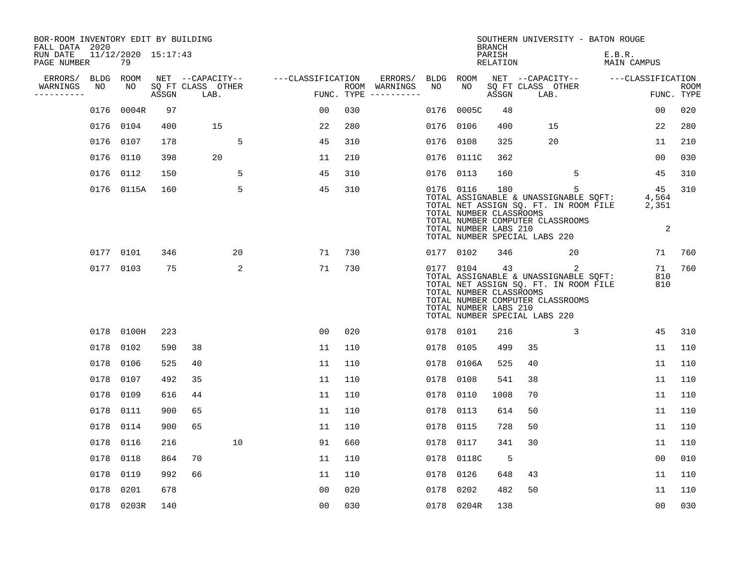BOR-ROOM INVENTORY EDIT BY BUILDING
FALL DATA 2020
RUN DATE 11/12/2020 15:17:43
PAGE NUMBER 79

SOUTHERN UNIVERSITY - BATON ROUGE
BRANCH
PARISH E.B.R.
RELATION MAIN CAMPUS

| ERRORS/ WARNINGS | BLDG NO | ROOM NO | NET SQ FT ASSGN | CAPACITY CLASS LAB. | CAPACITY OTHER | CLASSIFICATION FUNC. | ROOM TYPE | ERRORS/ WARNINGS | BLDG NO | ROOM NO | NET SQ FT ASSGN | CAPACITY CLASS LAB. | CAPACITY OTHER | CLASSIFICATION FUNC. | ROOM TYPE |
|---|---|---|---|---|---|---|---|---|---|---|---|---|---|---|---|
| | 0176 | 0004R | 97 | | | 00 | 030 | | 0176 | 0005C | 48 | | | 00 | 020 |
| | 0176 | 0104 | 400 | 15 | | 22 | 280 | | 0176 | 0106 | 400 | 15 | | 22 | 280 |
| | 0176 | 0107 | 178 | | 5 | 45 | 310 | | 0176 | 0108 | 325 | 20 | | 11 | 210 |
| | 0176 | 0110 | 398 | 20 | | 11 | 210 | | 0176 | 0111C | 362 | | | 00 | 030 |
| | 0176 | 0112 | 150 | | 5 | 45 | 310 | | 0176 | 0113 | 160 | | 5 | 45 | 310 |
| | 0176 | 0115A | 160 | | 5 | 45 | 310 | | 0176 | 0116 | 180 | | 5 | 45 | 310 |

TOTAL ASSIGNABLE & UNASSIGNABLE SQFT: 4,564
TOTAL NET ASSIGN SQ. FT. IN ROOM FILE 2,351
TOTAL NUMBER CLASSROOMS
TOTAL NUMBER COMPUTER CLASSROOMS
TOTAL NUMBER LABS 210 2
TOTAL NUMBER SPECIAL LABS 220

| ERRORS/ WARNINGS | BLDG NO | ROOM NO | NET SQ FT ASSGN | CAPACITY CLASS LAB. | CAPACITY OTHER | CLASSIFICATION FUNC. | ROOM TYPE | ERRORS/ WARNINGS | BLDG NO | ROOM NO | NET SQ FT ASSGN | CAPACITY CLASS LAB. | CAPACITY OTHER | CLASSIFICATION FUNC. | ROOM TYPE |
|---|---|---|---|---|---|---|---|---|---|---|---|---|---|---|---|
| | 0177 | 0101 | 346 | | 20 | 71 | 730 | | 0177 | 0102 | 346 | | 20 | 71 | 760 |
| | 0177 | 0103 | 75 | | 2 | 71 | 730 | | 0177 | 0104 | 43 | | 2 | 71 | 760 |

TOTAL ASSIGNABLE & UNASSIGNABLE SQFT: 810
TOTAL NET ASSIGN SQ. FT. IN ROOM FILE 810
TOTAL NUMBER CLASSROOMS
TOTAL NUMBER COMPUTER CLASSROOMS
TOTAL NUMBER LABS 210
TOTAL NUMBER SPECIAL LABS 220

| ERRORS/ WARNINGS | BLDG NO | ROOM NO | NET SQ FT ASSGN | CAPACITY CLASS LAB. | CAPACITY OTHER | CLASSIFICATION FUNC. | ROOM TYPE | ERRORS/ WARNINGS | BLDG NO | ROOM NO | NET SQ FT ASSGN | CAPACITY CLASS LAB. | CAPACITY OTHER | CLASSIFICATION FUNC. | ROOM TYPE |
|---|---|---|---|---|---|---|---|---|---|---|---|---|---|---|---|
| | 0178 | 0100H | 223 | | | 00 | 020 | | 0178 | 0101 | 216 | | 3 | 45 | 310 |
| | 0178 | 0102 | 590 | 38 | | 11 | 110 | | 0178 | 0105 | 499 | 35 | | 11 | 110 |
| | 0178 | 0106 | 525 | 40 | | 11 | 110 | | 0178 | 0106A | 525 | 40 | | 11 | 110 |
| | 0178 | 0107 | 492 | 35 | | 11 | 110 | | 0178 | 0108 | 541 | 38 | | 11 | 110 |
| | 0178 | 0109 | 616 | 44 | | 11 | 110 | | 0178 | 0110 | 1008 | 70 | | 11 | 110 |
| | 0178 | 0111 | 900 | 65 | | 11 | 110 | | 0178 | 0113 | 614 | 50 | | 11 | 110 |
| | 0178 | 0114 | 900 | 65 | | 11 | 110 | | 0178 | 0115 | 728 | 50 | | 11 | 110 |
| | 0178 | 0116 | 216 | | 10 | 91 | 660 | | 0178 | 0117 | 341 | 30 | | 11 | 110 |
| | 0178 | 0118 | 864 | 70 | | 11 | 110 | | 0178 | 0118C | 5 | | | 00 | 010 |
| | 0178 | 0119 | 992 | 66 | | 11 | 110 | | 0178 | 0126 | 648 | 43 | | 11 | 110 |
| | 0178 | 0201 | 678 | | | 00 | 020 | | 0178 | 0202 | 482 | 50 | | 11 | 110 |
| | 0178 | 0203R | 140 | | | 00 | 030 | | 0178 | 0204R | 138 | | | 00 | 030 |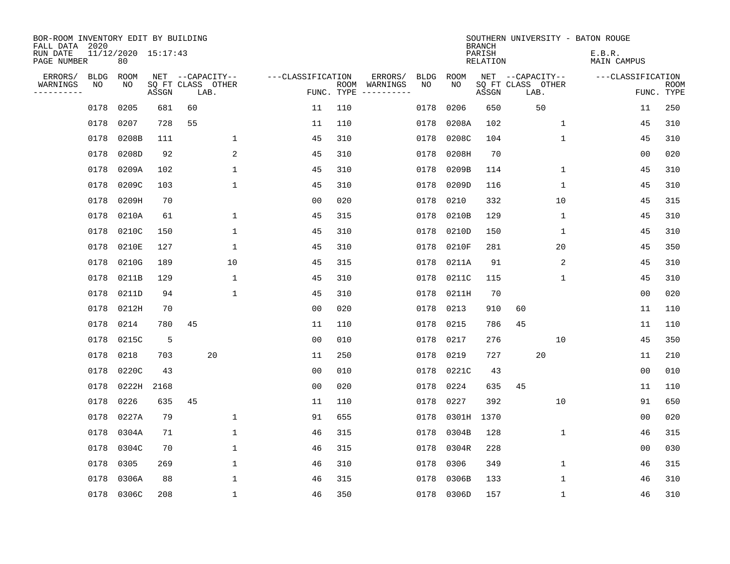BOR-ROOM INVENTORY EDIT BY BUILDING
FALL DATA 2020
RUN DATE 11/12/2020 15:17:43
PAGE NUMBER 80

SOUTHERN UNIVERSITY - BATON ROUGE
BRANCH
PARISH E.B.R.
RELATION MAIN CAMPUS

| ERRORS/ WARNINGS | BLDG NO | ROOM NO | NET SQ FT ASSGN | CAPACITY CLASS | CAPACITY LAB. | CAPACITY OTHER | CLASSIFICATION FUNC. | ROOM TYPE | ERRORS/ WARNINGS | BLDG NO | ROOM NO | NET SQ FT ASSGN | CAPACITY CLASS | CAPACITY LAB. | CAPACITY OTHER | CLASSIFICATION FUNC. | ROOM TYPE |
|---|---|---|---|---|---|---|---|---|---|---|---|---|---|---|---|---|---|
| | 0178 | 0205 | 681 | 60 | | | 11 | 110 | | 0178 | 0206 | 650 | | 50 | | 11 | 250 |
| | 0178 | 0207 | 728 | 55 | | | 11 | 110 | | 0178 | 0208A | 102 | | | 1 | 45 | 310 |
| | 0178 | 0208B | 111 | | | 1 | 45 | 310 | | 0178 | 0208C | 104 | | | 1 | 45 | 310 |
| | 0178 | 0208D | 92 | | | 2 | 45 | 310 | | 0178 | 0208H | 70 | | | | 00 | 020 |
| | 0178 | 0209A | 102 | | | 1 | 45 | 310 | | 0178 | 0209B | 114 | | | 1 | 45 | 310 |
| | 0178 | 0209C | 103 | | | 1 | 45 | 310 | | 0178 | 0209D | 116 | | | 1 | 45 | 310 |
| | 0178 | 0209H | 70 | | | | 00 | 020 | | 0178 | 0210 | 332 | | | 10 | 45 | 315 |
| | 0178 | 0210A | 61 | | | 1 | 45 | 315 | | 0178 | 0210B | 129 | | | 1 | 45 | 310 |
| | 0178 | 0210C | 150 | | | 1 | 45 | 310 | | 0178 | 0210D | 150 | | | 1 | 45 | 310 |
| | 0178 | 0210E | 127 | | | 1 | 45 | 310 | | 0178 | 0210F | 281 | | | 20 | 45 | 350 |
| | 0178 | 0210G | 189 | | | 10 | 45 | 315 | | 0178 | 0211A | 91 | | | 2 | 45 | 310 |
| | 0178 | 0211B | 129 | | | 1 | 45 | 310 | | 0178 | 0211C | 115 | | | 1 | 45 | 310 |
| | 0178 | 0211D | 94 | | | 1 | 45 | 310 | | 0178 | 0211H | 70 | | | | 00 | 020 |
| | 0178 | 0212H | 70 | | | | 00 | 020 | | 0178 | 0213 | 910 | 60 | | | 11 | 110 |
| | 0178 | 0214 | 780 | 45 | | | 11 | 110 | | 0178 | 0215 | 786 | 45 | | | 11 | 110 |
| | 0178 | 0215C | 5 | | | | 00 | 010 | | 0178 | 0217 | 276 | | | 10 | 45 | 350 |
| | 0178 | 0218 | 703 | | 20 | | 11 | 250 | | 0178 | 0219 | 727 | | 20 | | 11 | 210 |
| | 0178 | 0220C | 43 | | | | 00 | 010 | | 0178 | 0221C | 43 | | | | 00 | 010 |
| | 0178 | 0222H | 2168 | | | | 00 | 020 | | 0178 | 0224 | 635 | 45 | | | 11 | 110 |
| | 0178 | 0226 | 635 | 45 | | | 11 | 110 | | 0178 | 0227 | 392 | | | 10 | 91 | 650 |
| | 0178 | 0227A | 79 | | | 1 | 91 | 655 | | 0178 | 0301H | 1370 | | | | 00 | 020 |
| | 0178 | 0304A | 71 | | | 1 | 46 | 315 | | 0178 | 0304B | 128 | | | 1 | 46 | 315 |
| | 0178 | 0304C | 70 | | | 1 | 46 | 315 | | 0178 | 0304R | 228 | | | | 00 | 030 |
| | 0178 | 0305 | 269 | | | 1 | 46 | 310 | | 0178 | 0306 | 349 | | | 1 | 46 | 315 |
| | 0178 | 0306A | 88 | | | 1 | 46 | 315 | | 0178 | 0306B | 133 | | | 1 | 46 | 310 |
| | 0178 | 0306C | 208 | | | 1 | 46 | 350 | | 0178 | 0306D | 157 | | | 1 | 46 | 310 |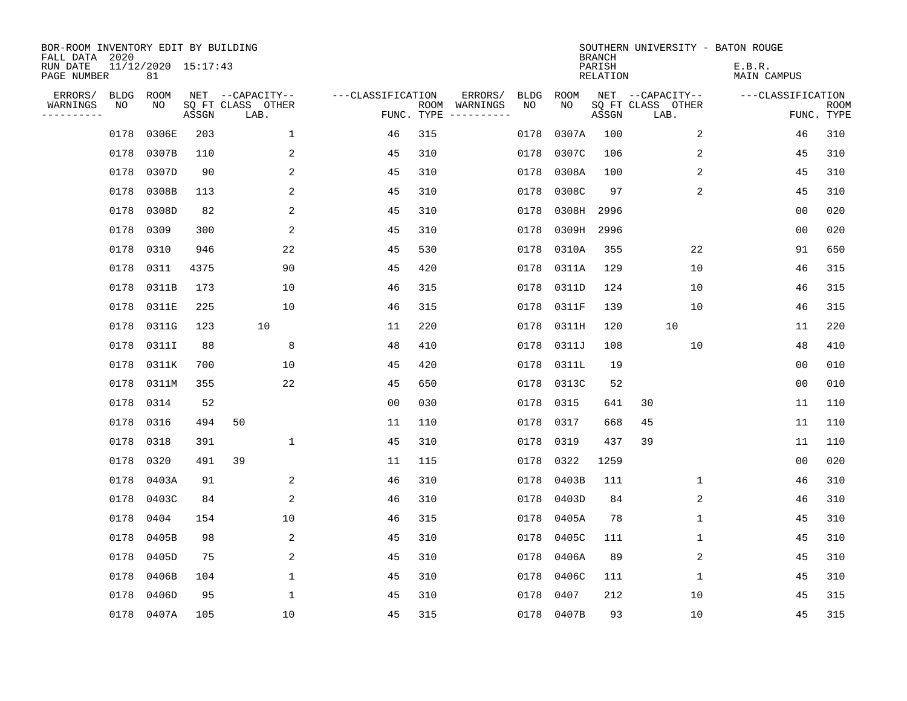BOR-ROOM INVENTORY EDIT BY BUILDING
FALL DATA 2020
RUN DATE 11/12/2020 15:17:43
PAGE NUMBER 81

SOUTHERN UNIVERSITY - BATON ROUGE
BRANCH
PARISH E.B.R.
RELATION MAIN CAMPUS

| ERRORS/ WARNINGS | BLDG NO | ROOM NO | NET SQ FT ASSGN | CAPACITY CLASS | CAPACITY LAB. | CAPACITY OTHER | CLASSIFICATION FUNC. | ROOM TYPE | ERRORS/ WARNINGS | BLDG NO | ROOM NO | NET SQ FT ASSGN | CAPACITY CLASS | CAPACITY LAB. | CAPACITY OTHER | CLASSIFICATION FUNC. | ROOM TYPE |
|---|---|---|---|---|---|---|---|---|---|---|---|---|---|---|---|---|---|
| | 0178 | 0306E | 203 | | | 1 | 46 | 315 | | 0178 | 0307A | 100 | | | 2 | 46 | 310 |
| | 0178 | 0307B | 110 | | | 2 | 45 | 310 | | 0178 | 0307C | 106 | | | 2 | 45 | 310 |
| | 0178 | 0307D | 90 | | | 2 | 45 | 310 | | 0178 | 0308A | 100 | | | 2 | 45 | 310 |
| | 0178 | 0308B | 113 | | | 2 | 45 | 310 | | 0178 | 0308C | 97 | | | 2 | 45 | 310 |
| | 0178 | 0308D | 82 | | | 2 | 45 | 310 | | 0178 | 0308H | 2996 | | | | 00 | 020 |
| | 0178 | 0309 | 300 | | | 2 | 45 | 310 | | 0178 | 0309H | 2996 | | | | 00 | 020 |
| | 0178 | 0310 | 946 | | | 22 | 45 | 530 | | 0178 | 0310A | 355 | | | 22 | 91 | 650 |
| | 0178 | 0311 | 4375 | | | 90 | 45 | 420 | | 0178 | 0311A | 129 | | | 10 | 46 | 315 |
| | 0178 | 0311B | 173 | | | 10 | 46 | 315 | | 0178 | 0311D | 124 | | | 10 | 46 | 315 |
| | 0178 | 0311E | 225 | | | 10 | 46 | 315 | | 0178 | 0311F | 139 | | | 10 | 46 | 315 |
| | 0178 | 0311G | 123 | | 10 | | 11 | 220 | | 0178 | 0311H | 120 | | 10 | | 11 | 220 |
| | 0178 | 0311I | 88 | | | 8 | 48 | 410 | | 0178 | 0311J | 108 | | | 10 | 48 | 410 |
| | 0178 | 0311K | 700 | | | 10 | 45 | 420 | | 0178 | 0311L | 19 | | | | 00 | 010 |
| | 0178 | 0311M | 355 | | | 22 | 45 | 650 | | 0178 | 0313C | 52 | | | | 00 | 010 |
| | 0178 | 0314 | 52 | | | | 00 | 030 | | 0178 | 0315 | 641 | 30 | | | 11 | 110 |
| | 0178 | 0316 | 494 | 50 | | | 11 | 110 | | 0178 | 0317 | 668 | 45 | | | 11 | 110 |
| | 0178 | 0318 | 391 | | | 1 | 45 | 310 | | 0178 | 0319 | 437 | 39 | | | 11 | 110 |
| | 0178 | 0320 | 491 | 39 | | | 11 | 115 | | 0178 | 0322 | 1259 | | | | 00 | 020 |
| | 0178 | 0403A | 91 | | | 2 | 46 | 310 | | 0178 | 0403B | 111 | | | 1 | 46 | 310 |
| | 0178 | 0403C | 84 | | | 2 | 46 | 310 | | 0178 | 0403D | 84 | | | 2 | 46 | 310 |
| | 0178 | 0404 | 154 | | | 10 | 46 | 315 | | 0178 | 0405A | 78 | | | 1 | 45 | 310 |
| | 0178 | 0405B | 98 | | | 2 | 45 | 310 | | 0178 | 0405C | 111 | | | 1 | 45 | 310 |
| | 0178 | 0405D | 75 | | | 2 | 45 | 310 | | 0178 | 0406A | 89 | | | 2 | 45 | 310 |
| | 0178 | 0406B | 104 | | | 1 | 45 | 310 | | 0178 | 0406C | 111 | | | 1 | 45 | 310 |
| | 0178 | 0406D | 95 | | | 1 | 45 | 310 | | 0178 | 0407 | 212 | | | 10 | 45 | 315 |
| | 0178 | 0407A | 105 | | | 10 | 45 | 315 | | 0178 | 0407B | 93 | | | 10 | 45 | 315 |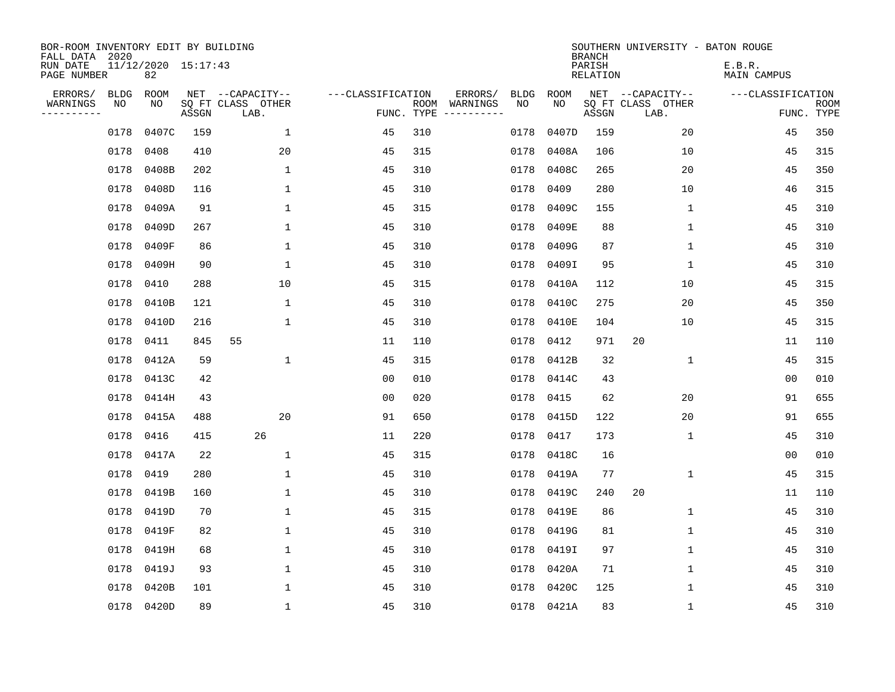BOR-ROOM INVENTORY EDIT BY BUILDING
FALL DATA 2020
RUN DATE 11/12/2020 15:17:43
PAGE NUMBER 82

SOUTHERN UNIVERSITY - BATON ROUGE
BRANCH
PARISH E.B.R.
RELATION MAIN CAMPUS

| ERRORS/ WARNINGS | BLDG NO | ROOM NO | NET SQ FT ASSGN | CAPACITY CLASS | CAPACITY LAB. | CAPACITY OTHER | FUNC. | ROOM TYPE | ERRORS/ WARNINGS | BLDG NO | ROOM NO | NET SQ FT ASSGN | CAPACITY CLASS | CAPACITY LAB. | CAPACITY OTHER | FUNC. | ROOM TYPE |
|---|---|---|---|---|---|---|---|---|---|---|---|---|---|---|---|---|---|
| | 0178 | 0407C | 159 | | | 1 | 45 | 310 | | 0178 | 0407D | 159 | | | 20 | 45 | 350 |
| | 0178 | 0408 | 410 | | | 20 | 45 | 315 | | 0178 | 0408A | 106 | | | 10 | 45 | 315 |
| | 0178 | 0408B | 202 | | | 1 | 45 | 310 | | 0178 | 0408C | 265 | | | 20 | 45 | 350 |
| | 0178 | 0408D | 116 | | | 1 | 45 | 310 | | 0178 | 0409 | 280 | | | 10 | 46 | 315 |
| | 0178 | 0409A | 91 | | | 1 | 45 | 315 | | 0178 | 0409C | 155 | | | 1 | 45 | 310 |
| | 0178 | 0409D | 267 | | | 1 | 45 | 310 | | 0178 | 0409E | 88 | | | 1 | 45 | 310 |
| | 0178 | 0409F | 86 | | | 1 | 45 | 310 | | 0178 | 0409G | 87 | | | 1 | 45 | 310 |
| | 0178 | 0409H | 90 | | | 1 | 45 | 310 | | 0178 | 0409I | 95 | | | 1 | 45 | 310 |
| | 0178 | 0410 | 288 | | | 10 | 45 | 315 | | 0178 | 0410A | 112 | | | 10 | 45 | 315 |
| | 0178 | 0410B | 121 | | | 1 | 45 | 310 | | 0178 | 0410C | 275 | | | 20 | 45 | 350 |
| | 0178 | 0410D | 216 | | | 1 | 45 | 310 | | 0178 | 0410E | 104 | | | 10 | 45 | 315 |
| | 0178 | 0411 | 845 | 55 | | | 11 | 110 | | 0178 | 0412 | 971 | 20 | | | 11 | 110 |
| | 0178 | 0412A | 59 | | | 1 | 45 | 315 | | 0178 | 0412B | 32 | | | 1 | 45 | 315 |
| | 0178 | 0413C | 42 | | | | 00 | 010 | | 0178 | 0414C | 43 | | | | 00 | 010 |
| | 0178 | 0414H | 43 | | | | 00 | 020 | | 0178 | 0415 | 62 | | | 20 | 91 | 655 |
| | 0178 | 0415A | 488 | | | 20 | 91 | 650 | | 0178 | 0415D | 122 | | | 20 | 91 | 655 |
| | 0178 | 0416 | 415 | | 26 | | 11 | 220 | | 0178 | 0417 | 173 | | | 1 | 45 | 310 |
| | 0178 | 0417A | 22 | | | 1 | 45 | 315 | | 0178 | 0418C | 16 | | | | 00 | 010 |
| | 0178 | 0419 | 280 | | | 1 | 45 | 310 | | 0178 | 0419A | 77 | | | 1 | 45 | 315 |
| | 0178 | 0419B | 160 | | | 1 | 45 | 310 | | 0178 | 0419C | 240 | 20 | | | 11 | 110 |
| | 0178 | 0419D | 70 | | | 1 | 45 | 315 | | 0178 | 0419E | 86 | | | 1 | 45 | 310 |
| | 0178 | 0419F | 82 | | | 1 | 45 | 310 | | 0178 | 0419G | 81 | | | 1 | 45 | 310 |
| | 0178 | 0419H | 68 | | | 1 | 45 | 310 | | 0178 | 0419I | 97 | | | 1 | 45 | 310 |
| | 0178 | 0419J | 93 | | | 1 | 45 | 310 | | 0178 | 0420A | 71 | | | 1 | 45 | 310 |
| | 0178 | 0420B | 101 | | | 1 | 45 | 310 | | 0178 | 0420C | 125 | | | 1 | 45 | 310 |
| | 0178 | 0420D | 89 | | | 1 | 45 | 310 | | 0178 | 0421A | 83 | | | 1 | 45 | 310 |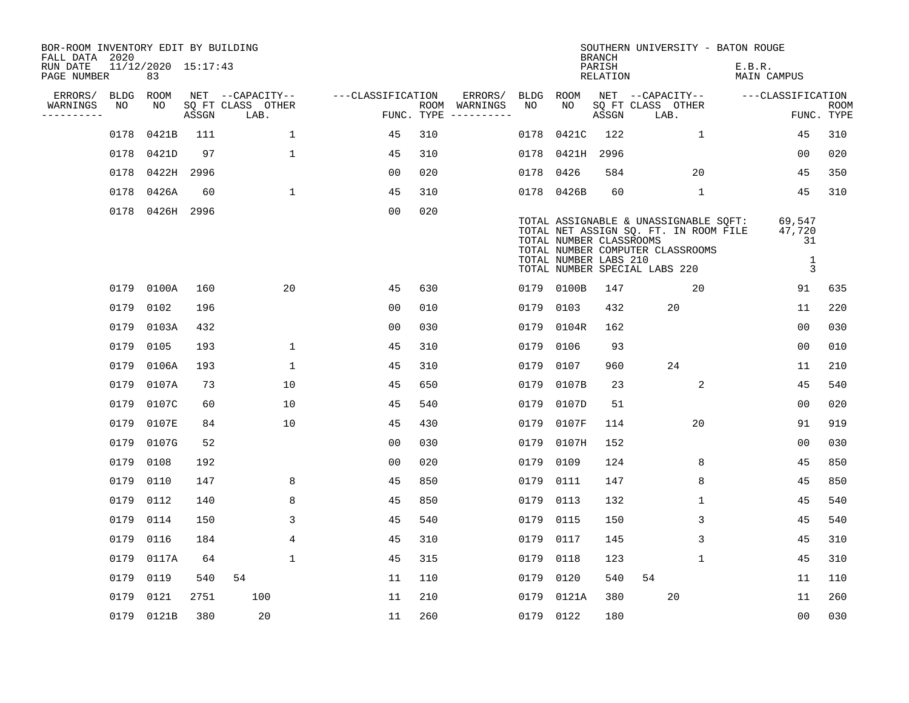BOR-ROOM INVENTORY EDIT BY BUILDING
FALL DATA 2020
RUN DATE 11/12/2020 15:17:43
PAGE NUMBER 83

SOUTHERN UNIVERSITY - BATON ROUGE
BRANCH
PARISH E.B.R.
RELATION MAIN CAMPUS

| ERRORS/ WARNINGS | BLDG NO | ROOM NO | NET SQ FT ASSGN | CAPACITY CLASS | CAPACITY LAB. | CAPACITY OTHER | CLASSIFICATION FUNC. | ROOM TYPE | ERRORS/ WARNINGS | BLDG NO | ROOM NO | NET SQ FT ASSGN | CAPACITY CLASS | CAPACITY LAB. | CAPACITY OTHER | CLASSIFICATION FUNC. | ROOM TYPE |
|---|---|---|---|---|---|---|---|---|---|---|---|---|---|---|---|---|---|
| | 0178 | 0421B | 111 | | | 1 | 45 | 310 | | 0178 | 0421C | 122 | | | 1 | 45 | 310 |
| | 0178 | 0421D | 97 | | | 1 | 45 | 310 | | 0178 | 0421H | 2996 | | | | 00 | 020 |
| | 0178 | 0422H | 2996 | | | | 00 | 020 | | 0178 | 0426 | 584 | | | 20 | 45 | 350 |
| | 0178 | 0426A | 60 | | | 1 | 45 | 310 | | 0178 | 0426B | 60 | | | 1 | 45 | 310 |
| | 0178 | 0426H | 2996 | | | | 00 | 020 | | | | | | | | | |

TOTAL ASSIGNABLE & UNASSIGNABLE SQFT: 69,547
TOTAL NET ASSIGN SQ. FT. IN ROOM FILE 47,720
TOTAL NUMBER CLASSROOMS 31
TOTAL NUMBER COMPUTER CLASSROOMS
TOTAL NUMBER LABS 210 1
TOTAL NUMBER SPECIAL LABS 220 3

| ERRORS/ WARNINGS | BLDG NO | ROOM NO | NET SQ FT ASSGN | CAPACITY CLASS | CAPACITY LAB. | CAPACITY OTHER | CLASSIFICATION FUNC. | ROOM TYPE | ERRORS/ WARNINGS | BLDG NO | ROOM NO | NET SQ FT ASSGN | CAPACITY CLASS | CAPACITY LAB. | CAPACITY OTHER | CLASSIFICATION FUNC. | ROOM TYPE |
|---|---|---|---|---|---|---|---|---|---|---|---|---|---|---|---|---|---|
| | 0179 | 0100A | 160 | | | 20 | 45 | 630 | | 0179 | 0100B | 147 | | | 20 | 91 | 635 |
| | 0179 | 0102 | 196 | | | | 00 | 010 | | 0179 | 0103 | 432 | | 20 | | 11 | 220 |
| | 0179 | 0103A | 432 | | | | 00 | 030 | | 0179 | 0104R | 162 | | | | 00 | 030 |
| | 0179 | 0105 | 193 | | | 1 | 45 | 310 | | 0179 | 0106 | 93 | | | | 00 | 010 |
| | 0179 | 0106A | 193 | | | 1 | 45 | 310 | | 0179 | 0107 | 960 | | 24 | | 11 | 210 |
| | 0179 | 0107A | 73 | | | 10 | 45 | 650 | | 0179 | 0107B | 23 | | | 2 | 45 | 540 |
| | 0179 | 0107C | 60 | | | 10 | 45 | 540 | | 0179 | 0107D | 51 | | | | 00 | 020 |
| | 0179 | 0107E | 84 | | | 10 | 45 | 430 | | 0179 | 0107F | 114 | | | 20 | 91 | 919 |
| | 0179 | 0107G | 52 | | | | 00 | 030 | | 0179 | 0107H | 152 | | | | 00 | 030 |
| | 0179 | 0108 | 192 | | | | 00 | 020 | | 0179 | 0109 | 124 | | | 8 | 45 | 850 |
| | 0179 | 0110 | 147 | | | 8 | 45 | 850 | | 0179 | 0111 | 147 | | | 8 | 45 | 850 |
| | 0179 | 0112 | 140 | | | 8 | 45 | 850 | | 0179 | 0113 | 132 | | | 1 | 45 | 540 |
| | 0179 | 0114 | 150 | | | 3 | 45 | 540 | | 0179 | 0115 | 150 | | | 3 | 45 | 540 |
| | 0179 | 0116 | 184 | | | 4 | 45 | 310 | | 0179 | 0117 | 145 | | | 3 | 45 | 310 |
| | 0179 | 0117A | 64 | | | 1 | 45 | 315 | | 0179 | 0118 | 123 | | | 1 | 45 | 310 |
| | 0179 | 0119 | 540 | 54 | | | 11 | 110 | | 0179 | 0120 | 540 | 54 | | | 11 | 110 |
| | 0179 | 0121 | 2751 | | 100 | | 11 | 210 | | 0179 | 0121A | 380 | | 20 | | 11 | 260 |
| | 0179 | 0121B | 380 | | 20 | | 11 | 260 | | 0179 | 0122 | 180 | | | | 00 | 030 |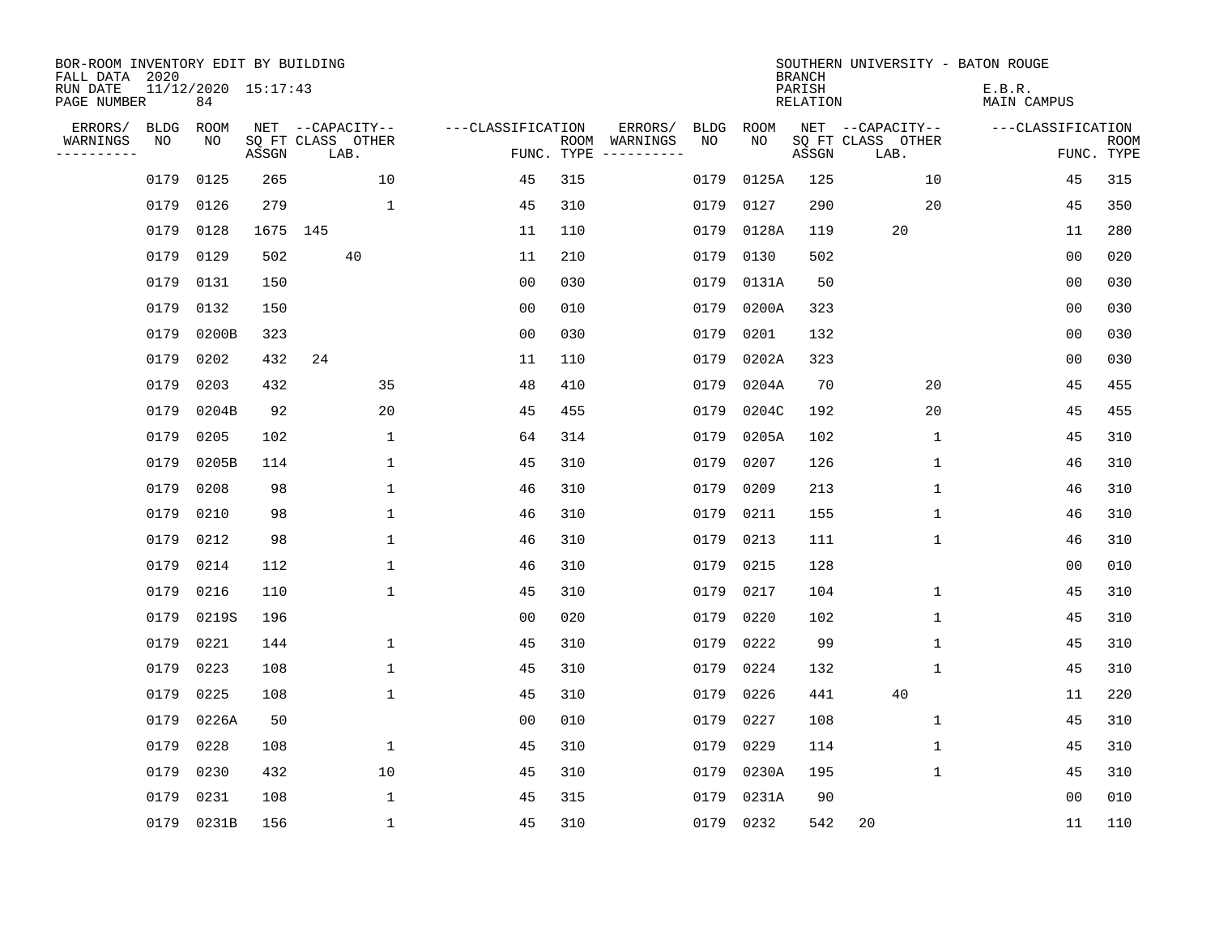BOR-ROOM INVENTORY EDIT BY BUILDING
FALL DATA 2020
RUN DATE 11/12/2020 15:17:43
PAGE NUMBER 84

SOUTHERN UNIVERSITY - BATON ROUGE
BRANCH
PARISH E.B.R.
RELATION MAIN CAMPUS

| ERRORS/ WARNINGS | BLDG NO | ROOM NO | NET SQ FT ASSGN | CAPACITY CLASS | CAPACITY LAB. | CAPACITY OTHER | FUNC. | ROOM TYPE | ERRORS/ WARNINGS | BLDG NO | ROOM NO | NET SQ FT ASSGN | CAPACITY CLASS | CAPACITY LAB. | CAPACITY OTHER | FUNC. | ROOM TYPE |
|---|---|---|---|---|---|---|---|---|---|---|---|---|---|---|---|---|---|
| | 0179 | 0125 | 265 | | | 10 | 45 | 315 | | 0179 | 0125A | 125 | | | 10 | 45 | 315 |
| | 0179 | 0126 | 279 | | | 1 | 45 | 310 | | 0179 | 0127 | 290 | | | 20 | 45 | 350 |
| | 0179 | 0128 | 1675 | 145 | | | 11 | 110 | | 0179 | 0128A | 119 | | 20 | | 11 | 280 |
| | 0179 | 0129 | 502 | | 40 | | 11 | 210 | | 0179 | 0130 | 502 | | | | 00 | 020 |
| | 0179 | 0131 | 150 | | | | 00 | 030 | | 0179 | 0131A | 50 | | | | 00 | 030 |
| | 0179 | 0132 | 150 | | | | 00 | 010 | | 0179 | 0200A | 323 | | | | 00 | 030 |
| | 0179 | 0200B | 323 | | | | 00 | 030 | | 0179 | 0201 | 132 | | | | 00 | 030 |
| | 0179 | 0202 | 432 | 24 | | | 11 | 110 | | 0179 | 0202A | 323 | | | | 00 | 030 |
| | 0179 | 0203 | 432 | | | 35 | 48 | 410 | | 0179 | 0204A | 70 | | | 20 | 45 | 455 |
| | 0179 | 0204B | 92 | | | 20 | 45 | 455 | | 0179 | 0204C | 192 | | | 20 | 45 | 455 |
| | 0179 | 0205 | 102 | | | 1 | 64 | 314 | | 0179 | 0205A | 102 | | | 1 | 45 | 310 |
| | 0179 | 0205B | 114 | | | 1 | 45 | 310 | | 0179 | 0207 | 126 | | | 1 | 46 | 310 |
| | 0179 | 0208 | 98 | | | 1 | 46 | 310 | | 0179 | 0209 | 213 | | | 1 | 46 | 310 |
| | 0179 | 0210 | 98 | | | 1 | 46 | 310 | | 0179 | 0211 | 155 | | | 1 | 46 | 310 |
| | 0179 | 0212 | 98 | | | 1 | 46 | 310 | | 0179 | 0213 | 111 | | | 1 | 46 | 310 |
| | 0179 | 0214 | 112 | | | 1 | 46 | 310 | | 0179 | 0215 | 128 | | | | 00 | 010 |
| | 0179 | 0216 | 110 | | | 1 | 45 | 310 | | 0179 | 0217 | 104 | | | 1 | 45 | 310 |
| | 0179 | 0219S | 196 | | | | 00 | 020 | | 0179 | 0220 | 102 | | | 1 | 45 | 310 |
| | 0179 | 0221 | 144 | | | 1 | 45 | 310 | | 0179 | 0222 | 99 | | | 1 | 45 | 310 |
| | 0179 | 0223 | 108 | | | 1 | 45 | 310 | | 0179 | 0224 | 132 | | | 1 | 45 | 310 |
| | 0179 | 0225 | 108 | | | 1 | 45 | 310 | | 0179 | 0226 | 441 | | 40 | | 11 | 220 |
| | 0179 | 0226A | 50 | | | | 00 | 010 | | 0179 | 0227 | 108 | | | 1 | 45 | 310 |
| | 0179 | 0228 | 108 | | | 1 | 45 | 310 | | 0179 | 0229 | 114 | | | 1 | 45 | 310 |
| | 0179 | 0230 | 432 | | | 10 | 45 | 310 | | 0179 | 0230A | 195 | | | 1 | 45 | 310 |
| | 0179 | 0231 | 108 | | | 1 | 45 | 315 | | 0179 | 0231A | 90 | | | | 00 | 010 |
| | 0179 | 0231B | 156 | | | 1 | 45 | 310 | | 0179 | 0232 | 542 | 20 | | | 11 | 110 |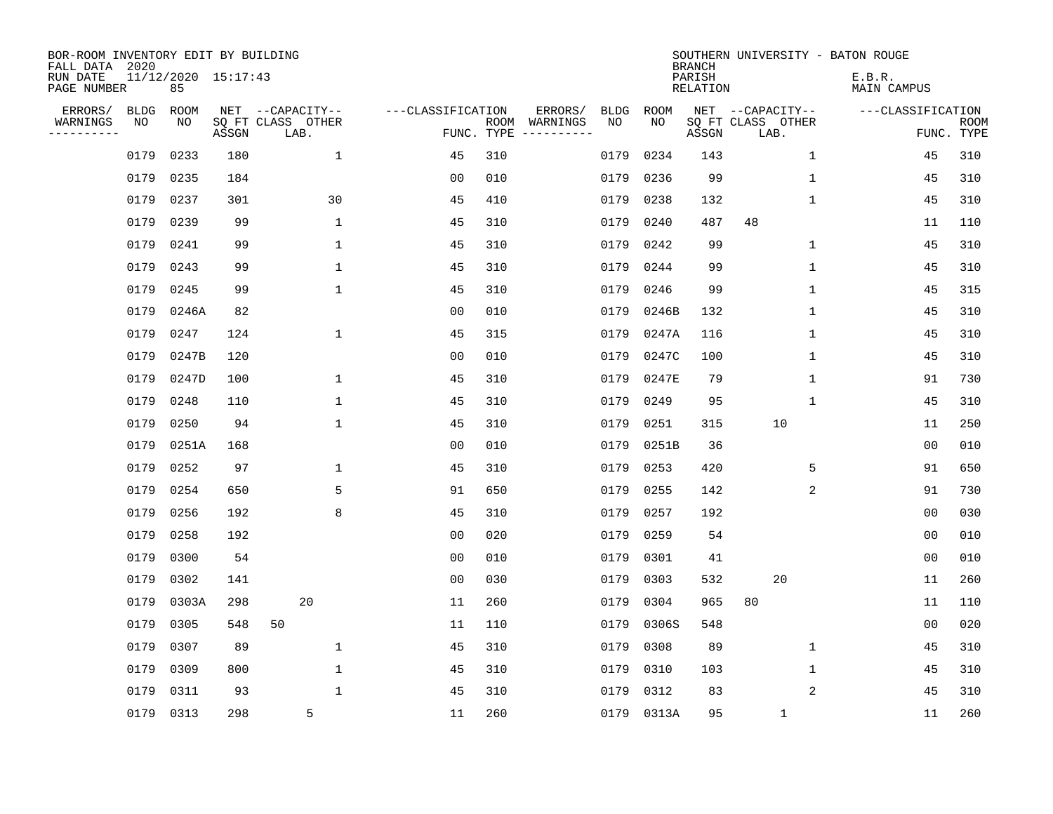BOR-ROOM INVENTORY EDIT BY BUILDING
FALL DATA 2020
RUN DATE 11/12/2020 15:17:43
PAGE NUMBER 85

SOUTHERN UNIVERSITY - BATON ROUGE
BRANCH
PARISH E.B.R.
RELATION MAIN CAMPUS

| ERRORS/ WARNINGS | BLDG NO | ROOM NO | NET SQ FT ASSGN | CAPACITY CLASS | CAPACITY LAB. | CAPACITY OTHER | CLASSIFICATION FUNC. | ROOM TYPE | ERRORS/ WARNINGS | BLDG NO | ROOM NO | NET SQ FT ASSGN | CAPACITY CLASS | CAPACITY LAB. | CAPACITY OTHER | CLASSIFICATION FUNC. | ROOM TYPE |
|---|---|---|---|---|---|---|---|---|---|---|---|---|---|---|---|---|---|
| | 0179 | 0233 | 180 | | | 1 | 45 | 310 | | 0179 | 0234 | 143 | | | 1 | 45 | 310 |
| | 0179 | 0235 | 184 | | | | 00 | 010 | | 0179 | 0236 | 99 | | | 1 | 45 | 310 |
| | 0179 | 0237 | 301 | | | 30 | 45 | 410 | | 0179 | 0238 | 132 | | | 1 | 45 | 310 |
| | 0179 | 0239 | 99 | | | 1 | 45 | 310 | | 0179 | 0240 | 487 | 48 | | | 11 | 110 |
| | 0179 | 0241 | 99 | | | 1 | 45 | 310 | | 0179 | 0242 | 99 | | | 1 | 45 | 310 |
| | 0179 | 0243 | 99 | | | 1 | 45 | 310 | | 0179 | 0244 | 99 | | | 1 | 45 | 310 |
| | 0179 | 0245 | 99 | | | 1 | 45 | 310 | | 0179 | 0246 | 99 | | | 1 | 45 | 315 |
| | 0179 | 0246A | 82 | | | | 00 | 010 | | 0179 | 0246B | 132 | | | 1 | 45 | 310 |
| | 0179 | 0247 | 124 | | | 1 | 45 | 315 | | 0179 | 0247A | 116 | | | 1 | 45 | 310 |
| | 0179 | 0247B | 120 | | | | 00 | 010 | | 0179 | 0247C | 100 | | | 1 | 45 | 310 |
| | 0179 | 0247D | 100 | | | 1 | 45 | 310 | | 0179 | 0247E | 79 | | | 1 | 91 | 730 |
| | 0179 | 0248 | 110 | | | 1 | 45 | 310 | | 0179 | 0249 | 95 | | | 1 | 45 | 310 |
| | 0179 | 0250 | 94 | | | 1 | 45 | 310 | | 0179 | 0251 | 315 | | 10 | | 11 | 250 |
| | 0179 | 0251A | 168 | | | | 00 | 010 | | 0179 | 0251B | 36 | | | | 00 | 010 |
| | 0179 | 0252 | 97 | | | 1 | 45 | 310 | | 0179 | 0253 | 420 | | | 5 | 91 | 650 |
| | 0179 | 0254 | 650 | | | 5 | 91 | 650 | | 0179 | 0255 | 142 | | | 2 | 91 | 730 |
| | 0179 | 0256 | 192 | | | 8 | 45 | 310 | | 0179 | 0257 | 192 | | | | 00 | 030 |
| | 0179 | 0258 | 192 | | | | 00 | 020 | | 0179 | 0259 | 54 | | | | 00 | 010 |
| | 0179 | 0300 | 54 | | | | 00 | 010 | | 0179 | 0301 | 41 | | | | 00 | 010 |
| | 0179 | 0302 | 141 | | | | 00 | 030 | | 0179 | 0303 | 532 | | 20 | | 11 | 260 |
| | 0179 | 0303A | 298 | | 20 | | 11 | 260 | | 0179 | 0304 | 965 | 80 | | | 11 | 110 |
| | 0179 | 0305 | 548 | 50 | | | 11 | 110 | | 0179 | 0306S | 548 | | | | 00 | 020 |
| | 0179 | 0307 | 89 | | | 1 | 45 | 310 | | 0179 | 0308 | 89 | | | 1 | 45 | 310 |
| | 0179 | 0309 | 800 | | | 1 | 45 | 310 | | 0179 | 0310 | 103 | | | 1 | 45 | 310 |
| | 0179 | 0311 | 93 | | | 1 | 45 | 310 | | 0179 | 0312 | 83 | | | 2 | 45 | 310 |
| | 0179 | 0313 | 298 | | 5 | | 11 | 260 | | 0179 | 0313A | 95 | | 1 | | 11 | 260 |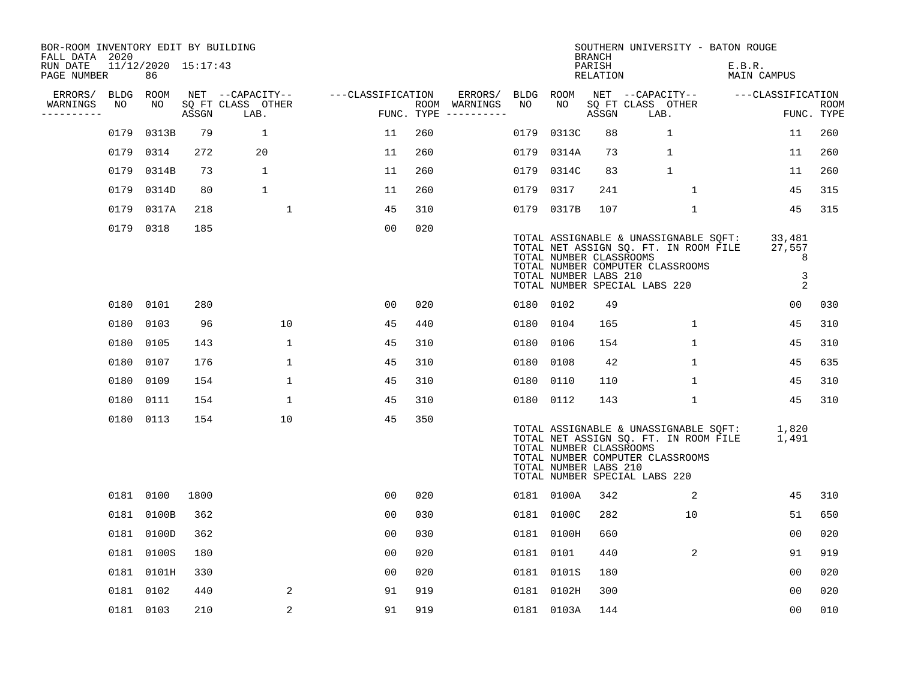BOR-ROOM INVENTORY EDIT BY BUILDING
FALL DATA 2020
RUN DATE 11/12/2020 15:17:43
PAGE NUMBER 86

SOUTHERN UNIVERSITY - BATON ROUGE
BRANCH
PARISH E.B.R.
RELATION MAIN CAMPUS

| ERRORS/ WARNINGS | BLDG NO | ROOM NO | NET SQ FT ASSGN | CAPACITY CLASS LAB. | CAPACITY OTHER | CLASSIFICATION FUNC. | ROOM TYPE | ERRORS/ WARNINGS | BLDG NO | ROOM NO | NET SQ FT ASSGN | CAPACITY CLASS LAB. | CAPACITY OTHER | CLASSIFICATION FUNC. | ROOM TYPE |
|---|---|---|---|---|---|---|---|---|---|---|---|---|---|---|---|
| | 0179 | 0313B | 79 | 1 | | 11 | 260 | | 0179 | 0313C | 88 | 1 | | 11 | 260 |
| | 0179 | 0314 | 272 | 20 | | 11 | 260 | | 0179 | 0314A | 73 | 1 | | 11 | 260 |
| | 0179 | 0314B | 73 | 1 | | 11 | 260 | | 0179 | 0314C | 83 | 1 | | 11 | 260 |
| | 0179 | 0314D | 80 | 1 | | 11 | 260 | | 0179 | 0317 | 241 | | 1 | 45 | 315 |
| | 0179 | 0317A | 218 | | 1 | 45 | 310 | | 0179 | 0317B | 107 | | 1 | 45 | 315 |
| | 0179 | 0318 | 185 | | | 00 | 020 | | | | | | | | |

TOTAL ASSIGNABLE & UNASSIGNABLE SQFT: 33,481
TOTAL NET ASSIGN SQ. FT. IN ROOM FILE 27,557
TOTAL NUMBER CLASSROOMS 8
TOTAL NUMBER COMPUTER CLASSROOMS
TOTAL NUMBER LABS 210 3
TOTAL NUMBER SPECIAL LABS 220 2

| ERRORS/ WARNINGS | BLDG NO | ROOM NO | NET SQ FT ASSGN | CAPACITY CLASS LAB. | CAPACITY OTHER | CLASSIFICATION FUNC. | ROOM TYPE | ERRORS/ WARNINGS | BLDG NO | ROOM NO | NET SQ FT ASSGN | CAPACITY CLASS LAB. | CAPACITY OTHER | CLASSIFICATION FUNC. | ROOM TYPE |
|---|---|---|---|---|---|---|---|---|---|---|---|---|---|---|---|
| | 0180 | 0101 | 280 | | | 00 | 020 | | 0180 | 0102 | 49 | | | 00 | 030 |
| | 0180 | 0103 | 96 | | 10 | 45 | 440 | | 0180 | 0104 | 165 | | 1 | 45 | 310 |
| | 0180 | 0105 | 143 | | 1 | 45 | 310 | | 0180 | 0106 | 154 | | 1 | 45 | 310 |
| | 0180 | 0107 | 176 | | 1 | 45 | 310 | | 0180 | 0108 | 42 | | 1 | 45 | 635 |
| | 0180 | 0109 | 154 | | 1 | 45 | 310 | | 0180 | 0110 | 110 | | 1 | 45 | 310 |
| | 0180 | 0111 | 154 | | 1 | 45 | 310 | | 0180 | 0112 | 143 | | 1 | 45 | 310 |
| | 0180 | 0113 | 154 | | 10 | 45 | 350 | | | | | | | | |

TOTAL ASSIGNABLE & UNASSIGNABLE SQFT: 1,820
TOTAL NET ASSIGN SQ. FT. IN ROOM FILE 1,491
TOTAL NUMBER CLASSROOMS
TOTAL NUMBER COMPUTER CLASSROOMS
TOTAL NUMBER LABS 210
TOTAL NUMBER SPECIAL LABS 220

| ERRORS/ WARNINGS | BLDG NO | ROOM NO | NET SQ FT ASSGN | CAPACITY CLASS LAB. | CAPACITY OTHER | CLASSIFICATION FUNC. | ROOM TYPE | ERRORS/ WARNINGS | BLDG NO | ROOM NO | NET SQ FT ASSGN | CAPACITY CLASS LAB. | CAPACITY OTHER | CLASSIFICATION FUNC. | ROOM TYPE |
|---|---|---|---|---|---|---|---|---|---|---|---|---|---|---|---|
| | 0181 | 0100 | 1800 | | | 00 | 020 | | 0181 | 0100A | 342 | | 2 | 45 | 310 |
| | 0181 | 0100B | 362 | | | 00 | 030 | | 0181 | 0100C | 282 | | 10 | 51 | 650 |
| | 0181 | 0100D | 362 | | | 00 | 030 | | 0181 | 0100H | 660 | | | 00 | 020 |
| | 0181 | 0100S | 180 | | | 00 | 020 | | 0181 | 0101 | 440 | | 2 | 91 | 919 |
| | 0181 | 0101H | 330 | | | 00 | 020 | | 0181 | 0101S | 180 | | | 00 | 020 |
| | 0181 | 0102 | 440 | | 2 | 91 | 919 | | 0181 | 0102H | 300 | | | 00 | 020 |
| | 0181 | 0103 | 210 | | 2 | 91 | 919 | | 0181 | 0103A | 144 | | | 00 | 010 |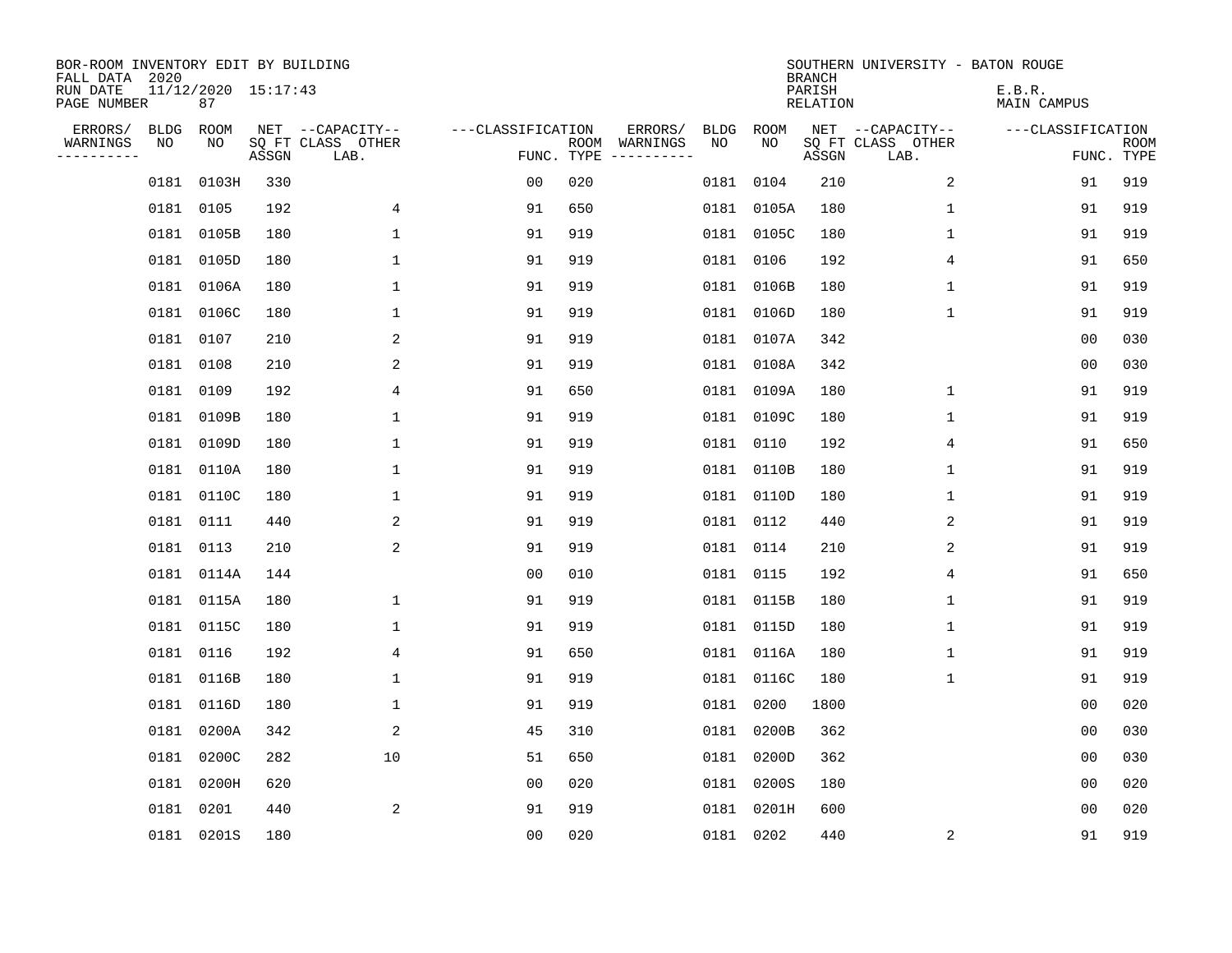BOR-ROOM INVENTORY EDIT BY BUILDING
FALL DATA 2020
RUN DATE 11/12/2020 15:17:43
PAGE NUMBER 87

SOUTHERN UNIVERSITY - BATON ROUGE
BRANCH
PARISH E.B.R.
RELATION MAIN CAMPUS

| ERRORS/ WARNINGS | BLDG NO | ROOM NO | NET SQ FT ASSGN | CAPACITY CLASS LAB. | CAPACITY OTHER | CLASSIFICATION FUNC. | ROOM TYPE | ERRORS/ WARNINGS | BLDG NO | ROOM NO | NET SQ FT ASSGN | CAPACITY CLASS LAB. | CAPACITY OTHER | CLASSIFICATION FUNC. | ROOM TYPE |
|---|---|---|---|---|---|---|---|---|---|---|---|---|---|---|---|
| | 0181 | 0103H | 330 | | | 00 | 020 | | 0181 | 0104 | 210 | | 2 | 91 | 919 |
| | 0181 | 0105 | 192 | | 4 | 91 | 650 | | 0181 | 0105A | 180 | | 1 | 91 | 919 |
| | 0181 | 0105B | 180 | | 1 | 91 | 919 | | 0181 | 0105C | 180 | | 1 | 91 | 919 |
| | 0181 | 0105D | 180 | | 1 | 91 | 919 | | 0181 | 0106 | 192 | | 4 | 91 | 650 |
| | 0181 | 0106A | 180 | | 1 | 91 | 919 | | 0181 | 0106B | 180 | | 1 | 91 | 919 |
| | 0181 | 0106C | 180 | | 1 | 91 | 919 | | 0181 | 0106D | 180 | | 1 | 91 | 919 |
| | 0181 | 0107 | 210 | | 2 | 91 | 919 | | 0181 | 0107A | 342 | | | 00 | 030 |
| | 0181 | 0108 | 210 | | 2 | 91 | 919 | | 0181 | 0108A | 342 | | | 00 | 030 |
| | 0181 | 0109 | 192 | | 4 | 91 | 650 | | 0181 | 0109A | 180 | | 1 | 91 | 919 |
| | 0181 | 0109B | 180 | | 1 | 91 | 919 | | 0181 | 0109C | 180 | | 1 | 91 | 919 |
| | 0181 | 0109D | 180 | | 1 | 91 | 919 | | 0181 | 0110 | 192 | | 4 | 91 | 650 |
| | 0181 | 0110A | 180 | | 1 | 91 | 919 | | 0181 | 0110B | 180 | | 1 | 91 | 919 |
| | 0181 | 0110C | 180 | | 1 | 91 | 919 | | 0181 | 0110D | 180 | | 1 | 91 | 919 |
| | 0181 | 0111 | 440 | | 2 | 91 | 919 | | 0181 | 0112 | 440 | | 2 | 91 | 919 |
| | 0181 | 0113 | 210 | | 2 | 91 | 919 | | 0181 | 0114 | 210 | | 2 | 91 | 919 |
| | 0181 | 0114A | 144 | | | 00 | 010 | | 0181 | 0115 | 192 | | 4 | 91 | 650 |
| | 0181 | 0115A | 180 | | 1 | 91 | 919 | | 0181 | 0115B | 180 | | 1 | 91 | 919 |
| | 0181 | 0115C | 180 | | 1 | 91 | 919 | | 0181 | 0115D | 180 | | 1 | 91 | 919 |
| | 0181 | 0116 | 192 | | 4 | 91 | 650 | | 0181 | 0116A | 180 | | 1 | 91 | 919 |
| | 0181 | 0116B | 180 | | 1 | 91 | 919 | | 0181 | 0116C | 180 | | 1 | 91 | 919 |
| | 0181 | 0116D | 180 | | 1 | 91 | 919 | | 0181 | 0200 | 1800 | | | 00 | 020 |
| | 0181 | 0200A | 342 | | 2 | 45 | 310 | | 0181 | 0200B | 362 | | | 00 | 030 |
| | 0181 | 0200C | 282 | | 10 | 51 | 650 | | 0181 | 0200D | 362 | | | 00 | 030 |
| | 0181 | 0200H | 620 | | | 00 | 020 | | 0181 | 0200S | 180 | | | 00 | 020 |
| | 0181 | 0201 | 440 | | 2 | 91 | 919 | | 0181 | 0201H | 600 | | | 00 | 020 |
| | 0181 | 0201S | 180 | | | 00 | 020 | | 0181 | 0202 | 440 | | 2 | 91 | 919 |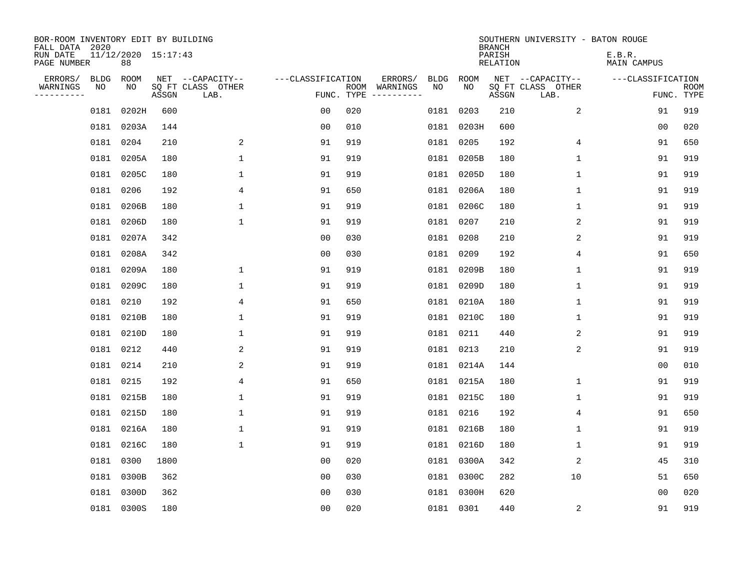BOR-ROOM INVENTORY EDIT BY BUILDING
FALL DATA 2020
RUN DATE 11/12/2020 15:17:43
PAGE NUMBER 88

SOUTHERN UNIVERSITY - BATON ROUGE
BRANCH
PARISH E.B.R.
RELATION MAIN CAMPUS

| ERRORS/ WARNINGS | BLDG NO | ROOM NO | NET SQ FT ASSGN | CAPACITY CLASS LAB. | CAPACITY OTHER | CLASSIFICATION FUNC. | ROOM TYPE | ERRORS/ WARNINGS | BLDG NO | ROOM NO | NET SQ FT ASSGN | CAPACITY CLASS LAB. | CAPACITY OTHER | CLASSIFICATION FUNC. | ROOM TYPE |
|---|---|---|---|---|---|---|---|---|---|---|---|---|---|---|---|
| | 0181 | 0202H | 600 | | | 00 | 020 | | 0181 | 0203 | 210 | | 2 | 91 | 919 |
| | 0181 | 0203A | 144 | | | 00 | 010 | | 0181 | 0203H | 600 | | | 00 | 020 |
| | 0181 | 0204 | 210 | | 2 | 91 | 919 | | 0181 | 0205 | 192 | | 4 | 91 | 650 |
| | 0181 | 0205A | 180 | | 1 | 91 | 919 | | 0181 | 0205B | 180 | | 1 | 91 | 919 |
| | 0181 | 0205C | 180 | | 1 | 91 | 919 | | 0181 | 0205D | 180 | | 1 | 91 | 919 |
| | 0181 | 0206 | 192 | | 4 | 91 | 650 | | 0181 | 0206A | 180 | | 1 | 91 | 919 |
| | 0181 | 0206B | 180 | | 1 | 91 | 919 | | 0181 | 0206C | 180 | | 1 | 91 | 919 |
| | 0181 | 0206D | 180 | | 1 | 91 | 919 | | 0181 | 0207 | 210 | | 2 | 91 | 919 |
| | 0181 | 0207A | 342 | | | 00 | 030 | | 0181 | 0208 | 210 | | 2 | 91 | 919 |
| | 0181 | 0208A | 342 | | | 00 | 030 | | 0181 | 0209 | 192 | | 4 | 91 | 650 |
| | 0181 | 0209A | 180 | | 1 | 91 | 919 | | 0181 | 0209B | 180 | | 1 | 91 | 919 |
| | 0181 | 0209C | 180 | | 1 | 91 | 919 | | 0181 | 0209D | 180 | | 1 | 91 | 919 |
| | 0181 | 0210 | 192 | | 4 | 91 | 650 | | 0181 | 0210A | 180 | | 1 | 91 | 919 |
| | 0181 | 0210B | 180 | | 1 | 91 | 919 | | 0181 | 0210C | 180 | | 1 | 91 | 919 |
| | 0181 | 0210D | 180 | | 1 | 91 | 919 | | 0181 | 0211 | 440 | | 2 | 91 | 919 |
| | 0181 | 0212 | 440 | | 2 | 91 | 919 | | 0181 | 0213 | 210 | | 2 | 91 | 919 |
| | 0181 | 0214 | 210 | | 2 | 91 | 919 | | 0181 | 0214A | 144 | | | 00 | 010 |
| | 0181 | 0215 | 192 | | 4 | 91 | 650 | | 0181 | 0215A | 180 | | 1 | 91 | 919 |
| | 0181 | 0215B | 180 | | 1 | 91 | 919 | | 0181 | 0215C | 180 | | 1 | 91 | 919 |
| | 0181 | 0215D | 180 | | 1 | 91 | 919 | | 0181 | 0216 | 192 | | 4 | 91 | 650 |
| | 0181 | 0216A | 180 | | 1 | 91 | 919 | | 0181 | 0216B | 180 | | 1 | 91 | 919 |
| | 0181 | 0216C | 180 | | 1 | 91 | 919 | | 0181 | 0216D | 180 | | 1 | 91 | 919 |
| | 0181 | 0300 | 1800 | | | 00 | 020 | | 0181 | 0300A | 342 | | 2 | 45 | 310 |
| | 0181 | 0300B | 362 | | | 00 | 030 | | 0181 | 0300C | 282 | | 10 | 51 | 650 |
| | 0181 | 0300D | 362 | | | 00 | 030 | | 0181 | 0300H | 620 | | | 00 | 020 |
| | 0181 | 0300S | 180 | | | 00 | 020 | | 0181 | 0301 | 440 | | 2 | 91 | 919 |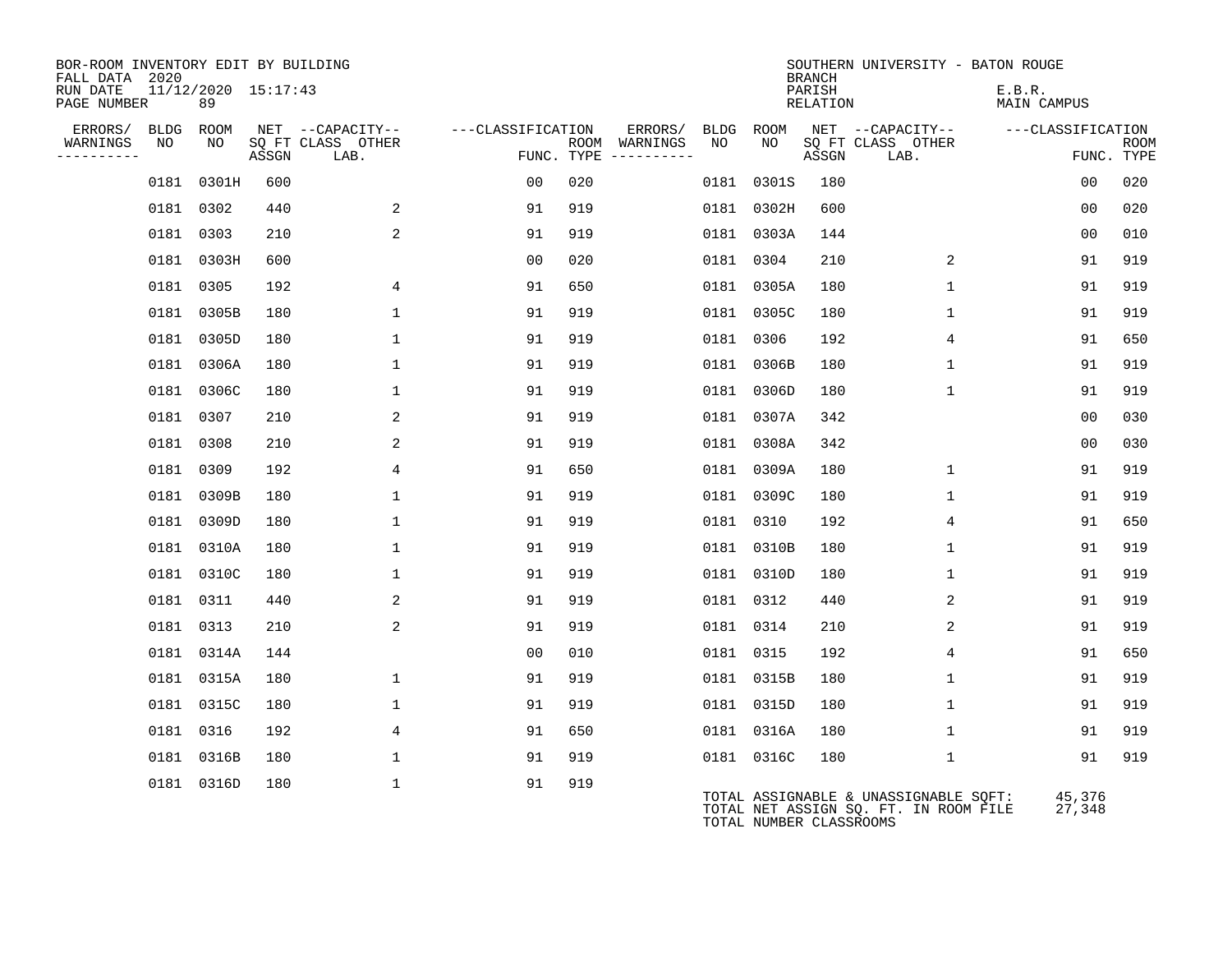BOR-ROOM INVENTORY EDIT BY BUILDING
FALL DATA 2020
RUN DATE 11/12/2020 15:17:43
PAGE NUMBER 89

SOUTHERN UNIVERSITY - BATON ROUGE
BRANCH
PARISH E.B.R.
RELATION MAIN CAMPUS

| ERRORS/ WARNINGS | BLDG NO | ROOM NO | NET SQ FT ASSGN | CAPACITY CLASS LAB. | CAPACITY OTHER | CLASSIFICATION FUNC. | ROOM TYPE | ERRORS/ WARNINGS | BLDG NO | ROOM NO | NET SQ FT ASSGN | CAPACITY CLASS LAB. | CAPACITY OTHER | CLASSIFICATION FUNC. | ROOM TYPE |
|---|---|---|---|---|---|---|---|---|---|---|---|---|---|---|---|
| | 0181 | 0301H | 600 | | | 00 | 020 | | 0181 | 0301S | 180 | | | 00 | 020 |
| | 0181 | 0302 | 440 | | 2 | 91 | 919 | | 0181 | 0302H | 600 | | | 00 | 020 |
| | 0181 | 0303 | 210 | | 2 | 91 | 919 | | 0181 | 0303A | 144 | | | 00 | 010 |
| | 0181 | 0303H | 600 | | | 00 | 020 | | 0181 | 0304 | 210 | | 2 | 91 | 919 |
| | 0181 | 0305 | 192 | | 4 | 91 | 650 | | 0181 | 0305A | 180 | | 1 | 91 | 919 |
| | 0181 | 0305B | 180 | | 1 | 91 | 919 | | 0181 | 0305C | 180 | | 1 | 91 | 919 |
| | 0181 | 0305D | 180 | | 1 | 91 | 919 | | 0181 | 0306 | 192 | | 4 | 91 | 650 |
| | 0181 | 0306A | 180 | | 1 | 91 | 919 | | 0181 | 0306B | 180 | | 1 | 91 | 919 |
| | 0181 | 0306C | 180 | | 1 | 91 | 919 | | 0181 | 0306D | 180 | | 1 | 91 | 919 |
| | 0181 | 0307 | 210 | | 2 | 91 | 919 | | 0181 | 0307A | 342 | | | 00 | 030 |
| | 0181 | 0308 | 210 | | 2 | 91 | 919 | | 0181 | 0308A | 342 | | | 00 | 030 |
| | 0181 | 0309 | 192 | | 4 | 91 | 650 | | 0181 | 0309A | 180 | | 1 | 91 | 919 |
| | 0181 | 0309B | 180 | | 1 | 91 | 919 | | 0181 | 0309C | 180 | | 1 | 91 | 919 |
| | 0181 | 0309D | 180 | | 1 | 91 | 919 | | 0181 | 0310 | 192 | | 4 | 91 | 650 |
| | 0181 | 0310A | 180 | | 1 | 91 | 919 | | 0181 | 0310B | 180 | | 1 | 91 | 919 |
| | 0181 | 0310C | 180 | | 1 | 91 | 919 | | 0181 | 0310D | 180 | | 1 | 91 | 919 |
| | 0181 | 0311 | 440 | | 2 | 91 | 919 | | 0181 | 0312 | 440 | | 2 | 91 | 919 |
| | 0181 | 0313 | 210 | | 2 | 91 | 919 | | 0181 | 0314 | 210 | | 2 | 91 | 919 |
| | 0181 | 0314A | 144 | | | 00 | 010 | | 0181 | 0315 | 192 | | 4 | 91 | 650 |
| | 0181 | 0315A | 180 | | 1 | 91 | 919 | | 0181 | 0315B | 180 | | 1 | 91 | 919 |
| | 0181 | 0315C | 180 | | 1 | 91 | 919 | | 0181 | 0315D | 180 | | 1 | 91 | 919 |
| | 0181 | 0316 | 192 | | 4 | 91 | 650 | | 0181 | 0316A | 180 | | 1 | 91 | 919 |
| | 0181 | 0316B | 180 | | 1 | 91 | 919 | | 0181 | 0316C | 180 | | 1 | 91 | 919 |
| | 0181 | 0316D | 180 | | 1 | 91 | 919 | | | | | | | | |

TOTAL ASSIGNABLE & UNASSIGNABLE SQFT: 45,376
TOTAL NET ASSIGN SQ. FT. IN ROOM FILE 27,348
TOTAL NUMBER CLASSROOMS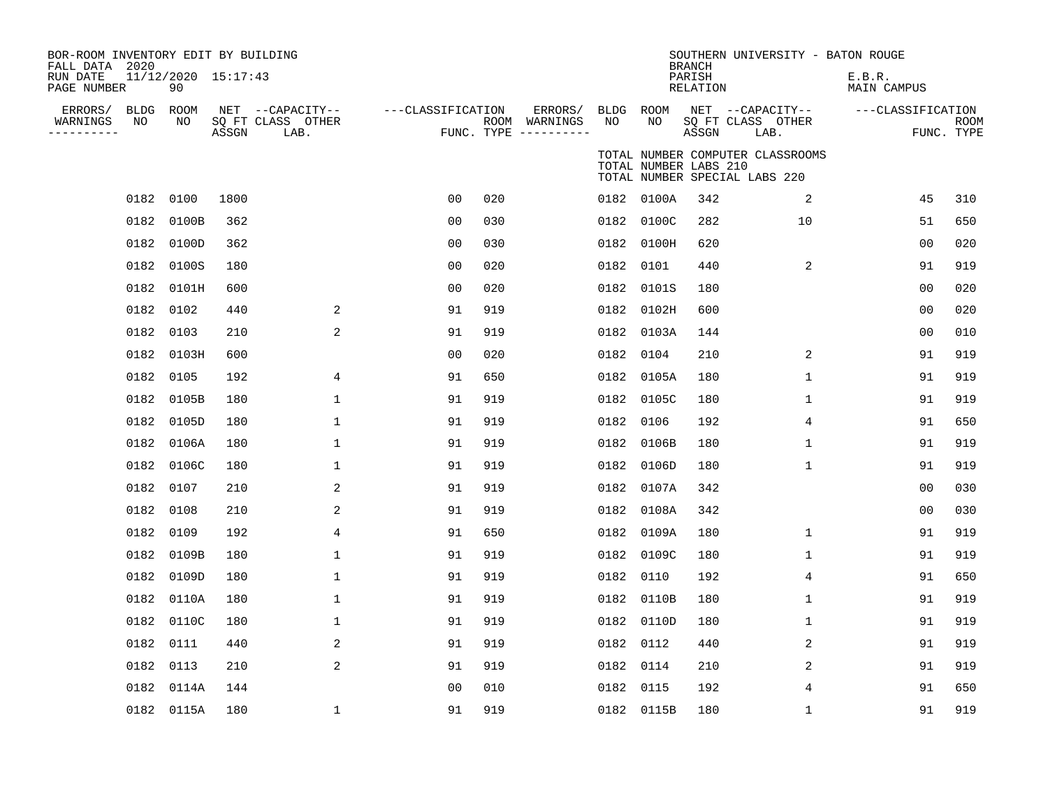BOR-ROOM INVENTORY EDIT BY BUILDING
FALL DATA 2020
RUN DATE 11/12/2020 15:17:43
PAGE NUMBER 90

SOUTHERN UNIVERSITY - BATON ROUGE
BRANCH
PARISH E.B.R.
RELATION MAIN CAMPUS

TOTAL NUMBER COMPUTER CLASSROOMS
TOTAL NUMBER LABS 210
TOTAL NUMBER SPECIAL LABS 220

| ERRORS/ WARNINGS | BLDG NO | ROOM NO | NET SQ FT ASSGN | CAPACITY CLASS LAB. | CAPACITY OTHER | CLASSIFICATION FUNC. | ROOM TYPE | ERRORS/ WARNINGS | BLDG NO | ROOM NO | NET SQ FT ASSGN | CAPACITY CLASS LAB. | CAPACITY OTHER | CLASSIFICATION FUNC. | ROOM TYPE |
|---|---|---|---|---|---|---|---|---|---|---|---|---|---|---|---|
| | 0182 | 0100 | 1800 | | | 00 | 020 | | 0182 | 0100A | 342 | | 2 | 45 | 310 |
| | 0182 | 0100B | 362 | | | 00 | 030 | | 0182 | 0100C | 282 | | 10 | 51 | 650 |
| | 0182 | 0100D | 362 | | | 00 | 030 | | 0182 | 0100H | 620 | | | 00 | 020 |
| | 0182 | 0100S | 180 | | | 00 | 020 | | 0182 | 0101 | 440 | | 2 | 91 | 919 |
| | 0182 | 0101H | 600 | | | 00 | 020 | | 0182 | 0101S | 180 | | | 00 | 020 |
| | 0182 | 0102 | 440 | | 2 | 91 | 919 | | 0182 | 0102H | 600 | | | 00 | 020 |
| | 0182 | 0103 | 210 | | 2 | 91 | 919 | | 0182 | 0103A | 144 | | | 00 | 010 |
| | 0182 | 0103H | 600 | | | 00 | 020 | | 0182 | 0104 | 210 | | 2 | 91 | 919 |
| | 0182 | 0105 | 192 | | 4 | 91 | 650 | | 0182 | 0105A | 180 | | 1 | 91 | 919 |
| | 0182 | 0105B | 180 | | 1 | 91 | 919 | | 0182 | 0105C | 180 | | 1 | 91 | 919 |
| | 0182 | 0105D | 180 | | 1 | 91 | 919 | | 0182 | 0106 | 192 | | 4 | 91 | 650 |
| | 0182 | 0106A | 180 | | 1 | 91 | 919 | | 0182 | 0106B | 180 | | 1 | 91 | 919 |
| | 0182 | 0106C | 180 | | 1 | 91 | 919 | | 0182 | 0106D | 180 | | 1 | 91 | 919 |
| | 0182 | 0107 | 210 | | 2 | 91 | 919 | | 0182 | 0107A | 342 | | | 00 | 030 |
| | 0182 | 0108 | 210 | | 2 | 91 | 919 | | 0182 | 0108A | 342 | | | 00 | 030 |
| | 0182 | 0109 | 192 | | 4 | 91 | 650 | | 0182 | 0109A | 180 | | 1 | 91 | 919 |
| | 0182 | 0109B | 180 | | 1 | 91 | 919 | | 0182 | 0109C | 180 | | 1 | 91 | 919 |
| | 0182 | 0109D | 180 | | 1 | 91 | 919 | | 0182 | 0110 | 192 | | 4 | 91 | 650 |
| | 0182 | 0110A | 180 | | 1 | 91 | 919 | | 0182 | 0110B | 180 | | 1 | 91 | 919 |
| | 0182 | 0110C | 180 | | 1 | 91 | 919 | | 0182 | 0110D | 180 | | 1 | 91 | 919 |
| | 0182 | 0111 | 440 | | 2 | 91 | 919 | | 0182 | 0112 | 440 | | 2 | 91 | 919 |
| | 0182 | 0113 | 210 | | 2 | 91 | 919 | | 0182 | 0114 | 210 | | 2 | 91 | 919 |
| | 0182 | 0114A | 144 | | | 00 | 010 | | 0182 | 0115 | 192 | | 4 | 91 | 650 |
| | 0182 | 0115A | 180 | | 1 | 91 | 919 | | 0182 | 0115B | 180 | | 1 | 91 | 919 |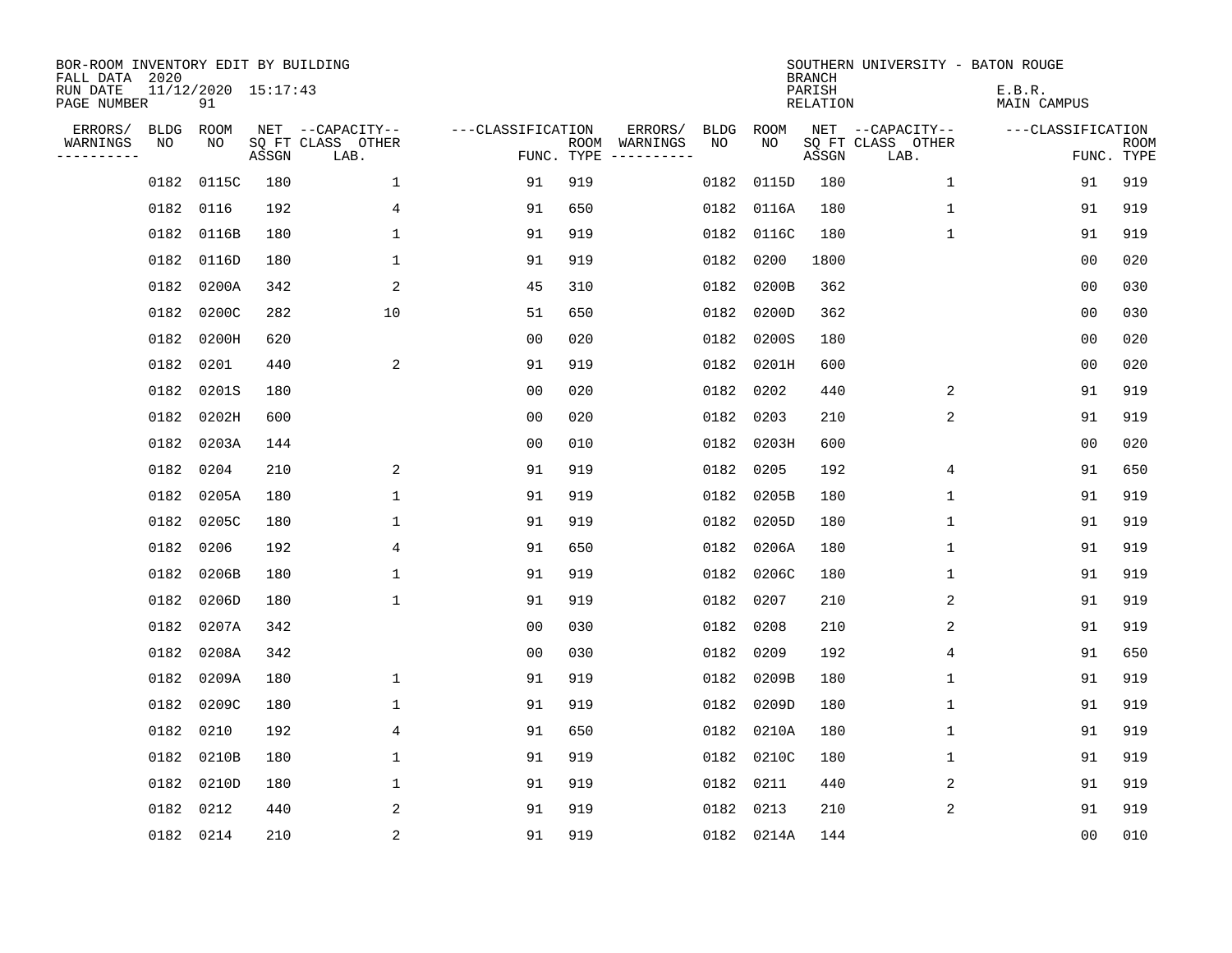BOR-ROOM INVENTORY EDIT BY BUILDING
FALL DATA 2020
RUN DATE 11/12/2020 15:17:43
PAGE NUMBER 91

SOUTHERN UNIVERSITY - BATON ROUGE
BRANCH
PARISH E.B.R.
RELATION MAIN CAMPUS

| ERRORS/ WARNINGS | BLDG NO | ROOM NO | NET SQ FT ASSGN | CAPACITY CLASS LAB. | CAPACITY OTHER | CLASSIFICATION FUNC. | ROOM TYPE | ERRORS/ WARNINGS | BLDG NO | ROOM NO | NET SQ FT ASSGN | CAPACITY CLASS LAB. | CAPACITY OTHER | CLASSIFICATION FUNC. | ROOM TYPE |
|---|---|---|---|---|---|---|---|---|---|---|---|---|---|---|---|
| | 0182 | 0115C | 180 | | 1 | 91 | 919 | | 0182 | 0115D | 180 | | 1 | 91 | 919 |
| | 0182 | 0116 | 192 | | 4 | 91 | 650 | | 0182 | 0116A | 180 | | 1 | 91 | 919 |
| | 0182 | 0116B | 180 | | 1 | 91 | 919 | | 0182 | 0116C | 180 | | 1 | 91 | 919 |
| | 0182 | 0116D | 180 | | 1 | 91 | 919 | | 0182 | 0200 | 1800 | | | 00 | 020 |
| | 0182 | 0200A | 342 | | 2 | 45 | 310 | | 0182 | 0200B | 362 | | | 00 | 030 |
| | 0182 | 0200C | 282 | | 10 | 51 | 650 | | 0182 | 0200D | 362 | | | 00 | 030 |
| | 0182 | 0200H | 620 | | | 00 | 020 | | 0182 | 0200S | 180 | | | 00 | 020 |
| | 0182 | 0201 | 440 | | 2 | 91 | 919 | | 0182 | 0201H | 600 | | | 00 | 020 |
| | 0182 | 0201S | 180 | | | 00 | 020 | | 0182 | 0202 | 440 | | 2 | 91 | 919 |
| | 0182 | 0202H | 600 | | | 00 | 020 | | 0182 | 0203 | 210 | | 2 | 91 | 919 |
| | 0182 | 0203A | 144 | | | 00 | 010 | | 0182 | 0203H | 600 | | | 00 | 020 |
| | 0182 | 0204 | 210 | | 2 | 91 | 919 | | 0182 | 0205 | 192 | | 4 | 91 | 650 |
| | 0182 | 0205A | 180 | | 1 | 91 | 919 | | 0182 | 0205B | 180 | | 1 | 91 | 919 |
| | 0182 | 0205C | 180 | | 1 | 91 | 919 | | 0182 | 0205D | 180 | | 1 | 91 | 919 |
| | 0182 | 0206 | 192 | | 4 | 91 | 650 | | 0182 | 0206A | 180 | | 1 | 91 | 919 |
| | 0182 | 0206B | 180 | | 1 | 91 | 919 | | 0182 | 0206C | 180 | | 1 | 91 | 919 |
| | 0182 | 0206D | 180 | | 1 | 91 | 919 | | 0182 | 0207 | 210 | | 2 | 91 | 919 |
| | 0182 | 0207A | 342 | | | 00 | 030 | | 0182 | 0208 | 210 | | 2 | 91 | 919 |
| | 0182 | 0208A | 342 | | | 00 | 030 | | 0182 | 0209 | 192 | | 4 | 91 | 650 |
| | 0182 | 0209A | 180 | | 1 | 91 | 919 | | 0182 | 0209B | 180 | | 1 | 91 | 919 |
| | 0182 | 0209C | 180 | | 1 | 91 | 919 | | 0182 | 0209D | 180 | | 1 | 91 | 919 |
| | 0182 | 0210 | 192 | | 4 | 91 | 650 | | 0182 | 0210A | 180 | | 1 | 91 | 919 |
| | 0182 | 0210B | 180 | | 1 | 91 | 919 | | 0182 | 0210C | 180 | | 1 | 91 | 919 |
| | 0182 | 0210D | 180 | | 1 | 91 | 919 | | 0182 | 0211 | 440 | | 2 | 91 | 919 |
| | 0182 | 0212 | 440 | | 2 | 91 | 919 | | 0182 | 0213 | 210 | | 2 | 91 | 919 |
| | 0182 | 0214 | 210 | | 2 | 91 | 919 | | 0182 | 0214A | 144 | | | 00 | 010 |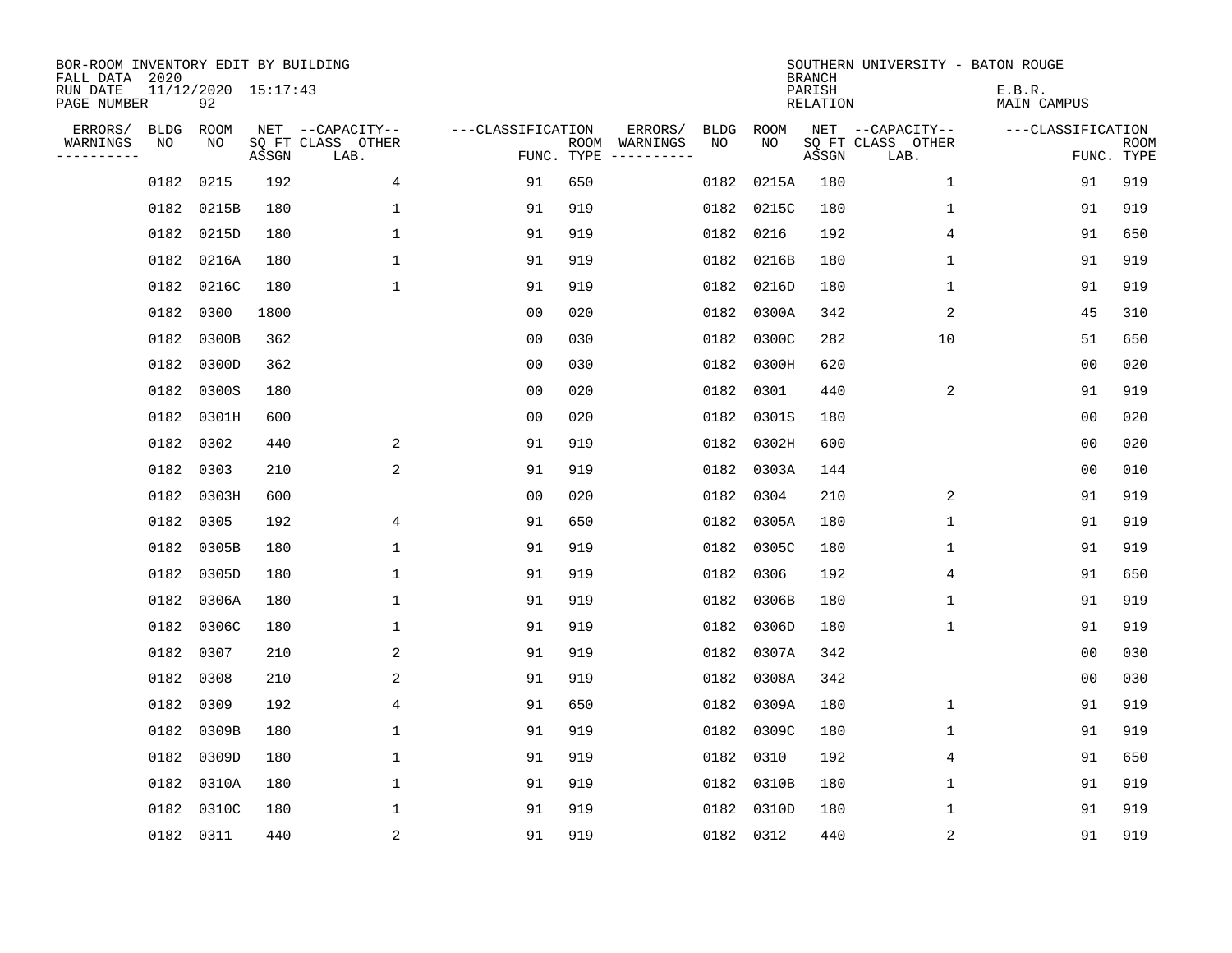BOR-ROOM INVENTORY EDIT BY BUILDING
FALL DATA 2020
RUN DATE 11/12/2020 15:17:43
PAGE NUMBER 92

SOUTHERN UNIVERSITY - BATON ROUGE
BRANCH
PARISH E.B.R.
RELATION MAIN CAMPUS

| ERRORS/ WARNINGS | BLDG NO | ROOM NO | NET SQ FT ASSGN | CAPACITY-- CLASS LAB. | OTHER | FUNC. | ROOM TYPE | ERRORS/ WARNINGS | BLDG NO | ROOM NO | NET SQ FT ASSGN | CAPACITY-- CLASS LAB. | OTHER | FUNC. | ROOM TYPE |
|---|---|---|---|---|---|---|---|---|---|---|---|---|---|---|---|
| | 0182 | 0215 | 192 | | 4 | 91 | 650 | | 0182 | 0215A | 180 | | 1 | 91 | 919 |
| | 0182 | 0215B | 180 | | 1 | 91 | 919 | | 0182 | 0215C | 180 | | 1 | 91 | 919 |
| | 0182 | 0215D | 180 | | 1 | 91 | 919 | | 0182 | 0216 | 192 | | 4 | 91 | 650 |
| | 0182 | 0216A | 180 | | 1 | 91 | 919 | | 0182 | 0216B | 180 | | 1 | 91 | 919 |
| | 0182 | 0216C | 180 | | 1 | 91 | 919 | | 0182 | 0216D | 180 | | 1 | 91 | 919 |
| | 0182 | 0300 | 1800 | | | 00 | 020 | | 0182 | 0300A | 342 | | 2 | 45 | 310 |
| | 0182 | 0300B | 362 | | | 00 | 030 | | 0182 | 0300C | 282 | | 10 | 51 | 650 |
| | 0182 | 0300D | 362 | | | 00 | 030 | | 0182 | 0300H | 620 | | | 00 | 020 |
| | 0182 | 0300S | 180 | | | 00 | 020 | | 0182 | 0301 | 440 | | 2 | 91 | 919 |
| | 0182 | 0301H | 600 | | | 00 | 020 | | 0182 | 0301S | 180 | | | 00 | 020 |
| | 0182 | 0302 | 440 | | 2 | 91 | 919 | | 0182 | 0302H | 600 | | | 00 | 020 |
| | 0182 | 0303 | 210 | | 2 | 91 | 919 | | 0182 | 0303A | 144 | | | 00 | 010 |
| | 0182 | 0303H | 600 | | | 00 | 020 | | 0182 | 0304 | 210 | | 2 | 91 | 919 |
| | 0182 | 0305 | 192 | | 4 | 91 | 650 | | 0182 | 0305A | 180 | | 1 | 91 | 919 |
| | 0182 | 0305B | 180 | | 1 | 91 | 919 | | 0182 | 0305C | 180 | | 1 | 91 | 919 |
| | 0182 | 0305D | 180 | | 1 | 91 | 919 | | 0182 | 0306 | 192 | | 4 | 91 | 650 |
| | 0182 | 0306A | 180 | | 1 | 91 | 919 | | 0182 | 0306B | 180 | | 1 | 91 | 919 |
| | 0182 | 0306C | 180 | | 1 | 91 | 919 | | 0182 | 0306D | 180 | | 1 | 91 | 919 |
| | 0182 | 0307 | 210 | | 2 | 91 | 919 | | 0182 | 0307A | 342 | | | 00 | 030 |
| | 0182 | 0308 | 210 | | 2 | 91 | 919 | | 0182 | 0308A | 342 | | | 00 | 030 |
| | 0182 | 0309 | 192 | | 4 | 91 | 650 | | 0182 | 0309A | 180 | | 1 | 91 | 919 |
| | 0182 | 0309B | 180 | | 1 | 91 | 919 | | 0182 | 0309C | 180 | | 1 | 91 | 919 |
| | 0182 | 0309D | 180 | | 1 | 91 | 919 | | 0182 | 0310 | 192 | | 4 | 91 | 650 |
| | 0182 | 0310A | 180 | | 1 | 91 | 919 | | 0182 | 0310B | 180 | | 1 | 91 | 919 |
| | 0182 | 0310C | 180 | | 1 | 91 | 919 | | 0182 | 0310D | 180 | | 1 | 91 | 919 |
| | 0182 | 0311 | 440 | | 2 | 91 | 919 | | 0182 | 0312 | 440 | | 2 | 91 | 919 |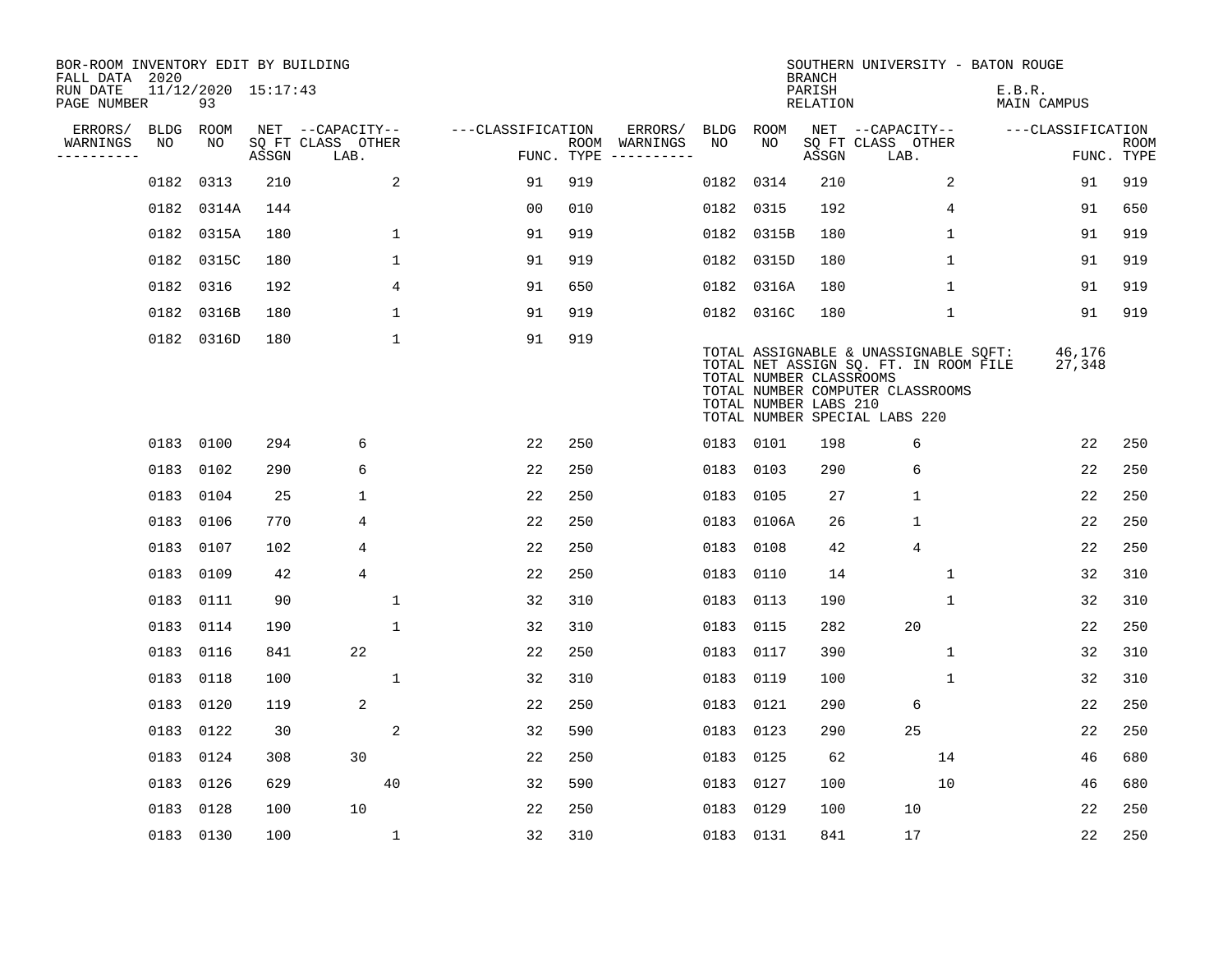BOR-ROOM INVENTORY EDIT BY BUILDING
FALL DATA 2020
RUN DATE 11/12/2020 15:17:43
PAGE NUMBER 93

SOUTHERN UNIVERSITY - BATON ROUGE
BRANCH
PARISH E.B.R.
RELATION MAIN CAMPUS

| ERRORS/ WARNINGS | BLDG NO | ROOM NO | NET SQ FT ASSGN | CAPACITY CLASS LAB. | CAPACITY OTHER | CLASSIFICATION FUNC. | ROOM TYPE | ERRORS/ WARNINGS | BLDG NO | ROOM NO | NET SQ FT ASSGN | CAPACITY CLASS LAB. | CAPACITY OTHER | CLASSIFICATION FUNC. | ROOM TYPE |
|---|---|---|---|---|---|---|---|---|---|---|---|---|---|---|---|
| | 0182 | 0313 | 210 | | 2 | 91 | 919 | | 0182 | 0314 | 210 | | 2 | 91 | 919 |
| | 0182 | 0314A | 144 | | | 00 | 010 | | 0182 | 0315 | 192 | | 4 | 91 | 650 |
| | 0182 | 0315A | 180 | | 1 | 91 | 919 | | 0182 | 0315B | 180 | | 1 | 91 | 919 |
| | 0182 | 0315C | 180 | | 1 | 91 | 919 | | 0182 | 0315D | 180 | | 1 | 91 | 919 |
| | 0182 | 0316 | 192 | | 4 | 91 | 650 | | 0182 | 0316A | 180 | | 1 | 91 | 919 |
| | 0182 | 0316B | 180 | | 1 | 91 | 919 | | 0182 | 0316C | 180 | | 1 | 91 | 919 |
| | 0182 | 0316D | 180 | | 1 | 91 | 919 | | | | | | | | |

TOTAL ASSIGNABLE & UNASSIGNABLE SQFT: 46,176
TOTAL NET ASSIGN SQ. FT. IN ROOM FILE 27,348
TOTAL NUMBER CLASSROOMS
TOTAL NUMBER COMPUTER CLASSROOMS
TOTAL NUMBER LABS 210
TOTAL NUMBER SPECIAL LABS 220

| ERRORS/ WARNINGS | BLDG NO | ROOM NO | NET SQ FT ASSGN | CAPACITY CLASS LAB. | CAPACITY OTHER | CLASSIFICATION FUNC. | ROOM TYPE | ERRORS/ WARNINGS | BLDG NO | ROOM NO | NET SQ FT ASSGN | CAPACITY CLASS LAB. | CAPACITY OTHER | CLASSIFICATION FUNC. | ROOM TYPE |
|---|---|---|---|---|---|---|---|---|---|---|---|---|---|---|---|
| | 0183 | 0100 | 294 | 6 | | 22 | 250 | | 0183 | 0101 | 198 | 6 | | 22 | 250 |
| | 0183 | 0102 | 290 | 6 | | 22 | 250 | | 0183 | 0103 | 290 | 6 | | 22 | 250 |
| | 0183 | 0104 | 25 | 1 | | 22 | 250 | | 0183 | 0105 | 27 | 1 | | 22 | 250 |
| | 0183 | 0106 | 770 | 4 | | 22 | 250 | | 0183 | 0106A | 26 | 1 | | 22 | 250 |
| | 0183 | 0107 | 102 | 4 | | 22 | 250 | | 0183 | 0108 | 42 | 4 | | 22 | 250 |
| | 0183 | 0109 | 42 | 4 | | 22 | 250 | | 0183 | 0110 | 14 | | 1 | 32 | 310 |
| | 0183 | 0111 | 90 | | 1 | 32 | 310 | | 0183 | 0113 | 190 | | 1 | 32 | 310 |
| | 0183 | 0114 | 190 | | 1 | 32 | 310 | | 0183 | 0115 | 282 | 20 | | 22 | 250 |
| | 0183 | 0116 | 841 | 22 | | 22 | 250 | | 0183 | 0117 | 390 | | 1 | 32 | 310 |
| | 0183 | 0118 | 100 | | 1 | 32 | 310 | | 0183 | 0119 | 100 | | 1 | 32 | 310 |
| | 0183 | 0120 | 119 | 2 | | 22 | 250 | | 0183 | 0121 | 290 | 6 | | 22 | 250 |
| | 0183 | 0122 | 30 | | 2 | 32 | 590 | | 0183 | 0123 | 290 | 25 | | 22 | 250 |
| | 0183 | 0124 | 308 | 30 | | 22 | 250 | | 0183 | 0125 | 62 | | 14 | 46 | 680 |
| | 0183 | 0126 | 629 | | 40 | 32 | 590 | | 0183 | 0127 | 100 | | 10 | 46 | 680 |
| | 0183 | 0128 | 100 | 10 | | 22 | 250 | | 0183 | 0129 | 100 | 10 | | 22 | 250 |
| | 0183 | 0130 | 100 | | 1 | 32 | 310 | | 0183 | 0131 | 841 | 17 | | 22 | 250 |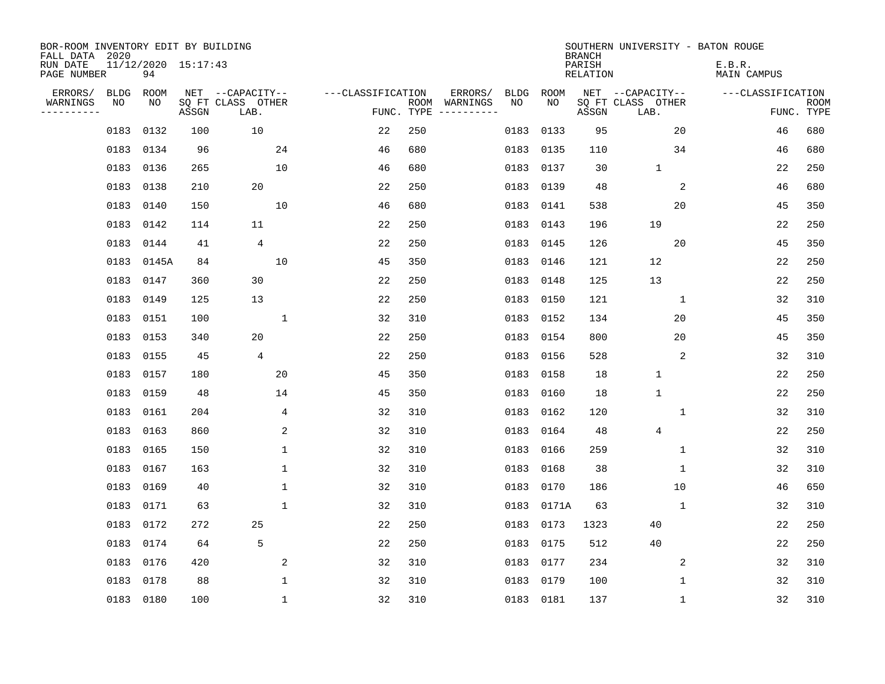BOR-ROOM INVENTORY EDIT BY BUILDING
FALL DATA 2020
RUN DATE 11/12/2020 15:17:43
PAGE NUMBER 94

SOUTHERN UNIVERSITY - BATON ROUGE
BRANCH
PARISH E.B.R.
RELATION MAIN CAMPUS

| ERRORS/ WARNINGS | BLDG NO | ROOM NO | NET SQ FT ASSGN | CAPACITY CLASS LAB. | CAPACITY OTHER | CLASSIFICATION FUNC. | ROOM TYPE | ERRORS/ WARNINGS | BLDG NO | ROOM NO | NET SQ FT ASSGN | CAPACITY CLASS LAB. | CAPACITY OTHER | CLASSIFICATION FUNC. | ROOM TYPE |
|---|---|---|---|---|---|---|---|---|---|---|---|---|---|---|---|
| | 0183 | 0132 | 100 | 10 | | 22 | 250 | | 0183 | 0133 | 95 | | 20 | 46 | 680 |
| | 0183 | 0134 | 96 | | 24 | 46 | 680 | | 0183 | 0135 | 110 | | 34 | 46 | 680 |
| | 0183 | 0136 | 265 | | 10 | 46 | 680 | | 0183 | 0137 | 30 | 1 | | 22 | 250 |
| | 0183 | 0138 | 210 | 20 | | 22 | 250 | | 0183 | 0139 | 48 | | 2 | 46 | 680 |
| | 0183 | 0140 | 150 | | 10 | 46 | 680 | | 0183 | 0141 | 538 | | 20 | 45 | 350 |
| | 0183 | 0142 | 114 | 11 | | 22 | 250 | | 0183 | 0143 | 196 | 19 | | 22 | 250 |
| | 0183 | 0144 | 41 | 4 | | 22 | 250 | | 0183 | 0145 | 126 | | 20 | 45 | 350 |
| | 0183 | 0145A | 84 | | 10 | 45 | 350 | | 0183 | 0146 | 121 | 12 | | 22 | 250 |
| | 0183 | 0147 | 360 | 30 | | 22 | 250 | | 0183 | 0148 | 125 | 13 | | 22 | 250 |
| | 0183 | 0149 | 125 | 13 | | 22 | 250 | | 0183 | 0150 | 121 | | 1 | 32 | 310 |
| | 0183 | 0151 | 100 | | 1 | 32 | 310 | | 0183 | 0152 | 134 | | 20 | 45 | 350 |
| | 0183 | 0153 | 340 | 20 | | 22 | 250 | | 0183 | 0154 | 800 | | 20 | 45 | 350 |
| | 0183 | 0155 | 45 | 4 | | 22 | 250 | | 0183 | 0156 | 528 | | 2 | 32 | 310 |
| | 0183 | 0157 | 180 | | 20 | 45 | 350 | | 0183 | 0158 | 18 | 1 | | 22 | 250 |
| | 0183 | 0159 | 48 | | 14 | 45 | 350 | | 0183 | 0160 | 18 | 1 | | 22 | 250 |
| | 0183 | 0161 | 204 | | 4 | 32 | 310 | | 0183 | 0162 | 120 | | 1 | 32 | 310 |
| | 0183 | 0163 | 860 | | 2 | 32 | 310 | | 0183 | 0164 | 48 | 4 | | 22 | 250 |
| | 0183 | 0165 | 150 | | 1 | 32 | 310 | | 0183 | 0166 | 259 | | 1 | 32 | 310 |
| | 0183 | 0167 | 163 | | 1 | 32 | 310 | | 0183 | 0168 | 38 | | 1 | 32 | 310 |
| | 0183 | 0169 | 40 | | 1 | 32 | 310 | | 0183 | 0170 | 186 | | 10 | 46 | 650 |
| | 0183 | 0171 | 63 | | 1 | 32 | 310 | | 0183 | 0171A | 63 | | 1 | 32 | 310 |
| | 0183 | 0172 | 272 | 25 | | 22 | 250 | | 0183 | 0173 | 1323 | 40 | | 22 | 250 |
| | 0183 | 0174 | 64 | 5 | | 22 | 250 | | 0183 | 0175 | 512 | 40 | | 22 | 250 |
| | 0183 | 0176 | 420 | | 2 | 32 | 310 | | 0183 | 0177 | 234 | | 2 | 32 | 310 |
| | 0183 | 0178 | 88 | | 1 | 32 | 310 | | 0183 | 0179 | 100 | | 1 | 32 | 310 |
| | 0183 | 0180 | 100 | | 1 | 32 | 310 | | 0183 | 0181 | 137 | | 1 | 32 | 310 |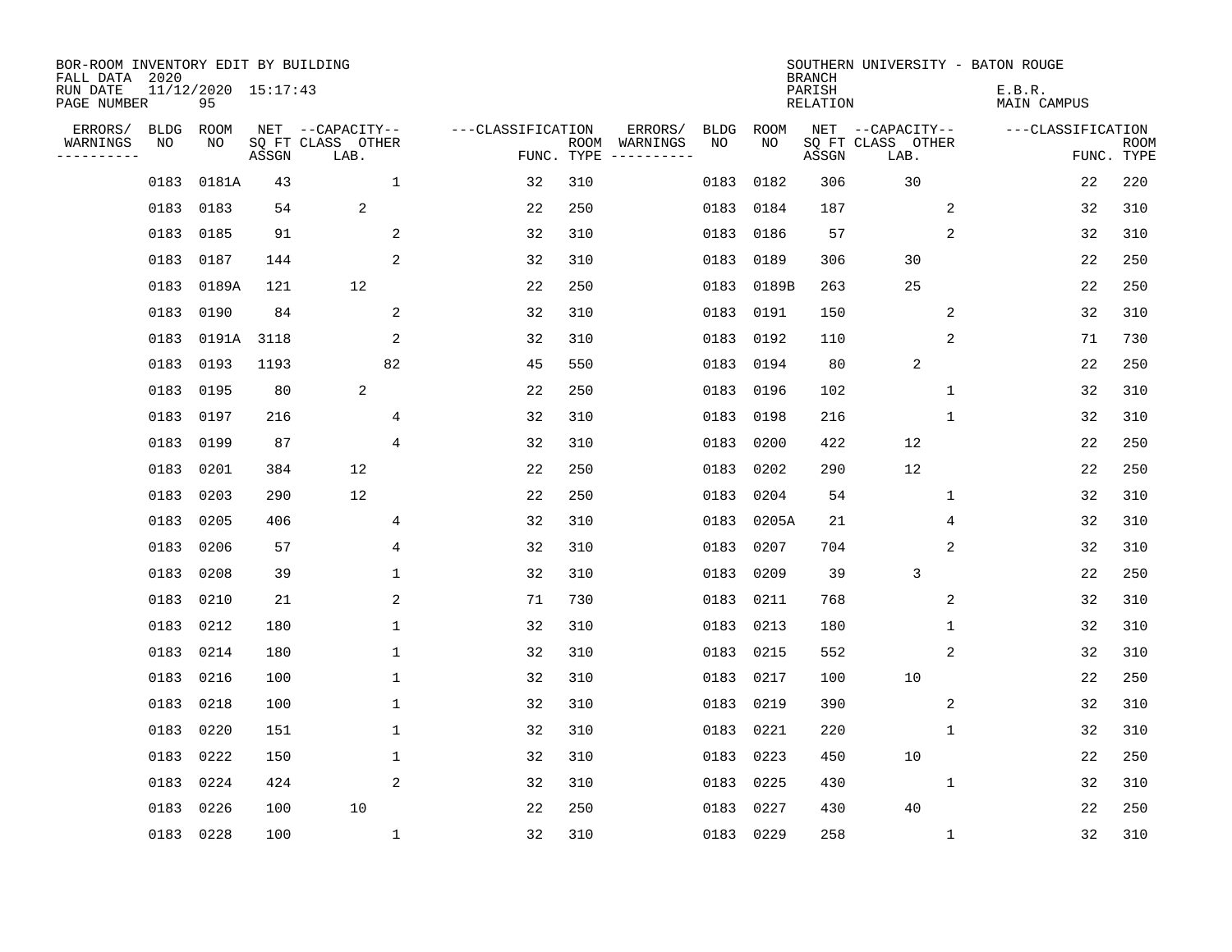BOR-ROOM INVENTORY EDIT BY BUILDING
FALL DATA 2020
RUN DATE 11/12/2020 15:17:43
PAGE NUMBER 95

SOUTHERN UNIVERSITY - BATON ROUGE
BRANCH
PARISH E.B.R.
RELATION MAIN CAMPUS

| ERRORS/ WARNINGS | BLDG NO | ROOM NO | NET SQ FT ASSGN | CAPACITY CLASS LAB. | CAPACITY OTHER | CLASSIFICATION FUNC. | ROOM TYPE | ERRORS/ WARNINGS | BLDG NO | ROOM NO | NET SQ FT ASSGN | CAPACITY CLASS LAB. | CAPACITY OTHER | CLASSIFICATION FUNC. | ROOM TYPE |
|---|---|---|---|---|---|---|---|---|---|---|---|---|---|---|---|
| | 0183 | 0181A | 43 | | 1 | 32 | 310 | | 0183 | 0182 | 306 | 30 | | 22 | 220 |
| | 0183 | 0183 | 54 | 2 | | 22 | 250 | | 0183 | 0184 | 187 | | 2 | 32 | 310 |
| | 0183 | 0185 | 91 | | 2 | 32 | 310 | | 0183 | 0186 | 57 | | 2 | 32 | 310 |
| | 0183 | 0187 | 144 | | 2 | 32 | 310 | | 0183 | 0189 | 306 | 30 | | 22 | 250 |
| | 0183 | 0189A | 121 | 12 | | 22 | 250 | | 0183 | 0189B | 263 | 25 | | 22 | 250 |
| | 0183 | 0190 | 84 | | 2 | 32 | 310 | | 0183 | 0191 | 150 | | 2 | 32 | 310 |
| | 0183 | 0191A | 3118 | | 2 | 32 | 310 | | 0183 | 0192 | 110 | | 2 | 71 | 730 |
| | 0183 | 0193 | 1193 | | 82 | 45 | 550 | | 0183 | 0194 | 80 | 2 | | 22 | 250 |
| | 0183 | 0195 | 80 | 2 | | 22 | 250 | | 0183 | 0196 | 102 | | 1 | 32 | 310 |
| | 0183 | 0197 | 216 | | 4 | 32 | 310 | | 0183 | 0198 | 216 | | 1 | 32 | 310 |
| | 0183 | 0199 | 87 | | 4 | 32 | 310 | | 0183 | 0200 | 422 | 12 | | 22 | 250 |
| | 0183 | 0201 | 384 | 12 | | 22 | 250 | | 0183 | 0202 | 290 | 12 | | 22 | 250 |
| | 0183 | 0203 | 290 | 12 | | 22 | 250 | | 0183 | 0204 | 54 | | 1 | 32 | 310 |
| | 0183 | 0205 | 406 | | 4 | 32 | 310 | | 0183 | 0205A | 21 | | 4 | 32 | 310 |
| | 0183 | 0206 | 57 | | 4 | 32 | 310 | | 0183 | 0207 | 704 | | 2 | 32 | 310 |
| | 0183 | 0208 | 39 | | 1 | 32 | 310 | | 0183 | 0209 | 39 | 3 | | 22 | 250 |
| | 0183 | 0210 | 21 | | 2 | 71 | 730 | | 0183 | 0211 | 768 | | 2 | 32 | 310 |
| | 0183 | 0212 | 180 | | 1 | 32 | 310 | | 0183 | 0213 | 180 | | 1 | 32 | 310 |
| | 0183 | 0214 | 180 | | 1 | 32 | 310 | | 0183 | 0215 | 552 | | 2 | 32 | 310 |
| | 0183 | 0216 | 100 | | 1 | 32 | 310 | | 0183 | 0217 | 100 | 10 | | 22 | 250 |
| | 0183 | 0218 | 100 | | 1 | 32 | 310 | | 0183 | 0219 | 390 | | 2 | 32 | 310 |
| | 0183 | 0220 | 151 | | 1 | 32 | 310 | | 0183 | 0221 | 220 | | 1 | 32 | 310 |
| | 0183 | 0222 | 150 | | 1 | 32 | 310 | | 0183 | 0223 | 450 | 10 | | 22 | 250 |
| | 0183 | 0224 | 424 | | 2 | 32 | 310 | | 0183 | 0225 | 430 | | 1 | 32 | 310 |
| | 0183 | 0226 | 100 | 10 | | 22 | 250 | | 0183 | 0227 | 430 | 40 | | 22 | 250 |
| | 0183 | 0228 | 100 | | 1 | 32 | 310 | | 0183 | 0229 | 258 | | 1 | 32 | 310 |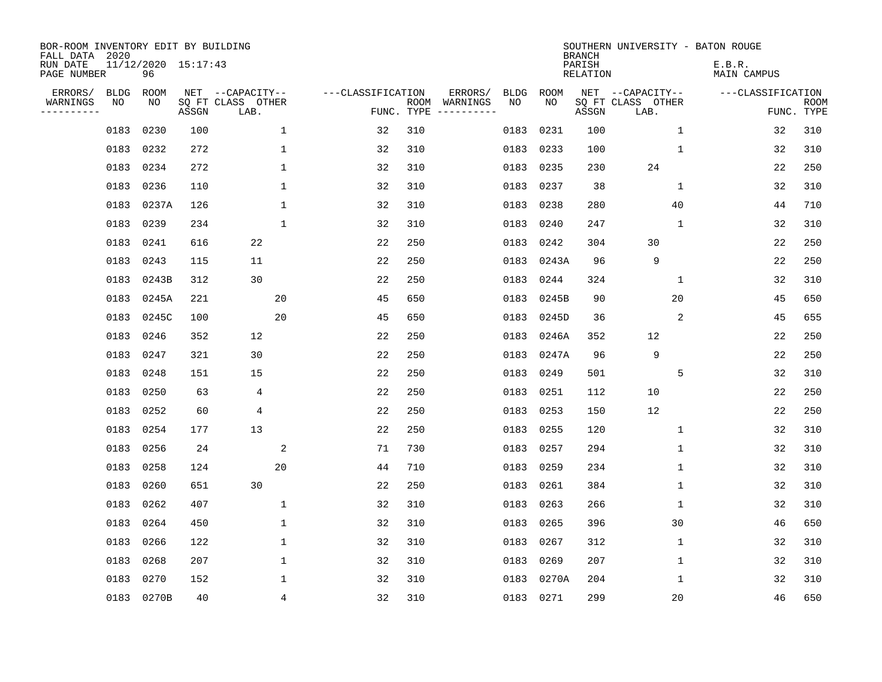BOR-ROOM INVENTORY EDIT BY BUILDING
FALL DATA 2020
RUN DATE 11/12/2020 15:17:43
PAGE NUMBER 96

SOUTHERN UNIVERSITY - BATON ROUGE
BRANCH
PARISH E.B.R.
RELATION MAIN CAMPUS

| ERRORS/ WARNINGS | BLDG NO | ROOM NO | NET SQ FT ASSGN | CAPACITY CLASS LAB. | CAPACITY OTHER | FUNC. | ROOM TYPE | ERRORS/ WARNINGS | BLDG NO | ROOM NO | NET SQ FT ASSGN | CAPACITY CLASS LAB. | CAPACITY OTHER | FUNC. | ROOM TYPE |
|---|---|---|---|---|---|---|---|---|---|---|---|---|---|---|---|
| | 0183 | 0230 | 100 | | 1 | 32 | 310 | | 0183 | 0231 | 100 | | 1 | 32 | 310 |
| | 0183 | 0232 | 272 | | 1 | 32 | 310 | | 0183 | 0233 | 100 | | 1 | 32 | 310 |
| | 0183 | 0234 | 272 | | 1 | 32 | 310 | | 0183 | 0235 | 230 | 24 | | 22 | 250 |
| | 0183 | 0236 | 110 | | 1 | 32 | 310 | | 0183 | 0237 | 38 | | 1 | 32 | 310 |
| | 0183 | 0237A | 126 | | 1 | 32 | 310 | | 0183 | 0238 | 280 | | 40 | 44 | 710 |
| | 0183 | 0239 | 234 | | 1 | 32 | 310 | | 0183 | 0240 | 247 | | 1 | 32 | 310 |
| | 0183 | 0241 | 616 | 22 | | 22 | 250 | | 0183 | 0242 | 304 | 30 | | 22 | 250 |
| | 0183 | 0243 | 115 | 11 | | 22 | 250 | | 0183 | 0243A | 96 | 9 | | 22 | 250 |
| | 0183 | 0243B | 312 | 30 | | 22 | 250 | | 0183 | 0244 | 324 | | 1 | 32 | 310 |
| | 0183 | 0245A | 221 | | 20 | 45 | 650 | | 0183 | 0245B | 90 | | 20 | 45 | 650 |
| | 0183 | 0245C | 100 | | 20 | 45 | 650 | | 0183 | 0245D | 36 | | 2 | 45 | 655 |
| | 0183 | 0246 | 352 | 12 | | 22 | 250 | | 0183 | 0246A | 352 | 12 | | 22 | 250 |
| | 0183 | 0247 | 321 | 30 | | 22 | 250 | | 0183 | 0247A | 96 | 9 | | 22 | 250 |
| | 0183 | 0248 | 151 | 15 | | 22 | 250 | | 0183 | 0249 | 501 | | 5 | 32 | 310 |
| | 0183 | 0250 | 63 | 4 | | 22 | 250 | | 0183 | 0251 | 112 | 10 | | 22 | 250 |
| | 0183 | 0252 | 60 | 4 | | 22 | 250 | | 0183 | 0253 | 150 | 12 | | 22 | 250 |
| | 0183 | 0254 | 177 | 13 | | 22 | 250 | | 0183 | 0255 | 120 | | 1 | 32 | 310 |
| | 0183 | 0256 | 24 | | 2 | 71 | 730 | | 0183 | 0257 | 294 | | 1 | 32 | 310 |
| | 0183 | 0258 | 124 | | 20 | 44 | 710 | | 0183 | 0259 | 234 | | 1 | 32 | 310 |
| | 0183 | 0260 | 651 | 30 | | 22 | 250 | | 0183 | 0261 | 384 | | 1 | 32 | 310 |
| | 0183 | 0262 | 407 | | 1 | 32 | 310 | | 0183 | 0263 | 266 | | 1 | 32 | 310 |
| | 0183 | 0264 | 450 | | 1 | 32 | 310 | | 0183 | 0265 | 396 | | 30 | 46 | 650 |
| | 0183 | 0266 | 122 | | 1 | 32 | 310 | | 0183 | 0267 | 312 | | 1 | 32 | 310 |
| | 0183 | 0268 | 207 | | 1 | 32 | 310 | | 0183 | 0269 | 207 | | 1 | 32 | 310 |
| | 0183 | 0270 | 152 | | 1 | 32 | 310 | | 0183 | 0270A | 204 | | 1 | 32 | 310 |
| | 0183 | 0270B | 40 | | 4 | 32 | 310 | | 0183 | 0271 | 299 | | 20 | 46 | 650 |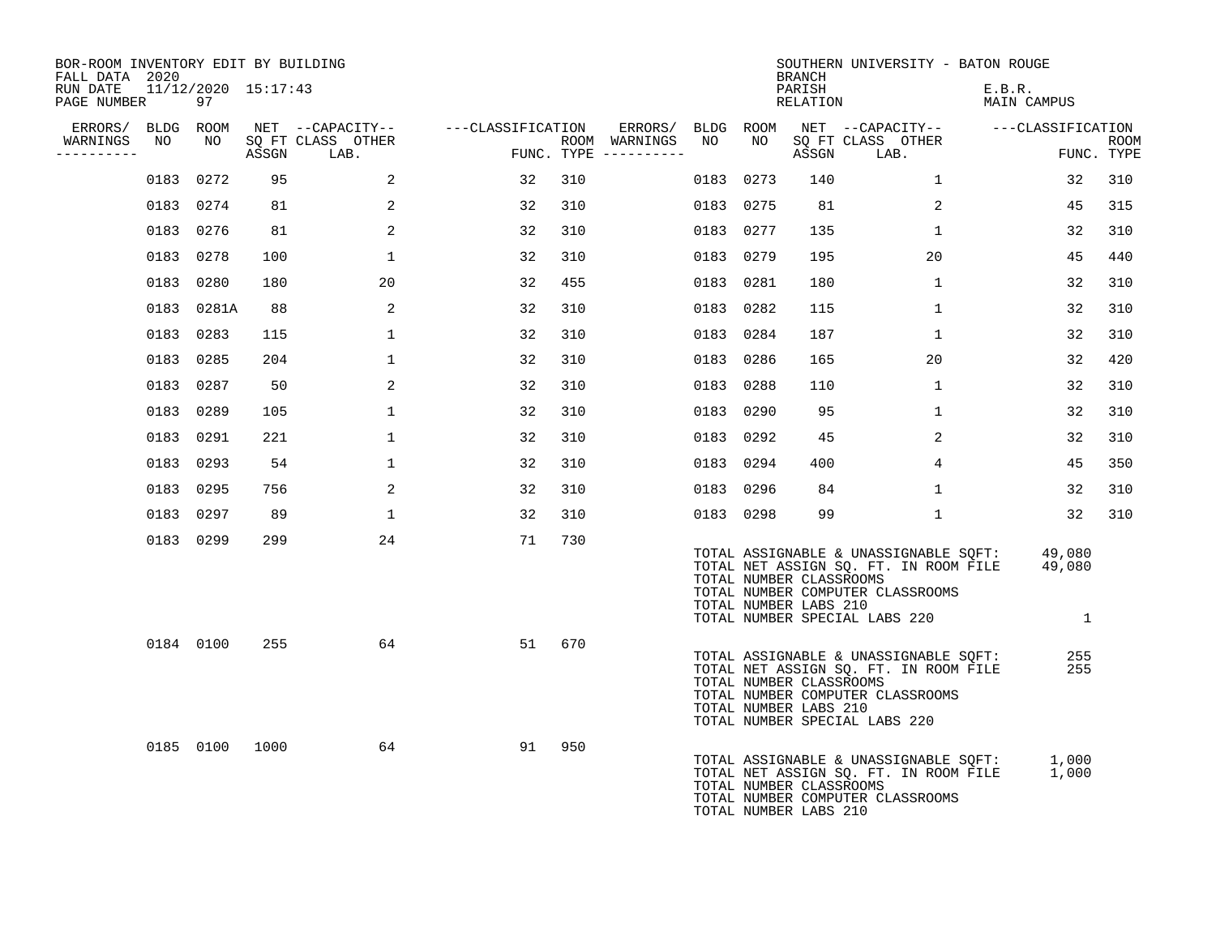BOR-ROOM INVENTORY EDIT BY BUILDING
FALL DATA 2020
RUN DATE 11/12/2020 15:17:43
PAGE NUMBER 97

SOUTHERN UNIVERSITY - BATON ROUGE
BRANCH
PARISH E.B.R.
RELATION MAIN CAMPUS

| ERRORS/ WARNINGS | BLDG NO | ROOM NO | NET SQ FT ASSGN | CAPACITY CLASS | CAPACITY OTHER LAB. | CLASSIFICATION FUNC. | ROOM TYPE | ERRORS/ WARNINGS | BLDG NO | ROOM NO | NET SQ FT ASSGN | CAPACITY CLASS | CAPACITY OTHER LAB. | CLASSIFICATION FUNC. | ROOM TYPE |
|---|---|---|---|---|---|---|---|---|---|---|---|---|---|---|---|
| | 0183 | 0272 | 95 | | 2 | 32 | 310 | | 0183 | 0273 | 140 | | 1 | 32 | 310 |
| | 0183 | 0274 | 81 | | 2 | 32 | 310 | | 0183 | 0275 | 81 | | 2 | 45 | 315 |
| | 0183 | 0276 | 81 | | 2 | 32 | 310 | | 0183 | 0277 | 135 | | 1 | 32 | 310 |
| | 0183 | 0278 | 100 | | 1 | 32 | 310 | | 0183 | 0279 | 195 | | 20 | 45 | 440 |
| | 0183 | 0280 | 180 | | 20 | 32 | 455 | | 0183 | 0281 | 180 | | 1 | 32 | 310 |
| | 0183 | 0281A | 88 | | 2 | 32 | 310 | | 0183 | 0282 | 115 | | 1 | 32 | 310 |
| | 0183 | 0283 | 115 | | 1 | 32 | 310 | | 0183 | 0284 | 187 | | 1 | 32 | 310 |
| | 0183 | 0285 | 204 | | 1 | 32 | 310 | | 0183 | 0286 | 165 | | 20 | 32 | 420 |
| | 0183 | 0287 | 50 | | 2 | 32 | 310 | | 0183 | 0288 | 110 | | 1 | 32 | 310 |
| | 0183 | 0289 | 105 | | 1 | 32 | 310 | | 0183 | 0290 | 95 | | 1 | 32 | 310 |
| | 0183 | 0291 | 221 | | 1 | 32 | 310 | | 0183 | 0292 | 45 | | 2 | 32 | 310 |
| | 0183 | 0293 | 54 | | 1 | 32 | 310 | | 0183 | 0294 | 400 | | 4 | 45 | 350 |
| | 0183 | 0295 | 756 | | 2 | 32 | 310 | | 0183 | 0296 | 84 | | 1 | 32 | 310 |
| | 0183 | 0297 | 89 | | 1 | 32 | 310 | | 0183 | 0298 | 99 | | 1 | 32 | 310 |
| | 0183 | 0299 | 299 | | 24 | 71 | 730 | | | | | | | | |

TOTAL ASSIGNABLE & UNASSIGNABLE SQFT: 49,080
TOTAL NET ASSIGN SQ. FT. IN ROOM FILE 49,080
TOTAL NUMBER CLASSROOMS
TOTAL NUMBER COMPUTER CLASSROOMS
TOTAL NUMBER LABS 210
TOTAL NUMBER SPECIAL LABS 220 1

| ERRORS/ WARNINGS | BLDG NO | ROOM NO | NET SQ FT ASSGN | CAPACITY CLASS | CAPACITY OTHER LAB. | CLASSIFICATION FUNC. | ROOM TYPE |
|---|---|---|---|---|---|---|---|
| | 0184 | 0100 | 255 | | 64 | 51 | 670 |

TOTAL ASSIGNABLE & UNASSIGNABLE SQFT: 255
TOTAL NET ASSIGN SQ. FT. IN ROOM FILE 255
TOTAL NUMBER CLASSROOMS
TOTAL NUMBER COMPUTER CLASSROOMS
TOTAL NUMBER LABS 210
TOTAL NUMBER SPECIAL LABS 220

| ERRORS/ WARNINGS | BLDG NO | ROOM NO | NET SQ FT ASSGN | CAPACITY CLASS | CAPACITY OTHER LAB. | CLASSIFICATION FUNC. | ROOM TYPE |
|---|---|---|---|---|---|---|---|
| | 0185 | 0100 | 1000 | | 64 | 91 | 950 |

TOTAL ASSIGNABLE & UNASSIGNABLE SQFT: 1,000
TOTAL NET ASSIGN SQ. FT. IN ROOM FILE 1,000
TOTAL NUMBER CLASSROOMS
TOTAL NUMBER COMPUTER CLASSROOMS
TOTAL NUMBER LABS 210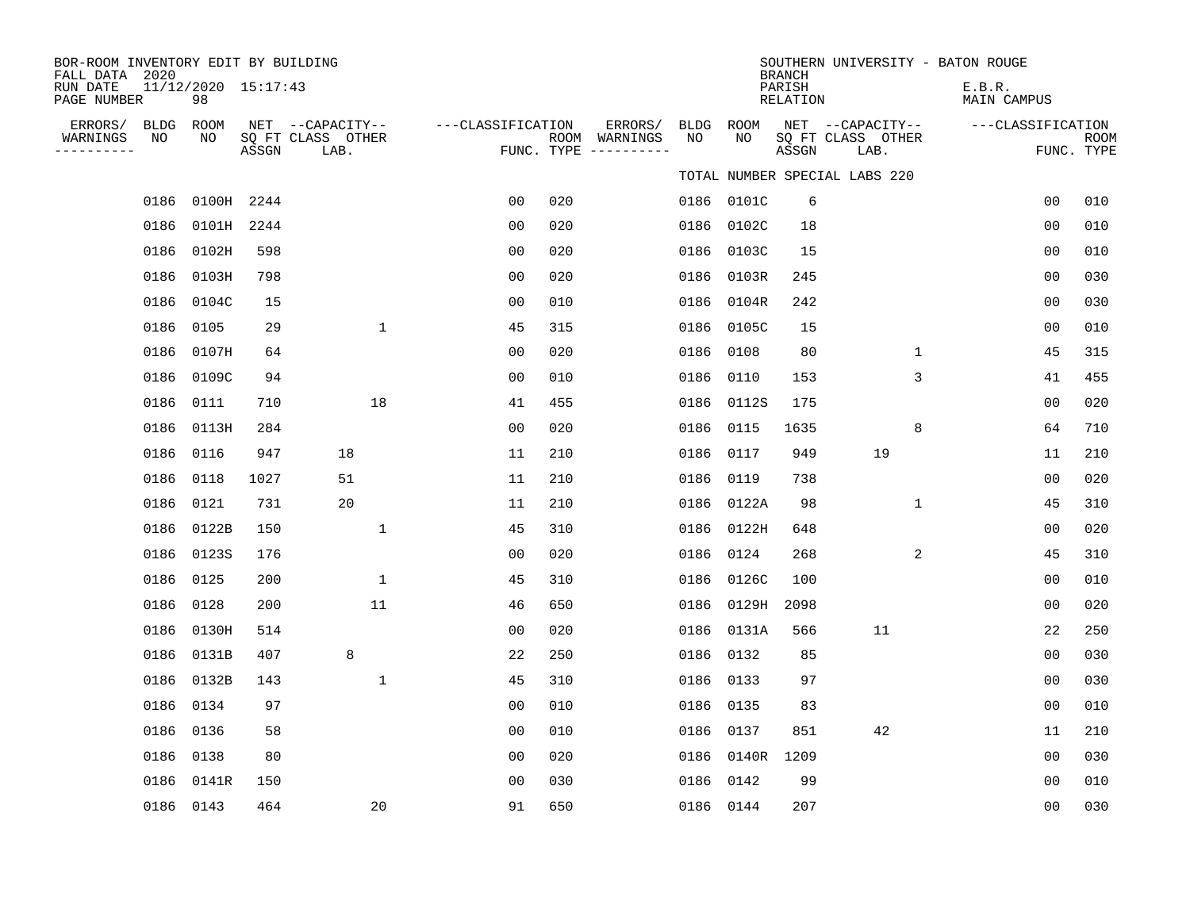BOR-ROOM INVENTORY EDIT BY BUILDING
FALL DATA 2020
RUN DATE 11/12/2020 15:17:43
PAGE NUMBER 98

SOUTHERN UNIVERSITY - BATON ROUGE
BRANCH
PARISH E.B.R.
RELATION MAIN CAMPUS

TOTAL NUMBER SPECIAL LABS 220

| ERRORS/ WARNINGS | BLDG NO | ROOM NO | NET SQ FT ASSGN | CAPACITY CLASS LAB. | CAPACITY OTHER | CLASSIFICATION FUNC. | ROOM TYPE | ERRORS/ WARNINGS | BLDG NO | ROOM NO | NET SQ FT ASSGN | CAPACITY CLASS LAB. | CAPACITY OTHER | CLASSIFICATION FUNC. | ROOM TYPE |
|---|---|---|---|---|---|---|---|---|---|---|---|---|---|---|---|
| | 0186 | 0100H | 2244 | | | 00 | 020 | | 0186 | 0101C | 6 | | | 00 | 010 |
| | 0186 | 0101H | 2244 | | | 00 | 020 | | 0186 | 0102C | 18 | | | 00 | 010 |
| | 0186 | 0102H | 598 | | | 00 | 020 | | 0186 | 0103C | 15 | | | 00 | 010 |
| | 0186 | 0103H | 798 | | | 00 | 020 | | 0186 | 0103R | 245 | | | 00 | 030 |
| | 0186 | 0104C | 15 | | | 00 | 010 | | 0186 | 0104R | 242 | | | 00 | 030 |
| | 0186 | 0105 | 29 | | 1 | 45 | 315 | | 0186 | 0105C | 15 | | | 00 | 010 |
| | 0186 | 0107H | 64 | | | 00 | 020 | | 0186 | 0108 | 80 | | 1 | 45 | 315 |
| | 0186 | 0109C | 94 | | | 00 | 010 | | 0186 | 0110 | 153 | | 3 | 41 | 455 |
| | 0186 | 0111 | 710 | | 18 | 41 | 455 | | 0186 | 0112S | 175 | | | 00 | 020 |
| | 0186 | 0113H | 284 | | | 00 | 020 | | 0186 | 0115 | 1635 | | 8 | 64 | 710 |
| | 0186 | 0116 | 947 | 18 | | 11 | 210 | | 0186 | 0117 | 949 | 19 | | 11 | 210 |
| | 0186 | 0118 | 1027 | 51 | | 11 | 210 | | 0186 | 0119 | 738 | | | 00 | 020 |
| | 0186 | 0121 | 731 | 20 | | 11 | 210 | | 0186 | 0122A | 98 | | 1 | 45 | 310 |
| | 0186 | 0122B | 150 | | 1 | 45 | 310 | | 0186 | 0122H | 648 | | | 00 | 020 |
| | 0186 | 0123S | 176 | | | 00 | 020 | | 0186 | 0124 | 268 | | 2 | 45 | 310 |
| | 0186 | 0125 | 200 | | 1 | 45 | 310 | | 0186 | 0126C | 100 | | | 00 | 010 |
| | 0186 | 0128 | 200 | | 11 | 46 | 650 | | 0186 | 0129H | 2098 | | | 00 | 020 |
| | 0186 | 0130H | 514 | | | 00 | 020 | | 0186 | 0131A | 566 | 11 | | 22 | 250 |
| | 0186 | 0131B | 407 | 8 | | 22 | 250 | | 0186 | 0132 | 85 | | | 00 | 030 |
| | 0186 | 0132B | 143 | | 1 | 45 | 310 | | 0186 | 0133 | 97 | | | 00 | 030 |
| | 0186 | 0134 | 97 | | | 00 | 010 | | 0186 | 0135 | 83 | | | 00 | 010 |
| | 0186 | 0136 | 58 | | | 00 | 010 | | 0186 | 0137 | 851 | 42 | | 11 | 210 |
| | 0186 | 0138 | 80 | | | 00 | 020 | | 0186 | 0140R | 1209 | | | 00 | 030 |
| | 0186 | 0141R | 150 | | | 00 | 030 | | 0186 | 0142 | 99 | | | 00 | 010 |
| | 0186 | 0143 | 464 | | 20 | 91 | 650 | | 0186 | 0144 | 207 | | | 00 | 030 |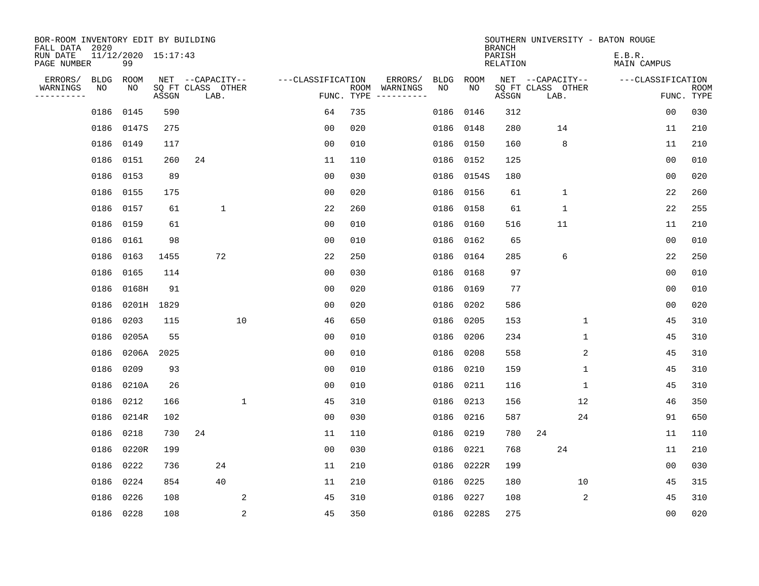BOR-ROOM INVENTORY EDIT BY BUILDING
FALL DATA 2020
RUN DATE 11/12/2020 15:17:43
PAGE NUMBER 99

SOUTHERN UNIVERSITY - BATON ROUGE
BRANCH
PARISH E.B.R.
RELATION MAIN CAMPUS

| ERRORS/ WARNINGS | BLDG NO | ROOM NO | NET SQ FT ASSGN | CAPACITY CLASS | CAPACITY LAB. | CAPACITY OTHER | CLASSIFICATION FUNC. | ROOM TYPE | ERRORS/ WARNINGS | BLDG NO | ROOM NO | NET SQ FT ASSGN | CAPACITY CLASS | CAPACITY LAB. | CAPACITY OTHER | CLASSIFICATION FUNC. | ROOM TYPE |
|---|---|---|---|---|---|---|---|---|---|---|---|---|---|---|---|---|---|
| | 0186 | 0145 | 590 | | | | 64 | 735 | | 0186 | 0146 | 312 | | | | 00 | 030 |
| | 0186 | 0147S | 275 | | | | 00 | 020 | | 0186 | 0148 | 280 | | 14 | | 11 | 210 |
| | 0186 | 0149 | 117 | | | | 00 | 010 | | 0186 | 0150 | 160 | | 8 | | 11 | 210 |
| | 0186 | 0151 | 260 | 24 | | | 11 | 110 | | 0186 | 0152 | 125 | | | | 00 | 010 |
| | 0186 | 0153 | 89 | | | | 00 | 030 | | 0186 | 0154S | 180 | | | | 00 | 020 |
| | 0186 | 0155 | 175 | | | | 00 | 020 | | 0186 | 0156 | 61 | | 1 | | 22 | 260 |
| | 0186 | 0157 | 61 | | 1 | | 22 | 260 | | 0186 | 0158 | 61 | | 1 | | 22 | 255 |
| | 0186 | 0159 | 61 | | | | 00 | 010 | | 0186 | 0160 | 516 | | 11 | | 11 | 210 |
| | 0186 | 0161 | 98 | | | | 00 | 010 | | 0186 | 0162 | 65 | | | | 00 | 010 |
| | 0186 | 0163 | 1455 | | 72 | | 22 | 250 | | 0186 | 0164 | 285 | | 6 | | 22 | 250 |
| | 0186 | 0165 | 114 | | | | 00 | 030 | | 0186 | 0168 | 97 | | | | 00 | 010 |
| | 0186 | 0168H | 91 | | | | 00 | 020 | | 0186 | 0169 | 77 | | | | 00 | 010 |
| | 0186 | 0201H | 1829 | | | | 00 | 020 | | 0186 | 0202 | 586 | | | | 00 | 020 |
| | 0186 | 0203 | 115 | | | 10 | 46 | 650 | | 0186 | 0205 | 153 | | | 1 | 45 | 310 |
| | 0186 | 0205A | 55 | | | | 00 | 010 | | 0186 | 0206 | 234 | | | 1 | 45 | 310 |
| | 0186 | 0206A | 2025 | | | | 00 | 010 | | 0186 | 0208 | 558 | | | 2 | 45 | 310 |
| | 0186 | 0209 | 93 | | | | 00 | 010 | | 0186 | 0210 | 159 | | | 1 | 45 | 310 |
| | 0186 | 0210A | 26 | | | | 00 | 010 | | 0186 | 0211 | 116 | | | 1 | 45 | 310 |
| | 0186 | 0212 | 166 | | | 1 | 45 | 310 | | 0186 | 0213 | 156 | | | 12 | 46 | 350 |
| | 0186 | 0214R | 102 | | | | 00 | 030 | | 0186 | 0216 | 587 | | | 24 | 91 | 650 |
| | 0186 | 0218 | 730 | 24 | | | 11 | 110 | | 0186 | 0219 | 780 | 24 | | | 11 | 110 |
| | 0186 | 0220R | 199 | | | | 00 | 030 | | 0186 | 0221 | 768 | | 24 | | 11 | 210 |
| | 0186 | 0222 | 736 | | 24 | | 11 | 210 | | 0186 | 0222R | 199 | | | | 00 | 030 |
| | 0186 | 0224 | 854 | | 40 | | 11 | 210 | | 0186 | 0225 | 180 | | | 10 | 45 | 315 |
| | 0186 | 0226 | 108 | | | 2 | 45 | 310 | | 0186 | 0227 | 108 | | | 2 | 45 | 310 |
| | 0186 | 0228 | 108 | | | 2 | 45 | 350 | | 0186 | 0228S | 275 | | | | 00 | 020 |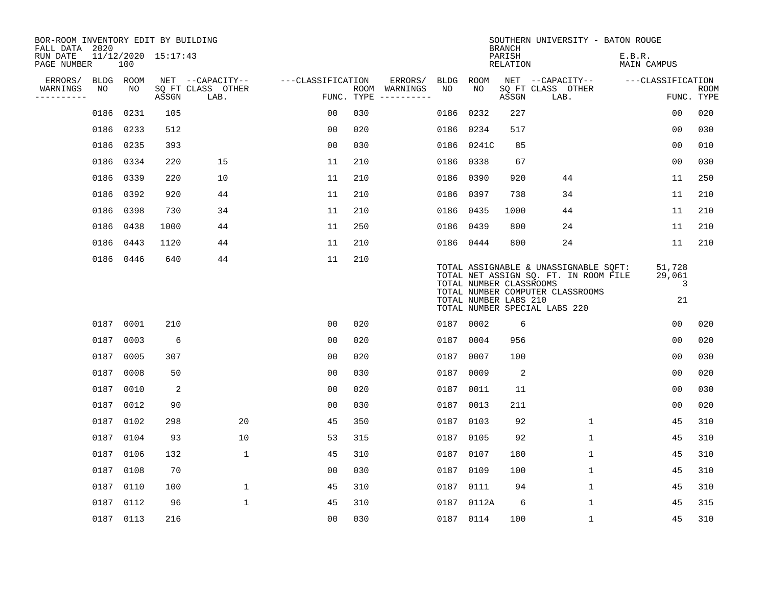BOR-ROOM INVENTORY EDIT BY BUILDING
FALL DATA 2020
RUN DATE 11/12/2020 15:17:43

SOUTHERN UNIVERSITY - BATON ROUGE
BRANCH
PARISH E.B.R.
RELATION MAIN CAMPUS

| ERRORS/ WARNINGS | BLDG NO | ROOM NO | NET SQ FT ASSGN | CAPACITY CLASS LAB. | CAPACITY OTHER | CLASSIFICATION FUNC. | ROOM TYPE | ERRORS/ WARNINGS | BLDG NO | ROOM NO | NET SQ FT ASSGN | CAPACITY CLASS LAB. | CAPACITY OTHER | CLASSIFICATION FUNC. | ROOM TYPE |
|---|---|---|---|---|---|---|---|---|---|---|---|---|---|---|---|
| | 0186 | 0231 | 105 | | | 00 | 030 | | 0186 | 0232 | 227 | | | 00 | 020 |
| | 0186 | 0233 | 512 | | | 00 | 020 | | 0186 | 0234 | 517 | | | 00 | 030 |
| | 0186 | 0235 | 393 | | | 00 | 030 | | 0186 | 0241C | 85 | | | 00 | 010 |
| | 0186 | 0334 | 220 | 15 | | 11 | 210 | | 0186 | 0338 | 67 | | | 00 | 030 |
| | 0186 | 0339 | 220 | 10 | | 11 | 210 | | 0186 | 0390 | 920 | 44 | | 11 | 250 |
| | 0186 | 0392 | 920 | 44 | | 11 | 210 | | 0186 | 0397 | 738 | 34 | | 11 | 210 |
| | 0186 | 0398 | 730 | 34 | | 11 | 210 | | 0186 | 0435 | 1000 | 44 | | 11 | 210 |
| | 0186 | 0438 | 1000 | 44 | | 11 | 250 | | 0186 | 0439 | 800 | 24 | | 11 | 210 |
| | 0186 | 0443 | 1120 | 44 | | 11 | 210 | | 0186 | 0444 | 800 | 24 | | 11 | 210 |
| | 0186 | 0446 | 640 | 44 | | 11 | 210 | | | | | | | | |

TOTAL ASSIGNABLE & UNASSIGNABLE SQFT: 51,728
TOTAL NET ASSIGN SQ. FT. IN ROOM FILE 29,061
TOTAL NUMBER CLASSROOMS 3
TOTAL NUMBER COMPUTER CLASSROOMS
TOTAL NUMBER LABS 210 21
TOTAL NUMBER SPECIAL LABS 220

| ERRORS/ WARNINGS | BLDG NO | ROOM NO | NET SQ FT ASSGN | CAPACITY CLASS LAB. | CAPACITY OTHER | CLASSIFICATION FUNC. | ROOM TYPE | ERRORS/ WARNINGS | BLDG NO | ROOM NO | NET SQ FT ASSGN | CAPACITY CLASS LAB. | CAPACITY OTHER | CLASSIFICATION FUNC. | ROOM TYPE |
|---|---|---|---|---|---|---|---|---|---|---|---|---|---|---|---|
| | 0187 | 0001 | 210 | | | 00 | 020 | | 0187 | 0002 | 6 | | | 00 | 020 |
| | 0187 | 0003 | 6 | | | 00 | 020 | | 0187 | 0004 | 956 | | | 00 | 020 |
| | 0187 | 0005 | 307 | | | 00 | 020 | | 0187 | 0007 | 100 | | | 00 | 030 |
| | 0187 | 0008 | 50 | | | 00 | 030 | | 0187 | 0009 | 2 | | | 00 | 020 |
| | 0187 | 0010 | 2 | | | 00 | 020 | | 0187 | 0011 | 11 | | | 00 | 030 |
| | 0187 | 0012 | 90 | | | 00 | 030 | | 0187 | 0013 | 211 | | | 00 | 020 |
| | 0187 | 0102 | 298 | | 20 | 45 | 350 | | 0187 | 0103 | 92 | | 1 | 45 | 310 |
| | 0187 | 0104 | 93 | | 10 | 53 | 315 | | 0187 | 0105 | 92 | | 1 | 45 | 310 |
| | 0187 | 0106 | 132 | | 1 | 45 | 310 | | 0187 | 0107 | 180 | | 1 | 45 | 310 |
| | 0187 | 0108 | 70 | | | 00 | 030 | | 0187 | 0109 | 100 | | 1 | 45 | 310 |
| | 0187 | 0110 | 100 | | 1 | 45 | 310 | | 0187 | 0111 | 94 | | 1 | 45 | 310 |
| | 0187 | 0112 | 96 | | 1 | 45 | 310 | | 0187 | 0112A | 6 | | 1 | 45 | 315 |
| | 0187 | 0113 | 216 | | | 00 | 030 | | 0187 | 0114 | 100 | | 1 | 45 | 310 |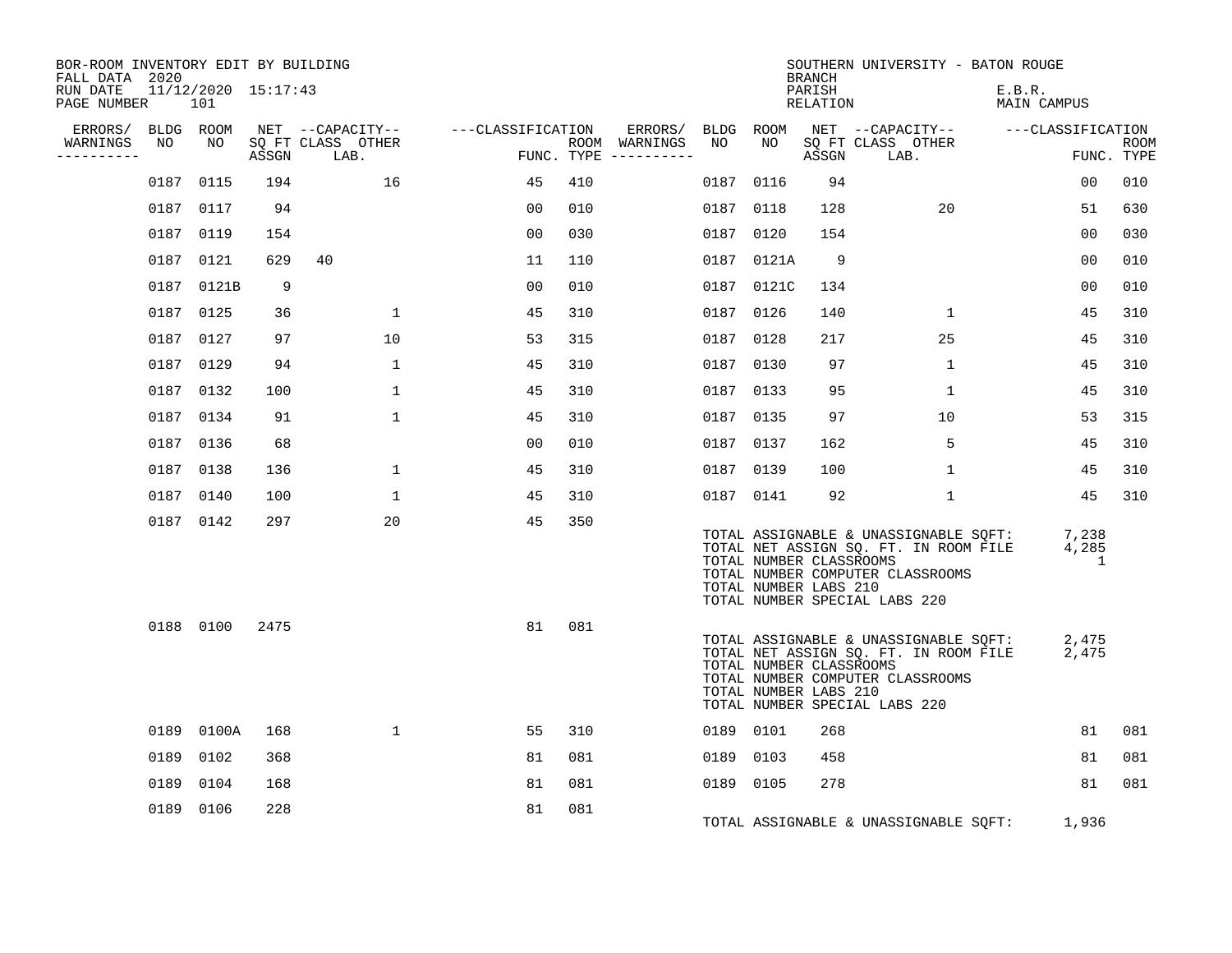BOR-ROOM INVENTORY EDIT BY BUILDING
FALL DATA 2020
RUN DATE 11/12/2020 15:17:43
PAGE NUMBER 101

SOUTHERN UNIVERSITY - BATON ROUGE
BRANCH
PARISH E.B.R.
RELATION MAIN CAMPUS

| ERRORS/ WARNINGS | BLDG NO | ROOM NO | NET SQ FT ASSGN | CAPACITY CLASS | CAPACITY OTHER LAB. | CLASSIFICATION FUNC. | ROOM TYPE | ERRORS/ WARNINGS | BLDG NO | ROOM NO | NET SQ FT ASSGN | CAPACITY CLASS | CAPACITY OTHER LAB. | CLASSIFICATION FUNC. | ROOM TYPE |
|---|---|---|---|---|---|---|---|---|---|---|---|---|---|---|---|
| | 0187 | 0115 | 194 | | 16 | 45 | 410 | | 0187 | 0116 | 94 | | | 00 | 010 |
| | 0187 | 0117 | 94 | | | 00 | 010 | | 0187 | 0118 | 128 | | 20 | 51 | 630 |
| | 0187 | 0119 | 154 | | | 00 | 030 | | 0187 | 0120 | 154 | | | 00 | 030 |
| | 0187 | 0121 | 629 | 40 | | 11 | 110 | | 0187 | 0121A | 9 | | | 00 | 010 |
| | 0187 | 0121B | 9 | | | 00 | 010 | | 0187 | 0121C | 134 | | | 00 | 010 |
| | 0187 | 0125 | 36 | | 1 | 45 | 310 | | 0187 | 0126 | 140 | | 1 | 45 | 310 |
| | 0187 | 0127 | 97 | | 10 | 53 | 315 | | 0187 | 0128 | 217 | | 25 | 45 | 310 |
| | 0187 | 0129 | 94 | | 1 | 45 | 310 | | 0187 | 0130 | 97 | | 1 | 45 | 310 |
| | 0187 | 0132 | 100 | | 1 | 45 | 310 | | 0187 | 0133 | 95 | | 1 | 45 | 310 |
| | 0187 | 0134 | 91 | | 1 | 45 | 310 | | 0187 | 0135 | 97 | | 10 | 53 | 315 |
| | 0187 | 0136 | 68 | | | 00 | 010 | | 0187 | 0137 | 162 | | 5 | 45 | 310 |
| | 0187 | 0138 | 136 | | 1 | 45 | 310 | | 0187 | 0139 | 100 | | 1 | 45 | 310 |
| | 0187 | 0140 | 100 | | 1 | 45 | 310 | | 0187 | 0141 | 92 | | 1 | 45 | 310 |
| | 0187 | 0142 | 297 | | 20 | 45 | 350 | | | | | | | | |

TOTAL ASSIGNABLE & UNASSIGNABLE SQFT: 7,238
TOTAL NET ASSIGN SQ. FT. IN ROOM FILE 4,285
TOTAL NUMBER CLASSROOMS 1
TOTAL NUMBER COMPUTER CLASSROOMS
TOTAL NUMBER LABS 210
TOTAL NUMBER SPECIAL LABS 220

| ERRORS/ WARNINGS | BLDG NO | ROOM NO | NET SQ FT ASSGN | CAPACITY CLASS | CAPACITY OTHER LAB. | CLASSIFICATION FUNC. | ROOM TYPE |
|---|---|---|---|---|---|---|---|
| | 0188 | 0100 | 2475 | | | 81 | 081 |

TOTAL ASSIGNABLE & UNASSIGNABLE SQFT: 2,475
TOTAL NET ASSIGN SQ. FT. IN ROOM FILE 2,475
TOTAL NUMBER CLASSROOMS
TOTAL NUMBER COMPUTER CLASSROOMS
TOTAL NUMBER LABS 210
TOTAL NUMBER SPECIAL LABS 220

| ERRORS/ WARNINGS | BLDG NO | ROOM NO | NET SQ FT ASSGN | CAPACITY CLASS | CAPACITY OTHER LAB. | CLASSIFICATION FUNC. | ROOM TYPE | ERRORS/ WARNINGS | BLDG NO | ROOM NO | NET SQ FT ASSGN | CAPACITY CLASS | CAPACITY OTHER LAB. | CLASSIFICATION FUNC. | ROOM TYPE |
|---|---|---|---|---|---|---|---|---|---|---|---|---|---|---|---|
| | 0189 | 0100A | 168 | | 1 | 55 | 310 | | 0189 | 0101 | 268 | | | 81 | 081 |
| | 0189 | 0102 | 368 | | | 81 | 081 | | 0189 | 0103 | 458 | | | 81 | 081 |
| | 0189 | 0104 | 168 | | | 81 | 081 | | 0189 | 0105 | 278 | | | 81 | 081 |
| | 0189 | 0106 | 228 | | | 81 | 081 | | | | | | | | |

TOTAL ASSIGNABLE & UNASSIGNABLE SQFT: 1,936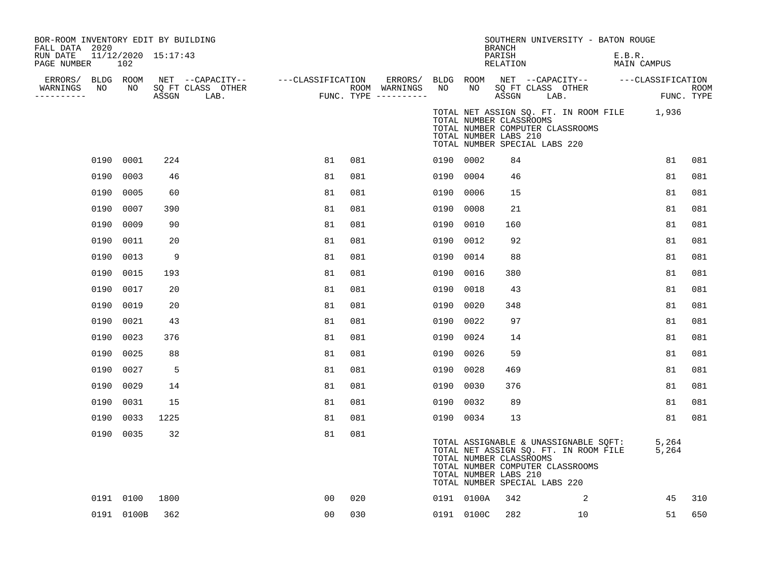BOR-ROOM INVENTORY EDIT BY BUILDING
FALL DATA 2020
RUN DATE 11/12/2020 15:17:43

SOUTHERN UNIVERSITY - BATON ROUGE
BRANCH
PARISH E.B.R.
RELATION MAIN CAMPUS

| ERRORS/ WARNINGS | BLDG NO | ROOM NO | NET SQ FT ASSGN | CAPACITY CLASS | CAPACITY OTHER LAB. | CLASSIFICATION FUNC. | ROOM TYPE | ERRORS/ WARNINGS | BLDG NO | ROOM NO | NET SQ FT ASSGN | CAPACITY CLASS | CAPACITY OTHER LAB. | CLASSIFICATION FUNC. | ROOM TYPE |
|---|---|---|---|---|---|---|---|---|---|---|---|---|---|---|---|
| | | | | | | | | | TOTAL NET ASSIGN SQ. FT. IN ROOM FILE | | | | | 1,936 | |
| | | | | | | | | | TOTAL NUMBER CLASSROOMS | | | | | | |
| | | | | | | | | | TOTAL NUMBER COMPUTER CLASSROOMS | | | | | | |
| | | | | | | | | | TOTAL NUMBER LABS 210 | | | | | | |
| | | | | | | | | | TOTAL NUMBER SPECIAL LABS 220 | | | | | | |
| | 0190 | 0001 | 224 | | | 81 | 081 | | 0190 | 0002 | 84 | | | 81 | 081 |
| | 0190 | 0003 | 46 | | | 81 | 081 | | 0190 | 0004 | 46 | | | 81 | 081 |
| | 0190 | 0005 | 60 | | | 81 | 081 | | 0190 | 0006 | 15 | | | 81 | 081 |
| | 0190 | 0007 | 390 | | | 81 | 081 | | 0190 | 0008 | 21 | | | 81 | 081 |
| | 0190 | 0009 | 90 | | | 81 | 081 | | 0190 | 0010 | 160 | | | 81 | 081 |
| | 0190 | 0011 | 20 | | | 81 | 081 | | 0190 | 0012 | 92 | | | 81 | 081 |
| | 0190 | 0013 | 9 | | | 81 | 081 | | 0190 | 0014 | 88 | | | 81 | 081 |
| | 0190 | 0015 | 193 | | | 81 | 081 | | 0190 | 0016 | 380 | | | 81 | 081 |
| | 0190 | 0017 | 20 | | | 81 | 081 | | 0190 | 0018 | 43 | | | 81 | 081 |
| | 0190 | 0019 | 20 | | | 81 | 081 | | 0190 | 0020 | 348 | | | 81 | 081 |
| | 0190 | 0021 | 43 | | | 81 | 081 | | 0190 | 0022 | 97 | | | 81 | 081 |
| | 0190 | 0023 | 376 | | | 81 | 081 | | 0190 | 0024 | 14 | | | 81 | 081 |
| | 0190 | 0025 | 88 | | | 81 | 081 | | 0190 | 0026 | 59 | | | 81 | 081 |
| | 0190 | 0027 | 5 | | | 81 | 081 | | 0190 | 0028 | 469 | | | 81 | 081 |
| | 0190 | 0029 | 14 | | | 81 | 081 | | 0190 | 0030 | 376 | | | 81 | 081 |
| | 0190 | 0031 | 15 | | | 81 | 081 | | 0190 | 0032 | 89 | | | 81 | 081 |
| | 0190 | 0033 | 1225 | | | 81 | 081 | | 0190 | 0034 | 13 | | | 81 | 081 |
| | 0190 | 0035 | 32 | | | 81 | 081 | | | | | | | | |
| | | | | | | | | | TOTAL ASSIGNABLE & UNASSIGNABLE SQFT: | | | | | 5,264 | |
| | | | | | | | | | TOTAL NET ASSIGN SQ. FT. IN ROOM FILE | | | | | 5,264 | |
| | | | | | | | | | TOTAL NUMBER CLASSROOMS | | | | | | |
| | | | | | | | | | TOTAL NUMBER COMPUTER CLASSROOMS | | | | | | |
| | | | | | | | | | TOTAL NUMBER LABS 210 | | | | | | |
| | | | | | | | | | TOTAL NUMBER SPECIAL LABS 220 | | | | | | |
| | 0191 | 0100 | 1800 | | | 00 | 020 | | 0191 | 0100A | 342 | | 2 | 45 | 310 |
| | 0191 | 0100B | 362 | | | 00 | 030 | | 0191 | 0100C | 282 | | 10 | 51 | 650 |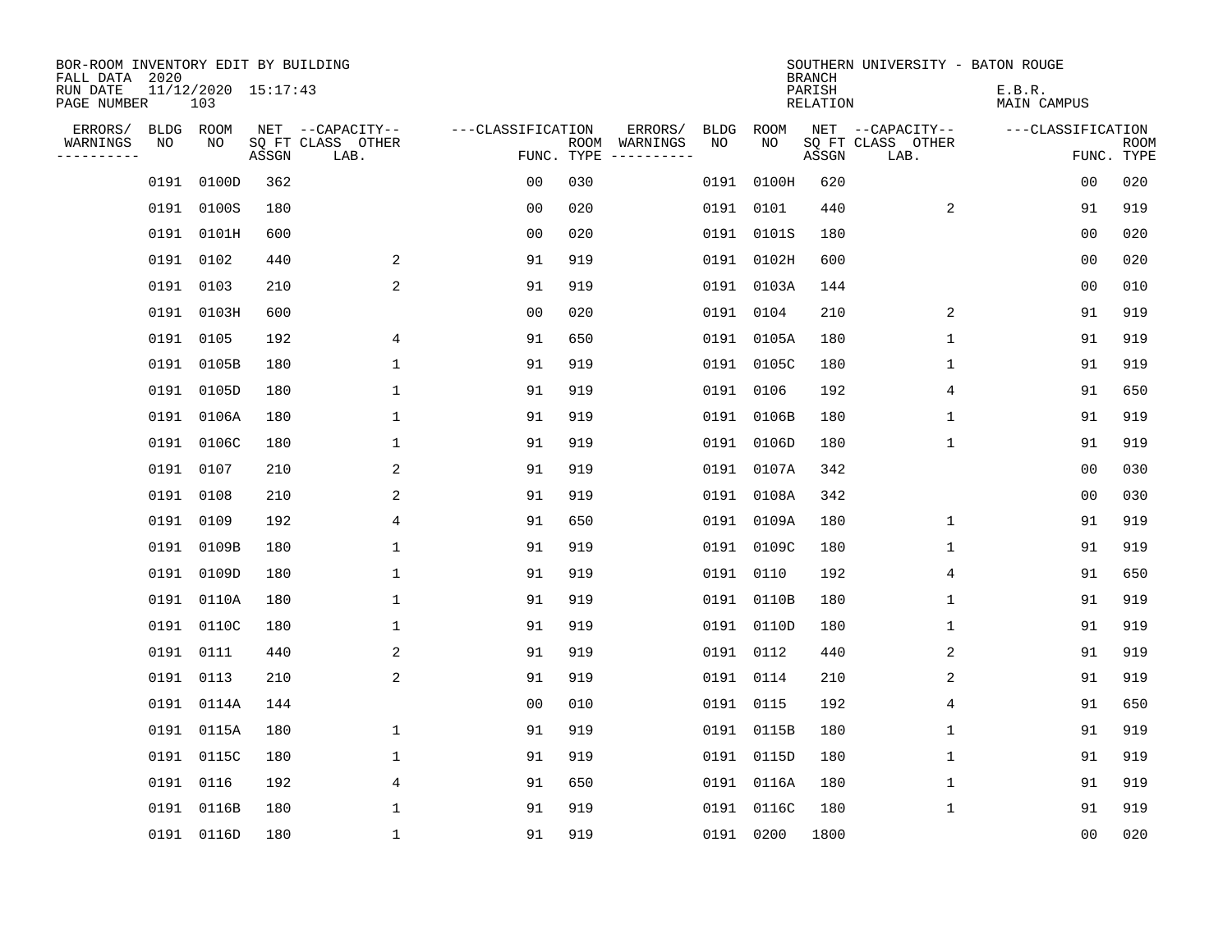BOR-ROOM INVENTORY EDIT BY BUILDING
FALL DATA 2020
RUN DATE 11/12/2020 15:17:43
PAGE NUMBER 103

SOUTHERN UNIVERSITY - BATON ROUGE
BRANCH
PARISH E.B.R.
RELATION MAIN CAMPUS

| ERRORS/ WARNINGS | BLDG NO | ROOM NO | NET SQ FT ASSGN | CAPACITY CLASS LAB. | CAPACITY OTHER | CLASSIFICATION FUNC. | ROOM TYPE | ERRORS/ WARNINGS | BLDG NO | ROOM NO | NET SQ FT ASSGN | CAPACITY CLASS LAB. | CAPACITY OTHER | CLASSIFICATION FUNC. | ROOM TYPE |
|---|---|---|---|---|---|---|---|---|---|---|---|---|---|---|---|
| | 0191 | 0100D | 362 | | | 00 | 030 | | 0191 | 0100H | 620 | | | 00 | 020 |
| | 0191 | 0100S | 180 | | | 00 | 020 | | 0191 | 0101 | 440 | | 2 | 91 | 919 |
| | 0191 | 0101H | 600 | | | 00 | 020 | | 0191 | 0101S | 180 | | | 00 | 020 |
| | 0191 | 0102 | 440 | | 2 | 91 | 919 | | 0191 | 0102H | 600 | | | 00 | 020 |
| | 0191 | 0103 | 210 | | 2 | 91 | 919 | | 0191 | 0103A | 144 | | | 00 | 010 |
| | 0191 | 0103H | 600 | | | 00 | 020 | | 0191 | 0104 | 210 | | 2 | 91 | 919 |
| | 0191 | 0105 | 192 | | 4 | 91 | 650 | | 0191 | 0105A | 180 | | 1 | 91 | 919 |
| | 0191 | 0105B | 180 | | 1 | 91 | 919 | | 0191 | 0105C | 180 | | 1 | 91 | 919 |
| | 0191 | 0105D | 180 | | 1 | 91 | 919 | | 0191 | 0106 | 192 | | 4 | 91 | 650 |
| | 0191 | 0106A | 180 | | 1 | 91 | 919 | | 0191 | 0106B | 180 | | 1 | 91 | 919 |
| | 0191 | 0106C | 180 | | 1 | 91 | 919 | | 0191 | 0106D | 180 | | 1 | 91 | 919 |
| | 0191 | 0107 | 210 | | 2 | 91 | 919 | | 0191 | 0107A | 342 | | | 00 | 030 |
| | 0191 | 0108 | 210 | | 2 | 91 | 919 | | 0191 | 0108A | 342 | | | 00 | 030 |
| | 0191 | 0109 | 192 | | 4 | 91 | 650 | | 0191 | 0109A | 180 | | 1 | 91 | 919 |
| | 0191 | 0109B | 180 | | 1 | 91 | 919 | | 0191 | 0109C | 180 | | 1 | 91 | 919 |
| | 0191 | 0109D | 180 | | 1 | 91 | 919 | | 0191 | 0110 | 192 | | 4 | 91 | 650 |
| | 0191 | 0110A | 180 | | 1 | 91 | 919 | | 0191 | 0110B | 180 | | 1 | 91 | 919 |
| | 0191 | 0110C | 180 | | 1 | 91 | 919 | | 0191 | 0110D | 180 | | 1 | 91 | 919 |
| | 0191 | 0111 | 440 | | 2 | 91 | 919 | | 0191 | 0112 | 440 | | 2 | 91 | 919 |
| | 0191 | 0113 | 210 | | 2 | 91 | 919 | | 0191 | 0114 | 210 | | 2 | 91 | 919 |
| | 0191 | 0114A | 144 | | | 00 | 010 | | 0191 | 0115 | 192 | | 4 | 91 | 650 |
| | 0191 | 0115A | 180 | | 1 | 91 | 919 | | 0191 | 0115B | 180 | | 1 | 91 | 919 |
| | 0191 | 0115C | 180 | | 1 | 91 | 919 | | 0191 | 0115D | 180 | | 1 | 91 | 919 |
| | 0191 | 0116 | 192 | | 4 | 91 | 650 | | 0191 | 0116A | 180 | | 1 | 91 | 919 |
| | 0191 | 0116B | 180 | | 1 | 91 | 919 | | 0191 | 0116C | 180 | | 1 | 91 | 919 |
| | 0191 | 0116D | 180 | | 1 | 91 | 919 | | 0191 | 0200 | 1800 | | | 00 | 020 |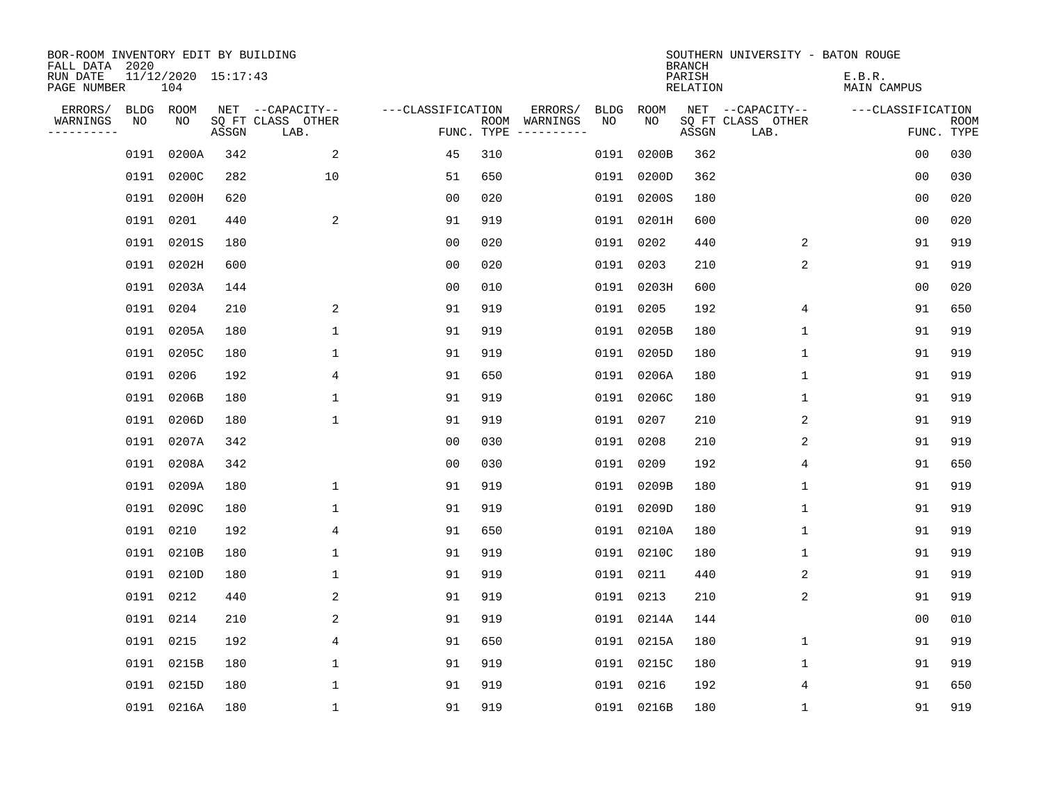BOR-ROOM INVENTORY EDIT BY BUILDING
FALL DATA 2020
RUN DATE 11/12/2020 15:17:43
PAGE NUMBER 104

SOUTHERN UNIVERSITY - BATON ROUGE
BRANCH
PARISH E.B.R.
RELATION MAIN CAMPUS

| ERRORS/ WARNINGS | BLDG NO | ROOM NO | NET SQ FT ASSGN | CAPACITY CLASS LAB. | CAPACITY OTHER | CLASSIFICATION FUNC. | ROOM TYPE | ERRORS/ WARNINGS | BLDG NO | ROOM NO | NET SQ FT ASSGN | CAPACITY CLASS LAB. | CAPACITY OTHER | CLASSIFICATION FUNC. | ROOM TYPE |
|---|---|---|---|---|---|---|---|---|---|---|---|---|---|---|---|
| | 0191 | 0200A | 342 | | 2 | 45 | 310 | | 0191 | 0200B | 362 | | | 00 | 030 |
| | 0191 | 0200C | 282 | | 10 | 51 | 650 | | 0191 | 0200D | 362 | | | 00 | 030 |
| | 0191 | 0200H | 620 | | | 00 | 020 | | 0191 | 0200S | 180 | | | 00 | 020 |
| | 0191 | 0201 | 440 | | 2 | 91 | 919 | | 0191 | 0201H | 600 | | | 00 | 020 |
| | 0191 | 0201S | 180 | | | 00 | 020 | | 0191 | 0202 | 440 | | 2 | 91 | 919 |
| | 0191 | 0202H | 600 | | | 00 | 020 | | 0191 | 0203 | 210 | | 2 | 91 | 919 |
| | 0191 | 0203A | 144 | | | 00 | 010 | | 0191 | 0203H | 600 | | | 00 | 020 |
| | 0191 | 0204 | 210 | | 2 | 91 | 919 | | 0191 | 0205 | 192 | | 4 | 91 | 650 |
| | 0191 | 0205A | 180 | | 1 | 91 | 919 | | 0191 | 0205B | 180 | | 1 | 91 | 919 |
| | 0191 | 0205C | 180 | | 1 | 91 | 919 | | 0191 | 0205D | 180 | | 1 | 91 | 919 |
| | 0191 | 0206 | 192 | | 4 | 91 | 650 | | 0191 | 0206A | 180 | | 1 | 91 | 919 |
| | 0191 | 0206B | 180 | | 1 | 91 | 919 | | 0191 | 0206C | 180 | | 1 | 91 | 919 |
| | 0191 | 0206D | 180 | | 1 | 91 | 919 | | 0191 | 0207 | 210 | | 2 | 91 | 919 |
| | 0191 | 0207A | 342 | | | 00 | 030 | | 0191 | 0208 | 210 | | 2 | 91 | 919 |
| | 0191 | 0208A | 342 | | | 00 | 030 | | 0191 | 0209 | 192 | | 4 | 91 | 650 |
| | 0191 | 0209A | 180 | | 1 | 91 | 919 | | 0191 | 0209B | 180 | | 1 | 91 | 919 |
| | 0191 | 0209C | 180 | | 1 | 91 | 919 | | 0191 | 0209D | 180 | | 1 | 91 | 919 |
| | 0191 | 0210 | 192 | | 4 | 91 | 650 | | 0191 | 0210A | 180 | | 1 | 91 | 919 |
| | 0191 | 0210B | 180 | | 1 | 91 | 919 | | 0191 | 0210C | 180 | | 1 | 91 | 919 |
| | 0191 | 0210D | 180 | | 1 | 91 | 919 | | 0191 | 0211 | 440 | | 2 | 91 | 919 |
| | 0191 | 0212 | 440 | | 2 | 91 | 919 | | 0191 | 0213 | 210 | | 2 | 91 | 919 |
| | 0191 | 0214 | 210 | | 2 | 91 | 919 | | 0191 | 0214A | 144 | | | 00 | 010 |
| | 0191 | 0215 | 192 | | 4 | 91 | 650 | | 0191 | 0215A | 180 | | 1 | 91 | 919 |
| | 0191 | 0215B | 180 | | 1 | 91 | 919 | | 0191 | 0215C | 180 | | 1 | 91 | 919 |
| | 0191 | 0215D | 180 | | 1 | 91 | 919 | | 0191 | 0216 | 192 | | 4 | 91 | 650 |
| | 0191 | 0216A | 180 | | 1 | 91 | 919 | | 0191 | 0216B | 180 | | 1 | 91 | 919 |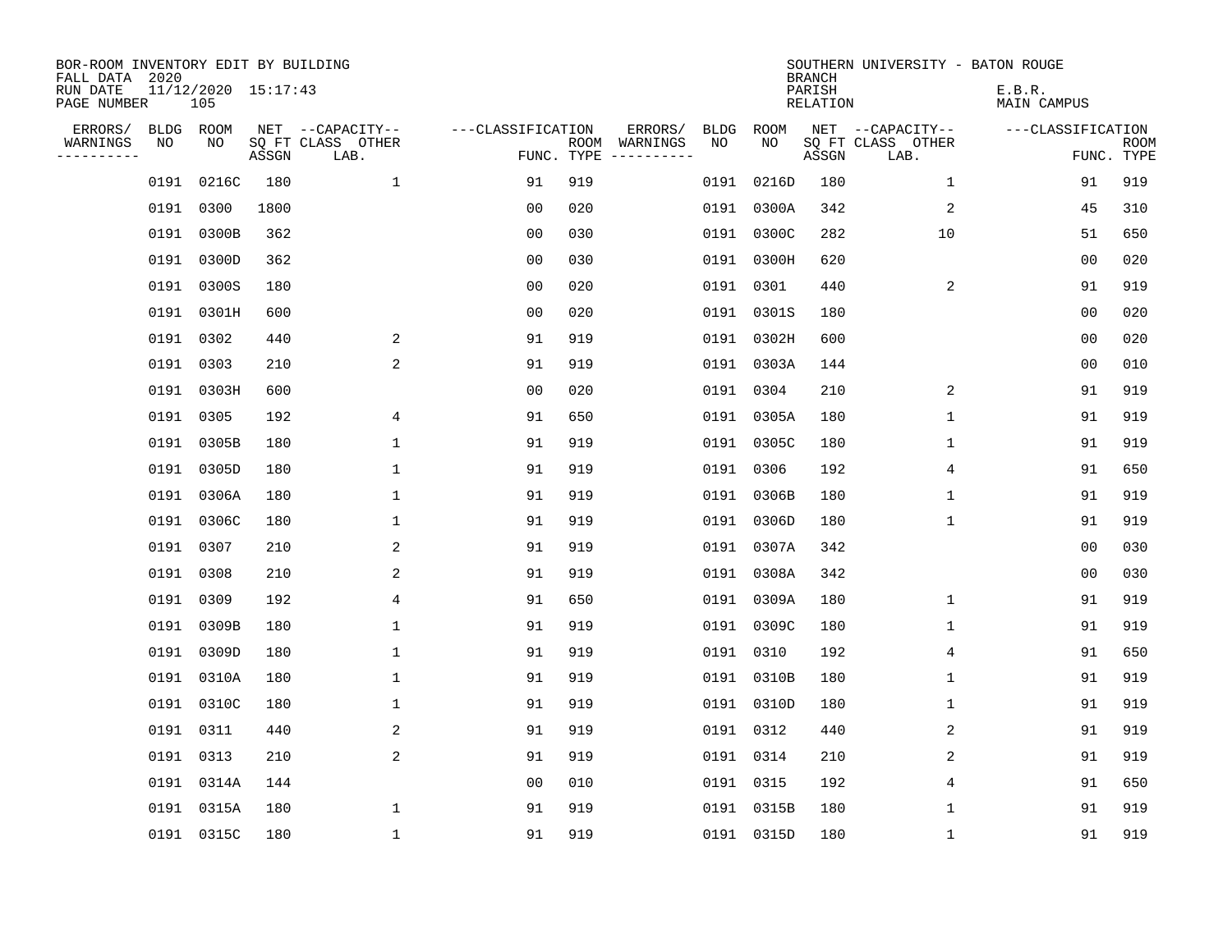BOR-ROOM INVENTORY EDIT BY BUILDING
FALL DATA 2020
RUN DATE 11/12/2020 15:17:43
PAGE NUMBER 105

SOUTHERN UNIVERSITY - BATON ROUGE
BRANCH
PARISH E.B.R.
RELATION MAIN CAMPUS

| ERRORS/ WARNINGS | BLDG NO | ROOM NO | NET SQ FT ASSGN | CAPACITY CLASS LAB. | CAPACITY OTHER | CLASSIFICATION FUNC. | ROOM TYPE | ERRORS/ WARNINGS | BLDG NO | ROOM NO | NET SQ FT ASSGN | CAPACITY CLASS LAB. | CAPACITY OTHER | CLASSIFICATION FUNC. | ROOM TYPE |
|---|---|---|---|---|---|---|---|---|---|---|---|---|---|---|---|
| | 0191 | 0216C | 180 | | 1 | 91 | 919 | | 0191 | 0216D | 180 | | 1 | 91 | 919 |
| | 0191 | 0300 | 1800 | | | 00 | 020 | | 0191 | 0300A | 342 | | 2 | 45 | 310 |
| | 0191 | 0300B | 362 | | | 00 | 030 | | 0191 | 0300C | 282 | | 10 | 51 | 650 |
| | 0191 | 0300D | 362 | | | 00 | 030 | | 0191 | 0300H | 620 | | | 00 | 020 |
| | 0191 | 0300S | 180 | | | 00 | 020 | | 0191 | 0301 | 440 | | 2 | 91 | 919 |
| | 0191 | 0301H | 600 | | | 00 | 020 | | 0191 | 0301S | 180 | | | 00 | 020 |
| | 0191 | 0302 | 440 | | 2 | 91 | 919 | | 0191 | 0302H | 600 | | | 00 | 020 |
| | 0191 | 0303 | 210 | | 2 | 91 | 919 | | 0191 | 0303A | 144 | | | 00 | 010 |
| | 0191 | 0303H | 600 | | | 00 | 020 | | 0191 | 0304 | 210 | | 2 | 91 | 919 |
| | 0191 | 0305 | 192 | | 4 | 91 | 650 | | 0191 | 0305A | 180 | | 1 | 91 | 919 |
| | 0191 | 0305B | 180 | | 1 | 91 | 919 | | 0191 | 0305C | 180 | | 1 | 91 | 919 |
| | 0191 | 0305D | 180 | | 1 | 91 | 919 | | 0191 | 0306 | 192 | | 4 | 91 | 650 |
| | 0191 | 0306A | 180 | | 1 | 91 | 919 | | 0191 | 0306B | 180 | | 1 | 91 | 919 |
| | 0191 | 0306C | 180 | | 1 | 91 | 919 | | 0191 | 0306D | 180 | | 1 | 91 | 919 |
| | 0191 | 0307 | 210 | | 2 | 91 | 919 | | 0191 | 0307A | 342 | | | 00 | 030 |
| | 0191 | 0308 | 210 | | 2 | 91 | 919 | | 0191 | 0308A | 342 | | | 00 | 030 |
| | 0191 | 0309 | 192 | | 4 | 91 | 650 | | 0191 | 0309A | 180 | | 1 | 91 | 919 |
| | 0191 | 0309B | 180 | | 1 | 91 | 919 | | 0191 | 0309C | 180 | | 1 | 91 | 919 |
| | 0191 | 0309D | 180 | | 1 | 91 | 919 | | 0191 | 0310 | 192 | | 4 | 91 | 650 |
| | 0191 | 0310A | 180 | | 1 | 91 | 919 | | 0191 | 0310B | 180 | | 1 | 91 | 919 |
| | 0191 | 0310C | 180 | | 1 | 91 | 919 | | 0191 | 0310D | 180 | | 1 | 91 | 919 |
| | 0191 | 0311 | 440 | | 2 | 91 | 919 | | 0191 | 0312 | 440 | | 2 | 91 | 919 |
| | 0191 | 0313 | 210 | | 2 | 91 | 919 | | 0191 | 0314 | 210 | | 2 | 91 | 919 |
| | 0191 | 0314A | 144 | | | 00 | 010 | | 0191 | 0315 | 192 | | 4 | 91 | 650 |
| | 0191 | 0315A | 180 | | 1 | 91 | 919 | | 0191 | 0315B | 180 | | 1 | 91 | 919 |
| | 0191 | 0315C | 180 | | 1 | 91 | 919 | | 0191 | 0315D | 180 | | 1 | 91 | 919 |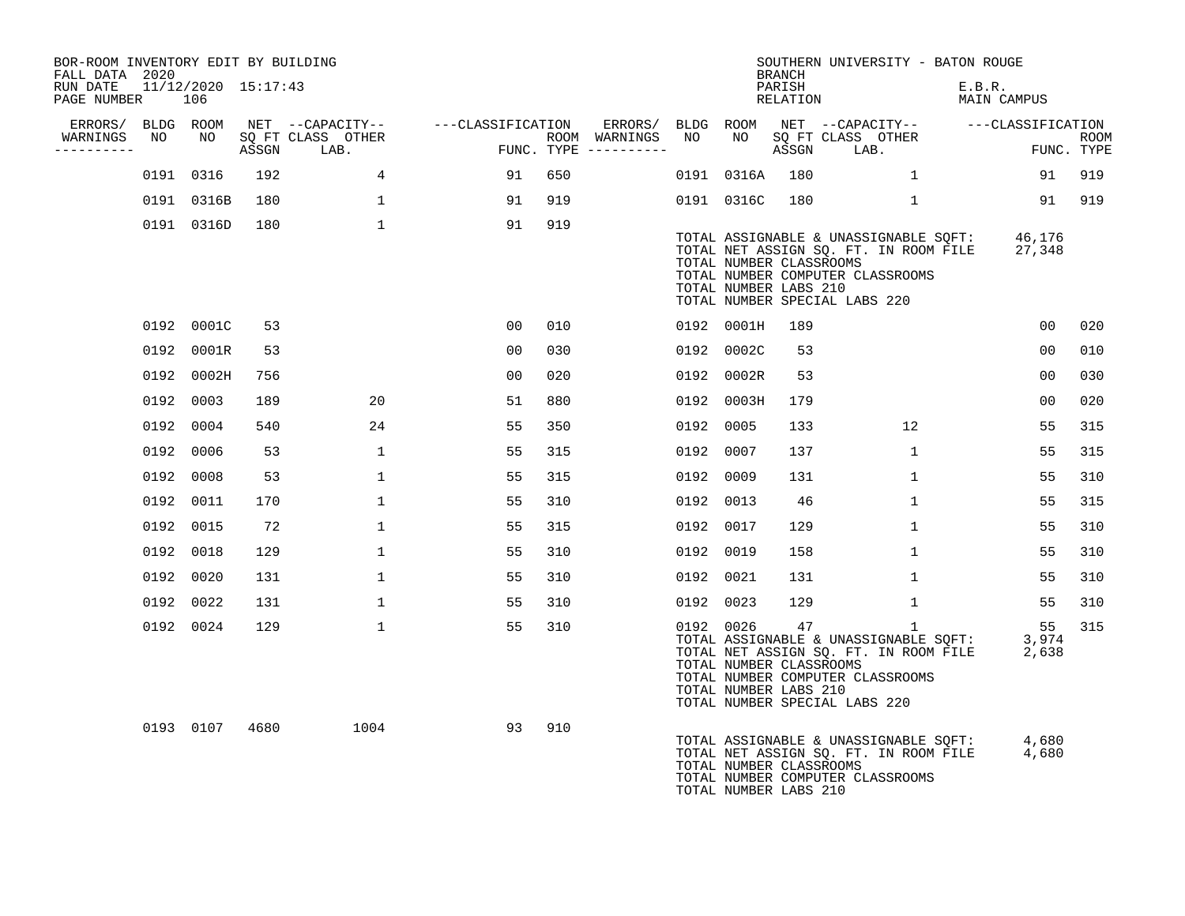BOR-ROOM INVENTORY EDIT BY BUILDING
FALL DATA 2020
RUN DATE 11/12/2020 15:17:43

SOUTHERN UNIVERSITY - BATON ROUGE
BRANCH
PARISH E.B.R.
RELATION MAIN CAMPUS

| ERRORS/ WARNINGS | BLDG NO | ROOM NO | NET SQ FT ASSGN | CAPACITY CLASS | OTHER LAB. | CLASSIFICATION FUNC. | ROOM TYPE | ERRORS/ WARNINGS | BLDG NO | ROOM NO | NET SQ FT ASSGN | CAPACITY CLASS | OTHER LAB. | CLASSIFICATION FUNC. | ROOM TYPE |
|---|---|---|---|---|---|---|---|---|---|---|---|---|---|---|---|
| | 0191 | 0316 | 192 | | 4 | 91 | 650 | | 0191 | 0316A | 180 | | 1 | 91 | 919 |
| | 0191 | 0316B | 180 | | 1 | 91 | 919 | | 0191 | 0316C | 180 | | 1 | 91 | 919 |
| | 0191 | 0316D | 180 | | 1 | 91 | 919 | | | | | | | | |

TOTAL ASSIGNABLE & UNASSIGNABLE SQFT: 46,176
TOTAL NET ASSIGN SQ. FT. IN ROOM FILE 27,348
TOTAL NUMBER CLASSROOMS
TOTAL NUMBER COMPUTER CLASSROOMS
TOTAL NUMBER LABS 210
TOTAL NUMBER SPECIAL LABS 220

| ERRORS/ WARNINGS | BLDG NO | ROOM NO | NET SQ FT ASSGN | CAPACITY CLASS | OTHER LAB. | CLASSIFICATION FUNC. | ROOM TYPE | ERRORS/ WARNINGS | BLDG NO | ROOM NO | NET SQ FT ASSGN | CAPACITY CLASS | OTHER LAB. | CLASSIFICATION FUNC. | ROOM TYPE |
|---|---|---|---|---|---|---|---|---|---|---|---|---|---|---|---|
| | 0192 | 0001C | 53 | | | 00 | 010 | | 0192 | 0001H | 189 | | | 00 | 020 |
| | 0192 | 0001R | 53 | | | 00 | 030 | | 0192 | 0002C | 53 | | | 00 | 010 |
| | 0192 | 0002H | 756 | | | 00 | 020 | | 0192 | 0002R | 53 | | | 00 | 030 |
| | 0192 | 0003 | 189 | | 20 | 51 | 880 | | 0192 | 0003H | 179 | | | 00 | 020 |
| | 0192 | 0004 | 540 | | 24 | 55 | 350 | | 0192 | 0005 | 133 | | 12 | 55 | 315 |
| | 0192 | 0006 | 53 | | 1 | 55 | 315 | | 0192 | 0007 | 137 | | 1 | 55 | 315 |
| | 0192 | 0008 | 53 | | 1 | 55 | 315 | | 0192 | 0009 | 131 | | 1 | 55 | 310 |
| | 0192 | 0011 | 170 | | 1 | 55 | 310 | | 0192 | 0013 | 46 | | 1 | 55 | 315 |
| | 0192 | 0015 | 72 | | 1 | 55 | 315 | | 0192 | 0017 | 129 | | 1 | 55 | 310 |
| | 0192 | 0018 | 129 | | 1 | 55 | 310 | | 0192 | 0019 | 158 | | 1 | 55 | 310 |
| | 0192 | 0020 | 131 | | 1 | 55 | 310 | | 0192 | 0021 | 131 | | 1 | 55 | 310 |
| | 0192 | 0022 | 131 | | 1 | 55 | 310 | | 0192 | 0023 | 129 | | 1 | 55 | 310 |
| | 0192 | 0024 | 129 | | 1 | 55 | 310 | | 0192 | 0026 | 47 | | 1 | 55 | 315 |

TOTAL ASSIGNABLE & UNASSIGNABLE SQFT: 3,974
TOTAL NET ASSIGN SQ. FT. IN ROOM FILE 2,638
TOTAL NUMBER CLASSROOMS
TOTAL NUMBER COMPUTER CLASSROOMS
TOTAL NUMBER LABS 210
TOTAL NUMBER SPECIAL LABS 220

| ERRORS/ WARNINGS | BLDG NO | ROOM NO | NET SQ FT ASSGN | CAPACITY CLASS | OTHER LAB. | CLASSIFICATION FUNC. | ROOM TYPE |
|---|---|---|---|---|---|---|---|
| | 0193 | 0107 | 4680 | | 1004 | 93 | 910 |

TOTAL ASSIGNABLE & UNASSIGNABLE SQFT: 4,680
TOTAL NET ASSIGN SQ. FT. IN ROOM FILE 4,680
TOTAL NUMBER CLASSROOMS
TOTAL NUMBER COMPUTER CLASSROOMS
TOTAL NUMBER LABS 210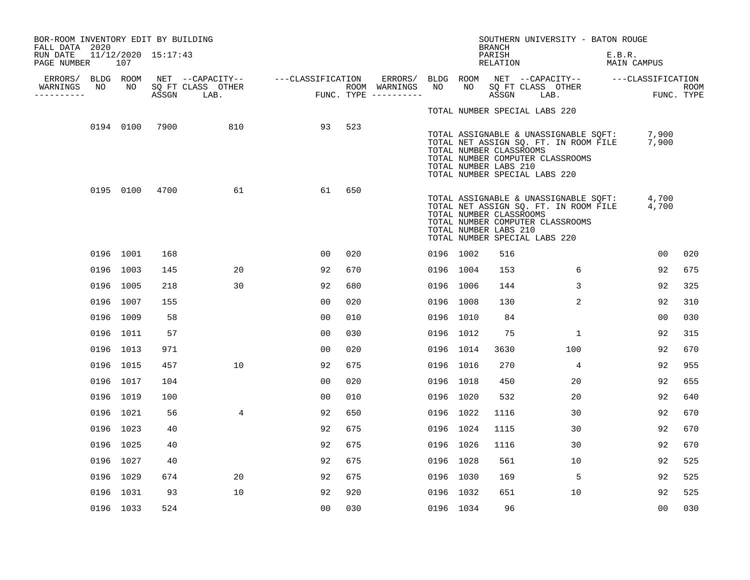BOR-ROOM INVENTORY EDIT BY BUILDING
FALL DATA 2020
RUN DATE 11/12/2020 15:17:43

SOUTHERN UNIVERSITY - BATON ROUGE
BRANCH
PARISH E.B.R.
RELATION MAIN CAMPUS

| ERRORS/ WARNINGS | BLDG NO | ROOM NO | NET SQ FT ASSGN | CAPACITY CLASS LAB. | CAPACITY OTHER | CLASSIFICATION FUNC. | ROOM TYPE | ERRORS/ WARNINGS | BLDG NO | ROOM NO | NET SQ FT ASSGN | CAPACITY CLASS LAB. | CAPACITY OTHER | CLASSIFICATION FUNC. | ROOM TYPE |
|---|---|---|---|---|---|---|---|---|---|---|---|---|---|---|---|
| | | | | | | | | | TOTAL NUMBER SPECIAL LABS 220 | | | | | | |
| | 0194 | 0100 | 7900 | | 810 | 93 | 523 | | | | | | | | |
| | | | | | | | | | TOTAL ASSIGNABLE & UNASSIGNABLE SQFT: | | | | | 7,900 | |
| | | | | | | | | | TOTAL NET ASSIGN SQ. FT. IN ROOM FILE | | | | | 7,900 | |
| | | | | | | | | | TOTAL NUMBER CLASSROOMS | | | | | | |
| | | | | | | | | | TOTAL NUMBER COMPUTER CLASSROOMS | | | | | | |
| | | | | | | | | | TOTAL NUMBER LABS 210 | | | | | | |
| | | | | | | | | | TOTAL NUMBER SPECIAL LABS 220 | | | | | | |
| | 0195 | 0100 | 4700 | | 61 | 61 | 650 | | | | | | | | |
| | | | | | | | | | TOTAL ASSIGNABLE & UNASSIGNABLE SQFT: | | | | | 4,700 | |
| | | | | | | | | | TOTAL NET ASSIGN SQ. FT. IN ROOM FILE | | | | | 4,700 | |
| | | | | | | | | | TOTAL NUMBER CLASSROOMS | | | | | | |
| | | | | | | | | | TOTAL NUMBER COMPUTER CLASSROOMS | | | | | | |
| | | | | | | | | | TOTAL NUMBER LABS 210 | | | | | | |
| | | | | | | | | | TOTAL NUMBER SPECIAL LABS 220 | | | | | | |
| | 0196 | 1001 | 168 | | | 00 | 020 | | 0196 | 1002 | 516 | | | 00 | 020 |
| | 0196 | 1003 | 145 | | 20 | 92 | 670 | | 0196 | 1004 | 153 | | 6 | 92 | 675 |
| | 0196 | 1005 | 218 | | 30 | 92 | 680 | | 0196 | 1006 | 144 | | 3 | 92 | 325 |
| | 0196 | 1007 | 155 | | | 00 | 020 | | 0196 | 1008 | 130 | | 2 | 92 | 310 |
| | 0196 | 1009 | 58 | | | 00 | 010 | | 0196 | 1010 | 84 | | | 00 | 030 |
| | 0196 | 1011 | 57 | | | 00 | 030 | | 0196 | 1012 | 75 | | 1 | 92 | 315 |
| | 0196 | 1013 | 971 | | | 00 | 020 | | 0196 | 1014 | 3630 | | 100 | 92 | 670 |
| | 0196 | 1015 | 457 | | 10 | 92 | 675 | | 0196 | 1016 | 270 | | 4 | 92 | 955 |
| | 0196 | 1017 | 104 | | | 00 | 020 | | 0196 | 1018 | 450 | | 20 | 92 | 655 |
| | 0196 | 1019 | 100 | | | 00 | 010 | | 0196 | 1020 | 532 | | 20 | 92 | 640 |
| | 0196 | 1021 | 56 | | 4 | 92 | 650 | | 0196 | 1022 | 1116 | | 30 | 92 | 670 |
| | 0196 | 1023 | 40 | | | 92 | 675 | | 0196 | 1024 | 1115 | | 30 | 92 | 670 |
| | 0196 | 1025 | 40 | | | 92 | 675 | | 0196 | 1026 | 1116 | | 30 | 92 | 670 |
| | 0196 | 1027 | 40 | | | 92 | 675 | | 0196 | 1028 | 561 | | 10 | 92 | 525 |
| | 0196 | 1029 | 674 | | 20 | 92 | 675 | | 0196 | 1030 | 169 | | 5 | 92 | 525 |
| | 0196 | 1031 | 93 | | 10 | 92 | 920 | | 0196 | 1032 | 651 | | 10 | 92 | 525 |
| | 0196 | 1033 | 524 | | | 00 | 030 | | 0196 | 1034 | 96 | | | 00 | 030 |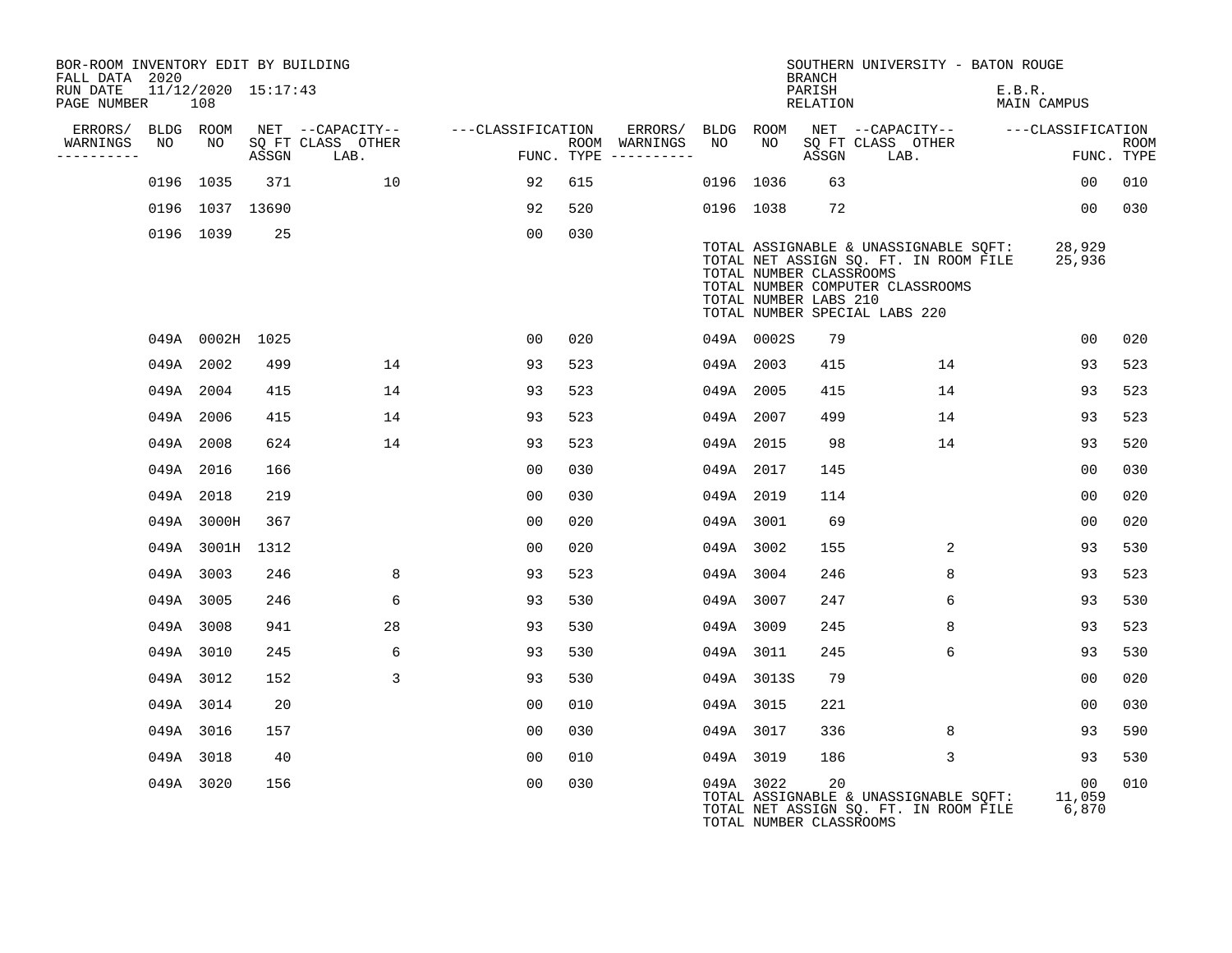BOR-ROOM INVENTORY EDIT BY BUILDING
FALL DATA 2020
RUN DATE 11/12/2020 15:17:43
PAGE NUMBER 108

SOUTHERN UNIVERSITY - BATON ROUGE
BRANCH
PARISH E.B.R.
RELATION MAIN CAMPUS

| ERRORS/ WARNINGS | BLDG NO | ROOM NO | NET SQ FT ASSGN | CAPACITY CLASS | CAPACITY OTHER LAB. | CLASSIFICATION FUNC. | ROOM TYPE | ERRORS/ WARNINGS | BLDG NO | ROOM NO | NET SQ FT ASSGN | CAPACITY CLASS | CAPACITY OTHER LAB. | CLASSIFICATION FUNC. | ROOM TYPE |
|---|---|---|---|---|---|---|---|---|---|---|---|---|---|---|---|
| | 0196 | 1035 | 371 | | 10 | 92 | 615 | | 0196 | 1036 | 63 | | | 00 | 010 |
| | 0196 | 1037 | 13690 | | | 92 | 520 | | 0196 | 1038 | 72 | | | 00 | 030 |
| | 0196 | 1039 | 25 | | | 00 | 030 | | | | | | | | |

TOTAL ASSIGNABLE & UNASSIGNABLE SQFT: 28,929
TOTAL NET ASSIGN SQ. FT. IN ROOM FILE 25,936
TOTAL NUMBER CLASSROOMS
TOTAL NUMBER COMPUTER CLASSROOMS
TOTAL NUMBER LABS 210
TOTAL NUMBER SPECIAL LABS 220

| ERRORS/ WARNINGS | BLDG NO | ROOM NO | NET SQ FT ASSGN | CAPACITY CLASS | CAPACITY OTHER LAB. | CLASSIFICATION FUNC. | ROOM TYPE | ERRORS/ WARNINGS | BLDG NO | ROOM NO | NET SQ FT ASSGN | CAPACITY CLASS | CAPACITY OTHER LAB. | CLASSIFICATION FUNC. | ROOM TYPE |
|---|---|---|---|---|---|---|---|---|---|---|---|---|---|---|---|
| | 049A | 0002H | 1025 | | | 00 | 020 | | 049A | 0002S | 79 | | | 00 | 020 |
| | 049A | 2002 | 499 | | 14 | 93 | 523 | | 049A | 2003 | 415 | | 14 | 93 | 523 |
| | 049A | 2004 | 415 | | 14 | 93 | 523 | | 049A | 2005 | 415 | | 14 | 93 | 523 |
| | 049A | 2006 | 415 | | 14 | 93 | 523 | | 049A | 2007 | 499 | | 14 | 93 | 523 |
| | 049A | 2008 | 624 | | 14 | 93 | 523 | | 049A | 2015 | 98 | | 14 | 93 | 520 |
| | 049A | 2016 | 166 | | | 00 | 030 | | 049A | 2017 | 145 | | | 00 | 030 |
| | 049A | 2018 | 219 | | | 00 | 030 | | 049A | 2019 | 114 | | | 00 | 020 |
| | 049A | 3000H | 367 | | | 00 | 020 | | 049A | 3001 | 69 | | | 00 | 020 |
| | 049A | 3001H | 1312 | | | 00 | 020 | | 049A | 3002 | 155 | | 2 | 93 | 530 |
| | 049A | 3003 | 246 | | 8 | 93 | 523 | | 049A | 3004 | 246 | | 8 | 93 | 523 |
| | 049A | 3005 | 246 | | 6 | 93 | 530 | | 049A | 3007 | 247 | | 6 | 93 | 530 |
| | 049A | 3008 | 941 | | 28 | 93 | 530 | | 049A | 3009 | 245 | | 8 | 93 | 523 |
| | 049A | 3010 | 245 | | 6 | 93 | 530 | | 049A | 3011 | 245 | | 6 | 93 | 530 |
| | 049A | 3012 | 152 | | 3 | 93 | 530 | | 049A | 3013S | 79 | | | 00 | 020 |
| | 049A | 3014 | 20 | | | 00 | 010 | | 049A | 3015 | 221 | | | 00 | 030 |
| | 049A | 3016 | 157 | | | 00 | 030 | | 049A | 3017 | 336 | | 8 | 93 | 590 |
| | 049A | 3018 | 40 | | | 00 | 010 | | 049A | 3019 | 186 | | 3 | 93 | 530 |
| | 049A | 3020 | 156 | | | 00 | 030 | | 049A | 3022 | 20 | | | 00 | 010 |

TOTAL ASSIGNABLE & UNASSIGNABLE SQFT: 11,059
TOTAL NET ASSIGN SQ. FT. IN ROOM FILE 6,870
TOTAL NUMBER CLASSROOMS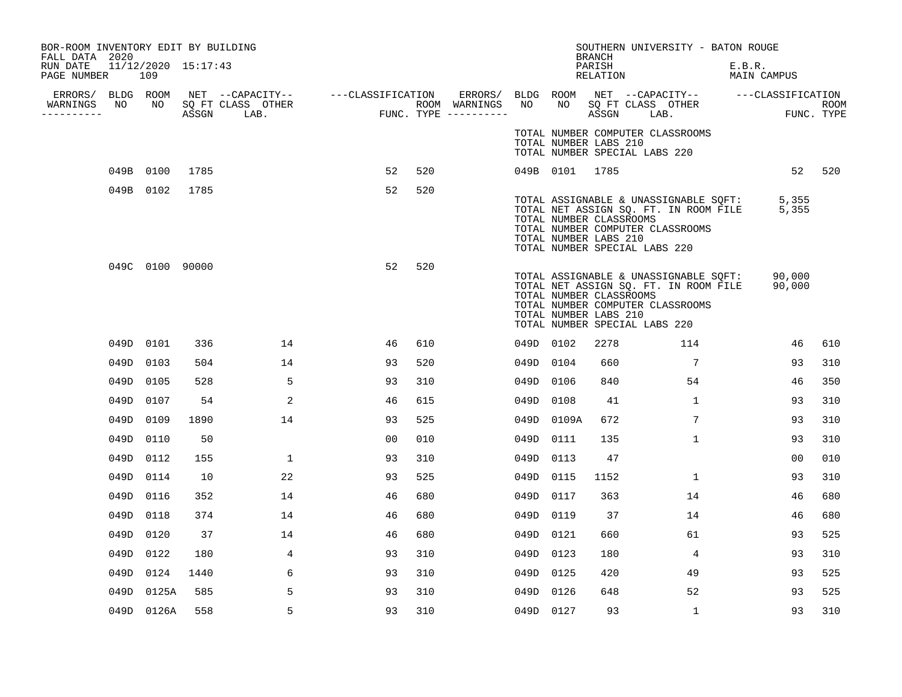BOR-ROOM INVENTORY EDIT BY BUILDING
FALL DATA 2020
RUN DATE 11/12/2020 15:17:43
PAGE NUMBER 109

SOUTHERN UNIVERSITY - BATON ROUGE
BRANCH
PARISH E.B.R.
RELATION MAIN CAMPUS

| ERRORS/ WARNINGS | BLDG NO | ROOM NO | NET SQ FT ASSGN | CAPACITY CLASS LAB. | CAPACITY OTHER | CLASSIFICATION FUNC. | ROOM TYPE | ERRORS/ WARNINGS | BLDG NO | ROOM NO | NET SQ FT ASSGN | CAPACITY CLASS LAB. | CAPACITY OTHER | CLASSIFICATION FUNC. | ROOM TYPE |
|---|---|---|---|---|---|---|---|---|---|---|---|---|---|---|---|
| | | | | | | | | | TOTAL NUMBER COMPUTER CLASSROOMS | | | | | | |
| | | | | | | | | | TOTAL NUMBER LABS 210 | | | | | | |
| | | | | | | | | | TOTAL NUMBER SPECIAL LABS 220 | | | | | | |
| | 049B | 0100 | 1785 | | | 52 | 520 | | 049B | 0101 | 1785 | | | 52 | 520 |
| | 049B | 0102 | 1785 | | | 52 | 520 | | | | | | | | |
| | | | | | | | | | TOTAL ASSIGNABLE & UNASSIGNABLE SQFT: | | | | | 5,355 | |
| | | | | | | | | | TOTAL NET ASSIGN SQ. FT. IN ROOM FILE | | | | | 5,355 | |
| | | | | | | | | | TOTAL NUMBER CLASSROOMS | | | | | | |
| | | | | | | | | | TOTAL NUMBER COMPUTER CLASSROOMS | | | | | | |
| | | | | | | | | | TOTAL NUMBER LABS 210 | | | | | | |
| | | | | | | | | | TOTAL NUMBER SPECIAL LABS 220 | | | | | | |
| | 049C | 0100 | 90000 | | | 52 | 520 | | | | | | | | |
| | | | | | | | | | TOTAL ASSIGNABLE & UNASSIGNABLE SQFT: | | | | | 90,000 | |
| | | | | | | | | | TOTAL NET ASSIGN SQ. FT. IN ROOM FILE | | | | | 90,000 | |
| | | | | | | | | | TOTAL NUMBER CLASSROOMS | | | | | | |
| | | | | | | | | | TOTAL NUMBER COMPUTER CLASSROOMS | | | | | | |
| | | | | | | | | | TOTAL NUMBER LABS 210 | | | | | | |
| | | | | | | | | | TOTAL NUMBER SPECIAL LABS 220 | | | | | | |
| | 049D | 0101 | 336 | | 14 | 46 | 610 | | 049D | 0102 | 2278 | | 114 | 46 | 610 |
| | 049D | 0103 | 504 | | 14 | 93 | 520 | | 049D | 0104 | 660 | | 7 | 93 | 310 |
| | 049D | 0105 | 528 | | 5 | 93 | 310 | | 049D | 0106 | 840 | | 54 | 46 | 350 |
| | 049D | 0107 | 54 | | 2 | 46 | 615 | | 049D | 0108 | 41 | | 1 | 93 | 310 |
| | 049D | 0109 | 1890 | | 14 | 93 | 525 | | 049D | 0109A | 672 | | 7 | 93 | 310 |
| | 049D | 0110 | 50 | | | 00 | 010 | | 049D | 0111 | 135 | | 1 | 93 | 310 |
| | 049D | 0112 | 155 | | 1 | 93 | 310 | | 049D | 0113 | 47 | | | 00 | 010 |
| | 049D | 0114 | 10 | | 22 | 93 | 525 | | 049D | 0115 | 1152 | | 1 | 93 | 310 |
| | 049D | 0116 | 352 | | 14 | 46 | 680 | | 049D | 0117 | 363 | | 14 | 46 | 680 |
| | 049D | 0118 | 374 | | 14 | 46 | 680 | | 049D | 0119 | 37 | | 14 | 46 | 680 |
| | 049D | 0120 | 37 | | 14 | 46 | 680 | | 049D | 0121 | 660 | | 61 | 93 | 525 |
| | 049D | 0122 | 180 | | 4 | 93 | 310 | | 049D | 0123 | 180 | | 4 | 93 | 310 |
| | 049D | 0124 | 1440 | | 6 | 93 | 310 | | 049D | 0125 | 420 | | 49 | 93 | 525 |
| | 049D | 0125A | 585 | | 5 | 93 | 310 | | 049D | 0126 | 648 | | 52 | 93 | 525 |
| | 049D | 0126A | 558 | | 5 | 93 | 310 | | 049D | 0127 | 93 | | 1 | 93 | 310 |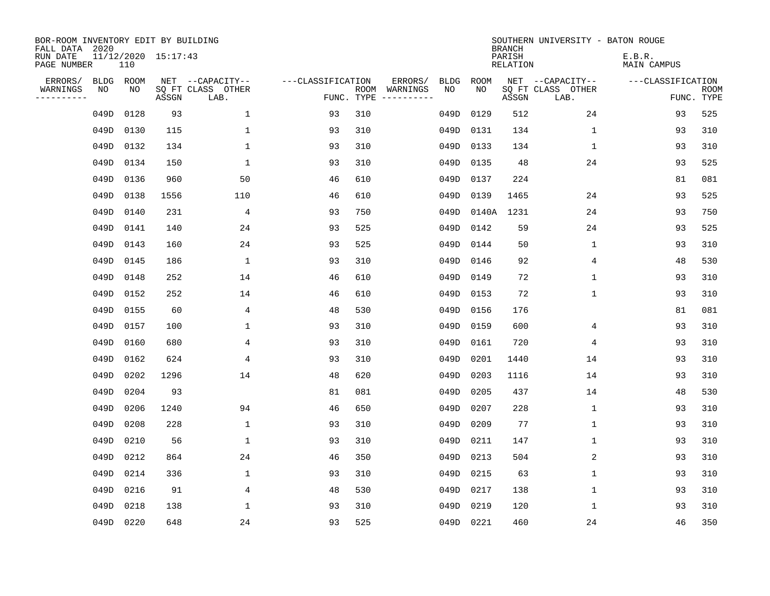BOR-ROOM INVENTORY EDIT BY BUILDING
FALL DATA 2020
RUN DATE 11/12/2020 15:17:43
PAGE NUMBER 110

SOUTHERN UNIVERSITY - BATON ROUGE
BRANCH
PARISH E.B.R.
RELATION MAIN CAMPUS

| ERRORS/ WARNINGS | BLDG NO | ROOM NO | NET SQ FT ASSGN | CAPACITY-- CLASS LAB. | OTHER | CLASSIFICATION FUNC. | ROOM TYPE | ERRORS/ WARNINGS | BLDG NO | ROOM NO | NET SQ FT ASSGN | CAPACITY-- CLASS LAB. | OTHER | CLASSIFICATION FUNC. | ROOM TYPE |
|---|---|---|---|---|---|---|---|---|---|---|---|---|---|---|---|
| | 049D | 0128 | 93 | 1 | | 93 | 310 | | 049D | 0129 | 512 | 24 | | 93 | 525 |
| | 049D | 0130 | 115 | 1 | | 93 | 310 | | 049D | 0131 | 134 | 1 | | 93 | 310 |
| | 049D | 0132 | 134 | 1 | | 93 | 310 | | 049D | 0133 | 134 | 1 | | 93 | 310 |
| | 049D | 0134 | 150 | 1 | | 93 | 310 | | 049D | 0135 | 48 | 24 | | 93 | 525 |
| | 049D | 0136 | 960 | 50 | | 46 | 610 | | 049D | 0137 | 224 | | | 81 | 081 |
| | 049D | 0138 | 1556 | 110 | | 46 | 610 | | 049D | 0139 | 1465 | 24 | | 93 | 525 |
| | 049D | 0140 | 231 | 4 | | 93 | 750 | | 049D | 0140A | 1231 | 24 | | 93 | 750 |
| | 049D | 0141 | 140 | 24 | | 93 | 525 | | 049D | 0142 | 59 | 24 | | 93 | 525 |
| | 049D | 0143 | 160 | 24 | | 93 | 525 | | 049D | 0144 | 50 | 1 | | 93 | 310 |
| | 049D | 0145 | 186 | 1 | | 93 | 310 | | 049D | 0146 | 92 | 4 | | 48 | 530 |
| | 049D | 0148 | 252 | 14 | | 46 | 610 | | 049D | 0149 | 72 | 1 | | 93 | 310 |
| | 049D | 0152 | 252 | 14 | | 46 | 610 | | 049D | 0153 | 72 | 1 | | 93 | 310 |
| | 049D | 0155 | 60 | 4 | | 48 | 530 | | 049D | 0156 | 176 | | | 81 | 081 |
| | 049D | 0157 | 100 | 1 | | 93 | 310 | | 049D | 0159 | 600 | 4 | | 93 | 310 |
| | 049D | 0160 | 680 | 4 | | 93 | 310 | | 049D | 0161 | 720 | 4 | | 93 | 310 |
| | 049D | 0162 | 624 | 4 | | 93 | 310 | | 049D | 0201 | 1440 | 14 | | 93 | 310 |
| | 049D | 0202 | 1296 | 14 | | 48 | 620 | | 049D | 0203 | 1116 | 14 | | 93 | 310 |
| | 049D | 0204 | 93 | | | 81 | 081 | | 049D | 0205 | 437 | 14 | | 48 | 530 |
| | 049D | 0206 | 1240 | 94 | | 46 | 650 | | 049D | 0207 | 228 | 1 | | 93 | 310 |
| | 049D | 0208 | 228 | 1 | | 93 | 310 | | 049D | 0209 | 77 | 1 | | 93 | 310 |
| | 049D | 0210 | 56 | 1 | | 93 | 310 | | 049D | 0211 | 147 | 1 | | 93 | 310 |
| | 049D | 0212 | 864 | 24 | | 46 | 350 | | 049D | 0213 | 504 | 2 | | 93 | 310 |
| | 049D | 0214 | 336 | 1 | | 93 | 310 | | 049D | 0215 | 63 | 1 | | 93 | 310 |
| | 049D | 0216 | 91 | 4 | | 48 | 530 | | 049D | 0217 | 138 | 1 | | 93 | 310 |
| | 049D | 0218 | 138 | 1 | | 93 | 310 | | 049D | 0219 | 120 | 1 | | 93 | 310 |
| | 049D | 0220 | 648 | 24 | | 93 | 525 | | 049D | 0221 | 460 | 24 | | 46 | 350 |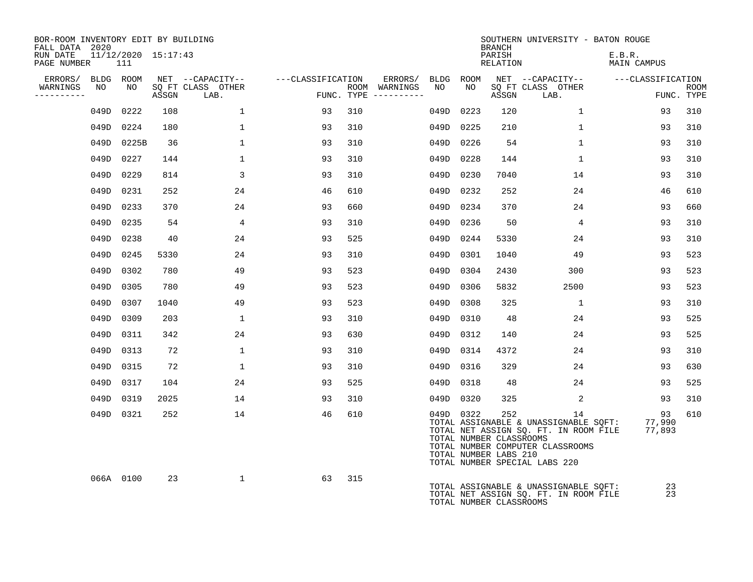BOR-ROOM INVENTORY EDIT BY BUILDING
FALL DATA 2020
RUN DATE 11/12/2020 15:17:43
PAGE NUMBER 111

SOUTHERN UNIVERSITY - BATON ROUGE
BRANCH
PARISH E.B.R.
RELATION MAIN CAMPUS

| ERRORS/ WARNINGS | BLDG NO | ROOM NO | NET SQ FT ASSGN | --CAPACITY-- CLASS LAB. | OTHER | ---CLASSIFICATION FUNC. | ROOM TYPE | ERRORS/ WARNINGS | BLDG NO | ROOM NO | NET SQ FT ASSGN | --CAPACITY-- CLASS LAB. | OTHER | ---CLASSIFICATION FUNC. | ROOM TYPE |
|---|---|---|---|---|---|---|---|---|---|---|---|---|---|---|---|
| | 049D | 0222 | 108 | | 1 | 93 | 310 | | 049D | 0223 | 120 | | 1 | 93 | 310 |
| | 049D | 0224 | 180 | | 1 | 93 | 310 | | 049D | 0225 | 210 | | 1 | 93 | 310 |
| | 049D | 0225B | 36 | | 1 | 93 | 310 | | 049D | 0226 | 54 | | 1 | 93 | 310 |
| | 049D | 0227 | 144 | | 1 | 93 | 310 | | 049D | 0228 | 144 | | 1 | 93 | 310 |
| | 049D | 0229 | 814 | | 3 | 93 | 310 | | 049D | 0230 | 7040 | | 14 | 93 | 310 |
| | 049D | 0231 | 252 | | 24 | 46 | 610 | | 049D | 0232 | 252 | | 24 | 46 | 610 |
| | 049D | 0233 | 370 | | 24 | 93 | 660 | | 049D | 0234 | 370 | | 24 | 93 | 660 |
| | 049D | 0235 | 54 | | 4 | 93 | 310 | | 049D | 0236 | 50 | | 4 | 93 | 310 |
| | 049D | 0238 | 40 | | 24 | 93 | 525 | | 049D | 0244 | 5330 | | 24 | 93 | 310 |
| | 049D | 0245 | 5330 | | 24 | 93 | 310 | | 049D | 0301 | 1040 | | 49 | 93 | 523 |
| | 049D | 0302 | 780 | | 49 | 93 | 523 | | 049D | 0304 | 2430 | | 300 | 93 | 523 |
| | 049D | 0305 | 780 | | 49 | 93 | 523 | | 049D | 0306 | 5832 | | 2500 | 93 | 523 |
| | 049D | 0307 | 1040 | | 49 | 93 | 523 | | 049D | 0308 | 325 | | 1 | 93 | 310 |
| | 049D | 0309 | 203 | | 1 | 93 | 310 | | 049D | 0310 | 48 | | 24 | 93 | 525 |
| | 049D | 0311 | 342 | | 24 | 93 | 630 | | 049D | 0312 | 140 | | 24 | 93 | 525 |
| | 049D | 0313 | 72 | | 1 | 93 | 310 | | 049D | 0314 | 4372 | | 24 | 93 | 310 |
| | 049D | 0315 | 72 | | 1 | 93 | 310 | | 049D | 0316 | 329 | | 24 | 93 | 630 |
| | 049D | 0317 | 104 | | 24 | 93 | 525 | | 049D | 0318 | 48 | | 24 | 93 | 525 |
| | 049D | 0319 | 2025 | | 14 | 93 | 310 | | 049D | 0320 | 325 | | 2 | 93 | 310 |
| | 049D | 0321 | 252 | | 14 | 46 | 610 | | 049D | 0322 | 252 | | 14 | 93 | 610 |

TOTAL ASSIGNABLE & UNASSIGNABLE SQFT: 77,990
TOTAL NET ASSIGN SQ. FT. IN ROOM FILE 77,893
TOTAL NUMBER CLASSROOMS
TOTAL NUMBER COMPUTER CLASSROOMS
TOTAL NUMBER LABS 210
TOTAL NUMBER SPECIAL LABS 220

| ERRORS/ WARNINGS | BLDG NO | ROOM NO | NET SQ FT ASSGN | --CAPACITY-- CLASS LAB. | OTHER | ---CLASSIFICATION FUNC. | ROOM TYPE |
|---|---|---|---|---|---|---|---|
| | 066A | 0100 | 23 | | 1 | 63 | 315 |

TOTAL ASSIGNABLE & UNASSIGNABLE SQFT: 23
TOTAL NET ASSIGN SQ. FT. IN ROOM FILE 23
TOTAL NUMBER CLASSROOMS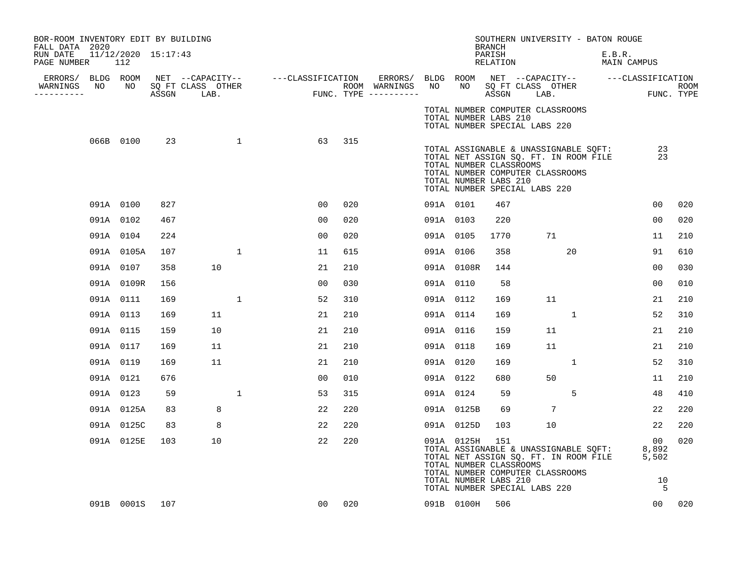BOR-ROOM INVENTORY EDIT BY BUILDING
FALL DATA 2020
RUN DATE 11/12/2020 15:17:43

SOUTHERN UNIVERSITY - BATON ROUGE
BRANCH
PARISH E.B.R.
RELATION MAIN CAMPUS

| ERRORS/ WARNINGS | BLDG NO | ROOM NO | NET SQ FT ASSGN | CAPACITY CLASS LAB. | CAPACITY OTHER | CLASSIFICATION FUNC. | ROOM TYPE | ERRORS/ WARNINGS | BLDG NO | ROOM NO | NET SQ FT ASSGN | CAPACITY CLASS LAB. | CAPACITY OTHER | CLASSIFICATION FUNC. | ROOM TYPE |
|---|---|---|---|---|---|---|---|---|---|---|---|---|---|---|---|
| | | | | | | | | | TOTAL NUMBER COMPUTER CLASSROOMS | | | | | | |
| | | | | | | | | | TOTAL NUMBER LABS 210 | | | | | | |
| | | | | | | | | | TOTAL NUMBER SPECIAL LABS 220 | | | | | | |
| | 066B | 0100 | 23 | | 1 | 63 | 315 | | | | | | | | |
| | | | | | | | | | TOTAL ASSIGNABLE & UNASSIGNABLE SQFT: | | | | | 23 | |
| | | | | | | | | | TOTAL NET ASSIGN SQ. FT. IN ROOM FILE | | | | | 23 | |
| | | | | | | | | | TOTAL NUMBER CLASSROOMS | | | | | | |
| | | | | | | | | | TOTAL NUMBER COMPUTER CLASSROOMS | | | | | | |
| | | | | | | | | | TOTAL NUMBER LABS 210 | | | | | | |
| | | | | | | | | | TOTAL NUMBER SPECIAL LABS 220 | | | | | | |
| | 091A | 0100 | 827 | | | 00 | 020 | | 091A | 0101 | 467 | | | 00 | 020 |
| | 091A | 0102 | 467 | | | 00 | 020 | | 091A | 0103 | 220 | | | 00 | 020 |
| | 091A | 0104 | 224 | | | 00 | 020 | | 091A | 0105 | 1770 | 71 | | 11 | 210 |
| | 091A | 0105A | 107 | | 1 | 11 | 615 | | 091A | 0106 | 358 | | 20 | 91 | 610 |
| | 091A | 0107 | 358 | 10 | | 21 | 210 | | 091A | 0108R | 144 | | | 00 | 030 |
| | 091A | 0109R | 156 | | | 00 | 030 | | 091A | 0110 | 58 | | | 00 | 010 |
| | 091A | 0111 | 169 | | 1 | 52 | 310 | | 091A | 0112 | 169 | 11 | | 21 | 210 |
| | 091A | 0113 | 169 | 11 | | 21 | 210 | | 091A | 0114 | 169 | | 1 | 52 | 310 |
| | 091A | 0115 | 159 | 10 | | 21 | 210 | | 091A | 0116 | 159 | 11 | | 21 | 210 |
| | 091A | 0117 | 169 | 11 | | 21 | 210 | | 091A | 0118 | 169 | 11 | | 21 | 210 |
| | 091A | 0119 | 169 | 11 | | 21 | 210 | | 091A | 0120 | 169 | | 1 | 52 | 310 |
| | 091A | 0121 | 676 | | | 00 | 010 | | 091A | 0122 | 680 | 50 | | 11 | 210 |
| | 091A | 0123 | 59 | | 1 | 53 | 315 | | 091A | 0124 | 59 | | 5 | 48 | 410 |
| | 091A | 0125A | 83 | 8 | | 22 | 220 | | 091A | 0125B | 69 | 7 | | 22 | 220 |
| | 091A | 0125C | 83 | 8 | | 22 | 220 | | 091A | 0125D | 103 | 10 | | 22 | 220 |
| | 091A | 0125E | 103 | 10 | | 22 | 220 | | 091A | 0125H | 151 | | | 00 | 020 |
| | | | | | | | | | TOTAL ASSIGNABLE & UNASSIGNABLE SQFT: | | | | | 8,892 | |
| | | | | | | | | | TOTAL NET ASSIGN SQ. FT. IN ROOM FILE | | | | | 5,502 | |
| | | | | | | | | | TOTAL NUMBER CLASSROOMS | | | | | | |
| | | | | | | | | | TOTAL NUMBER COMPUTER CLASSROOMS | | | | | | |
| | | | | | | | | | TOTAL NUMBER LABS 210 | | | | | 10 | |
| | | | | | | | | | TOTAL NUMBER SPECIAL LABS 220 | | | | | 5 | |
| | 091B | 0001S | 107 | | | 00 | 020 | | 091B | 0100H | 506 | | | 00 | 020 |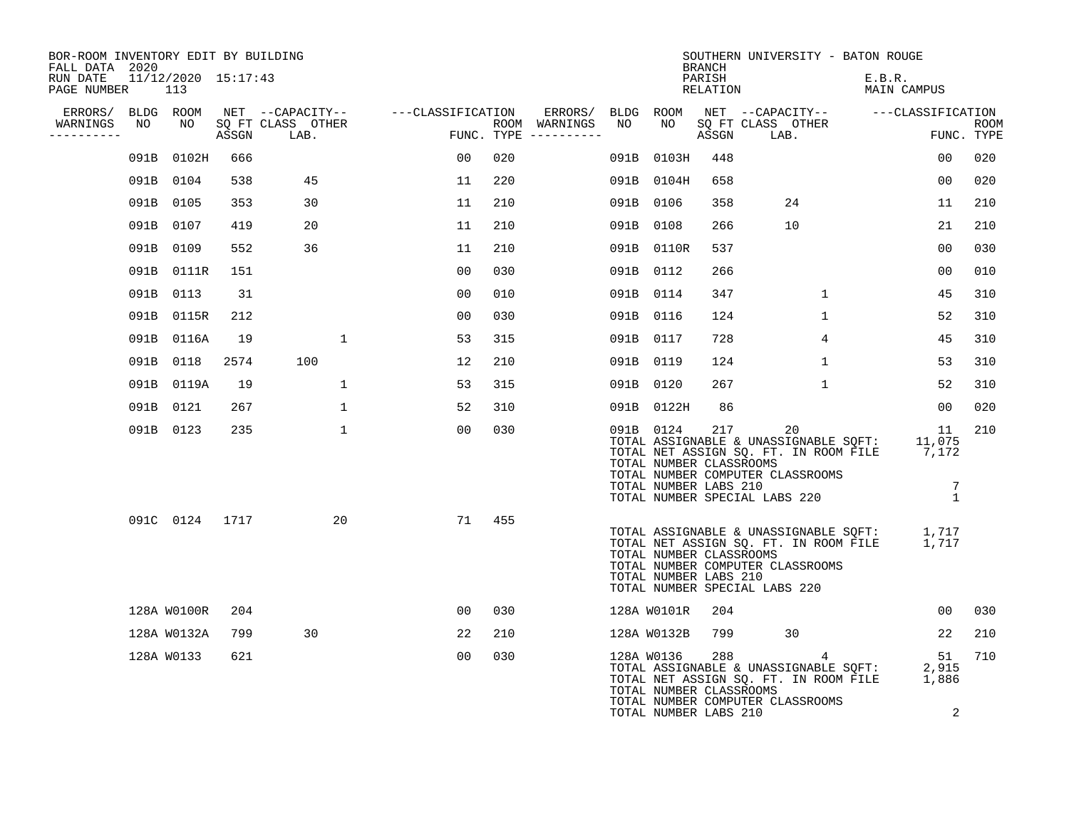BOR-ROOM INVENTORY EDIT BY BUILDING
FALL DATA 2020
RUN DATE 11/12/2020 15:17:43

SOUTHERN UNIVERSITY - BATON ROUGE
BRANCH
PARISH E.B.R.
RELATION MAIN CAMPUS

| ERRORS/ WARNINGS | BLDG NO | ROOM NO | NET SQ FT ASSGN | CAPACITY CLASS | CAPACITY OTHER LAB. | CLASSIFICATION FUNC. | ROOM TYPE | ERRORS/ WARNINGS | BLDG NO | ROOM NO | NET SQ FT ASSGN | CAPACITY CLASS | CAPACITY OTHER LAB. | CLASSIFICATION FUNC. | ROOM TYPE |
|---|---|---|---|---|---|---|---|---|---|---|---|---|---|---|---|
| | 091B | 0102H | 666 | | | 00 | 020 | | 091B | 0103H | 448 | | | 00 | 020 |
| | 091B | 0104 | 538 | 45 | | 11 | 220 | | 091B | 0104H | 658 | | | 00 | 020 |
| | 091B | 0105 | 353 | 30 | | 11 | 210 | | 091B | 0106 | 358 | 24 | | 11 | 210 |
| | 091B | 0107 | 419 | 20 | | 11 | 210 | | 091B | 0108 | 266 | 10 | | 21 | 210 |
| | 091B | 0109 | 552 | 36 | | 11 | 210 | | 091B | 0110R | 537 | | | 00 | 030 |
| | 091B | 0111R | 151 | | | 00 | 030 | | 091B | 0112 | 266 | | | 00 | 010 |
| | 091B | 0113 | 31 | | | 00 | 010 | | 091B | 0114 | 347 | | 1 | 45 | 310 |
| | 091B | 0115R | 212 | | | 00 | 030 | | 091B | 0116 | 124 | | 1 | 52 | 310 |
| | 091B | 0116A | 19 | | 1 | 53 | 315 | | 091B | 0117 | 728 | | 4 | 45 | 310 |
| | 091B | 0118 | 2574 | 100 | | 12 | 210 | | 091B | 0119 | 124 | | 1 | 53 | 310 |
| | 091B | 0119A | 19 | | 1 | 53 | 315 | | 091B | 0120 | 267 | | 1 | 52 | 310 |
| | 091B | 0121 | 267 | | 1 | 52 | 310 | | 091B | 0122H | 86 | | | 00 | 020 |
| | 091B | 0123 | 235 | | 1 | 00 | 030 | | 091B | 0124 | 217 | 20 | | 11 | 210 |

TOTAL ASSIGNABLE & UNASSIGNABLE SQFT: 11,075
TOTAL NET ASSIGN SQ. FT. IN ROOM FILE 7,172
TOTAL NUMBER CLASSROOMS
TOTAL NUMBER COMPUTER CLASSROOMS
TOTAL NUMBER LABS 210 7
TOTAL NUMBER SPECIAL LABS 220 1

| ERRORS/ WARNINGS | BLDG NO | ROOM NO | NET SQ FT ASSGN | CAPACITY CLASS | CAPACITY OTHER LAB. | CLASSIFICATION FUNC. | ROOM TYPE |
|---|---|---|---|---|---|---|---|
| | 091C | 0124 | 1717 | | 20 | 71 | 455 |

TOTAL ASSIGNABLE & UNASSIGNABLE SQFT: 1,717
TOTAL NET ASSIGN SQ. FT. IN ROOM FILE 1,717
TOTAL NUMBER CLASSROOMS
TOTAL NUMBER COMPUTER CLASSROOMS
TOTAL NUMBER LABS 210
TOTAL NUMBER SPECIAL LABS 220

| ERRORS/ WARNINGS | BLDG NO | ROOM NO | NET SQ FT ASSGN | CAPACITY CLASS | CAPACITY OTHER LAB. | CLASSIFICATION FUNC. | ROOM TYPE | ERRORS/ WARNINGS | BLDG NO | ROOM NO | NET SQ FT ASSGN | CAPACITY CLASS | CAPACITY OTHER LAB. | CLASSIFICATION FUNC. | ROOM TYPE |
|---|---|---|---|---|---|---|---|---|---|---|---|---|---|---|---|
| | 128A | W0100R | 204 | | | 00 | 030 | | 128A | W0101R | 204 | | | 00 | 030 |
| | 128A | W0132A | 799 | 30 | | 22 | 210 | | 128A | W0132B | 799 | 30 | | 22 | 210 |
| | 128A | W0133 | 621 | | | 00 | 030 | | 128A | W0136 | 288 | | 4 | 51 | 710 |

TOTAL ASSIGNABLE & UNASSIGNABLE SQFT: 2,915
TOTAL NET ASSIGN SQ. FT. IN ROOM FILE 1,886
TOTAL NUMBER CLASSROOMS
TOTAL NUMBER COMPUTER CLASSROOMS
TOTAL NUMBER LABS 210 2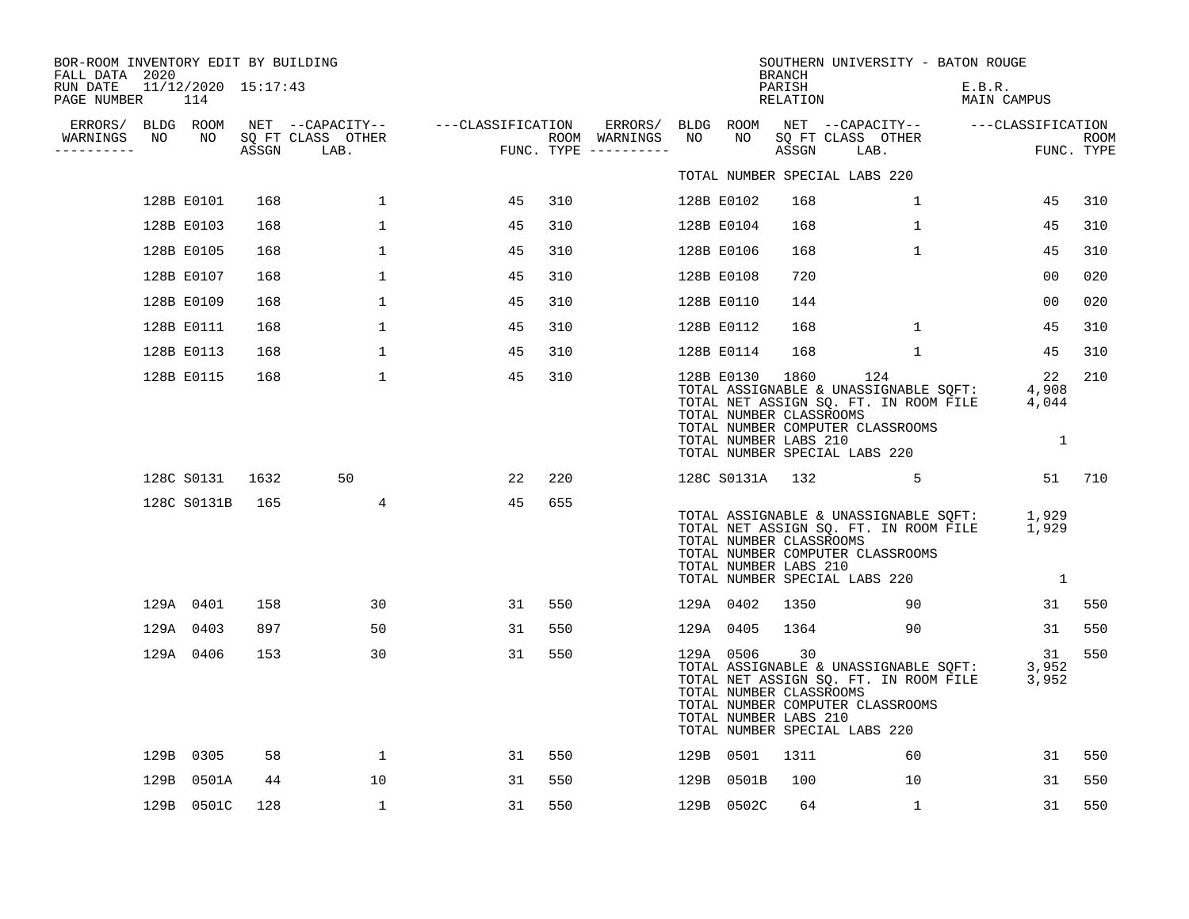BOR-ROOM INVENTORY EDIT BY BUILDING
FALL DATA 2020
RUN DATE 11/12/2020 15:17:43
PAGE NUMBER 114

SOUTHERN UNIVERSITY - BATON ROUGE
BRANCH
PARISH E.B.R.
RELATION MAIN CAMPUS

| ERRORS/ WARNINGS | BLDG NO | ROOM NO | NET SQ FT ASSGN | CAPACITY CLASS | CAPACITY OTHER LAB. | CLASSIFICATION FUNC. | ROOM TYPE | ERRORS/ WARNINGS | BLDG NO | ROOM NO | NET SQ FT ASSGN | CAPACITY CLASS | CAPACITY OTHER LAB. | CLASSIFICATION FUNC. | ROOM TYPE |
|---|---|---|---|---|---|---|---|---|---|---|---|---|---|---|---|
| | | | | | | | | | TOTAL NUMBER SPECIAL LABS 220 | | | | | | |
| | 128B | E0101 | 168 | | 1 | 45 | 310 | | 128B | E0102 | 168 | | 1 | 45 | 310 |
| | 128B | E0103 | 168 | | 1 | 45 | 310 | | 128B | E0104 | 168 | | 1 | 45 | 310 |
| | 128B | E0105 | 168 | | 1 | 45 | 310 | | 128B | E0106 | 168 | | 1 | 45 | 310 |
| | 128B | E0107 | 168 | | 1 | 45 | 310 | | 128B | E0108 | 720 | | | 00 | 020 |
| | 128B | E0109 | 168 | | 1 | 45 | 310 | | 128B | E0110 | 144 | | | 00 | 020 |
| | 128B | E0111 | 168 | | 1 | 45 | 310 | | 128B | E0112 | 168 | | 1 | 45 | 310 |
| | 128B | E0113 | 168 | | 1 | 45 | 310 | | 128B | E0114 | 168 | | 1 | 45 | 310 |
| | 128B | E0115 | 168 | | 1 | 45 | 310 | | 128B | E0130 | 1860 | 124 | | 22 | 210 |
| | | | | | | | | | TOTAL ASSIGNABLE & UNASSIGNABLE SQFT: | | | | | 4,908 | |
| | | | | | | | | | TOTAL NET ASSIGN SQ. FT. IN ROOM FILE | | | | | 4,044 | |
| | | | | | | | | | TOTAL NUMBER CLASSROOMS | | | | | | |
| | | | | | | | | | TOTAL NUMBER COMPUTER CLASSROOMS | | | | | | |
| | | | | | | | | | TOTAL NUMBER LABS 210 | | | | | 1 | |
| | | | | | | | | | TOTAL NUMBER SPECIAL LABS 220 | | | | | | |
| | 128C | S0131 | 1632 | 50 | | 22 | 220 | | 128C | S0131A | 132 | | 5 | 51 | 710 |
| | 128C | S0131B | 165 | | 4 | 45 | 655 | | | | | | | | |
| | | | | | | | | | TOTAL ASSIGNABLE & UNASSIGNABLE SQFT: | | | | | 1,929 | |
| | | | | | | | | | TOTAL NET ASSIGN SQ. FT. IN ROOM FILE | | | | | 1,929 | |
| | | | | | | | | | TOTAL NUMBER CLASSROOMS | | | | | | |
| | | | | | | | | | TOTAL NUMBER COMPUTER CLASSROOMS | | | | | | |
| | | | | | | | | | TOTAL NUMBER LABS 210 | | | | | | |
| | | | | | | | | | TOTAL NUMBER SPECIAL LABS 220 | | | | | 1 | |
| | 129A | 0401 | 158 | | 30 | 31 | 550 | | 129A | 0402 | 1350 | | 90 | 31 | 550 |
| | 129A | 0403 | 897 | | 50 | 31 | 550 | | 129A | 0405 | 1364 | | 90 | 31 | 550 |
| | 129A | 0406 | 153 | | 30 | 31 | 550 | | 129A | 0506 | 30 | | | 31 | 550 |
| | | | | | | | | | TOTAL ASSIGNABLE & UNASSIGNABLE SQFT: | | | | | 3,952 | |
| | | | | | | | | | TOTAL NET ASSIGN SQ. FT. IN ROOM FILE | | | | | 3,952 | |
| | | | | | | | | | TOTAL NUMBER CLASSROOMS | | | | | | |
| | | | | | | | | | TOTAL NUMBER COMPUTER CLASSROOMS | | | | | | |
| | | | | | | | | | TOTAL NUMBER LABS 210 | | | | | | |
| | | | | | | | | | TOTAL NUMBER SPECIAL LABS 220 | | | | | | |
| | 129B | 0305 | 58 | | 1 | 31 | 550 | | 129B | 0501 | 1311 | | 60 | 31 | 550 |
| | 129B | 0501A | 44 | | 10 | 31 | 550 | | 129B | 0501B | 100 | | 10 | 31 | 550 |
| | 129B | 0501C | 128 | | 1 | 31 | 550 | | 129B | 0502C | 64 | | 1 | 31 | 550 |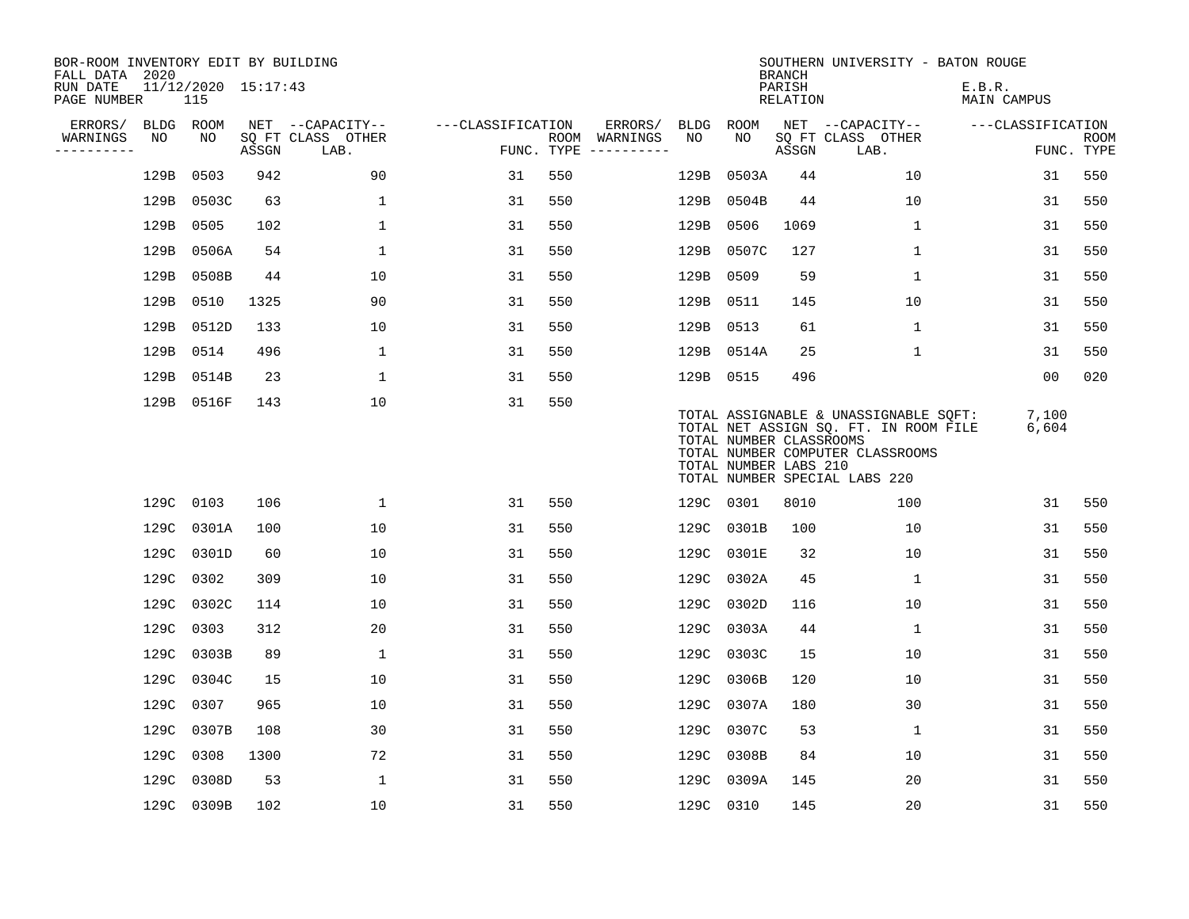BOR-ROOM INVENTORY EDIT BY BUILDING
FALL DATA 2020
RUN DATE 11/12/2020 15:17:43
PAGE NUMBER 115

SOUTHERN UNIVERSITY - BATON ROUGE
BRANCH
PARISH E.B.R.
RELATION MAIN CAMPUS

| ERRORS/ WARNINGS | BLDG NO | ROOM NO | NET SQ FT ASSGN | CAPACITY CLASS LAB. | CAPACITY OTHER | CLASSIFICATION FUNC. | ROOM TYPE | ERRORS/ WARNINGS | BLDG NO | ROOM NO | NET SQ FT ASSGN | CAPACITY CLASS LAB. | CAPACITY OTHER | CLASSIFICATION FUNC. | ROOM TYPE |
|---|---|---|---|---|---|---|---|---|---|---|---|---|---|---|---|
| | 129B | 0503 | 942 | | 90 | 31 | 550 | | 129B | 0503A | 44 | | 10 | 31 | 550 |
| | 129B | 0503C | 63 | | 1 | 31 | 550 | | 129B | 0504B | 44 | | 10 | 31 | 550 |
| | 129B | 0505 | 102 | | 1 | 31 | 550 | | 129B | 0506 | 1069 | | 1 | 31 | 550 |
| | 129B | 0506A | 54 | | 1 | 31 | 550 | | 129B | 0507C | 127 | | 1 | 31 | 550 |
| | 129B | 0508B | 44 | | 10 | 31 | 550 | | 129B | 0509 | 59 | | 1 | 31 | 550 |
| | 129B | 0510 | 1325 | | 90 | 31 | 550 | | 129B | 0511 | 145 | | 10 | 31 | 550 |
| | 129B | 0512D | 133 | | 10 | 31 | 550 | | 129B | 0513 | 61 | | 1 | 31 | 550 |
| | 129B | 0514 | 496 | | 1 | 31 | 550 | | 129B | 0514A | 25 | | 1 | 31 | 550 |
| | 129B | 0514B | 23 | | 1 | 31 | 550 | | 129B | 0515 | 496 | | | 00 | 020 |
| | 129B | 0516F | 143 | | 10 | 31 | 550 | | | | | | | | |

TOTAL ASSIGNABLE & UNASSIGNABLE SQFT: 7,100
TOTAL NET ASSIGN SQ. FT. IN ROOM FILE 6,604
TOTAL NUMBER CLASSROOMS
TOTAL NUMBER COMPUTER CLASSROOMS
TOTAL NUMBER LABS 210
TOTAL NUMBER SPECIAL LABS 220

| ERRORS/ WARNINGS | BLDG NO | ROOM NO | NET SQ FT ASSGN | CAPACITY CLASS LAB. | CAPACITY OTHER | CLASSIFICATION FUNC. | ROOM TYPE | ERRORS/ WARNINGS | BLDG NO | ROOM NO | NET SQ FT ASSGN | CAPACITY CLASS LAB. | CAPACITY OTHER | CLASSIFICATION FUNC. | ROOM TYPE |
|---|---|---|---|---|---|---|---|---|---|---|---|---|---|---|---|
| | 129C | 0103 | 106 | | 1 | 31 | 550 | | 129C | 0301 | 8010 | | 100 | 31 | 550 |
| | 129C | 0301A | 100 | | 10 | 31 | 550 | | 129C | 0301B | 100 | | 10 | 31 | 550 |
| | 129C | 0301D | 60 | | 10 | 31 | 550 | | 129C | 0301E | 32 | | 10 | 31 | 550 |
| | 129C | 0302 | 309 | | 10 | 31 | 550 | | 129C | 0302A | 45 | | 1 | 31 | 550 |
| | 129C | 0302C | 114 | | 10 | 31 | 550 | | 129C | 0302D | 116 | | 10 | 31 | 550 |
| | 129C | 0303 | 312 | | 20 | 31 | 550 | | 129C | 0303A | 44 | | 1 | 31 | 550 |
| | 129C | 0303B | 89 | | 1 | 31 | 550 | | 129C | 0303C | 15 | | 10 | 31 | 550 |
| | 129C | 0304C | 15 | | 10 | 31 | 550 | | 129C | 0306B | 120 | | 10 | 31 | 550 |
| | 129C | 0307 | 965 | | 10 | 31 | 550 | | 129C | 0307A | 180 | | 30 | 31 | 550 |
| | 129C | 0307B | 108 | | 30 | 31 | 550 | | 129C | 0307C | 53 | | 1 | 31 | 550 |
| | 129C | 0308 | 1300 | | 72 | 31 | 550 | | 129C | 0308B | 84 | | 10 | 31 | 550 |
| | 129C | 0308D | 53 | | 1 | 31 | 550 | | 129C | 0309A | 145 | | 20 | 31 | 550 |
| | 129C | 0309B | 102 | | 10 | 31 | 550 | | 129C | 0310 | 145 | | 20 | 31 | 550 |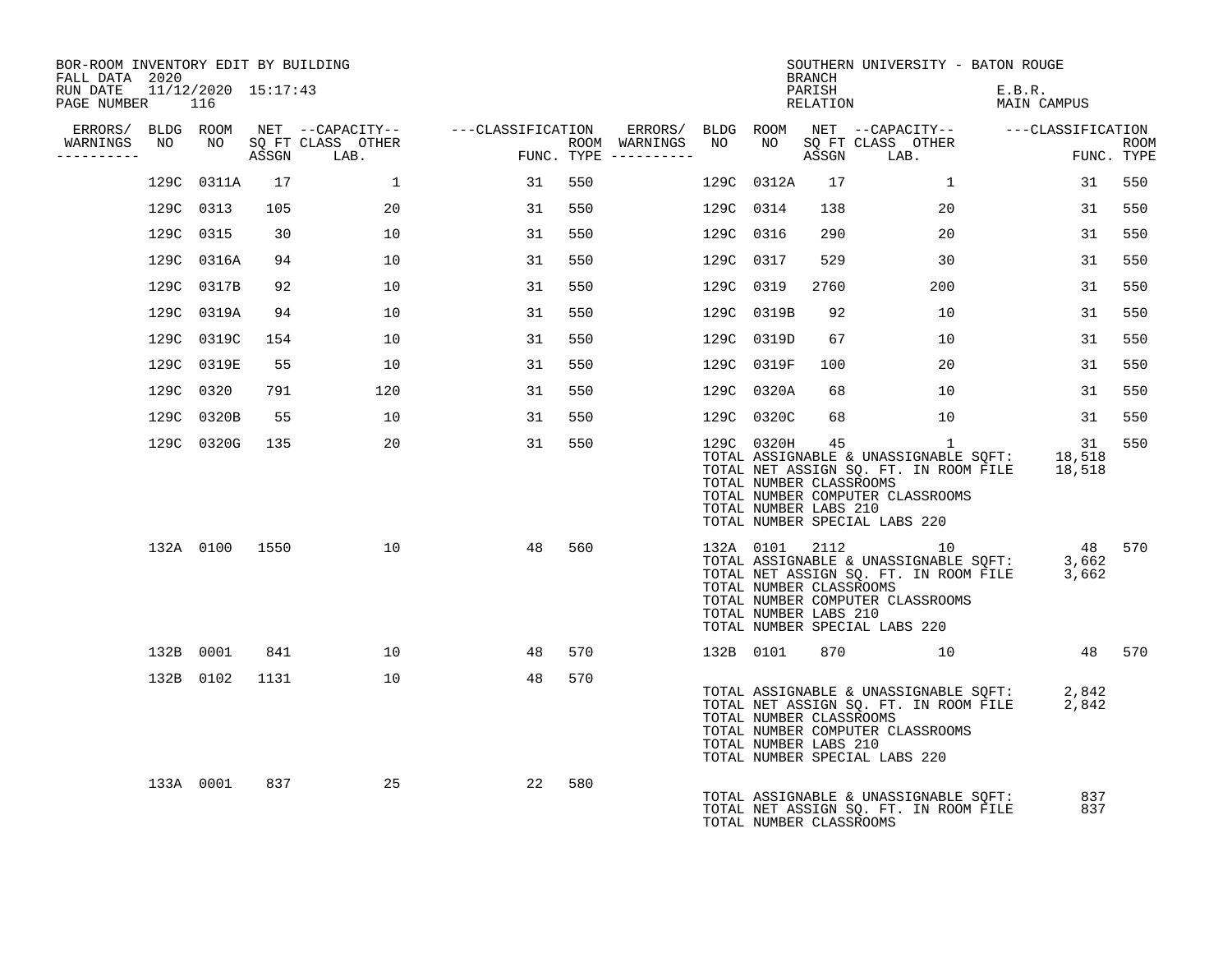BOR-ROOM INVENTORY EDIT BY BUILDING
FALL DATA 2020
RUN DATE 11/12/2020 15:17:43
PAGE NUMBER 116

SOUTHERN UNIVERSITY - BATON ROUGE
BRANCH
PARISH E.B.R.
RELATION MAIN CAMPUS

| ERRORS/ WARNINGS | BLDG NO | ROOM NO | NET SQ FT ASSGN | --CAPACITY-- CLASS LAB. | OTHER | ---CLASSIFICATION FUNC. | ROOM TYPE | ERRORS/ WARNINGS | BLDG NO | ROOM NO | NET SQ FT ASSGN | --CAPACITY-- CLASS LAB. | OTHER | ---CLASSIFICATION FUNC. | ROOM TYPE |
|---|---|---|---|---|---|---|---|---|---|---|---|---|---|---|---|
| | 129C | 0311A | 17 | | 1 | 31 | 550 | | 129C | 0312A | 17 | | 1 | 31 | 550 |
| | 129C | 0313 | 105 | | 20 | 31 | 550 | | 129C | 0314 | 138 | | 20 | 31 | 550 |
| | 129C | 0315 | 30 | | 10 | 31 | 550 | | 129C | 0316 | 290 | | 20 | 31 | 550 |
| | 129C | 0316A | 94 | | 10 | 31 | 550 | | 129C | 0317 | 529 | | 30 | 31 | 550 |
| | 129C | 0317B | 92 | | 10 | 31 | 550 | | 129C | 0319 | 2760 | | 200 | 31 | 550 |
| | 129C | 0319A | 94 | | 10 | 31 | 550 | | 129C | 0319B | 92 | | 10 | 31 | 550 |
| | 129C | 0319C | 154 | | 10 | 31 | 550 | | 129C | 0319D | 67 | | 10 | 31 | 550 |
| | 129C | 0319E | 55 | | 10 | 31 | 550 | | 129C | 0319F | 100 | | 20 | 31 | 550 |
| | 129C | 0320 | 791 | | 120 | 31 | 550 | | 129C | 0320A | 68 | | 10 | 31 | 550 |
| | 129C | 0320B | 55 | | 10 | 31 | 550 | | 129C | 0320C | 68 | | 10 | 31 | 550 |
| | 129C | 0320G | 135 | | 20 | 31 | 550 | | 129C | 0320H | 45 | | 1 | 31 | 550 |

TOTAL ASSIGNABLE & UNASSIGNABLE SQFT: 18,518
TOTAL NET ASSIGN SQ. FT. IN ROOM FILE 18,518
TOTAL NUMBER CLASSROOMS
TOTAL NUMBER COMPUTER CLASSROOMS
TOTAL NUMBER LABS 210
TOTAL NUMBER SPECIAL LABS 220

| ERRORS/ WARNINGS | BLDG NO | ROOM NO | NET SQ FT ASSGN | --CAPACITY-- CLASS LAB. | OTHER | ---CLASSIFICATION FUNC. | ROOM TYPE | ERRORS/ WARNINGS | BLDG NO | ROOM NO | NET SQ FT ASSGN | --CAPACITY-- CLASS LAB. | OTHER | ---CLASSIFICATION FUNC. | ROOM TYPE |
|---|---|---|---|---|---|---|---|---|---|---|---|---|---|---|---|
| | 132A | 0100 | 1550 | | 10 | 48 | 560 | | 132A | 0101 | 2112 | | 10 | 48 | 570 |

TOTAL ASSIGNABLE & UNASSIGNABLE SQFT: 3,662
TOTAL NET ASSIGN SQ. FT. IN ROOM FILE 3,662
TOTAL NUMBER CLASSROOMS
TOTAL NUMBER COMPUTER CLASSROOMS
TOTAL NUMBER LABS 210
TOTAL NUMBER SPECIAL LABS 220

| ERRORS/ WARNINGS | BLDG NO | ROOM NO | NET SQ FT ASSGN | --CAPACITY-- CLASS LAB. | OTHER | ---CLASSIFICATION FUNC. | ROOM TYPE | ERRORS/ WARNINGS | BLDG NO | ROOM NO | NET SQ FT ASSGN | --CAPACITY-- CLASS LAB. | OTHER | ---CLASSIFICATION FUNC. | ROOM TYPE |
|---|---|---|---|---|---|---|---|---|---|---|---|---|---|---|---|
| | 132B | 0001 | 841 | | 10 | 48 | 570 | | 132B | 0101 | 870 | | 10 | 48 | 570 |
| | 132B | 0102 | 1131 | | 10 | 48 | 570 | | | | | | | | |

TOTAL ASSIGNABLE & UNASSIGNABLE SQFT: 2,842
TOTAL NET ASSIGN SQ. FT. IN ROOM FILE 2,842
TOTAL NUMBER CLASSROOMS
TOTAL NUMBER COMPUTER CLASSROOMS
TOTAL NUMBER LABS 210
TOTAL NUMBER SPECIAL LABS 220

| ERRORS/ WARNINGS | BLDG NO | ROOM NO | NET SQ FT ASSGN | --CAPACITY-- CLASS LAB. | OTHER | ---CLASSIFICATION FUNC. | ROOM TYPE |
|---|---|---|---|---|---|---|---|
| | 133A | 0001 | 837 | | 25 | 22 | 580 |

TOTAL ASSIGNABLE & UNASSIGNABLE SQFT: 837
TOTAL NET ASSIGN SQ. FT. IN ROOM FILE 837
TOTAL NUMBER CLASSROOMS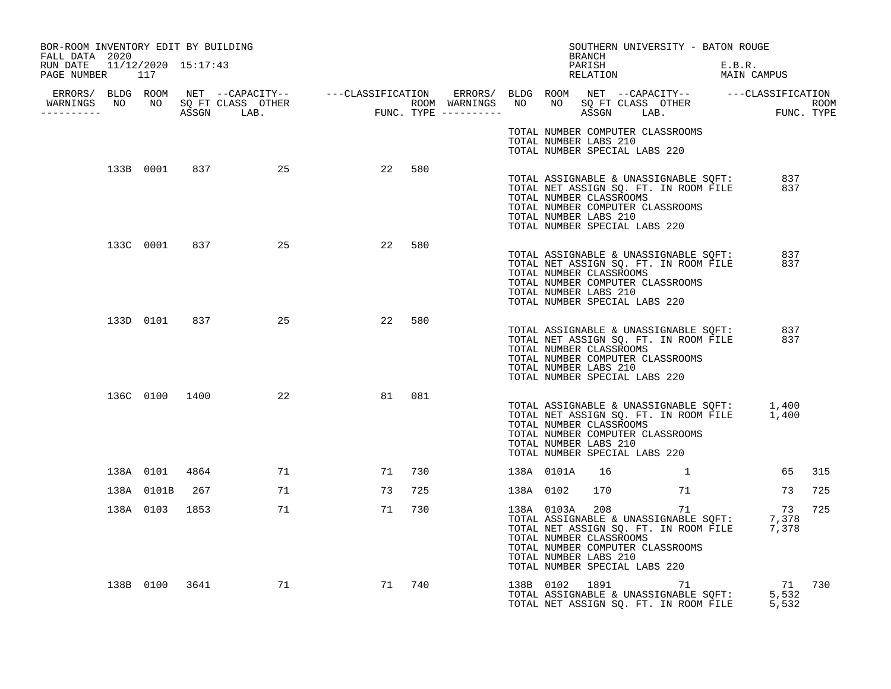BOR-ROOM INVENTORY EDIT BY BUILDING
FALL DATA 2020
RUN DATE 11/12/2020 15:17:43
PAGE NUMBER 117

SOUTHERN UNIVERSITY - BATON ROUGE
BRANCH
PARISH E.B.R.
RELATION MAIN CAMPUS

| ERRORS/ WARNINGS | BLDG NO | ROOM NO | NET SQ FT ASSGN | CAPACITY CLASS LAB. | CAPACITY OTHER | CLASSIFICATION FUNC. | ROOM TYPE | ERRORS/ WARNINGS | BLDG NO | ROOM NO | NET SQ FT ASSGN | CAPACITY CLASS LAB. | CAPACITY OTHER | CLASSIFICATION FUNC. | ROOM TYPE |
|---|---|---|---|---|---|---|---|---|---|---|---|---|---|---|---|
| | | | | | | | | | TOTAL NUMBER COMPUTER CLASSROOMS | | | | | | |
| | | | | | | | | | TOTAL NUMBER LABS 210 | | | | | | |
| | | | | | | | | | TOTAL NUMBER SPECIAL LABS 220 | | | | | | |
| | 133B | 0001 | 837 | | 25 | 22 | 580 | | | | | | | | |
| | | | | | | | | | TOTAL ASSIGNABLE & UNASSIGNABLE SQFT: | | | | | 837 | |
| | | | | | | | | | TOTAL NET ASSIGN SQ. FT. IN ROOM FILE | | | | | 837 | |
| | | | | | | | | | TOTAL NUMBER CLASSROOMS | | | | | | |
| | | | | | | | | | TOTAL NUMBER COMPUTER CLASSROOMS | | | | | | |
| | | | | | | | | | TOTAL NUMBER LABS 210 | | | | | | |
| | | | | | | | | | TOTAL NUMBER SPECIAL LABS 220 | | | | | | |
| | 133C | 0001 | 837 | | 25 | 22 | 580 | | | | | | | | |
| | | | | | | | | | TOTAL ASSIGNABLE & UNASSIGNABLE SQFT: | | | | | 837 | |
| | | | | | | | | | TOTAL NET ASSIGN SQ. FT. IN ROOM FILE | | | | | 837 | |
| | | | | | | | | | TOTAL NUMBER CLASSROOMS | | | | | | |
| | | | | | | | | | TOTAL NUMBER COMPUTER CLASSROOMS | | | | | | |
| | | | | | | | | | TOTAL NUMBER LABS 210 | | | | | | |
| | | | | | | | | | TOTAL NUMBER SPECIAL LABS 220 | | | | | | |
| | 133D | 0101 | 837 | | 25 | 22 | 580 | | | | | | | | |
| | | | | | | | | | TOTAL ASSIGNABLE & UNASSIGNABLE SQFT: | | | | | 837 | |
| | | | | | | | | | TOTAL NET ASSIGN SQ. FT. IN ROOM FILE | | | | | 837 | |
| | | | | | | | | | TOTAL NUMBER CLASSROOMS | | | | | | |
| | | | | | | | | | TOTAL NUMBER COMPUTER CLASSROOMS | | | | | | |
| | | | | | | | | | TOTAL NUMBER LABS 210 | | | | | | |
| | | | | | | | | | TOTAL NUMBER SPECIAL LABS 220 | | | | | | |
| | 136C | 0100 | 1400 | | 22 | 81 | 081 | | | | | | | | |
| | | | | | | | | | TOTAL ASSIGNABLE & UNASSIGNABLE SQFT: | | | | | 1,400 | |
| | | | | | | | | | TOTAL NET ASSIGN SQ. FT. IN ROOM FILE | | | | | 1,400 | |
| | | | | | | | | | TOTAL NUMBER CLASSROOMS | | | | | | |
| | | | | | | | | | TOTAL NUMBER COMPUTER CLASSROOMS | | | | | | |
| | | | | | | | | | TOTAL NUMBER LABS 210 | | | | | | |
| | | | | | | | | | TOTAL NUMBER SPECIAL LABS 220 | | | | | | |
| | 138A | 0101 | 4864 | | 71 | 71 | 730 | | 138A | 0101A | 16 | | 1 | 65 | 315 |
| | 138A | 0101B | 267 | | 71 | 73 | 725 | | 138A | 0102 | 170 | | 71 | 73 | 725 |
| | 138A | 0103 | 1853 | | 71 | 71 | 730 | | 138A | 0103A | 208 | | 71 | 73 | 725 |
| | | | | | | | | | TOTAL ASSIGNABLE & UNASSIGNABLE SQFT: | | | | | 7,378 | |
| | | | | | | | | | TOTAL NET ASSIGN SQ. FT. IN ROOM FILE | | | | | 7,378 | |
| | | | | | | | | | TOTAL NUMBER CLASSROOMS | | | | | | |
| | | | | | | | | | TOTAL NUMBER COMPUTER CLASSROOMS | | | | | | |
| | | | | | | | | | TOTAL NUMBER LABS 210 | | | | | | |
| | | | | | | | | | TOTAL NUMBER SPECIAL LABS 220 | | | | | | |
| | 138B | 0100 | 3641 | | 71 | 71 | 740 | | 138B | 0102 | 1891 | | 71 | 71 | 730 |
| | | | | | | | | | TOTAL ASSIGNABLE & UNASSIGNABLE SQFT: | | | | | 5,532 | |
| | | | | | | | | | TOTAL NET ASSIGN SQ. FT. IN ROOM FILE | | | | | 5,532 | |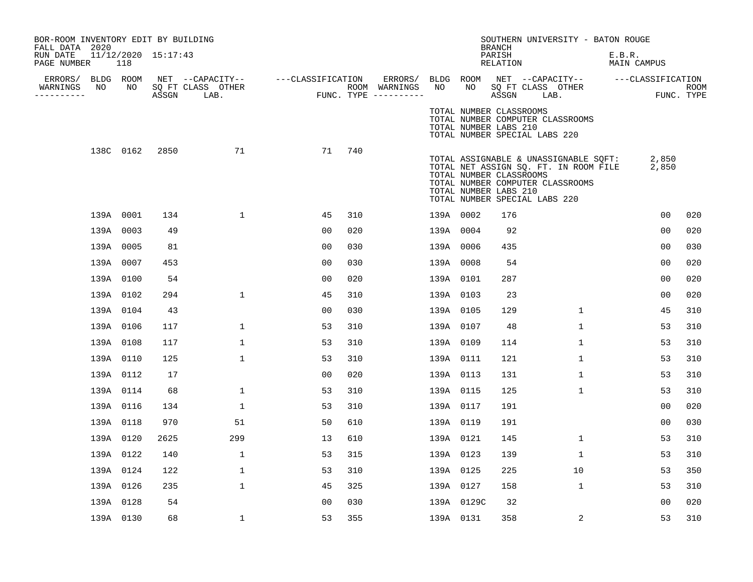BOR-ROOM INVENTORY EDIT BY BUILDING
FALL DATA 2020
RUN DATE 11/12/2020 15:17:43
PAGE NUMBER 118

SOUTHERN UNIVERSITY - BATON ROUGE
BRANCH
PARISH E.B.R.
RELATION MAIN CAMPUS

| ERRORS/ WARNINGS | BLDG NO | ROOM NO | NET SQ FT ASSGN | --CAPACITY-- CLASS | OTHER LAB. | ---CLASSIFICATION FUNC. | ROOM TYPE | ERRORS/ WARNINGS | BLDG NO | ROOM NO | NET SQ FT ASSGN | --CAPACITY-- CLASS | OTHER LAB. | ---CLASSIFICATION FUNC. | ROOM TYPE |
|---|---|---|---|---|---|---|---|---|---|---|---|---|---|---|---|
| | | | | | | | | | TOTAL NUMBER CLASSROOMS | | | | | | |
| | | | | | | | | | TOTAL NUMBER COMPUTER CLASSROOMS | | | | | | |
| | | | | | | | | | TOTAL NUMBER LABS 210 | | | | | | |
| | | | | | | | | | TOTAL NUMBER SPECIAL LABS 220 | | | | | | |
| | 138C | 0162 | 2850 | | 71 | 71 | 740 | | | | | | | | |
| | | | | | | | | | TOTAL ASSIGNABLE & UNASSIGNABLE SQFT: | | | | | 2,850 | |
| | | | | | | | | | TOTAL NET ASSIGN SQ. FT. IN ROOM FILE | | | | | 2,850 | |
| | | | | | | | | | TOTAL NUMBER CLASSROOMS | | | | | | |
| | | | | | | | | | TOTAL NUMBER COMPUTER CLASSROOMS | | | | | | |
| | | | | | | | | | TOTAL NUMBER LABS 210 | | | | | | |
| | | | | | | | | | TOTAL NUMBER SPECIAL LABS 220 | | | | | | |
| | 139A | 0001 | 134 | | 1 | 45 | 310 | | 139A | 0002 | 176 | | | 00 | 020 |
| | 139A | 0003 | 49 | | | 00 | 020 | | 139A | 0004 | 92 | | | 00 | 020 |
| | 139A | 0005 | 81 | | | 00 | 030 | | 139A | 0006 | 435 | | | 00 | 030 |
| | 139A | 0007 | 453 | | | 00 | 030 | | 139A | 0008 | 54 | | | 00 | 020 |
| | 139A | 0100 | 54 | | | 00 | 020 | | 139A | 0101 | 287 | | | 00 | 020 |
| | 139A | 0102 | 294 | | 1 | 45 | 310 | | 139A | 0103 | 23 | | | 00 | 020 |
| | 139A | 0104 | 43 | | | 00 | 030 | | 139A | 0105 | 129 | | 1 | 45 | 310 |
| | 139A | 0106 | 117 | | 1 | 53 | 310 | | 139A | 0107 | 48 | | 1 | 53 | 310 |
| | 139A | 0108 | 117 | | 1 | 53 | 310 | | 139A | 0109 | 114 | | 1 | 53 | 310 |
| | 139A | 0110 | 125 | | 1 | 53 | 310 | | 139A | 0111 | 121 | | 1 | 53 | 310 |
| | 139A | 0112 | 17 | | | 00 | 020 | | 139A | 0113 | 131 | | 1 | 53 | 310 |
| | 139A | 0114 | 68 | | 1 | 53 | 310 | | 139A | 0115 | 125 | | 1 | 53 | 310 |
| | 139A | 0116 | 134 | | 1 | 53 | 310 | | 139A | 0117 | 191 | | | 00 | 020 |
| | 139A | 0118 | 970 | | 51 | 50 | 610 | | 139A | 0119 | 191 | | | 00 | 030 |
| | 139A | 0120 | 2625 | | 299 | 13 | 610 | | 139A | 0121 | 145 | | 1 | 53 | 310 |
| | 139A | 0122 | 140 | | 1 | 53 | 315 | | 139A | 0123 | 139 | | 1 | 53 | 310 |
| | 139A | 0124 | 122 | | 1 | 53 | 310 | | 139A | 0125 | 225 | | 10 | 53 | 350 |
| | 139A | 0126 | 235 | | 1 | 45 | 325 | | 139A | 0127 | 158 | | 1 | 53 | 310 |
| | 139A | 0128 | 54 | | | 00 | 030 | | 139A | 0129C | 32 | | | 00 | 020 |
| | 139A | 0130 | 68 | | 1 | 53 | 355 | | 139A | 0131 | 358 | | 2 | 53 | 310 |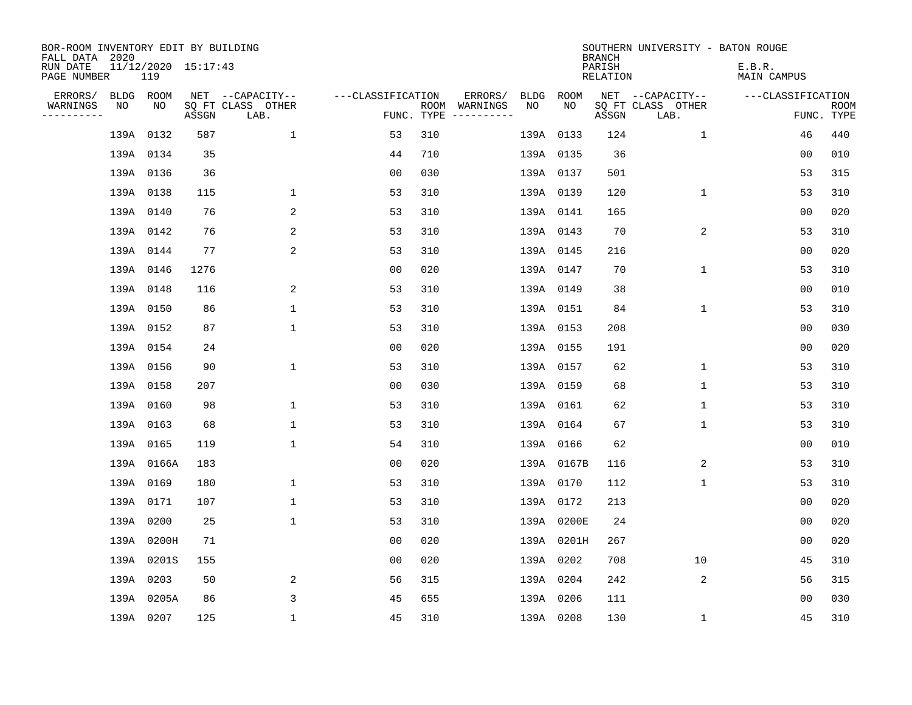BOR-ROOM INVENTORY EDIT BY BUILDING
FALL DATA 2020
RUN DATE 11/12/2020 15:17:43
PAGE NUMBER 119

SOUTHERN UNIVERSITY - BATON ROUGE
BRANCH
PARISH E.B.R.
RELATION MAIN CAMPUS

| ERRORS/ WARNINGS | BLDG NO | ROOM NO | NET SQ FT ASSGN | CAPACITY CLASS LAB. | CAPACITY OTHER | CLASSIFICATION FUNC. | ROOM TYPE | ERRORS/ WARNINGS | BLDG NO | ROOM NO | NET SQ FT ASSGN | CAPACITY CLASS LAB. | CAPACITY OTHER | CLASSIFICATION FUNC. | ROOM TYPE |
|---|---|---|---|---|---|---|---|---|---|---|---|---|---|---|---|
| | 139A | 0132 | 587 | | 1 | 53 | 310 | | 139A | 0133 | 124 | | 1 | 46 | 440 |
| | 139A | 0134 | 35 | | | 44 | 710 | | 139A | 0135 | 36 | | | 00 | 010 |
| | 139A | 0136 | 36 | | | 00 | 030 | | 139A | 0137 | 501 | | | 53 | 315 |
| | 139A | 0138 | 115 | | 1 | 53 | 310 | | 139A | 0139 | 120 | | 1 | 53 | 310 |
| | 139A | 0140 | 76 | | 2 | 53 | 310 | | 139A | 0141 | 165 | | | 00 | 020 |
| | 139A | 0142 | 76 | | 2 | 53 | 310 | | 139A | 0143 | 70 | | 2 | 53 | 310 |
| | 139A | 0144 | 77 | | 2 | 53 | 310 | | 139A | 0145 | 216 | | | 00 | 020 |
| | 139A | 0146 | 1276 | | | 00 | 020 | | 139A | 0147 | 70 | | 1 | 53 | 310 |
| | 139A | 0148 | 116 | | 2 | 53 | 310 | | 139A | 0149 | 38 | | | 00 | 010 |
| | 139A | 0150 | 86 | | 1 | 53 | 310 | | 139A | 0151 | 84 | | 1 | 53 | 310 |
| | 139A | 0152 | 87 | | 1 | 53 | 310 | | 139A | 0153 | 208 | | | 00 | 030 |
| | 139A | 0154 | 24 | | | 00 | 020 | | 139A | 0155 | 191 | | | 00 | 020 |
| | 139A | 0156 | 90 | | 1 | 53 | 310 | | 139A | 0157 | 62 | | 1 | 53 | 310 |
| | 139A | 0158 | 207 | | | 00 | 030 | | 139A | 0159 | 68 | | 1 | 53 | 310 |
| | 139A | 0160 | 98 | | 1 | 53 | 310 | | 139A | 0161 | 62 | | 1 | 53 | 310 |
| | 139A | 0163 | 68 | | 1 | 53 | 310 | | 139A | 0164 | 67 | | 1 | 53 | 310 |
| | 139A | 0165 | 119 | | 1 | 54 | 310 | | 139A | 0166 | 62 | | | 00 | 010 |
| | 139A | 0166A | 183 | | | 00 | 020 | | 139A | 0167B | 116 | | 2 | 53 | 310 |
| | 139A | 0169 | 180 | | 1 | 53 | 310 | | 139A | 0170 | 112 | | 1 | 53 | 310 |
| | 139A | 0171 | 107 | | 1 | 53 | 310 | | 139A | 0172 | 213 | | | 00 | 020 |
| | 139A | 0200 | 25 | | 1 | 53 | 310 | | 139A | 0200E | 24 | | | 00 | 020 |
| | 139A | 0200H | 71 | | | 00 | 020 | | 139A | 0201H | 267 | | | 00 | 020 |
| | 139A | 0201S | 155 | | | 00 | 020 | | 139A | 0202 | 708 | | 10 | 45 | 310 |
| | 139A | 0203 | 50 | | 2 | 56 | 315 | | 139A | 0204 | 242 | | 2 | 56 | 315 |
| | 139A | 0205A | 86 | | 3 | 45 | 655 | | 139A | 0206 | 111 | | | 00 | 030 |
| | 139A | 0207 | 125 | | 1 | 45 | 310 | | 139A | 0208 | 130 | | 1 | 45 | 310 |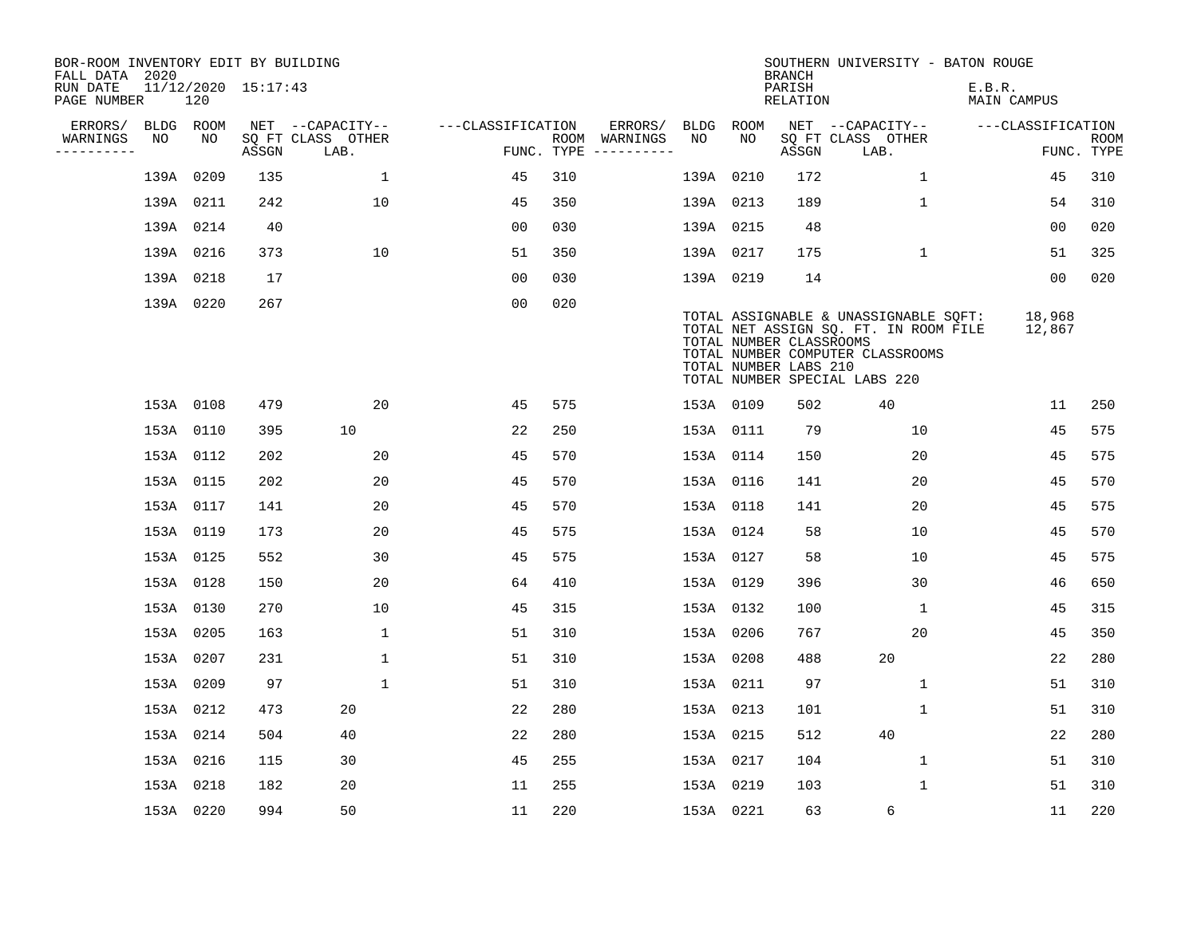BOR-ROOM INVENTORY EDIT BY BUILDING
FALL DATA 2020
RUN DATE 11/12/2020 15:17:43

SOUTHERN UNIVERSITY - BATON ROUGE
BRANCH
PARISH E.B.R.
RELATION MAIN CAMPUS

| ERRORS/ WARNINGS | BLDG NO | ROOM NO | NET SQ FT ASSGN | CAPACITY CLASS LAB. | CAPACITY OTHER | CLASSIFICATION FUNC. | ROOM TYPE | ERRORS/ WARNINGS | BLDG NO | ROOM NO | NET SQ FT ASSGN | CAPACITY CLASS LAB. | CAPACITY OTHER | CLASSIFICATION FUNC. | ROOM TYPE |
|---|---|---|---|---|---|---|---|---|---|---|---|---|---|---|---|
| | 139A | 0209 | 135 | | 1 | 45 | 310 | | 139A | 0210 | 172 | | 1 | 45 | 310 |
| | 139A | 0211 | 242 | | 10 | 45 | 350 | | 139A | 0213 | 189 | | 1 | 54 | 310 |
| | 139A | 0214 | 40 | | | 00 | 030 | | 139A | 0215 | 48 | | | 00 | 020 |
| | 139A | 0216 | 373 | | 10 | 51 | 350 | | 139A | 0217 | 175 | | 1 | 51 | 325 |
| | 139A | 0218 | 17 | | | 00 | 030 | | 139A | 0219 | 14 | | | 00 | 020 |
| | 139A | 0220 | 267 | | | 00 | 020 | | | | | | | | |

TOTAL ASSIGNABLE & UNASSIGNABLE SQFT: 18,968
TOTAL NET ASSIGN SQ. FT. IN ROOM FILE 12,867
TOTAL NUMBER CLASSROOMS
TOTAL NUMBER COMPUTER CLASSROOMS
TOTAL NUMBER LABS 210
TOTAL NUMBER SPECIAL LABS 220

| ERRORS/ WARNINGS | BLDG NO | ROOM NO | NET SQ FT ASSGN | CAPACITY CLASS LAB. | CAPACITY OTHER | CLASSIFICATION FUNC. | ROOM TYPE | ERRORS/ WARNINGS | BLDG NO | ROOM NO | NET SQ FT ASSGN | CAPACITY CLASS LAB. | CAPACITY OTHER | CLASSIFICATION FUNC. | ROOM TYPE |
|---|---|---|---|---|---|---|---|---|---|---|---|---|---|---|---|
| | 153A | 0108 | 479 | | 20 | 45 | 575 | | 153A | 0109 | 502 | 40 | | 11 | 250 |
| | 153A | 0110 | 395 | 10 | | 22 | 250 | | 153A | 0111 | 79 | | 10 | 45 | 575 |
| | 153A | 0112 | 202 | | 20 | 45 | 570 | | 153A | 0114 | 150 | | 20 | 45 | 575 |
| | 153A | 0115 | 202 | | 20 | 45 | 570 | | 153A | 0116 | 141 | | 20 | 45 | 570 |
| | 153A | 0117 | 141 | | 20 | 45 | 570 | | 153A | 0118 | 141 | | 20 | 45 | 575 |
| | 153A | 0119 | 173 | | 20 | 45 | 575 | | 153A | 0124 | 58 | | 10 | 45 | 570 |
| | 153A | 0125 | 552 | | 30 | 45 | 575 | | 153A | 0127 | 58 | | 10 | 45 | 575 |
| | 153A | 0128 | 150 | | 20 | 64 | 410 | | 153A | 0129 | 396 | | 30 | 46 | 650 |
| | 153A | 0130 | 270 | | 10 | 45 | 315 | | 153A | 0132 | 100 | | 1 | 45 | 315 |
| | 153A | 0205 | 163 | | 1 | 51 | 310 | | 153A | 0206 | 767 | | 20 | 45 | 350 |
| | 153A | 0207 | 231 | | 1 | 51 | 310 | | 153A | 0208 | 488 | 20 | | 22 | 280 |
| | 153A | 0209 | 97 | | 1 | 51 | 310 | | 153A | 0211 | 97 | | 1 | 51 | 310 |
| | 153A | 0212 | 473 | 20 | | 22 | 280 | | 153A | 0213 | 101 | | 1 | 51 | 310 |
| | 153A | 0214 | 504 | 40 | | 22 | 280 | | 153A | 0215 | 512 | 40 | | 22 | 280 |
| | 153A | 0216 | 115 | 30 | | 45 | 255 | | 153A | 0217 | 104 | | 1 | 51 | 310 |
| | 153A | 0218 | 182 | 20 | | 11 | 255 | | 153A | 0219 | 103 | | 1 | 51 | 310 |
| | 153A | 0220 | 994 | 50 | | 11 | 220 | | 153A | 0221 | 63 | 6 | | 11 | 220 |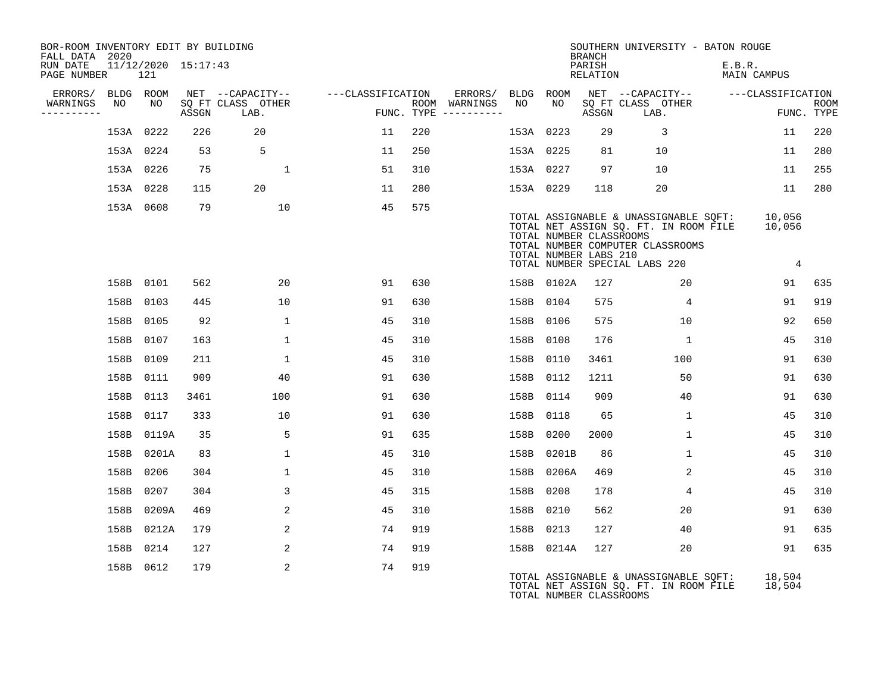BOR-ROOM INVENTORY EDIT BY BUILDING
FALL DATA 2020
RUN DATE 11/12/2020 15:17:43
PAGE NUMBER 121

SOUTHERN UNIVERSITY - BATON ROUGE
BRANCH
PARISH E.B.R.
RELATION MAIN CAMPUS

| ERRORS/ WARNINGS | BLDG NO | ROOM NO | NET SQ FT ASSGN | CAPACITY CLASS LAB. | CAPACITY OTHER | CLASSIFICATION FUNC. | ROOM TYPE | ERRORS/ WARNINGS | BLDG NO | ROOM NO | NET SQ FT ASSGN | CAPACITY CLASS LAB. | CAPACITY OTHER | CLASSIFICATION FUNC. | ROOM TYPE |
|---|---|---|---|---|---|---|---|---|---|---|---|---|---|---|---|
| | 153A | 0222 | 226 | 20 | | 11 | 220 | | 153A | 0223 | 29 | 3 | | 11 | 220 |
| | 153A | 0224 | 53 | 5 | | 11 | 250 | | 153A | 0225 | 81 | 10 | | 11 | 280 |
| | 153A | 0226 | 75 | | 1 | 51 | 310 | | 153A | 0227 | 97 | 10 | | 11 | 255 |
| | 153A | 0228 | 115 | 20 | | 11 | 280 | | 153A | 0229 | 118 | 20 | | 11 | 280 |
| | 153A | 0608 | 79 | | 10 | 45 | 575 | | | | | | | | |

TOTAL ASSIGNABLE & UNASSIGNABLE SQFT: 10,056
TOTAL NET ASSIGN SQ. FT. IN ROOM FILE 10,056
TOTAL NUMBER CLASSROOMS
TOTAL NUMBER COMPUTER CLASSROOMS
TOTAL NUMBER LABS 210
TOTAL NUMBER SPECIAL LABS 220 4

| ERRORS/ WARNINGS | BLDG NO | ROOM NO | NET SQ FT ASSGN | CAPACITY CLASS LAB. | CAPACITY OTHER | CLASSIFICATION FUNC. | ROOM TYPE | ERRORS/ WARNINGS | BLDG NO | ROOM NO | NET SQ FT ASSGN | CAPACITY CLASS LAB. | CAPACITY OTHER | CLASSIFICATION FUNC. | ROOM TYPE |
|---|---|---|---|---|---|---|---|---|---|---|---|---|---|---|---|
| | 158B | 0101 | 562 | | 20 | 91 | 630 | | 158B | 0102A | 127 | | 20 | 91 | 635 |
| | 158B | 0103 | 445 | | 10 | 91 | 630 | | 158B | 0104 | 575 | | 4 | 91 | 919 |
| | 158B | 0105 | 92 | | 1 | 45 | 310 | | 158B | 0106 | 575 | | 10 | 92 | 650 |
| | 158B | 0107 | 163 | | 1 | 45 | 310 | | 158B | 0108 | 176 | | 1 | 45 | 310 |
| | 158B | 0109 | 211 | | 1 | 45 | 310 | | 158B | 0110 | 3461 | | 100 | 91 | 630 |
| | 158B | 0111 | 909 | | 40 | 91 | 630 | | 158B | 0112 | 1211 | | 50 | 91 | 630 |
| | 158B | 0113 | 3461 | | 100 | 91 | 630 | | 158B | 0114 | 909 | | 40 | 91 | 630 |
| | 158B | 0117 | 333 | | 10 | 91 | 630 | | 158B | 0118 | 65 | | 1 | 45 | 310 |
| | 158B | 0119A | 35 | | 5 | 91 | 635 | | 158B | 0200 | 2000 | | 1 | 45 | 310 |
| | 158B | 0201A | 83 | | 1 | 45 | 310 | | 158B | 0201B | 86 | | 1 | 45 | 310 |
| | 158B | 0206 | 304 | | 1 | 45 | 310 | | 158B | 0206A | 469 | | 2 | 45 | 310 |
| | 158B | 0207 | 304 | | 3 | 45 | 315 | | 158B | 0208 | 178 | | 4 | 45 | 310 |
| | 158B | 0209A | 469 | | 2 | 45 | 310 | | 158B | 0210 | 562 | | 20 | 91 | 630 |
| | 158B | 0212A | 179 | | 2 | 74 | 919 | | 158B | 0213 | 127 | | 40 | 91 | 635 |
| | 158B | 0214 | 127 | | 2 | 74 | 919 | | 158B | 0214A | 127 | | 20 | 91 | 635 |
| | 158B | 0612 | 179 | | 2 | 74 | 919 | | | | | | | | |

TOTAL ASSIGNABLE & UNASSIGNABLE SQFT: 18,504
TOTAL NET ASSIGN SQ. FT. IN ROOM FILE 18,504
TOTAL NUMBER CLASSROOMS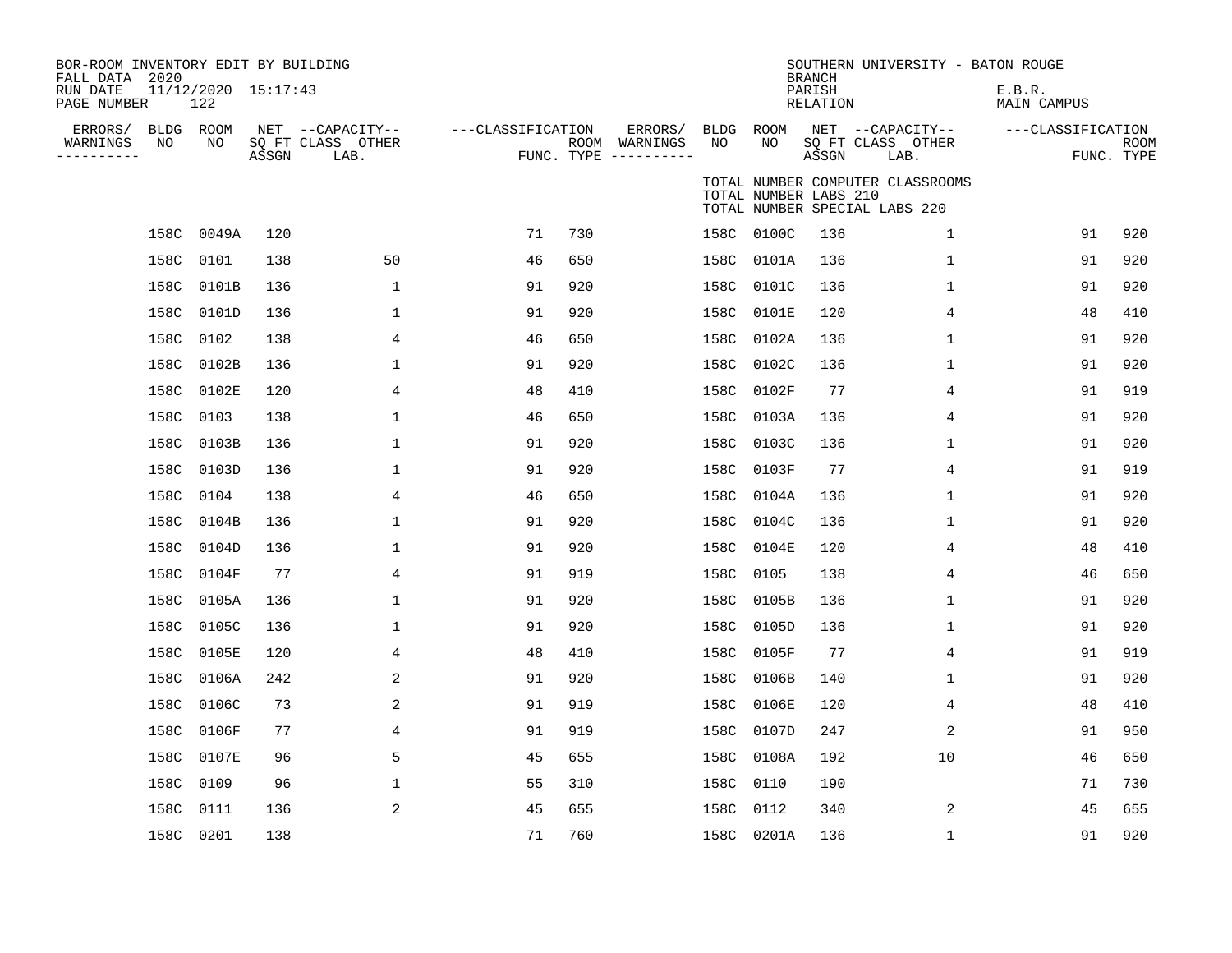BOR-ROOM INVENTORY EDIT BY BUILDING
FALL DATA 2020
RUN DATE 11/12/2020 15:17:43
PAGE NUMBER 122

SOUTHERN UNIVERSITY - BATON ROUGE
BRANCH
PARISH E.B.R.
RELATION MAIN CAMPUS

TOTAL NUMBER COMPUTER CLASSROOMS
TOTAL NUMBER LABS 210
TOTAL NUMBER SPECIAL LABS 220

| ERRORS/ WARNINGS | BLDG NO | ROOM NO | NET SQ FT ASSGN | CAPACITY CLASS LAB. | CAPACITY OTHER | CLASSIFICATION FUNC. | ROOM TYPE | ERRORS/ WARNINGS | BLDG NO | ROOM NO | NET SQ FT ASSGN | CAPACITY CLASS LAB. | CAPACITY OTHER | CLASSIFICATION FUNC. | ROOM TYPE |
|---|---|---|---|---|---|---|---|---|---|---|---|---|---|---|---|
| | 158C | 0049A | 120 | | | 71 | 730 | | 158C | 0100C | 136 | | 1 | 91 | 920 |
| | 158C | 0101 | 138 | | 50 | 46 | 650 | | 158C | 0101A | 136 | | 1 | 91 | 920 |
| | 158C | 0101B | 136 | | 1 | 91 | 920 | | 158C | 0101C | 136 | | 1 | 91 | 920 |
| | 158C | 0101D | 136 | | 1 | 91 | 920 | | 158C | 0101E | 120 | | 4 | 48 | 410 |
| | 158C | 0102 | 138 | | 4 | 46 | 650 | | 158C | 0102A | 136 | | 1 | 91 | 920 |
| | 158C | 0102B | 136 | | 1 | 91 | 920 | | 158C | 0102C | 136 | | 1 | 91 | 920 |
| | 158C | 0102E | 120 | | 4 | 48 | 410 | | 158C | 0102F | 77 | | 4 | 91 | 919 |
| | 158C | 0103 | 138 | | 1 | 46 | 650 | | 158C | 0103A | 136 | | 4 | 91 | 920 |
| | 158C | 0103B | 136 | | 1 | 91 | 920 | | 158C | 0103C | 136 | | 1 | 91 | 920 |
| | 158C | 0103D | 136 | | 1 | 91 | 920 | | 158C | 0103F | 77 | | 4 | 91 | 919 |
| | 158C | 0104 | 138 | | 4 | 46 | 650 | | 158C | 0104A | 136 | | 1 | 91 | 920 |
| | 158C | 0104B | 136 | | 1 | 91 | 920 | | 158C | 0104C | 136 | | 1 | 91 | 920 |
| | 158C | 0104D | 136 | | 1 | 91 | 920 | | 158C | 0104E | 120 | | 4 | 48 | 410 |
| | 158C | 0104F | 77 | | 4 | 91 | 919 | | 158C | 0105 | 138 | | 4 | 46 | 650 |
| | 158C | 0105A | 136 | | 1 | 91 | 920 | | 158C | 0105B | 136 | | 1 | 91 | 920 |
| | 158C | 0105C | 136 | | 1 | 91 | 920 | | 158C | 0105D | 136 | | 1 | 91 | 920 |
| | 158C | 0105E | 120 | | 4 | 48 | 410 | | 158C | 0105F | 77 | | 4 | 91 | 919 |
| | 158C | 0106A | 242 | | 2 | 91 | 920 | | 158C | 0106B | 140 | | 1 | 91 | 920 |
| | 158C | 0106C | 73 | | 2 | 91 | 919 | | 158C | 0106E | 120 | | 4 | 48 | 410 |
| | 158C | 0106F | 77 | | 4 | 91 | 919 | | 158C | 0107D | 247 | | 2 | 91 | 950 |
| | 158C | 0107E | 96 | | 5 | 45 | 655 | | 158C | 0108A | 192 | | 10 | 46 | 650 |
| | 158C | 0109 | 96 | | 1 | 55 | 310 | | 158C | 0110 | 190 | | | 71 | 730 |
| | 158C | 0111 | 136 | | 2 | 45 | 655 | | 158C | 0112 | 340 | | 2 | 45 | 655 |
| | 158C | 0201 | 138 | | | 71 | 760 | | 158C | 0201A | 136 | | 1 | 91 | 920 |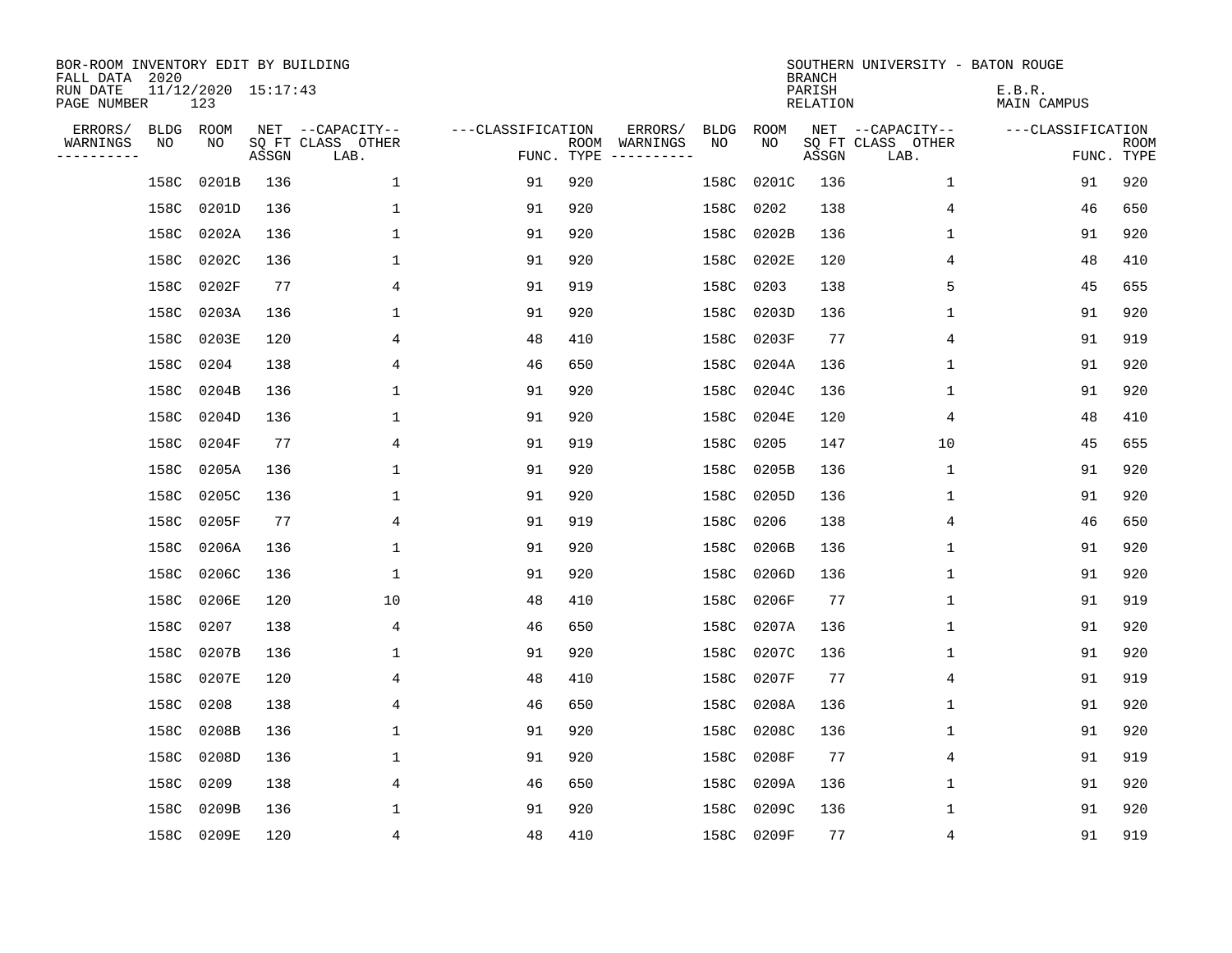BOR-ROOM INVENTORY EDIT BY BUILDING
FALL DATA 2020
RUN DATE 11/12/2020 15:17:43
PAGE NUMBER 123

SOUTHERN UNIVERSITY - BATON ROUGE
BRANCH
PARISH E.B.R.
RELATION MAIN CAMPUS

| ERRORS/ WARNINGS | BLDG NO | ROOM NO | NET SQ FT ASSGN | CAPACITY-- CLASS LAB. | OTHER | ---CLASSIFICATION FUNC. | ROOM TYPE | ERRORS/ WARNINGS | BLDG NO | ROOM NO | NET SQ FT ASSGN | CAPACITY-- CLASS LAB. | OTHER | ---CLASSIFICATION FUNC. | ROOM TYPE |
|---|---|---|---|---|---|---|---|---|---|---|---|---|---|---|---|
| | 158C | 0201B | 136 | | 1 | 91 | 920 | | 158C | 0201C | 136 | | 1 | 91 | 920 |
| | 158C | 0201D | 136 | | 1 | 91 | 920 | | 158C | 0202 | 138 | | 4 | 46 | 650 |
| | 158C | 0202A | 136 | | 1 | 91 | 920 | | 158C | 0202B | 136 | | 1 | 91 | 920 |
| | 158C | 0202C | 136 | | 1 | 91 | 920 | | 158C | 0202E | 120 | | 4 | 48 | 410 |
| | 158C | 0202F | 77 | | 4 | 91 | 919 | | 158C | 0203 | 138 | | 5 | 45 | 655 |
| | 158C | 0203A | 136 | | 1 | 91 | 920 | | 158C | 0203D | 136 | | 1 | 91 | 920 |
| | 158C | 0203E | 120 | | 4 | 48 | 410 | | 158C | 0203F | 77 | | 4 | 91 | 919 |
| | 158C | 0204 | 138 | | 4 | 46 | 650 | | 158C | 0204A | 136 | | 1 | 91 | 920 |
| | 158C | 0204B | 136 | | 1 | 91 | 920 | | 158C | 0204C | 136 | | 1 | 91 | 920 |
| | 158C | 0204D | 136 | | 1 | 91 | 920 | | 158C | 0204E | 120 | | 4 | 48 | 410 |
| | 158C | 0204F | 77 | | 4 | 91 | 919 | | 158C | 0205 | 147 | | 10 | 45 | 655 |
| | 158C | 0205A | 136 | | 1 | 91 | 920 | | 158C | 0205B | 136 | | 1 | 91 | 920 |
| | 158C | 0205C | 136 | | 1 | 91 | 920 | | 158C | 0205D | 136 | | 1 | 91 | 920 |
| | 158C | 0205F | 77 | | 4 | 91 | 919 | | 158C | 0206 | 138 | | 4 | 46 | 650 |
| | 158C | 0206A | 136 | | 1 | 91 | 920 | | 158C | 0206B | 136 | | 1 | 91 | 920 |
| | 158C | 0206C | 136 | | 1 | 91 | 920 | | 158C | 0206D | 136 | | 1 | 91 | 920 |
| | 158C | 0206E | 120 | | 10 | 48 | 410 | | 158C | 0206F | 77 | | 1 | 91 | 919 |
| | 158C | 0207 | 138 | | 4 | 46 | 650 | | 158C | 0207A | 136 | | 1 | 91 | 920 |
| | 158C | 0207B | 136 | | 1 | 91 | 920 | | 158C | 0207C | 136 | | 1 | 91 | 920 |
| | 158C | 0207E | 120 | | 4 | 48 | 410 | | 158C | 0207F | 77 | | 4 | 91 | 919 |
| | 158C | 0208 | 138 | | 4 | 46 | 650 | | 158C | 0208A | 136 | | 1 | 91 | 920 |
| | 158C | 0208B | 136 | | 1 | 91 | 920 | | 158C | 0208C | 136 | | 1 | 91 | 920 |
| | 158C | 0208D | 136 | | 1 | 91 | 920 | | 158C | 0208F | 77 | | 4 | 91 | 919 |
| | 158C | 0209 | 138 | | 4 | 46 | 650 | | 158C | 0209A | 136 | | 1 | 91 | 920 |
| | 158C | 0209B | 136 | | 1 | 91 | 920 | | 158C | 0209C | 136 | | 1 | 91 | 920 |
| | 158C | 0209E | 120 | | 4 | 48 | 410 | | 158C | 0209F | 77 | | 4 | 91 | 919 |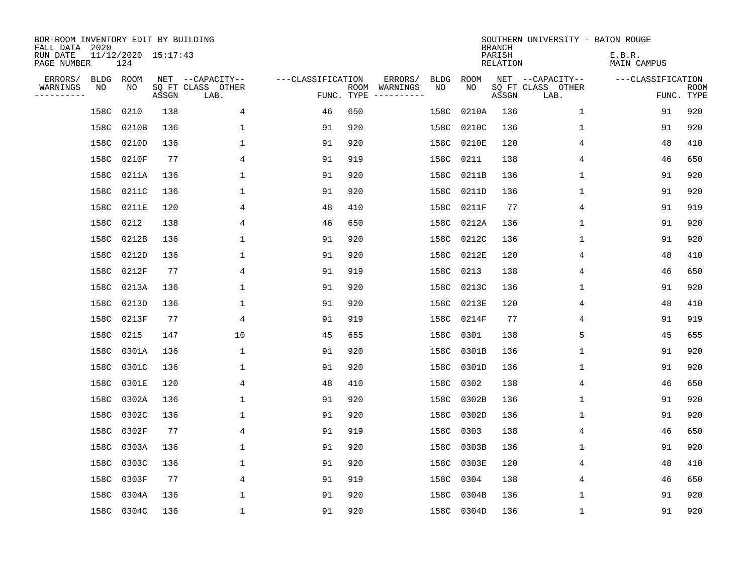BOR-ROOM INVENTORY EDIT BY BUILDING
FALL DATA 2020
RUN DATE 11/12/2020 15:17:43
PAGE NUMBER 124

SOUTHERN UNIVERSITY - BATON ROUGE
BRANCH
PARISH E.B.R.
RELATION MAIN CAMPUS

| ERRORS/ WARNINGS | BLDG NO | ROOM NO | NET SQ FT ASSGN | --CAPACITY-- CLASS LAB. | OTHER | ---CLASSIFICATION FUNC. | ROOM TYPE | ERRORS/ WARNINGS | BLDG NO | ROOM NO | NET SQ FT ASSGN | --CAPACITY-- CLASS LAB. | OTHER | ---CLASSIFICATION FUNC. | ROOM TYPE |
|---|---|---|---|---|---|---|---|---|---|---|---|---|---|---|---|
| | 158C | 0210 | 138 | | 4 | 46 | 650 | | 158C | 0210A | 136 | | 1 | 91 | 920 |
| | 158C | 0210B | 136 | | 1 | 91 | 920 | | 158C | 0210C | 136 | | 1 | 91 | 920 |
| | 158C | 0210D | 136 | | 1 | 91 | 920 | | 158C | 0210E | 120 | | 4 | 48 | 410 |
| | 158C | 0210F | 77 | | 4 | 91 | 919 | | 158C | 0211 | 138 | | 4 | 46 | 650 |
| | 158C | 0211A | 136 | | 1 | 91 | 920 | | 158C | 0211B | 136 | | 1 | 91 | 920 |
| | 158C | 0211C | 136 | | 1 | 91 | 920 | | 158C | 0211D | 136 | | 1 | 91 | 920 |
| | 158C | 0211E | 120 | | 4 | 48 | 410 | | 158C | 0211F | 77 | | 4 | 91 | 919 |
| | 158C | 0212 | 138 | | 4 | 46 | 650 | | 158C | 0212A | 136 | | 1 | 91 | 920 |
| | 158C | 0212B | 136 | | 1 | 91 | 920 | | 158C | 0212C | 136 | | 1 | 91 | 920 |
| | 158C | 0212D | 136 | | 1 | 91 | 920 | | 158C | 0212E | 120 | | 4 | 48 | 410 |
| | 158C | 0212F | 77 | | 4 | 91 | 919 | | 158C | 0213 | 138 | | 4 | 46 | 650 |
| | 158C | 0213A | 136 | | 1 | 91 | 920 | | 158C | 0213C | 136 | | 1 | 91 | 920 |
| | 158C | 0213D | 136 | | 1 | 91 | 920 | | 158C | 0213E | 120 | | 4 | 48 | 410 |
| | 158C | 0213F | 77 | | 4 | 91 | 919 | | 158C | 0214F | 77 | | 4 | 91 | 919 |
| | 158C | 0215 | 147 | | 10 | 45 | 655 | | 158C | 0301 | 138 | | 5 | 45 | 655 |
| | 158C | 0301A | 136 | | 1 | 91 | 920 | | 158C | 0301B | 136 | | 1 | 91 | 920 |
| | 158C | 0301C | 136 | | 1 | 91 | 920 | | 158C | 0301D | 136 | | 1 | 91 | 920 |
| | 158C | 0301E | 120 | | 4 | 48 | 410 | | 158C | 0302 | 138 | | 4 | 46 | 650 |
| | 158C | 0302A | 136 | | 1 | 91 | 920 | | 158C | 0302B | 136 | | 1 | 91 | 920 |
| | 158C | 0302C | 136 | | 1 | 91 | 920 | | 158C | 0302D | 136 | | 1 | 91 | 920 |
| | 158C | 0302F | 77 | | 4 | 91 | 919 | | 158C | 0303 | 138 | | 4 | 46 | 650 |
| | 158C | 0303A | 136 | | 1 | 91 | 920 | | 158C | 0303B | 136 | | 1 | 91 | 920 |
| | 158C | 0303C | 136 | | 1 | 91 | 920 | | 158C | 0303E | 120 | | 4 | 48 | 410 |
| | 158C | 0303F | 77 | | 4 | 91 | 919 | | 158C | 0304 | 138 | | 4 | 46 | 650 |
| | 158C | 0304A | 136 | | 1 | 91 | 920 | | 158C | 0304B | 136 | | 1 | 91 | 920 |
| | 158C | 0304C | 136 | | 1 | 91 | 920 | | 158C | 0304D | 136 | | 1 | 91 | 920 |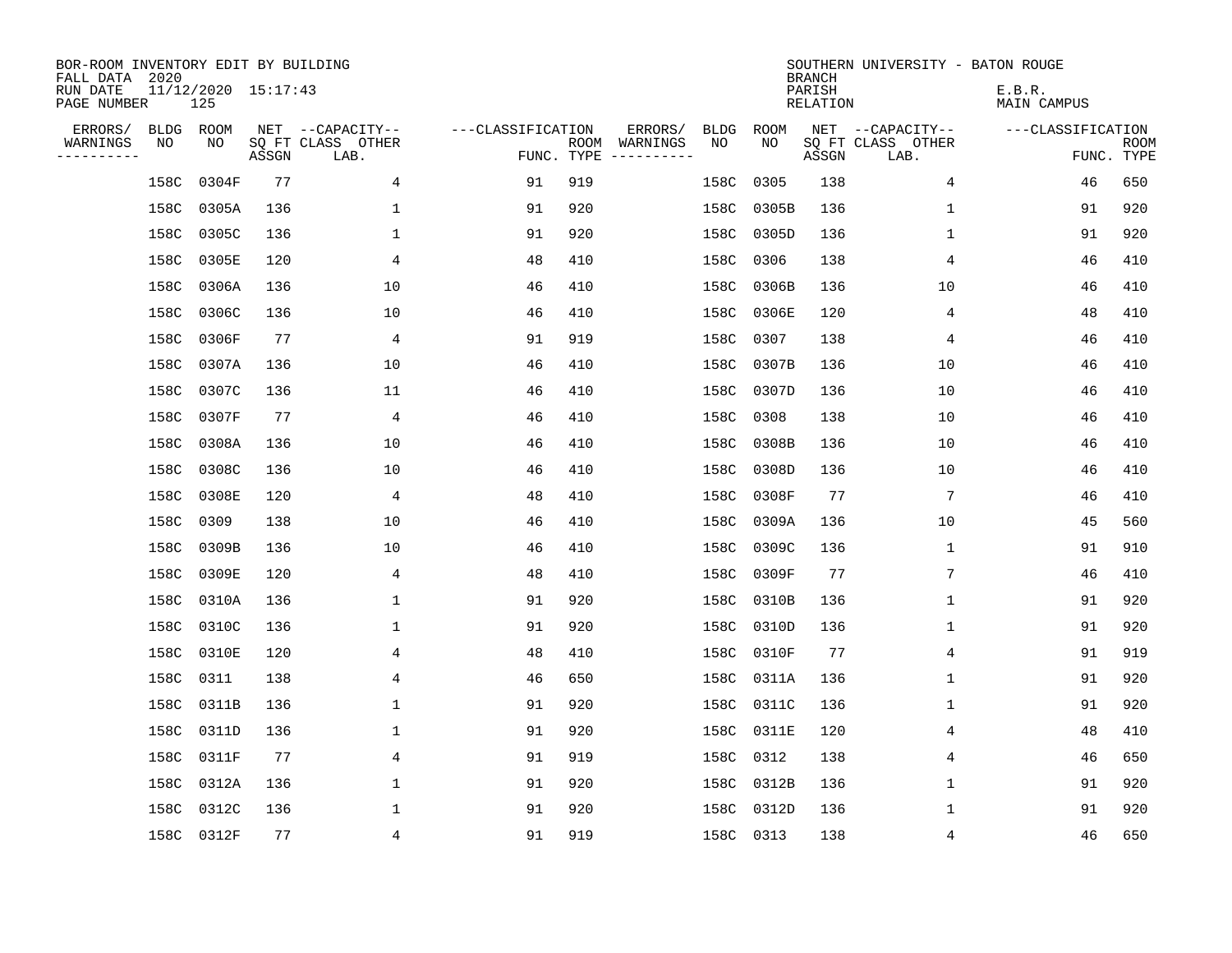BOR-ROOM INVENTORY EDIT BY BUILDING
FALL DATA 2020
RUN DATE 11/12/2020 15:17:43
PAGE NUMBER 125

SOUTHERN UNIVERSITY - BATON ROUGE
BRANCH
PARISH E.B.R.
RELATION MAIN CAMPUS

| ERRORS/ WARNINGS | BLDG NO | ROOM NO | NET SQ FT ASSGN | --CAPACITY-- CLASS LAB. | OTHER | ---CLASSIFICATION FUNC. | ROOM TYPE | ERRORS/ WARNINGS | BLDG NO | ROOM NO | NET SQ FT ASSGN | --CAPACITY-- CLASS LAB. | OTHER | ---CLASSIFICATION FUNC. | ROOM TYPE |
|---|---|---|---|---|---|---|---|---|---|---|---|---|---|---|---|
| | 158C | 0304F | 77 | | 4 | 91 | 919 | | 158C | 0305 | 138 | | 4 | 46 | 650 |
| | 158C | 0305A | 136 | | 1 | 91 | 920 | | 158C | 0305B | 136 | | 1 | 91 | 920 |
| | 158C | 0305C | 136 | | 1 | 91 | 920 | | 158C | 0305D | 136 | | 1 | 91 | 920 |
| | 158C | 0305E | 120 | | 4 | 48 | 410 | | 158C | 0306 | 138 | | 4 | 46 | 410 |
| | 158C | 0306A | 136 | | 10 | 46 | 410 | | 158C | 0306B | 136 | | 10 | 46 | 410 |
| | 158C | 0306C | 136 | | 10 | 46 | 410 | | 158C | 0306E | 120 | | 4 | 48 | 410 |
| | 158C | 0306F | 77 | | 4 | 91 | 919 | | 158C | 0307 | 138 | | 4 | 46 | 410 |
| | 158C | 0307A | 136 | | 10 | 46 | 410 | | 158C | 0307B | 136 | | 10 | 46 | 410 |
| | 158C | 0307C | 136 | | 11 | 46 | 410 | | 158C | 0307D | 136 | | 10 | 46 | 410 |
| | 158C | 0307F | 77 | | 4 | 46 | 410 | | 158C | 0308 | 138 | | 10 | 46 | 410 |
| | 158C | 0308A | 136 | | 10 | 46 | 410 | | 158C | 0308B | 136 | | 10 | 46 | 410 |
| | 158C | 0308C | 136 | | 10 | 46 | 410 | | 158C | 0308D | 136 | | 10 | 46 | 410 |
| | 158C | 0308E | 120 | | 4 | 48 | 410 | | 158C | 0308F | 77 | | 7 | 46 | 410 |
| | 158C | 0309 | 138 | | 10 | 46 | 410 | | 158C | 0309A | 136 | | 10 | 45 | 560 |
| | 158C | 0309B | 136 | | 10 | 46 | 410 | | 158C | 0309C | 136 | | 1 | 91 | 910 |
| | 158C | 0309E | 120 | | 4 | 48 | 410 | | 158C | 0309F | 77 | | 7 | 46 | 410 |
| | 158C | 0310A | 136 | | 1 | 91 | 920 | | 158C | 0310B | 136 | | 1 | 91 | 920 |
| | 158C | 0310C | 136 | | 1 | 91 | 920 | | 158C | 0310D | 136 | | 1 | 91 | 920 |
| | 158C | 0310E | 120 | | 4 | 48 | 410 | | 158C | 0310F | 77 | | 4 | 91 | 919 |
| | 158C | 0311 | 138 | | 4 | 46 | 650 | | 158C | 0311A | 136 | | 1 | 91 | 920 |
| | 158C | 0311B | 136 | | 1 | 91 | 920 | | 158C | 0311C | 136 | | 1 | 91 | 920 |
| | 158C | 0311D | 136 | | 1 | 91 | 920 | | 158C | 0311E | 120 | | 4 | 48 | 410 |
| | 158C | 0311F | 77 | | 4 | 91 | 919 | | 158C | 0312 | 138 | | 4 | 46 | 650 |
| | 158C | 0312A | 136 | | 1 | 91 | 920 | | 158C | 0312B | 136 | | 1 | 91 | 920 |
| | 158C | 0312C | 136 | | 1 | 91 | 920 | | 158C | 0312D | 136 | | 1 | 91 | 920 |
| | 158C | 0312F | 77 | | 4 | 91 | 919 | | 158C | 0313 | 138 | | 4 | 46 | 650 |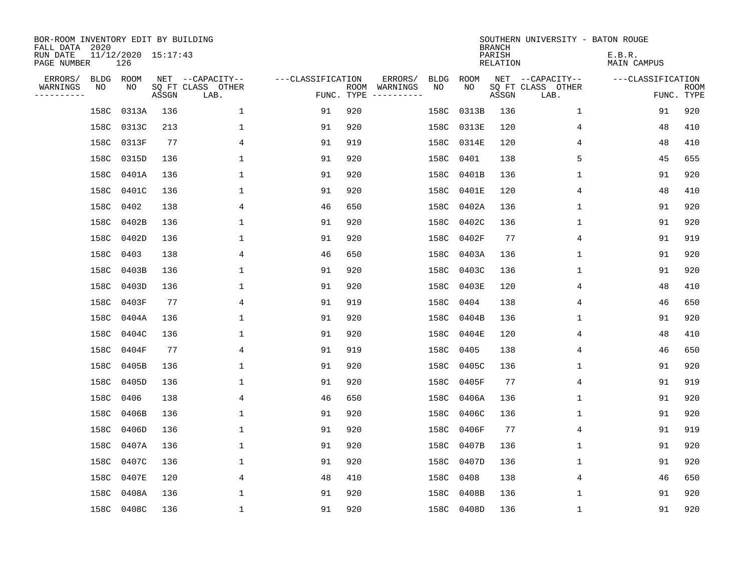BOR-ROOM INVENTORY EDIT BY BUILDING
FALL DATA 2020
RUN DATE 11/12/2020 15:17:43
PAGE NUMBER 126

SOUTHERN UNIVERSITY - BATON ROUGE
BRANCH
PARISH E.B.R.
RELATION MAIN CAMPUS

| ERRORS/ WARNINGS | BLDG NO | ROOM NO | NET SQ FT ASSGN | CAPACITY-- CLASS | OTHER LAB. | ---CLASSIFICATION FUNC. | ROOM TYPE | ERRORS/ WARNINGS | BLDG NO | ROOM NO | NET SQ FT ASSGN | CAPACITY-- CLASS | OTHER LAB. | ---CLASSIFICATION FUNC. | ROOM TYPE |
|---|---|---|---|---|---|---|---|---|---|---|---|---|---|---|---|
| | 158C | 0313A | 136 | | 1 | 91 | 920 | | 158C | 0313B | 136 | | 1 | 91 | 920 |
| | 158C | 0313C | 213 | | 1 | 91 | 920 | | 158C | 0313E | 120 | | 4 | 48 | 410 |
| | 158C | 0313F | 77 | | 4 | 91 | 919 | | 158C | 0314E | 120 | | 4 | 48 | 410 |
| | 158C | 0315D | 136 | | 1 | 91 | 920 | | 158C | 0401 | 138 | | 5 | 45 | 655 |
| | 158C | 0401A | 136 | | 1 | 91 | 920 | | 158C | 0401B | 136 | | 1 | 91 | 920 |
| | 158C | 0401C | 136 | | 1 | 91 | 920 | | 158C | 0401E | 120 | | 4 | 48 | 410 |
| | 158C | 0402 | 138 | | 4 | 46 | 650 | | 158C | 0402A | 136 | | 1 | 91 | 920 |
| | 158C | 0402B | 136 | | 1 | 91 | 920 | | 158C | 0402C | 136 | | 1 | 91 | 920 |
| | 158C | 0402D | 136 | | 1 | 91 | 920 | | 158C | 0402F | 77 | | 4 | 91 | 919 |
| | 158C | 0403 | 138 | | 4 | 46 | 650 | | 158C | 0403A | 136 | | 1 | 91 | 920 |
| | 158C | 0403B | 136 | | 1 | 91 | 920 | | 158C | 0403C | 136 | | 1 | 91 | 920 |
| | 158C | 0403D | 136 | | 1 | 91 | 920 | | 158C | 0403E | 120 | | 4 | 48 | 410 |
| | 158C | 0403F | 77 | | 4 | 91 | 919 | | 158C | 0404 | 138 | | 4 | 46 | 650 |
| | 158C | 0404A | 136 | | 1 | 91 | 920 | | 158C | 0404B | 136 | | 1 | 91 | 920 |
| | 158C | 0404C | 136 | | 1 | 91 | 920 | | 158C | 0404E | 120 | | 4 | 48 | 410 |
| | 158C | 0404F | 77 | | 4 | 91 | 919 | | 158C | 0405 | 138 | | 4 | 46 | 650 |
| | 158C | 0405B | 136 | | 1 | 91 | 920 | | 158C | 0405C | 136 | | 1 | 91 | 920 |
| | 158C | 0405D | 136 | | 1 | 91 | 920 | | 158C | 0405F | 77 | | 4 | 91 | 919 |
| | 158C | 0406 | 138 | | 4 | 46 | 650 | | 158C | 0406A | 136 | | 1 | 91 | 920 |
| | 158C | 0406B | 136 | | 1 | 91 | 920 | | 158C | 0406C | 136 | | 1 | 91 | 920 |
| | 158C | 0406D | 136 | | 1 | 91 | 920 | | 158C | 0406F | 77 | | 4 | 91 | 919 |
| | 158C | 0407A | 136 | | 1 | 91 | 920 | | 158C | 0407B | 136 | | 1 | 91 | 920 |
| | 158C | 0407C | 136 | | 1 | 91 | 920 | | 158C | 0407D | 136 | | 1 | 91 | 920 |
| | 158C | 0407E | 120 | | 4 | 48 | 410 | | 158C | 0408 | 138 | | 4 | 46 | 650 |
| | 158C | 0408A | 136 | | 1 | 91 | 920 | | 158C | 0408B | 136 | | 1 | 91 | 920 |
| | 158C | 0408C | 136 | | 1 | 91 | 920 | | 158C | 0408D | 136 | | 1 | 91 | 920 |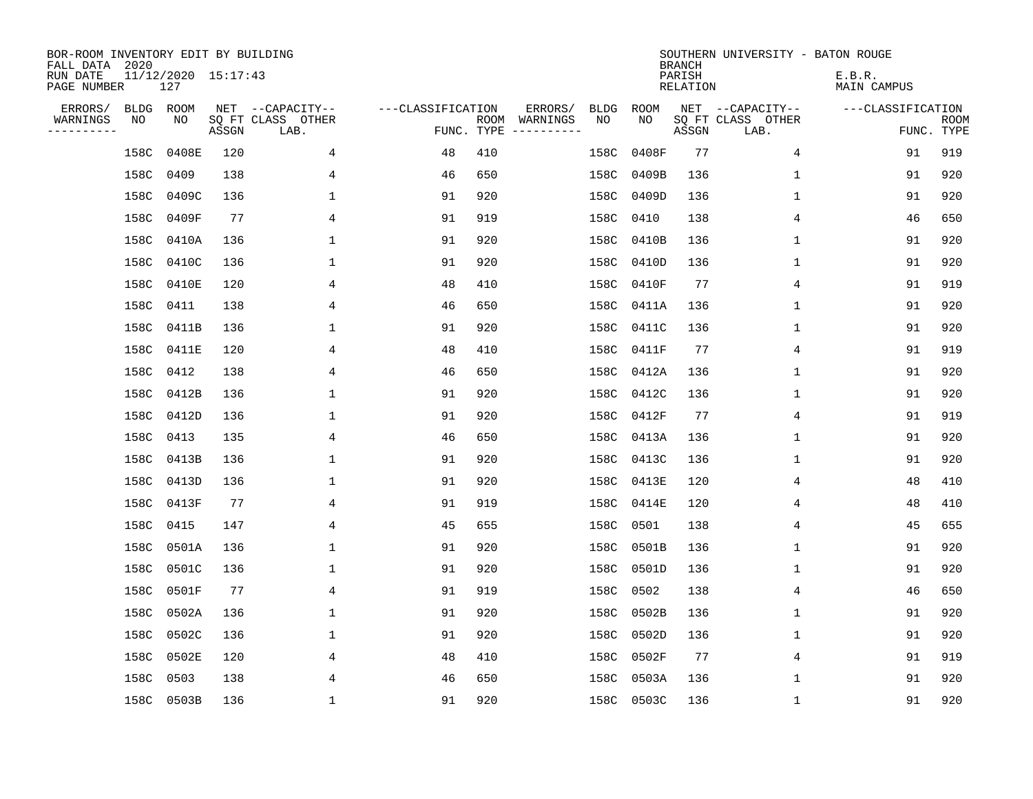BOR-ROOM INVENTORY EDIT BY BUILDING
FALL DATA 2020
RUN DATE 11/12/2020 15:17:43
PAGE NUMBER 127

SOUTHERN UNIVERSITY - BATON ROUGE
BRANCH
PARISH E.B.R.
RELATION MAIN CAMPUS

| ERRORS/ WARNINGS | BLDG NO | ROOM NO | NET SQ FT ASSGN | --CAPACITY-- CLASS LAB. | OTHER | ---CLASSIFICATION FUNC. | ROOM TYPE | ERRORS/ WARNINGS | BLDG NO | ROOM NO | NET SQ FT ASSGN | --CAPACITY-- CLASS LAB. | OTHER | ---CLASSIFICATION FUNC. | ROOM TYPE |
|---|---|---|---|---|---|---|---|---|---|---|---|---|---|---|---|
| | 158C | 0408E | 120 | | 4 | 48 | 410 | | 158C | 0408F | 77 | | 4 | 91 | 919 |
| | 158C | 0409 | 138 | | 4 | 46 | 650 | | 158C | 0409B | 136 | | 1 | 91 | 920 |
| | 158C | 0409C | 136 | | 1 | 91 | 920 | | 158C | 0409D | 136 | | 1 | 91 | 920 |
| | 158C | 0409F | 77 | | 4 | 91 | 919 | | 158C | 0410 | 138 | | 4 | 46 | 650 |
| | 158C | 0410A | 136 | | 1 | 91 | 920 | | 158C | 0410B | 136 | | 1 | 91 | 920 |
| | 158C | 0410C | 136 | | 1 | 91 | 920 | | 158C | 0410D | 136 | | 1 | 91 | 920 |
| | 158C | 0410E | 120 | | 4 | 48 | 410 | | 158C | 0410F | 77 | | 4 | 91 | 919 |
| | 158C | 0411 | 138 | | 4 | 46 | 650 | | 158C | 0411A | 136 | | 1 | 91 | 920 |
| | 158C | 0411B | 136 | | 1 | 91 | 920 | | 158C | 0411C | 136 | | 1 | 91 | 920 |
| | 158C | 0411E | 120 | | 4 | 48 | 410 | | 158C | 0411F | 77 | | 4 | 91 | 919 |
| | 158C | 0412 | 138 | | 4 | 46 | 650 | | 158C | 0412A | 136 | | 1 | 91 | 920 |
| | 158C | 0412B | 136 | | 1 | 91 | 920 | | 158C | 0412C | 136 | | 1 | 91 | 920 |
| | 158C | 0412D | 136 | | 1 | 91 | 920 | | 158C | 0412F | 77 | | 4 | 91 | 919 |
| | 158C | 0413 | 135 | | 4 | 46 | 650 | | 158C | 0413A | 136 | | 1 | 91 | 920 |
| | 158C | 0413B | 136 | | 1 | 91 | 920 | | 158C | 0413C | 136 | | 1 | 91 | 920 |
| | 158C | 0413D | 136 | | 1 | 91 | 920 | | 158C | 0413E | 120 | | 4 | 48 | 410 |
| | 158C | 0413F | 77 | | 4 | 91 | 919 | | 158C | 0414E | 120 | | 4 | 48 | 410 |
| | 158C | 0415 | 147 | | 4 | 45 | 655 | | 158C | 0501 | 138 | | 4 | 45 | 655 |
| | 158C | 0501A | 136 | | 1 | 91 | 920 | | 158C | 0501B | 136 | | 1 | 91 | 920 |
| | 158C | 0501C | 136 | | 1 | 91 | 920 | | 158C | 0501D | 136 | | 1 | 91 | 920 |
| | 158C | 0501F | 77 | | 4 | 91 | 919 | | 158C | 0502 | 138 | | 4 | 46 | 650 |
| | 158C | 0502A | 136 | | 1 | 91 | 920 | | 158C | 0502B | 136 | | 1 | 91 | 920 |
| | 158C | 0502C | 136 | | 1 | 91 | 920 | | 158C | 0502D | 136 | | 1 | 91 | 920 |
| | 158C | 0502E | 120 | | 4 | 48 | 410 | | 158C | 0502F | 77 | | 4 | 91 | 919 |
| | 158C | 0503 | 138 | | 4 | 46 | 650 | | 158C | 0503A | 136 | | 1 | 91 | 920 |
| | 158C | 0503B | 136 | | 1 | 91 | 920 | | 158C | 0503C | 136 | | 1 | 91 | 920 |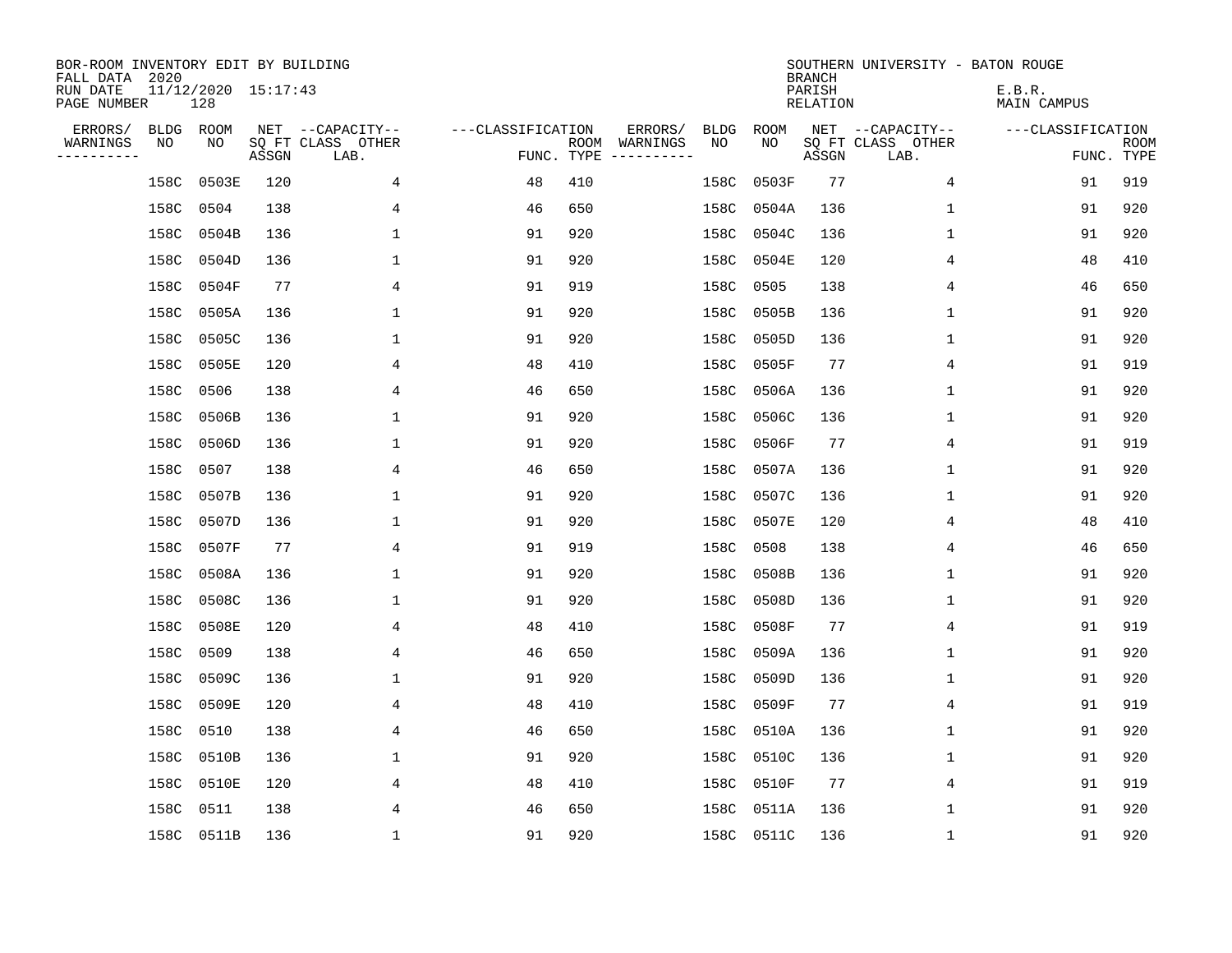BOR-ROOM INVENTORY EDIT BY BUILDING
FALL DATA 2020
RUN DATE 11/12/2020 15:17:43
PAGE NUMBER 128

SOUTHERN UNIVERSITY - BATON ROUGE
BRANCH
PARISH E.B.R.
RELATION MAIN CAMPUS

| ERRORS/ WARNINGS | BLDG NO | ROOM NO | NET SQ FT ASSGN | --CAPACITY-- CLASS LAB. | OTHER | ---CLASSIFICATION FUNC. | ROOM TYPE | ERRORS/ WARNINGS | BLDG NO | ROOM NO | NET SQ FT ASSGN | --CAPACITY-- CLASS LAB. | OTHER | ---CLASSIFICATION FUNC. | ROOM TYPE |
|---|---|---|---|---|---|---|---|---|---|---|---|---|---|---|---|
| | 158C | 0503E | 120 | | 4 | 48 | 410 | | 158C | 0503F | 77 | | 4 | 91 | 919 |
| | 158C | 0504 | 138 | | 4 | 46 | 650 | | 158C | 0504A | 136 | | 1 | 91 | 920 |
| | 158C | 0504B | 136 | | 1 | 91 | 920 | | 158C | 0504C | 136 | | 1 | 91 | 920 |
| | 158C | 0504D | 136 | | 1 | 91 | 920 | | 158C | 0504E | 120 | | 4 | 48 | 410 |
| | 158C | 0504F | 77 | | 4 | 91 | 919 | | 158C | 0505 | 138 | | 4 | 46 | 650 |
| | 158C | 0505A | 136 | | 1 | 91 | 920 | | 158C | 0505B | 136 | | 1 | 91 | 920 |
| | 158C | 0505C | 136 | | 1 | 91 | 920 | | 158C | 0505D | 136 | | 1 | 91 | 920 |
| | 158C | 0505E | 120 | | 4 | 48 | 410 | | 158C | 0505F | 77 | | 4 | 91 | 919 |
| | 158C | 0506 | 138 | | 4 | 46 | 650 | | 158C | 0506A | 136 | | 1 | 91 | 920 |
| | 158C | 0506B | 136 | | 1 | 91 | 920 | | 158C | 0506C | 136 | | 1 | 91 | 920 |
| | 158C | 0506D | 136 | | 1 | 91 | 920 | | 158C | 0506F | 77 | | 4 | 91 | 919 |
| | 158C | 0507 | 138 | | 4 | 46 | 650 | | 158C | 0507A | 136 | | 1 | 91 | 920 |
| | 158C | 0507B | 136 | | 1 | 91 | 920 | | 158C | 0507C | 136 | | 1 | 91 | 920 |
| | 158C | 0507D | 136 | | 1 | 91 | 920 | | 158C | 0507E | 120 | | 4 | 48 | 410 |
| | 158C | 0507F | 77 | | 4 | 91 | 919 | | 158C | 0508 | 138 | | 4 | 46 | 650 |
| | 158C | 0508A | 136 | | 1 | 91 | 920 | | 158C | 0508B | 136 | | 1 | 91 | 920 |
| | 158C | 0508C | 136 | | 1 | 91 | 920 | | 158C | 0508D | 136 | | 1 | 91 | 920 |
| | 158C | 0508E | 120 | | 4 | 48 | 410 | | 158C | 0508F | 77 | | 4 | 91 | 919 |
| | 158C | 0509 | 138 | | 4 | 46 | 650 | | 158C | 0509A | 136 | | 1 | 91 | 920 |
| | 158C | 0509C | 136 | | 1 | 91 | 920 | | 158C | 0509D | 136 | | 1 | 91 | 920 |
| | 158C | 0509E | 120 | | 4 | 48 | 410 | | 158C | 0509F | 77 | | 4 | 91 | 919 |
| | 158C | 0510 | 138 | | 4 | 46 | 650 | | 158C | 0510A | 136 | | 1 | 91 | 920 |
| | 158C | 0510B | 136 | | 1 | 91 | 920 | | 158C | 0510C | 136 | | 1 | 91 | 920 |
| | 158C | 0510E | 120 | | 4 | 48 | 410 | | 158C | 0510F | 77 | | 4 | 91 | 919 |
| | 158C | 0511 | 138 | | 4 | 46 | 650 | | 158C | 0511A | 136 | | 1 | 91 | 920 |
| | 158C | 0511B | 136 | | 1 | 91 | 920 | | 158C | 0511C | 136 | | 1 | 91 | 920 |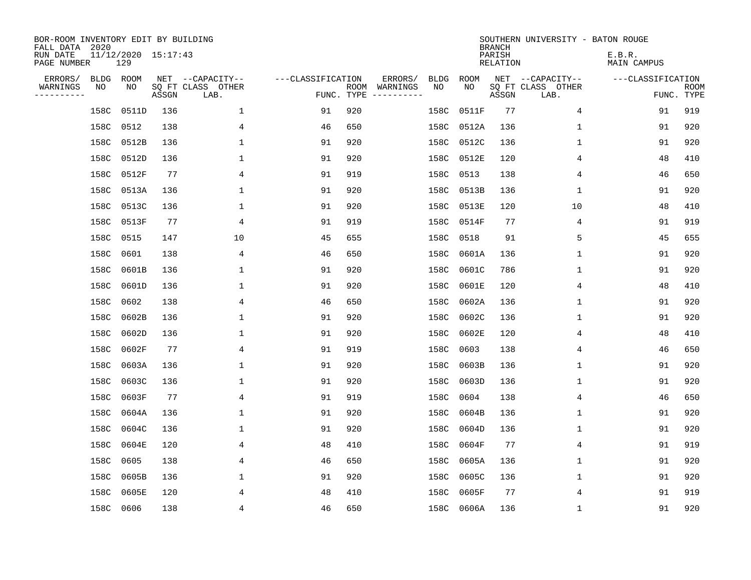BOR-ROOM INVENTORY EDIT BY BUILDING
FALL DATA 2020
RUN DATE 11/12/2020 15:17:43
PAGE NUMBER 129

SOUTHERN UNIVERSITY - BATON ROUGE
BRANCH
PARISH E.B.R.
RELATION MAIN CAMPUS

| ERRORS/ WARNINGS | BLDG NO | ROOM NO | NET SQ FT ASSGN | --CAPACITY-- CLASS LAB. | OTHER | ---CLASSIFICATION FUNC. | ROOM TYPE | ERRORS/ WARNINGS | BLDG NO | ROOM NO | NET SQ FT ASSGN | --CAPACITY-- CLASS LAB. | OTHER | ---CLASSIFICATION FUNC. | ROOM TYPE |
|---|---|---|---|---|---|---|---|---|---|---|---|---|---|---|---|
| | 158C | 0511D | 136 | | 1 | 91 | 920 | | 158C | 0511F | 77 | | 4 | 91 | 919 |
| | 158C | 0512 | 138 | | 4 | 46 | 650 | | 158C | 0512A | 136 | | 1 | 91 | 920 |
| | 158C | 0512B | 136 | | 1 | 91 | 920 | | 158C | 0512C | 136 | | 1 | 91 | 920 |
| | 158C | 0512D | 136 | | 1 | 91 | 920 | | 158C | 0512E | 120 | | 4 | 48 | 410 |
| | 158C | 0512F | 77 | | 4 | 91 | 919 | | 158C | 0513 | 138 | | 4 | 46 | 650 |
| | 158C | 0513A | 136 | | 1 | 91 | 920 | | 158C | 0513B | 136 | | 1 | 91 | 920 |
| | 158C | 0513C | 136 | | 1 | 91 | 920 | | 158C | 0513E | 120 | | 10 | 48 | 410 |
| | 158C | 0513F | 77 | | 4 | 91 | 919 | | 158C | 0514F | 77 | | 4 | 91 | 919 |
| | 158C | 0515 | 147 | | 10 | 45 | 655 | | 158C | 0518 | 91 | | 5 | 45 | 655 |
| | 158C | 0601 | 138 | | 4 | 46 | 650 | | 158C | 0601A | 136 | | 1 | 91 | 920 |
| | 158C | 0601B | 136 | | 1 | 91 | 920 | | 158C | 0601C | 786 | | 1 | 91 | 920 |
| | 158C | 0601D | 136 | | 1 | 91 | 920 | | 158C | 0601E | 120 | | 4 | 48 | 410 |
| | 158C | 0602 | 138 | | 4 | 46 | 650 | | 158C | 0602A | 136 | | 1 | 91 | 920 |
| | 158C | 0602B | 136 | | 1 | 91 | 920 | | 158C | 0602C | 136 | | 1 | 91 | 920 |
| | 158C | 0602D | 136 | | 1 | 91 | 920 | | 158C | 0602E | 120 | | 4 | 48 | 410 |
| | 158C | 0602F | 77 | | 4 | 91 | 919 | | 158C | 0603 | 138 | | 4 | 46 | 650 |
| | 158C | 0603A | 136 | | 1 | 91 | 920 | | 158C | 0603B | 136 | | 1 | 91 | 920 |
| | 158C | 0603C | 136 | | 1 | 91 | 920 | | 158C | 0603D | 136 | | 1 | 91 | 920 |
| | 158C | 0603F | 77 | | 4 | 91 | 919 | | 158C | 0604 | 138 | | 4 | 46 | 650 |
| | 158C | 0604A | 136 | | 1 | 91 | 920 | | 158C | 0604B | 136 | | 1 | 91 | 920 |
| | 158C | 0604C | 136 | | 1 | 91 | 920 | | 158C | 0604D | 136 | | 1 | 91 | 920 |
| | 158C | 0604E | 120 | | 4 | 48 | 410 | | 158C | 0604F | 77 | | 4 | 91 | 919 |
| | 158C | 0605 | 138 | | 4 | 46 | 650 | | 158C | 0605A | 136 | | 1 | 91 | 920 |
| | 158C | 0605B | 136 | | 1 | 91 | 920 | | 158C | 0605C | 136 | | 1 | 91 | 920 |
| | 158C | 0605E | 120 | | 4 | 48 | 410 | | 158C | 0605F | 77 | | 4 | 91 | 919 |
| | 158C | 0606 | 138 | | 4 | 46 | 650 | | 158C | 0606A | 136 | | 1 | 91 | 920 |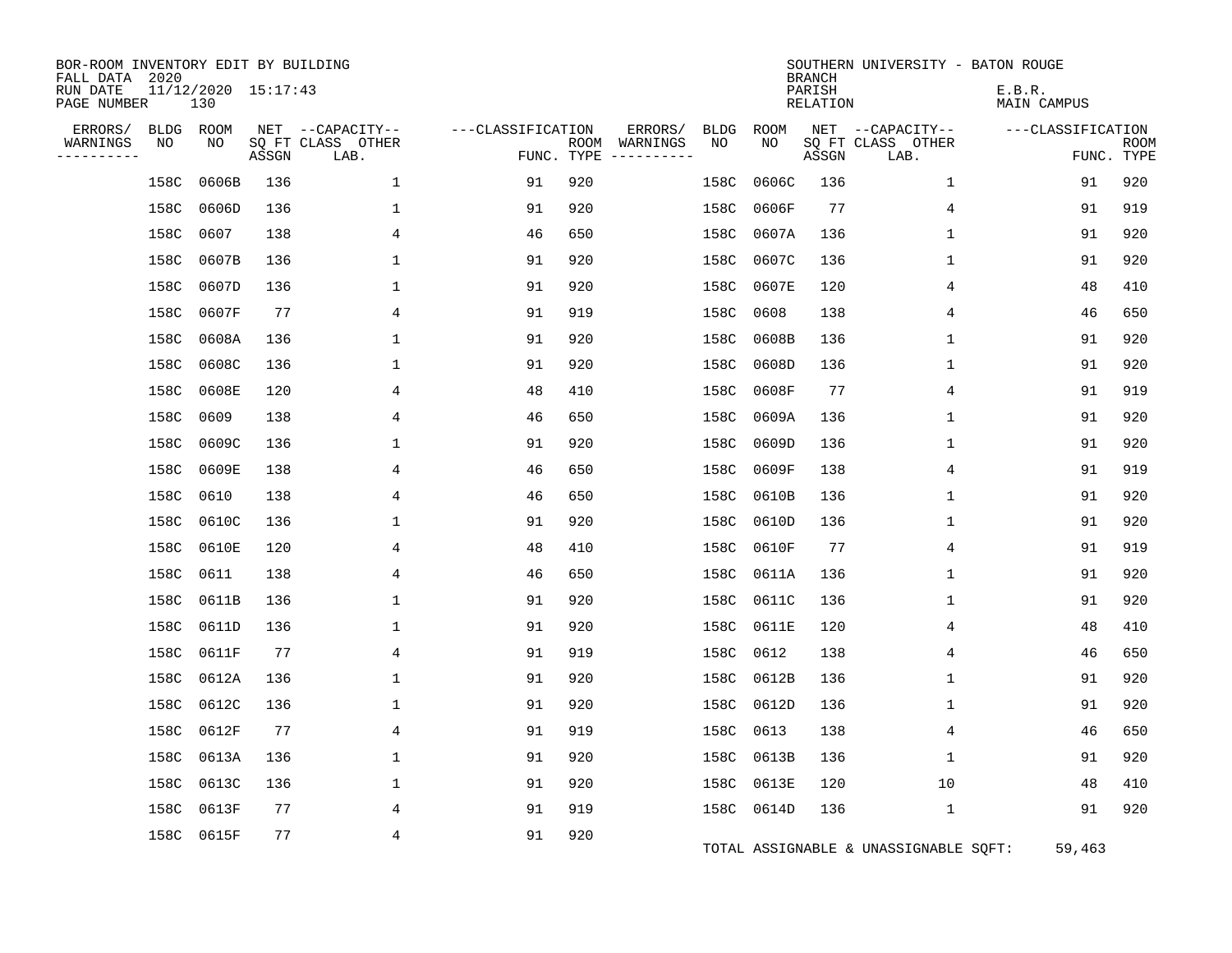BOR-ROOM INVENTORY EDIT BY BUILDING
FALL DATA 2020
RUN DATE 11/12/2020 15:17:43
PAGE NUMBER 130

SOUTHERN UNIVERSITY - BATON ROUGE
BRANCH
PARISH E.B.R.
RELATION MAIN CAMPUS

| ERRORS/ WARNINGS | BLDG NO | ROOM NO | NET SQ FT ASSGN | CAPACITY CLASS LAB. | CAPACITY OTHER | CLASSIFICATION FUNC. | ROOM TYPE | ERRORS/ WARNINGS | BLDG NO | ROOM NO | NET SQ FT ASSGN | CAPACITY CLASS LAB. | CAPACITY OTHER | CLASSIFICATION FUNC. | ROOM TYPE |
|---|---|---|---|---|---|---|---|---|---|---|---|---|---|---|---|
| | 158C | 0606B | 136 | | 1 | 91 | 920 | | 158C | 0606C | 136 | | 1 | 91 | 920 |
| | 158C | 0606D | 136 | | 1 | 91 | 920 | | 158C | 0606F | 77 | | 4 | 91 | 919 |
| | 158C | 0607 | 138 | | 4 | 46 | 650 | | 158C | 0607A | 136 | | 1 | 91 | 920 |
| | 158C | 0607B | 136 | | 1 | 91 | 920 | | 158C | 0607C | 136 | | 1 | 91 | 920 |
| | 158C | 0607D | 136 | | 1 | 91 | 920 | | 158C | 0607E | 120 | | 4 | 48 | 410 |
| | 158C | 0607F | 77 | | 4 | 91 | 919 | | 158C | 0608 | 138 | | 4 | 46 | 650 |
| | 158C | 0608A | 136 | | 1 | 91 | 920 | | 158C | 0608B | 136 | | 1 | 91 | 920 |
| | 158C | 0608C | 136 | | 1 | 91 | 920 | | 158C | 0608D | 136 | | 1 | 91 | 920 |
| | 158C | 0608E | 120 | | 4 | 48 | 410 | | 158C | 0608F | 77 | | 4 | 91 | 919 |
| | 158C | 0609 | 138 | | 4 | 46 | 650 | | 158C | 0609A | 136 | | 1 | 91 | 920 |
| | 158C | 0609C | 136 | | 1 | 91 | 920 | | 158C | 0609D | 136 | | 1 | 91 | 920 |
| | 158C | 0609E | 138 | | 4 | 46 | 650 | | 158C | 0609F | 138 | | 4 | 91 | 919 |
| | 158C | 0610 | 138 | | 4 | 46 | 650 | | 158C | 0610B | 136 | | 1 | 91 | 920 |
| | 158C | 0610C | 136 | | 1 | 91 | 920 | | 158C | 0610D | 136 | | 1 | 91 | 920 |
| | 158C | 0610E | 120 | | 4 | 48 | 410 | | 158C | 0610F | 77 | | 4 | 91 | 919 |
| | 158C | 0611 | 138 | | 4 | 46 | 650 | | 158C | 0611A | 136 | | 1 | 91 | 920 |
| | 158C | 0611B | 136 | | 1 | 91 | 920 | | 158C | 0611C | 136 | | 1 | 91 | 920 |
| | 158C | 0611D | 136 | | 1 | 91 | 920 | | 158C | 0611E | 120 | | 4 | 48 | 410 |
| | 158C | 0611F | 77 | | 4 | 91 | 919 | | 158C | 0612 | 138 | | 4 | 46 | 650 |
| | 158C | 0612A | 136 | | 1 | 91 | 920 | | 158C | 0612B | 136 | | 1 | 91 | 920 |
| | 158C | 0612C | 136 | | 1 | 91 | 920 | | 158C | 0612D | 136 | | 1 | 91 | 920 |
| | 158C | 0612F | 77 | | 4 | 91 | 919 | | 158C | 0613 | 138 | | 4 | 46 | 650 |
| | 158C | 0613A | 136 | | 1 | 91 | 920 | | 158C | 0613B | 136 | | 1 | 91 | 920 |
| | 158C | 0613C | 136 | | 1 | 91 | 920 | | 158C | 0613E | 120 | | 10 | 48 | 410 |
| | 158C | 0613F | 77 | | 4 | 91 | 919 | | 158C | 0614D | 136 | | 1 | 91 | 920 |
| | 158C | 0615F | 77 | | 4 | 91 | 920 | | | | | | | | |

TOTAL ASSIGNABLE & UNASSIGNABLE SQFT: 59,463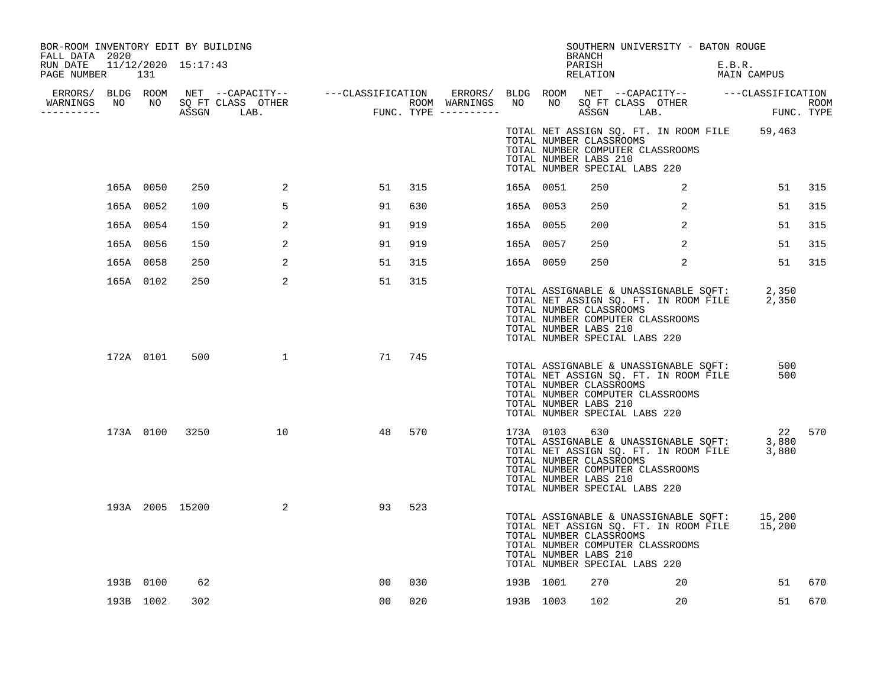BOR-ROOM INVENTORY EDIT BY BUILDING
FALL DATA 2020
RUN DATE 11/12/2020 15:17:43
PAGE NUMBER 131

SOUTHERN UNIVERSITY - BATON ROUGE
BRANCH
PARISH E.B.R.
RELATION MAIN CAMPUS

| ERRORS/ WARNINGS | BLDG NO | ROOM NO | NET SQ FT ASSGN | CAPACITY CLASS LAB. | OTHER | CLASSIFICATION FUNC. | ROOM TYPE | ERRORS/ WARNINGS | BLDG NO | ROOM NO | NET SQ FT ASSGN | CAPACITY CLASS LAB. | OTHER | CLASSIFICATION FUNC. | ROOM TYPE |
|---|---|---|---|---|---|---|---|---|---|---|---|---|---|---|---|
| | | | | | | | | | | | | | | | |

TOTAL NET ASSIGN SQ. FT. IN ROOM FILE 59,463
TOTAL NUMBER CLASSROOMS
TOTAL NUMBER COMPUTER CLASSROOMS
TOTAL NUMBER LABS 210
TOTAL NUMBER SPECIAL LABS 220

| ERRORS/ WARNINGS | BLDG NO | ROOM NO | NET SQ FT ASSGN | CAPACITY CLASS LAB. | OTHER | FUNC. | ROOM TYPE | ERRORS/ WARNINGS | BLDG NO | ROOM NO | NET SQ FT ASSGN | CAPACITY CLASS LAB. | OTHER | FUNC. | ROOM TYPE |
|---|---|---|---|---|---|---|---|---|---|---|---|---|---|---|---|
| | 165A | 0050 | 250 | | 2 | 51 | 315 | | 165A | 0051 | 250 | | 2 | 51 | 315 |
| | 165A | 0052 | 100 | | 5 | 91 | 630 | | 165A | 0053 | 250 | | 2 | 51 | 315 |
| | 165A | 0054 | 150 | | 2 | 91 | 919 | | 165A | 0055 | 200 | | 2 | 51 | 315 |
| | 165A | 0056 | 150 | | 2 | 91 | 919 | | 165A | 0057 | 250 | | 2 | 51 | 315 |
| | 165A | 0058 | 250 | | 2 | 51 | 315 | | 165A | 0059 | 250 | | 2 | 51 | 315 |
| | 165A | 0102 | 250 | | 2 | 51 | 315 | | | | | | | | |

TOTAL ASSIGNABLE & UNASSIGNABLE SQFT: 2,350
TOTAL NET ASSIGN SQ. FT. IN ROOM FILE 2,350
TOTAL NUMBER CLASSROOMS
TOTAL NUMBER COMPUTER CLASSROOMS
TOTAL NUMBER LABS 210
TOTAL NUMBER SPECIAL LABS 220

| ERRORS/ WARNINGS | BLDG NO | ROOM NO | NET SQ FT ASSGN | CAPACITY CLASS LAB. | OTHER | FUNC. | ROOM TYPE | ERRORS/ WARNINGS | BLDG NO | ROOM NO | NET SQ FT ASSGN | CAPACITY CLASS LAB. | OTHER | FUNC. | ROOM TYPE |
|---|---|---|---|---|---|---|---|---|---|---|---|---|---|---|---|
| | 172A | 0101 | 500 | | 1 | 71 | 745 | | | | | | | | |

TOTAL ASSIGNABLE & UNASSIGNABLE SQFT: 500
TOTAL NET ASSIGN SQ. FT. IN ROOM FILE 500
TOTAL NUMBER CLASSROOMS
TOTAL NUMBER COMPUTER CLASSROOMS
TOTAL NUMBER LABS 210
TOTAL NUMBER SPECIAL LABS 220

| ERRORS/ WARNINGS | BLDG NO | ROOM NO | NET SQ FT ASSGN | CAPACITY CLASS LAB. | OTHER | FUNC. | ROOM TYPE | ERRORS/ WARNINGS | BLDG NO | ROOM NO | NET SQ FT ASSGN | CAPACITY CLASS LAB. | OTHER | FUNC. | ROOM TYPE |
|---|---|---|---|---|---|---|---|---|---|---|---|---|---|---|---|
| | 173A | 0100 | 3250 | | 10 | 48 | 570 | | 173A | 0103 | 630 | | | 22 | 570 |

TOTAL ASSIGNABLE & UNASSIGNABLE SQFT: 3,880
TOTAL NET ASSIGN SQ. FT. IN ROOM FILE 3,880
TOTAL NUMBER CLASSROOMS
TOTAL NUMBER COMPUTER CLASSROOMS
TOTAL NUMBER LABS 210
TOTAL NUMBER SPECIAL LABS 220

| ERRORS/ WARNINGS | BLDG NO | ROOM NO | NET SQ FT ASSGN | CAPACITY CLASS LAB. | OTHER | FUNC. | ROOM TYPE | ERRORS/ WARNINGS | BLDG NO | ROOM NO | NET SQ FT ASSGN | CAPACITY CLASS LAB. | OTHER | FUNC. | ROOM TYPE |
|---|---|---|---|---|---|---|---|---|---|---|---|---|---|---|---|
| | 193A | 2005 | 15200 | | 2 | 93 | 523 | | | | | | | | |

TOTAL ASSIGNABLE & UNASSIGNABLE SQFT: 15,200
TOTAL NET ASSIGN SQ. FT. IN ROOM FILE 15,200
TOTAL NUMBER CLASSROOMS
TOTAL NUMBER COMPUTER CLASSROOMS
TOTAL NUMBER LABS 210
TOTAL NUMBER SPECIAL LABS 220

| ERRORS/ WARNINGS | BLDG NO | ROOM NO | NET SQ FT ASSGN | CAPACITY CLASS LAB. | OTHER | FUNC. | ROOM TYPE | ERRORS/ WARNINGS | BLDG NO | ROOM NO | NET SQ FT ASSGN | CAPACITY CLASS LAB. | OTHER | FUNC. | ROOM TYPE |
|---|---|---|---|---|---|---|---|---|---|---|---|---|---|---|---|
| | 193B | 0100 | 62 | | | 00 | 030 | | 193B | 1001 | 270 | | 20 | 51 | 670 |
| | 193B | 1002 | 302 | | | 00 | 020 | | 193B | 1003 | 102 | | 20 | 51 | 670 |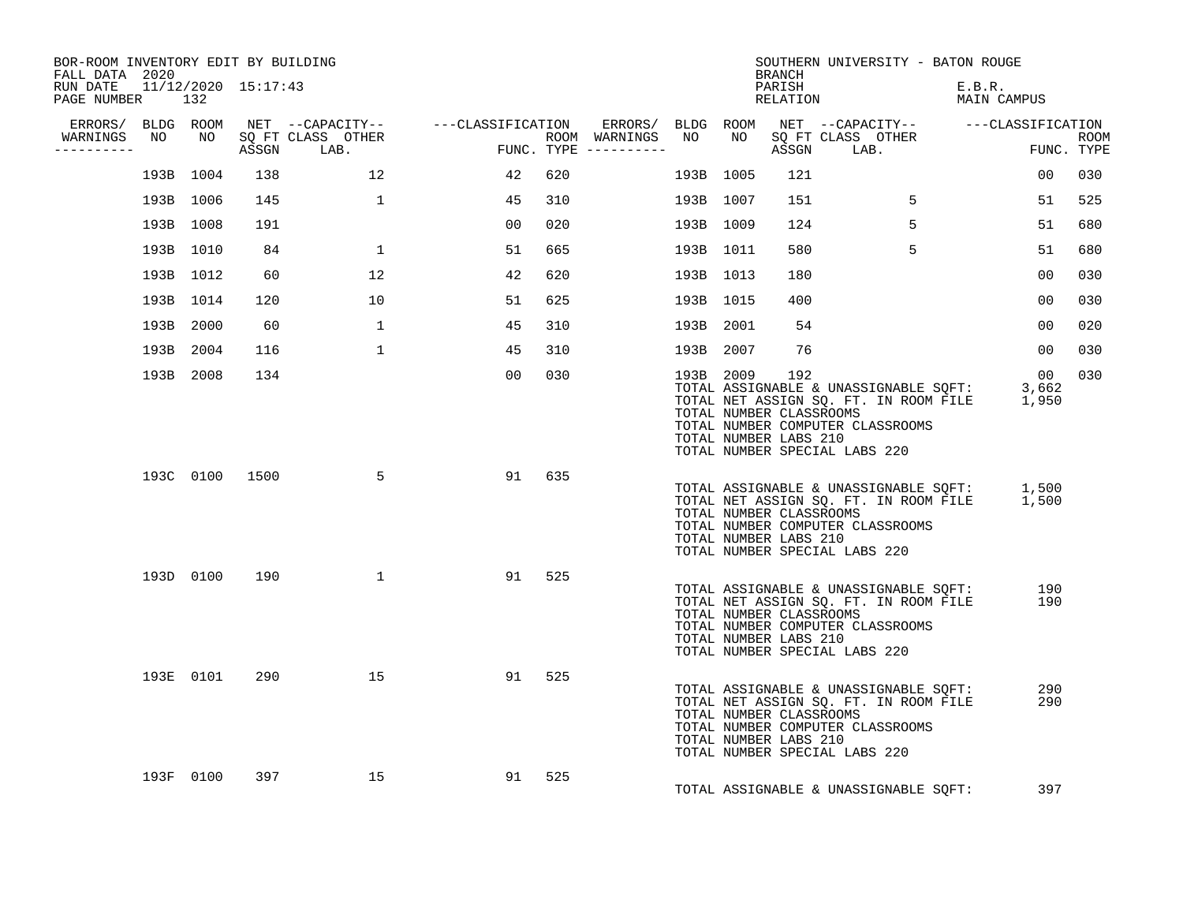BOR-ROOM INVENTORY EDIT BY BUILDING
FALL DATA 2020
RUN DATE 11/12/2020 15:17:43

SOUTHERN UNIVERSITY - BATON ROUGE
BRANCH
PARISH E.B.R.
RELATION MAIN CAMPUS

| ERRORS/ WARNINGS | BLDG NO | ROOM NO | NET SQ FT ASSGN | CAPACITY CLASS LAB. | CAPACITY OTHER | CLASSIFICATION FUNC. | ROOM TYPE | ERRORS/ WARNINGS | BLDG NO | ROOM NO | NET SQ FT ASSGN | CAPACITY CLASS LAB. | CAPACITY OTHER | CLASSIFICATION FUNC. | ROOM TYPE |
|---|---|---|---|---|---|---|---|---|---|---|---|---|---|---|---|
| | 193B | 1004 | 138 | | 12 | 42 | 620 | | 193B | 1005 | 121 | | | 00 | 030 |
| | 193B | 1006 | 145 | | 1 | 45 | 310 | | 193B | 1007 | 151 | | 5 | 51 | 525 |
| | 193B | 1008 | 191 | | | 00 | 020 | | 193B | 1009 | 124 | | 5 | 51 | 680 |
| | 193B | 1010 | 84 | | 1 | 51 | 665 | | 193B | 1011 | 580 | | 5 | 51 | 680 |
| | 193B | 1012 | 60 | | 12 | 42 | 620 | | 193B | 1013 | 180 | | | 00 | 030 |
| | 193B | 1014 | 120 | | 10 | 51 | 625 | | 193B | 1015 | 400 | | | 00 | 030 |
| | 193B | 2000 | 60 | | 1 | 45 | 310 | | 193B | 2001 | 54 | | | 00 | 020 |
| | 193B | 2004 | 116 | | 1 | 45 | 310 | | 193B | 2007 | 76 | | | 00 | 030 |
| | 193B | 2008 | 134 | | | 00 | 030 | | 193B | 2009 | 192 | | | 00 | 030 |

TOTAL ASSIGNABLE & UNASSIGNABLE SQFT: 3,662
TOTAL NET ASSIGN SQ. FT. IN ROOM FILE 1,950
TOTAL NUMBER CLASSROOMS
TOTAL NUMBER COMPUTER CLASSROOMS
TOTAL NUMBER LABS 210
TOTAL NUMBER SPECIAL LABS 220

| ERRORS/ WARNINGS | BLDG NO | ROOM NO | NET SQ FT ASSGN | CAPACITY CLASS LAB. | CAPACITY OTHER | CLASSIFICATION FUNC. | ROOM TYPE |
|---|---|---|---|---|---|---|---|
| | 193C | 0100 | 1500 | | 5 | 91 | 635 |

TOTAL ASSIGNABLE & UNASSIGNABLE SQFT: 1,500
TOTAL NET ASSIGN SQ. FT. IN ROOM FILE 1,500
TOTAL NUMBER CLASSROOMS
TOTAL NUMBER COMPUTER CLASSROOMS
TOTAL NUMBER LABS 210
TOTAL NUMBER SPECIAL LABS 220

| ERRORS/ WARNINGS | BLDG NO | ROOM NO | NET SQ FT ASSGN | CAPACITY CLASS LAB. | CAPACITY OTHER | CLASSIFICATION FUNC. | ROOM TYPE |
|---|---|---|---|---|---|---|---|
| | 193D | 0100 | 190 | | 1 | 91 | 525 |

TOTAL ASSIGNABLE & UNASSIGNABLE SQFT: 190
TOTAL NET ASSIGN SQ. FT. IN ROOM FILE 190
TOTAL NUMBER CLASSROOMS
TOTAL NUMBER COMPUTER CLASSROOMS
TOTAL NUMBER LABS 210
TOTAL NUMBER SPECIAL LABS 220

| ERRORS/ WARNINGS | BLDG NO | ROOM NO | NET SQ FT ASSGN | CAPACITY CLASS LAB. | CAPACITY OTHER | CLASSIFICATION FUNC. | ROOM TYPE |
|---|---|---|---|---|---|---|---|
| | 193E | 0101 | 290 | | 15 | 91 | 525 |

TOTAL ASSIGNABLE & UNASSIGNABLE SQFT: 290
TOTAL NET ASSIGN SQ. FT. IN ROOM FILE 290
TOTAL NUMBER CLASSROOMS
TOTAL NUMBER COMPUTER CLASSROOMS
TOTAL NUMBER LABS 210
TOTAL NUMBER SPECIAL LABS 220

| ERRORS/ WARNINGS | BLDG NO | ROOM NO | NET SQ FT ASSGN | CAPACITY CLASS LAB. | CAPACITY OTHER | CLASSIFICATION FUNC. | ROOM TYPE |
|---|---|---|---|---|---|---|---|
| | 193F | 0100 | 397 | | 15 | 91 | 525 |

TOTAL ASSIGNABLE & UNASSIGNABLE SQFT: 397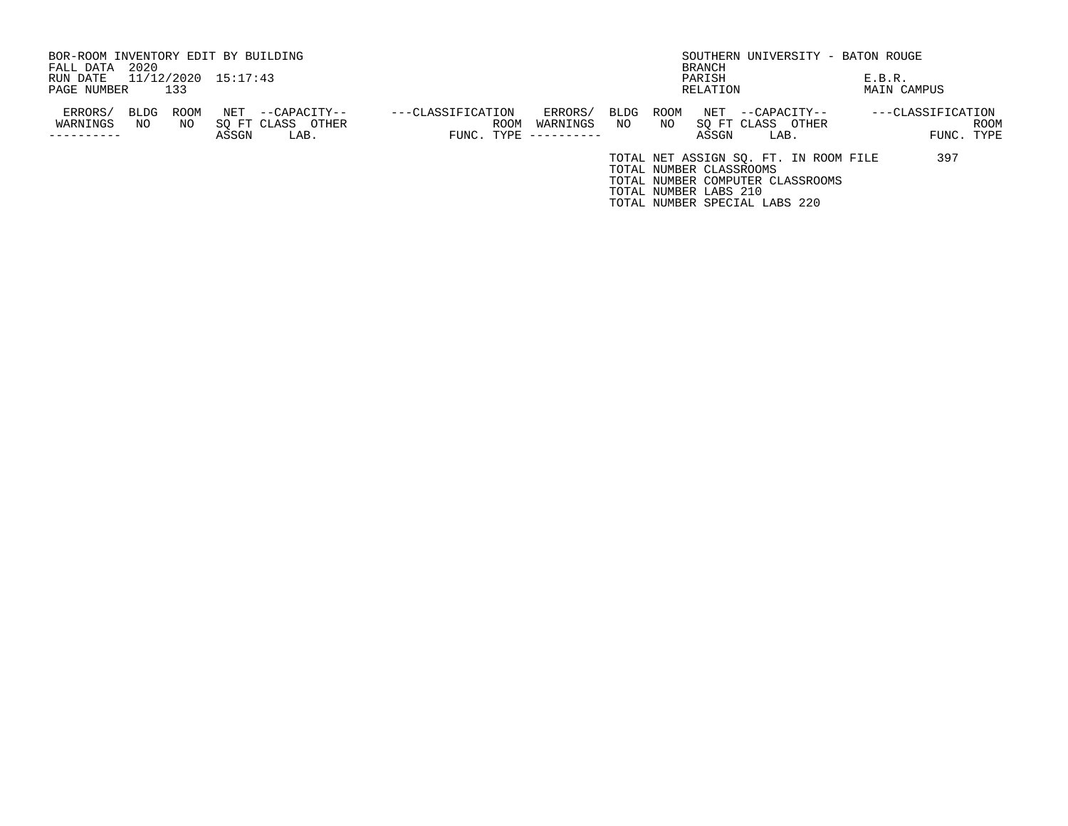BOR-ROOM INVENTORY EDIT BY BUILDING
FALL DATA 2020
RUN DATE 11/12/2020 15:17:43

SOUTHERN UNIVERSITY - BATON ROUGE
BRANCH
PARISH E.B.R.
RELATION MAIN CAMPUS

| ERRORS/ WARNINGS | BLDG NO | ROOM NO | NET SQ FT ASSGN | --CAPACITY-- CLASS | OTHER LAB. | ---CLASSIFICATION FUNC. | ROOM TYPE | ERRORS/ WARNINGS | BLDG NO | ROOM NO | NET SQ FT ASSGN | --CAPACITY-- CLASS | OTHER LAB. | ---CLASSIFICATION FUNC. | ROOM TYPE |
|---|---|---|---|---|---|---|---|---|---|---|---|---|---|---|---|

TOTAL NET ASSIGN SQ. FT. IN ROOM FILE 397
TOTAL NUMBER CLASSROOMS
TOTAL NUMBER COMPUTER CLASSROOMS
TOTAL NUMBER LABS 210
TOTAL NUMBER SPECIAL LABS 220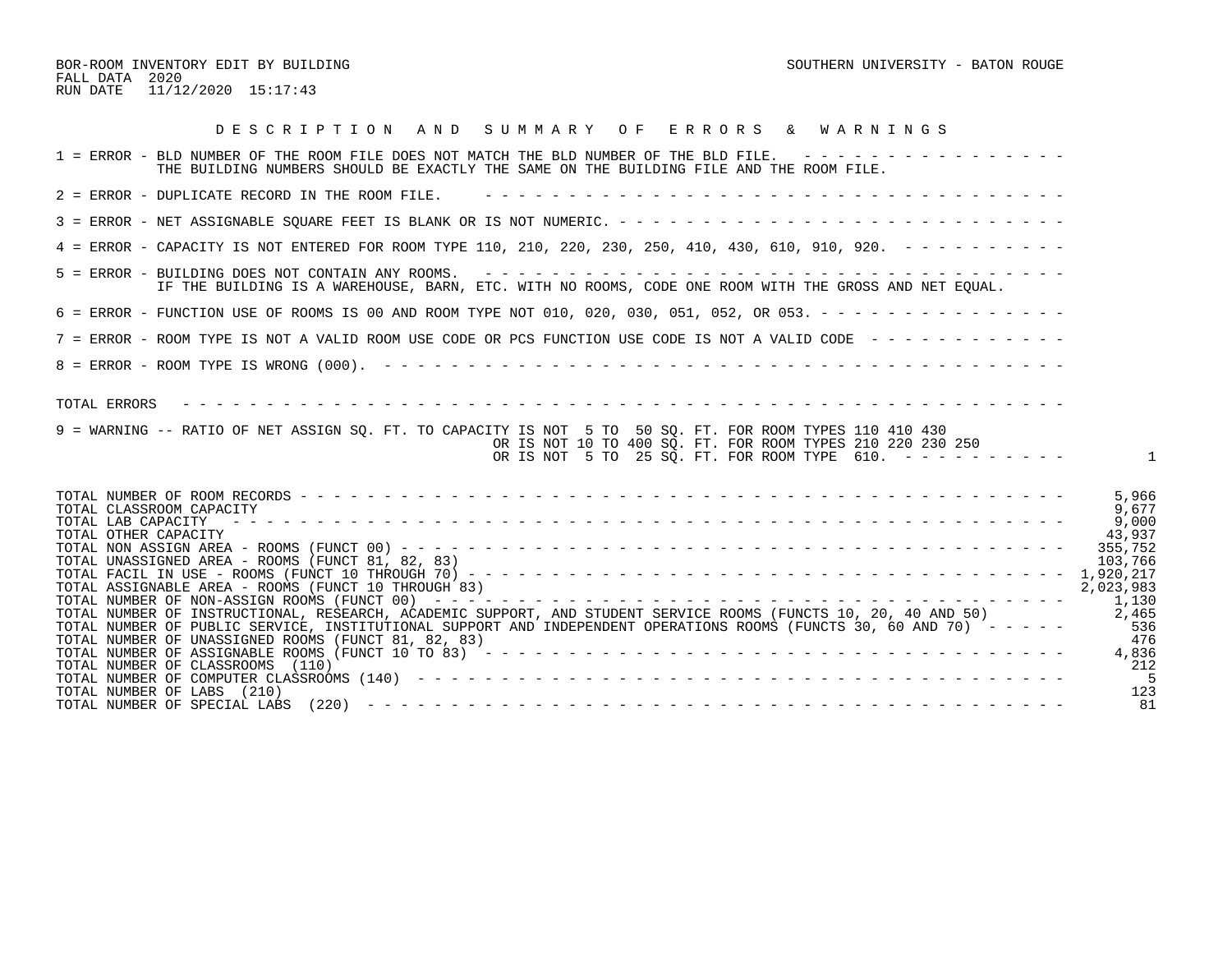BOR-ROOM INVENTORY EDIT BY BUILDING

FALL DATA 2020

RUN DATE 11/12/2020 15:17:43

SOUTHERN UNIVERSITY - BATON ROUGE

## D E S C R I P T I O N   A N D   S U M M A R Y   O F   E R R O R S   &   W A R N I N G S

1 = ERROR - BLD NUMBER OF THE ROOM FILE DOES NOT MATCH THE BLD NUMBER OF THE BLD FILE.
THE BUILDING NUMBERS SHOULD BE EXACTLY THE SAME ON THE BUILDING FILE AND THE ROOM FILE.

2 = ERROR - DUPLICATE RECORD IN THE ROOM FILE.

3 = ERROR - NET ASSIGNABLE SQUARE FEET IS BLANK OR IS NOT NUMERIC.

4 = ERROR - CAPACITY IS NOT ENTERED FOR ROOM TYPE 110, 210, 220, 230, 250, 410, 430, 610, 910, 920.

5 = ERROR - BUILDING DOES NOT CONTAIN ANY ROOMS.
IF THE BUILDING IS A WAREHOUSE, BARN, ETC. WITH NO ROOMS, CODE ONE ROOM WITH THE GROSS AND NET EQUAL.

6 = ERROR - FUNCTION USE OF ROOMS IS 00 AND ROOM TYPE NOT 010, 020, 030, 051, 052, OR 053.

7 = ERROR - ROOM TYPE IS NOT A VALID ROOM USE CODE OR PCS FUNCTION USE CODE IS NOT A VALID CODE

8 = ERROR - ROOM TYPE IS WRONG (000).

TOTAL ERRORS

9 = WARNING -- RATIO OF NET ASSIGN SQ. FT. TO CAPACITY IS NOT 5 TO 50 SQ. FT. FOR ROOM TYPES 110 410 430
OR IS NOT 10 TO 400 SQ. FT. FOR ROOM TYPES 210 220 230 250
OR IS NOT 5 TO 25 SQ. FT. FOR ROOM TYPE 610. — 1

| | |
|---|---|
| TOTAL NUMBER OF ROOM RECORDS | 5,966 |
| TOTAL CLASSROOM CAPACITY | 9,677 |
| TOTAL LAB CAPACITY | 9,000 |
| TOTAL OTHER CAPACITY | 43,937 |
| TOTAL NON ASSIGN AREA - ROOMS (FUNCT 00) | 355,752 |
| TOTAL UNASSIGNED AREA - ROOMS (FUNCT 81, 82, 83) | 103,766 |
| TOTAL FACIL IN USE - ROOMS (FUNCT 10 THROUGH 70) | 1,920,217 |
| TOTAL ASSIGNABLE AREA - ROOMS (FUNCT 10 THROUGH 83) | 2,023,983 |
| TOTAL NUMBER OF NON-ASSIGN ROOMS (FUNCT 00) | 1,130 |
| TOTAL NUMBER OF INSTRUCTIONAL, RESEARCH, ACADEMIC SUPPORT, AND STUDENT SERVICE ROOMS (FUNCTS 10, 20, 40 AND 50) | 2,465 |
| TOTAL NUMBER OF PUBLIC SERVICE, INSTITUTIONAL SUPPORT AND INDEPENDENT OPERATIONS ROOMS (FUNCTS 30, 60 AND 70) | 536 |
| TOTAL NUMBER OF UNASSIGNED ROOMS (FUNCT 81, 82, 83) | 476 |
| TOTAL NUMBER OF ASSIGNABLE ROOMS (FUNCT 10 TO 83) | 4,836 |
| TOTAL NUMBER OF CLASSROOMS (110) | 212 |
| TOTAL NUMBER OF COMPUTER CLASSROOMS (140) | 5 |
| TOTAL NUMBER OF LABS (210) | 123 |
| TOTAL NUMBER OF SPECIAL LABS (220) | 81 |